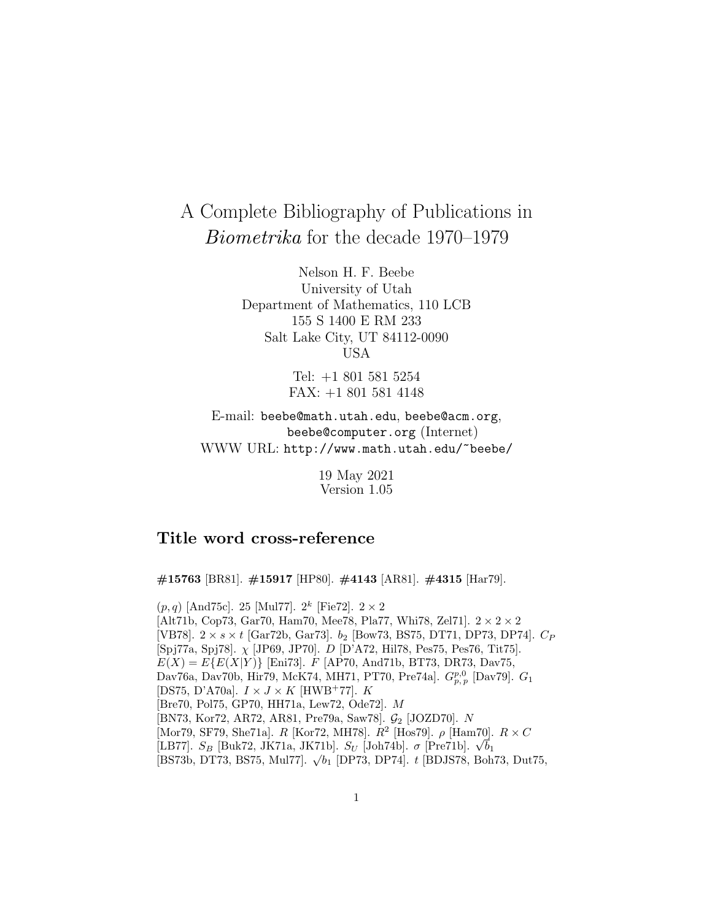# A Complete Bibliography of Publications in *Biometrika* for the decade 1970–1979

Nelson H. F. Beebe
University of Utah
Department of Mathematics, 110 LCB
155 S 1400 E RM 233
Salt Lake City, UT 84112-0090
USA

Tel: +1 801 581 5254
FAX: +1 801 581 4148

E-mail: `beebe@math.utah.edu`, `beebe@acm.org`, `beebe@computer.org` (Internet)
WWW URL: `http://www.math.utah.edu/~beebe/`

19 May 2021
Version 1.05

## Title word cross-reference

**#15763** [BR81]. **#15917** [HP80]. **#4143** [AR81]. **#4315** [Har79].

$(p,q)$ [And75c]. 25 [Mul77]. $2^k$ [Fie72]. $2 \times 2$ [Alt71b, Cop73, Gar70, Ham70, Mee78, Pla77, Whi78, Zel71]. $2 \times 2 \times 2$ [VB78]. $2 \times s \times t$ [Gar72b, Gar73]. $b_2$ [Bow73, BS75, DT71, DP73, DP74]. $C_P$ [Spj77a, Spj78]. $\chi$ [JP69, JP70]. $D$ [D'A72, Hil78, Pes75, Pes76, Tit75]. $E(X) = E\{E(X|Y)\}$ [Eni73]. $F$ [AP70, And71b, BT73, DR73, Dav75, Dav76a, Dav70b, Hir79, McK74, MH71, PT70, Pre74a]. $G^{p,0}_{p,\,p}$ [Dav79]. $G_1$ [DS75, D'A70a]. $I \times J \times K$ [HWB⁺77]. $K$ [Bre70, Pol75, GP70, HH71a, Lew72, Ode72]. $M$ [BN73, Kor72, AR72, AR81, Pre79a, Saw78]. $\mathcal{G}_2$ [JOZD70]. $N$ [Mor79, SF79, She71a]. $R$ [Kor72, MH78]. $R^2$ [Hos79]. $\rho$ [Ham70]. $R \times C$ [LB77]. $S_B$ [Buk72, JK71a, JK71b]. $S_U$ [Joh74b]. $\sigma$ [Pre71b]. $\sqrt{b_1}$ [BS73b, DT73, BS75, Mul77]. $\surd b_1$ [DP73, DP74]. $t$ [BDJS78, Boh73, Dut75,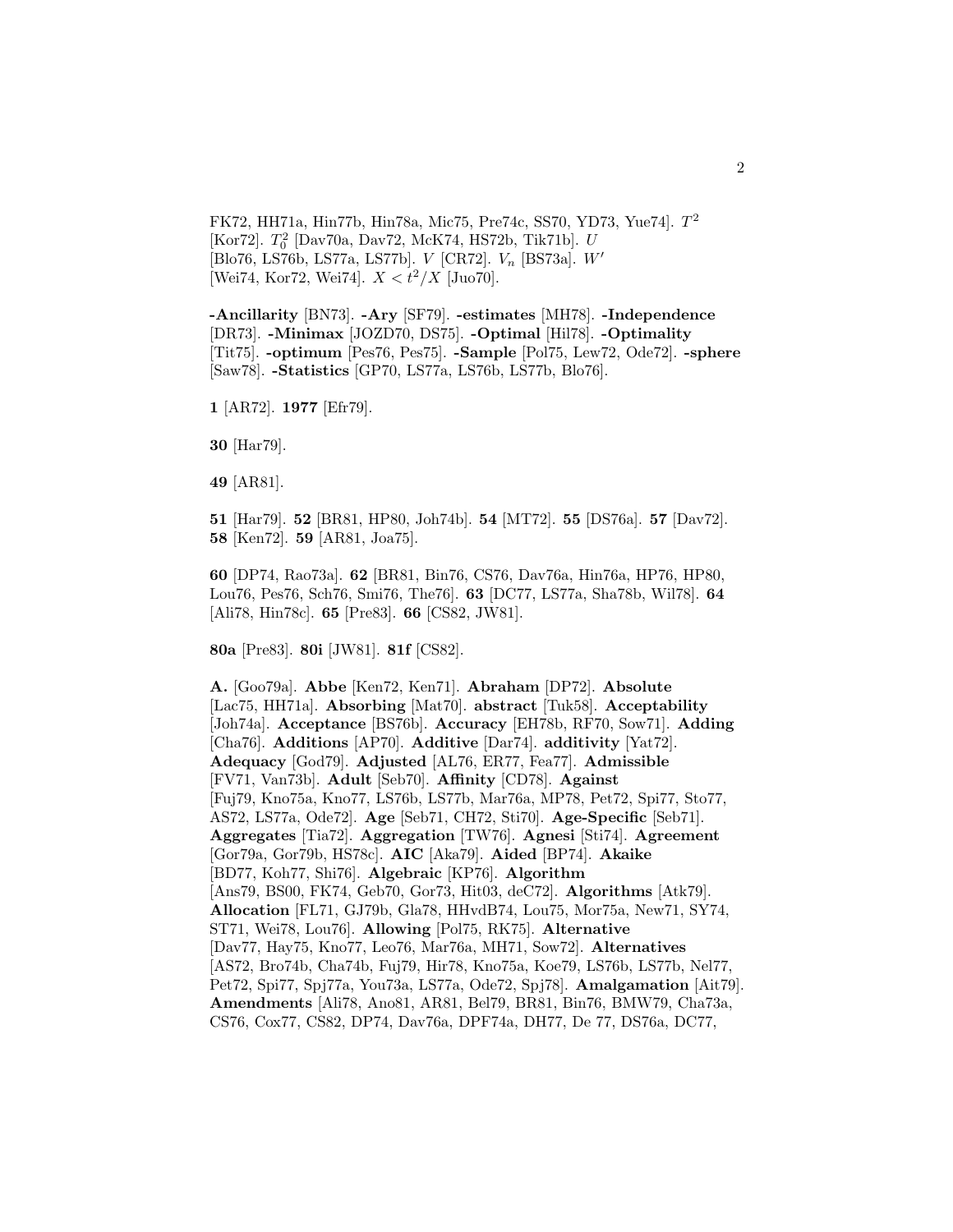FK72, HH71a, Hin77b, Hin78a, Mic75, Pre74c, SS70, YD73, Yue74]. $T^2$ [Kor72]. $T_0^2$ [Dav70a, Dav72, McK74, HS72b, Tik71b]. $U$ [Blo76, LS76b, LS77a, LS77b]. $V$ [CR72]. $V_n$ [BS73a]. $W'$ [Wei74, Kor72, Wei74]. $X < t^2/X$ [Juo70].

**-Ancillarity** [BN73]. **-Ary** [SF79]. **-estimates** [MH78]. **-Independence** [DR73]. **-Minimax** [JOZD70, DS75]. **-Optimal** [Hil78]. **-Optimality** [Tit75]. **-optimum** [Pes76, Pes75]. **-Sample** [Pol75, Lew72, Ode72]. **-sphere** [Saw78]. **-Statistics** [GP70, LS77a, LS76b, LS77b, Blo76].

**1** [AR72]. **1977** [Efr79].

**30** [Har79].

**49** [AR81].

**51** [Har79]. **52** [BR81, HP80, Joh74b]. **54** [MT72]. **55** [DS76a]. **57** [Dav72]. **58** [Ken72]. **59** [AR81, Joa75].

**60** [DP74, Rao73a]. **62** [BR81, Bin76, CS76, Dav76a, Hin76a, HP76, HP80, Lou76, Pes76, Sch76, Smi76, The76]. **63** [DC77, LS77a, Sha78b, Wil78]. **64** [Ali78, Hin78c]. **65** [Pre83]. **66** [CS82, JW81].

**80a** [Pre83]. **80i** [JW81]. **81f** [CS82].

**A.** [Goo79a]. **Abbe** [Ken72, Ken71]. **Abraham** [DP72]. **Absolute** [Lac75, HH71a]. **Absorbing** [Mat70]. **abstract** [Tuk58]. **Acceptability** [Joh74a]. **Acceptance** [BS76b]. **Accuracy** [EH78b, RF70, Sow71]. **Adding** [Cha76]. **Additions** [AP70]. **Additive** [Dar74]. **additivity** [Yat72]. **Adequacy** [God79]. **Adjusted** [AL76, ER77, Fea77]. **Admissible** [FV71, Van73b]. **Adult** [Seb70]. **Affinity** [CD78]. **Against** [Fuj79, Kno75a, Kno77, LS76b, LS77b, Mar76a, MP78, Pet72, Spi77, Sto77, AS72, LS77a, Ode72]. **Age** [Seb71, CH72, Sti70]. **Age-Specific** [Seb71]. **Aggregates** [Tia72]. **Aggregation** [TW76]. **Agnesi** [Sti74]. **Agreement** [Gor79a, Gor79b, HS78c]. **AIC** [Aka79]. **Aided** [BP74]. **Akaike** [BD77, Koh77, Shi76]. **Algebraic** [KP76]. **Algorithm** [Ans79, BS00, FK74, Geb70, Gor73, Hit03, deC72]. **Algorithms** [Atk79]. **Allocation** [FL71, GJ79b, Gla78, HHvdB74, Lou75, Mor75a, New71, SY74, ST71, Wei78, Lou76]. **Allowing** [Pol75, RK75]. **Alternative** [Dav77, Hay75, Kno77, Leo76, Mar76a, MH71, Sow72]. **Alternatives** [AS72, Bro74b, Cha74b, Fuj79, Hir78, Kno75a, Koe79, LS76b, LS77b, Nel77, Pet72, Spi77, Spj77a, You73a, LS77a, Ode72, Spj78]. **Amalgamation** [Ait79]. **Amendments** [Ali78, Ano81, AR81, Bel79, BR81, Bin76, BMW79, Cha73a, CS76, Cox77, CS82, DP74, Dav76a, DPF74a, DH77, De 77, DS76a, DC77,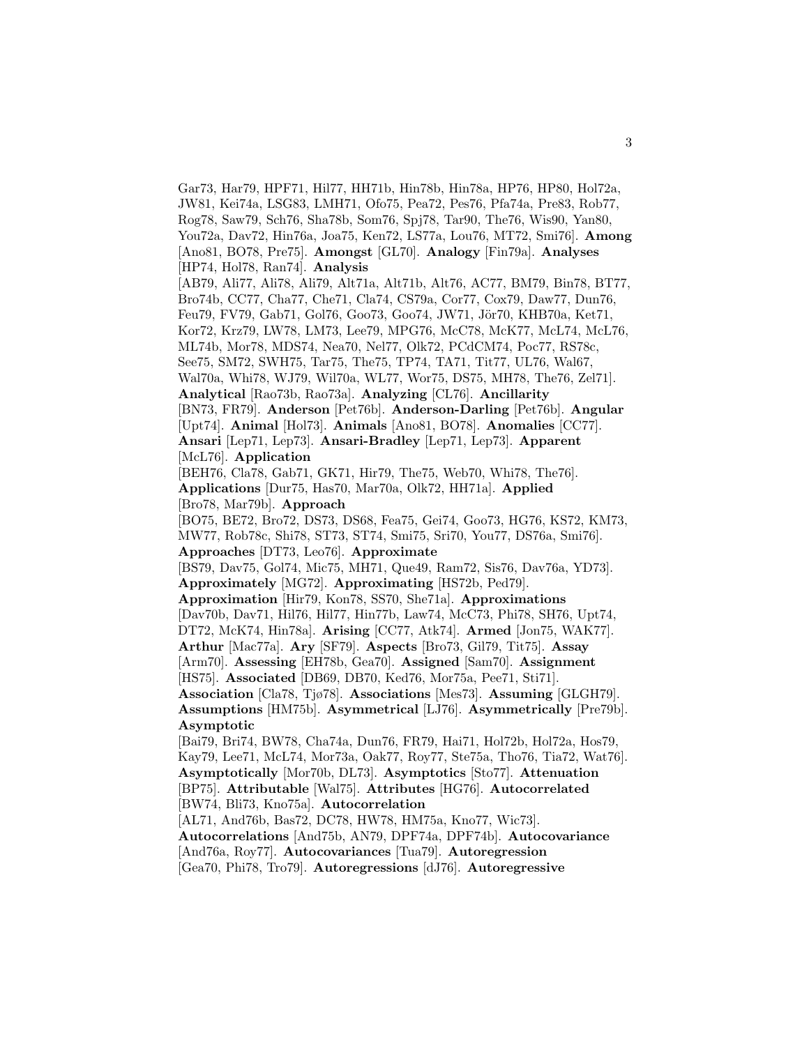Gar73, Har79, HPF71, Hil77, HH71b, Hin78b, Hin78a, HP76, HP80, Hol72a, JW81, Kei74a, LSG83, LMH71, Ofo75, Pea72, Pes76, Pfa74a, Pre83, Rob77, Rog78, Saw79, Sch76, Sha78b, Som76, Spj78, Tar90, The76, Wis90, Yan80, You72a, Dav72, Hin76a, Joa75, Ken72, LS77a, Lou76, MT72, Smi76]. **Among** [Ano81, BO78, Pre75]. **Amongst** [GL70]. **Analogy** [Fin79a]. **Analyses** [HP74, Hol78, Ran74]. **Analysis** [AB79, Ali77, Ali78, Ali79, Alt71a, Alt71b, Alt76, AC77, BM79, Bin78, BT77, Bro74b, CC77, Cha77, Che71, Cla74, CS79a, Cor77, Cox79, Daw77, Dun76, Feu79, FV79, Gab71, Gol76, Goo73, Goo74, JW71, Jör70, KHB70a, Ket71, Kor72, Krz79, LW78, LM73, Lee79, MPG76, McC78, McK77, McL74, McL76, ML74b, Mor78, MDS74, Nea70, Nel77, Olk72, PCdCM74, Poc77, RS78c, See75, SM72, SWH75, Tar75, The75, TP74, TA71, Tit77, UL76, Wal67, Wal70a, Whi78, WJ79, Wil70a, WL77, Wor75, DS75, MH78, The76, Zel71]. **Analytical** [Rao73b, Rao73a]. **Analyzing** [CL76]. **Ancillarity** [BN73, FR79]. **Anderson** [Pet76b]. **Anderson-Darling** [Pet76b]. **Angular** [Upt74]. **Animal** [Hol73]. **Animals** [Ano81, BO78]. **Anomalies** [CC77]. **Ansari** [Lep71, Lep73]. **Ansari-Bradley** [Lep71, Lep73]. **Apparent** [McL76]. **Application** [BEH76, Cla78, Gab71, GK71, Hir79, The75, Web70, Whi78, The76]. **Applications** [Dur75, Has70, Mar70a, Olk72, HH71a]. **Applied** [Bro78, Mar79b]. **Approach** [BO75, BE72, Bro72, DS73, DS68, Fea75, Gei74, Goo73, HG76, KS72, KM73, MW77, Rob78c, Shi78, ST73, ST74, Smi75, Sri70, You77, DS76a, Smi76]. **Approaches** [DT73, Leo76]. **Approximate** [BS79, Dav75, Gol74, Mic75, MH71, Que49, Ram72, Sis76, Dav76a, YD73]. **Approximately** [MG72]. **Approximating** [HS72b, Ped79]. **Approximation** [Hir79, Kon78, SS70, She71a]. **Approximations** [Dav70b, Dav71, Hil76, Hil77, Hin77b, Law74, McC73, Phi78, SH76, Upt74, DT72, McK74, Hin78a]. **Arising** [CC77, Atk74]. **Armed** [Jon75, WAK77]. **Arthur** [Mac77a]. **Ary** [SF79]. **Aspects** [Bro73, Gil79, Tit75]. **Assay** [Arm70]. **Assessing** [EH78b, Gea70]. **Assigned** [Sam70]. **Assignment** [HS75]. **Associated** [DB69, DB70, Ked76, Mor75a, Pee71, Sti71]. **Association** [Cla78, Tjø78]. **Associations** [Mes73]. **Assuming** [GLGH79]. **Assumptions** [HM75b]. **Asymmetrical** [LJ76]. **Asymmetrically** [Pre79b]. **Asymptotic** [Bai79, Bri74, BW78, Cha74a, Dun76, FR79, Hai71, Hol72b, Hol72a, Hos79, Kay79, Lee71, McL74, Mor73a, Oak77, Roy77, Ste75a, Tho76, Tia72, Wat76]. **Asymptotically** [Mor70b, DL73]. **Asymptotics** [Sto77]. **Attenuation** [BP75]. **Attributable** [Wal75]. **Attributes** [HG76]. **Autocorrelated** [BW74, Bli73, Kno75a]. **Autocorrelation** [AL71, And76b, Bas72, DC78, HW78, HM75a, Kno77, Wic73]. **Autocorrelations** [And75b, AN79, DPF74a, DPF74b]. **Autocovariance** [And76a, Roy77]. **Autocovariances** [Tua79]. **Autoregression** [Gea70, Phi78, Tro79]. **Autoregressions** [dJ76]. **Autoregressive**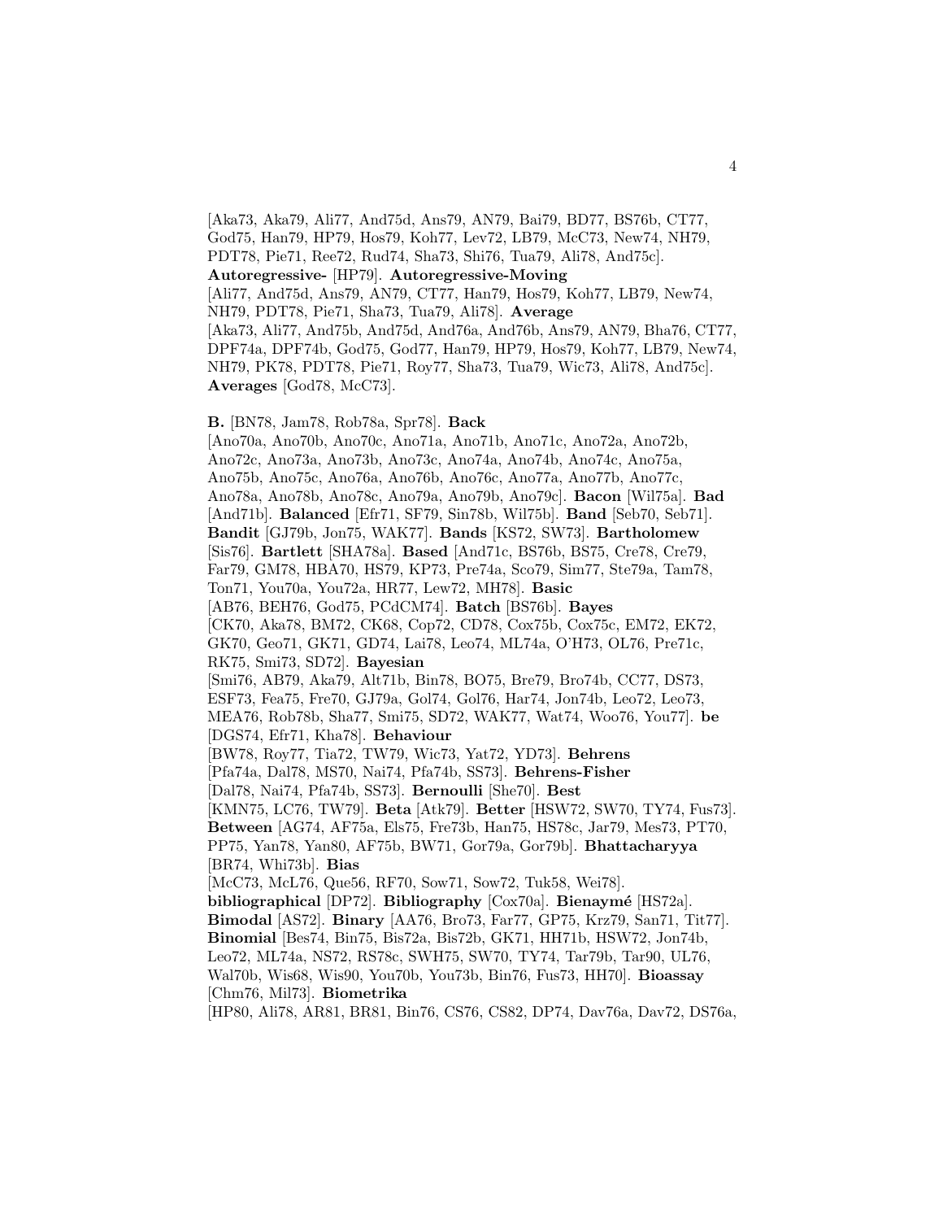[Aka73, Aka79, Ali77, And75d, Ans79, AN79, Bai79, BD77, BS76b, CT77, God75, Han79, HP79, Hos79, Koh77, Lev72, LB79, McC73, New74, NH79, PDT78, Pie71, Ree72, Rud74, Sha73, Shi76, Tua79, Ali78, And75c]. **Autoregressive-** [HP79]. **Autoregressive-Moving** [Ali77, And75d, Ans79, AN79, CT77, Han79, Hos79, Koh77, LB79, New74, NH79, PDT78, Pie71, Sha73, Tua79, Ali78]. **Average** [Aka73, Ali77, And75b, And75d, And76a, And76b, Ans79, AN79, Bha76, CT77, DPF74a, DPF74b, God75, God77, Han79, HP79, Hos79, Koh77, LB79, New74, NH79, PK78, PDT78, Pie71, Roy77, Sha73, Tua79, Wic73, Ali78, And75c]. **Averages** [God78, McC73].

**B.** [BN78, Jam78, Rob78a, Spr78]. **Back** [Ano70a, Ano70b, Ano70c, Ano71a, Ano71b, Ano71c, Ano72a, Ano72b, Ano72c, Ano73a, Ano73b, Ano73c, Ano74a, Ano74b, Ano74c, Ano75a, Ano75b, Ano75c, Ano76a, Ano76b, Ano76c, Ano77a, Ano77b, Ano77c, Ano78a, Ano78b, Ano78c, Ano79a, Ano79b, Ano79c]. **Bacon** [Wil75a]. **Bad** [And71b]. **Balanced** [Efr71, SF79, Sin78b, Wil75b]. **Band** [Seb70, Seb71]. **Bandit** [GJ79b, Jon75, WAK77]. **Bands** [KS72, SW73]. **Bartholomew** [Sis76]. **Bartlett** [SHA78a]. **Based** [And71c, BS76b, BS75, Cre78, Cre79, Far79, GM78, HBA70, HS79, KP73, Pre74a, Sco79, Sim77, Ste79a, Tam78, Ton71, You70a, You72a, HR77, Lew72, MH78]. **Basic** [AB76, BEH76, God75, PCdCM74]. **Batch** [BS76b]. **Bayes** [CK70, Aka78, BM72, CK68, Cop72, CD78, Cox75b, Cox75c, EM72, EK72, GK70, Geo71, GK71, GD74, Lai78, Leo74, ML74a, O'H73, OL76, Pre71c, RK75, Smi73, SD72]. **Bayesian** [Smi76, AB79, Aka79, Alt71b, Bin78, BO75, Bre79, Bro74b, CC77, DS73, ESF73, Fea75, Fre70, GJ79a, Gol74, Gol76, Har74, Jon74b, Leo72, Leo73, MEA76, Rob78b, Sha77, Smi75, SD72, WAK77, Wat74, Woo76, You77]. **be** [DGS74, Efr71, Kha78]. **Behaviour** [BW78, Roy77, Tia72, TW79, Wic73, Yat72, YD73]. **Behrens** [Pfa74a, Dal78, MS70, Nai74, Pfa74b, SS73]. **Behrens-Fisher** [Dal78, Nai74, Pfa74b, SS73]. **Bernoulli** [She70]. **Best** [KMN75, LC76, TW79]. **Beta** [Atk79]. **Better** [HSW72, SW70, TY74, Fus73]. **Between** [AG74, AF75a, Els75, Fre73b, Han75, HS78c, Jar79, Mes73, PT70, PP75, Yan78, Yan80, AF75b, BW71, Gor79a, Gor79b]. **Bhattacharyya** [BR74, Whi73b]. **Bias** [McC73, McL76, Que56, RF70, Sow71, Sow72, Tuk58, Wei78]. **bibliographical** [DP72]. **Bibliography** [Cox70a]. **Bienaymé** [HS72a]. **Bimodal** [AS72]. **Binary** [AA76, Bro73, Far77, GP75, Krz79, San71, Tit77]. **Binomial** [Bes74, Bin75, Bis72a, Bis72b, GK71, HH71b, HSW72, Jon74b, Leo72, ML74a, NS72, RS78c, SWH75, SW70, TY74, Tar79b, Tar90, UL76, Wal70b, Wis68, Wis90, You70b, You73b, Bin76, Fus73, HH70]. **Bioassay** [Chm76, Mil73]. **Biometrika** [HP80, Ali78, AR81, BR81, Bin76, CS76, CS82, DP74, Dav76a, Dav72, DS76a,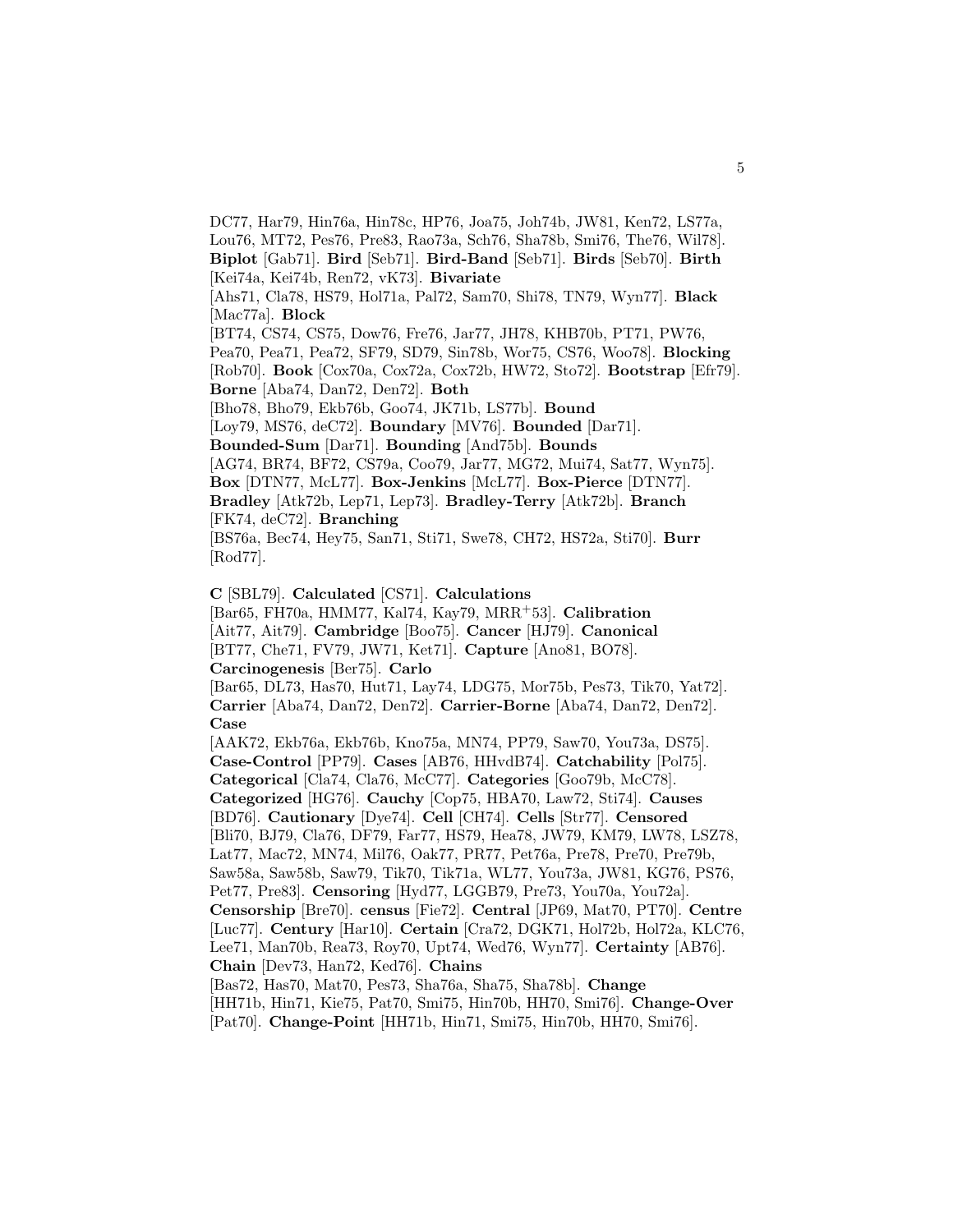DC77, Har79, Hin76a, Hin78c, HP76, Joa75, Joh74b, JW81, Ken72, LS77a, Lou76, MT72, Pes76, Pre83, Rao73a, Sch76, Sha78b, Smi76, The76, Wil78]. **Biplot** [Gab71]. **Bird** [Seb71]. **Bird-Band** [Seb71]. **Birds** [Seb70]. **Birth** [Kei74a, Kei74b, Ren72, vK73]. **Bivariate** [Ahs71, Cla78, HS79, Hol71a, Pal72, Sam70, Shi78, TN79, Wyn77]. **Black** [Mac77a]. **Block** [BT74, CS74, CS75, Dow76, Fre76, Jar77, JH78, KHB70b, PT71, PW76, Pea70, Pea71, Pea72, SF79, SD79, Sin78b, Wor75, CS76, Woo78]. **Blocking** [Rob70]. **Book** [Cox70a, Cox72a, Cox72b, HW72, Sto72]. **Bootstrap** [Efr79]. **Borne** [Aba74, Dan72, Den72]. **Both** [Bho78, Bho79, Ekb76b, Goo74, JK71b, LS77b]. **Bound** [Loy79, MS76, deC72]. **Boundary** [MV76]. **Bounded** [Dar71]. **Bounded-Sum** [Dar71]. **Bounding** [And75b]. **Bounds** [AG74, BR74, BF72, CS79a, Coo79, Jar77, MG72, Mui74, Sat77, Wyn75]. **Box** [DTN77, McL77]. **Box-Jenkins** [McL77]. **Box-Pierce** [DTN77]. **Bradley** [Atk72b, Lep71, Lep73]. **Bradley-Terry** [Atk72b]. **Branch** [FK74, deC72]. **Branching** [BS76a, Bec74, Hey75, San71, Sti71, Swe78, CH72, HS72a, Sti70]. **Burr** [Rod77].

**C** [SBL79]. **Calculated** [CS71]. **Calculations** [Bar65, FH70a, HMM77, Kal74, Kay79, MRR+53]. **Calibration** [Ait77, Ait79]. **Cambridge** [Boo75]. **Cancer** [HJ79]. **Canonical** [BT77, Che71, FV79, JW71, Ket71]. **Capture** [Ano81, BO78]. **Carcinogenesis** [Ber75]. **Carlo** [Bar65, DL73, Has70, Hut71, Lay74, LDG75, Mor75b, Pes73, Tik70, Yat72]. **Carrier** [Aba74, Dan72, Den72]. **Carrier-Borne** [Aba74, Dan72, Den72]. **Case** [AAK72, Ekb76a, Ekb76b, Kno75a, MN74, PP79, Saw70, You73a, DS75]. **Case-Control** [PP79]. **Cases** [AB76, HHvdB74]. **Catchability** [Pol75]. **Categorical** [Cla74, Cla76, McC77]. **Categories** [Goo79b, McC78]. **Categorized** [HG76]. **Cauchy** [Cop75, HBA70, Law72, Sti74]. **Causes** [BD76]. **Cautionary** [Dye74]. **Cell** [CH74]. **Cells** [Str77]. **Censored** [Bli70, BJ79, Cla76, DF79, Far77, HS79, Hea78, JW79, KM79, LW78, LSZ78, Lat77, Mac72, MN74, Mil76, Oak77, PR77, Pet76a, Pre78, Pre70, Pre79b, Saw58a, Saw58b, Saw79, Tik70, Tik71a, WL77, You73a, JW81, KG76, PS76, Pet77, Pre83]. **Censoring** [Hyd77, LGGB79, Pre73, You70a, You72a]. **Censorship** [Bre70]. **census** [Fie72]. **Central** [JP69, Mat70, PT70]. **Centre** [Luc77]. **Century** [Har10]. **Certain** [Cra72, DGK71, Hol72b, Hol72a, KLC76, Lee71, Man70b, Rea73, Roy70, Upt74, Wed76, Wyn77]. **Certainty** [AB76]. **Chain** [Dev73, Han72, Ked76]. **Chains** [Bas72, Has70, Mat70, Pes73, Sha76a, Sha75, Sha78b]. **Change** [HH71b, Hin71, Kie75, Pat70, Smi75, Hin70b, HH70, Smi76]. **Change-Over** [Pat70]. **Change-Point** [HH71b, Hin71, Smi75, Hin70b, HH70, Smi76].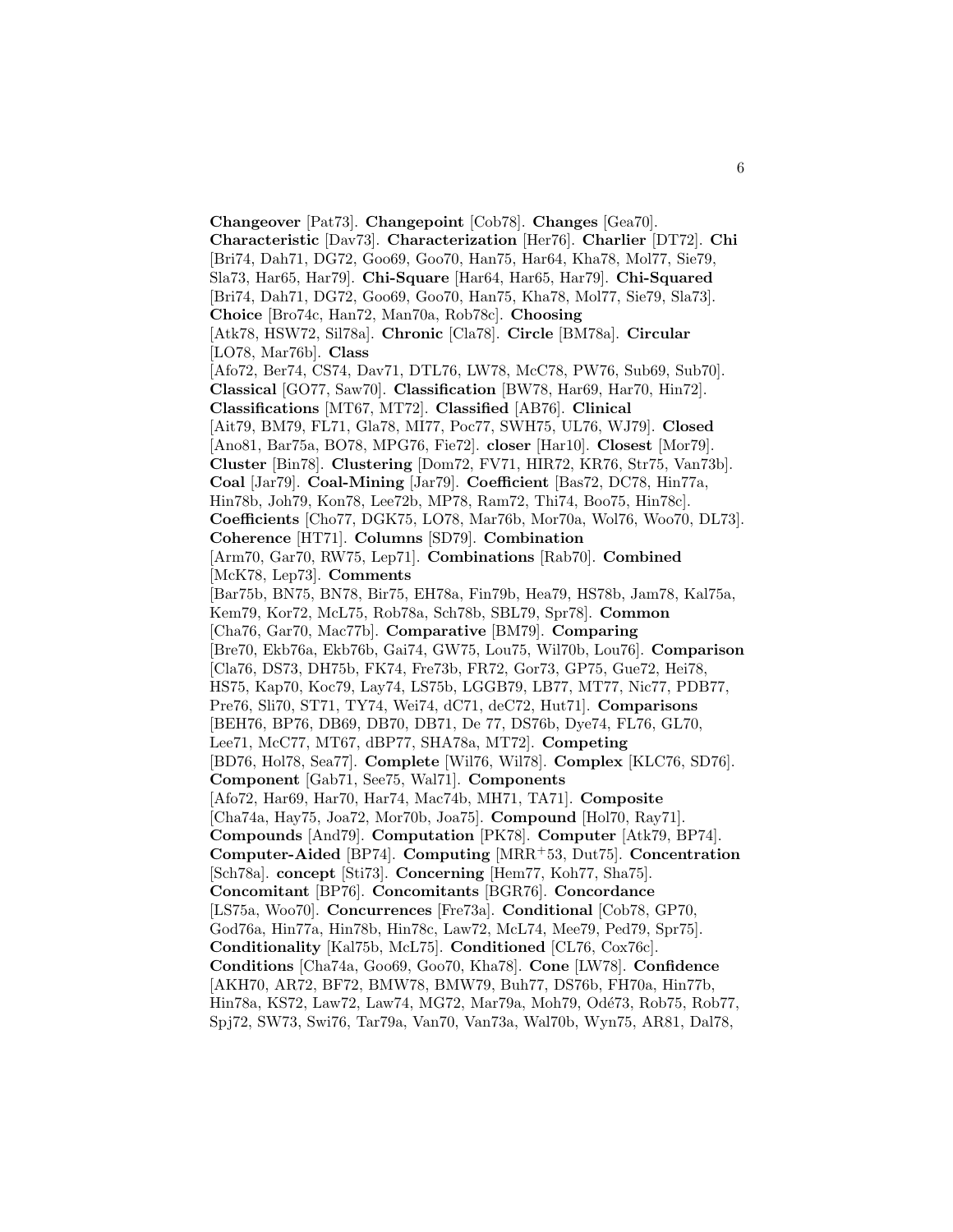**Changeover** [Pat73]. **Changepoint** [Cob78]. **Changes** [Gea70]. **Characteristic** [Dav73]. **Characterization** [Her76]. **Charlier** [DT72]. **Chi** [Bri74, Dah71, DG72, Goo69, Goo70, Han75, Har64, Kha78, Mol77, Sie79, Sla73, Har65, Har79]. **Chi-Square** [Har64, Har65, Har79]. **Chi-Squared** [Bri74, Dah71, DG72, Goo69, Goo70, Han75, Kha78, Mol77, Sie79, Sla73]. **Choice** [Bro74c, Han72, Man70a, Rob78c]. **Choosing** [Atk78, HSW72, Sil78a]. **Chronic** [Cla78]. **Circle** [BM78a]. **Circular** [LO78, Mar76b]. **Class** [Afo72, Ber74, CS74, Dav71, DTL76, LW78, McC78, PW76, Sub69, Sub70]. **Classical** [GO77, Saw70]. **Classification** [BW78, Har69, Har70, Hin72]. **Classifications** [MT67, MT72]. **Classified** [AB76]. **Clinical** [Ait79, BM79, FL71, Gla78, MI77, Poc77, SWH75, UL76, WJ79]. **Closed** [Ano81, Bar75a, BO78, MPG76, Fie72]. **closer** [Har10]. **Closest** [Mor79]. **Cluster** [Bin78]. **Clustering** [Dom72, FV71, HIR72, KR76, Str75, Van73b]. **Coal** [Jar79]. **Coal-Mining** [Jar79]. **Coefficient** [Bas72, DC78, Hin77a, Hin78b, Joh79, Kon78, Lee72b, MP78, Ram72, Thi74, Boo75, Hin78c]. **Coefficients** [Cho77, DGK75, LO78, Mar76b, Mor70a, Wol76, Woo70, DL73]. **Coherence** [HT71]. **Columns** [SD79]. **Combination** [Arm70, Gar70, RW75, Lep71]. **Combinations** [Rab70]. **Combined** [McK78, Lep73]. **Comments** [Bar75b, BN75, BN78, Bir75, EH78a, Fin79b, Hea79, HS78b, Jam78, Kal75a, Kem79, Kor72, McL75, Rob78a, Sch78b, SBL79, Spr78]. **Common** [Cha76, Gar70, Mac77b]. **Comparative** [BM79]. **Comparing** [Bre70, Ekb76a, Ekb76b, Gai74, GW75, Lou75, Wil70b, Lou76]. **Comparison** [Cla76, DS73, DH75b, FK74, Fre73b, FR72, Gor73, GP75, Gue72, Hei78, HS75, Kap70, Koc79, Lay74, LS75b, LGGB79, LB77, MT77, Nic77, PDB77, Pre76, Sli70, ST71, TY74, Wei74, dC71, deC72, Hut71]. **Comparisons** [BEH76, BP76, DB69, DB70, DB71, De 77, DS76b, Dye74, FL76, GL70, Lee71, McC77, MT67, dBP77, SHA78a, MT72]. **Competing** [BD76, Hol78, Sea77]. **Complete** [Wil76, Wil78]. **Complex** [KLC76, SD76]. **Component** [Gab71, See75, Wal71]. **Components** [Afo72, Har69, Har70, Har74, Mac74b, MH71, TA71]. **Composite** [Cha74a, Hay75, Joa72, Mor70b, Joa75]. **Compound** [Hol70, Ray71]. **Compounds** [And79]. **Computation** [PK78]. **Computer** [Atk79, BP74]. **Computer-Aided** [BP74]. **Computing** [MRR+53, Dut75]. **Concentration** [Sch78a]. **concept** [Sti73]. **Concerning** [Hem77, Koh77, Sha75]. **Concomitant** [BP76]. **Concomitants** [BGR76]. **Concordance** [LS75a, Woo70]. **Concurrences** [Fre73a]. **Conditional** [Cob78, GP70, God76a, Hin77a, Hin78b, Hin78c, Law72, McL74, Mee79, Ped79, Spr75]. **Conditionality** [Kal75b, McL75]. **Conditioned** [CL76, Cox76c]. **Conditions** [Cha74a, Goo69, Goo70, Kha78]. **Cone** [LW78]. **Confidence** [AKH70, AR72, BF72, BMW78, BMW79, Buh77, DS76b, FH70a, Hin77b, Hin78a, KS72, Law72, Law74, MG72, Mar79a, Moh79, Odé73, Rob75, Rob77, Spj72, SW73, Swi76, Tar79a, Van70, Van73a, Wal70b, Wyn75, AR81, Dal78,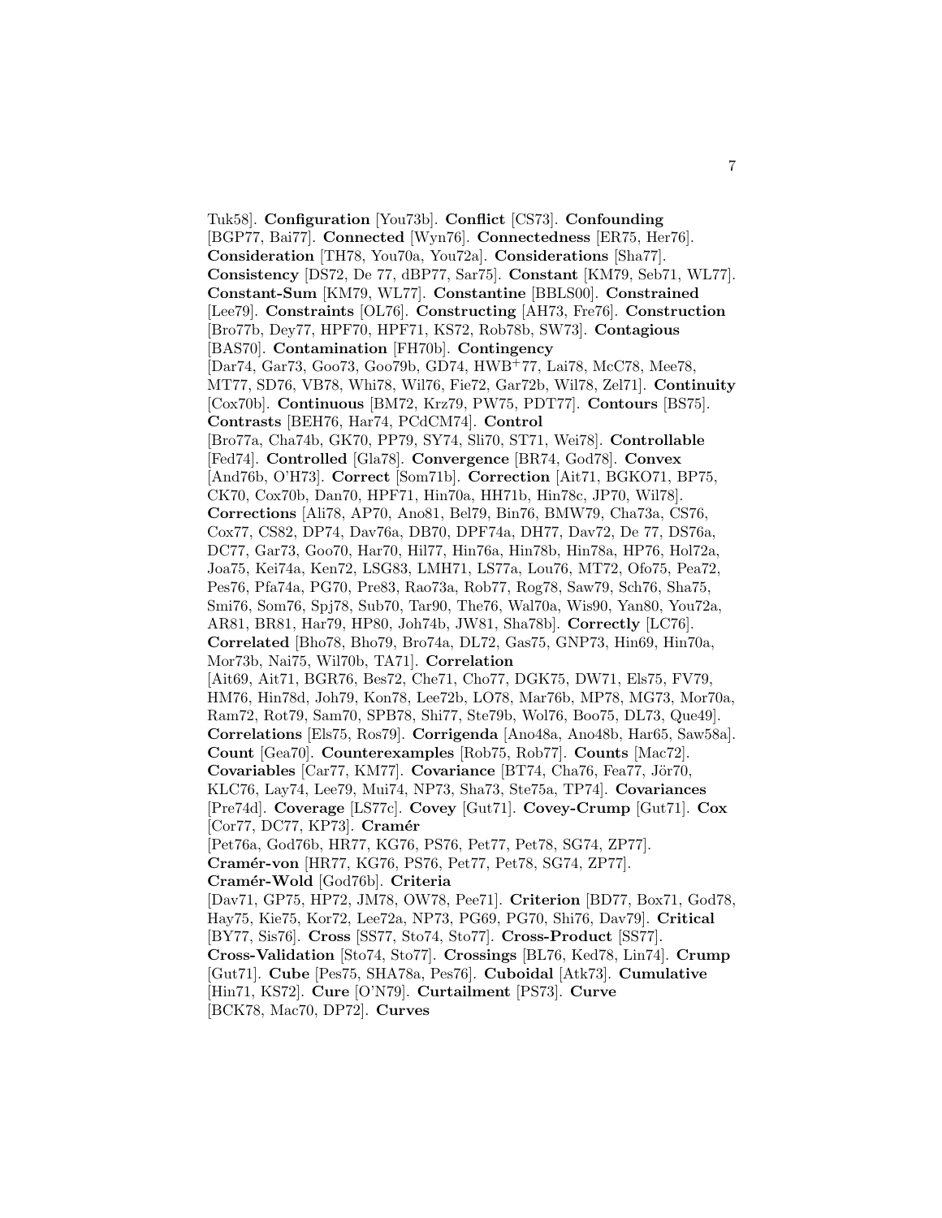Tuk58]. **Configuration** [You73b]. **Conflict** [CS73]. **Confounding** [BGP77, Bai77]. **Connected** [Wyn76]. **Connectedness** [ER75, Her76]. **Consideration** [TH78, You70a, You72a]. **Considerations** [Sha77]. **Consistency** [DS72, De 77, dBP77, Sar75]. **Constant** [KM79, Seb71, WL77]. **Constant-Sum** [KM79, WL77]. **Constantine** [BBLS00]. **Constrained** [Lee79]. **Constraints** [OL76]. **Constructing** [AH73, Fre76]. **Construction** [Bro77b, Dey77, HPF70, HPF71, KS72, Rob78b, SW73]. **Contagious** [BAS70]. **Contamination** [FH70b]. **Contingency** [Dar74, Gar73, Goo73, Goo79b, GD74, HWB+77, Lai78, McC78, Mee78, MT77, SD76, VB78, Whi78, Wil76, Fie72, Gar72b, Wil78, Zel71]. **Continuity** [Cox70b]. **Continuous** [BM72, Krz79, PW75, PDT77]. **Contours** [BS75]. **Contrasts** [BEH76, Har74, PCdCM74]. **Control** [Bro77a, Cha74b, GK70, PP79, SY74, Sli70, ST71, Wei78]. **Controllable** [Fed74]. **Controlled** [Gla78]. **Convergence** [BR74, God78]. **Convex** [And76b, O'H73]. **Correct** [Som71b]. **Correction** [Ait71, BGKO71, BP75, CK70, Cox70b, Dan70, HPF71, Hin70a, HH71b, Hin78c, JP70, Wil78]. **Corrections** [Ali78, AP70, Ano81, Bel79, Bin76, BMW79, Cha73a, CS76, Cox77, CS82, DP74, Dav76a, DB70, DPF74a, DH77, Dav72, De 77, DS76a, DC77, Gar73, Goo70, Har70, Hil77, Hin76a, Hin78b, Hin78a, HP76, Hol72a, Joa75, Kei74a, Ken72, LSG83, LMH71, LS77a, Lou76, MT72, Ofo75, Pea72, Pes76, Pfa74a, PG70, Pre83, Rao73a, Rob77, Rog78, Saw79, Sch76, Sha75, Smi76, Som76, Spj78, Sub70, Tar90, The76, Wal70a, Wis90, Yan80, You72a, AR81, BR81, Har79, HP80, Joh74b, JW81, Sha78b]. **Correctly** [LC76]. **Correlated** [Bho78, Bho79, Bro74a, DL72, Gas75, GNP73, Hin69, Hin70a, Mor73b, Nai75, Wil70b, TA71]. **Correlation** [Ait69, Ait71, BGR76, Bes72, Che71, Cho77, DGK75, DW71, Els75, FV79, HM76, Hin78d, Joh79, Kon78, Lee72b, LO78, Mar76b, MP78, MG73, Mor70a, Ram72, Rot79, Sam70, SPB78, Shi77, Ste79b, Wol76, Boo75, DL73, Que49]. **Correlations** [Els75, Ros79]. **Corrigenda** [Ano48a, Ano48b, Har65, Saw58a]. **Count** [Gea70]. **Counterexamples** [Rob75, Rob77]. **Counts** [Mac72]. **Covariables** [Car77, KM77]. **Covariance** [BT74, Cha76, Fea77, Jör70, KLC76, Lay74, Lee79, Mui74, NP73, Sha73, Ste75a, TP74]. **Covariances** [Pre74d]. **Coverage** [LS77c]. **Covey** [Gut71]. **Covey-Crump** [Gut71]. **Cox** [Cor77, DC77, KP73]. **Cramér** [Pet76a, God76b, HR77, KG76, PS76, Pet77, Pet78, SG74, ZP77]. **Cramér-von** [HR77, KG76, PS76, Pet77, Pet78, SG74, ZP77]. **Cramér-Wold** [God76b]. **Criteria** [Dav71, GP75, HP72, JM78, OW78, Pee71]. **Criterion** [BD77, Box71, God78, Hay75, Kie75, Kor72, Lee72a, NP73, PG69, PG70, Shi76, Dav79]. **Critical** [BY77, Sis76]. **Cross** [SS77, Sto74, Sto77]. **Cross-Product** [SS77]. **Cross-Validation** [Sto74, Sto77]. **Crossings** [BL76, Ked78, Lin74]. **Crump** [Gut71]. **Cube** [Pes75, SHA78a, Pes76]. **Cuboidal** [Atk73]. **Cumulative** [Hin71, KS72]. **Cure** [O'N79]. **Curtailment** [PS73]. **Curve** [BCK78, Mac70, DP72]. **Curves**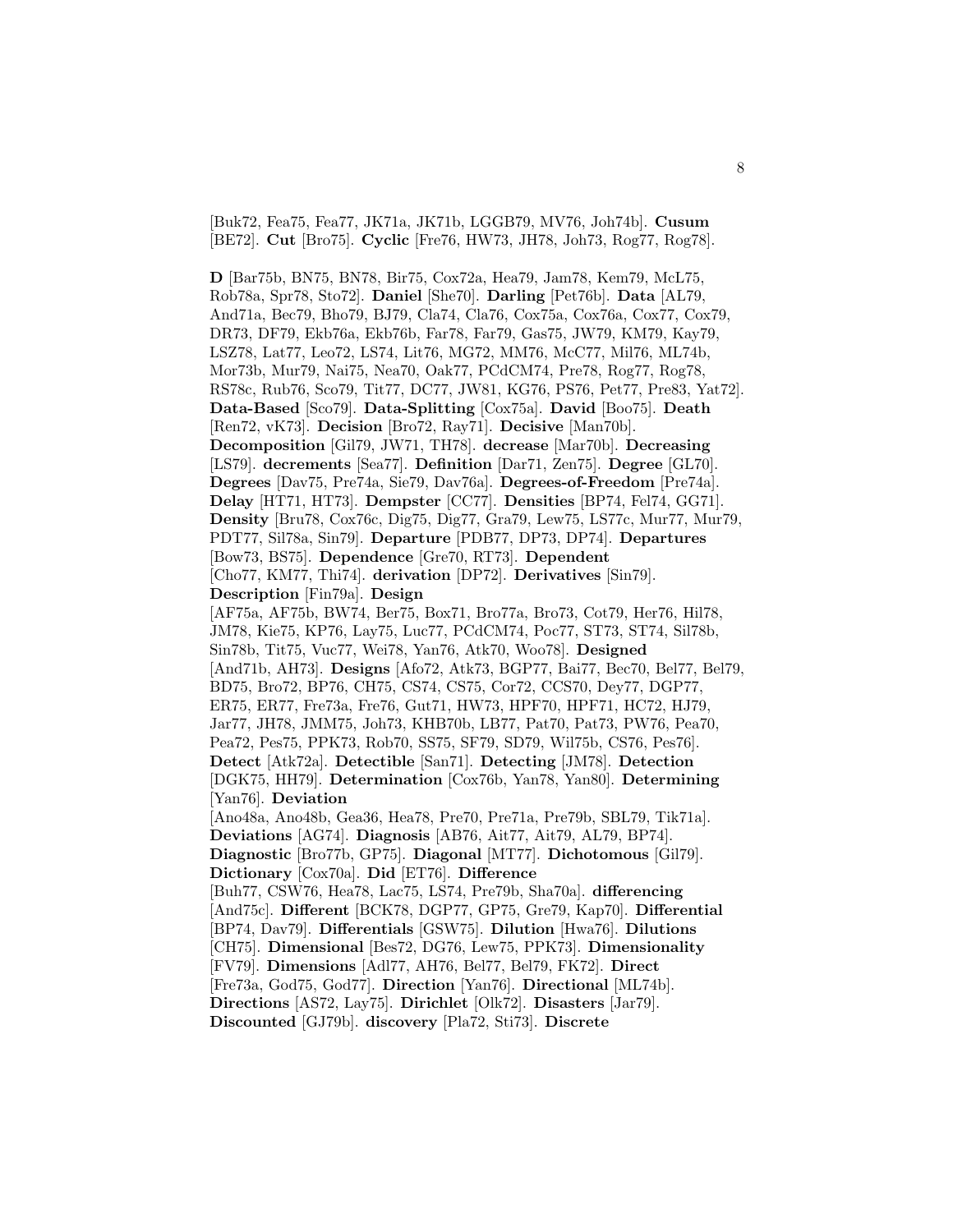[Buk72, Fea75, Fea77, JK71a, JK71b, LGGB79, MV76, Joh74b]. **Cusum** [BE72]. **Cut** [Bro75]. **Cyclic** [Fre76, HW73, JH78, Joh73, Rog77, Rog78].

**D** [Bar75b, BN75, BN78, Bir75, Cox72a, Hea79, Jam78, Kem79, McL75, Rob78a, Spr78, Sto72]. **Daniel** [She70]. **Darling** [Pet76b]. **Data** [AL79, And71a, Bec79, Bho79, BJ79, Cla74, Cla76, Cox75a, Cox76a, Cox77, Cox79, DR73, DF79, Ekb76a, Ekb76b, Far78, Far79, Gas75, JW79, KM79, Kay79, LSZ78, Lat77, Leo72, LS74, Lit76, MG72, MM76, McC77, Mil76, ML74b, Mor73b, Mur79, Nai75, Nea70, Oak77, PCdCM74, Pre78, Rog77, Rog78, RS78c, Rub76, Sco79, Tit77, DC77, JW81, KG76, PS76, Pet77, Pre83, Yat72]. **Data-Based** [Sco79]. **Data-Splitting** [Cox75a]. **David** [Boo75]. **Death** [Ren72, vK73]. **Decision** [Bro72, Ray71]. **Decisive** [Man70b]. **Decomposition** [Gil79, JW71, TH78]. **decrease** [Mar70b]. **Decreasing** [LS79]. **decrements** [Sea77]. **Definition** [Dar71, Zen75]. **Degree** [GL70]. **Degrees** [Dav75, Pre74a, Sie79, Dav76a]. **Degrees-of-Freedom** [Pre74a]. **Delay** [HT71, HT73]. **Dempster** [CC77]. **Densities** [BP74, Fel74, GG71]. **Density** [Bru78, Cox76c, Dig75, Dig77, Gra79, Lew75, LS77c, Mur77, Mur79, PDT77, Sil78a, Sin79]. **Departure** [PDB77, DP73, DP74]. **Departures** [Bow73, BS75]. **Dependence** [Gre70, RT73]. **Dependent** [Cho77, KM77, Thi74]. **derivation** [DP72]. **Derivatives** [Sin79]. **Description** [Fin79a]. **Design** [AF75a, AF75b, BW74, Ber75, Box71, Bro77a, Bro73, Cot79, Her76, Hil78, JM78, Kie75, KP76, Lay75, Luc77, PCdCM74, Poc77, ST73, ST74, Sil78b, Sin78b, Tit75, Vuc77, Wei78, Yan76, Atk70, Woo78]. **Designed** [And71b, AH73]. **Designs** [Afo72, Atk73, BGP77, Bai77, Bec70, Bel77, Bel79, BD75, Bro72, BP76, CH75, CS74, CS75, Cor72, CCS70, Dey77, DGP77, ER75, ER77, Fre73a, Fre76, Gut71, HW73, HPF70, HPF71, HC72, HJ79, Jar77, JH78, JMM75, Joh73, KHB70b, LB77, Pat70, Pat73, PW76, Pea70, Pea72, Pes75, PPK73, Rob70, SS75, SF79, SD79, Wil75b, CS76, Pes76]. **Detect** [Atk72a]. **Detectible** [San71]. **Detecting** [JM78]. **Detection** [DGK75, HH79]. **Determination** [Cox76b, Yan78, Yan80]. **Determining** [Yan76]. **Deviation** [Ano48a, Ano48b, Gea36, Hea78, Pre70, Pre71a, Pre79b, SBL79, Tik71a]. **Deviations** [AG74]. **Diagnosis** [AB76, Ait77, Ait79, AL79, BP74]. **Diagnostic** [Bro77b, GP75]. **Diagonal** [MT77]. **Dichotomous** [Gil79]. **Dictionary** [Cox70a]. **Did** [ET76]. **Difference** [Buh77, CSW76, Hea78, Lac75, LS74, Pre79b, Sha70a]. **differencing** [And75c]. **Different** [BCK78, DGP77, GP75, Gre79, Kap70]. **Differential** [BP74, Dav79]. **Differentials** [GSW75]. **Dilution** [Hwa76]. **Dilutions** [CH75]. **Dimensional** [Bes72, DG76, Lew75, PPK73]. **Dimensionality** [FV79]. **Dimensions** [Adl77, AH76, Bel77, Bel79, FK72]. **Direct** [Fre73a, God75, God77]. **Direction** [Yan76]. **Directional** [ML74b]. **Directions** [AS72, Lay75]. **Dirichlet** [Olk72]. **Disasters** [Jar79]. **Discounted** [GJ79b]. **discovery** [Pla72, Sti73]. **Discrete**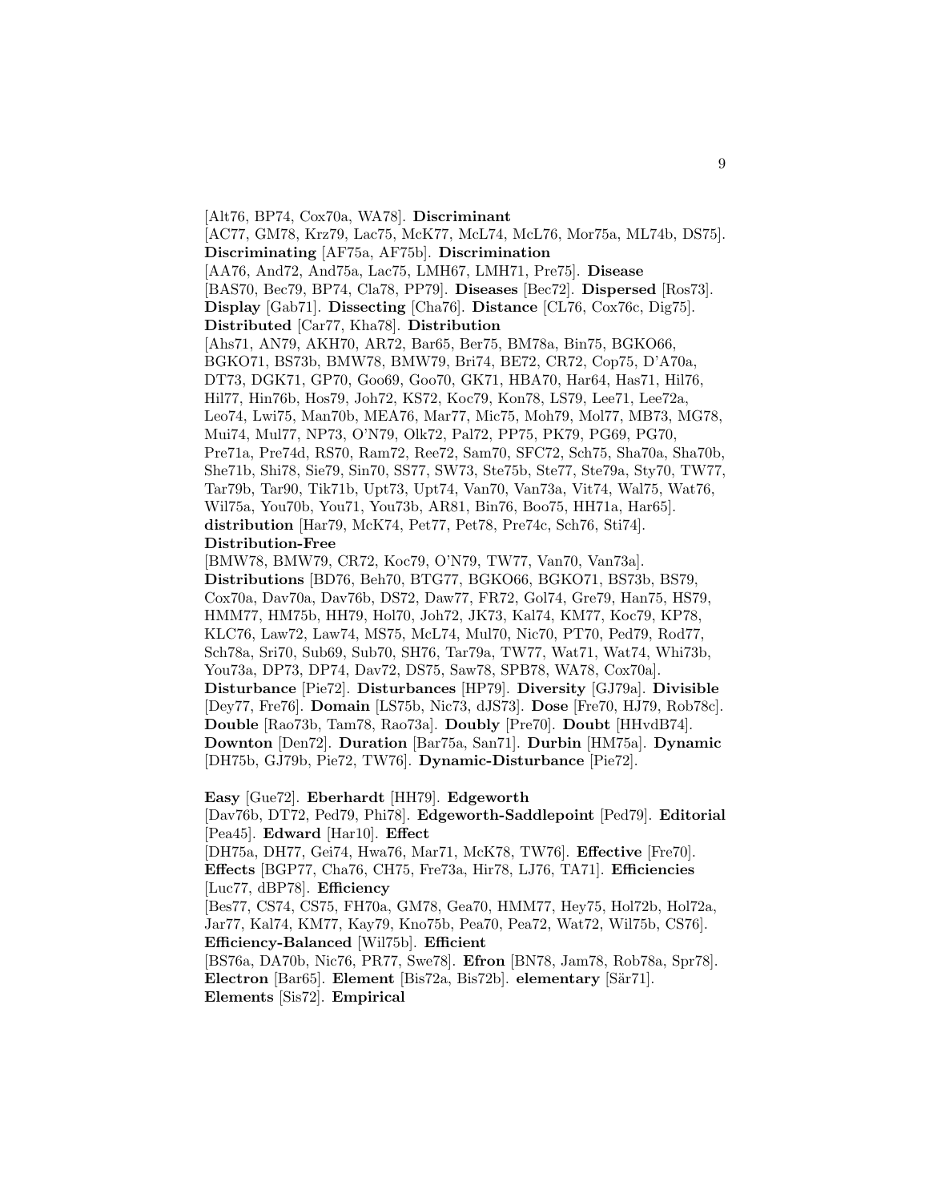[Alt76, BP74, Cox70a, WA78]. **Discriminant** [AC77, GM78, Krz79, Lac75, McK77, McL74, McL76, Mor75a, ML74b, DS75]. **Discriminating** [AF75a, AF75b]. **Discrimination** [AA76, And72, And75a, Lac75, LMH67, LMH71, Pre75]. **Disease** [BAS70, Bec79, BP74, Cla78, PP79]. **Diseases** [Bec72]. **Dispersed** [Ros73]. **Display** [Gab71]. **Dissecting** [Cha76]. **Distance** [CL76, Cox76c, Dig75]. **Distributed** [Car77, Kha78]. **Distribution** [Ahs71, AN79, AKH70, AR72, Bar65, Ber75, BM78a, Bin75, BGKO66, BGKO71, BS73b, BMW78, BMW79, Bri74, BE72, CR72, Cop75, D'A70a, DT73, DGK71, GP70, Goo69, Goo70, GK71, HBA70, Har64, Has71, Hil76, Hil77, Hin76b, Hos79, Joh72, KS72, Koc79, Kon78, LS79, Lee71, Lee72a, Leo74, Lwi75, Man70b, MEA76, Mar77, Mic75, Moh79, Mol77, MB73, MG78, Mui74, Mul77, NP73, O'N79, Olk72, Pal72, PP75, PK79, PG69, PG70, Pre71a, Pre74d, RS70, Ram72, Ree72, Sam70, SFC72, Sch75, Sha70a, Sha70b, She71b, Shi78, Sie79, Sin70, SS77, SW73, Ste75b, Ste77, Ste79a, Sty70, TW77, Tar79b, Tar90, Tik71b, Upt73, Upt74, Van70, Van73a, Vit74, Wal75, Wat76, Wil75a, You70b, You71, You73b, AR81, Bin76, Boo75, HH71a, Har65]. **distribution** [Har79, McK74, Pet77, Pet78, Pre74c, Sch76, Sti74]. **Distribution-Free** [BMW78, BMW79, CR72, Koc79, O'N79, TW77, Van70, Van73a]. **Distributions** [BD76, Beh70, BTG77, BGKO66, BGKO71, BS73b, BS79, Cox70a, Dav70a, Dav76b, DS72, Daw77, FR72, Gol74, Gre79, Han75, HS79, HMM77, HM75b, HH79, Hol70, Joh72, JK73, Kal74, KM77, Koc79, KP78, KLC76, Law72, Law74, MS75, McL74, Mul70, Nic70, PT70, Ped79, Rod77, Sch78a, Sri70, Sub69, Sub70, SH76, Tar79a, TW77, Wat71, Wat74, Whi73b, You73a, DP73, DP74, Dav72, DS75, Saw78, SPB78, WA78, Cox70a]. **Disturbance** [Pie72]. **Disturbances** [HP79]. **Diversity** [GJ79a]. **Divisible** [Dey77, Fre76]. **Domain** [LS75b, Nic73, dJS73]. **Dose** [Fre70, HJ79, Rob78c]. **Double** [Rao73b, Tam78, Rao73a]. **Doubly** [Pre70]. **Doubt** [HHvdB74]. **Downton** [Den72]. **Duration** [Bar75a, San71]. **Durbin** [HM75a]. **Dynamic** [DH75b, GJ79b, Pie72, TW76]. **Dynamic-Disturbance** [Pie72].

**Easy** [Gue72]. **Eberhardt** [HH79]. **Edgeworth** [Dav76b, DT72, Ped79, Phi78]. **Edgeworth-Saddlepoint** [Ped79]. **Editorial** [Pea45]. **Edward** [Har10]. **Effect** [DH75a, DH77, Gei74, Hwa76, Mar71, McK78, TW76]. **Effective** [Fre70]. **Effects** [BGP77, Cha76, CH75, Fre73a, Hir78, LJ76, TA71]. **Efficiencies** [Luc77, dBP78]. **Efficiency** [Bes77, CS74, CS75, FH70a, GM78, Gea70, HMM77, Hey75, Hol72b, Hol72a, Jar77, Kal74, KM77, Kay79, Kno75b, Pea70, Pea72, Wat72, Wil75b, CS76]. **Efficiency-Balanced** [Wil75b]. **Efficient** [BS76a, DA70b, Nic76, PR77, Swe78]. **Efron** [BN78, Jam78, Rob78a, Spr78]. **Electron** [Bar65]. **Element** [Bis72a, Bis72b]. **elementary** [Sär71]. **Elements** [Sis72]. **Empirical**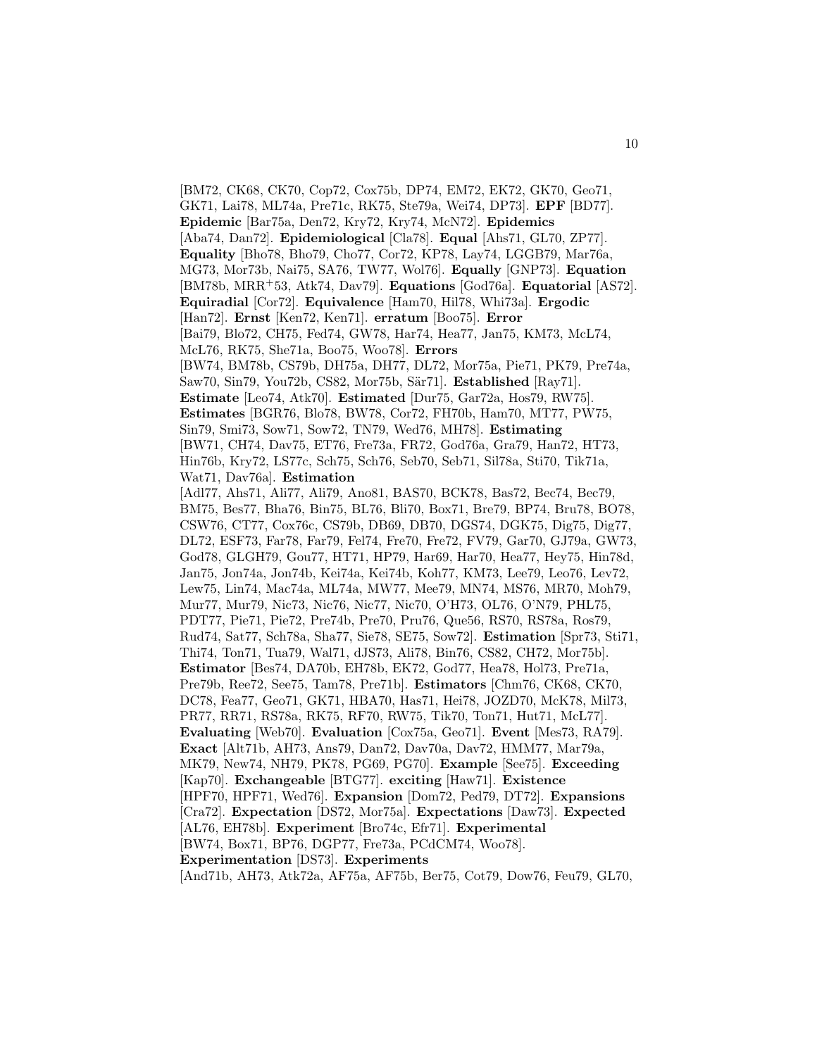[BM72, CK68, CK70, Cop72, Cox75b, DP74, EM72, EK72, GK70, Geo71, GK71, Lai78, ML74a, Pre71c, RK75, Ste79a, Wei74, DP73]. **EPF** [BD77]. **Epidemic** [Bar75a, Den72, Kry72, Kry74, McN72]. **Epidemics** [Aba74, Dan72]. **Epidemiological** [Cla78]. **Equal** [Ahs71, GL70, ZP77]. **Equality** [Bho78, Bho79, Cho77, Cor72, KP78, Lay74, LGGB79, Mar76a, MG73, Mor73b, Nai75, SA76, TW77, Wol76]. **Equally** [GNP73]. **Equation** [BM78b, MRR+53, Atk74, Dav79]. **Equations** [God76a]. **Equatorial** [AS72]. **Equiradial** [Cor72]. **Equivalence** [Ham70, Hil78, Whi73a]. **Ergodic** [Han72]. **Ernst** [Ken72, Ken71]. **erratum** [Boo75]. **Error** [Bai79, Blo72, CH75, Fed74, GW78, Har74, Hea77, Jan75, KM73, McL74, McL76, RK75, She71a, Boo75, Woo78]. **Errors** [BW74, BM78b, CS79b, DH75a, DH77, DL72, Mor75a, Pie71, PK79, Pre74a, Saw70, Sin79, You72b, CS82, Mor75b, Sär71]. **Established** [Ray71]. **Estimate** [Leo74, Atk70]. **Estimated** [Dur75, Gar72a, Hos79, RW75]. **Estimates** [BGR76, Blo78, BW78, Cor72, FH70b, Ham70, MT77, PW75, Sin79, Smi73, Sow71, Sow72, TN79, Wed76, MH78]. **Estimating** [BW71, CH74, Dav75, ET76, Fre73a, FR72, God76a, Gra79, Han72, HT73, Hin76b, Kry72, LS77c, Sch75, Sch76, Seb70, Seb71, Sil78a, Sti70, Tik71a, Wat71, Dav76a]. **Estimation** [Adl77, Ahs71, Ali77, Ali79, Ano81, BAS70, BCK78, Bas72, Bec74, Bec79, BM75, Bes77, Bha76, Bin75, BL76, Bli70, Box71, Bre79, BP74, Bru78, BO78, CSW76, CT77, Cox76c, CS79b, DB69, DB70, DGS74, DGK75, Dig75, Dig77, DL72, ESF73, Far78, Far79, Fel74, Fre70, Fre72, FV79, Gar70, GJ79a, GW73, God78, GLGH79, Gou77, HT71, HP79, Har69, Har70, Hea77, Hey75, Hin78d, Jan75, Jon74a, Jon74b, Kei74a, Kei74b, Koh77, KM73, Lee79, Leo76, Lev72, Lew75, Lin74, Mac74a, ML74a, MW77, Mee79, MN74, MS76, MR70, Moh79, Mur77, Mur79, Nic73, Nic76, Nic77, Nic70, O'H73, OL76, O'N79, PHL75, PDT77, Pie71, Pie72, Pre74b, Pre70, Pru76, Que56, RS70, RS78a, Ros79, Rud74, Sat77, Sch78a, Sha77, Sie78, SE75, Sow72]. **Estimation** [Spr73, Sti71, Thi74, Ton71, Tua79, Wal71, dJS73, Ali78, Bin76, CS82, CH72, Mor75b]. **Estimator** [Bes74, DA70b, EH78b, EK72, God77, Hea78, Hol73, Pre71a, Pre79b, Ree72, See75, Tam78, Pre71b]. **Estimators** [Chm76, CK68, CK70, DC78, Fea77, Geo71, GK71, HBA70, Has71, Hei78, JOZD70, McK78, Mil73, PR77, RR71, RS78a, RK75, RF70, RW75, Tik70, Ton71, Hut71, McL77]. **Evaluating** [Web70]. **Evaluation** [Cox75a, Geo71]. **Event** [Mes73, RA79]. **Exact** [Alt71b, AH73, Ans79, Dan72, Dav70a, Dav72, HMM77, Mar79a, MK79, New74, NH79, PK78, PG69, PG70]. **Example** [See75]. **Exceeding** [Kap70]. **Exchangeable** [BTG77]. **exciting** [Haw71]. **Existence** [HPF70, HPF71, Wed76]. **Expansion** [Dom72, Ped79, DT72]. **Expansions** [Cra72]. **Expectation** [DS72, Mor75a]. **Expectations** [Daw73]. **Expected** [AL76, EH78b]. **Experiment** [Bro74c, Efr71]. **Experimental** [BW74, Box71, BP76, DGP77, Fre73a, PCdCM74, Woo78]. **Experimentation** [DS73]. **Experiments** [And71b, AH73, Atk72a, AF75a, AF75b, Ber75, Cot79, Dow76, Feu79, GL70,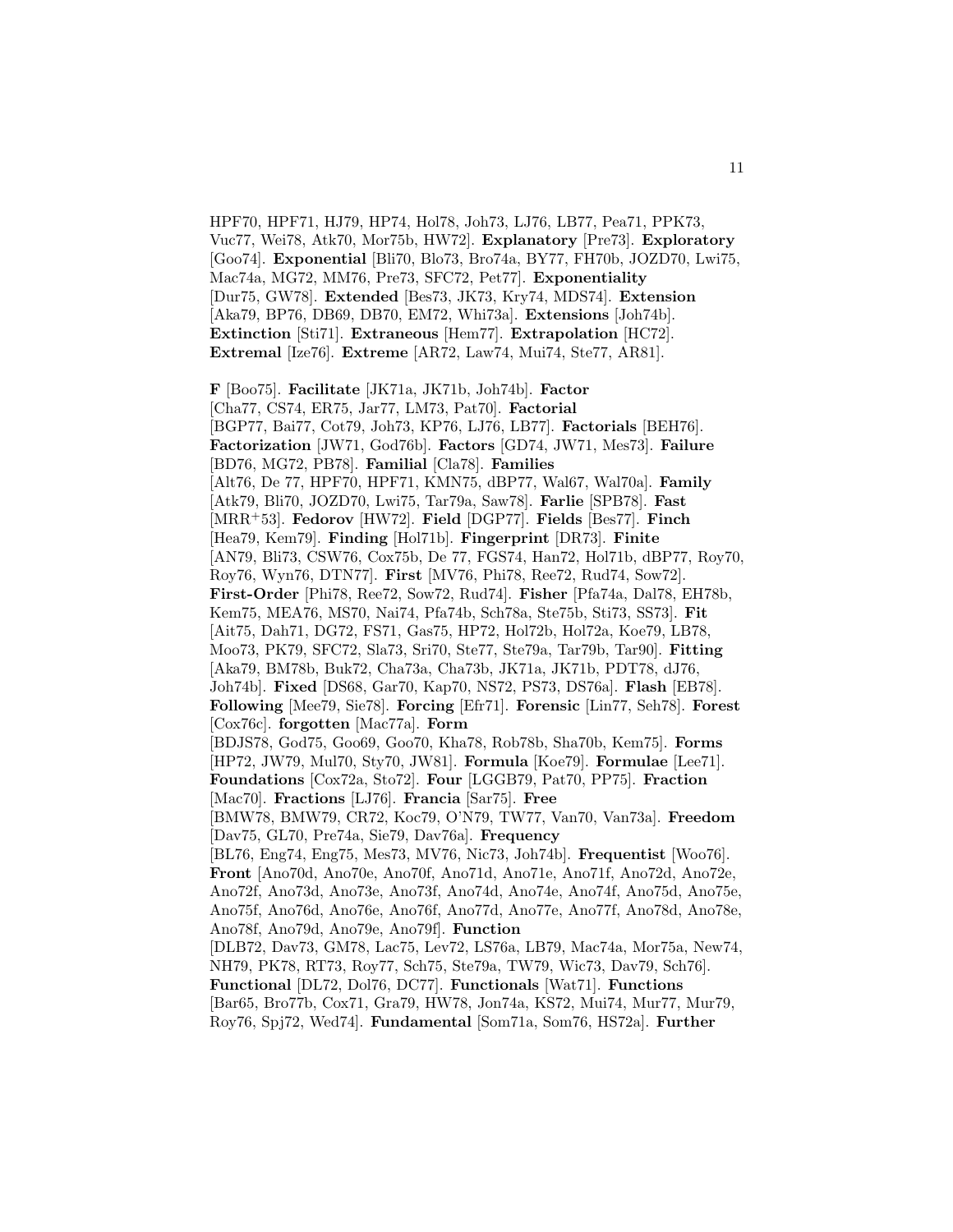HPF70, HPF71, HJ79, HP74, Hol78, Joh73, LJ76, LB77, Pea71, PPK73, Vuc77, Wei78, Atk70, Mor75b, HW72]. **Explanatory** [Pre73]. **Exploratory** [Goo74]. **Exponential** [Bli70, Blo73, Bro74a, BY77, FH70b, JOZD70, Lwi75, Mac74a, MG72, MM76, Pre73, SFC72, Pet77]. **Exponentiality** [Dur75, GW78]. **Extended** [Bes73, JK73, Kry74, MDS74]. **Extension** [Aka79, BP76, DB69, DB70, EM72, Whi73a]. **Extensions** [Joh74b]. **Extinction** [Sti71]. **Extraneous** [Hem77]. **Extrapolation** [HC72]. **Extremal** [Ize76]. **Extreme** [AR72, Law74, Mui74, Ste77, AR81].

**F** [Boo75]. **Facilitate** [JK71a, JK71b, Joh74b]. **Factor** [Cha77, CS74, ER75, Jar77, LM73, Pat70]. **Factorial** [BGP77, Bai77, Cot79, Joh73, KP76, LJ76, LB77]. **Factorials** [BEH76]. **Factorization** [JW71, God76b]. **Factors** [GD74, JW71, Mes73]. **Failure** [BD76, MG72, PB78]. **Familial** [Cla78]. **Families** [Alt76, De 77, HPF70, HPF71, KMN75, dBP77, Wal67, Wal70a]. **Family** [Atk79, Bli70, JOZD70, Lwi75, Tar79a, Saw78]. **Farlie** [SPB78]. **Fast** [MRR+53]. **Fedorov** [HW72]. **Field** [DGP77]. **Fields** [Bes77]. **Finch** [Hea79, Kem79]. **Finding** [Hol71b]. **Fingerprint** [DR73]. **Finite** [AN79, Bli73, CSW76, Cox75b, De 77, FGS74, Han72, Hol71b, dBP77, Roy70, Roy76, Wyn76, DTN77]. **First** [MV76, Phi78, Ree72, Rud74, Sow72]. **First-Order** [Phi78, Ree72, Sow72, Rud74]. **Fisher** [Pfa74a, Dal78, EH78b, Kem75, MEA76, MS70, Nai74, Pfa74b, Sch78a, Ste75b, Sti73, SS73]. **Fit** [Ait75, Dah71, DG72, FS71, Gas75, HP72, Hol72b, Hol72a, Koe79, LB78, Moo73, PK79, SFC72, Sla73, Sri70, Ste77, Ste79a, Tar79b, Tar90]. **Fitting** [Aka79, BM78b, Buk72, Cha73a, Cha73b, JK71a, JK71b, PDT78, dJ76, Joh74b]. **Fixed** [DS68, Gar70, Kap70, NS72, PS73, DS76a]. **Flash** [EB78]. **Following** [Mee79, Sie78]. **Forcing** [Efr71]. **Forensic** [Lin77, Seh78]. **Forest** [Cox76c]. **forgotten** [Mac77a]. **Form** [BDJS78, God75, Goo69, Goo70, Kha78, Rob78b, Sha70b, Kem75]. **Forms** [HP72, JW79, Mul70, Sty70, JW81]. **Formula** [Koe79]. **Formulae** [Lee71]. **Foundations** [Cox72a, Sto72]. **Four** [LGGB79, Pat70, PP75]. **Fraction** [Mac70]. **Fractions** [LJ76]. **Francia** [Sar75]. **Free** [BMW78, BMW79, CR72, Koc79, O'N79, TW77, Van70, Van73a]. **Freedom** [Dav75, GL70, Pre74a, Sie79, Dav76a]. **Frequency** [BL76, Eng74, Eng75, Mes73, MV76, Nic73, Joh74b]. **Frequentist** [Woo76]. **Front** [Ano70d, Ano70e, Ano70f, Ano71d, Ano71e, Ano71f, Ano72d, Ano72e, Ano72f, Ano73d, Ano73e, Ano73f, Ano74d, Ano74e, Ano74f, Ano75d, Ano75e, Ano75f, Ano76d, Ano76e, Ano76f, Ano77d, Ano77e, Ano77f, Ano78d, Ano78e, Ano78f, Ano79d, Ano79e, Ano79f]. **Function** [DLB72, Dav73, GM78, Lac75, Lev72, LS76a, LB79, Mac74a, Mor75a, New74, NH79, PK78, RT73, Roy77, Sch75, Ste79a, TW79, Wic73, Dav79, Sch76]. **Functional** [DL72, Dol76, DC77]. **Functionals** [Wat71]. **Functions** [Bar65, Bro77b, Cox71, Gra79, HW78, Jon74a, KS72, Mui74, Mur77, Mur79, Roy76, Spj72, Wed74]. **Fundamental** [Som71a, Som76, HS72a]. **Further**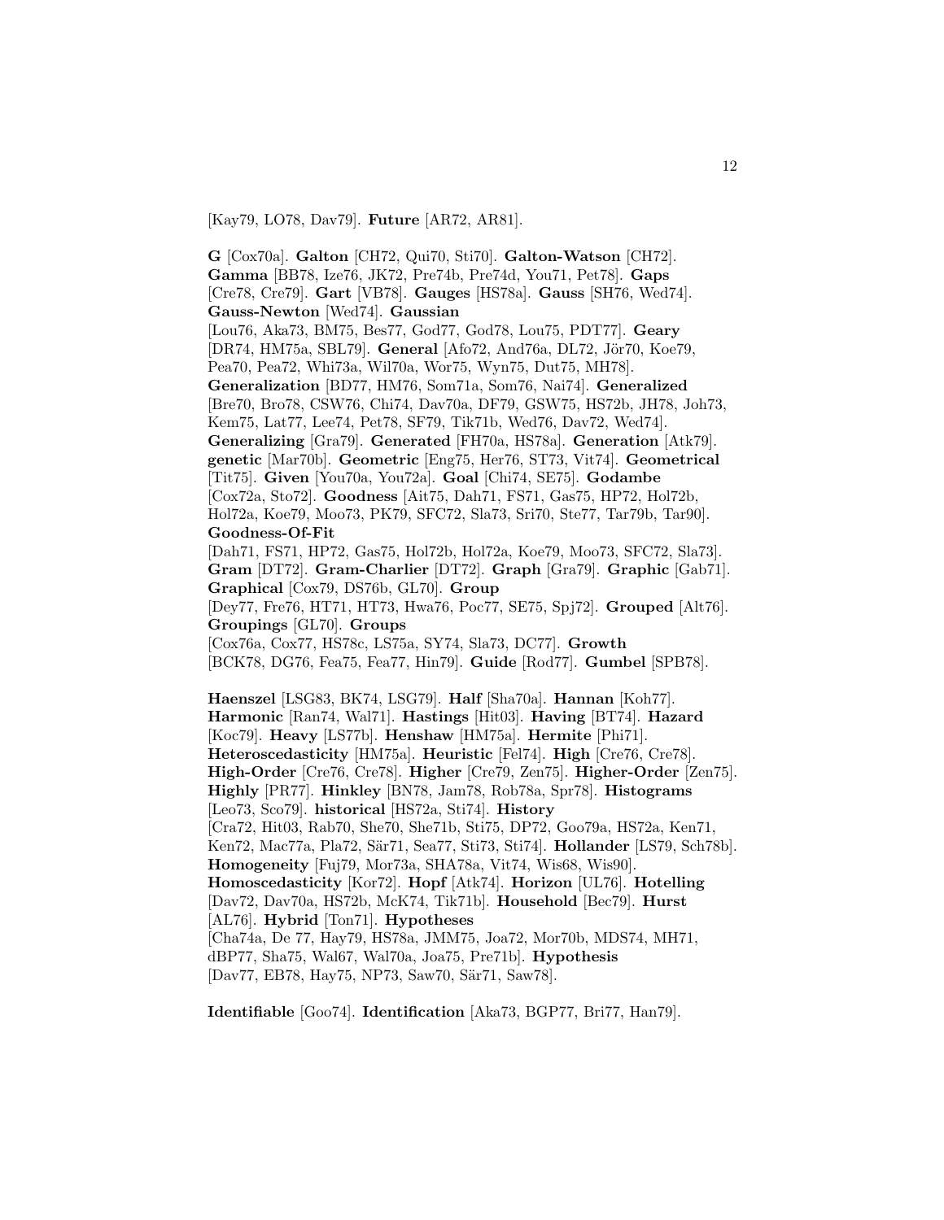[Kay79, LO78, Dav79]. **Future** [AR72, AR81].

**G** [Cox70a]. **Galton** [CH72, Qui70, Sti70]. **Galton-Watson** [CH72]. **Gamma** [BB78, Ize76, JK72, Pre74b, Pre74d, You71, Pet78]. **Gaps** [Cre78, Cre79]. **Gart** [VB78]. **Gauges** [HS78a]. **Gauss** [SH76, Wed74]. **Gauss-Newton** [Wed74]. **Gaussian** [Lou76, Aka73, BM75, Bes77, God77, God78, Lou75, PDT77]. **Geary** [DR74, HM75a, SBL79]. **General** [Afo72, And76a, DL72, Jör70, Koe79, Pea70, Pea72, Whi73a, Wil70a, Wor75, Wyn75, Dut75, MH78]. **Generalization** [BD77, HM76, Som71a, Som76, Nai74]. **Generalized** [Bre70, Bro78, CSW76, Chi74, Dav70a, DF79, GSW75, HS72b, JH78, Joh73, Kem75, Lat77, Lee74, Pet78, SF79, Tik71b, Wed76, Dav72, Wed74]. **Generalizing** [Gra79]. **Generated** [FH70a, HS78a]. **Generation** [Atk79]. **genetic** [Mar70b]. **Geometric** [Eng75, Her76, ST73, Vit74]. **Geometrical** [Tit75]. **Given** [You70a, You72a]. **Goal** [Chi74, SE75]. **Godambe** [Cox72a, Sto72]. **Goodness** [Ait75, Dah71, FS71, Gas75, HP72, Hol72b, Hol72a, Koe79, Moo73, PK79, SFC72, Sla73, Sri70, Ste77, Tar79b, Tar90]. **Goodness-Of-Fit** [Dah71, FS71, HP72, Gas75, Hol72b, Hol72a, Koe79, Moo73, SFC72, Sla73]. **Gram** [DT72]. **Gram-Charlier** [DT72]. **Graph** [Gra79]. **Graphic** [Gab71]. **Graphical** [Cox79, DS76b, GL70]. **Group** [Dey77, Fre76, HT71, HT73, Hwa76, Poc77, SE75, Spj72]. **Grouped** [Alt76]. **Groupings** [GL70]. **Groups** [Cox76a, Cox77, HS78c, LS75a, SY74, Sla73, DC77]. **Growth** [BCK78, DG76, Fea75, Fea77, Hin79]. **Guide** [Rod77]. **Gumbel** [SPB78].

**Haenszel** [LSG83, BK74, LSG79]. **Half** [Sha70a]. **Hannan** [Koh77]. **Harmonic** [Ran74, Wal71]. **Hastings** [Hit03]. **Having** [BT74]. **Hazard** [Koc79]. **Heavy** [LS77b]. **Henshaw** [HM75a]. **Hermite** [Phi71]. **Heteroscedasticity** [HM75a]. **Heuristic** [Fel74]. **High** [Cre76, Cre78]. **High-Order** [Cre76, Cre78]. **Higher** [Cre79, Zen75]. **Higher-Order** [Zen75]. **Highly** [PR77]. **Hinkley** [BN78, Jam78, Rob78a, Spr78]. **Histograms** [Leo73, Sco79]. **historical** [HS72a, Sti74]. **History** [Cra72, Hit03, Rab70, She70, She71b, Sti75, DP72, Goo79a, HS72a, Ken71, Ken72, Mac77a, Pla72, Sär71, Sea77, Sti73, Sti74]. **Hollander** [LS79, Sch78b]. **Homogeneity** [Fuj79, Mor73a, SHA78a, Vit74, Wis68, Wis90]. **Homoscedasticity** [Kor72]. **Hopf** [Atk74]. **Horizon** [UL76]. **Hotelling** [Dav72, Dav70a, HS72b, McK74, Tik71b]. **Household** [Bec79]. **Hurst** [AL76]. **Hybrid** [Ton71]. **Hypotheses** [Cha74a, De 77, Hay79, HS78a, JMM75, Joa72, Mor70b, MDS74, MH71, dBP77, Sha75, Wal67, Wal70a, Joa75, Pre71b]. **Hypothesis** [Dav77, EB78, Hay75, NP73, Saw70, Sär71, Saw78].

**Identifiable** [Goo74]. **Identification** [Aka73, BGP77, Bri77, Han79].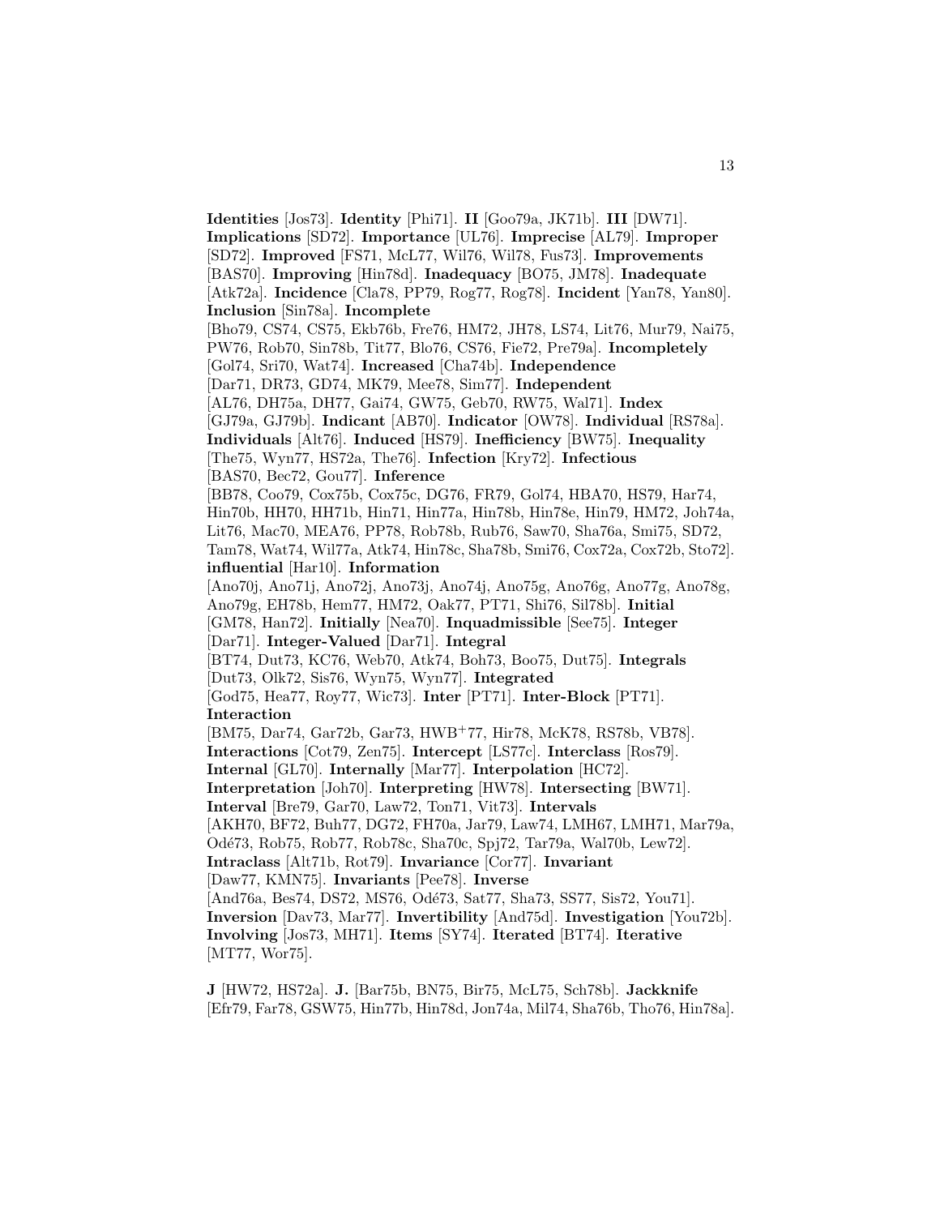**Identities** [Jos73]. **Identity** [Phi71]. **II** [Goo79a, JK71b]. **III** [DW71]. **Implications** [SD72]. **Importance** [UL76]. **Imprecise** [AL79]. **Improper** [SD72]. **Improved** [FS71, McL77, Wil76, Wil78, Fus73]. **Improvements** [BAS70]. **Improving** [Hin78d]. **Inadequacy** [BO75, JM78]. **Inadequate** [Atk72a]. **Incidence** [Cla78, PP79, Rog77, Rog78]. **Incident** [Yan78, Yan80]. **Inclusion** [Sin78a]. **Incomplete** [Bho79, CS74, CS75, Ekb76b, Fre76, HM72, JH78, LS74, Lit76, Mur79, Nai75, PW76, Rob70, Sin78b, Tit77, Blo76, CS76, Fie72, Pre79a]. **Incompletely** [Gol74, Sri70, Wat74]. **Increased** [Cha74b]. **Independence** [Dar71, DR73, GD74, MK79, Mee78, Sim77]. **Independent** [AL76, DH75a, DH77, Gai74, GW75, Geb70, RW75, Wal71]. **Index** [GJ79a, GJ79b]. **Indicant** [AB70]. **Indicator** [OW78]. **Individual** [RS78a]. **Individuals** [Alt76]. **Induced** [HS79]. **Inefficiency** [BW75]. **Inequality** [The75, Wyn77, HS72a, The76]. **Infection** [Kry72]. **Infectious** [BAS70, Bec72, Gou77]. **Inference** [BB78, Coo79, Cox75b, Cox75c, DG76, FR79, Gol74, HBA70, HS79, Har74, Hin70b, HH70, HH71b, Hin71, Hin77a, Hin78b, Hin78e, Hin79, HM72, Joh74a, Lit76, Mac70, MEA76, PP78, Rob78b, Rub76, Saw70, Sha76a, Smi75, SD72, Tam78, Wat74, Wil77a, Atk74, Hin78c, Sha78b, Smi76, Cox72a, Cox72b, Sto72]. **influential** [Har10]. **Information** [Ano70j, Ano71j, Ano72j, Ano73j, Ano74j, Ano75g, Ano76g, Ano77g, Ano78g, Ano79g, EH78b, Hem77, HM72, Oak77, PT71, Shi76, Sil78b]. **Initial** [GM78, Han72]. **Initially** [Nea70]. **Inquadmissible** [See75]. **Integer** [Dar71]. **Integer-Valued** [Dar71]. **Integral** [BT74, Dut73, KC76, Web70, Atk74, Boh73, Boo75, Dut75]. **Integrals** [Dut73, Olk72, Sis76, Wyn75, Wyn77]. **Integrated** [God75, Hea77, Roy77, Wic73]. **Inter** [PT71]. **Inter-Block** [PT71]. **Interaction** [BM75, Dar74, Gar72b, Gar73, HWB+77, Hir78, McK78, RS78b, VB78]. **Interactions** [Cot79, Zen75]. **Intercept** [LS77c]. **Interclass** [Ros79]. **Internal** [GL70]. **Internally** [Mar77]. **Interpolation** [HC72]. **Interpretation** [Joh70]. **Interpreting** [HW78]. **Intersecting** [BW71]. **Interval** [Bre79, Gar70, Law72, Ton71, Vit73]. **Intervals** [AKH70, BF72, Buh77, DG72, FH70a, Jar79, Law74, LMH67, LMH71, Mar79a, Odé73, Rob75, Rob77, Rob78c, Sha70c, Spj72, Tar79a, Wal70b, Lew72]. **Intraclass** [Alt71b, Rot79]. **Invariance** [Cor77]. **Invariant** [Daw77, KMN75]. **Invariants** [Pee78]. **Inverse** [And76a, Bes74, DS72, MS76, Odé73, Sat77, Sha73, SS77, Sis72, You71]. **Inversion** [Dav73, Mar77]. **Invertibility** [And75d]. **Investigation** [You72b]. **Involving** [Jos73, MH71]. **Items** [SY74]. **Iterated** [BT74]. **Iterative** [MT77, Wor75].

**J** [HW72, HS72a]. **J.** [Bar75b, BN75, Bir75, McL75, Sch78b]. **Jackknife** [Efr79, Far78, GSW75, Hin77b, Hin78d, Jon74a, Mil74, Sha76b, Tho76, Hin78a].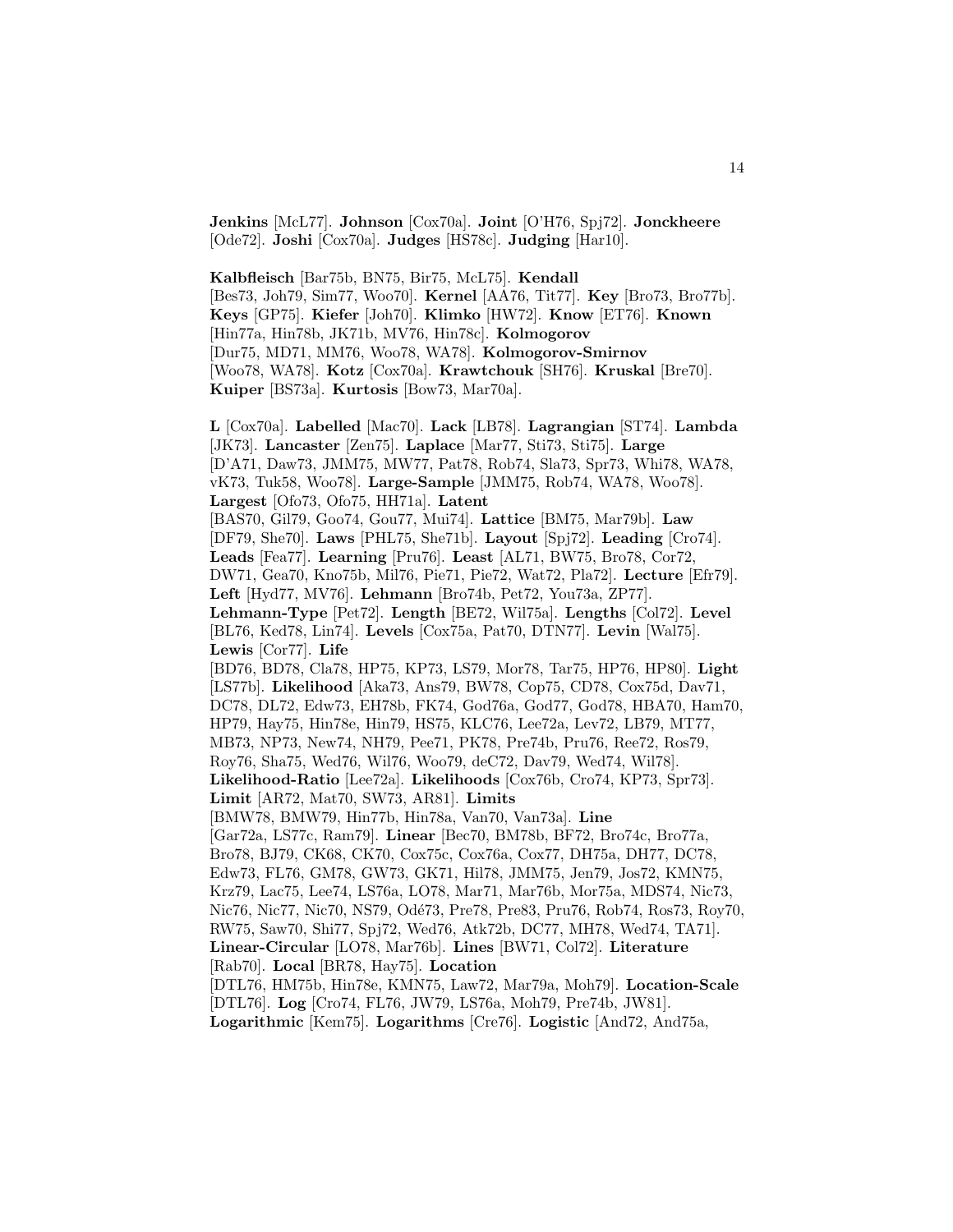**Jenkins** [McL77]. **Johnson** [Cox70a]. **Joint** [O'H76, Spj72]. **Jonckheere** [Ode72]. **Joshi** [Cox70a]. **Judges** [HS78c]. **Judging** [Har10].

**Kalbfleisch** [Bar75b, BN75, Bir75, McL75]. **Kendall** [Bes73, Joh79, Sim77, Woo70]. **Kernel** [AA76, Tit77]. **Key** [Bro73, Bro77b]. **Keys** [GP75]. **Kiefer** [Joh70]. **Klimko** [HW72]. **Know** [ET76]. **Known** [Hin77a, Hin78b, JK71b, MV76, Hin78c]. **Kolmogorov** [Dur75, MD71, MM76, Woo78, WA78]. **Kolmogorov-Smirnov** [Woo78, WA78]. **Kotz** [Cox70a]. **Krawtchouk** [SH76]. **Kruskal** [Bre70]. **Kuiper** [BS73a]. **Kurtosis** [Bow73, Mar70a].

**L** [Cox70a]. **Labelled** [Mac70]. **Lack** [LB78]. **Lagrangian** [ST74]. **Lambda** [JK73]. **Lancaster** [Zen75]. **Laplace** [Mar77, Sti73, Sti75]. **Large** [D'A71, Daw73, JMM75, MW77, Pat78, Rob74, Sla73, Spr73, Whi78, WA78, vK73, Tuk58, Woo78]. **Large-Sample** [JMM75, Rob74, WA78, Woo78]. **Largest** [Ofo73, Ofo75, HH71a]. **Latent** [BAS70, Gil79, Goo74, Gou77, Mui74]. **Lattice** [BM75, Mar79b]. **Law** [DF79, She70]. **Laws** [PHL75, She71b]. **Layout** [Spj72]. **Leading** [Cro74]. **Leads** [Fea77]. **Learning** [Pru76]. **Least** [AL71, BW75, Bro78, Cor72, DW71, Gea70, Kno75b, Mil76, Pie71, Pie72, Wat72, Pla72]. **Lecture** [Efr79]. **Left** [Hyd77, MV76]. **Lehmann** [Bro74b, Pet72, You73a, ZP77]. **Lehmann-Type** [Pet72]. **Length** [BE72, Wil75a]. **Lengths** [Col72]. **Level** [BL76, Ked78, Lin74]. **Levels** [Cox75a, Pat70, DTN77]. **Levin** [Wal75]. **Lewis** [Cor77]. **Life** [BD76, BD78, Cla78, HP75, KP73, LS79, Mor78, Tar75, HP76, HP80]. **Light** [LS77b]. **Likelihood** [Aka73, Ans79, BW78, Cop75, CD78, Cox75d, Dav71, DC78, DL72, Edw73, EH78b, FK74, God76a, God77, God78, HBA70, Ham70, HP79, Hay75, Hin78e, Hin79, HS75, KLC76, Lee72a, Lev72, LB79, MT77, MB73, NP73, New74, NH79, Pee71, PK78, Pre74b, Pru76, Ree72, Ros79, Roy76, Sha75, Wed76, Wil76, Woo79, deC72, Dav79, Wed74, Wil78]. **Likelihood-Ratio** [Lee72a]. **Likelihoods** [Cox76b, Cro74, KP73, Spr73]. **Limit** [AR72, Mat70, SW73, AR81]. **Limits** [BMW78, BMW79, Hin77b, Hin78a, Van70, Van73a]. **Line** [Gar72a, LS77c, Ram79]. **Linear** [Bec70, BM78b, BF72, Bro74c, Bro77a, Bro78, BJ79, CK68, CK70, Cox75c, Cox76a, Cox77, DH75a, DH77, DC78, Edw73, FL76, GM78, GW73, GK71, Hil78, JMM75, Jen79, Jos72, KMN75, Krz79, Lac75, Lee74, LS76a, LO78, Mar71, Mar76b, Mor75a, MDS74, Nic73, Nic76, Nic77, Nic70, NS79, Odé73, Pre78, Pre83, Pru76, Rob74, Ros73, Roy70, RW75, Saw70, Shi77, Spj72, Wed76, Atk72b, DC77, MH78, Wed74, TA71]. **Linear-Circular** [LO78, Mar76b]. **Lines** [BW71, Col72]. **Literature** [Rab70]. **Local** [BR78, Hay75]. **Location** [DTL76, HM75b, Hin78e, KMN75, Law72, Mar79a, Moh79]. **Location-Scale** [DTL76]. **Log** [Cro74, FL76, JW79, LS76a, Moh79, Pre74b, JW81]. **Logarithmic** [Kem75]. **Logarithms** [Cre76]. **Logistic** [And72, And75a,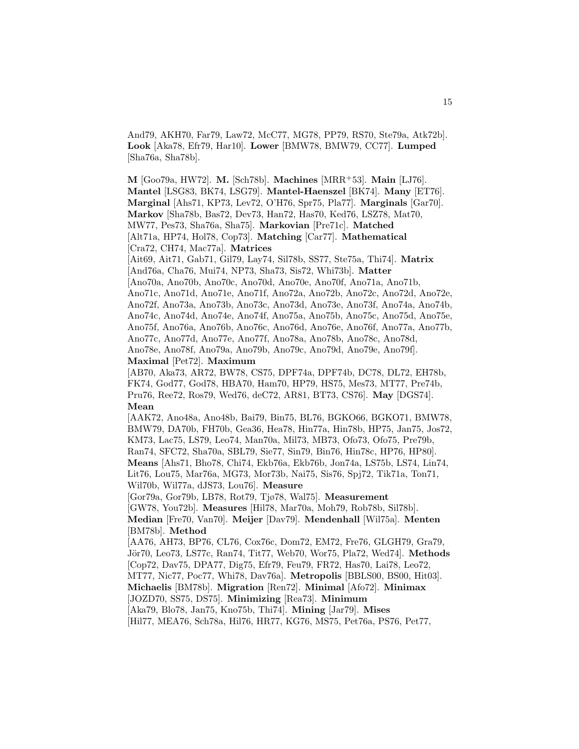And79, AKH70, Far79, Law72, McC77, MG78, PP79, RS70, Ste79a, Atk72b]. **Look** [Aka78, Efr79, Har10]. **Lower** [BMW78, BMW79, CC77]. **Lumped** [Sha76a, Sha78b].

**M** [Goo79a, HW72]. **M.** [Sch78b]. **Machines** [MRR+53]. **Main** [LJ76]. **Mantel** [LSG83, BK74, LSG79]. **Mantel-Haenszel** [BK74]. **Many** [ET76]. **Marginal** [Ahs71, KP73, Lev72, O'H76, Spr75, Pla77]. **Marginals** [Gar70]. **Markov** [Sha78b, Bas72, Dev73, Han72, Has70, Ked76, LSZ78, Mat70, MW77, Pes73, Sha76a, Sha75]. **Markovian** [Pre71c]. **Matched** [Alt71a, HP74, Hol78, Cop73]. **Matching** [Car77]. **Mathematical** [Cra72, CH74, Mac77a]. **Matrices** [Ait69, Ait71, Gab71, Gil79, Lay74, Sil78b, SS77, Ste75a, Thi74]. **Matrix** [And76a, Cha76, Mui74, NP73, Sha73, Sis72, Whi73b]. **Matter** [Ano70a, Ano70b, Ano70c, Ano70d, Ano70e, Ano70f, Ano71a, Ano71b, Ano71c, Ano71d, Ano71e, Ano71f, Ano72a, Ano72b, Ano72c, Ano72d, Ano72e, Ano72f, Ano73a, Ano73b, Ano73c, Ano73d, Ano73e, Ano73f, Ano74a, Ano74b, Ano74c, Ano74d, Ano74e, Ano74f, Ano75a, Ano75b, Ano75c, Ano75d, Ano75e, Ano75f, Ano76a, Ano76b, Ano76c, Ano76d, Ano76e, Ano76f, Ano77a, Ano77b, Ano77c, Ano77d, Ano77e, Ano77f, Ano78a, Ano78b, Ano78c, Ano78d, Ano78e, Ano78f, Ano79a, Ano79b, Ano79c, Ano79d, Ano79e, Ano79f]. **Maximal** [Pet72]. **Maximum** [AB70, Aka73, AR72, BW78, CS75, DPF74a, DPF74b, DC78, DL72, EH78b, FK74, God77, God78, HBA70, Ham70, HP79, HS75, Mes73, MT77, Pre74b, Pru76, Ree72, Ros79, Wed76, deC72, AR81, BT73, CS76]. **May** [DGS74]. **Mean** [AAK72, Ano48a, Ano48b, Bai79, Bin75, BL76, BGKO66, BGKO71, BMW78, BMW79, DA70b, FH70b, Gea36, Hea78, Hin77a, Hin78b, HP75, Jan75, Jos72, KM73, Lac75, LS79, Leo74, Man70a, Mil73, MB73, Ofo73, Ofo75, Pre79b, Ran74, SFC72, Sha70a, SBL79, Sie77, Sin79, Bin76, Hin78c, HP76, HP80]. **Means** [Ahs71, Bho78, Chi74, Ekb76a, Ekb76b, Jon74a, LS75b, LS74, Lin74, Lit76, Lou75, Mar76a, MG73, Mor73b, Nai75, Sis76, Spj72, Tik71a, Ton71, Wil70b, Wil77a, dJS73, Lou76]. **Measure** [Gor79a, Gor79b, LB78, Rot79, Tjø78, Wal75]. **Measurement** [GW78, You72b]. **Measures** [Hil78, Mar70a, Moh79, Rob78b, Sil78b]. **Median** [Fre70, Van70]. **Meijer** [Dav79]. **Mendenhall** [Wil75a]. **Menten** [BM78b]. **Method** [AA76, AH73, BP76, CL76, Cox76c, Dom72, EM72, Fre76, GLGH79, Gra79, Jör70, Leo73, LS77c, Ran74, Tit77, Web70, Wor75, Pla72, Wed74]. **Methods** [Cop72, Dav75, DPA77, Dig75, Efr79, Feu79, FR72, Has70, Lai78, Leo72, MT77, Nic77, Poc77, Whi78, Dav76a]. **Metropolis** [BBLS00, BS00, Hit03]. **Michaelis** [BM78b]. **Migration** [Ren72]. **Minimal** [Afo72]. **Minimax** [JOZD70, SS75, DS75]. **Minimizing** [Rea73]. **Minimum** [Aka79, Blo78, Jan75, Kno75b, Thi74]. **Mining** [Jar79]. **Mises** [Hil77, MEA76, Sch78a, Hil76, HR77, KG76, MS75, Pet76a, PS76, Pet77,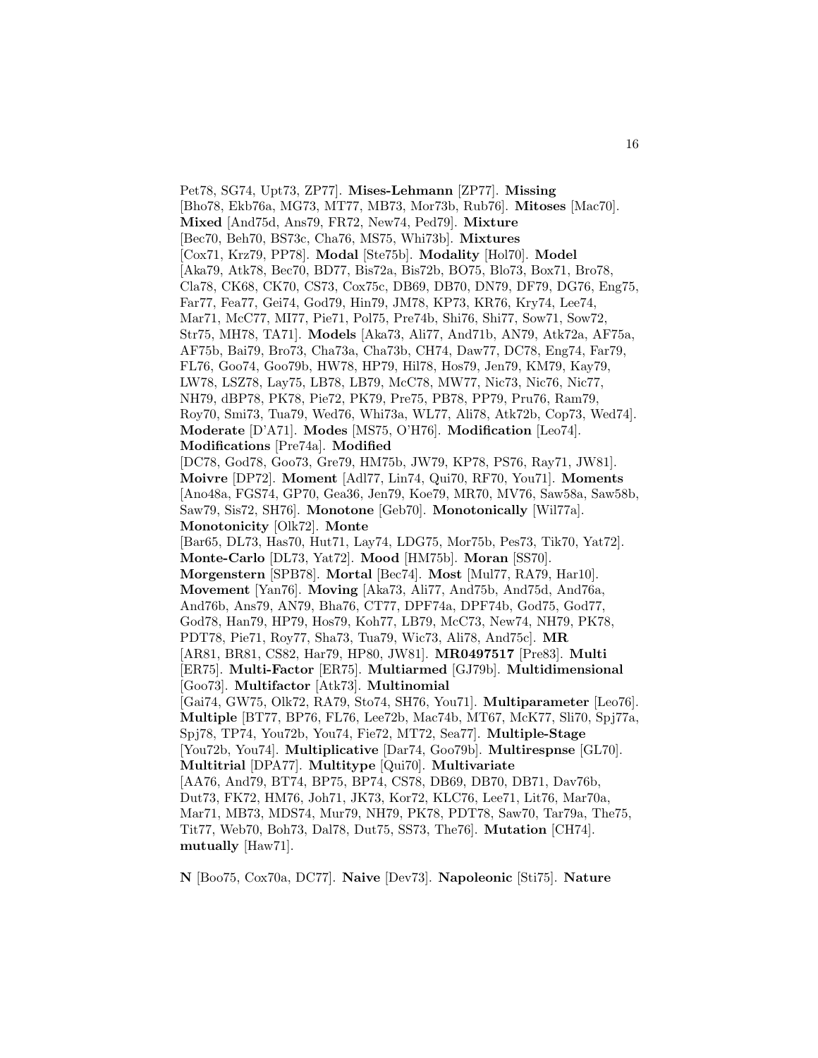Pet78, SG74, Upt73, ZP77]. **Mises-Lehmann** [ZP77]. **Missing** [Bho78, Ekb76a, MG73, MT77, MB73, Mor73b, Rub76]. **Mitoses** [Mac70]. **Mixed** [And75d, Ans79, FR72, New74, Ped79]. **Mixture** [Bec70, Beh70, BS73c, Cha76, MS75, Whi73b]. **Mixtures** [Cox71, Krz79, PP78]. **Modal** [Ste75b]. **Modality** [Hol70]. **Model** [Aka79, Atk78, Bec70, BD77, Bis72a, Bis72b, BO75, Blo73, Box71, Bro78, Cla78, CK68, CK70, CS73, Cox75c, DB69, DB70, DN79, DF79, DG76, Eng75, Far77, Fea77, Gei74, God79, Hin79, JM78, KP73, KR76, Kry74, Lee74, Mar71, McC77, MI77, Pie71, Pol75, Pre74b, Shi76, Shi77, Sow71, Sow72, Str75, MH78, TA71]. **Models** [Aka73, Ali77, And71b, AN79, Atk72a, AF75a, AF75b, Bai79, Bro73, Cha73a, Cha73b, CH74, Daw77, DC78, Eng74, Far79, FL76, Goo74, Goo79b, HW78, HP79, Hil78, Hos79, Jen79, KM79, Kay79, LW78, LSZ78, Lay75, LB78, LB79, McC78, MW77, Nic73, Nic76, Nic77, NH79, dBP78, PK78, Pie72, PK79, Pre75, PB78, PP79, Pru76, Ram79, Roy70, Smi73, Tua79, Wed76, Whi73a, WL77, Ali78, Atk72b, Cop73, Wed74]. **Moderate** [D'A71]. **Modes** [MS75, O'H76]. **Modification** [Leo74]. **Modifications** [Pre74a]. **Modified** [DC78, God78, Goo73, Gre79, HM75b, JW79, KP78, PS76, Ray71, JW81]. **Moivre** [DP72]. **Moment** [Adl77, Lin74, Qui70, RF70, You71]. **Moments** [Ano48a, FGS74, GP70, Gea36, Jen79, Koe79, MR70, MV76, Saw58a, Saw58b, Saw79, Sis72, SH76]. **Monotone** [Geb70]. **Monotonically** [Wil77a]. **Monotonicity** [Olk72]. **Monte** [Bar65, DL73, Has70, Hut71, Lay74, LDG75, Mor75b, Pes73, Tik70, Yat72]. **Monte-Carlo** [DL73, Yat72]. **Mood** [HM75b]. **Moran** [SS70]. **Morgenstern** [SPB78]. **Mortal** [Bec74]. **Most** [Mul77, RA79, Har10]. **Movement** [Yan76]. **Moving** [Aka73, Ali77, And75b, And75d, And76a, And76b, Ans79, AN79, Bha76, CT77, DPF74a, DPF74b, God75, God77, God78, Han79, HP79, Hos79, Koh77, LB79, McC73, New74, NH79, PK78, PDT78, Pie71, Roy77, Sha73, Tua79, Wic73, Ali78, And75c]. **MR** [AR81, BR81, CS82, Har79, HP80, JW81]. **MR0497517** [Pre83]. **Multi** [ER75]. **Multi-Factor** [ER75]. **Multiarmed** [GJ79b]. **Multidimensional** [Goo73]. **Multifactor** [Atk73]. **Multinomial** [Gai74, GW75, Olk72, RA79, Sto74, SH76, You71]. **Multiparameter** [Leo76]. **Multiple** [BT77, BP76, FL76, Lee72b, Mac74b, MT67, McK77, Sli70, Spj77a, Spj78, TP74, You72b, You74, Fie72, MT72, Sea77]. **Multiple-Stage** [You72b, You74]. **Multiplicative** [Dar74, Goo79b]. **Multirespnse** [GL70]. **Multitrial** [DPA77]. **Multitype** [Qui70]. **Multivariate** [AA76, And79, BT74, BP75, BP74, CS78, DB69, DB70, DB71, Dav76b, Dut73, FK72, HM76, Joh71, JK73, Kor72, KLC76, Lee71, Lit76, Mar70a, Mar71, MB73, MDS74, Mur79, NH79, PK78, PDT78, Saw70, Tar79a, The75, Tit77, Web70, Boh73, Dal78, Dut75, SS73, The76]. **Mutation** [CH74]. **mutually** [Haw71].

**N** [Boo75, Cox70a, DC77]. **Naive** [Dev73]. **Napoleonic** [Sti75]. **Nature**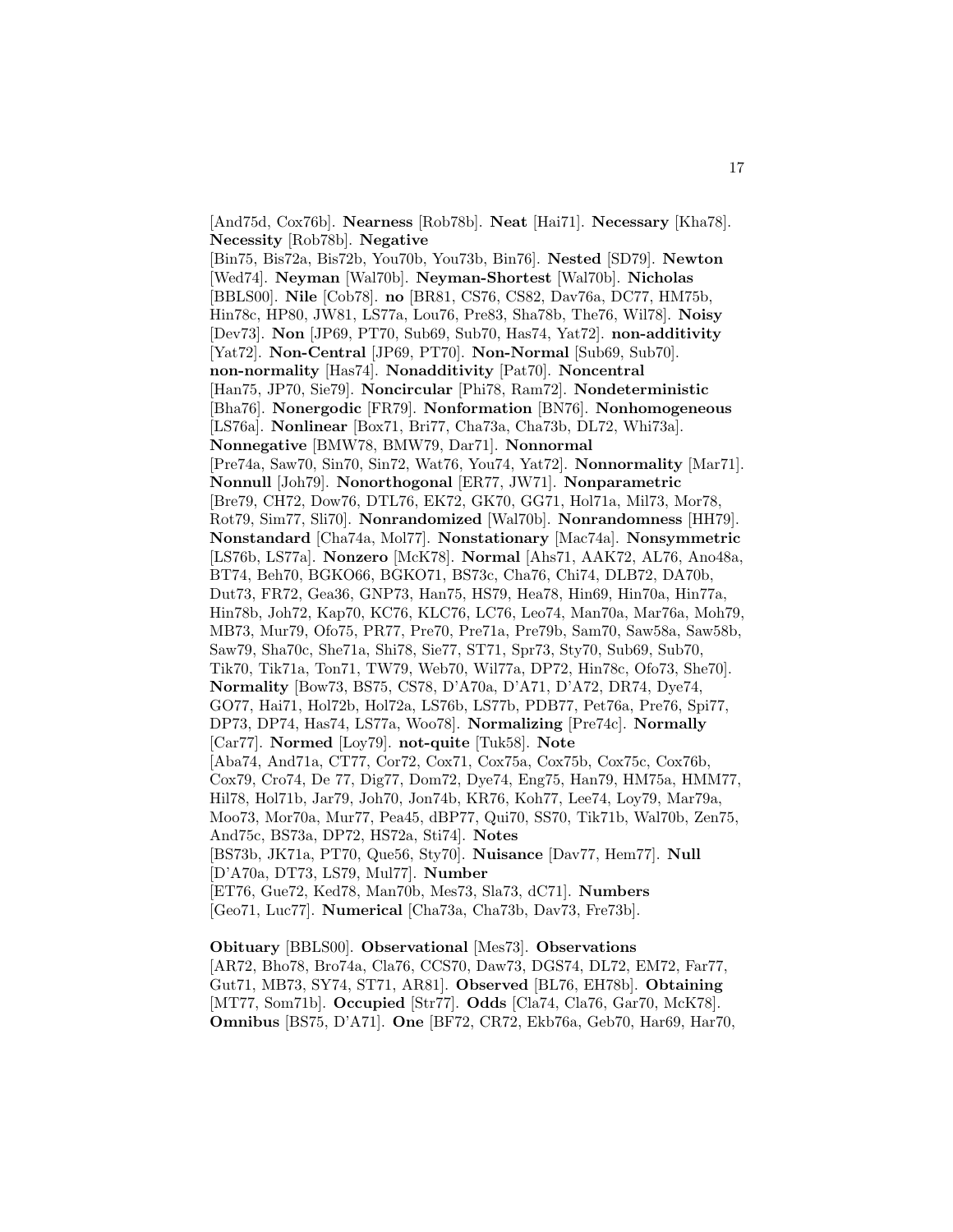[And75d, Cox76b]. **Nearness** [Rob78b]. **Neat** [Hai71]. **Necessary** [Kha78]. **Necessity** [Rob78b]. **Negative** [Bin75, Bis72a, Bis72b, You70b, You73b, Bin76]. **Nested** [SD79]. **Newton** [Wed74]. **Neyman** [Wal70b]. **Neyman-Shortest** [Wal70b]. **Nicholas** [BBLS00]. **Nile** [Cob78]. **no** [BR81, CS76, CS82, Dav76a, DC77, HM75b, Hin78c, HP80, JW81, LS77a, Lou76, Pre83, Sha78b, The76, Wil78]. **Noisy** [Dev73]. **Non** [JP69, PT70, Sub69, Sub70, Has74, Yat72]. **non-additivity** [Yat72]. **Non-Central** [JP69, PT70]. **Non-Normal** [Sub69, Sub70]. **non-normality** [Has74]. **Nonadditivity** [Pat70]. **Noncentral** [Han75, JP70, Sie79]. **Noncircular** [Phi78, Ram72]. **Nondeterministic** [Bha76]. **Nonergodic** [FR79]. **Nonformation** [BN76]. **Nonhomogeneous** [LS76a]. **Nonlinear** [Box71, Bri77, Cha73a, Cha73b, DL72, Whi73a]. **Nonnegative** [BMW78, BMW79, Dar71]. **Nonnormal** [Pre74a, Saw70, Sin70, Sin72, Wat76, You74, Yat72]. **Nonnormality** [Mar71]. **Nonnull** [Joh79]. **Nonorthogonal** [ER77, JW71]. **Nonparametric** [Bre79, CH72, Dow76, DTL76, EK72, GK70, GG71, Hol71a, Mil73, Mor78, Rot79, Sim77, Sli70]. **Nonrandomized** [Wal70b]. **Nonrandomness** [HH79]. **Nonstandard** [Cha74a, Mol77]. **Nonstationary** [Mac74a]. **Nonsymmetric** [LS76b, LS77a]. **Nonzero** [McK78]. **Normal** [Ahs71, AAK72, AL76, Ano48a, BT74, Beh70, BGKO66, BGKO71, BS73c, Cha76, Chi74, DLB72, DA70b, Dut73, FR72, Gea36, GNP73, Han75, HS79, Hea78, Hin69, Hin70a, Hin77a, Hin78b, Joh72, Kap70, KC76, KLC76, LC76, Leo74, Man70a, Mar76a, Moh79, MB73, Mur79, Ofo75, PR77, Pre70, Pre71a, Pre79b, Sam70, Saw58a, Saw58b, Saw79, Sha70c, She71a, Shi78, Sie77, ST71, Spr73, Sty70, Sub69, Sub70, Tik70, Tik71a, Ton71, TW79, Web70, Wil77a, DP72, Hin78c, Ofo73, She70]. **Normality** [Bow73, BS75, CS78, D'A70a, D'A71, D'A72, DR74, Dye74, GO77, Hai71, Hol72b, Hol72a, LS76b, LS77b, PDB77, Pet76a, Pre76, Spi77, DP73, DP74, Has74, LS77a, Woo78]. **Normalizing** [Pre74c]. **Normally** [Car77]. **Normed** [Loy79]. **not-quite** [Tuk58]. **Note** [Aba74, And71a, CT77, Cor72, Cox71, Cox75a, Cox75b, Cox75c, Cox76b, Cox79, Cro74, De 77, Dig77, Dom72, Dye74, Eng75, Han79, HM75a, HMM77, Hil78, Hol71b, Jar79, Joh70, Jon74b, KR76, Koh77, Lee74, Loy79, Mar79a, Moo73, Mor70a, Mur77, Pea45, dBP77, Qui70, SS70, Tik71b, Wal70b, Zen75, And75c, BS73a, DP72, HS72a, Sti74]. **Notes** [BS73b, JK71a, PT70, Que56, Sty70]. **Nuisance** [Dav77, Hem77]. **Null** [D'A70a, DT73, LS79, Mul77]. **Number** [ET76, Gue72, Ked78, Man70b, Mes73, Sla73, dC71]. **Numbers** [Geo71, Luc77]. **Numerical** [Cha73a, Cha73b, Dav73, Fre73b].

**Obituary** [BBLS00]. **Observational** [Mes73]. **Observations** [AR72, Bho78, Bro74a, Cla76, CCS70, Daw73, DGS74, DL72, EM72, Far77, Gut71, MB73, SY74, ST71, AR81]. **Observed** [BL76, EH78b]. **Obtaining** [MT77, Som71b]. **Occupied** [Str77]. **Odds** [Cla74, Cla76, Gar70, McK78]. **Omnibus** [BS75, D'A71]. **One** [BF72, CR72, Ekb76a, Geb70, Har69, Har70,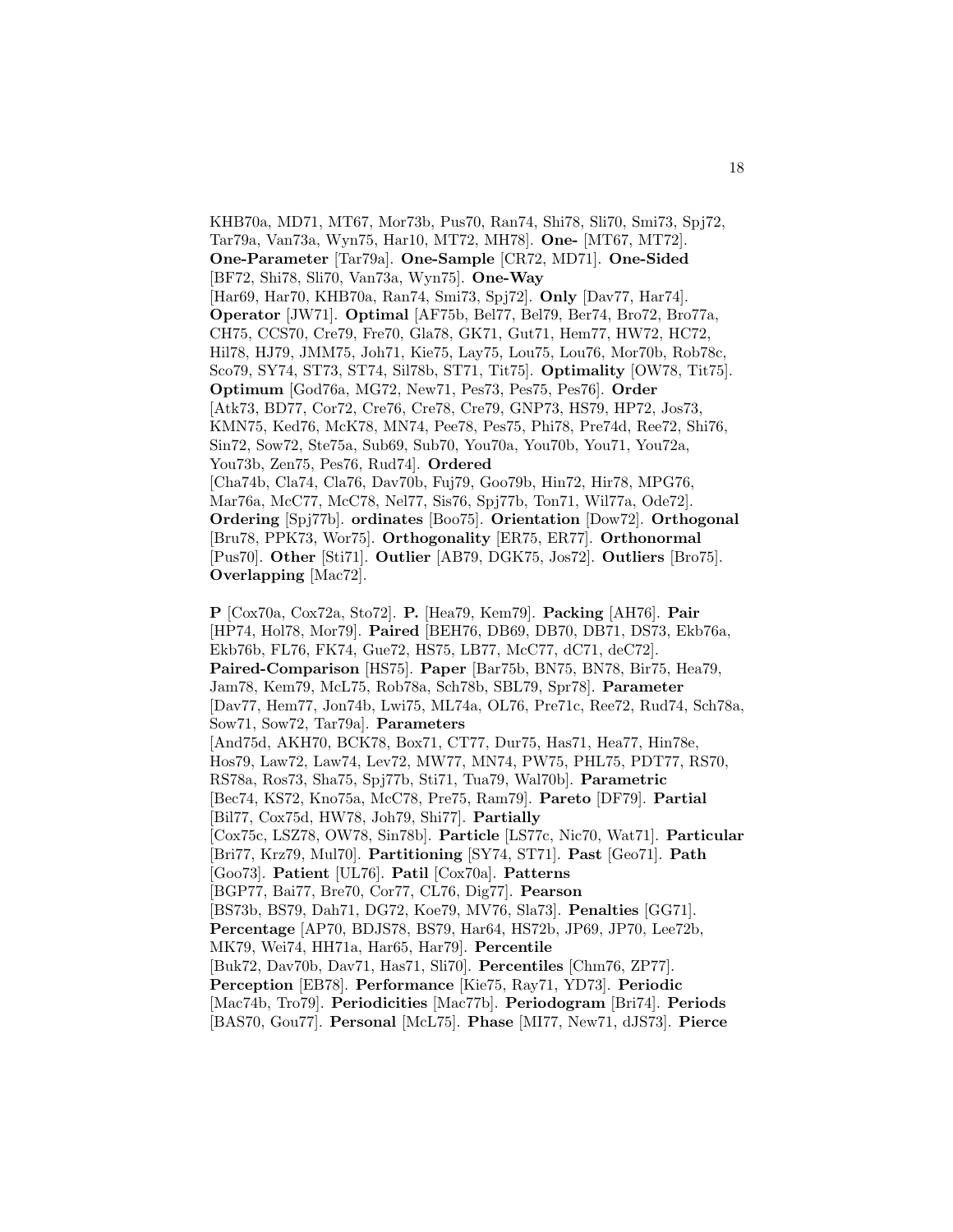KHB70a, MD71, MT67, Mor73b, Pus70, Ran74, Shi78, Sli70, Smi73, Spj72, Tar79a, Van73a, Wyn75, Har10, MT72, MH78]. **One-** [MT67, MT72]. **One-Parameter** [Tar79a]. **One-Sample** [CR72, MD71]. **One-Sided** [BF72, Shi78, Sli70, Van73a, Wyn75]. **One-Way** [Har69, Har70, KHB70a, Ran74, Smi73, Spj72]. **Only** [Dav77, Har74]. **Operator** [JW71]. **Optimal** [AF75b, Bel77, Bel79, Ber74, Bro72, Bro77a, CH75, CCS70, Cre79, Fre70, Gla78, GK71, Gut71, Hem77, HW72, HC72, Hil78, HJ79, JMM75, Joh71, Kie75, Lay75, Lou75, Lou76, Mor70b, Rob78c, Sco79, SY74, ST73, ST74, Sil78b, ST71, Tit75]. **Optimality** [OW78, Tit75]. **Optimum** [God76a, MG72, New71, Pes73, Pes75, Pes76]. **Order** [Atk73, BD77, Cor72, Cre76, Cre78, Cre79, GNP73, HS79, HP72, Jos73, KMN75, Ked76, McK78, MN74, Pee78, Pes75, Phi78, Pre74d, Ree72, Shi76, Sin72, Sow72, Ste75a, Sub69, Sub70, You70a, You70b, You71, You72a, You73b, Zen75, Pes76, Rud74]. **Ordered** [Cha74b, Cla74, Cla76, Dav70b, Fuj79, Goo79b, Hin72, Hir78, MPG76, Mar76a, McC77, McC78, Nel77, Sis76, Spj77b, Ton71, Wil77a, Ode72]. **Ordering** [Spj77b]. **ordinates** [Boo75]. **Orientation** [Dow72]. **Orthogonal** [Bru78, PPK73, Wor75]. **Orthogonality** [ER75, ER77]. **Orthonormal** [Pus70]. **Other** [Sti71]. **Outlier** [AB79, DGK75, Jos72]. **Outliers** [Bro75]. **Overlapping** [Mac72].

**P** [Cox70a, Cox72a, Sto72]. **P.** [Hea79, Kem79]. **Packing** [AH76]. **Pair** [HP74, Hol78, Mor79]. **Paired** [BEH76, DB69, DB70, DB71, DS73, Ekb76a, Ekb76b, FL76, FK74, Gue72, HS75, LB77, McC77, dC71, deC72]. **Paired-Comparison** [HS75]. **Paper** [Bar75b, BN75, BN78, Bir75, Hea79, Jam78, Kem79, McL75, Rob78a, Sch78b, SBL79, Spr78]. **Parameter** [Dav77, Hem77, Jon74b, Lwi75, ML74a, OL76, Pre71c, Ree72, Rud74, Sch78a, Sow71, Sow72, Tar79a]. **Parameters** [And75d, AKH70, BCK78, Box71, CT77, Dur75, Has71, Hea77, Hin78e, Hos79, Law72, Law74, Lev72, MW77, MN74, PW75, PHL75, PDT77, RS70, RS78a, Ros73, Sha75, Spj77b, Sti71, Tua79, Wal70b]. **Parametric** [Bec74, KS72, Kno75a, McC78, Pre75, Ram79]. **Pareto** [DF79]. **Partial** [Bil77, Cox75d, HW78, Joh79, Shi77]. **Partially** [Cox75c, LSZ78, OW78, Sin78b]. **Particle** [LS77c, Nic70, Wat71]. **Particular** [Bri77, Krz79, Mul70]. **Partitioning** [SY74, ST71]. **Past** [Geo71]. **Path** [Goo73]. **Patient** [UL76]. **Patil** [Cox70a]. **Patterns** [BGP77, Bai77, Bre70, Cor77, CL76, Dig77]. **Pearson** [BS73b, BS79, Dah71, DG72, Koe79, MV76, Sla73]. **Penalties** [GG71]. **Percentage** [AP70, BDJS78, BS79, Har64, HS72b, JP69, JP70, Lee72b, MK79, Wei74, HH71a, Har65, Har79]. **Percentile** [Buk72, Dav70b, Dav71, Has71, Sli70]. **Percentiles** [Chm76, ZP77]. **Perception** [EB78]. **Performance** [Kie75, Ray71, YD73]. **Periodic** [Mac74b, Tro79]. **Periodicities** [Mac77b]. **Periodogram** [Bri74]. **Periods** [BAS70, Gou77]. **Personal** [McL75]. **Phase** [MI77, New71, dJS73]. **Pierce**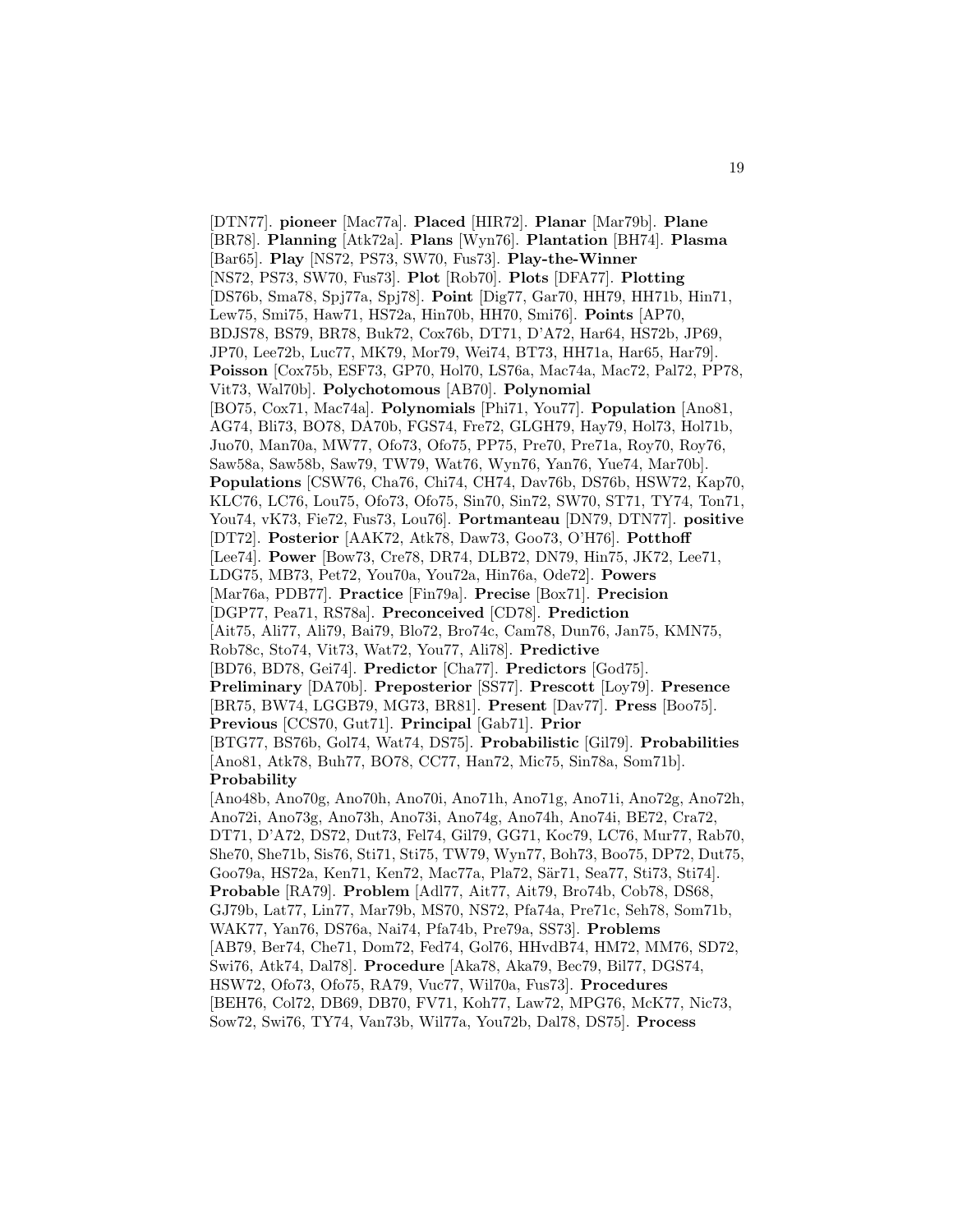[DTN77]. **pioneer** [Mac77a]. **Placed** [HIR72]. **Planar** [Mar79b]. **Plane** [BR78]. **Planning** [Atk72a]. **Plans** [Wyn76]. **Plantation** [BH74]. **Plasma** [Bar65]. **Play** [NS72, PS73, SW70, Fus73]. **Play-the-Winner** [NS72, PS73, SW70, Fus73]. **Plot** [Rob70]. **Plots** [DFA77]. **Plotting** [DS76b, Sma78, Spj77a, Spj78]. **Point** [Dig77, Gar70, HH79, HH71b, Hin71, Lew75, Smi75, Haw71, HS72a, Hin70b, HH70, Smi76]. **Points** [AP70, BDJS78, BS79, BR78, Buk72, Cox76b, DT71, D'A72, Har64, HS72b, JP69, JP70, Lee72b, Luc77, MK79, Mor79, Wei74, BT73, HH71a, Har65, Har79]. **Poisson** [Cox75b, ESF73, GP70, Hol70, LS76a, Mac74a, Mac72, Pal72, PP78, Vit73, Wal70b]. **Polychotomous** [AB70]. **Polynomial** [BO75, Cox71, Mac74a]. **Polynomials** [Phi71, You77]. **Population** [Ano81, AG74, Bli73, BO78, DA70b, FGS74, Fre72, GLGH79, Hay79, Hol73, Hol71b, Juo70, Man70a, MW77, Ofo73, Ofo75, PP75, Pre70, Pre71a, Roy70, Roy76, Saw58a, Saw58b, Saw79, TW79, Wat76, Wyn76, Yan76, Yue74, Mar70b]. **Populations** [CSW76, Cha76, Chi74, CH74, Dav76b, DS76b, HSW72, Kap70, KLC76, LC76, Lou75, Ofo73, Ofo75, Sin70, Sin72, SW70, ST71, TY74, Ton71, You74, vK73, Fie72, Fus73, Lou76]. **Portmanteau** [DN79, DTN77]. **positive** [DT72]. **Posterior** [AAK72, Atk78, Daw73, Goo73, O'H76]. **Potthoff** [Lee74]. **Power** [Bow73, Cre78, DR74, DLB72, DN79, Hin75, JK72, Lee71, LDG75, MB73, Pet72, You70a, You72a, Hin76a, Ode72]. **Powers** [Mar76a, PDB77]. **Practice** [Fin79a]. **Precise** [Box71]. **Precision** [DGP77, Pea71, RS78a]. **Preconceived** [CD78]. **Prediction** [Ait75, Ali77, Ali79, Bai79, Blo72, Bro74c, Cam78, Dun76, Jan75, KMN75, Rob78c, Sto74, Vit73, Wat72, You77, Ali78]. **Predictive** [BD76, BD78, Gei74]. **Predictor** [Cha77]. **Predictors** [God75]. **Preliminary** [DA70b]. **Preposterior** [SS77]. **Prescott** [Loy79]. **Presence** [BR75, BW74, LGGB79, MG73, BR81]. **Present** [Dav77]. **Press** [Boo75]. **Previous** [CCS70, Gut71]. **Principal** [Gab71]. **Prior** [BTG77, BS76b, Gol74, Wat74, DS75]. **Probabilistic** [Gil79]. **Probabilities** [Ano81, Atk78, Buh77, BO78, CC77, Han72, Mic75, Sin78a, Som71b]. **Probability** [Ano48b, Ano70g, Ano70h, Ano70i, Ano71h, Ano71g, Ano71i, Ano72g, Ano72h, Ano72i, Ano73g, Ano73h, Ano73i, Ano74g, Ano74h, Ano74i, BE72, Cra72, DT71, D'A72, DS72, Dut73, Fel74, Gil79, GG71, Koc79, LC76, Mur77, Rab70, She70, She71b, Sis76, Sti71, Sti75, TW79, Wyn77, Boh73, Boo75, DP72, Dut75, Goo79a, HS72a, Ken71, Ken72, Mac77a, Pla72, Sär71, Sea77, Sti73, Sti74]. **Probable** [RA79]. **Problem** [Adl77, Ait77, Ait79, Bro74b, Cob78, DS68, GJ79b, Lat77, Lin77, Mar79b, MS70, NS72, Pfa74a, Pre71c, Seh78, Som71b, WAK77, Yan76, DS76a, Nai74, Pfa74b, Pre79a, SS73]. **Problems** [AB79, Ber74, Che71, Dom72, Fed74, Gol76, HHvdB74, HM72, MM76, SD72, Swi76, Atk74, Dal78]. **Procedure** [Aka78, Aka79, Bec79, Bil77, DGS74, HSW72, Ofo73, Ofo75, RA79, Vuc77, Wil70a, Fus73]. **Procedures** [BEH76, Col72, DB69, DB70, FV71, Koh77, Law72, MPG76, McK77, Nic73, Sow72, Swi76, TY74, Van73b, Wil77a, You72b, Dal78, DS75]. **Process**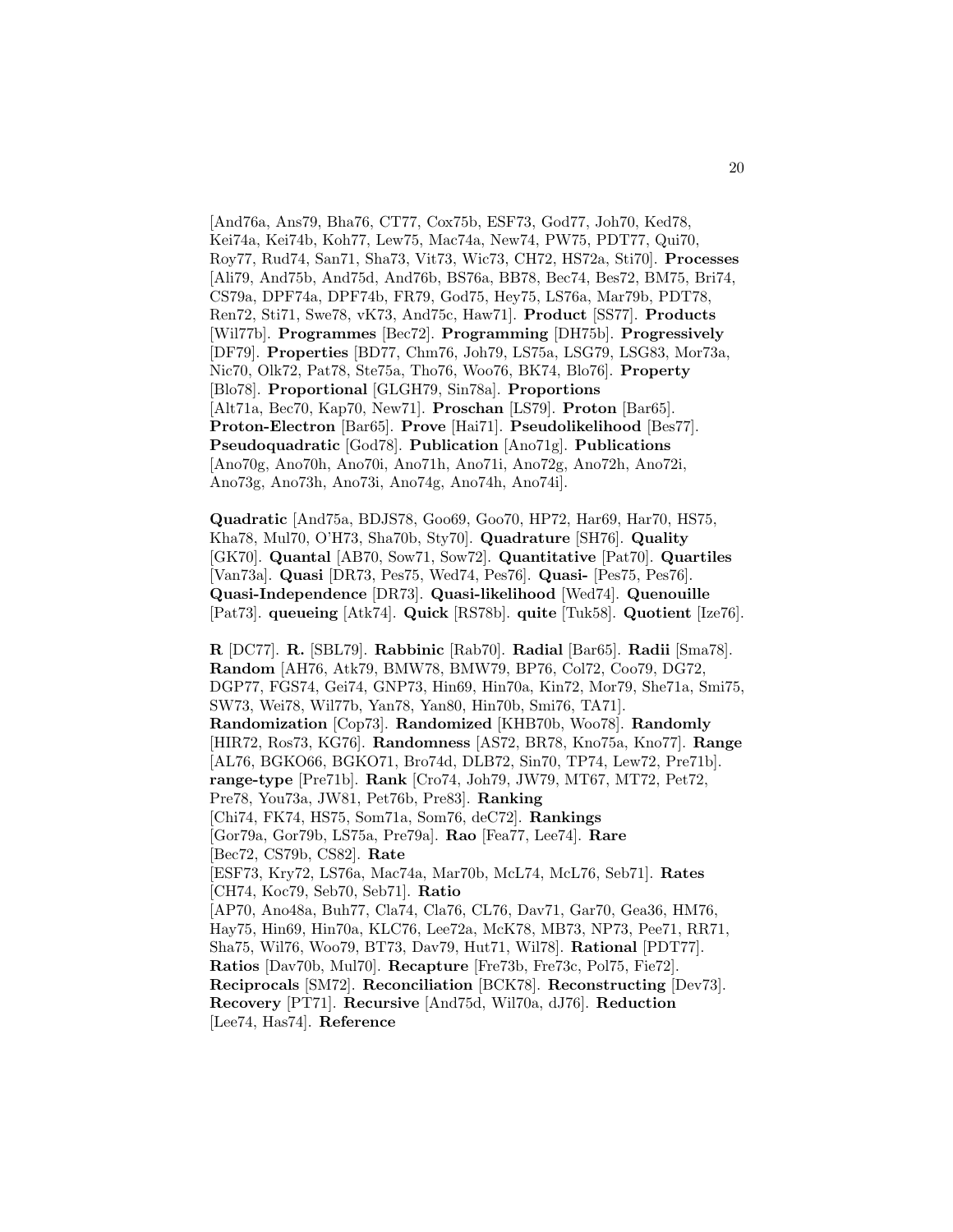[And76a, Ans79, Bha76, CT77, Cox75b, ESF73, God77, Joh70, Ked78, Kei74a, Kei74b, Koh77, Lew75, Mac74a, New74, PW75, PDT77, Qui70, Roy77, Rud74, San71, Sha73, Vit73, Wic73, CH72, HS72a, Sti70]. **Processes** [Ali79, And75b, And75d, And76b, BS76a, BB78, Bec74, Bes72, BM75, Bri74, CS79a, DPF74a, DPF74b, FR79, God75, Hey75, LS76a, Mar79b, PDT78, Ren72, Sti71, Swe78, vK73, And75c, Haw71]. **Product** [SS77]. **Products** [Wil77b]. **Programmes** [Bec72]. **Programming** [DH75b]. **Progressively** [DF79]. **Properties** [BD77, Chm76, Joh79, LS75a, LSG79, LSG83, Mor73a, Nic70, Olk72, Pat78, Ste75a, Tho76, Woo76, BK74, Blo76]. **Property** [Blo78]. **Proportional** [GLGH79, Sin78a]. **Proportions** [Alt71a, Bec70, Kap70, New71]. **Proschan** [LS79]. **Proton** [Bar65]. **Proton-Electron** [Bar65]. **Prove** [Hai71]. **Pseudolikelihood** [Bes77]. **Pseudoquadratic** [God78]. **Publication** [Ano71g]. **Publications** [Ano70g, Ano70h, Ano70i, Ano71h, Ano71i, Ano72g, Ano72h, Ano72i, Ano73g, Ano73h, Ano73i, Ano74g, Ano74h, Ano74i].

**Quadratic** [And75a, BDJS78, Goo69, Goo70, HP72, Har69, Har70, HS75, Kha78, Mul70, O'H73, Sha70b, Sty70]. **Quadrature** [SH76]. **Quality** [GK70]. **Quantal** [AB70, Sow71, Sow72]. **Quantitative** [Pat70]. **Quartiles** [Van73a]. **Quasi** [DR73, Pes75, Wed74, Pes76]. **Quasi-** [Pes75, Pes76]. **Quasi-Independence** [DR73]. **Quasi-likelihood** [Wed74]. **Quenouille** [Pat73]. **queueing** [Atk74]. **Quick** [RS78b]. **quite** [Tuk58]. **Quotient** [Ize76].

**R** [DC77]. **R.** [SBL79]. **Rabbinic** [Rab70]. **Radial** [Bar65]. **Radii** [Sma78]. **Random** [AH76, Atk79, BMW78, BMW79, BP76, Col72, Coo79, DG72, DGP77, FGS74, Gei74, GNP73, Hin69, Hin70a, Kin72, Mor79, She71a, Smi75, SW73, Wei78, Wil77b, Yan78, Yan80, Hin70b, Smi76, TA71]. **Randomization** [Cop73]. **Randomized** [KHB70b, Woo78]. **Randomly** [HIR72, Ros73, KG76]. **Randomness** [AS72, BR78, Kno75a, Kno77]. **Range** [AL76, BGKO66, BGKO71, Bro74d, DLB72, Sin70, TP74, Lew72, Pre71b]. **range-type** [Pre71b]. **Rank** [Cro74, Joh79, JW79, MT67, MT72, Pet72, Pre78, You73a, JW81, Pet76b, Pre83]. **Ranking** [Chi74, FK74, HS75, Som71a, Som76, deC72]. **Rankings** [Gor79a, Gor79b, LS75a, Pre79a]. **Rao** [Fea77, Lee74]. **Rare** [Bec72, CS79b, CS82]. **Rate** [ESF73, Kry72, LS76a, Mac74a, Mar70b, McL74, McL76, Seb71]. **Rates** [CH74, Koc79, Seb70, Seb71]. **Ratio** [AP70, Ano48a, Buh77, Cla74, Cla76, CL76, Dav71, Gar70, Gea36, HM76, Hay75, Hin69, Hin70a, KLC76, Lee72a, McK78, MB73, NP73, Pee71, RR71, Sha75, Wil76, Woo79, BT73, Dav79, Hut71, Wil78]. **Rational** [PDT77]. **Ratios** [Dav70b, Mul70]. **Recapture** [Fre73b, Fre73c, Pol75, Fie72]. **Reciprocals** [SM72]. **Reconciliation** [BCK78]. **Reconstructing** [Dev73]. **Recovery** [PT71]. **Recursive** [And75d, Wil70a, dJ76]. **Reduction** [Lee74, Has74]. **Reference**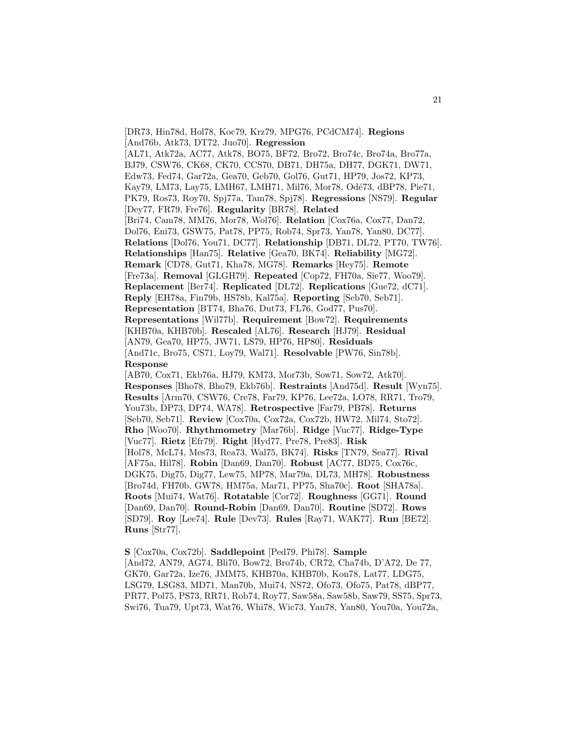[DR73, Hin78d, Hol78, Koc79, Krz79, MPG76, PCdCM74]. **Regions** [And76b, Atk73, DT72, Juo70]. **Regression** [AL71, Atk72a, AC77, Atk78, BO75, BF72, Bro72, Bro74c, Bro74a, Bro77a, BJ79, CSW76, CK68, CK70, CCS70, DB71, DH75a, DH77, DGK71, DW71, Edw73, Fed74, Gar72a, Gea70, Geb70, Gol76, Gut71, HP79, Jos72, KP73, Kay79, LM73, Lay75, LMH67, LMH71, Mil76, Mor78, Odé73, dBP78, Pie71, PK79, Ros73, Roy70, Spj77a, Tam78, Spj78]. **Regressions** [NS79]. **Regular** [Dey77, FR79, Fre76]. **Regularity** [BR78]. **Related** [Bri74, Cam78, MM76, Mor78, Wol76]. **Relation** [Cox76a, Cox77, Dan72, Dol76, Eni73, GSW75, Pat78, PP75, Rob74, Spr73, Yan78, Yan80, DC77]. **Relations** [Dol76, You71, DC77]. **Relationship** [DB71, DL72, PT70, TW76]. **Relationships** [Han75]. **Relative** [Gea70, BK74]. **Reliability** [MG72]. **Remark** [CD78, Gut71, Kha78, MG78]. **Remarks** [Hey75]. **Remote** [Fre73a]. **Removal** [GLGH79]. **Repeated** [Cop72, FH70a, Sie77, Woo79]. **Replacement** [Ber74]. **Replicated** [DL72]. **Replications** [Gue72, dC71]. **Reply** [EH78a, Fin79b, HS78b, Kal75a]. **Reporting** [Seb70, Seb71]. **Representation** [BT74, Bha76, Dut73, FL76, God77, Pus70]. **Representations** [Wil77b]. **Requirement** [Bow72]. **Requirements** [KHB70a, KHB70b]. **Rescaled** [AL76]. **Research** [HJ79]. **Residual** [AN79, Gea70, HP75, JW71, LS79, HP76, HP80]. **Residuals** [And71c, Bro75, CS71, Loy79, Wal71]. **Resolvable** [PW76, Sin78b]. **Response** [AB70, Cox71, Ekb76a, HJ79, KM73, Mor73b, Sow71, Sow72, Atk70]. **Responses** [Bho78, Bho79, Ekb76b]. **Restraints** [And75d]. **Result** [Wyn75]. **Results** [Arm70, CSW76, Cre78, Far79, KP76, Lee72a, LO78, RR71, Tro79, You73b, DP73, DP74, WA78]. **Retrospective** [Far79, PB78]. **Returns** [Seb70, Seb71]. **Review** [Cox70a, Cox72a, Cox72b, HW72, Mil74, Sto72]. **Rho** [Woo70]. **Rhythmometry** [Mar76b]. **Ridge** [Vuc77]. **Ridge-Type** [Vuc77]. **Rietz** [Efr79]. **Right** [Hyd77, Pre78, Pre83]. **Risk** [Hol78, McL74, Mes73, Rea73, Wal75, BK74]. **Risks** [TN79, Sea77]. **Rival** [AF75a, Hil78]. **Robin** [Dan69, Dan70]. **Robust** [AC77, BD75, Cox76c, DGK75, Dig75, Dig77, Lew75, MP78, Mar79a, DL73, MH78]. **Robustness** [Bro74d, FH70b, GW78, HM75a, Mar71, PP75, Sha70c]. **Root** [SHA78a]. **Roots** [Mui74, Wat76]. **Rotatable** [Cor72]. **Roughness** [GG71]. **Round** [Dan69, Dan70]. **Round-Robin** [Dan69, Dan70]. **Routine** [SD72]. **Rows** [SD79]. **Roy** [Lee74]. **Rule** [Dev73]. **Rules** [Ray71, WAK77]. **Run** [BE72]. **Runs** [Str77].

**S** [Cox70a, Cox72b]. **Saddlepoint** [Ped79, Phi78]. **Sample** [And72, AN79, AG74, Bli70, Bow72, Bro74b, CR72, Cha74b, D'A72, De 77, GK70, Gar72a, Ize76, JMM75, KHB70a, KHB70b, Kon78, Lat77, LDG75, LSG79, LSG83, MD71, Man70b, Mui74, NS72, Ofo73, Ofo75, Pat78, dBP77, PR77, Pol75, PS73, RR71, Rob74, Roy77, Saw58a, Saw58b, Saw79, SS75, Spr73, Swi76, Tua79, Upt73, Wat76, Whi78, Wic73, Yan78, Yan80, You70a, You72a,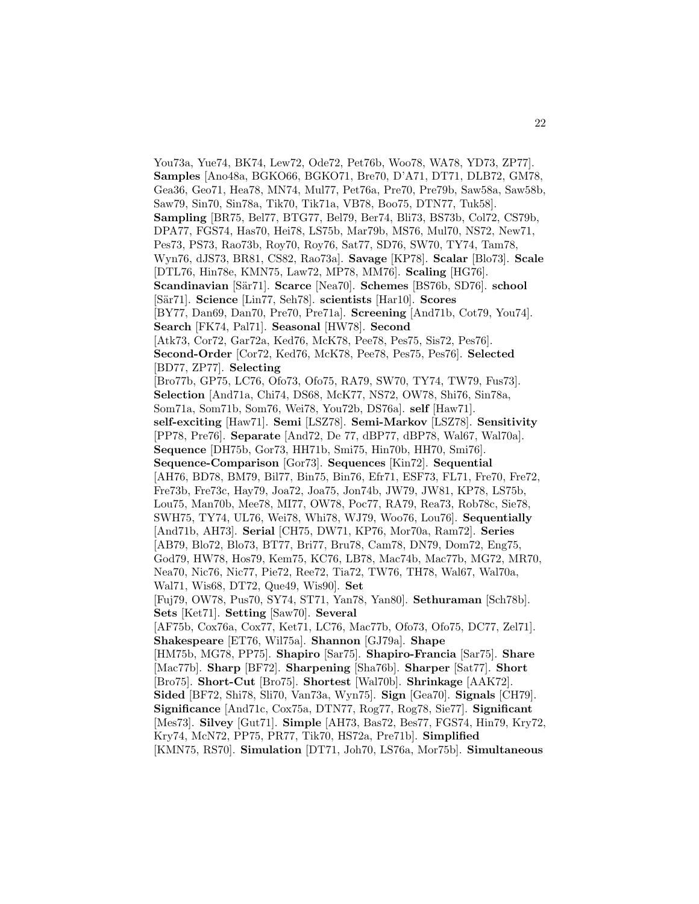You73a, Yue74, BK74, Lew72, Ode72, Pet76b, Woo78, WA78, YD73, ZP77]. **Samples** [Ano48a, BGKO66, BGKO71, Bre70, D'A71, DT71, DLB72, GM78, Gea36, Geo71, Hea78, MN74, Mul77, Pet76a, Pre70, Pre79b, Saw58a, Saw58b, Saw79, Sin70, Sin78a, Tik70, Tik71a, VB78, Boo75, DTN77, Tuk58]. **Sampling** [BR75, Bel77, BTG77, Bel79, Ber74, Bli73, BS73b, Col72, CS79b, DPA77, FGS74, Has70, Hei78, LS75b, Mar79b, MS76, Mul70, NS72, New71, Pes73, PS73, Rao73b, Roy70, Roy76, Sat77, SD76, SW70, TY74, Tam78, Wyn76, dJS73, BR81, CS82, Rao73a]. **Savage** [KP78]. **Scalar** [Blo73]. **Scale** [DTL76, Hin78e, KMN75, Law72, MP78, MM76]. **Scaling** [HG76]. **Scandinavian** [Sär71]. **Scarce** [Nea70]. **Schemes** [BS76b, SD76]. **school** [Sär71]. **Science** [Lin77, Seh78]. **scientists** [Har10]. **Scores** [BY77, Dan69, Dan70, Pre70, Pre71a]. **Screening** [And71b, Cot79, You74]. **Search** [FK74, Pal71]. **Seasonal** [HW78]. **Second** [Atk73, Cor72, Gar72a, Ked76, McK78, Pee78, Pes75, Sis72, Pes76]. **Second-Order** [Cor72, Ked76, McK78, Pee78, Pes75, Pes76]. **Selected** [BD77, ZP77]. **Selecting** [Bro77b, GP75, LC76, Ofo73, Ofo75, RA79, SW70, TY74, TW79, Fus73]. **Selection** [And71a, Chi74, DS68, McK77, NS72, OW78, Shi76, Sin78a, Som71a, Som71b, Som76, Wei78, You72b, DS76a]. **self** [Haw71]. **self-exciting** [Haw71]. **Semi** [LSZ78]. **Semi-Markov** [LSZ78]. **Sensitivity** [PP78, Pre76]. **Separate** [And72, De 77, dBP77, dBP78, Wal67, Wal70a]. **Sequence** [DH75b, Gor73, HH71b, Smi75, Hin70b, HH70, Smi76]. **Sequence-Comparison** [Gor73]. **Sequences** [Kin72]. **Sequential** [AH76, BD78, BM79, Bil77, Bin75, Bin76, Efr71, ESF73, FL71, Fre70, Fre72, Fre73b, Fre73c, Hay79, Joa72, Joa75, Jon74b, JW79, JW81, KP78, LS75b, Lou75, Man70b, Mee78, MI77, OW78, Poc77, RA79, Rea73, Rob78c, Sie78, SWH75, TY74, UL76, Wei78, Whi78, WJ79, Woo76, Lou76]. **Sequentially** [And71b, AH73]. **Serial** [CH75, DW71, KP76, Mor70a, Ram72]. **Series** [AB79, Blo72, Blo73, BT77, Bri77, Bru78, Cam78, DN79, Dom72, Eng75, God79, HW78, Hos79, Kem75, KC76, LB78, Mac74b, Mac77b, MG72, MR70, Nea70, Nic76, Nic77, Pie72, Ree72, Tia72, TW76, TH78, Wal67, Wal70a, Wal71, Wis68, DT72, Que49, Wis90]. **Set** [Fuj79, OW78, Pus70, SY74, ST71, Yan78, Yan80]. **Sethuraman** [Sch78b]. **Sets** [Ket71]. **Setting** [Saw70]. **Several** [AF75b, Cox76a, Cox77, Ket71, LC76, Mac77b, Ofo73, Ofo75, DC77, Zel71]. **Shakespeare** [ET76, Wil75a]. **Shannon** [GJ79a]. **Shape** [HM75b, MG78, PP75]. **Shapiro** [Sar75]. **Shapiro-Francia** [Sar75]. **Share** [Mac77b]. **Sharp** [BF72]. **Sharpening** [Sha76b]. **Sharper** [Sat77]. **Short** [Bro75]. **Short-Cut** [Bro75]. **Shortest** [Wal70b]. **Shrinkage** [AAK72]. **Sided** [BF72, Shi78, Sli70, Van73a, Wyn75]. **Sign** [Gea70]. **Signals** [CH79]. **Significance** [And71c, Cox75a, DTN77, Rog77, Rog78, Sie77]. **Significant** [Mes73]. **Silvey** [Gut71]. **Simple** [AH73, Bas72, Bes77, FGS74, Hin79, Kry72, Kry74, McN72, PP75, PR77, Tik70, HS72a, Pre71b]. **Simplified** [KMN75, RS70]. **Simulation** [DT71, Joh70, LS76a, Mor75b]. **Simultaneous**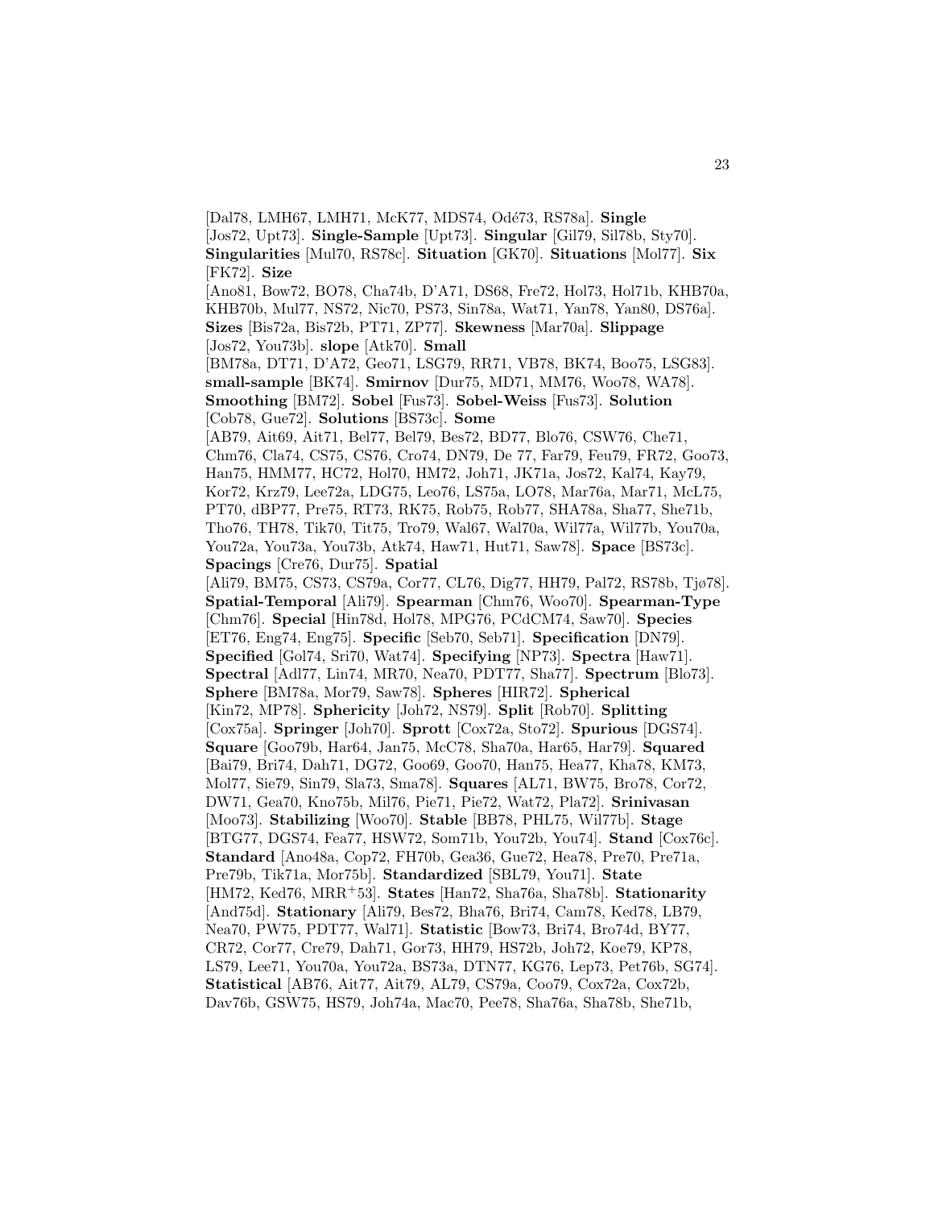[Dal78, LMH67, LMH71, McK77, MDS74, Odé73, RS78a]. **Single** [Jos72, Upt73]. **Single-Sample** [Upt73]. **Singular** [Gil79, Sil78b, Sty70]. **Singularities** [Mul70, RS78c]. **Situation** [GK70]. **Situations** [Mol77]. **Six** [FK72]. **Size** [Ano81, Bow72, BO78, Cha74b, D'A71, DS68, Fre72, Hol73, Hol71b, KHB70a, KHB70b, Mul77, NS72, Nic70, PS73, Sin78a, Wat71, Yan78, Yan80, DS76a]. **Sizes** [Bis72a, Bis72b, PT71, ZP77]. **Skewness** [Mar70a]. **Slippage** [Jos72, You73b]. **slope** [Atk70]. **Small** [BM78a, DT71, D'A72, Geo71, LSG79, RR71, VB78, BK74, Boo75, LSG83]. **small-sample** [BK74]. **Smirnov** [Dur75, MD71, MM76, Woo78, WA78]. **Smoothing** [BM72]. **Sobel** [Fus73]. **Sobel-Weiss** [Fus73]. **Solution** [Cob78, Gue72]. **Solutions** [BS73c]. **Some** [AB79, Ait69, Ait71, Bel77, Bel79, Bes72, BD77, Blo76, CSW76, Che71, Chm76, Cla74, CS75, CS76, Cro74, DN79, De 77, Far79, Feu79, FR72, Goo73, Han75, HMM77, HC72, Hol70, HM72, Joh71, JK71a, Jos72, Kal74, Kay79, Kor72, Krz79, Lee72a, LDG75, Leo76, LS75a, LO78, Mar76a, Mar71, McL75, PT70, dBP77, Pre75, RT73, RK75, Rob75, Rob77, SHA78a, Sha77, She71b, Tho76, TH78, Tik70, Tit75, Tro79, Wal67, Wal70a, Wil77a, Wil77b, You70a, You72a, You73a, You73b, Atk74, Haw71, Hut71, Saw78]. **Space** [BS73c]. **Spacings** [Cre76, Dur75]. **Spatial** [Ali79, BM75, CS73, CS79a, Cor77, CL76, Dig77, HH79, Pal72, RS78b, Tjø78]. **Spatial-Temporal** [Ali79]. **Spearman** [Chm76, Woo70]. **Spearman-Type** [Chm76]. **Special** [Hin78d, Hol78, MPG76, PCdCM74, Saw70]. **Species** [ET76, Eng74, Eng75]. **Specific** [Seb70, Seb71]. **Specification** [DN79]. **Specified** [Gol74, Sri70, Wat74]. **Specifying** [NP73]. **Spectra** [Haw71]. **Spectral** [Adl77, Lin74, MR70, Nea70, PDT77, Sha77]. **Spectrum** [Blo73]. **Sphere** [BM78a, Mor79, Saw78]. **Spheres** [HIR72]. **Spherical** [Kin72, MP78]. **Sphericity** [Joh72, NS79]. **Split** [Rob70]. **Splitting** [Cox75a]. **Springer** [Joh70]. **Sprott** [Cox72a, Sto72]. **Spurious** [DGS74]. **Square** [Goo79b, Har64, Jan75, McC78, Sha70a, Har65, Har79]. **Squared** [Bai79, Bri74, Dah71, DG72, Goo69, Goo70, Han75, Hea77, Kha78, KM73, Mol77, Sie79, Sin79, Sla73, Sma78]. **Squares** [AL71, BW75, Bro78, Cor72, DW71, Gea70, Kno75b, Mil76, Pie71, Pie72, Wat72, Pla72]. **Srinivasan** [Moo73]. **Stabilizing** [Woo70]. **Stable** [BB78, PHL75, Wil77b]. **Stage** [BTG77, DGS74, Fea77, HSW72, Som71b, You72b, You74]. **Stand** [Cox76c]. **Standard** [Ano48a, Cop72, FH70b, Gea36, Gue72, Hea78, Pre70, Pre71a, Pre79b, Tik71a, Mor75b]. **Standardized** [SBL79, You71]. **State** [HM72, Ked76, MRR+53]. **States** [Han72, Sha76a, Sha78b]. **Stationarity** [And75d]. **Stationary** [Ali79, Bes72, Bha76, Bri74, Cam78, Ked78, LB79, Nea70, PW75, PDT77, Wal71]. **Statistic** [Bow73, Bri74, Bro74d, BY77, CR72, Cor77, Cre79, Dah71, Gor73, HH79, HS72b, Joh72, Koe79, KP78, LS79, Lee71, You70a, You72a, BS73a, DTN77, KG76, Lep73, Pet76b, SG74]. **Statistical** [AB76, Ait77, Ait79, AL79, CS79a, Coo79, Cox72a, Cox72b, Dav76b, GSW75, HS79, Joh74a, Mac70, Pee78, Sha76a, Sha78b, She71b,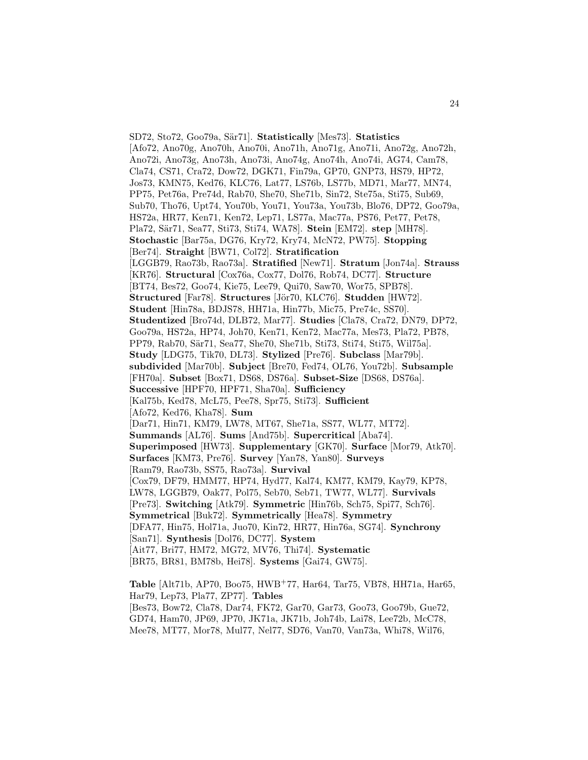SD72, Sto72, Goo79a, Sär71]. **Statistically** [Mes73]. **Statistics** [Afo72, Ano70g, Ano70h, Ano70i, Ano71h, Ano71g, Ano71i, Ano72g, Ano72h, Ano72i, Ano73g, Ano73h, Ano73i, Ano74g, Ano74h, Ano74i, AG74, Cam78, Cla74, CS71, Cra72, Dow72, DGK71, Fin79a, GP70, GNP73, HS79, HP72, Jos73, KMN75, Ked76, KLC76, Lat77, LS76b, LS77b, MD71, Mar77, MN74, PP75, Pet76a, Pre74d, Rab70, She70, She71b, Sin72, Ste75a, Sti75, Sub69, Sub70, Tho76, Upt74, You70b, You71, You73a, You73b, Blo76, DP72, Goo79a, HS72a, HR77, Ken71, Ken72, Lep71, LS77a, Mac77a, PS76, Pet77, Pet78, Pla72, Sär71, Sea77, Sti73, Sti74, WA78]. **Stein** [EM72]. **step** [MH78]. **Stochastic** [Bar75a, DG76, Kry72, Kry74, McN72, PW75]. **Stopping** [Ber74]. **Straight** [BW71, Col72]. **Stratification** [LGGB79, Rao73b, Rao73a]. **Stratified** [New71]. **Stratum** [Jon74a]. **Strauss** [KR76]. **Structural** [Cox76a, Cox77, Dol76, Rob74, DC77]. **Structure** [BT74, Bes72, Goo74, Kie75, Lee79, Qui70, Saw70, Wor75, SPB78]. **Structured** [Far78]. **Structures** [Jör70, KLC76]. **Studden** [HW72]. **Student** [Hin78a, BDJS78, HH71a, Hin77b, Mic75, Pre74c, SS70]. **Studentized** [Bro74d, DLB72, Mar77]. **Studies** [Cla78, Cra72, DN79, DP72, Goo79a, HS72a, HP74, Joh70, Ken71, Ken72, Mac77a, Mes73, Pla72, PB78, PP79, Rab70, Sär71, Sea77, She70, She71b, Sti73, Sti74, Sti75, Wil75a]. **Study** [LDG75, Tik70, DL73]. **Stylized** [Pre76]. **Subclass** [Mar79b]. **subdivided** [Mar70b]. **Subject** [Bre70, Fed74, OL76, You72b]. **Subsample** [FH70a]. **Subset** [Box71, DS68, DS76a]. **Subset-Size** [DS68, DS76a]. **Successive** [HPF70, HPF71, Sha70a]. **Sufficiency** [Kal75b, Ked78, McL75, Pee78, Spr75, Sti73]. **Sufficient** [Afo72, Ked76, Kha78]. **Sum** [Dar71, Hin71, KM79, LW78, MT67, She71a, SS77, WL77, MT72]. **Summands** [AL76]. **Sums** [And75b]. **Supercritical** [Aba74]. **Superimposed** [HW73]. **Supplementary** [GK70]. **Surface** [Mor79, Atk70]. **Surfaces** [KM73, Pre76]. **Survey** [Yan78, Yan80]. **Surveys** [Ram79, Rao73b, SS75, Rao73a]. **Survival** [Cox79, DF79, HMM77, HP74, Hyd77, Kal74, KM77, KM79, Kay79, KP78, LW78, LGGB79, Oak77, Pol75, Seb70, Seb71, TW77, WL77]. **Survivals** [Pre73]. **Switching** [Atk79]. **Symmetric** [Hin76b, Sch75, Spi77, Sch76]. **Symmetrical** [Buk72]. **Symmetrically** [Hea78]. **Symmetry** [DFA77, Hin75, Hol71a, Juo70, Kin72, HR77, Hin76a, SG74]. **Synchrony** [San71]. **Synthesis** [Dol76, DC77]. **System** [Ait77, Bri77, HM72, MG72, MV76, Thi74]. **Systematic** [BR75, BR81, BM78b, Hei78]. **Systems** [Gai74, GW75].

**Table** [Alt71b, AP70, Boo75, HWB+77, Har64, Tar75, VB78, HH71a, Har65, Har79, Lep73, Pla77, ZP77]. **Tables** [Bes73, Bow72, Cla78, Dar74, FK72, Gar70, Gar73, Goo73, Goo79b, Gue72, GD74, Ham70, JP69, JP70, JK71a, JK71b, Joh74b, Lai78, Lee72b, McC78, Mee78, MT77, Mor78, Mul77, Nel77, SD76, Van70, Van73a, Whi78, Wil76,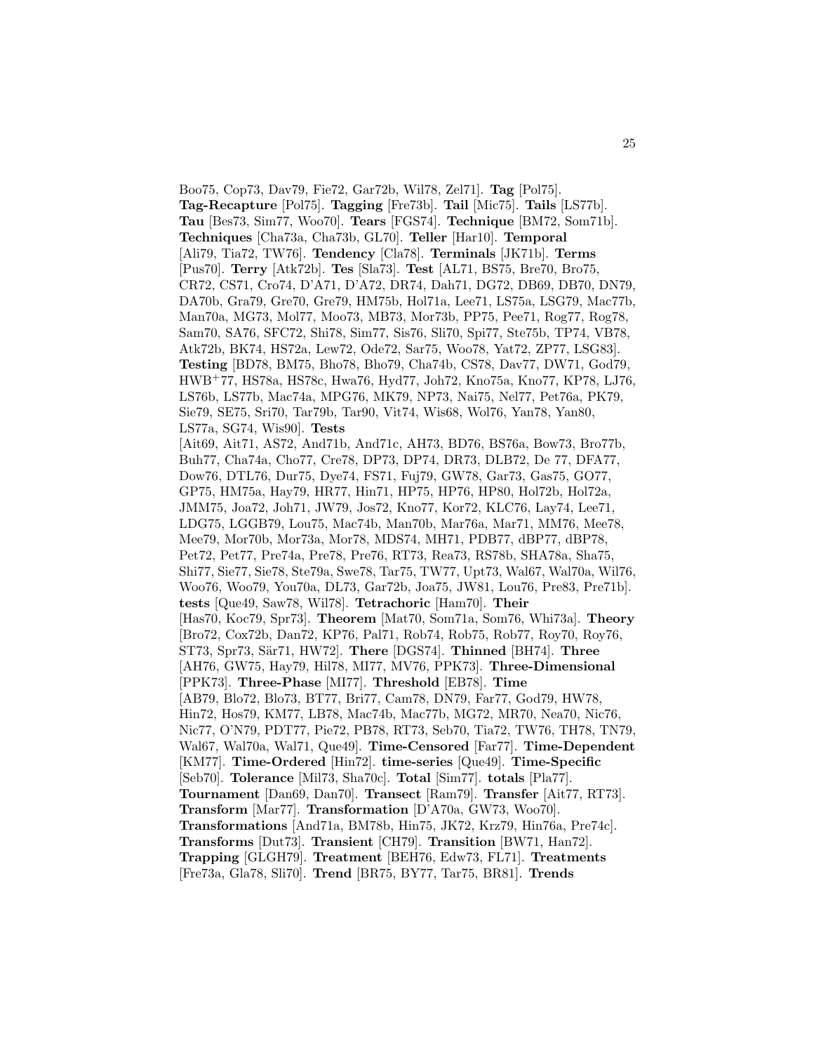Boo75, Cop73, Dav79, Fie72, Gar72b, Wil78, Zel71]. **Tag** [Pol75]. **Tag-Recapture** [Pol75]. **Tagging** [Fre73b]. **Tail** [Mic75]. **Tails** [LS77b]. **Tau** [Bes73, Sim77, Woo70]. **Tears** [FGS74]. **Technique** [BM72, Som71b]. **Techniques** [Cha73a, Cha73b, GL70]. **Teller** [Har10]. **Temporal** [Ali79, Tia72, TW76]. **Tendency** [Cla78]. **Terminals** [JK71b]. **Terms** [Pus70]. **Terry** [Atk72b]. **Tes** [Sla73]. **Test** [AL71, BS75, Bre70, Bro75, CR72, CS71, Cro74, D'A71, D'A72, DR74, Dah71, DG72, DB69, DB70, DN79, DA70b, Gra79, Gre70, Gre79, HM75b, Hol71a, Lee71, LS75a, LSG79, Mac77b, Man70a, MG73, Mol77, Moo73, MB73, Mor73b, PP75, Pee71, Rog77, Rog78, Sam70, SA76, SFC72, Shi78, Sim77, Sis76, Sli70, Spi77, Ste75b, TP74, VB78, Atk72b, BK74, HS72a, Lew72, Ode72, Sar75, Woo78, Yat72, ZP77, LSG83]. **Testing** [BD78, BM75, Bho78, Bho79, Cha74b, CS78, Dav77, DW71, God79, HWB+77, HS78a, HS78c, Hwa76, Hyd77, Joh72, Kno75a, Kno77, KP78, LJ76, LS76b, LS77b, Mac74a, MPG76, MK79, NP73, Nai75, Nel77, Pet76a, PK79, Sie79, SE75, Sri70, Tar79b, Tar90, Vit74, Wis68, Wol76, Yan78, Yan80, LS77a, SG74, Wis90]. **Tests** [Ait69, Ait71, AS72, And71b, And71c, AH73, BD76, BS76a, Bow73, Bro77b, Buh77, Cha74a, Cho77, Cre78, DP73, DP74, DR73, DLB72, De 77, DFA77, Dow76, DTL76, Dur75, Dye74, FS71, Fuj79, GW78, Gar73, Gas75, GO77, GP75, HM75a, Hay79, HR77, Hin71, HP75, HP76, HP80, Hol72b, Hol72a, JMM75, Joa72, Joh71, JW79, Jos72, Kno77, Kor72, KLC76, Lay74, Lee71, LDG75, LGGB79, Lou75, Mac74b, Man70b, Mar76a, Mar71, MM76, Mee78, Mee79, Mor70b, Mor73a, Mor78, MDS74, MH71, PDB77, dBP77, dBP78, Pet72, Pet77, Pre74a, Pre78, Pre76, RT73, Rea73, RS78b, SHA78a, Sha75, Shi77, Sie77, Sie78, Ste79a, Swe78, Tar75, TW77, Upt73, Wal67, Wal70a, Wil76, Woo76, Woo79, You70a, DL73, Gar72b, Joa75, JW81, Lou76, Pre83, Pre71b]. **tests** [Que49, Saw78, Wil78]. **Tetrachoric** [Ham70]. **Their** [Has70, Koc79, Spr73]. **Theorem** [Mat70, Som71a, Som76, Whi73a]. **Theory** [Bro72, Cox72b, Dan72, KP76, Pal71, Rob74, Rob75, Rob77, Roy70, Roy76, ST73, Spr73, Sär71, HW72]. **There** [DGS74]. **Thinned** [BH74]. **Three** [AH76, GW75, Hay79, Hil78, MI77, MV76, PPK73]. **Three-Dimensional** [PPK73]. **Three-Phase** [MI77]. **Threshold** [EB78]. **Time** [AB79, Blo72, Blo73, BT77, Bri77, Cam78, DN79, Far77, God79, HW78, Hin72, Hos79, KM77, LB78, Mac74b, Mac77b, MG72, MR70, Nea70, Nic76, Nic77, O'N79, PDT77, Pie72, PB78, RT73, Seb70, Tia72, TW76, TH78, TN79, Wal67, Wal70a, Wal71, Que49]. **Time-Censored** [Far77]. **Time-Dependent** [KM77]. **Time-Ordered** [Hin72]. **time-series** [Que49]. **Time-Specific** [Seb70]. **Tolerance** [Mil73, Sha70c]. **Total** [Sim77]. **totals** [Pla77]. **Tournament** [Dan69, Dan70]. **Transect** [Ram79]. **Transfer** [Ait77, RT73]. **Transform** [Mar77]. **Transformation** [D'A70a, GW73, Woo70]. **Transformations** [And71a, BM78b, Hin75, JK72, Krz79, Hin76a, Pre74c]. **Transforms** [Dut73]. **Transient** [CH79]. **Transition** [BW71, Han72]. **Trapping** [GLGH79]. **Treatment** [BEH76, Edw73, FL71]. **Treatments** [Fre73a, Gla78, Sli70]. **Trend** [BR75, BY77, Tar75, BR81]. **Trends**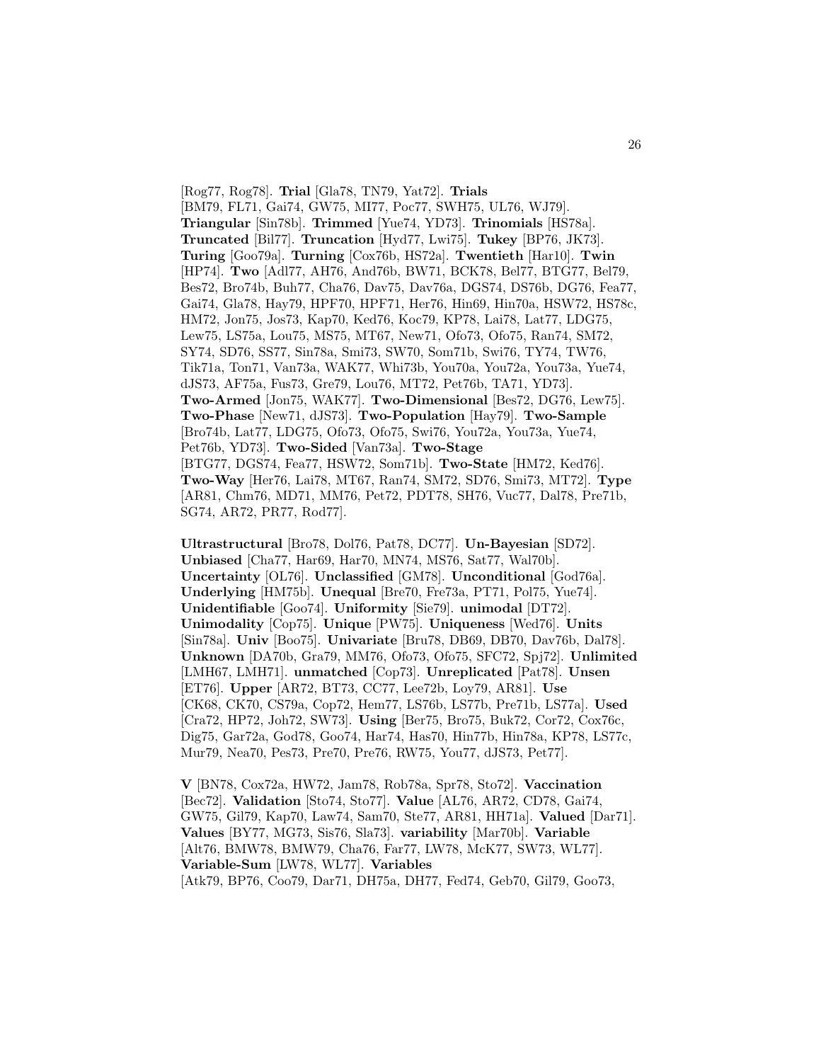[Rog77, Rog78]. **Trial** [Gla78, TN79, Yat72]. **Trials** [BM79, FL71, Gai74, GW75, MI77, Poc77, SWH75, UL76, WJ79]. **Triangular** [Sin78b]. **Trimmed** [Yue74, YD73]. **Trinomials** [HS78a]. **Truncated** [Bil77]. **Truncation** [Hyd77, Lwi75]. **Tukey** [BP76, JK73]. **Turing** [Goo79a]. **Turning** [Cox76b, HS72a]. **Twentieth** [Har10]. **Twin** [HP74]. **Two** [Adl77, AH76, And76b, BW71, BCK78, Bel77, BTG77, Bel79, Bes72, Bro74b, Buh77, Cha76, Dav75, Dav76a, DGS74, DS76b, DG76, Fea77, Gai74, Gla78, Hay79, HPF70, HPF71, Her76, Hin69, Hin70a, HSW72, HS78c, HM72, Jon75, Jos73, Kap70, Ked76, Koc79, KP78, Lai78, Lat77, LDG75, Lew75, LS75a, Lou75, MS75, MT67, New71, Ofo73, Ofo75, Ran74, SM72, SY74, SD76, SS77, Sin78a, Smi73, SW70, Som71b, Swi76, TY74, TW76, Tik71a, Ton71, Van73a, WAK77, Whi73b, You70a, You72a, You73a, Yue74, dJS73, AF75a, Fus73, Gre79, Lou76, MT72, Pet76b, TA71, YD73]. **Two-Armed** [Jon75, WAK77]. **Two-Dimensional** [Bes72, DG76, Lew75]. **Two-Phase** [New71, dJS73]. **Two-Population** [Hay79]. **Two-Sample** [Bro74b, Lat77, LDG75, Ofo73, Ofo75, Swi76, You72a, You73a, Yue74, Pet76b, YD73]. **Two-Sided** [Van73a]. **Two-Stage** [BTG77, DGS74, Fea77, HSW72, Som71b]. **Two-State** [HM72, Ked76]. **Two-Way** [Her76, Lai78, MT67, Ran74, SM72, SD76, Smi73, MT72]. **Type** [AR81, Chm76, MD71, MM76, Pet72, PDT78, SH76, Vuc77, Dal78, Pre71b, SG74, AR72, PR77, Rod77].

**Ultrastructural** [Bro78, Dol76, Pat78, DC77]. **Un-Bayesian** [SD72]. **Unbiased** [Cha77, Har69, Har70, MN74, MS76, Sat77, Wal70b]. **Uncertainty** [OL76]. **Unclassified** [GM78]. **Unconditional** [God76a]. **Underlying** [HM75b]. **Unequal** [Bre70, Fre73a, PT71, Pol75, Yue74]. **Unidentifiable** [Goo74]. **Uniformity** [Sie79]. **unimodal** [DT72]. **Unimodality** [Cop75]. **Unique** [PW75]. **Uniqueness** [Wed76]. **Units** [Sin78a]. **Univ** [Boo75]. **Univariate** [Bru78, DB69, DB70, Dav76b, Dal78]. **Unknown** [DA70b, Gra79, MM76, Ofo73, Ofo75, SFC72, Spj72]. **Unlimited** [LMH67, LMH71]. **unmatched** [Cop73]. **Unreplicated** [Pat78]. **Unsen** [ET76]. **Upper** [AR72, BT73, CC77, Lee72b, Loy79, AR81]. **Use** [CK68, CK70, CS79a, Cop72, Hem77, LS76b, LS77b, Pre71b, LS77a]. **Used** [Cra72, HP72, Joh72, SW73]. **Using** [Ber75, Bro75, Buk72, Cor72, Cox76c, Dig75, Gar72a, God78, Goo74, Har74, Has70, Hin77b, Hin78a, KP78, LS77c, Mur79, Nea70, Pes73, Pre70, Pre76, RW75, You77, dJS73, Pet77].

**V** [BN78, Cox72a, HW72, Jam78, Rob78a, Spr78, Sto72]. **Vaccination** [Bec72]. **Validation** [Sto74, Sto77]. **Value** [AL76, AR72, CD78, Gai74, GW75, Gil79, Kap70, Law74, Sam70, Ste77, AR81, HH71a]. **Valued** [Dar71]. **Values** [BY77, MG73, Sis76, Sla73]. **variability** [Mar70b]. **Variable** [Alt76, BMW78, BMW79, Cha76, Far77, LW78, McK77, SW73, WL77]. **Variable-Sum** [LW78, WL77]. **Variables** [Atk79, BP76, Coo79, Dar71, DH75a, DH77, Fed74, Geb70, Gil79, Goo73,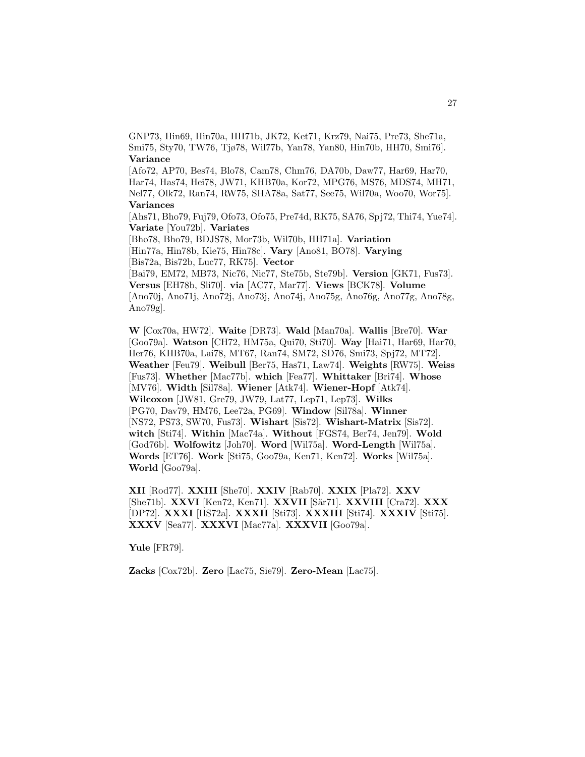GNP73, Hin69, Hin70a, HH71b, JK72, Ket71, Krz79, Nai75, Pre73, She71a, Smi75, Sty70, TW76, Tjø78, Wil77b, Yan78, Yan80, Hin70b, HH70, Smi76]. **Variance** [Afo72, AP70, Bes74, Blo78, Cam78, Chm76, DA70b, Daw77, Har69, Har70, Har74, Has74, Hei78, JW71, KHB70a, Kor72, MPG76, MS76, MDS74, MH71, Nel77, Olk72, Ran74, RW75, SHA78a, Sat77, See75, Wil70a, Woo70, Wor75]. **Variances** [Ahs71, Bho79, Fuj79, Ofo73, Ofo75, Pre74d, RK75, SA76, Spj72, Thi74, Yue74]. **Variate** [You72b]. **Variates** [Bho78, Bho79, BDJS78, Mor73b, Wil70b, HH71a]. **Variation** [Hin77a, Hin78b, Kie75, Hin78c]. **Vary** [Ano81, BO78]. **Varying** [Bis72a, Bis72b, Luc77, RK75]. **Vector** [Bai79, EM72, MB73, Nic76, Nic77, Ste75b, Ste79b]. **Version** [GK71, Fus73]. **Versus** [EH78b, Sli70]. **via** [AC77, Mar77]. **Views** [BCK78]. **Volume** [Ano70j, Ano71j, Ano72j, Ano73j, Ano74j, Ano75g, Ano76g, Ano77g, Ano78g, Ano79g].

**W** [Cox70a, HW72]. **Waite** [DR73]. **Wald** [Man70a]. **Wallis** [Bre70]. **War** [Goo79a]. **Watson** [CH72, HM75a, Qui70, Sti70]. **Way** [Hai71, Har69, Har70, Her76, KHB70a, Lai78, MT67, Ran74, SM72, SD76, Smi73, Spj72, MT72]. **Weather** [Feu79]. **Weibull** [Ber75, Has71, Law74]. **Weights** [RW75]. **Weiss** [Fus73]. **Whether** [Mac77b]. **which** [Fea77]. **Whittaker** [Bri74]. **Whose** [MV76]. **Width** [Sil78a]. **Wiener** [Atk74]. **Wiener-Hopf** [Atk74]. **Wilcoxon** [JW81, Gre79, JW79, Lat77, Lep71, Lep73]. **Wilks** [PG70, Dav79, HM76, Lee72a, PG69]. **Window** [Sil78a]. **Winner** [NS72, PS73, SW70, Fus73]. **Wishart** [Sis72]. **Wishart-Matrix** [Sis72]. **witch** [Sti74]. **Within** [Mac74a]. **Without** [FGS74, Ber74, Jen79]. **Wold** [God76b]. **Wolfowitz** [Joh70]. **Word** [Wil75a]. **Word-Length** [Wil75a]. **Words** [ET76]. **Work** [Sti75, Goo79a, Ken71, Ken72]. **Works** [Wil75a]. **World** [Goo79a].

**XII** [Rod77]. **XXIII** [She70]. **XXIV** [Rab70]. **XXIX** [Pla72]. **XXV** [She71b]. **XXVI** [Ken72, Ken71]. **XXVII** [Sär71]. **XXVIII** [Cra72]. **XXX** [DP72]. **XXXI** [HS72a]. **XXXII** [Sti73]. **XXXIII** [Sti74]. **XXXIV** [Sti75]. **XXXV** [Sea77]. **XXXVI** [Mac77a]. **XXXVII** [Goo79a].

**Yule** [FR79].

**Zacks** [Cox72b]. **Zero** [Lac75, Sie79]. **Zero-Mean** [Lac75].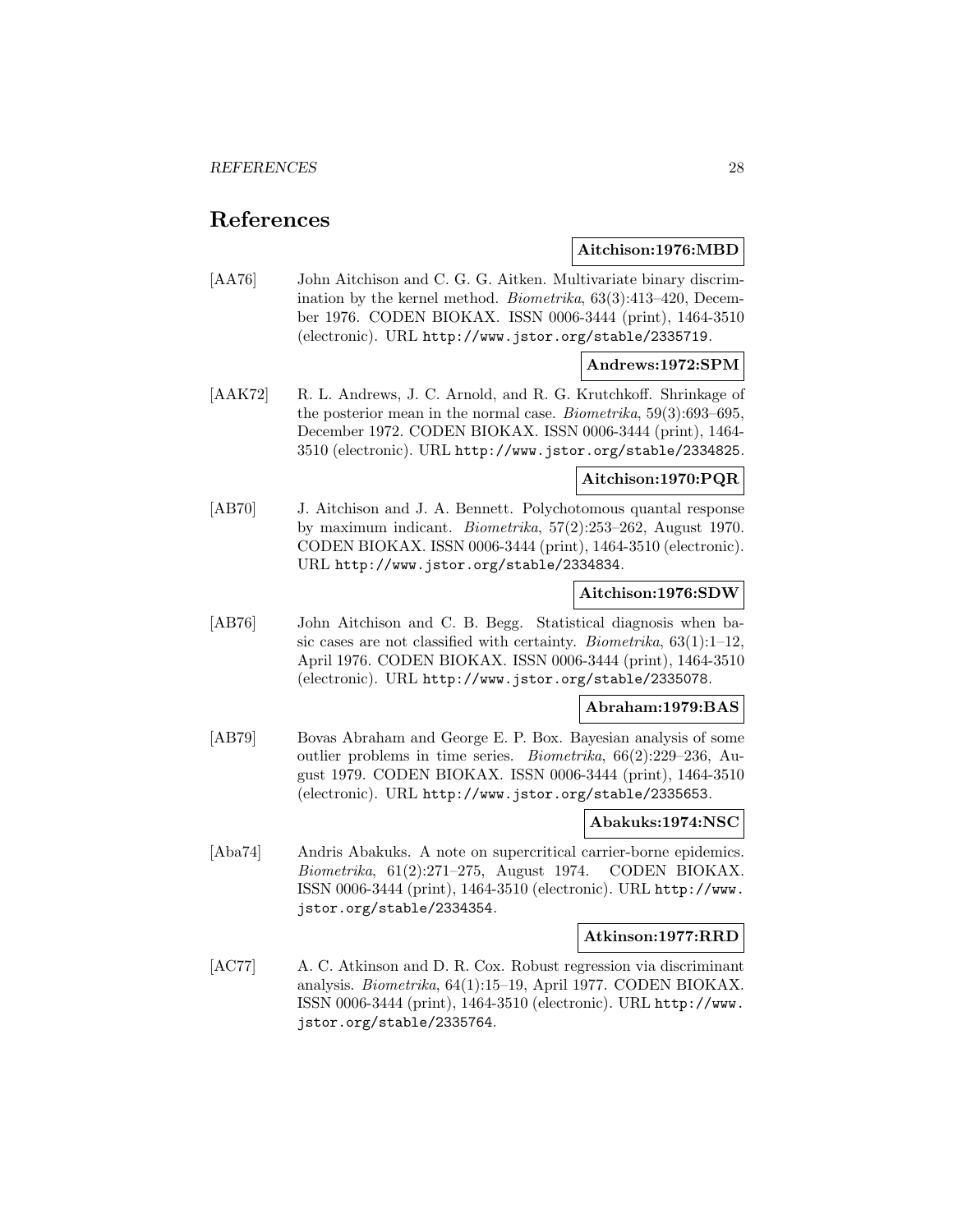# References

**Aitchison:1976:MBD**

[AA76] John Aitchison and C. G. G. Aitken. Multivariate binary discrimination by the kernel method. *Biometrika*, 63(3):413–420, December 1976. CODEN BIOKAX. ISSN 0006-3444 (print), 1464-3510 (electronic). URL http://www.jstor.org/stable/2335719.

**Andrews:1972:SPM**

[AAK72] R. L. Andrews, J. C. Arnold, and R. G. Krutchkoff. Shrinkage of the posterior mean in the normal case. *Biometrika*, 59(3):693–695, December 1972. CODEN BIOKAX. ISSN 0006-3444 (print), 1464-3510 (electronic). URL http://www.jstor.org/stable/2334825.

**Aitchison:1970:PQR**

[AB70] J. Aitchison and J. A. Bennett. Polychotomous quantal response by maximum indicant. *Biometrika*, 57(2):253–262, August 1970. CODEN BIOKAX. ISSN 0006-3444 (print), 1464-3510 (electronic). URL http://www.jstor.org/stable/2334834.

**Aitchison:1976:SDW**

[AB76] John Aitchison and C. B. Begg. Statistical diagnosis when basic cases are not classified with certainty. *Biometrika*, 63(1):1–12, April 1976. CODEN BIOKAX. ISSN 0006-3444 (print), 1464-3510 (electronic). URL http://www.jstor.org/stable/2335078.

**Abraham:1979:BAS**

[AB79] Bovas Abraham and George E. P. Box. Bayesian analysis of some outlier problems in time series. *Biometrika*, 66(2):229–236, August 1979. CODEN BIOKAX. ISSN 0006-3444 (print), 1464-3510 (electronic). URL http://www.jstor.org/stable/2335653.

**Abakuks:1974:NSC**

[Aba74] Andris Abakuks. A note on supercritical carrier-borne epidemics. *Biometrika*, 61(2):271–275, August 1974. CODEN BIOKAX. ISSN 0006-3444 (print), 1464-3510 (electronic). URL http://www.jstor.org/stable/2334354.

**Atkinson:1977:RRD**

[AC77] A. C. Atkinson and D. R. Cox. Robust regression via discriminant analysis. *Biometrika*, 64(1):15–19, April 1977. CODEN BIOKAX. ISSN 0006-3444 (print), 1464-3510 (electronic). URL http://www.jstor.org/stable/2335764.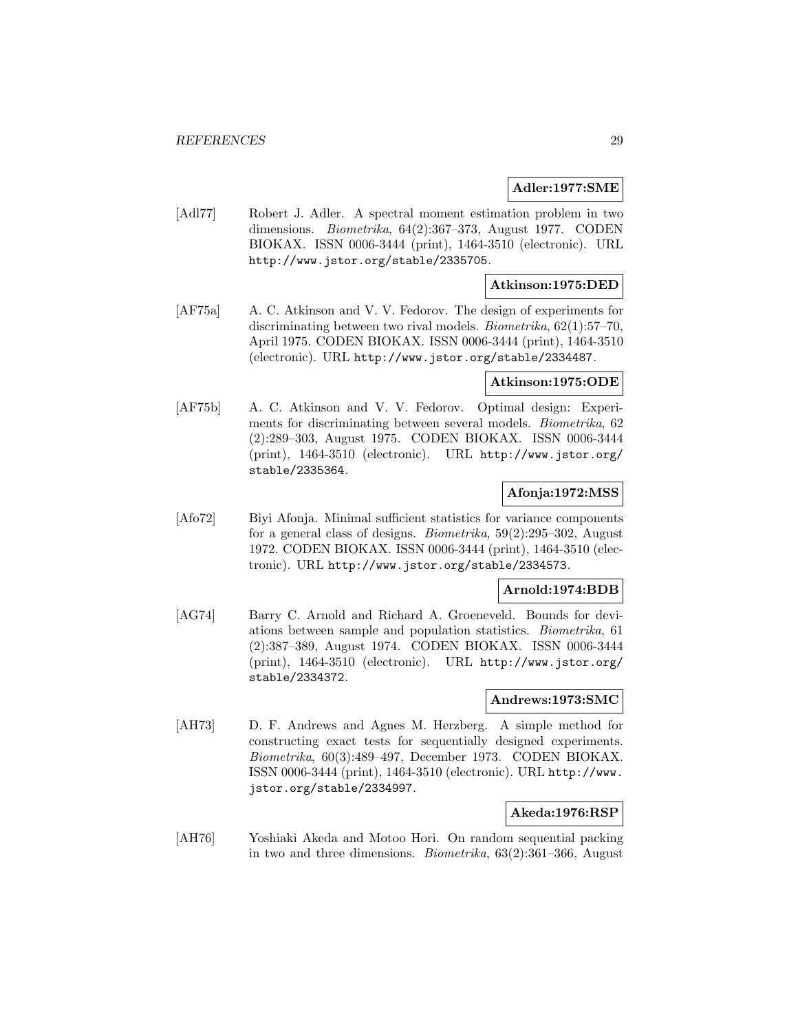**Adler:1977:SME**

[Adl77] Robert J. Adler. A spectral moment estimation problem in two dimensions. *Biometrika*, 64(2):367–373, August 1977. CODEN BIOKAX. ISSN 0006-3444 (print), 1464-3510 (electronic). URL http://www.jstor.org/stable/2335705.

**Atkinson:1975:DED**

[AF75a] A. C. Atkinson and V. V. Fedorov. The design of experiments for discriminating between two rival models. *Biometrika*, 62(1):57–70, April 1975. CODEN BIOKAX. ISSN 0006-3444 (print), 1464-3510 (electronic). URL http://www.jstor.org/stable/2334487.

**Atkinson:1975:ODE**

[AF75b] A. C. Atkinson and V. V. Fedorov. Optimal design: Experiments for discriminating between several models. *Biometrika*, 62 (2):289–303, August 1975. CODEN BIOKAX. ISSN 0006-3444 (print), 1464-3510 (electronic). URL http://www.jstor.org/stable/2335364.

**Afonja:1972:MSS**

[Afo72] Biyi Afonja. Minimal sufficient statistics for variance components for a general class of designs. *Biometrika*, 59(2):295–302, August 1972. CODEN BIOKAX. ISSN 0006-3444 (print), 1464-3510 (electronic). URL http://www.jstor.org/stable/2334573.

**Arnold:1974:BDB**

[AG74] Barry C. Arnold and Richard A. Groeneveld. Bounds for deviations between sample and population statistics. *Biometrika*, 61 (2):387–389, August 1974. CODEN BIOKAX. ISSN 0006-3444 (print), 1464-3510 (electronic). URL http://www.jstor.org/stable/2334372.

**Andrews:1973:SMC**

[AH73] D. F. Andrews and Agnes M. Herzberg. A simple method for constructing exact tests for sequentially designed experiments. *Biometrika*, 60(3):489–497, December 1973. CODEN BIOKAX. ISSN 0006-3444 (print), 1464-3510 (electronic). URL http://www.jstor.org/stable/2334997.

**Akeda:1976:RSP**

[AH76] Yoshiaki Akeda and Motoo Hori. On random sequential packing in two and three dimensions. *Biometrika*, 63(2):361–366, August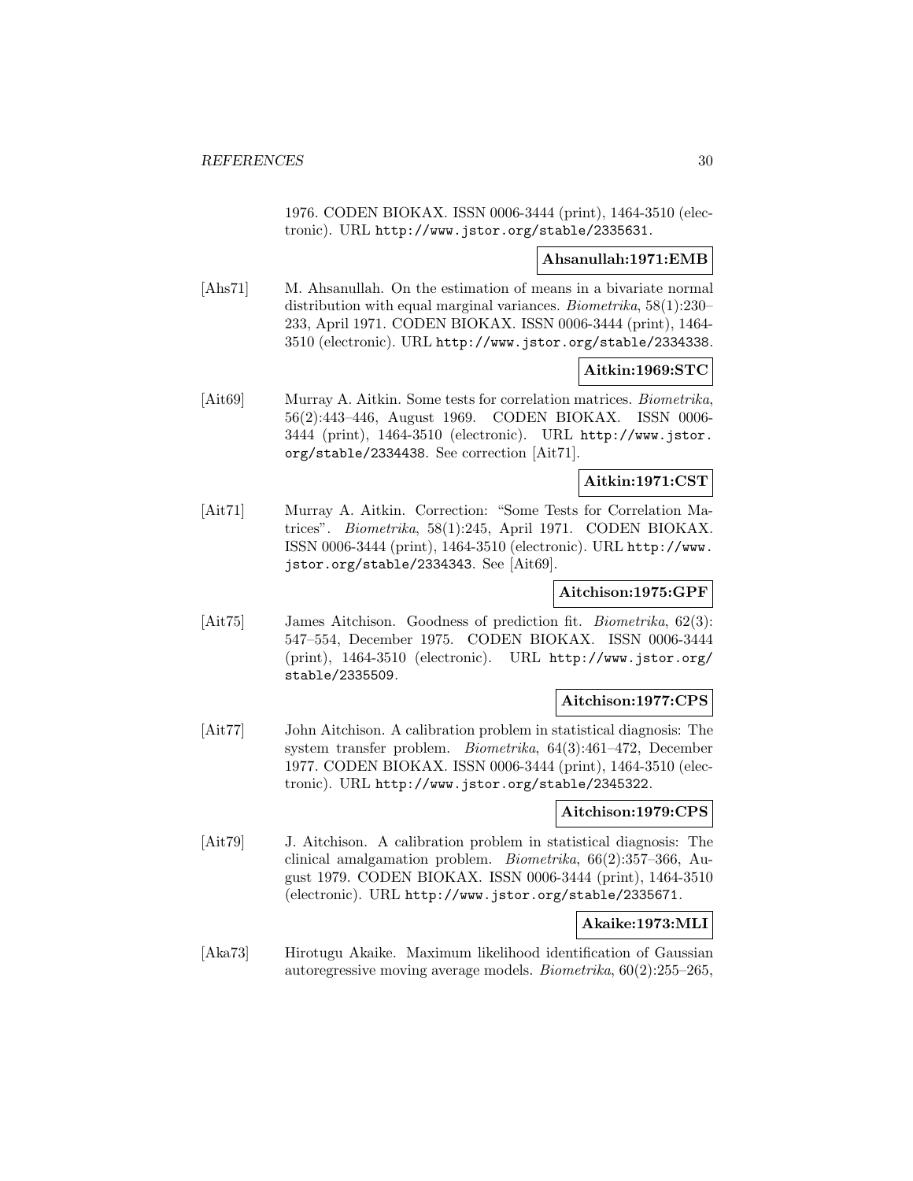1976. CODEN BIOKAX. ISSN 0006-3444 (print), 1464-3510 (electronic). URL http://www.jstor.org/stable/2335631.

**Ahsanullah:1971:EMB**

[Ahs71] M. Ahsanullah. On the estimation of means in a bivariate normal distribution with equal marginal variances. *Biometrika*, 58(1):230–233, April 1971. CODEN BIOKAX. ISSN 0006-3444 (print), 1464-3510 (electronic). URL http://www.jstor.org/stable/2334338.

**Aitkin:1969:STC**

[Ait69] Murray A. Aitkin. Some tests for correlation matrices. *Biometrika*, 56(2):443–446, August 1969. CODEN BIOKAX. ISSN 0006-3444 (print), 1464-3510 (electronic). URL http://www.jstor.org/stable/2334438. See correction [Ait71].

**Aitkin:1971:CST**

[Ait71] Murray A. Aitkin. Correction: "Some Tests for Correlation Matrices". *Biometrika*, 58(1):245, April 1971. CODEN BIOKAX. ISSN 0006-3444 (print), 1464-3510 (electronic). URL http://www.jstor.org/stable/2334343. See [Ait69].

**Aitchison:1975:GPF**

[Ait75] James Aitchison. Goodness of prediction fit. *Biometrika*, 62(3):547–554, December 1975. CODEN BIOKAX. ISSN 0006-3444 (print), 1464-3510 (electronic). URL http://www.jstor.org/stable/2335509.

**Aitchison:1977:CPS**

[Ait77] John Aitchison. A calibration problem in statistical diagnosis: The system transfer problem. *Biometrika*, 64(3):461–472, December 1977. CODEN BIOKAX. ISSN 0006-3444 (print), 1464-3510 (electronic). URL http://www.jstor.org/stable/2345322.

**Aitchison:1979:CPS**

[Ait79] J. Aitchison. A calibration problem in statistical diagnosis: The clinical amalgamation problem. *Biometrika*, 66(2):357–366, August 1979. CODEN BIOKAX. ISSN 0006-3444 (print), 1464-3510 (electronic). URL http://www.jstor.org/stable/2335671.

**Akaike:1973:MLI**

[Aka73] Hirotugu Akaike. Maximum likelihood identification of Gaussian autoregressive moving average models. *Biometrika*, 60(2):255–265,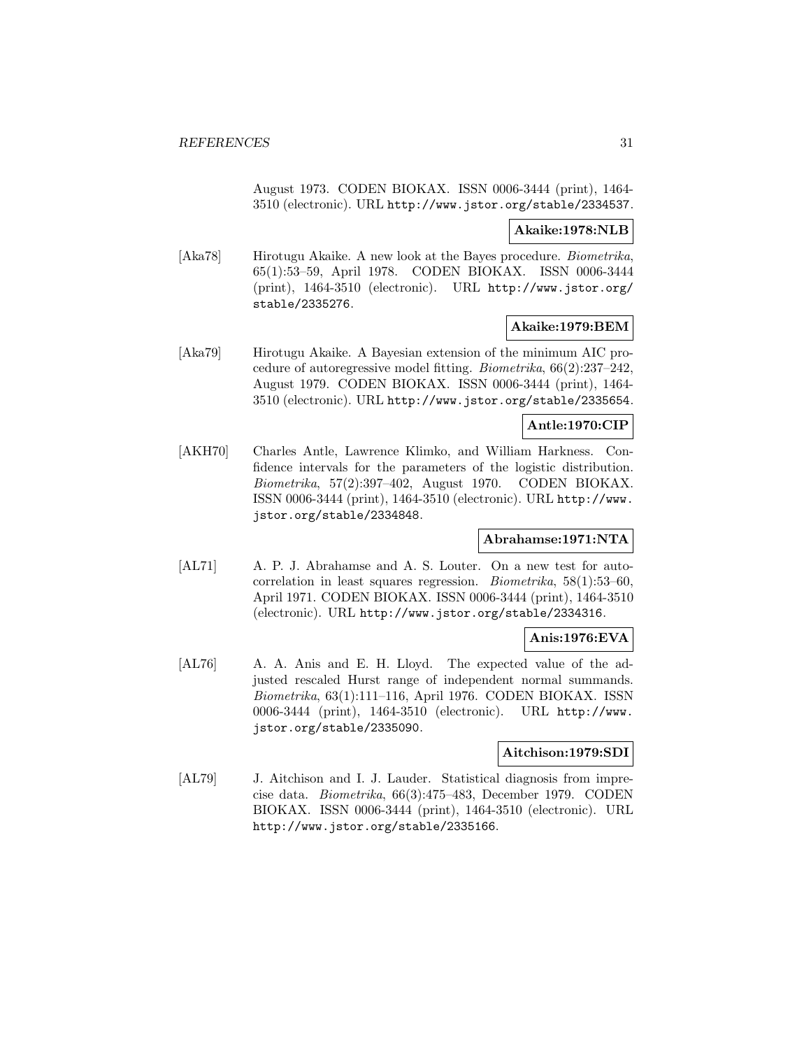August 1973. CODEN BIOKAX. ISSN 0006-3444 (print), 1464-3510 (electronic). URL http://www.jstor.org/stable/2334537.

**Akaike:1978:NLB**

[Aka78] Hirotugu Akaike. A new look at the Bayes procedure. *Biometrika*, 65(1):53–59, April 1978. CODEN BIOKAX. ISSN 0006-3444 (print), 1464-3510 (electronic). URL http://www.jstor.org/stable/2335276.

**Akaike:1979:BEM**

[Aka79] Hirotugu Akaike. A Bayesian extension of the minimum AIC procedure of autoregressive model fitting. *Biometrika*, 66(2):237–242, August 1979. CODEN BIOKAX. ISSN 0006-3444 (print), 1464-3510 (electronic). URL http://www.jstor.org/stable/2335654.

**Antle:1970:CIP**

[AKH70] Charles Antle, Lawrence Klimko, and William Harkness. Confidence intervals for the parameters of the logistic distribution. *Biometrika*, 57(2):397–402, August 1970. CODEN BIOKAX. ISSN 0006-3444 (print), 1464-3510 (electronic). URL http://www.jstor.org/stable/2334848.

**Abrahamse:1971:NTA**

[AL71] A. P. J. Abrahamse and A. S. Louter. On a new test for autocorrelation in least squares regression. *Biometrika*, 58(1):53–60, April 1971. CODEN BIOKAX. ISSN 0006-3444 (print), 1464-3510 (electronic). URL http://www.jstor.org/stable/2334316.

**Anis:1976:EVA**

[AL76] A. A. Anis and E. H. Lloyd. The expected value of the adjusted rescaled Hurst range of independent normal summands. *Biometrika*, 63(1):111–116, April 1976. CODEN BIOKAX. ISSN 0006-3444 (print), 1464-3510 (electronic). URL http://www.jstor.org/stable/2335090.

**Aitchison:1979:SDI**

[AL79] J. Aitchison and I. J. Lauder. Statistical diagnosis from imprecise data. *Biometrika*, 66(3):475–483, December 1979. CODEN BIOKAX. ISSN 0006-3444 (print), 1464-3510 (electronic). URL http://www.jstor.org/stable/2335166.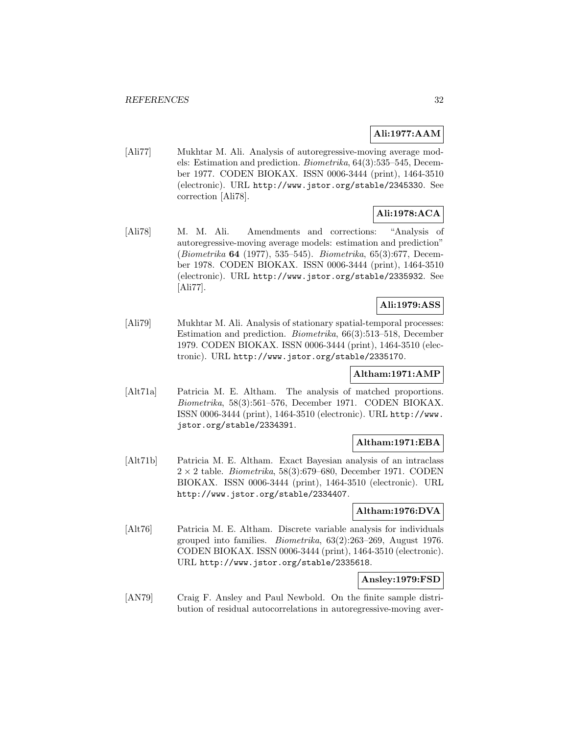**Ali:1977:AAM**

[Ali77] Mukhtar M. Ali. Analysis of autoregressive-moving average models: Estimation and prediction. *Biometrika*, 64(3):535–545, December 1977. CODEN BIOKAX. ISSN 0006-3444 (print), 1464-3510 (electronic). URL http://www.jstor.org/stable/2345330. See correction [Ali78].

**Ali:1978:ACA**

[Ali78] M. M. Ali. Amendments and corrections: "Analysis of autoregressive-moving average models: estimation and prediction" (*Biometrika* **64** (1977), 535–545). *Biometrika*, 65(3):677, December 1978. CODEN BIOKAX. ISSN 0006-3444 (print), 1464-3510 (electronic). URL http://www.jstor.org/stable/2335932. See [Ali77].

**Ali:1979:ASS**

[Ali79] Mukhtar M. Ali. Analysis of stationary spatial-temporal processes: Estimation and prediction. *Biometrika*, 66(3):513–518, December 1979. CODEN BIOKAX. ISSN 0006-3444 (print), 1464-3510 (electronic). URL http://www.jstor.org/stable/2335170.

**Altham:1971:AMP**

[Alt71a] Patricia M. E. Altham. The analysis of matched proportions. *Biometrika*, 58(3):561–576, December 1971. CODEN BIOKAX. ISSN 0006-3444 (print), 1464-3510 (electronic). URL http://www.jstor.org/stable/2334391.

**Altham:1971:EBA**

[Alt71b] Patricia M. E. Altham. Exact Bayesian analysis of an intraclass $2 \times 2$ table. *Biometrika*, 58(3):679–680, December 1971. CODEN BIOKAX. ISSN 0006-3444 (print), 1464-3510 (electronic). URL http://www.jstor.org/stable/2334407.

**Altham:1976:DVA**

[Alt76] Patricia M. E. Altham. Discrete variable analysis for individuals grouped into families. *Biometrika*, 63(2):263–269, August 1976. CODEN BIOKAX. ISSN 0006-3444 (print), 1464-3510 (electronic). URL http://www.jstor.org/stable/2335618.

**Ansley:1979:FSD**

[AN79] Craig F. Ansley and Paul Newbold. On the finite sample distribution of residual autocorrelations in autoregressive-moving aver-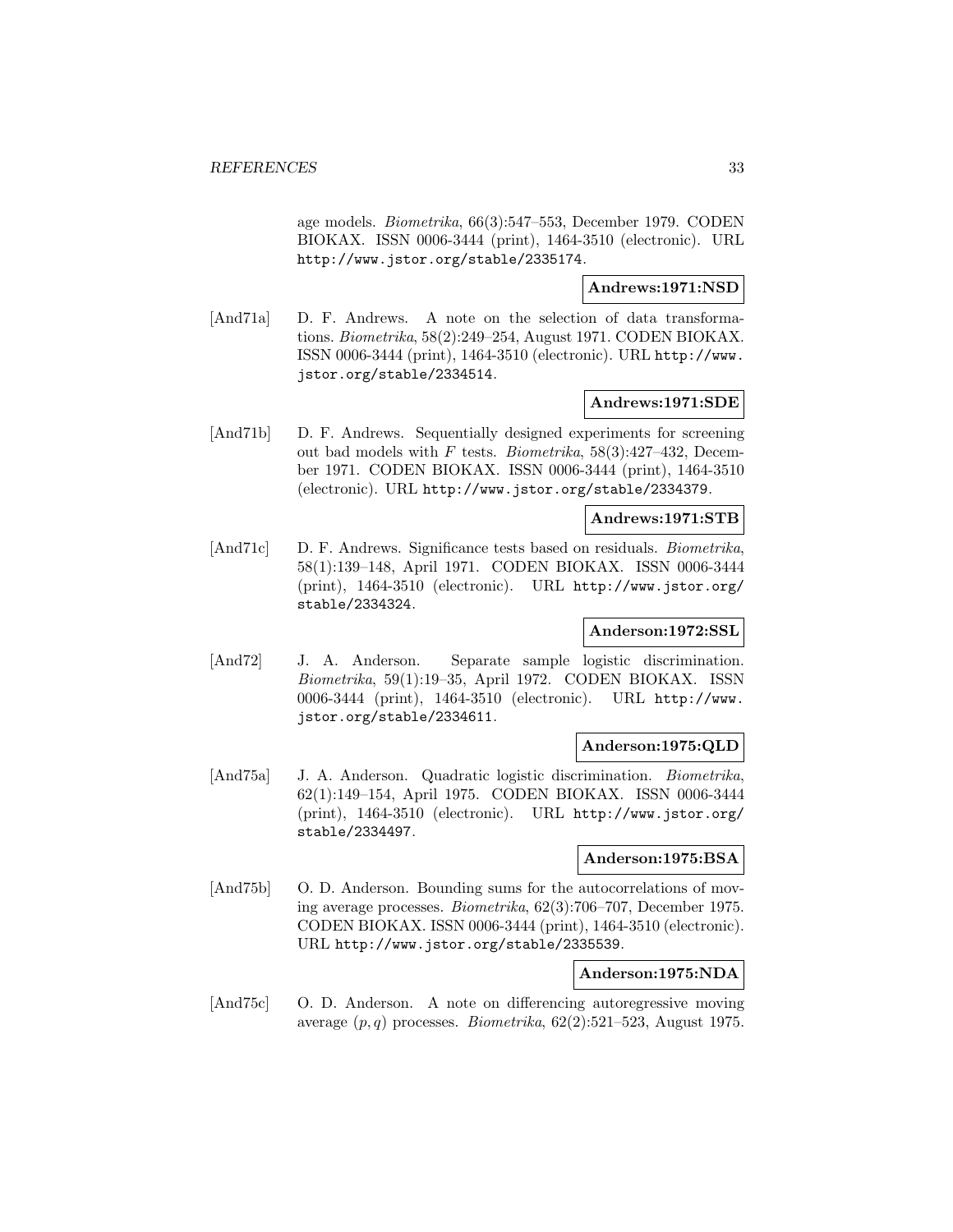age models. *Biometrika*, 66(3):547–553, December 1979. CODEN BIOKAX. ISSN 0006-3444 (print), 1464-3510 (electronic). URL http://www.jstor.org/stable/2335174.

**Andrews:1971:NSD**

[And71a] D. F. Andrews. A note on the selection of data transformations. *Biometrika*, 58(2):249–254, August 1971. CODEN BIOKAX. ISSN 0006-3444 (print), 1464-3510 (electronic). URL http://www.jstor.org/stable/2334514.

**Andrews:1971:SDE**

[And71b] D. F. Andrews. Sequentially designed experiments for screening out bad models with $F$ tests. *Biometrika*, 58(3):427–432, December 1971. CODEN BIOKAX. ISSN 0006-3444 (print), 1464-3510 (electronic). URL http://www.jstor.org/stable/2334379.

**Andrews:1971:STB**

[And71c] D. F. Andrews. Significance tests based on residuals. *Biometrika*, 58(1):139–148, April 1971. CODEN BIOKAX. ISSN 0006-3444 (print), 1464-3510 (electronic). URL http://www.jstor.org/stable/2334324.

**Anderson:1972:SSL**

[And72] J. A. Anderson. Separate sample logistic discrimination. *Biometrika*, 59(1):19–35, April 1972. CODEN BIOKAX. ISSN 0006-3444 (print), 1464-3510 (electronic). URL http://www.jstor.org/stable/2334611.

**Anderson:1975:QLD**

[And75a] J. A. Anderson. Quadratic logistic discrimination. *Biometrika*, 62(1):149–154, April 1975. CODEN BIOKAX. ISSN 0006-3444 (print), 1464-3510 (electronic). URL http://www.jstor.org/stable/2334497.

**Anderson:1975:BSA**

[And75b] O. D. Anderson. Bounding sums for the autocorrelations of moving average processes. *Biometrika*, 62(3):706–707, December 1975. CODEN BIOKAX. ISSN 0006-3444 (print), 1464-3510 (electronic). URL http://www.jstor.org/stable/2335539.

**Anderson:1975:NDA**

[And75c] O. D. Anderson. A note on differencing autoregressive moving average $(p, q)$ processes. *Biometrika*, 62(2):521–523, August 1975.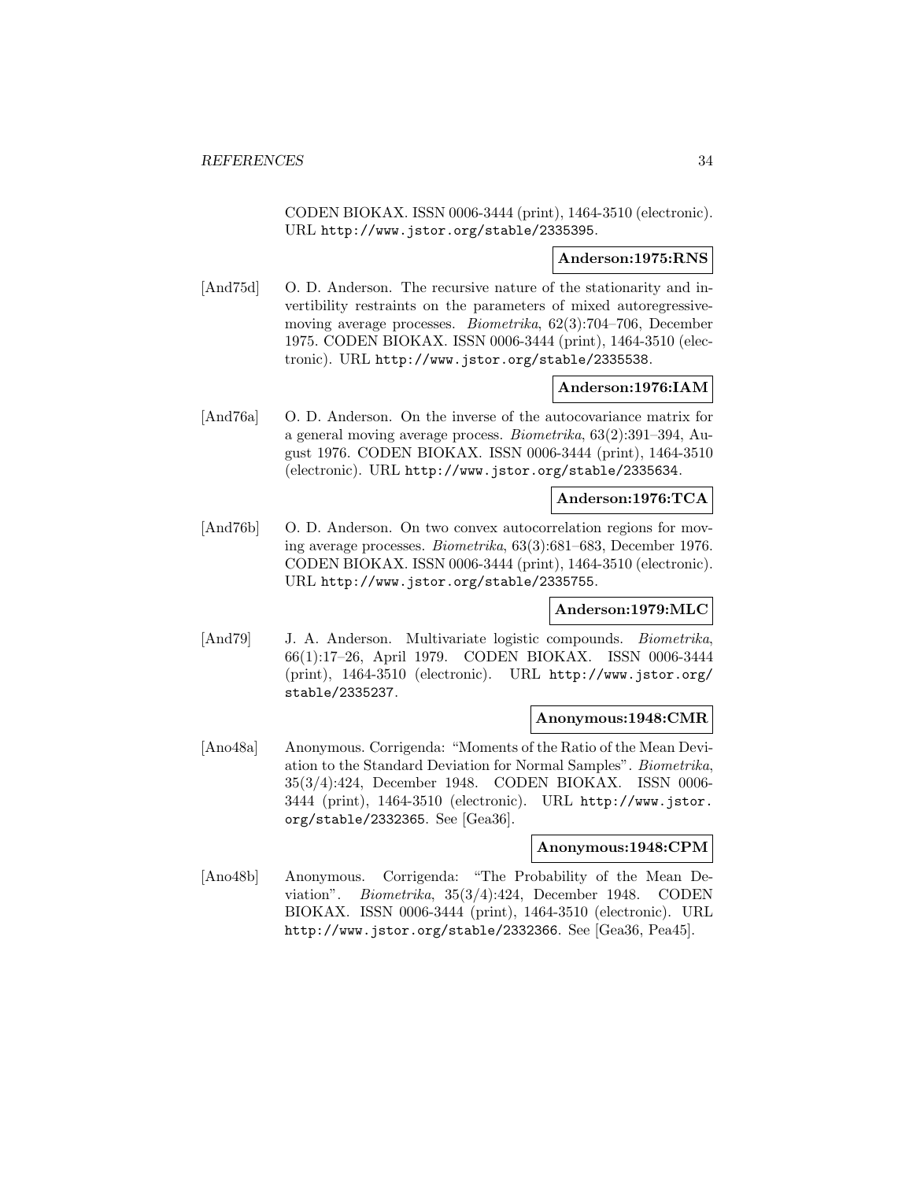CODEN BIOKAX. ISSN 0006-3444 (print), 1464-3510 (electronic). URL http://www.jstor.org/stable/2335395.

**Anderson:1975:RNS**

[And75d] O. D. Anderson. The recursive nature of the stationarity and invertibility restraints on the parameters of mixed autoregressive-moving average processes. *Biometrika*, 62(3):704–706, December 1975. CODEN BIOKAX. ISSN 0006-3444 (print), 1464-3510 (electronic). URL http://www.jstor.org/stable/2335538.

**Anderson:1976:IAM**

[And76a] O. D. Anderson. On the inverse of the autocovariance matrix for a general moving average process. *Biometrika*, 63(2):391–394, August 1976. CODEN BIOKAX. ISSN 0006-3444 (print), 1464-3510 (electronic). URL http://www.jstor.org/stable/2335634.

**Anderson:1976:TCA**

[And76b] O. D. Anderson. On two convex autocorrelation regions for moving average processes. *Biometrika*, 63(3):681–683, December 1976. CODEN BIOKAX. ISSN 0006-3444 (print), 1464-3510 (electronic). URL http://www.jstor.org/stable/2335755.

**Anderson:1979:MLC**

[And79] J. A. Anderson. Multivariate logistic compounds. *Biometrika*, 66(1):17–26, April 1979. CODEN BIOKAX. ISSN 0006-3444 (print), 1464-3510 (electronic). URL http://www.jstor.org/stable/2335237.

**Anonymous:1948:CMR**

[Ano48a] Anonymous. Corrigenda: "Moments of the Ratio of the Mean Deviation to the Standard Deviation for Normal Samples". *Biometrika*, 35(3/4):424, December 1948. CODEN BIOKAX. ISSN 0006-3444 (print), 1464-3510 (electronic). URL http://www.jstor.org/stable/2332365. See [Gea36].

**Anonymous:1948:CPM**

[Ano48b] Anonymous. Corrigenda: "The Probability of the Mean Deviation". *Biometrika*, 35(3/4):424, December 1948. CODEN BIOKAX. ISSN 0006-3444 (print), 1464-3510 (electronic). URL http://www.jstor.org/stable/2332366. See [Gea36, Pea45].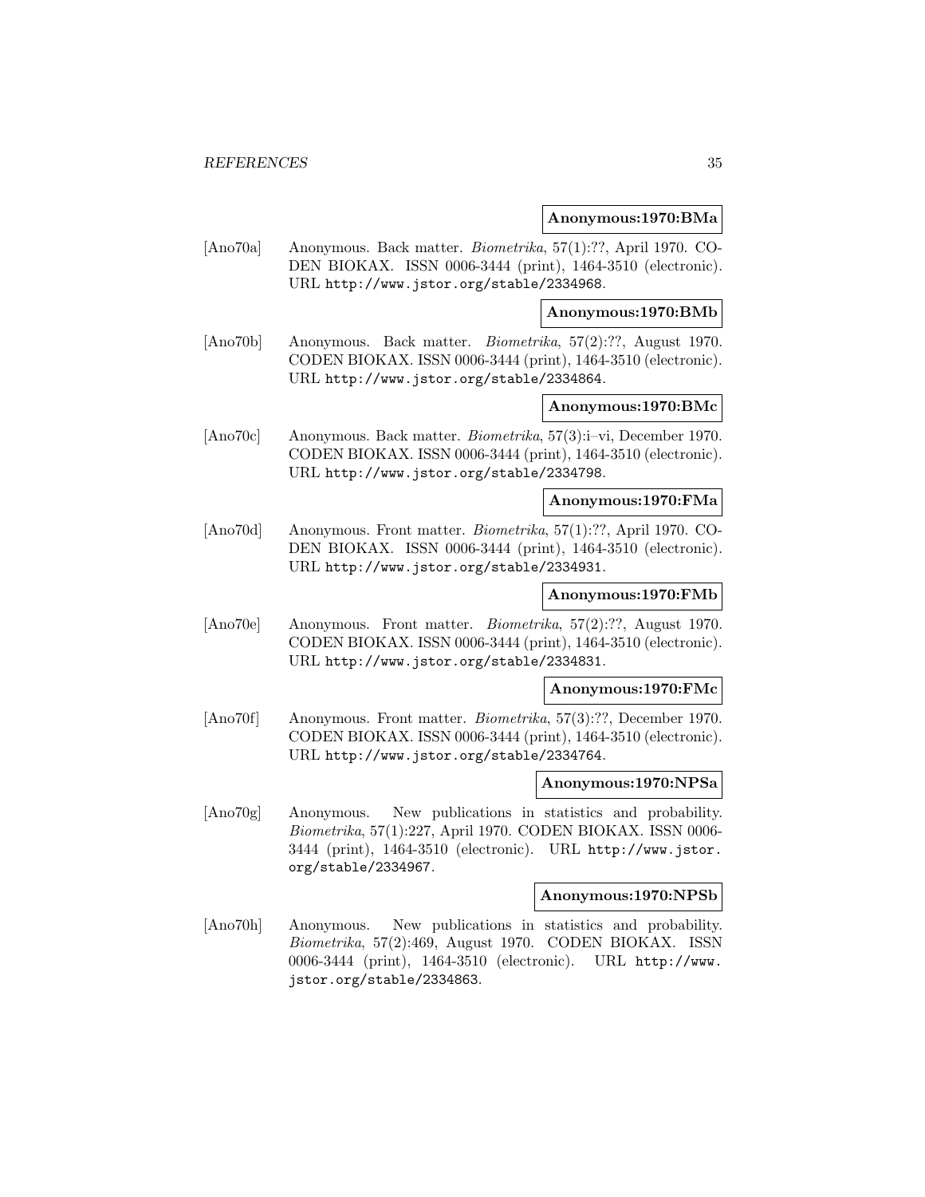**Anonymous:1970:BMa**

[Ano70a] Anonymous. Back matter. *Biometrika*, 57(1):??, April 1970. CODEN BIOKAX. ISSN 0006-3444 (print), 1464-3510 (electronic). URL http://www.jstor.org/stable/2334968.

**Anonymous:1970:BMb**

[Ano70b] Anonymous. Back matter. *Biometrika*, 57(2):??, August 1970. CODEN BIOKAX. ISSN 0006-3444 (print), 1464-3510 (electronic). URL http://www.jstor.org/stable/2334864.

**Anonymous:1970:BMc**

[Ano70c] Anonymous. Back matter. *Biometrika*, 57(3):i–vi, December 1970. CODEN BIOKAX. ISSN 0006-3444 (print), 1464-3510 (electronic). URL http://www.jstor.org/stable/2334798.

**Anonymous:1970:FMa**

[Ano70d] Anonymous. Front matter. *Biometrika*, 57(1):??, April 1970. CODEN BIOKAX. ISSN 0006-3444 (print), 1464-3510 (electronic). URL http://www.jstor.org/stable/2334931.

**Anonymous:1970:FMb**

[Ano70e] Anonymous. Front matter. *Biometrika*, 57(2):??, August 1970. CODEN BIOKAX. ISSN 0006-3444 (print), 1464-3510 (electronic). URL http://www.jstor.org/stable/2334831.

**Anonymous:1970:FMc**

[Ano70f] Anonymous. Front matter. *Biometrika*, 57(3):??, December 1970. CODEN BIOKAX. ISSN 0006-3444 (print), 1464-3510 (electronic). URL http://www.jstor.org/stable/2334764.

**Anonymous:1970:NPSa**

[Ano70g] Anonymous. New publications in statistics and probability. *Biometrika*, 57(1):227, April 1970. CODEN BIOKAX. ISSN 0006-3444 (print), 1464-3510 (electronic). URL http://www.jstor.org/stable/2334967.

**Anonymous:1970:NPSb**

[Ano70h] Anonymous. New publications in statistics and probability. *Biometrika*, 57(2):469, August 1970. CODEN BIOKAX. ISSN 0006-3444 (print), 1464-3510 (electronic). URL http://www.jstor.org/stable/2334863.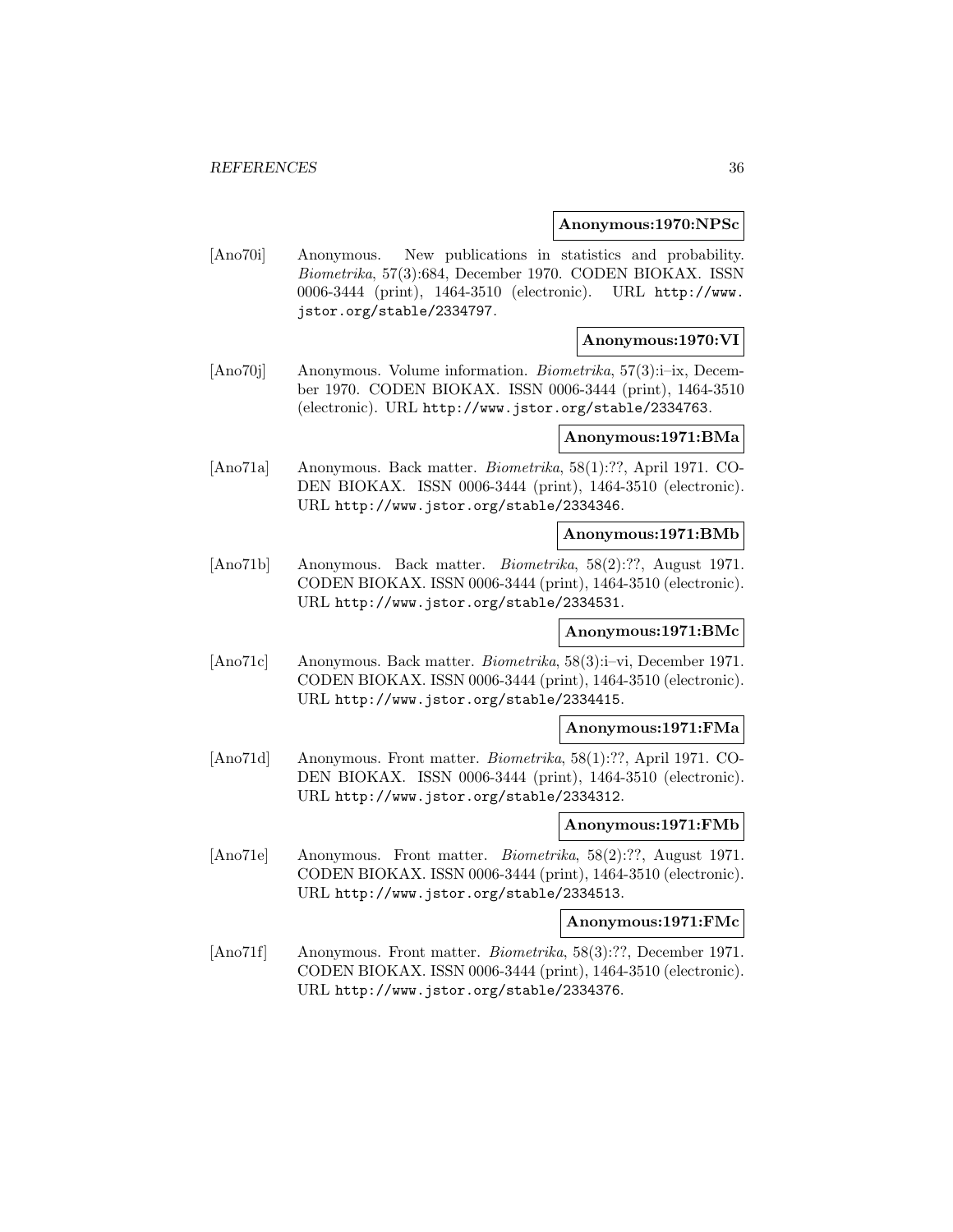**Anonymous:1970:NPSc**

[Ano70i] Anonymous. New publications in statistics and probability. *Biometrika*, 57(3):684, December 1970. CODEN BIOKAX. ISSN 0006-3444 (print), 1464-3510 (electronic). URL http://www.jstor.org/stable/2334797.

**Anonymous:1970:VI**

[Ano70j] Anonymous. Volume information. *Biometrika*, 57(3):i–ix, December 1970. CODEN BIOKAX. ISSN 0006-3444 (print), 1464-3510 (electronic). URL http://www.jstor.org/stable/2334763.

**Anonymous:1971:BMa**

[Ano71a] Anonymous. Back matter. *Biometrika*, 58(1):??, April 1971. CODEN BIOKAX. ISSN 0006-3444 (print), 1464-3510 (electronic). URL http://www.jstor.org/stable/2334346.

**Anonymous:1971:BMb**

[Ano71b] Anonymous. Back matter. *Biometrika*, 58(2):??, August 1971. CODEN BIOKAX. ISSN 0006-3444 (print), 1464-3510 (electronic). URL http://www.jstor.org/stable/2334531.

**Anonymous:1971:BMc**

[Ano71c] Anonymous. Back matter. *Biometrika*, 58(3):i–vi, December 1971. CODEN BIOKAX. ISSN 0006-3444 (print), 1464-3510 (electronic). URL http://www.jstor.org/stable/2334415.

**Anonymous:1971:FMa**

[Ano71d] Anonymous. Front matter. *Biometrika*, 58(1):??, April 1971. CODEN BIOKAX. ISSN 0006-3444 (print), 1464-3510 (electronic). URL http://www.jstor.org/stable/2334312.

**Anonymous:1971:FMb**

[Ano71e] Anonymous. Front matter. *Biometrika*, 58(2):??, August 1971. CODEN BIOKAX. ISSN 0006-3444 (print), 1464-3510 (electronic). URL http://www.jstor.org/stable/2334513.

**Anonymous:1971:FMc**

[Ano71f] Anonymous. Front matter. *Biometrika*, 58(3):??, December 1971. CODEN BIOKAX. ISSN 0006-3444 (print), 1464-3510 (electronic). URL http://www.jstor.org/stable/2334376.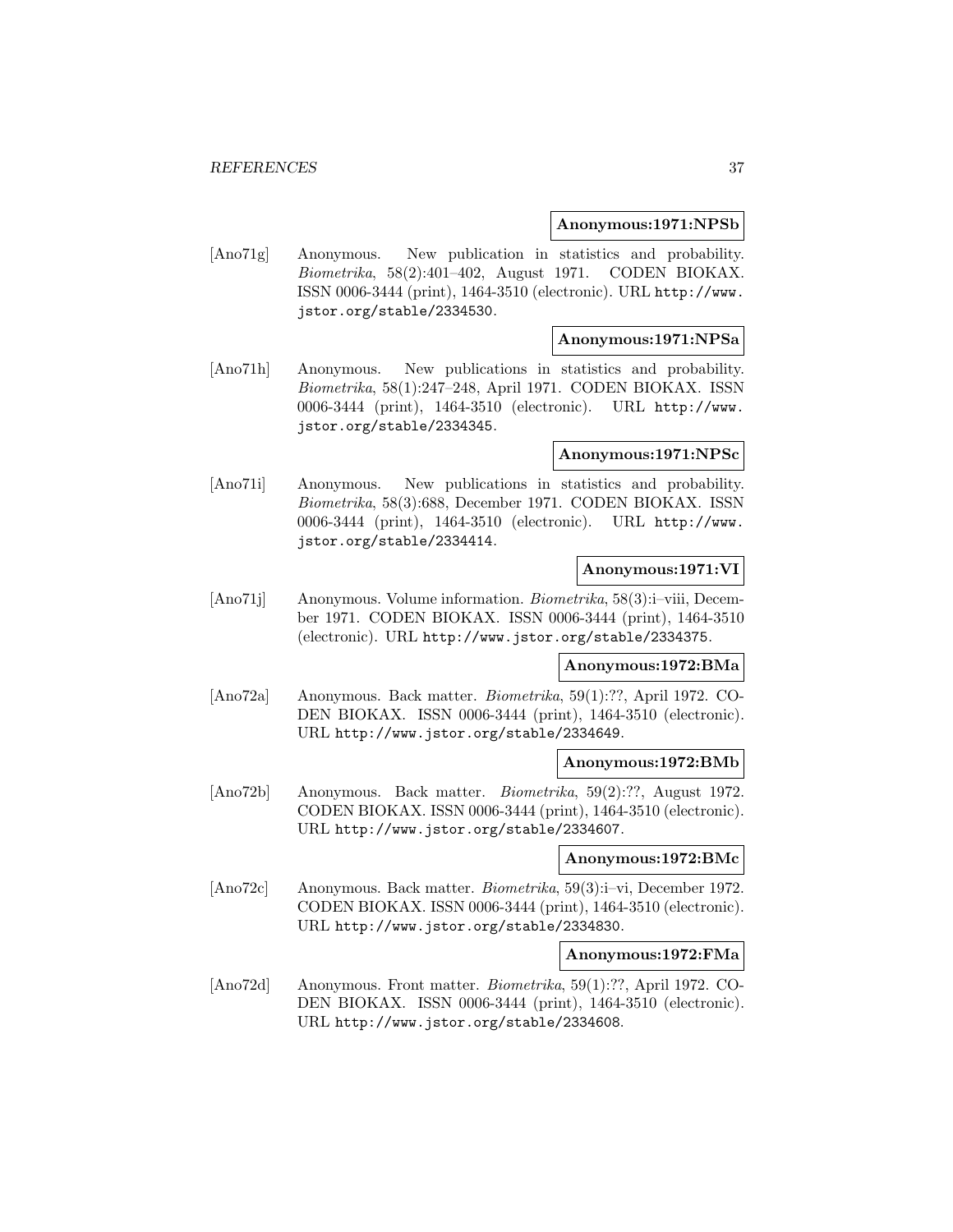**Anonymous:1971:NPSb**

[Ano71g] Anonymous. New publication in statistics and probability. *Biometrika*, 58(2):401–402, August 1971. CODEN BIOKAX. ISSN 0006-3444 (print), 1464-3510 (electronic). URL http://www.jstor.org/stable/2334530.

**Anonymous:1971:NPSa**

[Ano71h] Anonymous. New publications in statistics and probability. *Biometrika*, 58(1):247–248, April 1971. CODEN BIOKAX. ISSN 0006-3444 (print), 1464-3510 (electronic). URL http://www.jstor.org/stable/2334345.

**Anonymous:1971:NPSc**

[Ano71i] Anonymous. New publications in statistics and probability. *Biometrika*, 58(3):688, December 1971. CODEN BIOKAX. ISSN 0006-3444 (print), 1464-3510 (electronic). URL http://www.jstor.org/stable/2334414.

**Anonymous:1971:VI**

[Ano71j] Anonymous. Volume information. *Biometrika*, 58(3):i–viii, December 1971. CODEN BIOKAX. ISSN 0006-3444 (print), 1464-3510 (electronic). URL http://www.jstor.org/stable/2334375.

**Anonymous:1972:BMa**

[Ano72a] Anonymous. Back matter. *Biometrika*, 59(1):??, April 1972. CODEN BIOKAX. ISSN 0006-3444 (print), 1464-3510 (electronic). URL http://www.jstor.org/stable/2334649.

**Anonymous:1972:BMb**

[Ano72b] Anonymous. Back matter. *Biometrika*, 59(2):??, August 1972. CODEN BIOKAX. ISSN 0006-3444 (print), 1464-3510 (electronic). URL http://www.jstor.org/stable/2334607.

**Anonymous:1972:BMc**

[Ano72c] Anonymous. Back matter. *Biometrika*, 59(3):i–vi, December 1972. CODEN BIOKAX. ISSN 0006-3444 (print), 1464-3510 (electronic). URL http://www.jstor.org/stable/2334830.

**Anonymous:1972:FMa**

[Ano72d] Anonymous. Front matter. *Biometrika*, 59(1):??, April 1972. CODEN BIOKAX. ISSN 0006-3444 (print), 1464-3510 (electronic). URL http://www.jstor.org/stable/2334608.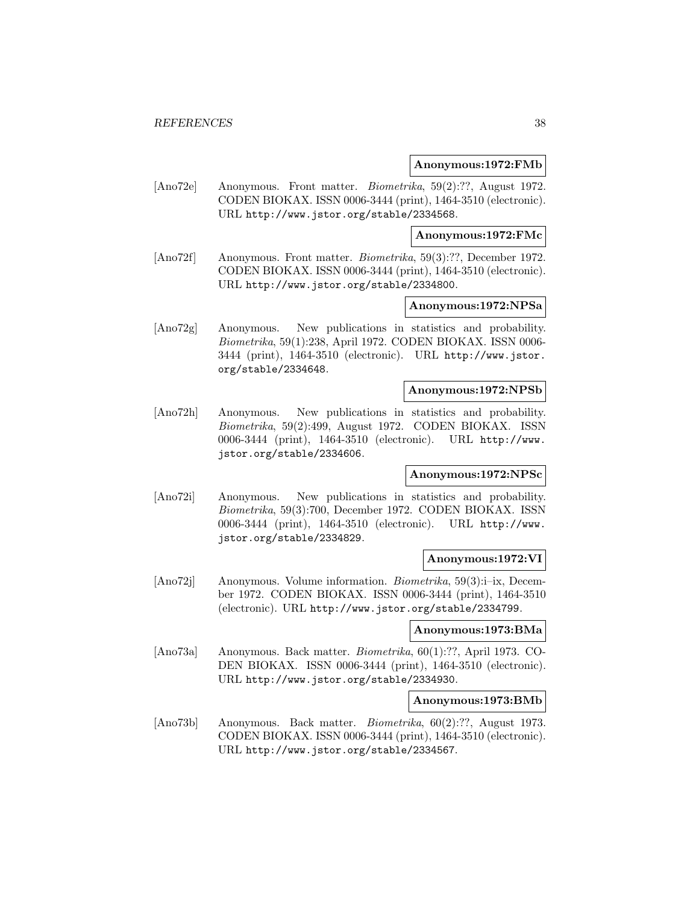**Anonymous:1972:FMb**

[Ano72e] Anonymous. Front matter. *Biometrika*, 59(2):??, August 1972. CODEN BIOKAX. ISSN 0006-3444 (print), 1464-3510 (electronic). URL http://www.jstor.org/stable/2334568.

**Anonymous:1972:FMc**

[Ano72f] Anonymous. Front matter. *Biometrika*, 59(3):??, December 1972. CODEN BIOKAX. ISSN 0006-3444 (print), 1464-3510 (electronic). URL http://www.jstor.org/stable/2334800.

**Anonymous:1972:NPSa**

[Ano72g] Anonymous. New publications in statistics and probability. *Biometrika*, 59(1):238, April 1972. CODEN BIOKAX. ISSN 0006-3444 (print), 1464-3510 (electronic). URL http://www.jstor.org/stable/2334648.

**Anonymous:1972:NPSb**

[Ano72h] Anonymous. New publications in statistics and probability. *Biometrika*, 59(2):499, August 1972. CODEN BIOKAX. ISSN 0006-3444 (print), 1464-3510 (electronic). URL http://www.jstor.org/stable/2334606.

**Anonymous:1972:NPSc**

[Ano72i] Anonymous. New publications in statistics and probability. *Biometrika*, 59(3):700, December 1972. CODEN BIOKAX. ISSN 0006-3444 (print), 1464-3510 (electronic). URL http://www.jstor.org/stable/2334829.

**Anonymous:1972:VI**

[Ano72j] Anonymous. Volume information. *Biometrika*, 59(3):i–ix, December 1972. CODEN BIOKAX. ISSN 0006-3444 (print), 1464-3510 (electronic). URL http://www.jstor.org/stable/2334799.

**Anonymous:1973:BMa**

[Ano73a] Anonymous. Back matter. *Biometrika*, 60(1):??, April 1973. CODEN BIOKAX. ISSN 0006-3444 (print), 1464-3510 (electronic). URL http://www.jstor.org/stable/2334930.

**Anonymous:1973:BMb**

[Ano73b] Anonymous. Back matter. *Biometrika*, 60(2):??, August 1973. CODEN BIOKAX. ISSN 0006-3444 (print), 1464-3510 (electronic). URL http://www.jstor.org/stable/2334567.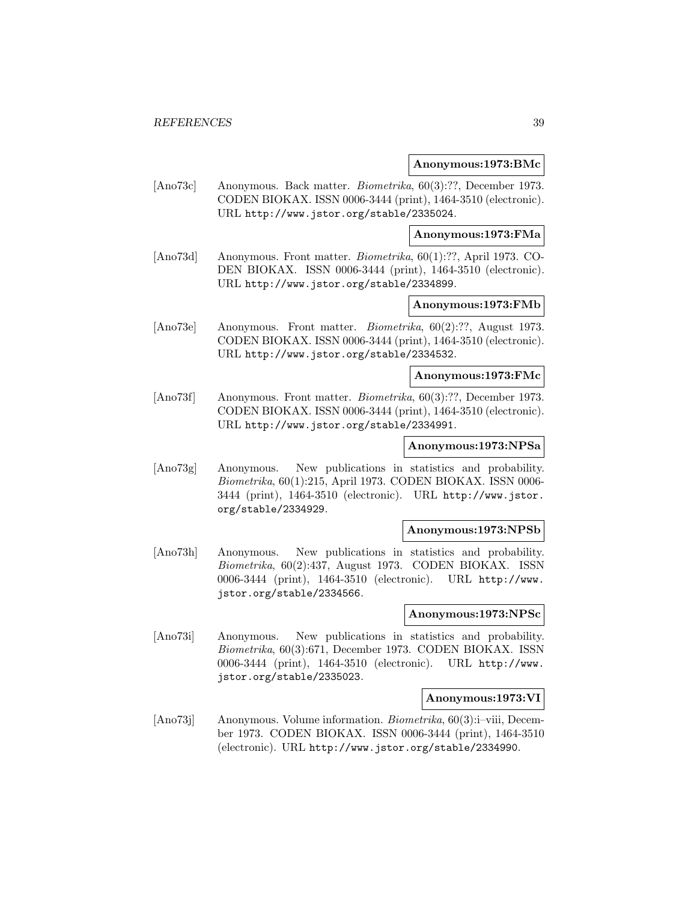**Anonymous:1973:BMc**

[Ano73c] Anonymous. Back matter. *Biometrika*, 60(3):??, December 1973. CODEN BIOKAX. ISSN 0006-3444 (print), 1464-3510 (electronic). URL http://www.jstor.org/stable/2335024.

**Anonymous:1973:FMa**

[Ano73d] Anonymous. Front matter. *Biometrika*, 60(1):??, April 1973. CODEN BIOKAX. ISSN 0006-3444 (print), 1464-3510 (electronic). URL http://www.jstor.org/stable/2334899.

**Anonymous:1973:FMb**

[Ano73e] Anonymous. Front matter. *Biometrika*, 60(2):??, August 1973. CODEN BIOKAX. ISSN 0006-3444 (print), 1464-3510 (electronic). URL http://www.jstor.org/stable/2334532.

**Anonymous:1973:FMc**

[Ano73f] Anonymous. Front matter. *Biometrika*, 60(3):??, December 1973. CODEN BIOKAX. ISSN 0006-3444 (print), 1464-3510 (electronic). URL http://www.jstor.org/stable/2334991.

**Anonymous:1973:NPSa**

[Ano73g] Anonymous. New publications in statistics and probability. *Biometrika*, 60(1):215, April 1973. CODEN BIOKAX. ISSN 0006-3444 (print), 1464-3510 (electronic). URL http://www.jstor.org/stable/2334929.

**Anonymous:1973:NPSb**

[Ano73h] Anonymous. New publications in statistics and probability. *Biometrika*, 60(2):437, August 1973. CODEN BIOKAX. ISSN 0006-3444 (print), 1464-3510 (electronic). URL http://www.jstor.org/stable/2334566.

**Anonymous:1973:NPSc**

[Ano73i] Anonymous. New publications in statistics and probability. *Biometrika*, 60(3):671, December 1973. CODEN BIOKAX. ISSN 0006-3444 (print), 1464-3510 (electronic). URL http://www.jstor.org/stable/2335023.

**Anonymous:1973:VI**

[Ano73j] Anonymous. Volume information. *Biometrika*, 60(3):i–viii, December 1973. CODEN BIOKAX. ISSN 0006-3444 (print), 1464-3510 (electronic). URL http://www.jstor.org/stable/2334990.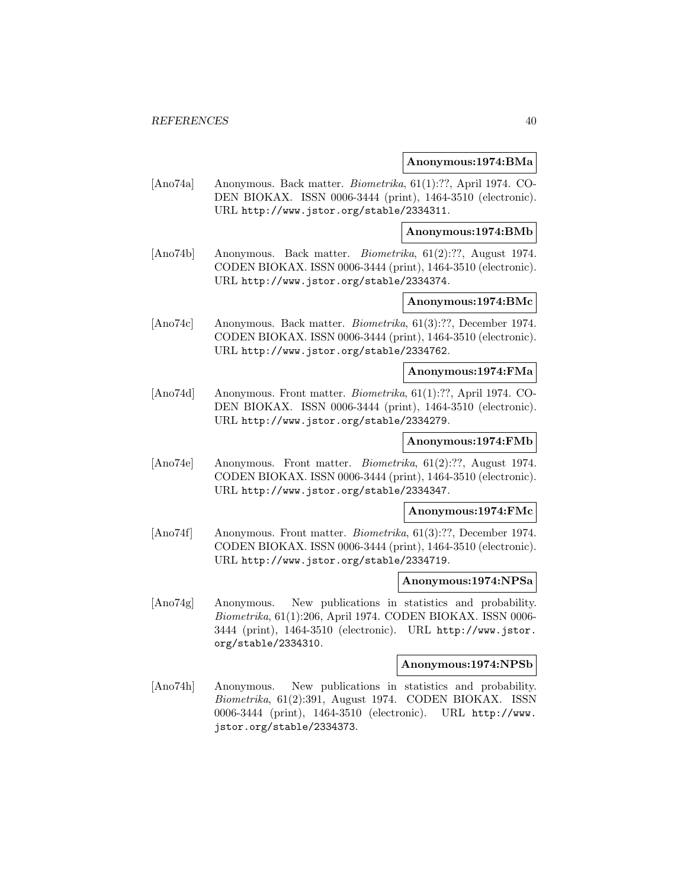**Anonymous:1974:BMa**

[Ano74a] Anonymous. Back matter. *Biometrika*, 61(1):??, April 1974. CODEN BIOKAX. ISSN 0006-3444 (print), 1464-3510 (electronic). URL http://www.jstor.org/stable/2334311.

**Anonymous:1974:BMb**

[Ano74b] Anonymous. Back matter. *Biometrika*, 61(2):??, August 1974. CODEN BIOKAX. ISSN 0006-3444 (print), 1464-3510 (electronic). URL http://www.jstor.org/stable/2334374.

**Anonymous:1974:BMc**

[Ano74c] Anonymous. Back matter. *Biometrika*, 61(3):??, December 1974. CODEN BIOKAX. ISSN 0006-3444 (print), 1464-3510 (electronic). URL http://www.jstor.org/stable/2334762.

**Anonymous:1974:FMa**

[Ano74d] Anonymous. Front matter. *Biometrika*, 61(1):??, April 1974. CODEN BIOKAX. ISSN 0006-3444 (print), 1464-3510 (electronic). URL http://www.jstor.org/stable/2334279.

**Anonymous:1974:FMb**

[Ano74e] Anonymous. Front matter. *Biometrika*, 61(2):??, August 1974. CODEN BIOKAX. ISSN 0006-3444 (print), 1464-3510 (electronic). URL http://www.jstor.org/stable/2334347.

**Anonymous:1974:FMc**

[Ano74f] Anonymous. Front matter. *Biometrika*, 61(3):??, December 1974. CODEN BIOKAX. ISSN 0006-3444 (print), 1464-3510 (electronic). URL http://www.jstor.org/stable/2334719.

**Anonymous:1974:NPSa**

[Ano74g] Anonymous. New publications in statistics and probability. *Biometrika*, 61(1):206, April 1974. CODEN BIOKAX. ISSN 0006-3444 (print), 1464-3510 (electronic). URL http://www.jstor.org/stable/2334310.

**Anonymous:1974:NPSb**

[Ano74h] Anonymous. New publications in statistics and probability. *Biometrika*, 61(2):391, August 1974. CODEN BIOKAX. ISSN 0006-3444 (print), 1464-3510 (electronic). URL http://www.jstor.org/stable/2334373.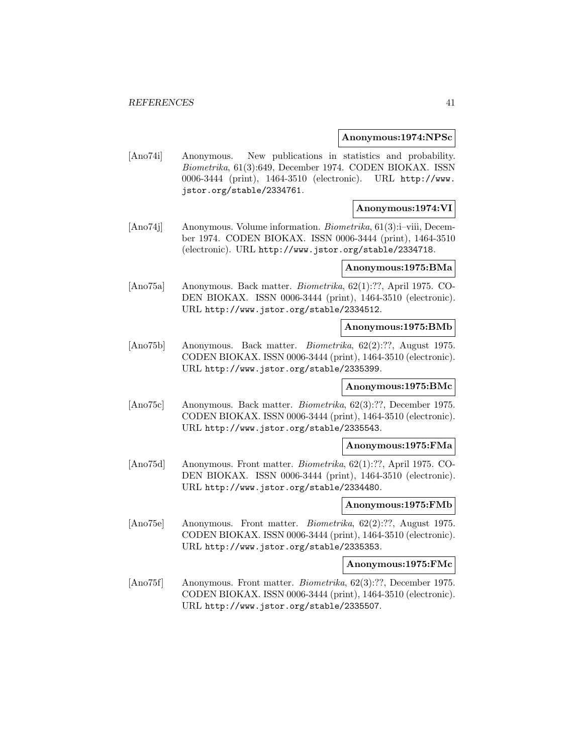**Anonymous:1974:NPSc**

[Ano74i] Anonymous. New publications in statistics and probability. *Biometrika*, 61(3):649, December 1974. CODEN BIOKAX. ISSN 0006-3444 (print), 1464-3510 (electronic). URL http://www.jstor.org/stable/2334761.

**Anonymous:1974:VI**

[Ano74j] Anonymous. Volume information. *Biometrika*, 61(3):i–viii, December 1974. CODEN BIOKAX. ISSN 0006-3444 (print), 1464-3510 (electronic). URL http://www.jstor.org/stable/2334718.

**Anonymous:1975:BMa**

[Ano75a] Anonymous. Back matter. *Biometrika*, 62(1):??, April 1975. CODEN BIOKAX. ISSN 0006-3444 (print), 1464-3510 (electronic). URL http://www.jstor.org/stable/2334512.

**Anonymous:1975:BMb**

[Ano75b] Anonymous. Back matter. *Biometrika*, 62(2):??, August 1975. CODEN BIOKAX. ISSN 0006-3444 (print), 1464-3510 (electronic). URL http://www.jstor.org/stable/2335399.

**Anonymous:1975:BMc**

[Ano75c] Anonymous. Back matter. *Biometrika*, 62(3):??, December 1975. CODEN BIOKAX. ISSN 0006-3444 (print), 1464-3510 (electronic). URL http://www.jstor.org/stable/2335543.

**Anonymous:1975:FMa**

[Ano75d] Anonymous. Front matter. *Biometrika*, 62(1):??, April 1975. CODEN BIOKAX. ISSN 0006-3444 (print), 1464-3510 (electronic). URL http://www.jstor.org/stable/2334480.

**Anonymous:1975:FMb**

[Ano75e] Anonymous. Front matter. *Biometrika*, 62(2):??, August 1975. CODEN BIOKAX. ISSN 0006-3444 (print), 1464-3510 (electronic). URL http://www.jstor.org/stable/2335353.

**Anonymous:1975:FMc**

[Ano75f] Anonymous. Front matter. *Biometrika*, 62(3):??, December 1975. CODEN BIOKAX. ISSN 0006-3444 (print), 1464-3510 (electronic). URL http://www.jstor.org/stable/2335507.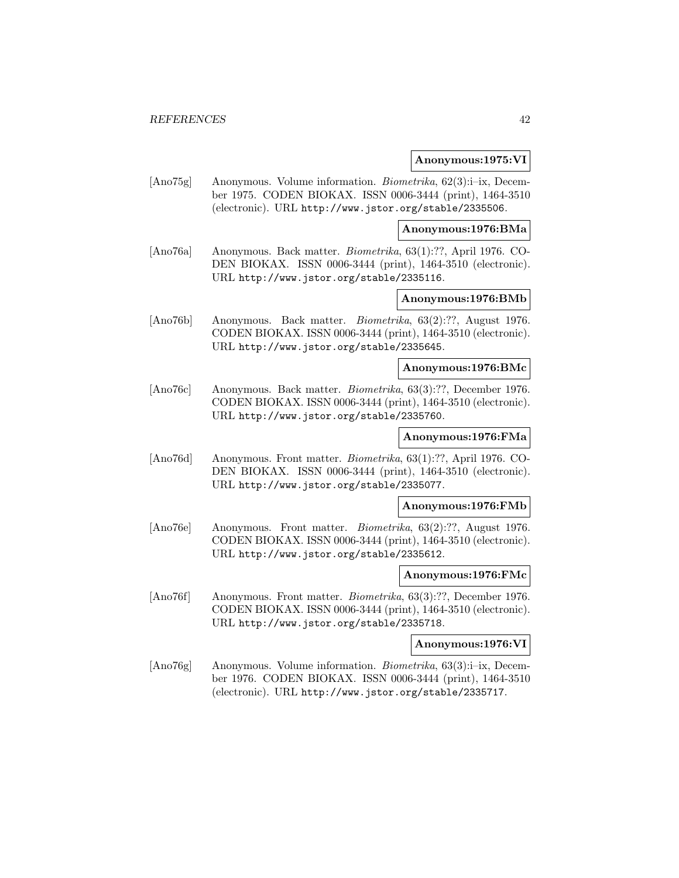**Anonymous:1975:VI**

[Ano75g] Anonymous. Volume information. *Biometrika*, 62(3):i–ix, December 1975. CODEN BIOKAX. ISSN 0006-3444 (print), 1464-3510 (electronic). URL http://www.jstor.org/stable/2335506.

**Anonymous:1976:BMa**

[Ano76a] Anonymous. Back matter. *Biometrika*, 63(1):??, April 1976. CODEN BIOKAX. ISSN 0006-3444 (print), 1464-3510 (electronic). URL http://www.jstor.org/stable/2335116.

**Anonymous:1976:BMb**

[Ano76b] Anonymous. Back matter. *Biometrika*, 63(2):??, August 1976. CODEN BIOKAX. ISSN 0006-3444 (print), 1464-3510 (electronic). URL http://www.jstor.org/stable/2335645.

**Anonymous:1976:BMc**

[Ano76c] Anonymous. Back matter. *Biometrika*, 63(3):??, December 1976. CODEN BIOKAX. ISSN 0006-3444 (print), 1464-3510 (electronic). URL http://www.jstor.org/stable/2335760.

**Anonymous:1976:FMa**

[Ano76d] Anonymous. Front matter. *Biometrika*, 63(1):??, April 1976. CODEN BIOKAX. ISSN 0006-3444 (print), 1464-3510 (electronic). URL http://www.jstor.org/stable/2335077.

**Anonymous:1976:FMb**

[Ano76e] Anonymous. Front matter. *Biometrika*, 63(2):??, August 1976. CODEN BIOKAX. ISSN 0006-3444 (print), 1464-3510 (electronic). URL http://www.jstor.org/stable/2335612.

**Anonymous:1976:FMc**

[Ano76f] Anonymous. Front matter. *Biometrika*, 63(3):??, December 1976. CODEN BIOKAX. ISSN 0006-3444 (print), 1464-3510 (electronic). URL http://www.jstor.org/stable/2335718.

**Anonymous:1976:VI**

[Ano76g] Anonymous. Volume information. *Biometrika*, 63(3):i–ix, December 1976. CODEN BIOKAX. ISSN 0006-3444 (print), 1464-3510 (electronic). URL http://www.jstor.org/stable/2335717.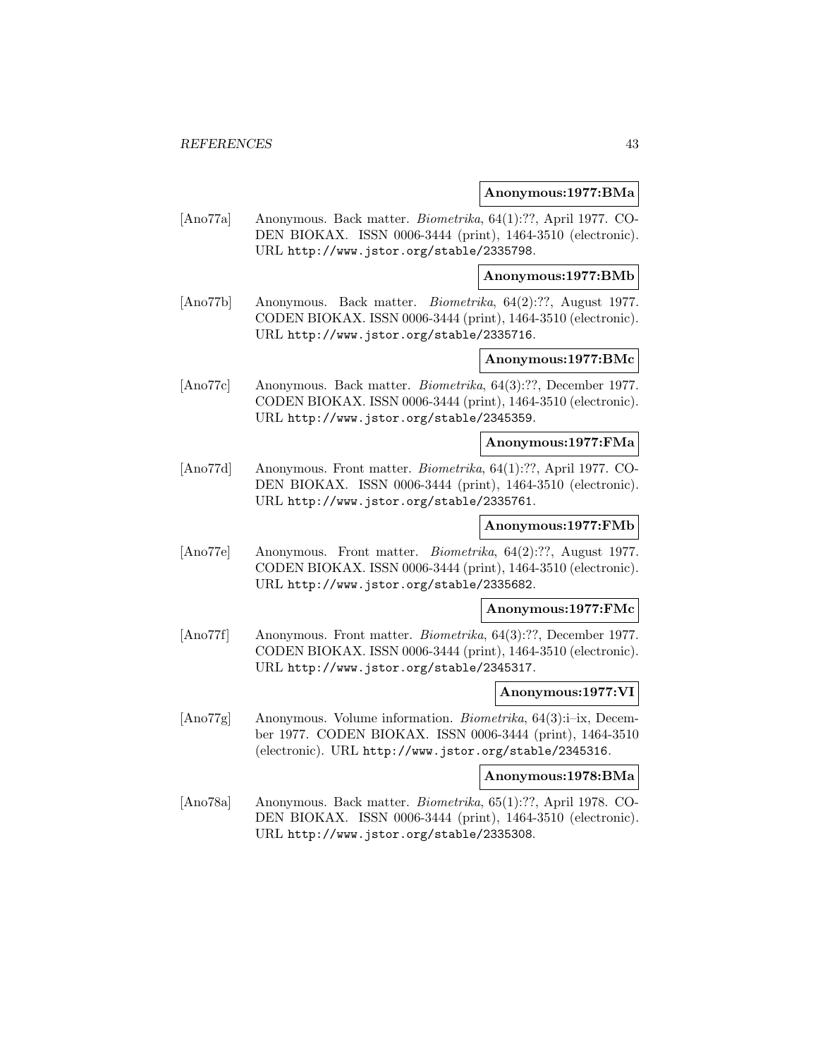**Anonymous:1977:BMa**

[Ano77a] Anonymous. Back matter. *Biometrika*, 64(1):??, April 1977. CODEN BIOKAX. ISSN 0006-3444 (print), 1464-3510 (electronic). URL http://www.jstor.org/stable/2335798.

**Anonymous:1977:BMb**

[Ano77b] Anonymous. Back matter. *Biometrika*, 64(2):??, August 1977. CODEN BIOKAX. ISSN 0006-3444 (print), 1464-3510 (electronic). URL http://www.jstor.org/stable/2335716.

**Anonymous:1977:BMc**

[Ano77c] Anonymous. Back matter. *Biometrika*, 64(3):??, December 1977. CODEN BIOKAX. ISSN 0006-3444 (print), 1464-3510 (electronic). URL http://www.jstor.org/stable/2345359.

**Anonymous:1977:FMa**

[Ano77d] Anonymous. Front matter. *Biometrika*, 64(1):??, April 1977. CODEN BIOKAX. ISSN 0006-3444 (print), 1464-3510 (electronic). URL http://www.jstor.org/stable/2335761.

**Anonymous:1977:FMb**

[Ano77e] Anonymous. Front matter. *Biometrika*, 64(2):??, August 1977. CODEN BIOKAX. ISSN 0006-3444 (print), 1464-3510 (electronic). URL http://www.jstor.org/stable/2335682.

**Anonymous:1977:FMc**

[Ano77f] Anonymous. Front matter. *Biometrika*, 64(3):??, December 1977. CODEN BIOKAX. ISSN 0006-3444 (print), 1464-3510 (electronic). URL http://www.jstor.org/stable/2345317.

**Anonymous:1977:VI**

[Ano77g] Anonymous. Volume information. *Biometrika*, 64(3):i–ix, December 1977. CODEN BIOKAX. ISSN 0006-3444 (print), 1464-3510 (electronic). URL http://www.jstor.org/stable/2345316.

**Anonymous:1978:BMa**

[Ano78a] Anonymous. Back matter. *Biometrika*, 65(1):??, April 1978. CODEN BIOKAX. ISSN 0006-3444 (print), 1464-3510 (electronic). URL http://www.jstor.org/stable/2335308.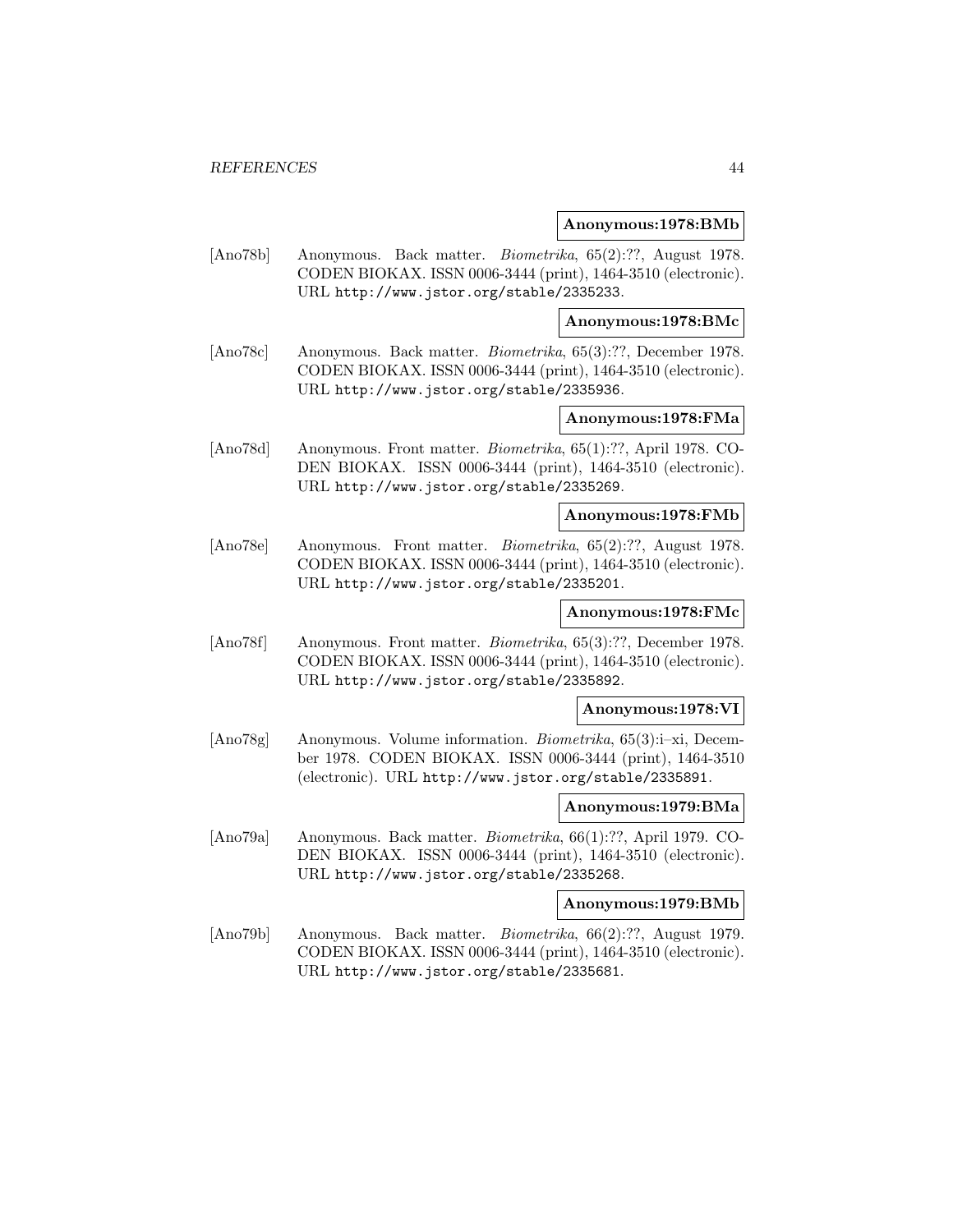**Anonymous:1978:BMb**

[Ano78b] Anonymous. Back matter. *Biometrika*, 65(2):??, August 1978. CODEN BIOKAX. ISSN 0006-3444 (print), 1464-3510 (electronic). URL http://www.jstor.org/stable/2335233.

**Anonymous:1978:BMc**

[Ano78c] Anonymous. Back matter. *Biometrika*, 65(3):??, December 1978. CODEN BIOKAX. ISSN 0006-3444 (print), 1464-3510 (electronic). URL http://www.jstor.org/stable/2335936.

**Anonymous:1978:FMa**

[Ano78d] Anonymous. Front matter. *Biometrika*, 65(1):??, April 1978. CODEN BIOKAX. ISSN 0006-3444 (print), 1464-3510 (electronic). URL http://www.jstor.org/stable/2335269.

**Anonymous:1978:FMb**

[Ano78e] Anonymous. Front matter. *Biometrika*, 65(2):??, August 1978. CODEN BIOKAX. ISSN 0006-3444 (print), 1464-3510 (electronic). URL http://www.jstor.org/stable/2335201.

**Anonymous:1978:FMc**

[Ano78f] Anonymous. Front matter. *Biometrika*, 65(3):??, December 1978. CODEN BIOKAX. ISSN 0006-3444 (print), 1464-3510 (electronic). URL http://www.jstor.org/stable/2335892.

**Anonymous:1978:VI**

[Ano78g] Anonymous. Volume information. *Biometrika*, 65(3):i–xi, December 1978. CODEN BIOKAX. ISSN 0006-3444 (print), 1464-3510 (electronic). URL http://www.jstor.org/stable/2335891.

**Anonymous:1979:BMa**

[Ano79a] Anonymous. Back matter. *Biometrika*, 66(1):??, April 1979. CODEN BIOKAX. ISSN 0006-3444 (print), 1464-3510 (electronic). URL http://www.jstor.org/stable/2335268.

**Anonymous:1979:BMb**

[Ano79b] Anonymous. Back matter. *Biometrika*, 66(2):??, August 1979. CODEN BIOKAX. ISSN 0006-3444 (print), 1464-3510 (electronic). URL http://www.jstor.org/stable/2335681.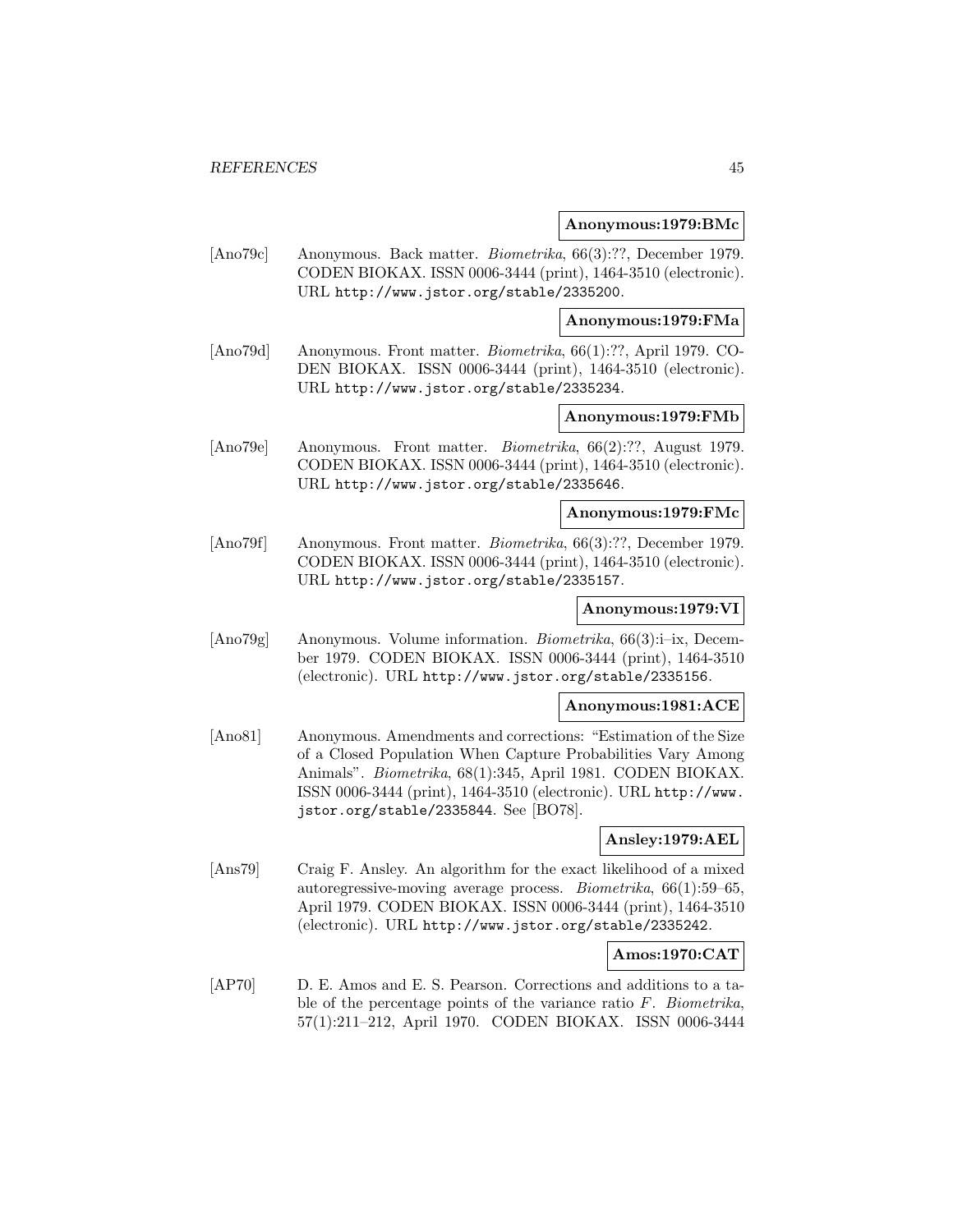**Anonymous:1979:BMc**

[Ano79c] Anonymous. Back matter. *Biometrika*, 66(3):??, December 1979. CODEN BIOKAX. ISSN 0006-3444 (print), 1464-3510 (electronic). URL http://www.jstor.org/stable/2335200.

**Anonymous:1979:FMa**

[Ano79d] Anonymous. Front matter. *Biometrika*, 66(1):??, April 1979. CODEN BIOKAX. ISSN 0006-3444 (print), 1464-3510 (electronic). URL http://www.jstor.org/stable/2335234.

**Anonymous:1979:FMb**

[Ano79e] Anonymous. Front matter. *Biometrika*, 66(2):??, August 1979. CODEN BIOKAX. ISSN 0006-3444 (print), 1464-3510 (electronic). URL http://www.jstor.org/stable/2335646.

**Anonymous:1979:FMc**

[Ano79f] Anonymous. Front matter. *Biometrika*, 66(3):??, December 1979. CODEN BIOKAX. ISSN 0006-3444 (print), 1464-3510 (electronic). URL http://www.jstor.org/stable/2335157.

**Anonymous:1979:VI**

[Ano79g] Anonymous. Volume information. *Biometrika*, 66(3):i–ix, December 1979. CODEN BIOKAX. ISSN 0006-3444 (print), 1464-3510 (electronic). URL http://www.jstor.org/stable/2335156.

**Anonymous:1981:ACE**

[Ano81] Anonymous. Amendments and corrections: "Estimation of the Size of a Closed Population When Capture Probabilities Vary Among Animals". *Biometrika*, 68(1):345, April 1981. CODEN BIOKAX. ISSN 0006-3444 (print), 1464-3510 (electronic). URL http://www.jstor.org/stable/2335844. See [BO78].

**Ansley:1979:AEL**

[Ans79] Craig F. Ansley. An algorithm for the exact likelihood of a mixed autoregressive-moving average process. *Biometrika*, 66(1):59–65, April 1979. CODEN BIOKAX. ISSN 0006-3444 (print), 1464-3510 (electronic). URL http://www.jstor.org/stable/2335242.

**Amos:1970:CAT**

[AP70] D. E. Amos and E. S. Pearson. Corrections and additions to a table of the percentage points of the variance ratio $F$. *Biometrika*, 57(1):211–212, April 1970. CODEN BIOKAX. ISSN 0006-3444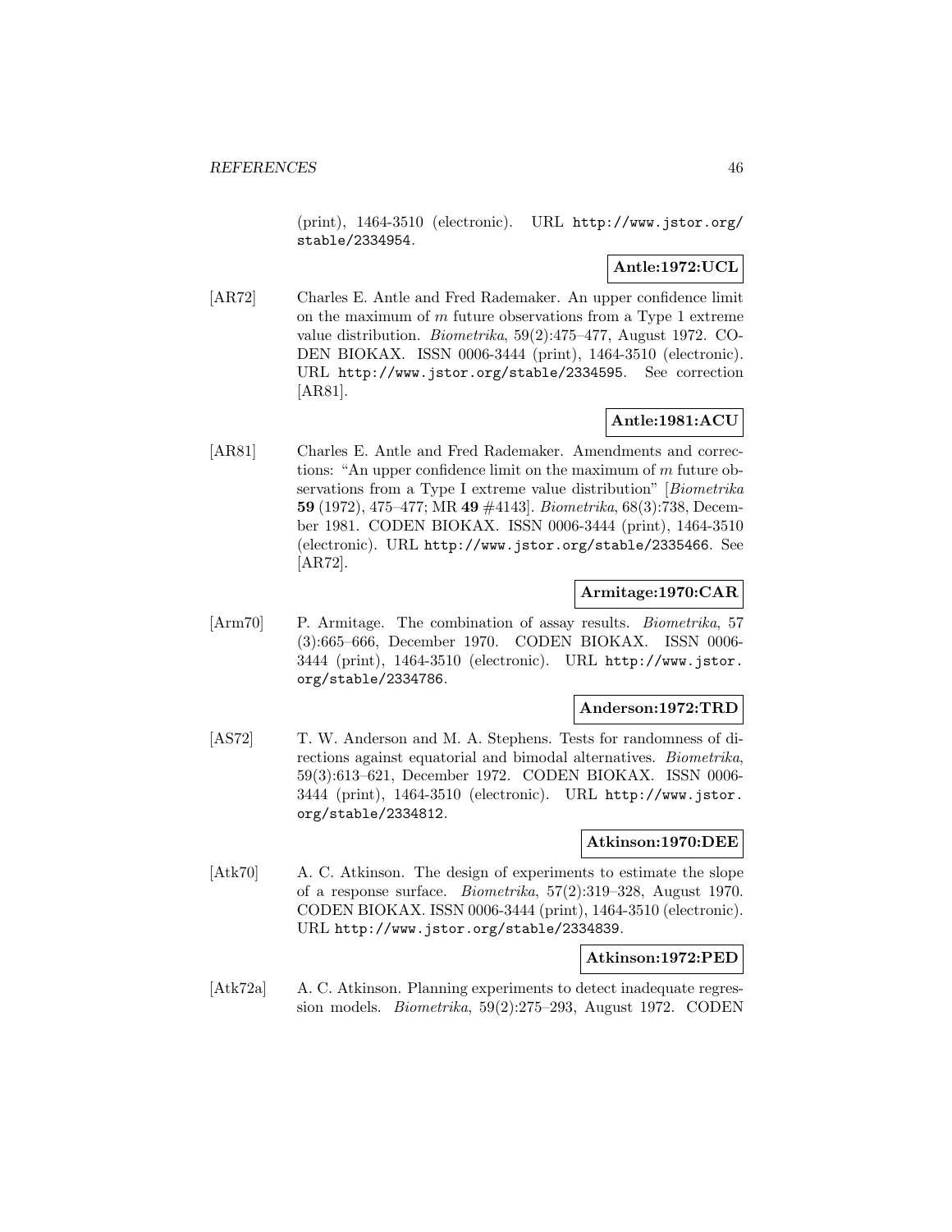(print), 1464-3510 (electronic). URL http://www.jstor.org/stable/2334954.

**Antle:1972:UCL**

[AR72] Charles E. Antle and Fred Rademaker. An upper confidence limit on the maximum of $m$ future observations from a Type 1 extreme value distribution. *Biometrika*, 59(2):475–477, August 1972. CODEN BIOKAX. ISSN 0006-3444 (print), 1464-3510 (electronic). URL http://www.jstor.org/stable/2334595. See correction [AR81].

**Antle:1981:ACU**

[AR81] Charles E. Antle and Fred Rademaker. Amendments and corrections: "An upper confidence limit on the maximum of $m$ future observations from a Type I extreme value distribution" [*Biometrika* **59** (1972), 475–477; MR **49** #4143]. *Biometrika*, 68(3):738, December 1981. CODEN BIOKAX. ISSN 0006-3444 (print), 1464-3510 (electronic). URL http://www.jstor.org/stable/2335466. See [AR72].

**Armitage:1970:CAR**

[Arm70] P. Armitage. The combination of assay results. *Biometrika*, 57 (3):665–666, December 1970. CODEN BIOKAX. ISSN 0006-3444 (print), 1464-3510 (electronic). URL http://www.jstor.org/stable/2334786.

**Anderson:1972:TRD**

[AS72] T. W. Anderson and M. A. Stephens. Tests for randomness of directions against equatorial and bimodal alternatives. *Biometrika*, 59(3):613–621, December 1972. CODEN BIOKAX. ISSN 0006-3444 (print), 1464-3510 (electronic). URL http://www.jstor.org/stable/2334812.

**Atkinson:1970:DEE**

[Atk70] A. C. Atkinson. The design of experiments to estimate the slope of a response surface. *Biometrika*, 57(2):319–328, August 1970. CODEN BIOKAX. ISSN 0006-3444 (print), 1464-3510 (electronic). URL http://www.jstor.org/stable/2334839.

**Atkinson:1972:PED**

[Atk72a] A. C. Atkinson. Planning experiments to detect inadequate regression models. *Biometrika*, 59(2):275–293, August 1972. CODEN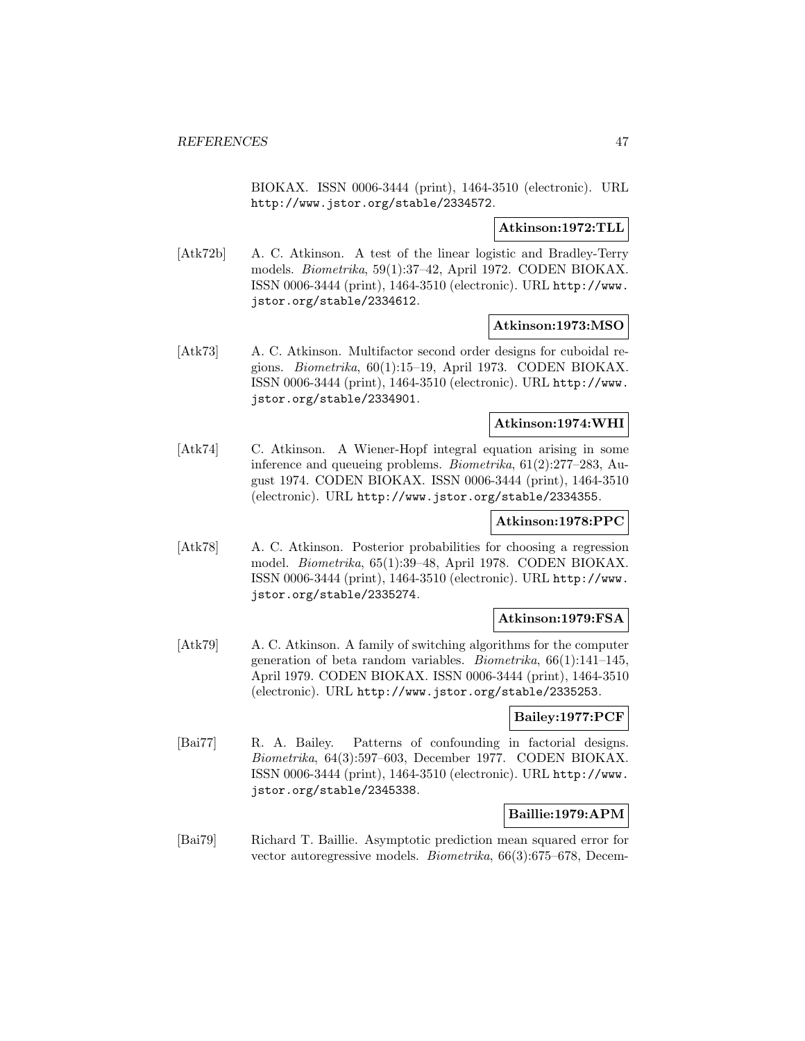BIOKAX. ISSN 0006-3444 (print), 1464-3510 (electronic). URL http://www.jstor.org/stable/2334572.

**Atkinson:1972:TLL**

[Atk72b] A. C. Atkinson. A test of the linear logistic and Bradley-Terry models. *Biometrika*, 59(1):37–42, April 1972. CODEN BIOKAX. ISSN 0006-3444 (print), 1464-3510 (electronic). URL http://www.jstor.org/stable/2334612.

**Atkinson:1973:MSO**

[Atk73] A. C. Atkinson. Multifactor second order designs for cuboidal regions. *Biometrika*, 60(1):15–19, April 1973. CODEN BIOKAX. ISSN 0006-3444 (print), 1464-3510 (electronic). URL http://www.jstor.org/stable/2334901.

**Atkinson:1974:WHI**

[Atk74] C. Atkinson. A Wiener-Hopf integral equation arising in some inference and queueing problems. *Biometrika*, 61(2):277–283, August 1974. CODEN BIOKAX. ISSN 0006-3444 (print), 1464-3510 (electronic). URL http://www.jstor.org/stable/2334355.

**Atkinson:1978:PPC**

[Atk78] A. C. Atkinson. Posterior probabilities for choosing a regression model. *Biometrika*, 65(1):39–48, April 1978. CODEN BIOKAX. ISSN 0006-3444 (print), 1464-3510 (electronic). URL http://www.jstor.org/stable/2335274.

**Atkinson:1979:FSA**

[Atk79] A. C. Atkinson. A family of switching algorithms for the computer generation of beta random variables. *Biometrika*, 66(1):141–145, April 1979. CODEN BIOKAX. ISSN 0006-3444 (print), 1464-3510 (electronic). URL http://www.jstor.org/stable/2335253.

**Bailey:1977:PCF**

[Bai77] R. A. Bailey. Patterns of confounding in factorial designs. *Biometrika*, 64(3):597–603, December 1977. CODEN BIOKAX. ISSN 0006-3444 (print), 1464-3510 (electronic). URL http://www.jstor.org/stable/2345338.

**Baillie:1979:APM**

[Bai79] Richard T. Baillie. Asymptotic prediction mean squared error for vector autoregressive models. *Biometrika*, 66(3):675–678, Decem-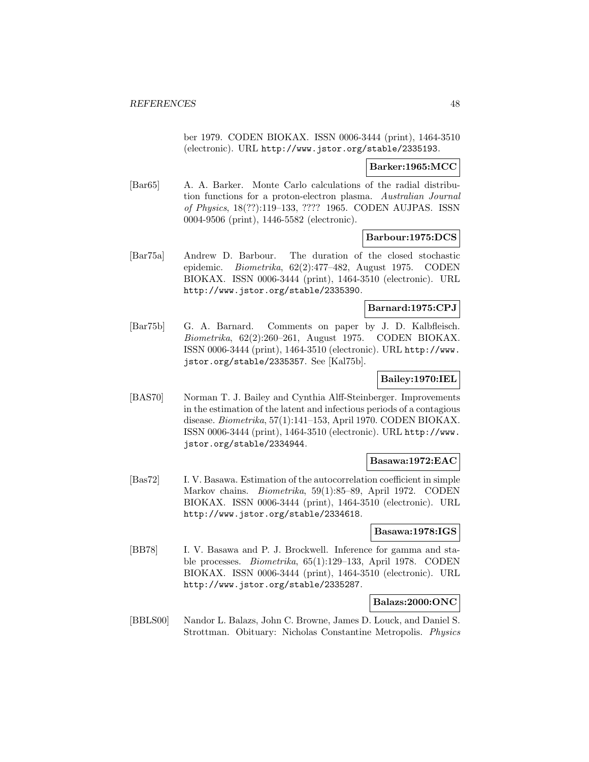ber 1979. CODEN BIOKAX. ISSN 0006-3444 (print), 1464-3510 (electronic). URL http://www.jstor.org/stable/2335193.

**Barker:1965:MCC**

[Bar65] A. A. Barker. Monte Carlo calculations of the radial distribution functions for a proton-electron plasma. *Australian Journal of Physics*, 18(??):119–133, ???? 1965. CODEN AUJPAS. ISSN 0004-9506 (print), 1446-5582 (electronic).

**Barbour:1975:DCS**

[Bar75a] Andrew D. Barbour. The duration of the closed stochastic epidemic. *Biometrika*, 62(2):477–482, August 1975. CODEN BIOKAX. ISSN 0006-3444 (print), 1464-3510 (electronic). URL http://www.jstor.org/stable/2335390.

**Barnard:1975:CPJ**

[Bar75b] G. A. Barnard. Comments on paper by J. D. Kalbfleisch. *Biometrika*, 62(2):260–261, August 1975. CODEN BIOKAX. ISSN 0006-3444 (print), 1464-3510 (electronic). URL http://www.jstor.org/stable/2335357. See [Kal75b].

**Bailey:1970:IEL**

[BAS70] Norman T. J. Bailey and Cynthia Alff-Steinberger. Improvements in the estimation of the latent and infectious periods of a contagious disease. *Biometrika*, 57(1):141–153, April 1970. CODEN BIOKAX. ISSN 0006-3444 (print), 1464-3510 (electronic). URL http://www.jstor.org/stable/2334944.

**Basawa:1972:EAC**

[Bas72] I. V. Basawa. Estimation of the autocorrelation coefficient in simple Markov chains. *Biometrika*, 59(1):85–89, April 1972. CODEN BIOKAX. ISSN 0006-3444 (print), 1464-3510 (electronic). URL http://www.jstor.org/stable/2334618.

**Basawa:1978:IGS**

[BB78] I. V. Basawa and P. J. Brockwell. Inference for gamma and stable processes. *Biometrika*, 65(1):129–133, April 1978. CODEN BIOKAX. ISSN 0006-3444 (print), 1464-3510 (electronic). URL http://www.jstor.org/stable/2335287.

**Balazs:2000:ONC**

[BBLS00] Nandor L. Balazs, John C. Browne, James D. Louck, and Daniel S. Strottman. Obituary: Nicholas Constantine Metropolis. *Physics*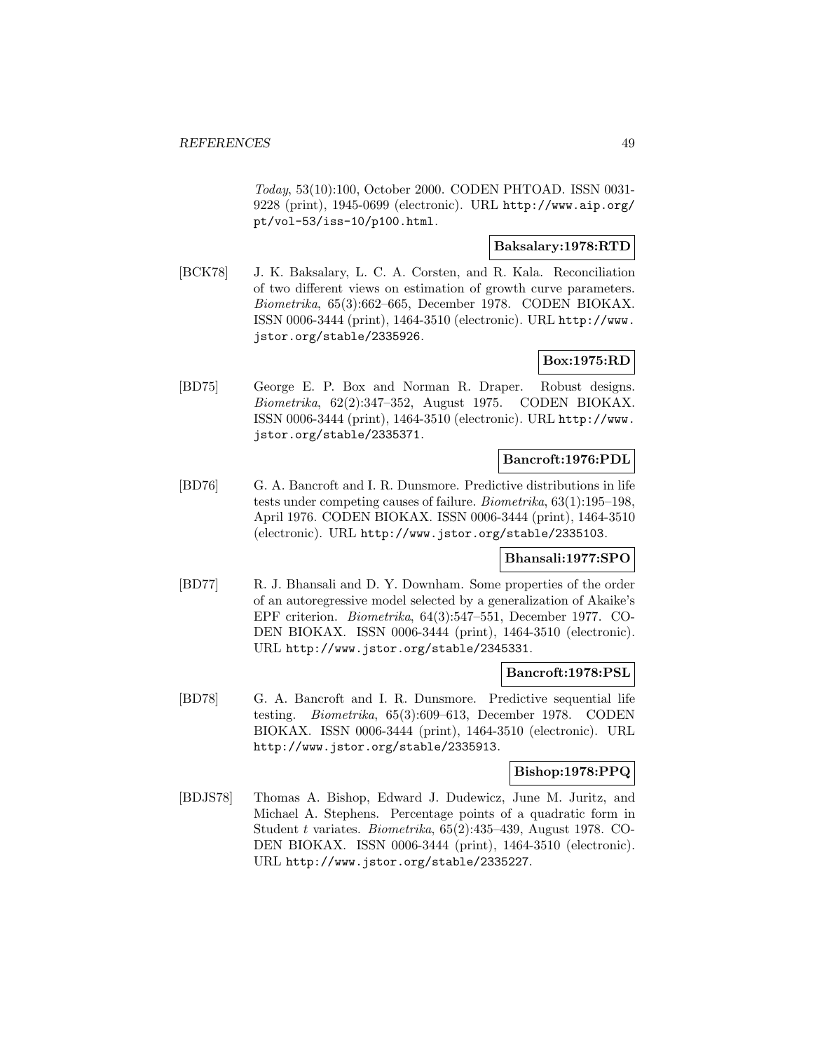*Today*, 53(10):100, October 2000. CODEN PHTOAD. ISSN 0031-9228 (print), 1945-0699 (electronic). URL http://www.aip.org/pt/vol-53/iss-10/p100.html.

**Baksalary:1978:RTD**

[BCK78] J. K. Baksalary, L. C. A. Corsten, and R. Kala. Reconciliation of two different views on estimation of growth curve parameters. *Biometrika*, 65(3):662–665, December 1978. CODEN BIOKAX. ISSN 0006-3444 (print), 1464-3510 (electronic). URL http://www.jstor.org/stable/2335926.

**Box:1975:RD**

[BD75] George E. P. Box and Norman R. Draper. Robust designs. *Biometrika*, 62(2):347–352, August 1975. CODEN BIOKAX. ISSN 0006-3444 (print), 1464-3510 (electronic). URL http://www.jstor.org/stable/2335371.

**Bancroft:1976:PDL**

[BD76] G. A. Bancroft and I. R. Dunsmore. Predictive distributions in life tests under competing causes of failure. *Biometrika*, 63(1):195–198, April 1976. CODEN BIOKAX. ISSN 0006-3444 (print), 1464-3510 (electronic). URL http://www.jstor.org/stable/2335103.

**Bhansali:1977:SPO**

[BD77] R. J. Bhansali and D. Y. Downham. Some properties of the order of an autoregressive model selected by a generalization of Akaike's EPF criterion. *Biometrika*, 64(3):547–551, December 1977. CODEN BIOKAX. ISSN 0006-3444 (print), 1464-3510 (electronic). URL http://www.jstor.org/stable/2345331.

**Bancroft:1978:PSL**

[BD78] G. A. Bancroft and I. R. Dunsmore. Predictive sequential life testing. *Biometrika*, 65(3):609–613, December 1978. CODEN BIOKAX. ISSN 0006-3444 (print), 1464-3510 (electronic). URL http://www.jstor.org/stable/2335913.

**Bishop:1978:PPQ**

[BDJS78] Thomas A. Bishop, Edward J. Dudewicz, June M. Juritz, and Michael A. Stephens. Percentage points of a quadratic form in Student $t$ variates. *Biometrika*, 65(2):435–439, August 1978. CODEN BIOKAX. ISSN 0006-3444 (print), 1464-3510 (electronic). URL http://www.jstor.org/stable/2335227.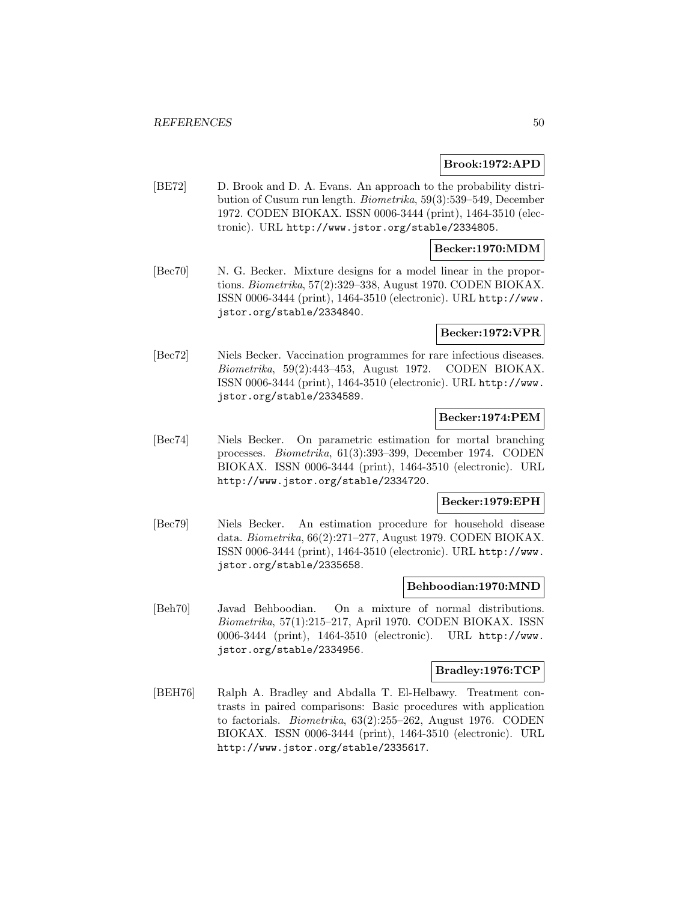**Brook:1972:APD**

[BE72] D. Brook and D. A. Evans. An approach to the probability distribution of Cusum run length. *Biometrika*, 59(3):539–549, December 1972. CODEN BIOKAX. ISSN 0006-3444 (print), 1464-3510 (electronic). URL http://www.jstor.org/stable/2334805.

**Becker:1970:MDM**

[Bec70] N. G. Becker. Mixture designs for a model linear in the proportions. *Biometrika*, 57(2):329–338, August 1970. CODEN BIOKAX. ISSN 0006-3444 (print), 1464-3510 (electronic). URL http://www.jstor.org/stable/2334840.

**Becker:1972:VPR**

[Bec72] Niels Becker. Vaccination programmes for rare infectious diseases. *Biometrika*, 59(2):443–453, August 1972. CODEN BIOKAX. ISSN 0006-3444 (print), 1464-3510 (electronic). URL http://www.jstor.org/stable/2334589.

**Becker:1974:PEM**

[Bec74] Niels Becker. On parametric estimation for mortal branching processes. *Biometrika*, 61(3):393–399, December 1974. CODEN BIOKAX. ISSN 0006-3444 (print), 1464-3510 (electronic). URL http://www.jstor.org/stable/2334720.

**Becker:1979:EPH**

[Bec79] Niels Becker. An estimation procedure for household disease data. *Biometrika*, 66(2):271–277, August 1979. CODEN BIOKAX. ISSN 0006-3444 (print), 1464-3510 (electronic). URL http://www.jstor.org/stable/2335658.

**Behboodian:1970:MND**

[Beh70] Javad Behboodian. On a mixture of normal distributions. *Biometrika*, 57(1):215–217, April 1970. CODEN BIOKAX. ISSN 0006-3444 (print), 1464-3510 (electronic). URL http://www.jstor.org/stable/2334956.

**Bradley:1976:TCP**

[BEH76] Ralph A. Bradley and Abdalla T. El-Helbawy. Treatment contrasts in paired comparisons: Basic procedures with application to factorials. *Biometrika*, 63(2):255–262, August 1976. CODEN BIOKAX. ISSN 0006-3444 (print), 1464-3510 (electronic). URL http://www.jstor.org/stable/2335617.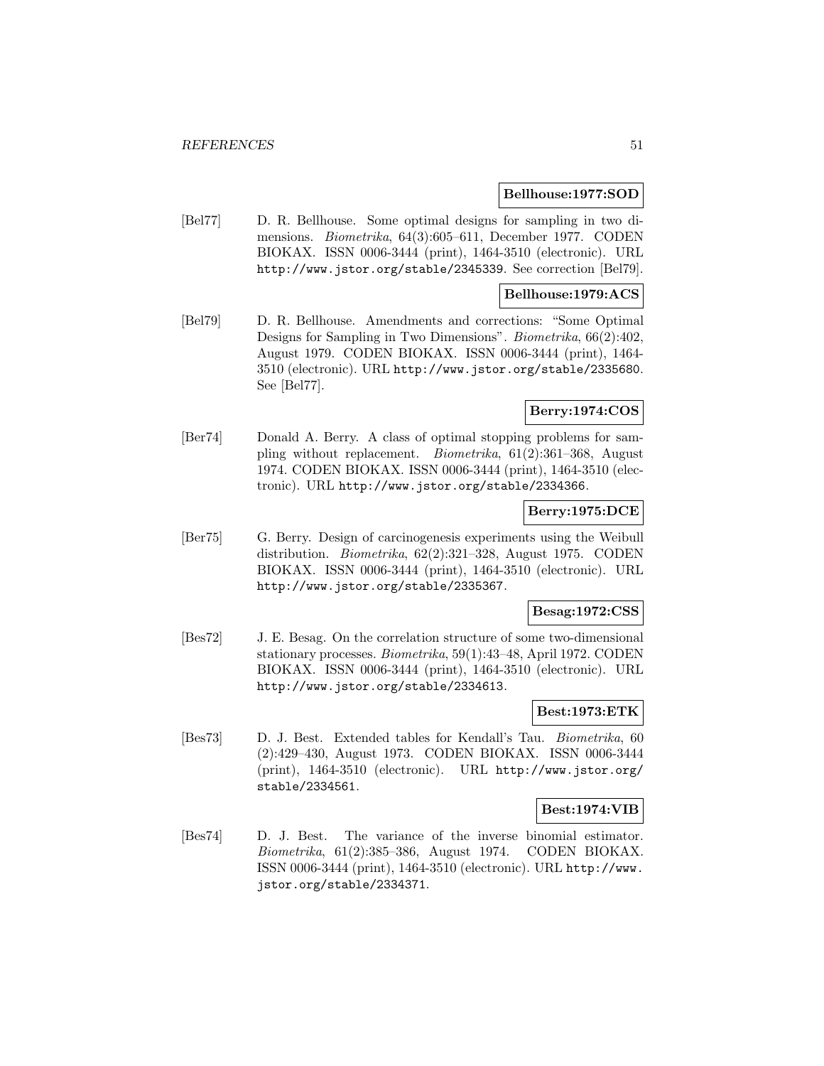**Bellhouse:1977:SOD**

[Bel77] D. R. Bellhouse. Some optimal designs for sampling in two dimensions. *Biometrika*, 64(3):605–611, December 1977. CODEN BIOKAX. ISSN 0006-3444 (print), 1464-3510 (electronic). URL http://www.jstor.org/stable/2345339. See correction [Bel79].

**Bellhouse:1979:ACS**

[Bel79] D. R. Bellhouse. Amendments and corrections: "Some Optimal Designs for Sampling in Two Dimensions". *Biometrika*, 66(2):402, August 1979. CODEN BIOKAX. ISSN 0006-3444 (print), 1464-3510 (electronic). URL http://www.jstor.org/stable/2335680. See [Bel77].

**Berry:1974:COS**

[Ber74] Donald A. Berry. A class of optimal stopping problems for sampling without replacement. *Biometrika*, 61(2):361–368, August 1974. CODEN BIOKAX. ISSN 0006-3444 (print), 1464-3510 (electronic). URL http://www.jstor.org/stable/2334366.

**Berry:1975:DCE**

[Ber75] G. Berry. Design of carcinogenesis experiments using the Weibull distribution. *Biometrika*, 62(2):321–328, August 1975. CODEN BIOKAX. ISSN 0006-3444 (print), 1464-3510 (electronic). URL http://www.jstor.org/stable/2335367.

**Besag:1972:CSS**

[Bes72] J. E. Besag. On the correlation structure of some two-dimensional stationary processes. *Biometrika*, 59(1):43–48, April 1972. CODEN BIOKAX. ISSN 0006-3444 (print), 1464-3510 (electronic). URL http://www.jstor.org/stable/2334613.

**Best:1973:ETK**

[Bes73] D. J. Best. Extended tables for Kendall's Tau. *Biometrika*, 60 (2):429–430, August 1973. CODEN BIOKAX. ISSN 0006-3444 (print), 1464-3510 (electronic). URL http://www.jstor.org/stable/2334561.

**Best:1974:VIB**

[Bes74] D. J. Best. The variance of the inverse binomial estimator. *Biometrika*, 61(2):385–386, August 1974. CODEN BIOKAX. ISSN 0006-3444 (print), 1464-3510 (electronic). URL http://www.jstor.org/stable/2334371.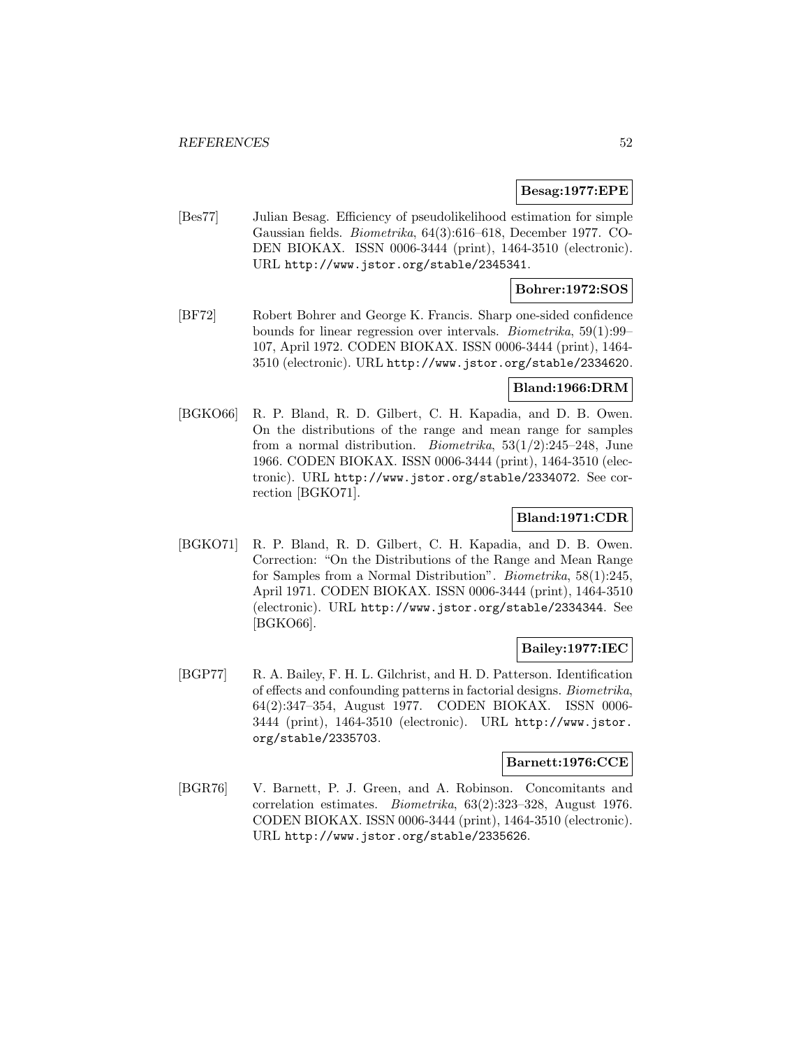**Besag:1977:EPE**

[Bes77] Julian Besag. Efficiency of pseudolikelihood estimation for simple Gaussian fields. *Biometrika*, 64(3):616–618, December 1977. CODEN BIOKAX. ISSN 0006-3444 (print), 1464-3510 (electronic). URL http://www.jstor.org/stable/2345341.

**Bohrer:1972:SOS**

[BF72] Robert Bohrer and George K. Francis. Sharp one-sided confidence bounds for linear regression over intervals. *Biometrika*, 59(1):99–107, April 1972. CODEN BIOKAX. ISSN 0006-3444 (print), 1464-3510 (electronic). URL http://www.jstor.org/stable/2334620.

**Bland:1966:DRM**

[BGKO66] R. P. Bland, R. D. Gilbert, C. H. Kapadia, and D. B. Owen. On the distributions of the range and mean range for samples from a normal distribution. *Biometrika*, 53(1/2):245–248, June 1966. CODEN BIOKAX. ISSN 0006-3444 (print), 1464-3510 (electronic). URL http://www.jstor.org/stable/2334072. See correction [BGKO71].

**Bland:1971:CDR**

[BGKO71] R. P. Bland, R. D. Gilbert, C. H. Kapadia, and D. B. Owen. Correction: "On the Distributions of the Range and Mean Range for Samples from a Normal Distribution". *Biometrika*, 58(1):245, April 1971. CODEN BIOKAX. ISSN 0006-3444 (print), 1464-3510 (electronic). URL http://www.jstor.org/stable/2334344. See [BGKO66].

**Bailey:1977:IEC**

[BGP77] R. A. Bailey, F. H. L. Gilchrist, and H. D. Patterson. Identification of effects and confounding patterns in factorial designs. *Biometrika*, 64(2):347–354, August 1977. CODEN BIOKAX. ISSN 0006-3444 (print), 1464-3510 (electronic). URL http://www.jstor.org/stable/2335703.

**Barnett:1976:CCE**

[BGR76] V. Barnett, P. J. Green, and A. Robinson. Concomitants and correlation estimates. *Biometrika*, 63(2):323–328, August 1976. CODEN BIOKAX. ISSN 0006-3444 (print), 1464-3510 (electronic). URL http://www.jstor.org/stable/2335626.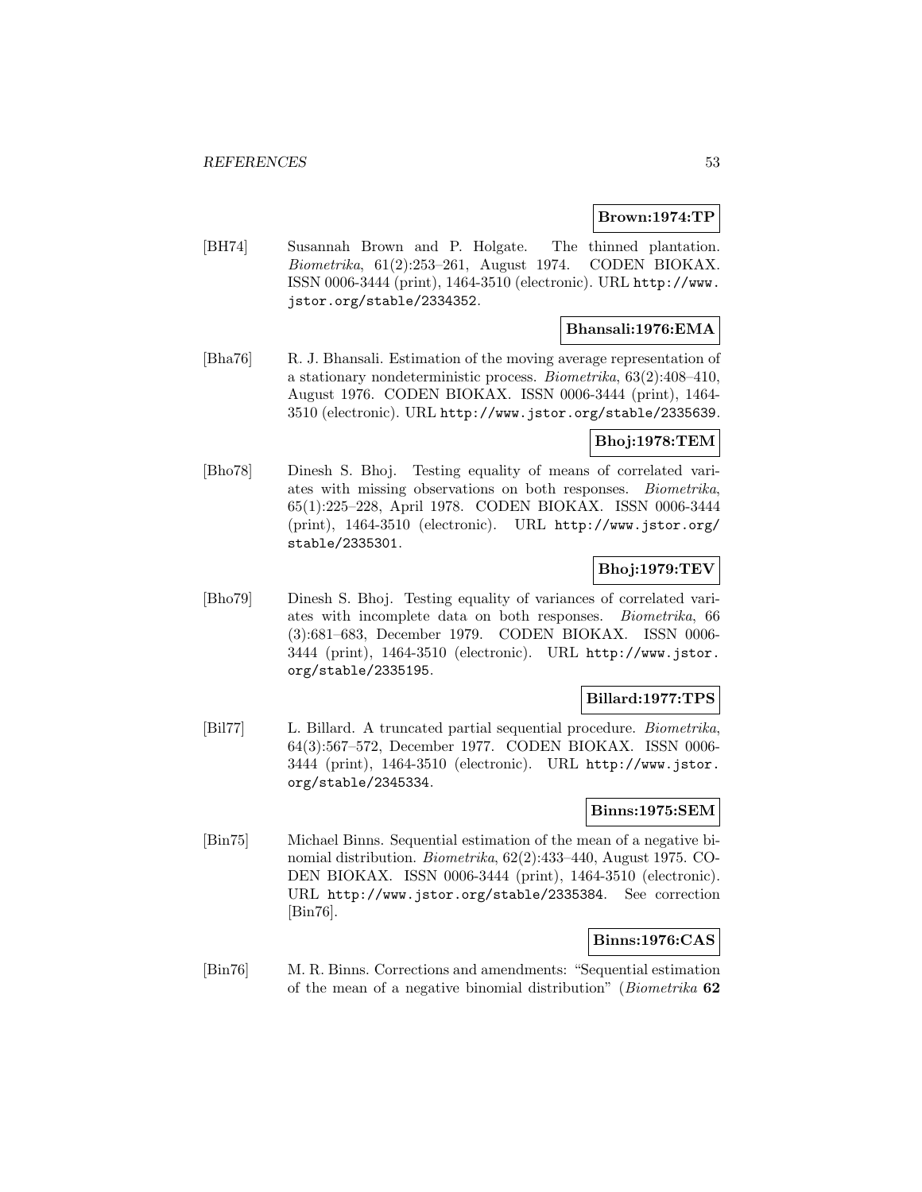**Brown:1974:TP**

[BH74] Susannah Brown and P. Holgate. The thinned plantation. *Biometrika*, 61(2):253–261, August 1974. CODEN BIOKAX. ISSN 0006-3444 (print), 1464-3510 (electronic). URL http://www.jstor.org/stable/2334352.

**Bhansali:1976:EMA**

[Bha76] R. J. Bhansali. Estimation of the moving average representation of a stationary nondeterministic process. *Biometrika*, 63(2):408–410, August 1976. CODEN BIOKAX. ISSN 0006-3444 (print), 1464-3510 (electronic). URL http://www.jstor.org/stable/2335639.

**Bhoj:1978:TEM**

[Bho78] Dinesh S. Bhoj. Testing equality of means of correlated variates with missing observations on both responses. *Biometrika*, 65(1):225–228, April 1978. CODEN BIOKAX. ISSN 0006-3444 (print), 1464-3510 (electronic). URL http://www.jstor.org/stable/2335301.

**Bhoj:1979:TEV**

[Bho79] Dinesh S. Bhoj. Testing equality of variances of correlated variates with incomplete data on both responses. *Biometrika*, 66 (3):681–683, December 1979. CODEN BIOKAX. ISSN 0006-3444 (print), 1464-3510 (electronic). URL http://www.jstor.org/stable/2335195.

**Billard:1977:TPS**

[Bil77] L. Billard. A truncated partial sequential procedure. *Biometrika*, 64(3):567–572, December 1977. CODEN BIOKAX. ISSN 0006-3444 (print), 1464-3510 (electronic). URL http://www.jstor.org/stable/2345334.

**Binns:1975:SEM**

[Bin75] Michael Binns. Sequential estimation of the mean of a negative binomial distribution. *Biometrika*, 62(2):433–440, August 1975. CODEN BIOKAX. ISSN 0006-3444 (print), 1464-3510 (electronic). URL http://www.jstor.org/stable/2335384. See correction [Bin76].

**Binns:1976:CAS**

[Bin76] M. R. Binns. Corrections and amendments: "Sequential estimation of the mean of a negative binomial distribution" (*Biometrika* **62**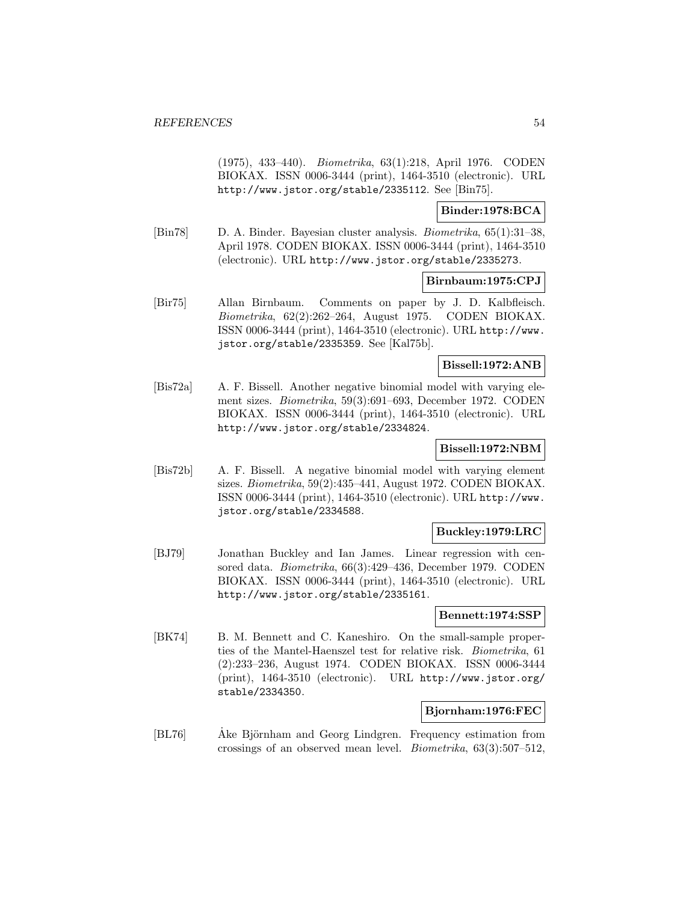(1975), 433–440). *Biometrika*, 63(1):218, April 1976. CODEN BIOKAX. ISSN 0006-3444 (print), 1464-3510 (electronic). URL http://www.jstor.org/stable/2335112. See [Bin75].

**Binder:1978:BCA**

[Bin78] D. A. Binder. Bayesian cluster analysis. *Biometrika*, 65(1):31–38, April 1978. CODEN BIOKAX. ISSN 0006-3444 (print), 1464-3510 (electronic). URL http://www.jstor.org/stable/2335273.

**Birnbaum:1975:CPJ**

[Bir75] Allan Birnbaum. Comments on paper by J. D. Kalbfleisch. *Biometrika*, 62(2):262–264, August 1975. CODEN BIOKAX. ISSN 0006-3444 (print), 1464-3510 (electronic). URL http://www.jstor.org/stable/2335359. See [Kal75b].

**Bissell:1972:ANB**

[Bis72a] A. F. Bissell. Another negative binomial model with varying element sizes. *Biometrika*, 59(3):691–693, December 1972. CODEN BIOKAX. ISSN 0006-3444 (print), 1464-3510 (electronic). URL http://www.jstor.org/stable/2334824.

**Bissell:1972:NBM**

[Bis72b] A. F. Bissell. A negative binomial model with varying element sizes. *Biometrika*, 59(2):435–441, August 1972. CODEN BIOKAX. ISSN 0006-3444 (print), 1464-3510 (electronic). URL http://www.jstor.org/stable/2334588.

**Buckley:1979:LRC**

[BJ79] Jonathan Buckley and Ian James. Linear regression with censored data. *Biometrika*, 66(3):429–436, December 1979. CODEN BIOKAX. ISSN 0006-3444 (print), 1464-3510 (electronic). URL http://www.jstor.org/stable/2335161.

**Bennett:1974:SSP**

[BK74] B. M. Bennett and C. Kaneshiro. On the small-sample properties of the Mantel-Haenszel test for relative risk. *Biometrika*, 61 (2):233–236, August 1974. CODEN BIOKAX. ISSN 0006-3444 (print), 1464-3510 (electronic). URL http://www.jstor.org/stable/2334350.

**Bjornham:1976:FEC**

[BL76] Àke Björnham and Georg Lindgren. Frequency estimation from crossings of an observed mean level. *Biometrika*, 63(3):507–512,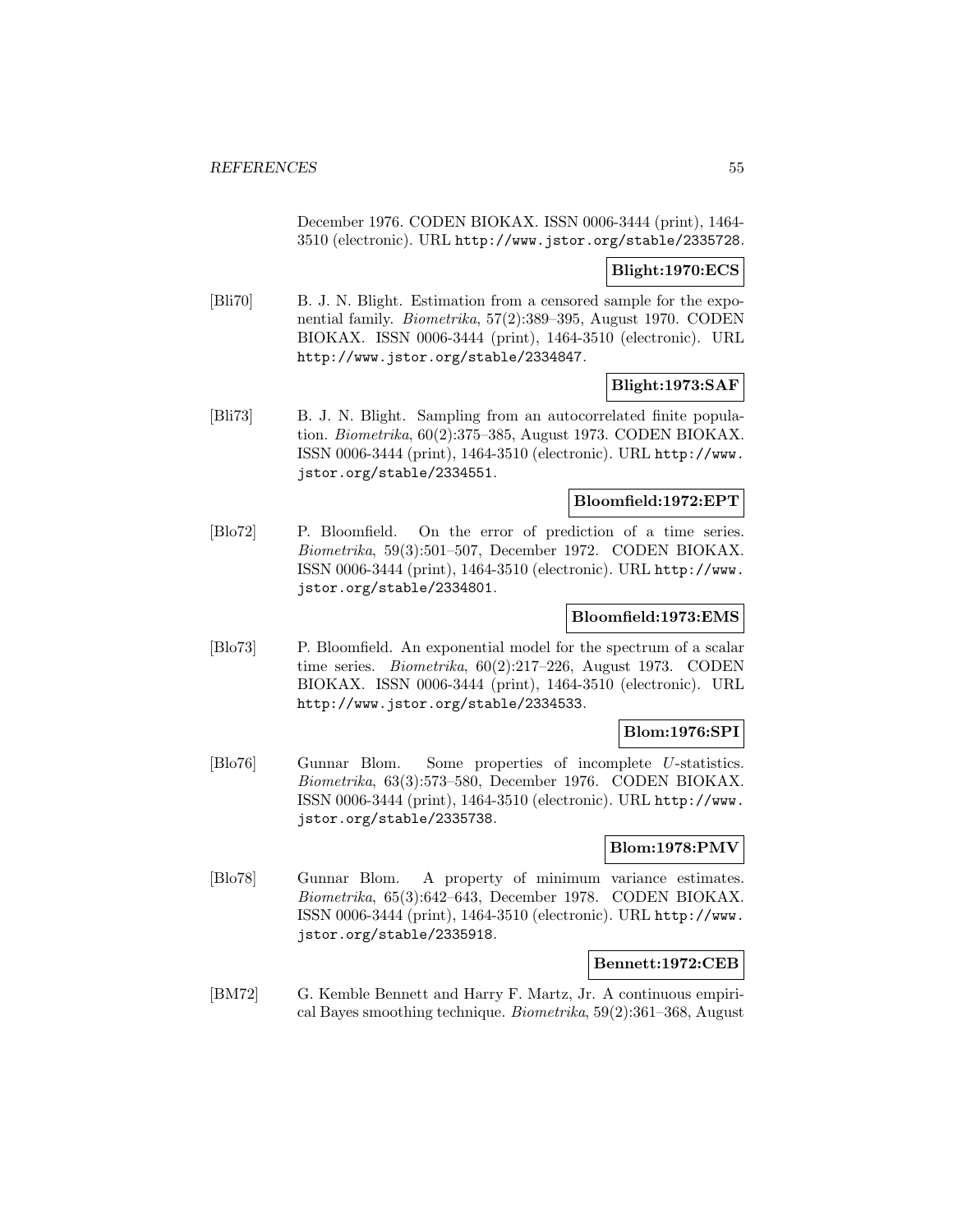December 1976. CODEN BIOKAX. ISSN 0006-3444 (print), 1464-3510 (electronic). URL http://www.jstor.org/stable/2335728.

**Blight:1970:ECS**

[Bli70] B. J. N. Blight. Estimation from a censored sample for the exponential family. *Biometrika*, 57(2):389–395, August 1970. CODEN BIOKAX. ISSN 0006-3444 (print), 1464-3510 (electronic). URL http://www.jstor.org/stable/2334847.

**Blight:1973:SAF**

[Bli73] B. J. N. Blight. Sampling from an autocorrelated finite population. *Biometrika*, 60(2):375–385, August 1973. CODEN BIOKAX. ISSN 0006-3444 (print), 1464-3510 (electronic). URL http://www.jstor.org/stable/2334551.

**Bloomfield:1972:EPT**

[Blo72] P. Bloomfield. On the error of prediction of a time series. *Biometrika*, 59(3):501–507, December 1972. CODEN BIOKAX. ISSN 0006-3444 (print), 1464-3510 (electronic). URL http://www.jstor.org/stable/2334801.

**Bloomfield:1973:EMS**

[Blo73] P. Bloomfield. An exponential model for the spectrum of a scalar time series. *Biometrika*, 60(2):217–226, August 1973. CODEN BIOKAX. ISSN 0006-3444 (print), 1464-3510 (electronic). URL http://www.jstor.org/stable/2334533.

**Blom:1976:SPI**

[Blo76] Gunnar Blom. Some properties of incomplete $U$-statistics. *Biometrika*, 63(3):573–580, December 1976. CODEN BIOKAX. ISSN 0006-3444 (print), 1464-3510 (electronic). URL http://www.jstor.org/stable/2335738.

**Blom:1978:PMV**

[Blo78] Gunnar Blom. A property of minimum variance estimates. *Biometrika*, 65(3):642–643, December 1978. CODEN BIOKAX. ISSN 0006-3444 (print), 1464-3510 (electronic). URL http://www.jstor.org/stable/2335918.

**Bennett:1972:CEB**

[BM72] G. Kemble Bennett and Harry F. Martz, Jr. A continuous empirical Bayes smoothing technique. *Biometrika*, 59(2):361–368, August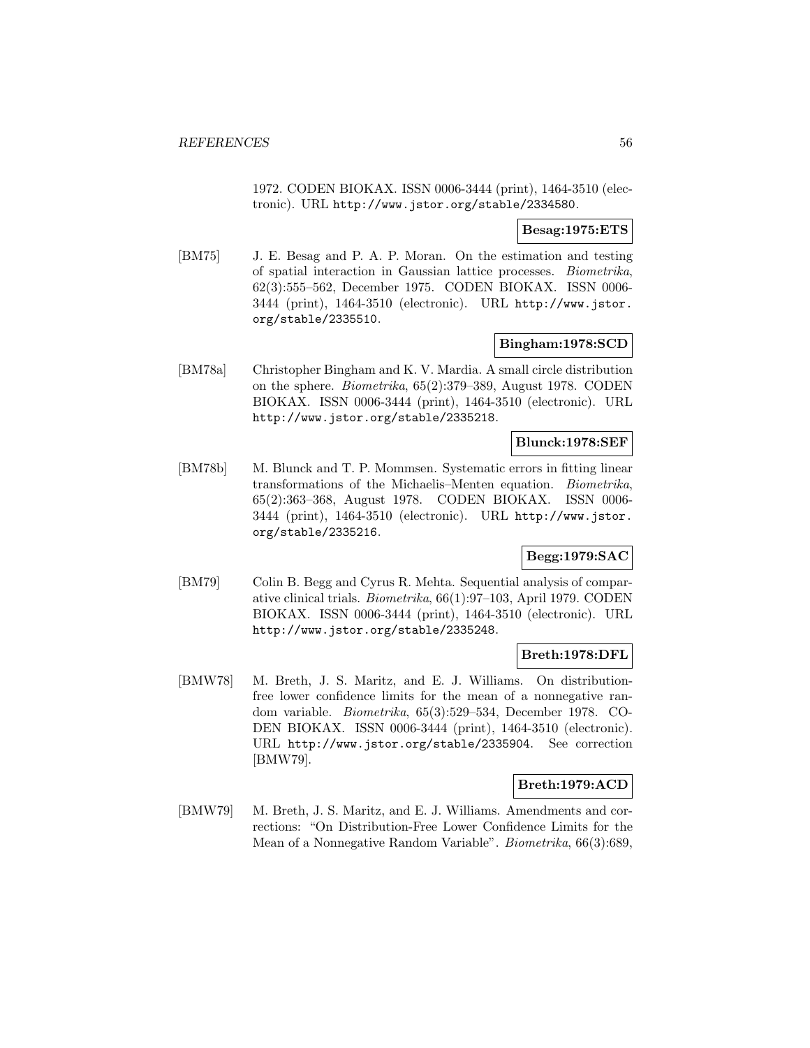1972. CODEN BIOKAX. ISSN 0006-3444 (print), 1464-3510 (electronic). URL http://www.jstor.org/stable/2334580.

**Besag:1975:ETS**

[BM75] J. E. Besag and P. A. P. Moran. On the estimation and testing of spatial interaction in Gaussian lattice processes. *Biometrika*, 62(3):555–562, December 1975. CODEN BIOKAX. ISSN 0006-3444 (print), 1464-3510 (electronic). URL http://www.jstor.org/stable/2335510.

**Bingham:1978:SCD**

[BM78a] Christopher Bingham and K. V. Mardia. A small circle distribution on the sphere. *Biometrika*, 65(2):379–389, August 1978. CODEN BIOKAX. ISSN 0006-3444 (print), 1464-3510 (electronic). URL http://www.jstor.org/stable/2335218.

**Blunck:1978:SEF**

[BM78b] M. Blunck and T. P. Mommsen. Systematic errors in fitting linear transformations of the Michaelis–Menten equation. *Biometrika*, 65(2):363–368, August 1978. CODEN BIOKAX. ISSN 0006-3444 (print), 1464-3510 (electronic). URL http://www.jstor.org/stable/2335216.

**Begg:1979:SAC**

[BM79] Colin B. Begg and Cyrus R. Mehta. Sequential analysis of comparative clinical trials. *Biometrika*, 66(1):97–103, April 1979. CODEN BIOKAX. ISSN 0006-3444 (print), 1464-3510 (electronic). URL http://www.jstor.org/stable/2335248.

**Breth:1978:DFL**

[BMW78] M. Breth, J. S. Maritz, and E. J. Williams. On distribution-free lower confidence limits for the mean of a nonnegative random variable. *Biometrika*, 65(3):529–534, December 1978. CODEN BIOKAX. ISSN 0006-3444 (print), 1464-3510 (electronic). URL http://www.jstor.org/stable/2335904. See correction [BMW79].

**Breth:1979:ACD**

[BMW79] M. Breth, J. S. Maritz, and E. J. Williams. Amendments and corrections: "On Distribution-Free Lower Confidence Limits for the Mean of a Nonnegative Random Variable". *Biometrika*, 66(3):689,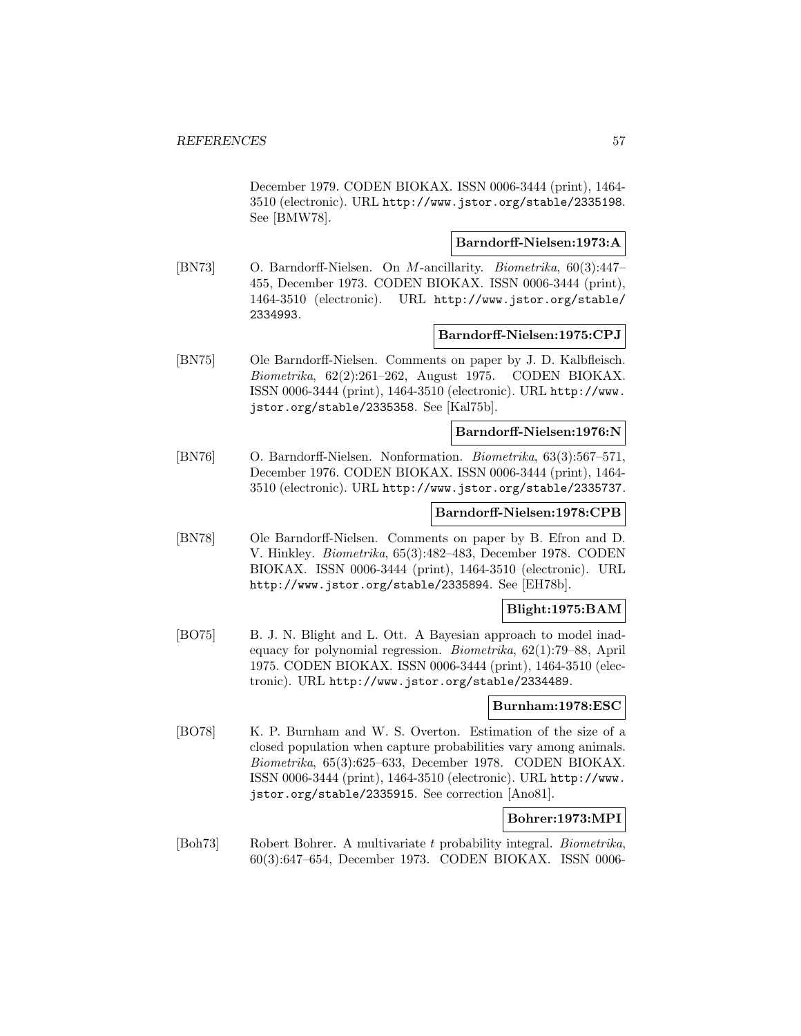December 1979. CODEN BIOKAX. ISSN 0006-3444 (print), 1464-3510 (electronic). URL http://www.jstor.org/stable/2335198. See [BMW78].

**Barndorff-Nielsen:1973:A**

[BN73] O. Barndorff-Nielsen. On $M$-ancillarity. *Biometrika*, 60(3):447–455, December 1973. CODEN BIOKAX. ISSN 0006-3444 (print), 1464-3510 (electronic). URL http://www.jstor.org/stable/2334993.

**Barndorff-Nielsen:1975:CPJ**

[BN75] Ole Barndorff-Nielsen. Comments on paper by J. D. Kalbfleisch. *Biometrika*, 62(2):261–262, August 1975. CODEN BIOKAX. ISSN 0006-3444 (print), 1464-3510 (electronic). URL http://www.jstor.org/stable/2335358. See [Kal75b].

**Barndorff-Nielsen:1976:N**

[BN76] O. Barndorff-Nielsen. Nonformation. *Biometrika*, 63(3):567–571, December 1976. CODEN BIOKAX. ISSN 0006-3444 (print), 1464-3510 (electronic). URL http://www.jstor.org/stable/2335737.

**Barndorff-Nielsen:1978:CPB**

[BN78] Ole Barndorff-Nielsen. Comments on paper by B. Efron and D. V. Hinkley. *Biometrika*, 65(3):482–483, December 1978. CODEN BIOKAX. ISSN 0006-3444 (print), 1464-3510 (electronic). URL http://www.jstor.org/stable/2335894. See [EH78b].

**Blight:1975:BAM**

[BO75] B. J. N. Blight and L. Ott. A Bayesian approach to model inadequacy for polynomial regression. *Biometrika*, 62(1):79–88, April 1975. CODEN BIOKAX. ISSN 0006-3444 (print), 1464-3510 (electronic). URL http://www.jstor.org/stable/2334489.

**Burnham:1978:ESC**

[BO78] K. P. Burnham and W. S. Overton. Estimation of the size of a closed population when capture probabilities vary among animals. *Biometrika*, 65(3):625–633, December 1978. CODEN BIOKAX. ISSN 0006-3444 (print), 1464-3510 (electronic). URL http://www.jstor.org/stable/2335915. See correction [Ano81].

**Bohrer:1973:MPI**

[Boh73] Robert Bohrer. A multivariate $t$ probability integral. *Biometrika*, 60(3):647–654, December 1973. CODEN BIOKAX. ISSN 0006-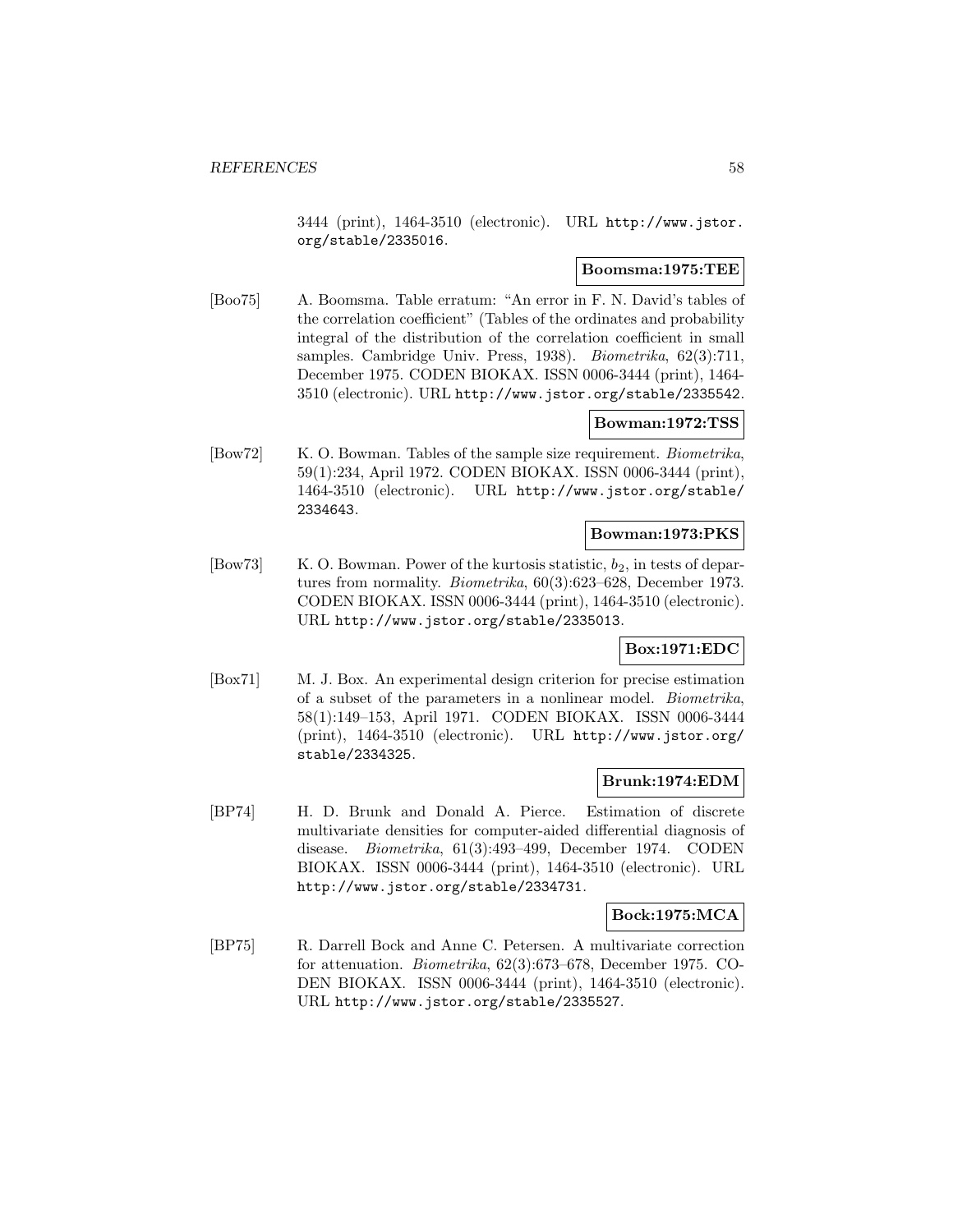3444 (print), 1464-3510 (electronic). URL http://www.jstor.org/stable/2335016.

**Boomsma:1975:TEE**

[Boo75] A. Boomsma. Table erratum: "An error in F. N. David's tables of the correlation coefficient" (Tables of the ordinates and probability integral of the distribution of the correlation coefficient in small samples. Cambridge Univ. Press, 1938). *Biometrika*, 62(3):711, December 1975. CODEN BIOKAX. ISSN 0006-3444 (print), 1464-3510 (electronic). URL http://www.jstor.org/stable/2335542.

**Bowman:1972:TSS**

[Bow72] K. O. Bowman. Tables of the sample size requirement. *Biometrika*, 59(1):234, April 1972. CODEN BIOKAX. ISSN 0006-3444 (print), 1464-3510 (electronic). URL http://www.jstor.org/stable/2334643.

**Bowman:1973:PKS**

[Bow73] K. O. Bowman. Power of the kurtosis statistic, $b_2$, in tests of departures from normality. *Biometrika*, 60(3):623–628, December 1973. CODEN BIOKAX. ISSN 0006-3444 (print), 1464-3510 (electronic). URL http://www.jstor.org/stable/2335013.

**Box:1971:EDC**

[Box71] M. J. Box. An experimental design criterion for precise estimation of a subset of the parameters in a nonlinear model. *Biometrika*, 58(1):149–153, April 1971. CODEN BIOKAX. ISSN 0006-3444 (print), 1464-3510 (electronic). URL http://www.jstor.org/stable/2334325.

**Brunk:1974:EDM**

[BP74] H. D. Brunk and Donald A. Pierce. Estimation of discrete multivariate densities for computer-aided differential diagnosis of disease. *Biometrika*, 61(3):493–499, December 1974. CODEN BIOKAX. ISSN 0006-3444 (print), 1464-3510 (electronic). URL http://www.jstor.org/stable/2334731.

**Bock:1975:MCA**

[BP75] R. Darrell Bock and Anne C. Petersen. A multivariate correction for attenuation. *Biometrika*, 62(3):673–678, December 1975. CODEN BIOKAX. ISSN 0006-3444 (print), 1464-3510 (electronic). URL http://www.jstor.org/stable/2335527.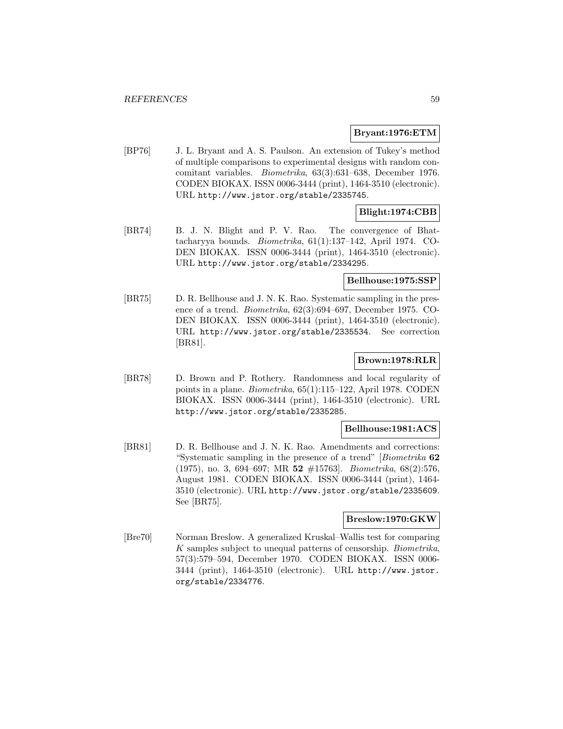**Bryant:1976:ETM**

[BP76] J. L. Bryant and A. S. Paulson. An extension of Tukey's method of multiple comparisons to experimental designs with random concomitant variables. *Biometrika*, 63(3):631–638, December 1976. CODEN BIOKAX. ISSN 0006-3444 (print), 1464-3510 (electronic). URL http://www.jstor.org/stable/2335745.

**Blight:1974:CBB**

[BR74] B. J. N. Blight and P. V. Rao. The convergence of Bhattacharyya bounds. *Biometrika*, 61(1):137–142, April 1974. CODEN BIOKAX. ISSN 0006-3444 (print), 1464-3510 (electronic). URL http://www.jstor.org/stable/2334295.

**Bellhouse:1975:SSP**

[BR75] D. R. Bellhouse and J. N. K. Rao. Systematic sampling in the presence of a trend. *Biometrika*, 62(3):694–697, December 1975. CODEN BIOKAX. ISSN 0006-3444 (print), 1464-3510 (electronic). URL http://www.jstor.org/stable/2335534. See correction [BR81].

**Brown:1978:RLR**

[BR78] D. Brown and P. Rothery. Randomness and local regularity of points in a plane. *Biometrika*, 65(1):115–122, April 1978. CODEN BIOKAX. ISSN 0006-3444 (print), 1464-3510 (electronic). URL http://www.jstor.org/stable/2335285.

**Bellhouse:1981:ACS**

[BR81] D. R. Bellhouse and J. N. K. Rao. Amendments and corrections: "Systematic sampling in the presence of a trend" [*Biometrika* **62** (1975), no. 3, 694–697; MR **52** #15763]. *Biometrika*, 68(2):576, August 1981. CODEN BIOKAX. ISSN 0006-3444 (print), 1464-3510 (electronic). URL http://www.jstor.org/stable/2335609. See [BR75].

**Breslow:1970:GKW**

[Bre70] Norman Breslow. A generalized Kruskal–Wallis test for comparing $K$ samples subject to unequal patterns of censorship. *Biometrika*, 57(3):579–594, December 1970. CODEN BIOKAX. ISSN 0006-3444 (print), 1464-3510 (electronic). URL http://www.jstor.org/stable/2334776.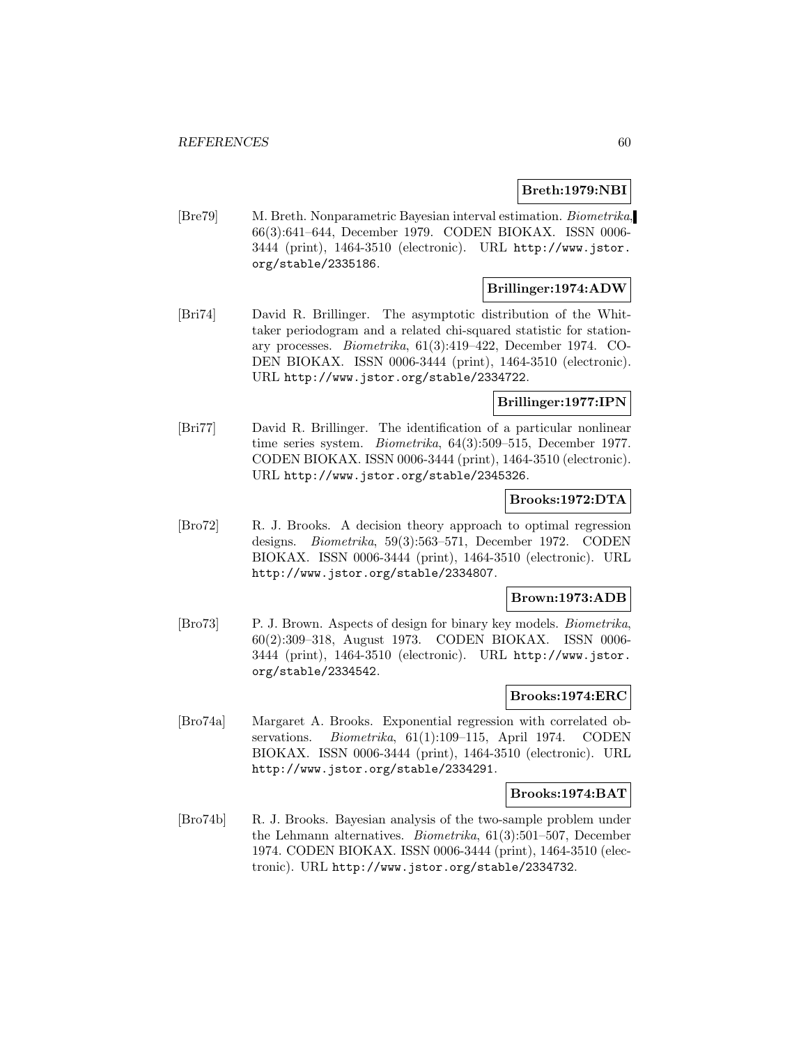**Breth:1979:NBI**

[Bre79] M. Breth. Nonparametric Bayesian interval estimation. *Biometrika*, 66(3):641–644, December 1979. CODEN BIOKAX. ISSN 0006-3444 (print), 1464-3510 (electronic). URL http://www.jstor.org/stable/2335186.

**Brillinger:1974:ADW**

[Bri74] David R. Brillinger. The asymptotic distribution of the Whittaker periodogram and a related chi-squared statistic for stationary processes. *Biometrika*, 61(3):419–422, December 1974. CODEN BIOKAX. ISSN 0006-3444 (print), 1464-3510 (electronic). URL http://www.jstor.org/stable/2334722.

**Brillinger:1977:IPN**

[Bri77] David R. Brillinger. The identification of a particular nonlinear time series system. *Biometrika*, 64(3):509–515, December 1977. CODEN BIOKAX. ISSN 0006-3444 (print), 1464-3510 (electronic). URL http://www.jstor.org/stable/2345326.

**Brooks:1972:DTA**

[Bro72] R. J. Brooks. A decision theory approach to optimal regression designs. *Biometrika*, 59(3):563–571, December 1972. CODEN BIOKAX. ISSN 0006-3444 (print), 1464-3510 (electronic). URL http://www.jstor.org/stable/2334807.

**Brown:1973:ADB**

[Bro73] P. J. Brown. Aspects of design for binary key models. *Biometrika*, 60(2):309–318, August 1973. CODEN BIOKAX. ISSN 0006-3444 (print), 1464-3510 (electronic). URL http://www.jstor.org/stable/2334542.

**Brooks:1974:ERC**

[Bro74a] Margaret A. Brooks. Exponential regression with correlated observations. *Biometrika*, 61(1):109–115, April 1974. CODEN BIOKAX. ISSN 0006-3444 (print), 1464-3510 (electronic). URL http://www.jstor.org/stable/2334291.

**Brooks:1974:BAT**

[Bro74b] R. J. Brooks. Bayesian analysis of the two-sample problem under the Lehmann alternatives. *Biometrika*, 61(3):501–507, December 1974. CODEN BIOKAX. ISSN 0006-3444 (print), 1464-3510 (electronic). URL http://www.jstor.org/stable/2334732.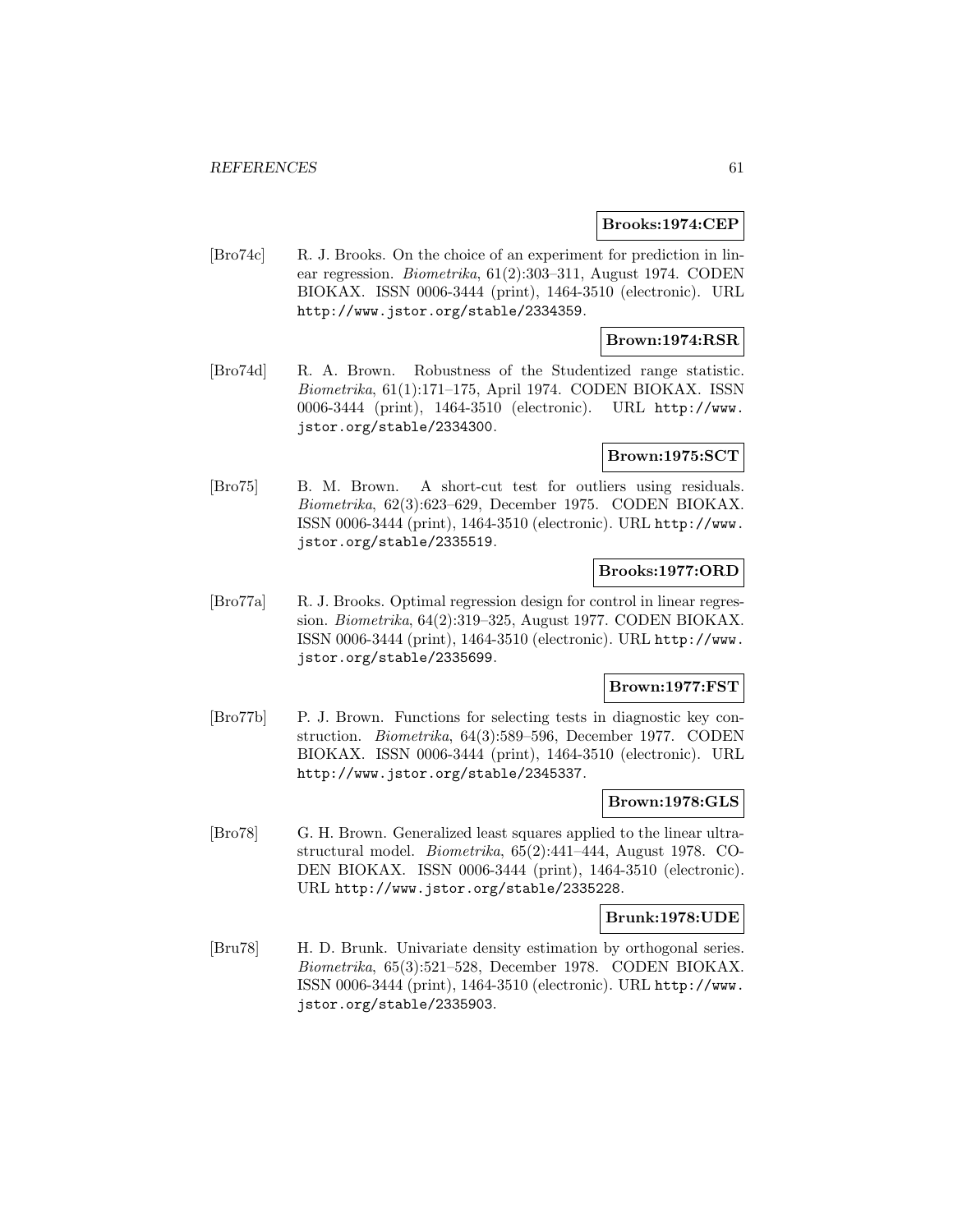**Brooks:1974:CEP**

[Bro74c] R. J. Brooks. On the choice of an experiment for prediction in linear regression. *Biometrika*, 61(2):303–311, August 1974. CODEN BIOKAX. ISSN 0006-3444 (print), 1464-3510 (electronic). URL http://www.jstor.org/stable/2334359.

**Brown:1974:RSR**

[Bro74d] R. A. Brown. Robustness of the Studentized range statistic. *Biometrika*, 61(1):171–175, April 1974. CODEN BIOKAX. ISSN 0006-3444 (print), 1464-3510 (electronic). URL http://www.jstor.org/stable/2334300.

**Brown:1975:SCT**

[Bro75] B. M. Brown. A short-cut test for outliers using residuals. *Biometrika*, 62(3):623–629, December 1975. CODEN BIOKAX. ISSN 0006-3444 (print), 1464-3510 (electronic). URL http://www.jstor.org/stable/2335519.

**Brooks:1977:ORD**

[Bro77a] R. J. Brooks. Optimal regression design for control in linear regression. *Biometrika*, 64(2):319–325, August 1977. CODEN BIOKAX. ISSN 0006-3444 (print), 1464-3510 (electronic). URL http://www.jstor.org/stable/2335699.

**Brown:1977:FST**

[Bro77b] P. J. Brown. Functions for selecting tests in diagnostic key construction. *Biometrika*, 64(3):589–596, December 1977. CODEN BIOKAX. ISSN 0006-3444 (print), 1464-3510 (electronic). URL http://www.jstor.org/stable/2345337.

**Brown:1978:GLS**

[Bro78] G. H. Brown. Generalized least squares applied to the linear ultrastructural model. *Biometrika*, 65(2):441–444, August 1978. CODEN BIOKAX. ISSN 0006-3444 (print), 1464-3510 (electronic). URL http://www.jstor.org/stable/2335228.

**Brunk:1978:UDE**

[Bru78] H. D. Brunk. Univariate density estimation by orthogonal series. *Biometrika*, 65(3):521–528, December 1978. CODEN BIOKAX. ISSN 0006-3444 (print), 1464-3510 (electronic). URL http://www.jstor.org/stable/2335903.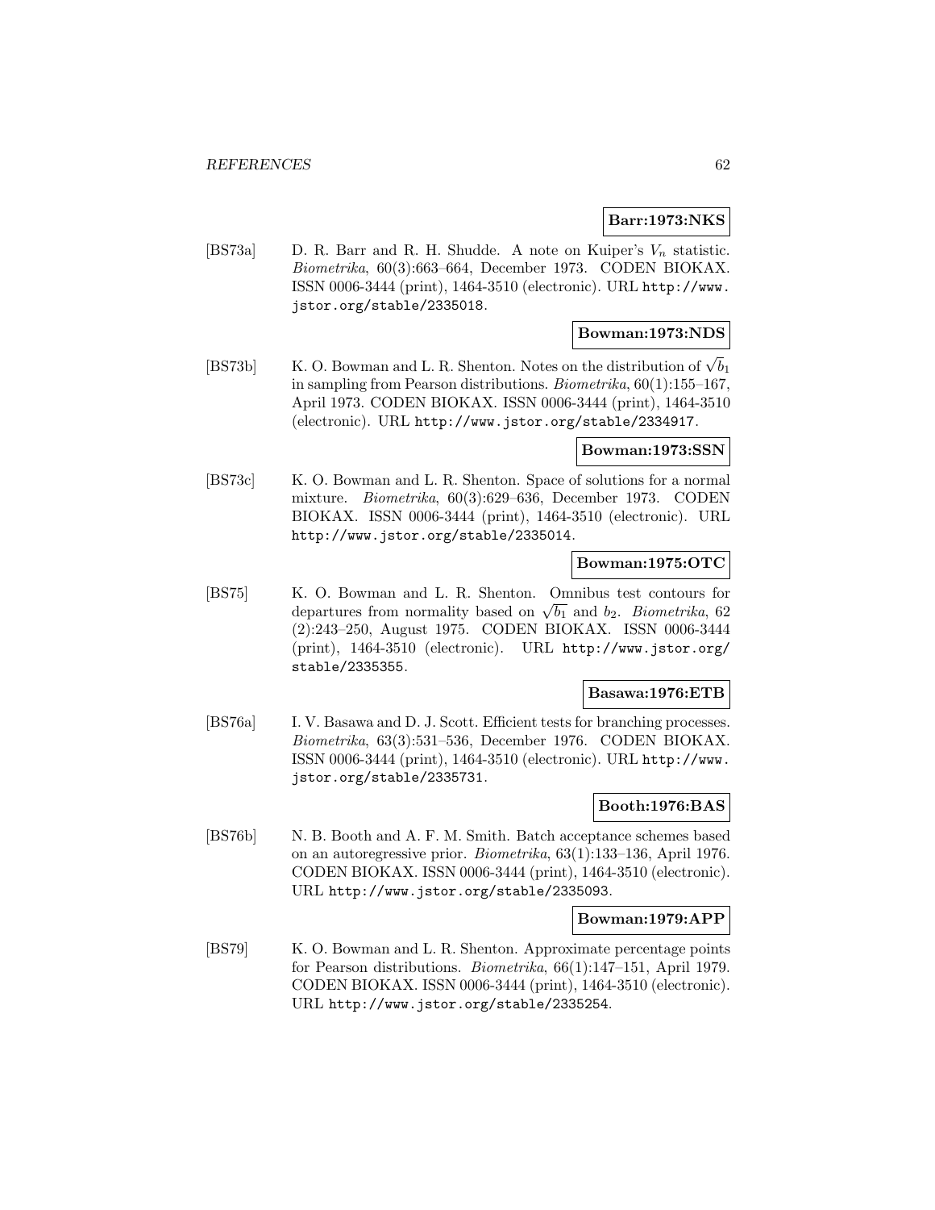**Barr:1973:NKS**

[BS73a] D. R. Barr and R. H. Shudde. A note on Kuiper's $V_n$ statistic. *Biometrika*, 60(3):663–664, December 1973. CODEN BIOKAX. ISSN 0006-3444 (print), 1464-3510 (electronic). URL http://www.jstor.org/stable/2335018.

**Bowman:1973:NDS**

[BS73b] K. O. Bowman and L. R. Shenton. Notes on the distribution of $\sqrt{b_1}$ in sampling from Pearson distributions. *Biometrika*, 60(1):155–167, April 1973. CODEN BIOKAX. ISSN 0006-3444 (print), 1464-3510 (electronic). URL http://www.jstor.org/stable/2334917.

**Bowman:1973:SSN**

[BS73c] K. O. Bowman and L. R. Shenton. Space of solutions for a normal mixture. *Biometrika*, 60(3):629–636, December 1973. CODEN BIOKAX. ISSN 0006-3444 (print), 1464-3510 (electronic). URL http://www.jstor.org/stable/2335014.

**Bowman:1975:OTC**

[BS75] K. O. Bowman and L. R. Shenton. Omnibus test contours for departures from normality based on $\sqrt{b_1}$ and $b_2$. *Biometrika*, 62 (2):243–250, August 1975. CODEN BIOKAX. ISSN 0006-3444 (print), 1464-3510 (electronic). URL http://www.jstor.org/stable/2335355.

**Basawa:1976:ETB**

[BS76a] I. V. Basawa and D. J. Scott. Efficient tests for branching processes. *Biometrika*, 63(3):531–536, December 1976. CODEN BIOKAX. ISSN 0006-3444 (print), 1464-3510 (electronic). URL http://www.jstor.org/stable/2335731.

**Booth:1976:BAS**

[BS76b] N. B. Booth and A. F. M. Smith. Batch acceptance schemes based on an autoregressive prior. *Biometrika*, 63(1):133–136, April 1976. CODEN BIOKAX. ISSN 0006-3444 (print), 1464-3510 (electronic). URL http://www.jstor.org/stable/2335093.

**Bowman:1979:APP**

[BS79] K. O. Bowman and L. R. Shenton. Approximate percentage points for Pearson distributions. *Biometrika*, 66(1):147–151, April 1979. CODEN BIOKAX. ISSN 0006-3444 (print), 1464-3510 (electronic). URL http://www.jstor.org/stable/2335254.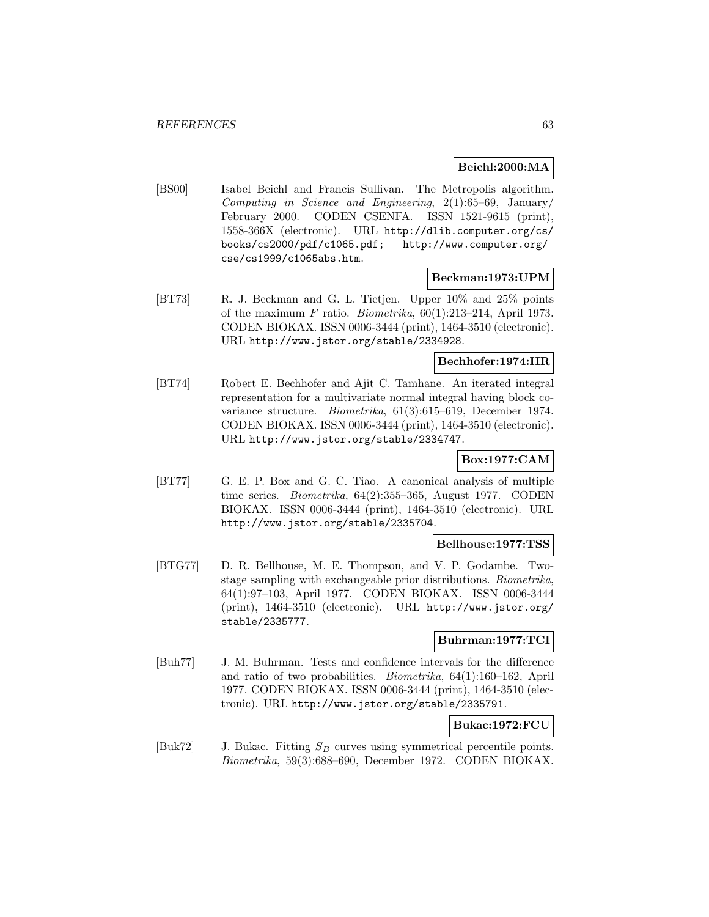**Beichl:2000:MA**

[BS00] Isabel Beichl and Francis Sullivan. The Metropolis algorithm. *Computing in Science and Engineering*, 2(1):65–69, January/February 2000. CODEN CSENFA. ISSN 1521-9615 (print), 1558-366X (electronic). URL http://dlib.computer.org/cs/books/cs2000/pdf/c1065.pdf; http://www.computer.org/cse/cs1999/c1065abs.htm.

**Beckman:1973:UPM**

[BT73] R. J. Beckman and G. L. Tietjen. Upper 10% and 25% points of the maximum $F$ ratio. *Biometrika*, 60(1):213–214, April 1973. CODEN BIOKAX. ISSN 0006-3444 (print), 1464-3510 (electronic). URL http://www.jstor.org/stable/2334928.

**Bechhofer:1974:IIR**

[BT74] Robert E. Bechhofer and Ajit C. Tamhane. An iterated integral representation for a multivariate normal integral having block covariance structure. *Biometrika*, 61(3):615–619, December 1974. CODEN BIOKAX. ISSN 0006-3444 (print), 1464-3510 (electronic). URL http://www.jstor.org/stable/2334747.

**Box:1977:CAM**

[BT77] G. E. P. Box and G. C. Tiao. A canonical analysis of multiple time series. *Biometrika*, 64(2):355–365, August 1977. CODEN BIOKAX. ISSN 0006-3444 (print), 1464-3510 (electronic). URL http://www.jstor.org/stable/2335704.

**Bellhouse:1977:TSS**

[BTG77] D. R. Bellhouse, M. E. Thompson, and V. P. Godambe. Two-stage sampling with exchangeable prior distributions. *Biometrika*, 64(1):97–103, April 1977. CODEN BIOKAX. ISSN 0006-3444 (print), 1464-3510 (electronic). URL http://www.jstor.org/stable/2335777.

**Buhrman:1977:TCI**

[Buh77] J. M. Buhrman. Tests and confidence intervals for the difference and ratio of two probabilities. *Biometrika*, 64(1):160–162, April 1977. CODEN BIOKAX. ISSN 0006-3444 (print), 1464-3510 (electronic). URL http://www.jstor.org/stable/2335791.

**Bukac:1972:FCU**

[Buk72] J. Bukac. Fitting $S_B$ curves using symmetrical percentile points. *Biometrika*, 59(3):688–690, December 1972. CODEN BIOKAX.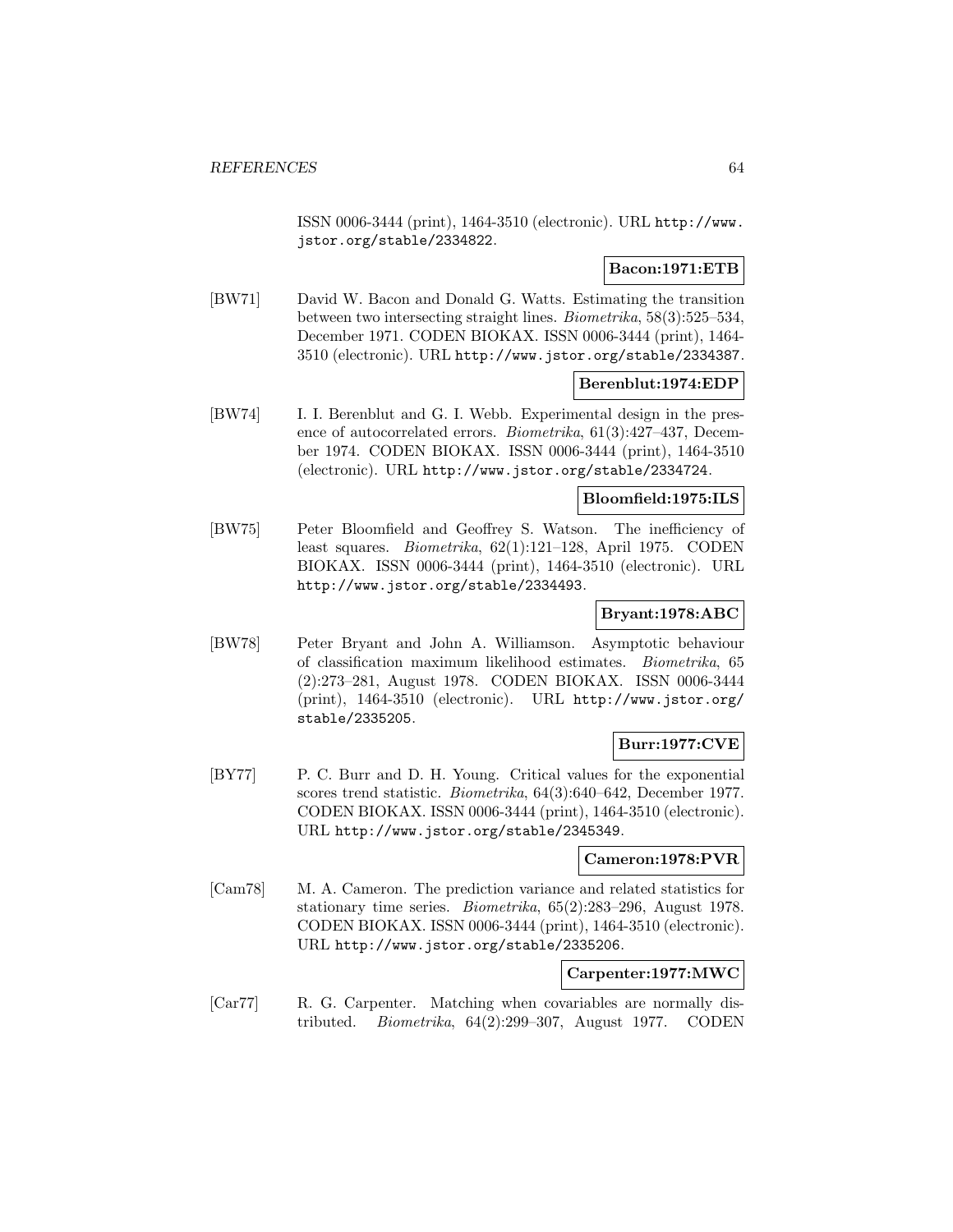ISSN 0006-3444 (print), 1464-3510 (electronic). URL http://www.jstor.org/stable/2334822.

**Bacon:1971:ETB**

[BW71] David W. Bacon and Donald G. Watts. Estimating the transition between two intersecting straight lines. *Biometrika*, 58(3):525–534, December 1971. CODEN BIOKAX. ISSN 0006-3444 (print), 1464-3510 (electronic). URL http://www.jstor.org/stable/2334387.

**Berenblut:1974:EDP**

[BW74] I. I. Berenblut and G. I. Webb. Experimental design in the presence of autocorrelated errors. *Biometrika*, 61(3):427–437, December 1974. CODEN BIOKAX. ISSN 0006-3444 (print), 1464-3510 (electronic). URL http://www.jstor.org/stable/2334724.

**Bloomfield:1975:ILS**

[BW75] Peter Bloomfield and Geoffrey S. Watson. The inefficiency of least squares. *Biometrika*, 62(1):121–128, April 1975. CODEN BIOKAX. ISSN 0006-3444 (print), 1464-3510 (electronic). URL http://www.jstor.org/stable/2334493.

**Bryant:1978:ABC**

[BW78] Peter Bryant and John A. Williamson. Asymptotic behaviour of classification maximum likelihood estimates. *Biometrika*, 65 (2):273–281, August 1978. CODEN BIOKAX. ISSN 0006-3444 (print), 1464-3510 (electronic). URL http://www.jstor.org/stable/2335205.

**Burr:1977:CVE**

[BY77] P. C. Burr and D. H. Young. Critical values for the exponential scores trend statistic. *Biometrika*, 64(3):640–642, December 1977. CODEN BIOKAX. ISSN 0006-3444 (print), 1464-3510 (electronic). URL http://www.jstor.org/stable/2345349.

**Cameron:1978:PVR**

[Cam78] M. A. Cameron. The prediction variance and related statistics for stationary time series. *Biometrika*, 65(2):283–296, August 1978. CODEN BIOKAX. ISSN 0006-3444 (print), 1464-3510 (electronic). URL http://www.jstor.org/stable/2335206.

**Carpenter:1977:MWC**

[Car77] R. G. Carpenter. Matching when covariables are normally distributed. *Biometrika*, 64(2):299–307, August 1977. CODEN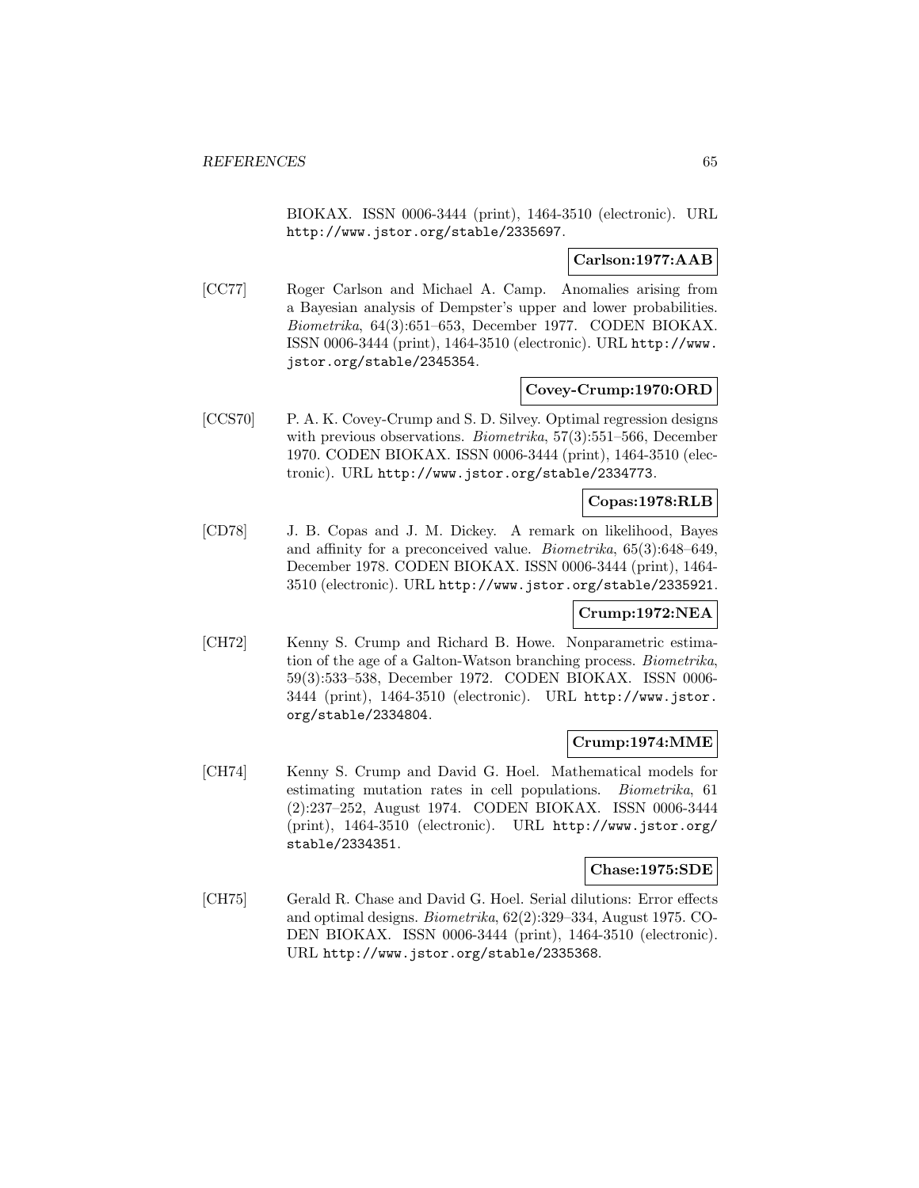BIOKAX. ISSN 0006-3444 (print), 1464-3510 (electronic). URL http://www.jstor.org/stable/2335697.

**Carlson:1977:AAB**

[CC77] Roger Carlson and Michael A. Camp. Anomalies arising from a Bayesian analysis of Dempster's upper and lower probabilities. *Biometrika*, 64(3):651–653, December 1977. CODEN BIOKAX. ISSN 0006-3444 (print), 1464-3510 (electronic). URL http://www.jstor.org/stable/2345354.

**Covey-Crump:1970:ORD**

[CCS70] P. A. K. Covey-Crump and S. D. Silvey. Optimal regression designs with previous observations. *Biometrika*, 57(3):551–566, December 1970. CODEN BIOKAX. ISSN 0006-3444 (print), 1464-3510 (electronic). URL http://www.jstor.org/stable/2334773.

**Copas:1978:RLB**

[CD78] J. B. Copas and J. M. Dickey. A remark on likelihood, Bayes and affinity for a preconceived value. *Biometrika*, 65(3):648–649, December 1978. CODEN BIOKAX. ISSN 0006-3444 (print), 1464-3510 (electronic). URL http://www.jstor.org/stable/2335921.

**Crump:1972:NEA**

[CH72] Kenny S. Crump and Richard B. Howe. Nonparametric estimation of the age of a Galton-Watson branching process. *Biometrika*, 59(3):533–538, December 1972. CODEN BIOKAX. ISSN 0006-3444 (print), 1464-3510 (electronic). URL http://www.jstor.org/stable/2334804.

**Crump:1974:MME**

[CH74] Kenny S. Crump and David G. Hoel. Mathematical models for estimating mutation rates in cell populations. *Biometrika*, 61 (2):237–252, August 1974. CODEN BIOKAX. ISSN 0006-3444 (print), 1464-3510 (electronic). URL http://www.jstor.org/stable/2334351.

**Chase:1975:SDE**

[CH75] Gerald R. Chase and David G. Hoel. Serial dilutions: Error effects and optimal designs. *Biometrika*, 62(2):329–334, August 1975. CODEN BIOKAX. ISSN 0006-3444 (print), 1464-3510 (electronic). URL http://www.jstor.org/stable/2335368.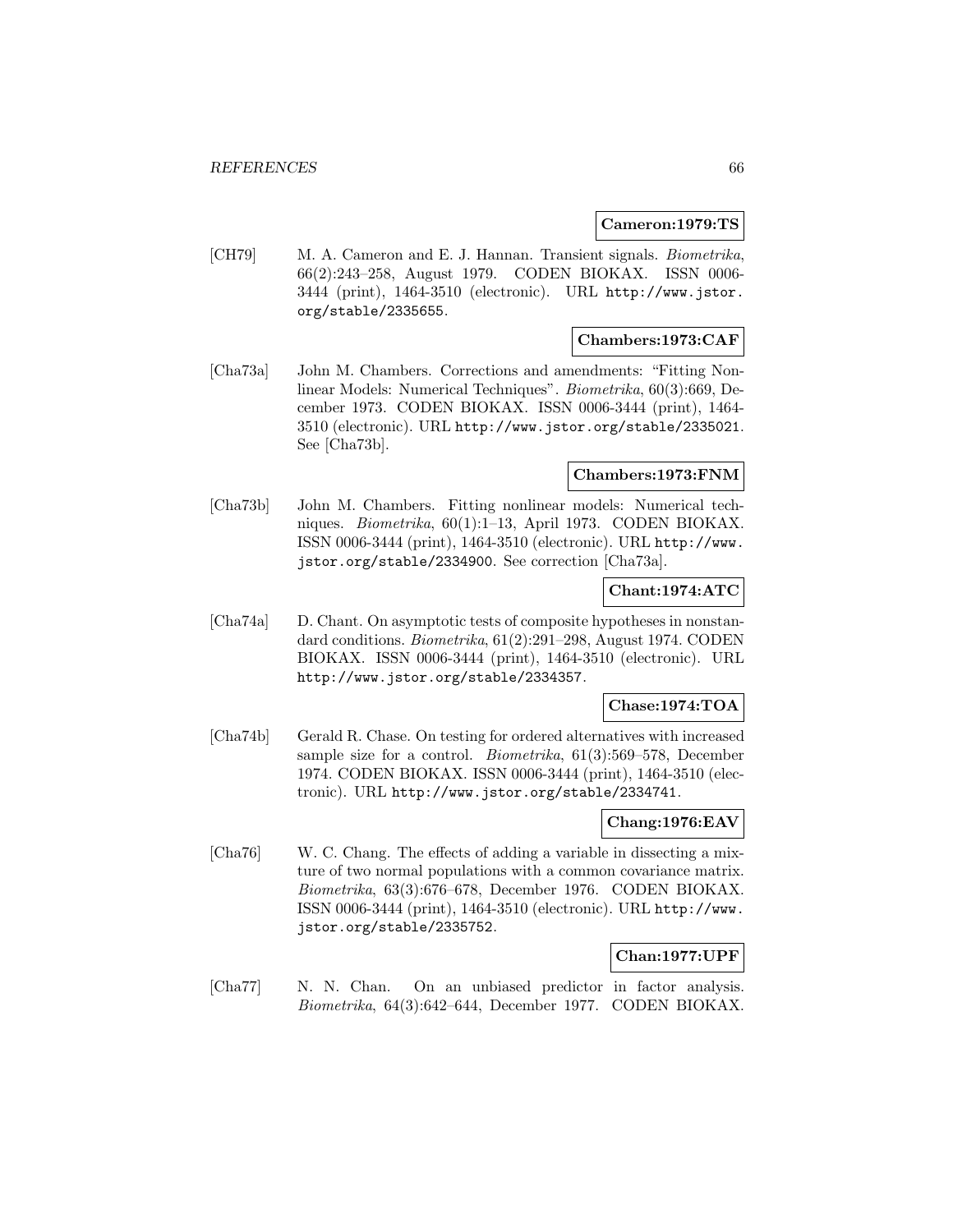**Cameron:1979:TS**

[CH79] M. A. Cameron and E. J. Hannan. Transient signals. *Biometrika*, 66(2):243–258, August 1979. CODEN BIOKAX. ISSN 0006-3444 (print), 1464-3510 (electronic). URL http://www.jstor.org/stable/2335655.

**Chambers:1973:CAF**

[Cha73a] John M. Chambers. Corrections and amendments: "Fitting Nonlinear Models: Numerical Techniques". *Biometrika*, 60(3):669, December 1973. CODEN BIOKAX. ISSN 0006-3444 (print), 1464-3510 (electronic). URL http://www.jstor.org/stable/2335021. See [Cha73b].

**Chambers:1973:FNM**

[Cha73b] John M. Chambers. Fitting nonlinear models: Numerical techniques. *Biometrika*, 60(1):1–13, April 1973. CODEN BIOKAX. ISSN 0006-3444 (print), 1464-3510 (electronic). URL http://www.jstor.org/stable/2334900. See correction [Cha73a].

**Chant:1974:ATC**

[Cha74a] D. Chant. On asymptotic tests of composite hypotheses in nonstandard conditions. *Biometrika*, 61(2):291–298, August 1974. CODEN BIOKAX. ISSN 0006-3444 (print), 1464-3510 (electronic). URL http://www.jstor.org/stable/2334357.

**Chase:1974:TOA**

[Cha74b] Gerald R. Chase. On testing for ordered alternatives with increased sample size for a control. *Biometrika*, 61(3):569–578, December 1974. CODEN BIOKAX. ISSN 0006-3444 (print), 1464-3510 (electronic). URL http://www.jstor.org/stable/2334741.

**Chang:1976:EAV**

[Cha76] W. C. Chang. The effects of adding a variable in dissecting a mixture of two normal populations with a common covariance matrix. *Biometrika*, 63(3):676–678, December 1976. CODEN BIOKAX. ISSN 0006-3444 (print), 1464-3510 (electronic). URL http://www.jstor.org/stable/2335752.

**Chan:1977:UPF**

[Cha77] N. N. Chan. On an unbiased predictor in factor analysis. *Biometrika*, 64(3):642–644, December 1977. CODEN BIOKAX.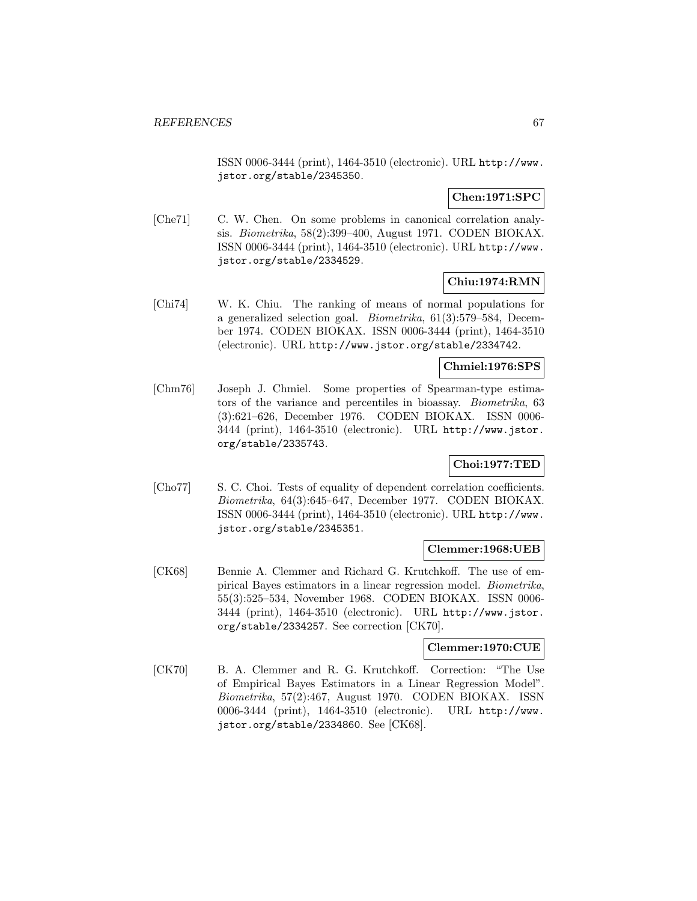ISSN 0006-3444 (print), 1464-3510 (electronic). URL http://www.jstor.org/stable/2345350.

**Chen:1971:SPC**

[Che71] C. W. Chen. On some problems in canonical correlation analysis. *Biometrika*, 58(2):399–400, August 1971. CODEN BIOKAX. ISSN 0006-3444 (print), 1464-3510 (electronic). URL http://www.jstor.org/stable/2334529.

**Chiu:1974:RMN**

[Chi74] W. K. Chiu. The ranking of means of normal populations for a generalized selection goal. *Biometrika*, 61(3):579–584, December 1974. CODEN BIOKAX. ISSN 0006-3444 (print), 1464-3510 (electronic). URL http://www.jstor.org/stable/2334742.

**Chmiel:1976:SPS**

[Chm76] Joseph J. Chmiel. Some properties of Spearman-type estimators of the variance and percentiles in bioassay. *Biometrika*, 63 (3):621–626, December 1976. CODEN BIOKAX. ISSN 0006-3444 (print), 1464-3510 (electronic). URL http://www.jstor.org/stable/2335743.

**Choi:1977:TED**

[Cho77] S. C. Choi. Tests of equality of dependent correlation coefficients. *Biometrika*, 64(3):645–647, December 1977. CODEN BIOKAX. ISSN 0006-3444 (print), 1464-3510 (electronic). URL http://www.jstor.org/stable/2345351.

**Clemmer:1968:UEB**

[CK68] Bennie A. Clemmer and Richard G. Krutchkoff. The use of empirical Bayes estimators in a linear regression model. *Biometrika*, 55(3):525–534, November 1968. CODEN BIOKAX. ISSN 0006-3444 (print), 1464-3510 (electronic). URL http://www.jstor.org/stable/2334257. See correction [CK70].

**Clemmer:1970:CUE**

[CK70] B. A. Clemmer and R. G. Krutchkoff. Correction: "The Use of Empirical Bayes Estimators in a Linear Regression Model". *Biometrika*, 57(2):467, August 1970. CODEN BIOKAX. ISSN 0006-3444 (print), 1464-3510 (electronic). URL http://www.jstor.org/stable/2334860. See [CK68].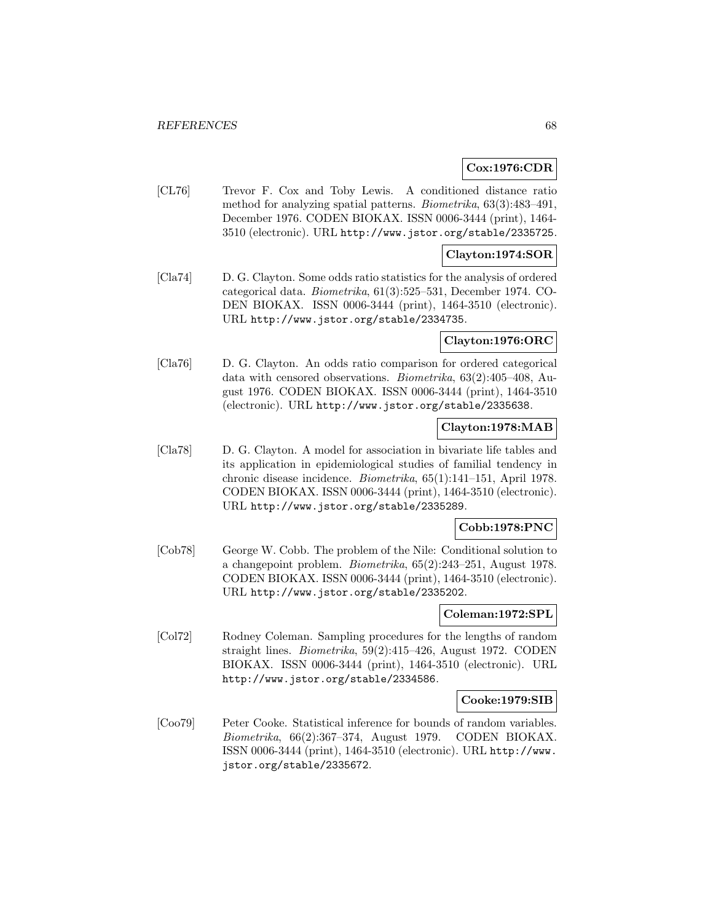**Cox:1976:CDR**

[CL76] Trevor F. Cox and Toby Lewis. A conditioned distance ratio method for analyzing spatial patterns. *Biometrika*, 63(3):483–491, December 1976. CODEN BIOKAX. ISSN 0006-3444 (print), 1464-3510 (electronic). URL http://www.jstor.org/stable/2335725.

**Clayton:1974:SOR**

[Cla74] D. G. Clayton. Some odds ratio statistics for the analysis of ordered categorical data. *Biometrika*, 61(3):525–531, December 1974. CODEN BIOKAX. ISSN 0006-3444 (print), 1464-3510 (electronic). URL http://www.jstor.org/stable/2334735.

**Clayton:1976:ORC**

[Cla76] D. G. Clayton. An odds ratio comparison for ordered categorical data with censored observations. *Biometrika*, 63(2):405–408, August 1976. CODEN BIOKAX. ISSN 0006-3444 (print), 1464-3510 (electronic). URL http://www.jstor.org/stable/2335638.

**Clayton:1978:MAB**

[Cla78] D. G. Clayton. A model for association in bivariate life tables and its application in epidemiological studies of familial tendency in chronic disease incidence. *Biometrika*, 65(1):141–151, April 1978. CODEN BIOKAX. ISSN 0006-3444 (print), 1464-3510 (electronic). URL http://www.jstor.org/stable/2335289.

**Cobb:1978:PNC**

[Cob78] George W. Cobb. The problem of the Nile: Conditional solution to a changepoint problem. *Biometrika*, 65(2):243–251, August 1978. CODEN BIOKAX. ISSN 0006-3444 (print), 1464-3510 (electronic). URL http://www.jstor.org/stable/2335202.

**Coleman:1972:SPL**

[Col72] Rodney Coleman. Sampling procedures for the lengths of random straight lines. *Biometrika*, 59(2):415–426, August 1972. CODEN BIOKAX. ISSN 0006-3444 (print), 1464-3510 (electronic). URL http://www.jstor.org/stable/2334586.

**Cooke:1979:SIB**

[Coo79] Peter Cooke. Statistical inference for bounds of random variables. *Biometrika*, 66(2):367–374, August 1979. CODEN BIOKAX. ISSN 0006-3444 (print), 1464-3510 (electronic). URL http://www.jstor.org/stable/2335672.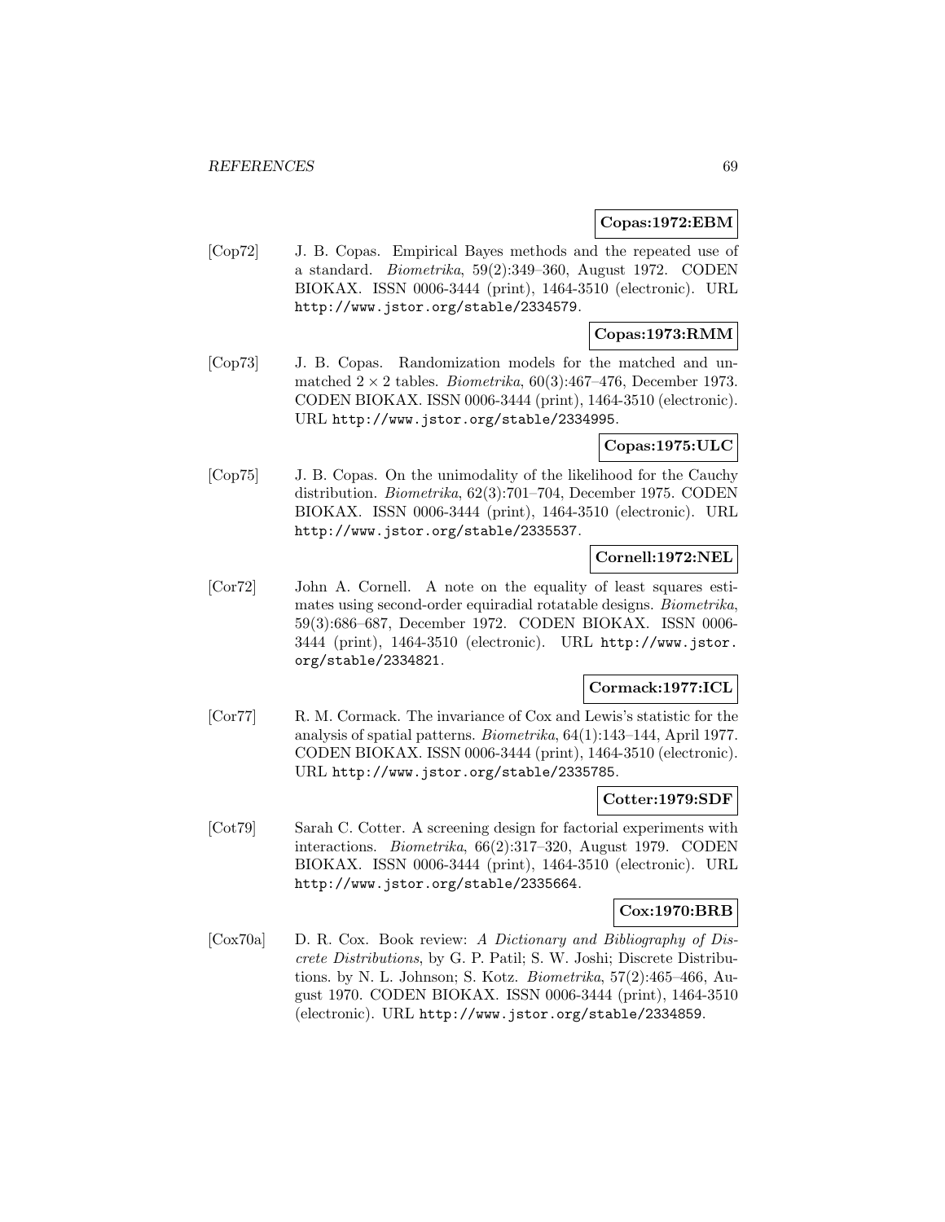**Copas:1972:EBM**

[Cop72] J. B. Copas. Empirical Bayes methods and the repeated use of a standard. *Biometrika*, 59(2):349–360, August 1972. CODEN BIOKAX. ISSN 0006-3444 (print), 1464-3510 (electronic). URL http://www.jstor.org/stable/2334579.

**Copas:1973:RMM**

[Cop73] J. B. Copas. Randomization models for the matched and unmatched $2 \times 2$ tables. *Biometrika*, 60(3):467–476, December 1973. CODEN BIOKAX. ISSN 0006-3444 (print), 1464-3510 (electronic). URL http://www.jstor.org/stable/2334995.

**Copas:1975:ULC**

[Cop75] J. B. Copas. On the unimodality of the likelihood for the Cauchy distribution. *Biometrika*, 62(3):701–704, December 1975. CODEN BIOKAX. ISSN 0006-3444 (print), 1464-3510 (electronic). URL http://www.jstor.org/stable/2335537.

**Cornell:1972:NEL**

[Cor72] John A. Cornell. A note on the equality of least squares estimates using second-order equiradial rotatable designs. *Biometrika*, 59(3):686–687, December 1972. CODEN BIOKAX. ISSN 0006-3444 (print), 1464-3510 (electronic). URL http://www.jstor.org/stable/2334821.

**Cormack:1977:ICL**

[Cor77] R. M. Cormack. The invariance of Cox and Lewis's statistic for the analysis of spatial patterns. *Biometrika*, 64(1):143–144, April 1977. CODEN BIOKAX. ISSN 0006-3444 (print), 1464-3510 (electronic). URL http://www.jstor.org/stable/2335785.

**Cotter:1979:SDF**

[Cot79] Sarah C. Cotter. A screening design for factorial experiments with interactions. *Biometrika*, 66(2):317–320, August 1979. CODEN BIOKAX. ISSN 0006-3444 (print), 1464-3510 (electronic). URL http://www.jstor.org/stable/2335664.

**Cox:1970:BRB**

[Cox70a] D. R. Cox. Book review: *A Dictionary and Bibliography of Discrete Distributions*, by G. P. Patil; S. W. Joshi; Discrete Distributions. by N. L. Johnson; S. Kotz. *Biometrika*, 57(2):465–466, August 1970. CODEN BIOKAX. ISSN 0006-3444 (print), 1464-3510 (electronic). URL http://www.jstor.org/stable/2334859.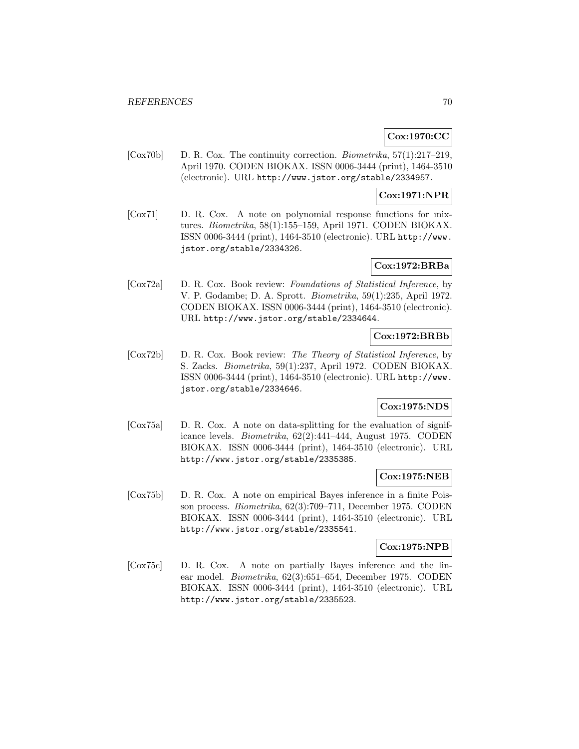**Cox:1970:CC**

[Cox70b] D. R. Cox. The continuity correction. *Biometrika*, 57(1):217–219, April 1970. CODEN BIOKAX. ISSN 0006-3444 (print), 1464-3510 (electronic). URL http://www.jstor.org/stable/2334957.

**Cox:1971:NPR**

[Cox71] D. R. Cox. A note on polynomial response functions for mixtures. *Biometrika*, 58(1):155–159, April 1971. CODEN BIOKAX. ISSN 0006-3444 (print), 1464-3510 (electronic). URL http://www.jstor.org/stable/2334326.

**Cox:1972:BRBa**

[Cox72a] D. R. Cox. Book review: *Foundations of Statistical Inference*, by V. P. Godambe; D. A. Sprott. *Biometrika*, 59(1):235, April 1972. CODEN BIOKAX. ISSN 0006-3444 (print), 1464-3510 (electronic). URL http://www.jstor.org/stable/2334644.

**Cox:1972:BRBb**

[Cox72b] D. R. Cox. Book review: *The Theory of Statistical Inference*, by S. Zacks. *Biometrika*, 59(1):237, April 1972. CODEN BIOKAX. ISSN 0006-3444 (print), 1464-3510 (electronic). URL http://www.jstor.org/stable/2334646.

**Cox:1975:NDS**

[Cox75a] D. R. Cox. A note on data-splitting for the evaluation of significance levels. *Biometrika*, 62(2):441–444, August 1975. CODEN BIOKAX. ISSN 0006-3444 (print), 1464-3510 (electronic). URL http://www.jstor.org/stable/2335385.

**Cox:1975:NEB**

[Cox75b] D. R. Cox. A note on empirical Bayes inference in a finite Poisson process. *Biometrika*, 62(3):709–711, December 1975. CODEN BIOKAX. ISSN 0006-3444 (print), 1464-3510 (electronic). URL http://www.jstor.org/stable/2335541.

**Cox:1975:NPB**

[Cox75c] D. R. Cox. A note on partially Bayes inference and the linear model. *Biometrika*, 62(3):651–654, December 1975. CODEN BIOKAX. ISSN 0006-3444 (print), 1464-3510 (electronic). URL http://www.jstor.org/stable/2335523.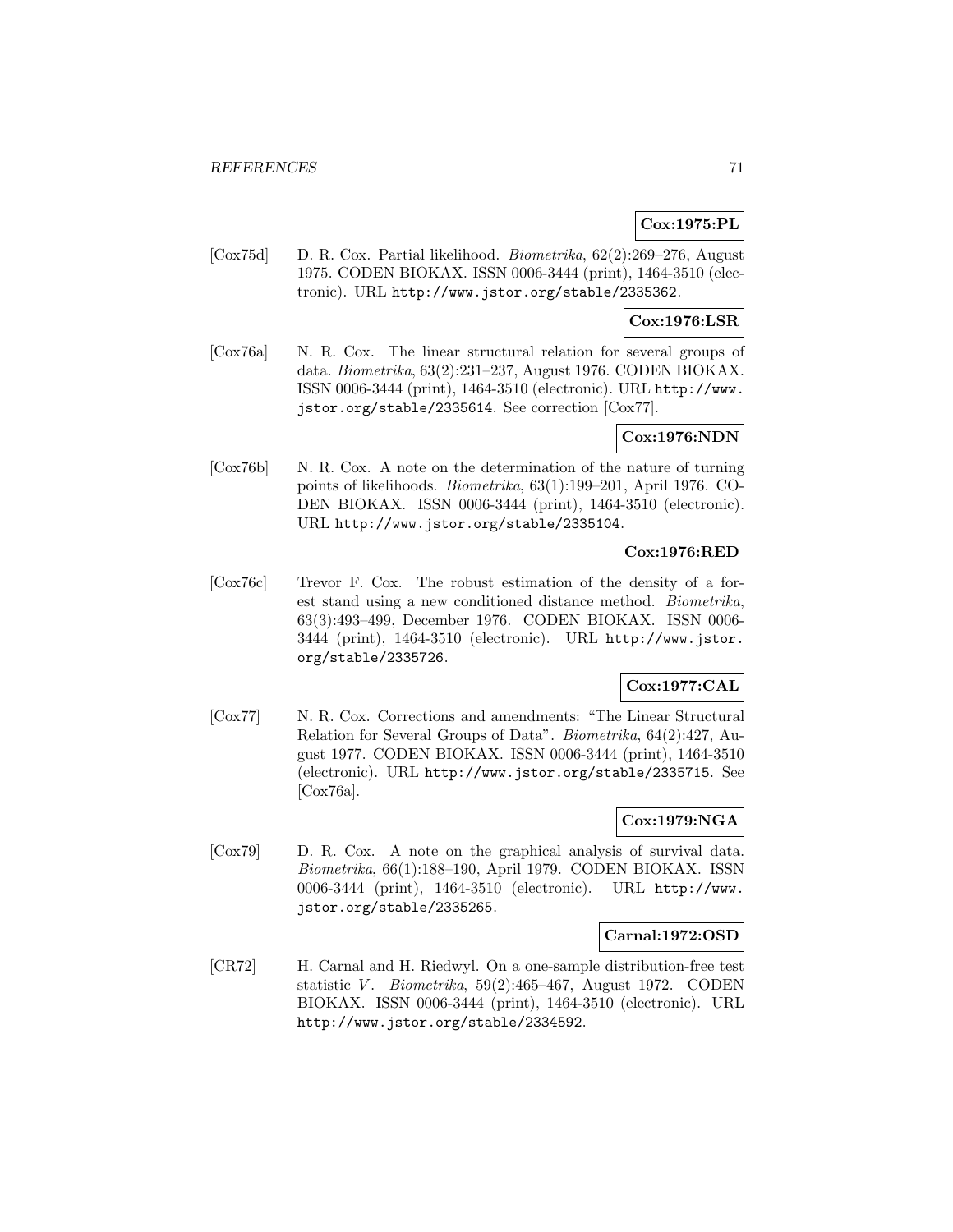**Cox:1975:PL**

[Cox75d] D. R. Cox. Partial likelihood. *Biometrika*, 62(2):269–276, August 1975. CODEN BIOKAX. ISSN 0006-3444 (print), 1464-3510 (electronic). URL http://www.jstor.org/stable/2335362.

**Cox:1976:LSR**

[Cox76a] N. R. Cox. The linear structural relation for several groups of data. *Biometrika*, 63(2):231–237, August 1976. CODEN BIOKAX. ISSN 0006-3444 (print), 1464-3510 (electronic). URL http://www.jstor.org/stable/2335614. See correction [Cox77].

**Cox:1976:NDN**

[Cox76b] N. R. Cox. A note on the determination of the nature of turning points of likelihoods. *Biometrika*, 63(1):199–201, April 1976. CODEN BIOKAX. ISSN 0006-3444 (print), 1464-3510 (electronic). URL http://www.jstor.org/stable/2335104.

**Cox:1976:RED**

[Cox76c] Trevor F. Cox. The robust estimation of the density of a forest stand using a new conditioned distance method. *Biometrika*, 63(3):493–499, December 1976. CODEN BIOKAX. ISSN 0006-3444 (print), 1464-3510 (electronic). URL http://www.jstor.org/stable/2335726.

**Cox:1977:CAL**

[Cox77] N. R. Cox. Corrections and amendments: "The Linear Structural Relation for Several Groups of Data". *Biometrika*, 64(2):427, August 1977. CODEN BIOKAX. ISSN 0006-3444 (print), 1464-3510 (electronic). URL http://www.jstor.org/stable/2335715. See [Cox76a].

**Cox:1979:NGA**

[Cox79] D. R. Cox. A note on the graphical analysis of survival data. *Biometrika*, 66(1):188–190, April 1979. CODEN BIOKAX. ISSN 0006-3444 (print), 1464-3510 (electronic). URL http://www.jstor.org/stable/2335265.

**Carnal:1972:OSD**

[CR72] H. Carnal and H. Riedwyl. On a one-sample distribution-free test statistic $V$. *Biometrika*, 59(2):465–467, August 1972. CODEN BIOKAX. ISSN 0006-3444 (print), 1464-3510 (electronic). URL http://www.jstor.org/stable/2334592.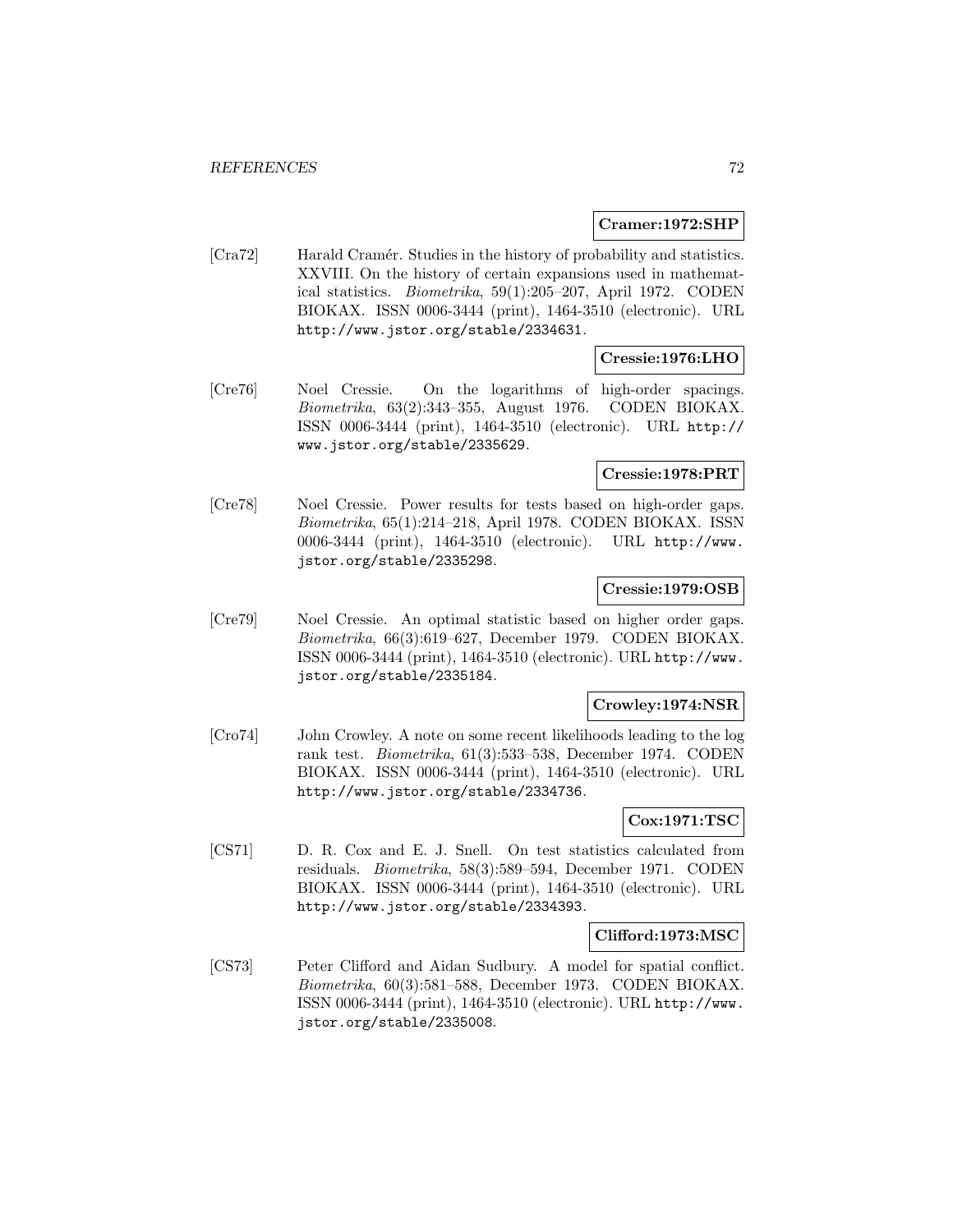**Cramer:1972:SHP**

[Cra72] Harald Cramér. Studies in the history of probability and statistics. XXVIII. On the history of certain expansions used in mathematical statistics. *Biometrika*, 59(1):205–207, April 1972. CODEN BIOKAX. ISSN 0006-3444 (print), 1464-3510 (electronic). URL http://www.jstor.org/stable/2334631.

**Cressie:1976:LHO**

[Cre76] Noel Cressie. On the logarithms of high-order spacings. *Biometrika*, 63(2):343–355, August 1976. CODEN BIOKAX. ISSN 0006-3444 (print), 1464-3510 (electronic). URL http://www.jstor.org/stable/2335629.

**Cressie:1978:PRT**

[Cre78] Noel Cressie. Power results for tests based on high-order gaps. *Biometrika*, 65(1):214–218, April 1978. CODEN BIOKAX. ISSN 0006-3444 (print), 1464-3510 (electronic). URL http://www.jstor.org/stable/2335298.

**Cressie:1979:OSB**

[Cre79] Noel Cressie. An optimal statistic based on higher order gaps. *Biometrika*, 66(3):619–627, December 1979. CODEN BIOKAX. ISSN 0006-3444 (print), 1464-3510 (electronic). URL http://www.jstor.org/stable/2335184.

**Crowley:1974:NSR**

[Cro74] John Crowley. A note on some recent likelihoods leading to the log rank test. *Biometrika*, 61(3):533–538, December 1974. CODEN BIOKAX. ISSN 0006-3444 (print), 1464-3510 (electronic). URL http://www.jstor.org/stable/2334736.

**Cox:1971:TSC**

[CS71] D. R. Cox and E. J. Snell. On test statistics calculated from residuals. *Biometrika*, 58(3):589–594, December 1971. CODEN BIOKAX. ISSN 0006-3444 (print), 1464-3510 (electronic). URL http://www.jstor.org/stable/2334393.

**Clifford:1973:MSC**

[CS73] Peter Clifford and Aidan Sudbury. A model for spatial conflict. *Biometrika*, 60(3):581–588, December 1973. CODEN BIOKAX. ISSN 0006-3444 (print), 1464-3510 (electronic). URL http://www.jstor.org/stable/2335008.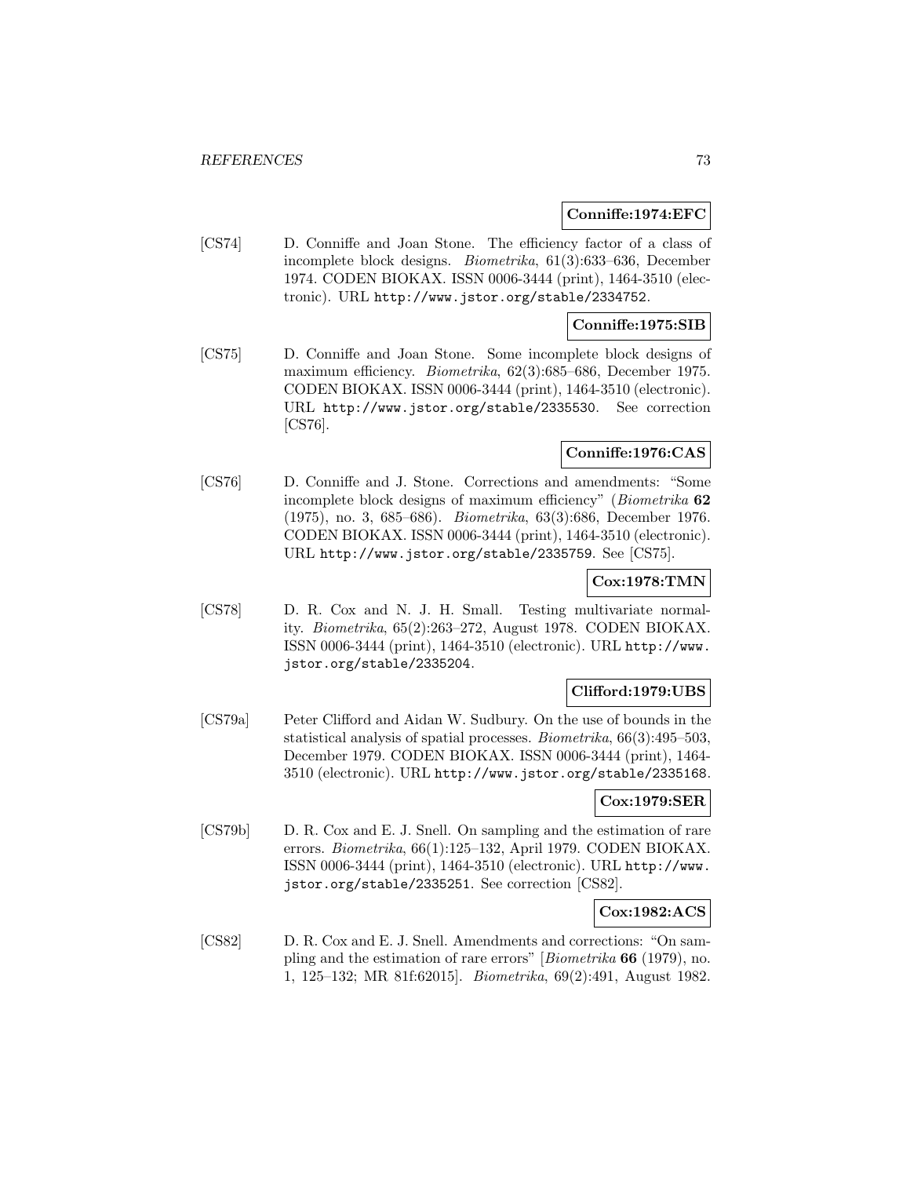**Conniffe:1974:EFC**

[CS74] D. Conniffe and Joan Stone. The efficiency factor of a class of incomplete block designs. *Biometrika*, 61(3):633–636, December 1974. CODEN BIOKAX. ISSN 0006-3444 (print), 1464-3510 (electronic). URL `http://www.jstor.org/stable/2334752`.

**Conniffe:1975:SIB**

[CS75] D. Conniffe and Joan Stone. Some incomplete block designs of maximum efficiency. *Biometrika*, 62(3):685–686, December 1975. CODEN BIOKAX. ISSN 0006-3444 (print), 1464-3510 (electronic). URL `http://www.jstor.org/stable/2335530`. See correction [CS76].

**Conniffe:1976:CAS**

[CS76] D. Conniffe and J. Stone. Corrections and amendments: "Some incomplete block designs of maximum efficiency" (*Biometrika* **62** (1975), no. 3, 685–686). *Biometrika*, 63(3):686, December 1976. CODEN BIOKAX. ISSN 0006-3444 (print), 1464-3510 (electronic). URL `http://www.jstor.org/stable/2335759`. See [CS75].

**Cox:1978:TMN**

[CS78] D. R. Cox and N. J. H. Small. Testing multivariate normality. *Biometrika*, 65(2):263–272, August 1978. CODEN BIOKAX. ISSN 0006-3444 (print), 1464-3510 (electronic). URL `http://www.jstor.org/stable/2335204`.

**Clifford:1979:UBS**

[CS79a] Peter Clifford and Aidan W. Sudbury. On the use of bounds in the statistical analysis of spatial processes. *Biometrika*, 66(3):495–503, December 1979. CODEN BIOKAX. ISSN 0006-3444 (print), 1464-3510 (electronic). URL `http://www.jstor.org/stable/2335168`.

**Cox:1979:SER**

[CS79b] D. R. Cox and E. J. Snell. On sampling and the estimation of rare errors. *Biometrika*, 66(1):125–132, April 1979. CODEN BIOKAX. ISSN 0006-3444 (print), 1464-3510 (electronic). URL `http://www.jstor.org/stable/2335251`. See correction [CS82].

**Cox:1982:ACS**

[CS82] D. R. Cox and E. J. Snell. Amendments and corrections: "On sampling and the estimation of rare errors" [*Biometrika* **66** (1979), no. 1, 125–132; MR 81f:62015]. *Biometrika*, 69(2):491, August 1982.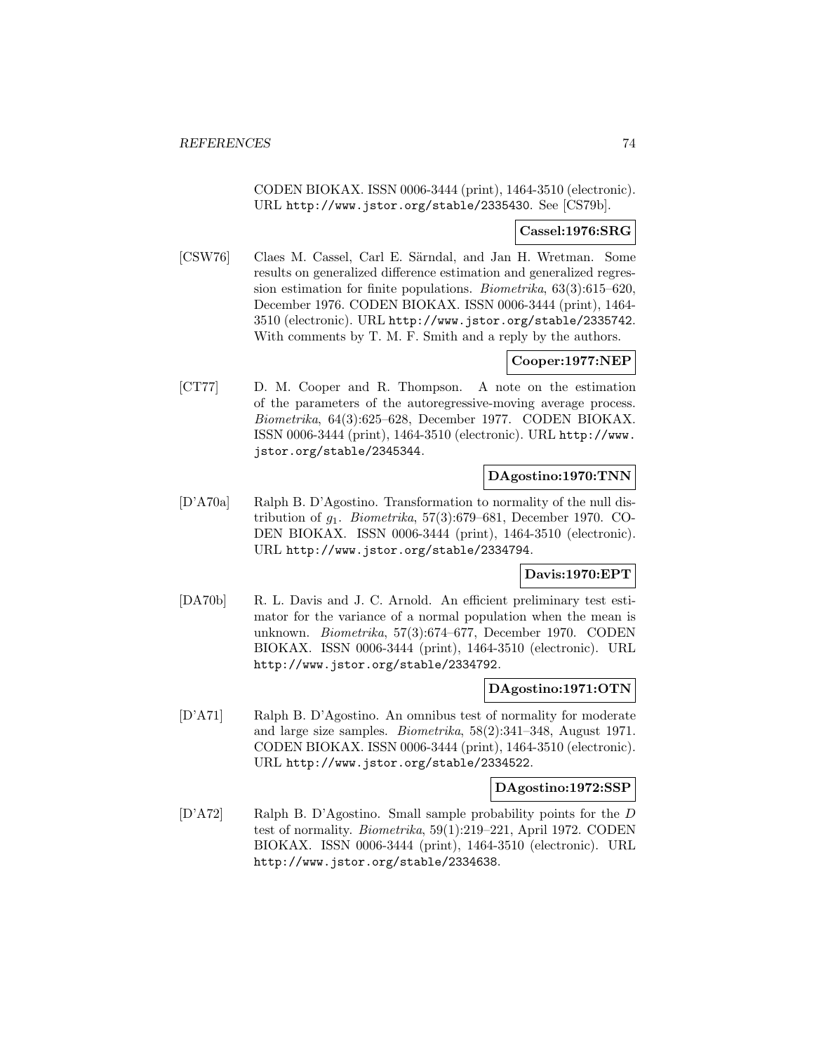CODEN BIOKAX. ISSN 0006-3444 (print), 1464-3510 (electronic). URL http://www.jstor.org/stable/2335430. See [CS79b].

**Cassel:1976:SRG**

[CSW76] Claes M. Cassel, Carl E. Särndal, and Jan H. Wretman. Some results on generalized difference estimation and generalized regression estimation for finite populations. *Biometrika*, 63(3):615–620, December 1976. CODEN BIOKAX. ISSN 0006-3444 (print), 1464-3510 (electronic). URL http://www.jstor.org/stable/2335742. With comments by T. M. F. Smith and a reply by the authors.

**Cooper:1977:NEP**

[CT77] D. M. Cooper and R. Thompson. A note on the estimation of the parameters of the autoregressive-moving average process. *Biometrika*, 64(3):625–628, December 1977. CODEN BIOKAX. ISSN 0006-3444 (print), 1464-3510 (electronic). URL http://www.jstor.org/stable/2345344.

**DAgostino:1970:TNN**

[D'A70a] Ralph B. D'Agostino. Transformation to normality of the null distribution of $g_1$. *Biometrika*, 57(3):679–681, December 1970. CODEN BIOKAX. ISSN 0006-3444 (print), 1464-3510 (electronic). URL http://www.jstor.org/stable/2334794.

**Davis:1970:EPT**

[DA70b] R. L. Davis and J. C. Arnold. An efficient preliminary test estimator for the variance of a normal population when the mean is unknown. *Biometrika*, 57(3):674–677, December 1970. CODEN BIOKAX. ISSN 0006-3444 (print), 1464-3510 (electronic). URL http://www.jstor.org/stable/2334792.

**DAgostino:1971:OTN**

[D'A71] Ralph B. D'Agostino. An omnibus test of normality for moderate and large size samples. *Biometrika*, 58(2):341–348, August 1971. CODEN BIOKAX. ISSN 0006-3444 (print), 1464-3510 (electronic). URL http://www.jstor.org/stable/2334522.

**DAgostino:1972:SSP**

[D'A72] Ralph B. D'Agostino. Small sample probability points for the $D$ test of normality. *Biometrika*, 59(1):219–221, April 1972. CODEN BIOKAX. ISSN 0006-3444 (print), 1464-3510 (electronic). URL http://www.jstor.org/stable/2334638.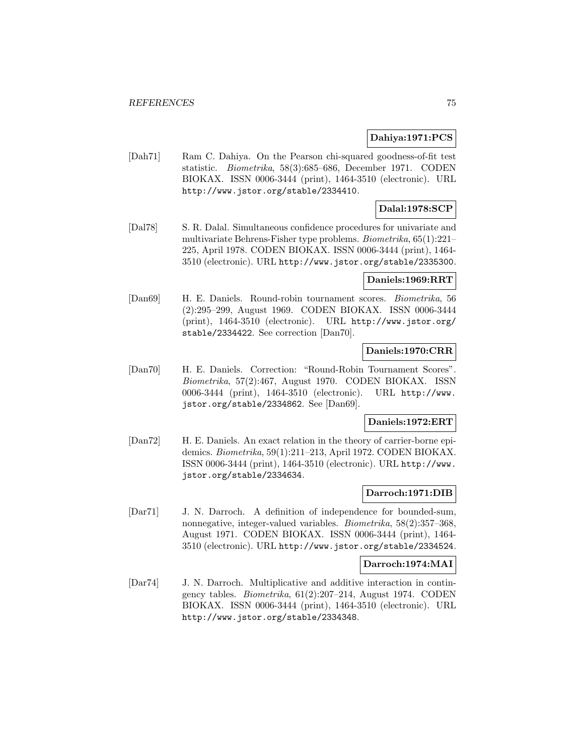**Dahiya:1971:PCS**

[Dah71] Ram C. Dahiya. On the Pearson chi-squared goodness-of-fit test statistic. *Biometrika*, 58(3):685–686, December 1971. CODEN BIOKAX. ISSN 0006-3444 (print), 1464-3510 (electronic). URL http://www.jstor.org/stable/2334410.

**Dalal:1978:SCP**

[Dal78] S. R. Dalal. Simultaneous confidence procedures for univariate and multivariate Behrens-Fisher type problems. *Biometrika*, 65(1):221–225, April 1978. CODEN BIOKAX. ISSN 0006-3444 (print), 1464-3510 (electronic). URL http://www.jstor.org/stable/2335300.

**Daniels:1969:RRT**

[Dan69] H. E. Daniels. Round-robin tournament scores. *Biometrika*, 56 (2):295–299, August 1969. CODEN BIOKAX. ISSN 0006-3444 (print), 1464-3510 (electronic). URL http://www.jstor.org/stable/2334422. See correction [Dan70].

**Daniels:1970:CRR**

[Dan70] H. E. Daniels. Correction: "Round-Robin Tournament Scores". *Biometrika*, 57(2):467, August 1970. CODEN BIOKAX. ISSN 0006-3444 (print), 1464-3510 (electronic). URL http://www.jstor.org/stable/2334862. See [Dan69].

**Daniels:1972:ERT**

[Dan72] H. E. Daniels. An exact relation in the theory of carrier-borne epidemics. *Biometrika*, 59(1):211–213, April 1972. CODEN BIOKAX. ISSN 0006-3444 (print), 1464-3510 (electronic). URL http://www.jstor.org/stable/2334634.

**Darroch:1971:DIB**

[Dar71] J. N. Darroch. A definition of independence for bounded-sum, nonnegative, integer-valued variables. *Biometrika*, 58(2):357–368, August 1971. CODEN BIOKAX. ISSN 0006-3444 (print), 1464-3510 (electronic). URL http://www.jstor.org/stable/2334524.

**Darroch:1974:MAI**

[Dar74] J. N. Darroch. Multiplicative and additive interaction in contingency tables. *Biometrika*, 61(2):207–214, August 1974. CODEN BIOKAX. ISSN 0006-3444 (print), 1464-3510 (electronic). URL http://www.jstor.org/stable/2334348.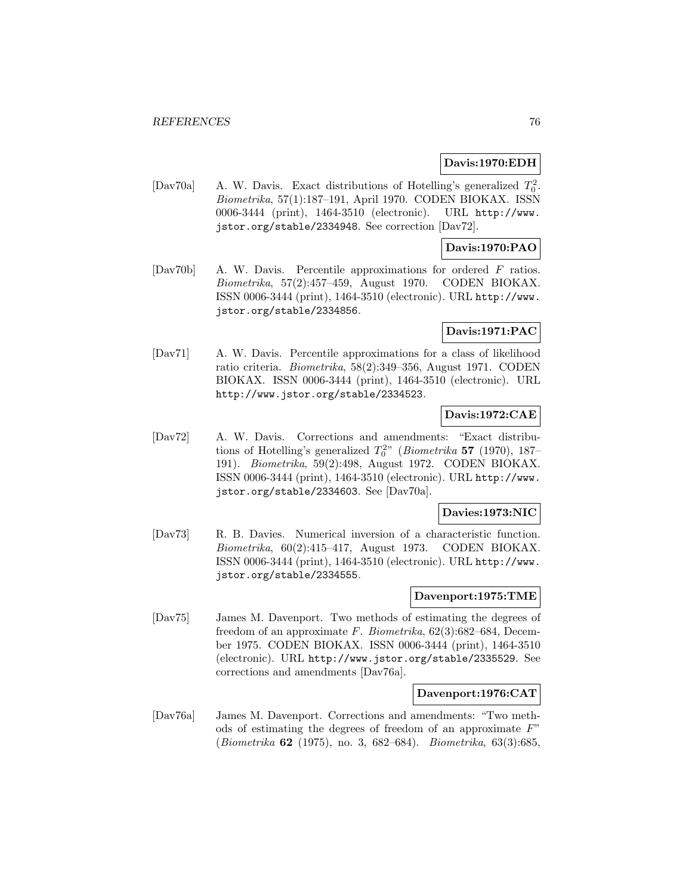**Davis:1970:EDH**

[Dav70a] A. W. Davis. Exact distributions of Hotelling's generalized $T_0^2$. *Biometrika*, 57(1):187–191, April 1970. CODEN BIOKAX. ISSN 0006-3444 (print), 1464-3510 (electronic). URL http://www.jstor.org/stable/2334948. See correction [Dav72].

**Davis:1970:PAO**

[Dav70b] A. W. Davis. Percentile approximations for ordered $F$ ratios. *Biometrika*, 57(2):457–459, August 1970. CODEN BIOKAX. ISSN 0006-3444 (print), 1464-3510 (electronic). URL http://www.jstor.org/stable/2334856.

**Davis:1971:PAC**

[Dav71] A. W. Davis. Percentile approximations for a class of likelihood ratio criteria. *Biometrika*, 58(2):349–356, August 1971. CODEN BIOKAX. ISSN 0006-3444 (print), 1464-3510 (electronic). URL http://www.jstor.org/stable/2334523.

**Davis:1972:CAE**

[Dav72] A. W. Davis. Corrections and amendments: "Exact distributions of Hotelling's generalized $T_0^2$" (*Biometrika* **57** (1970), 187–191). *Biometrika*, 59(2):498, August 1972. CODEN BIOKAX. ISSN 0006-3444 (print), 1464-3510 (electronic). URL http://www.jstor.org/stable/2334603. See [Dav70a].

**Davies:1973:NIC**

[Dav73] R. B. Davies. Numerical inversion of a characteristic function. *Biometrika*, 60(2):415–417, August 1973. CODEN BIOKAX. ISSN 0006-3444 (print), 1464-3510 (electronic). URL http://www.jstor.org/stable/2334555.

**Davenport:1975:TME**

[Dav75] James M. Davenport. Two methods of estimating the degrees of freedom of an approximate $F$. *Biometrika*, 62(3):682–684, December 1975. CODEN BIOKAX. ISSN 0006-3444 (print), 1464-3510 (electronic). URL http://www.jstor.org/stable/2335529. See corrections and amendments [Dav76a].

**Davenport:1976:CAT**

[Dav76a] James M. Davenport. Corrections and amendments: "Two methods of estimating the degrees of freedom of an approximate $F$" (*Biometrika* **62** (1975), no. 3, 682–684). *Biometrika*, 63(3):685,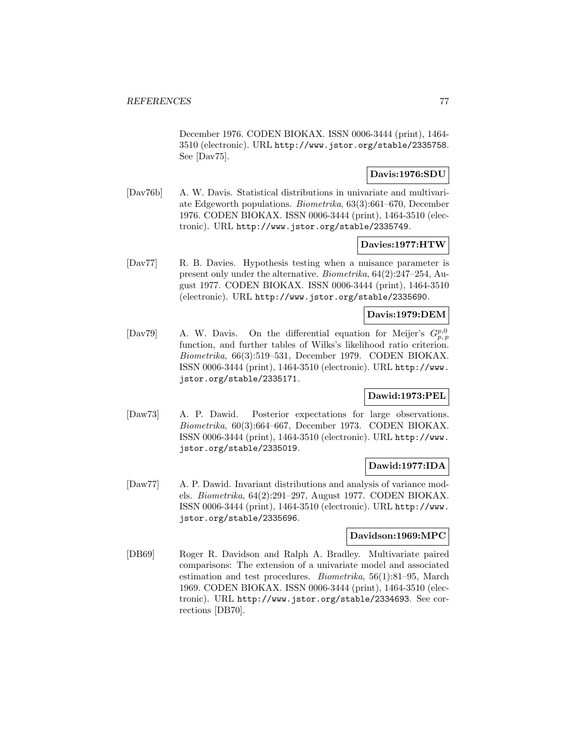December 1976. CODEN BIOKAX. ISSN 0006-3444 (print), 1464-3510 (electronic). URL http://www.jstor.org/stable/2335758. See [Dav75].

**Davis:1976:SDU**

[Dav76b] A. W. Davis. Statistical distributions in univariate and multivariate Edgeworth populations. *Biometrika*, 63(3):661–670, December 1976. CODEN BIOKAX. ISSN 0006-3444 (print), 1464-3510 (electronic). URL http://www.jstor.org/stable/2335749.

**Davies:1977:HTW**

[Dav77] R. B. Davies. Hypothesis testing when a nuisance parameter is present only under the alternative. *Biometrika*, 64(2):247–254, August 1977. CODEN BIOKAX. ISSN 0006-3444 (print), 1464-3510 (electronic). URL http://www.jstor.org/stable/2335690.

**Davis:1979:DEM**

[Dav79] A. W. Davis. On the differential equation for Meijer's $G^{p,0}_{p,p}$ function, and further tables of Wilks's likelihood ratio criterion. *Biometrika*, 66(3):519–531, December 1979. CODEN BIOKAX. ISSN 0006-3444 (print), 1464-3510 (electronic). URL http://www.jstor.org/stable/2335171.

**Dawid:1973:PEL**

[Daw73] A. P. Dawid. Posterior expectations for large observations. *Biometrika*, 60(3):664–667, December 1973. CODEN BIOKAX. ISSN 0006-3444 (print), 1464-3510 (electronic). URL http://www.jstor.org/stable/2335019.

**Dawid:1977:IDA**

[Daw77] A. P. Dawid. Invariant distributions and analysis of variance models. *Biometrika*, 64(2):291–297, August 1977. CODEN BIOKAX. ISSN 0006-3444 (print), 1464-3510 (electronic). URL http://www.jstor.org/stable/2335696.

**Davidson:1969:MPC**

[DB69] Roger R. Davidson and Ralph A. Bradley. Multivariate paired comparisons: The extension of a univariate model and associated estimation and test procedures. *Biometrika*, 56(1):81–95, March 1969. CODEN BIOKAX. ISSN 0006-3444 (print), 1464-3510 (electronic). URL http://www.jstor.org/stable/2334693. See corrections [DB70].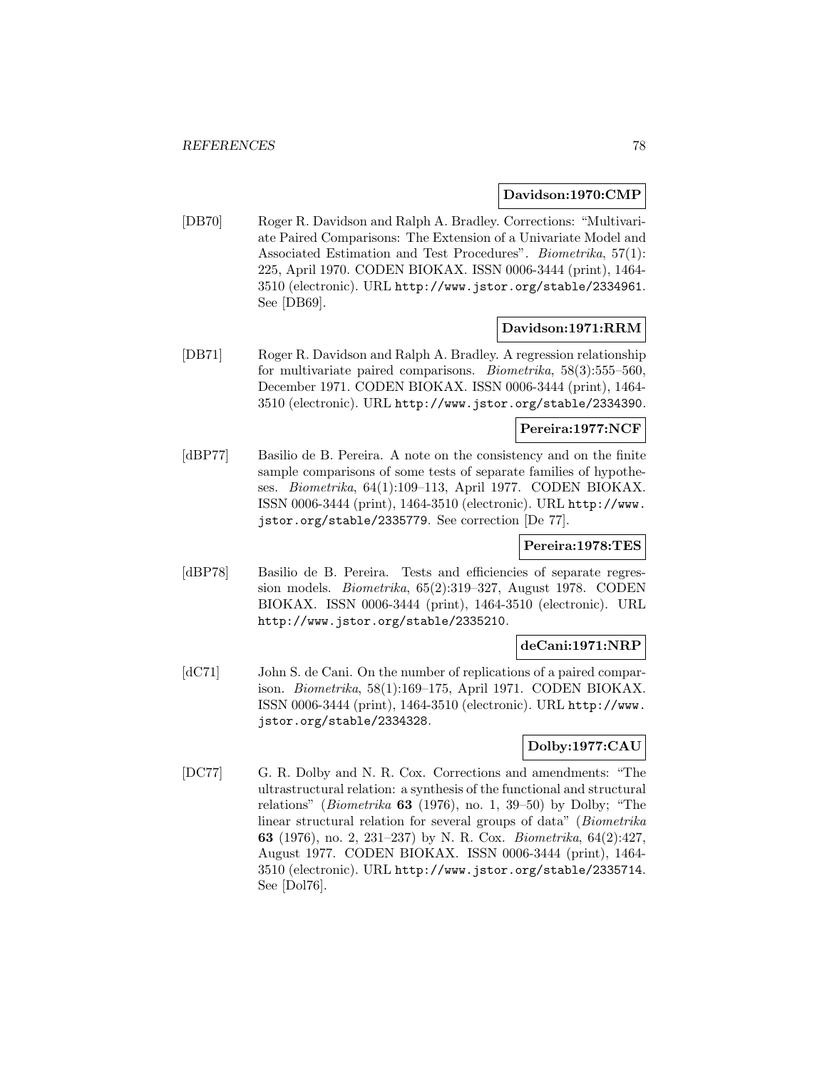**Davidson:1970:CMP**

[DB70] Roger R. Davidson and Ralph A. Bradley. Corrections: "Multivariate Paired Comparisons: The Extension of a Univariate Model and Associated Estimation and Test Procedures". *Biometrika*, 57(1): 225, April 1970. CODEN BIOKAX. ISSN 0006-3444 (print), 1464-3510 (electronic). URL http://www.jstor.org/stable/2334961. See [DB69].

**Davidson:1971:RRM**

[DB71] Roger R. Davidson and Ralph A. Bradley. A regression relationship for multivariate paired comparisons. *Biometrika*, 58(3):555–560, December 1971. CODEN BIOKAX. ISSN 0006-3444 (print), 1464-3510 (electronic). URL http://www.jstor.org/stable/2334390.

**Pereira:1977:NCF**

[dBP77] Basilio de B. Pereira. A note on the consistency and on the finite sample comparisons of some tests of separate families of hypotheses. *Biometrika*, 64(1):109–113, April 1977. CODEN BIOKAX. ISSN 0006-3444 (print), 1464-3510 (electronic). URL http://www.jstor.org/stable/2335779. See correction [De 77].

**Pereira:1978:TES**

[dBP78] Basilio de B. Pereira. Tests and efficiencies of separate regression models. *Biometrika*, 65(2):319–327, August 1978. CODEN BIOKAX. ISSN 0006-3444 (print), 1464-3510 (electronic). URL http://www.jstor.org/stable/2335210.

**deCani:1971:NRP**

[dC71] John S. de Cani. On the number of replications of a paired comparison. *Biometrika*, 58(1):169–175, April 1971. CODEN BIOKAX. ISSN 0006-3444 (print), 1464-3510 (electronic). URL http://www.jstor.org/stable/2334328.

**Dolby:1977:CAU**

[DC77] G. R. Dolby and N. R. Cox. Corrections and amendments: "The ultrastructural relation: a synthesis of the functional and structural relations" (*Biometrika* **63** (1976), no. 1, 39–50) by Dolby; "The linear structural relation for several groups of data" (*Biometrika* **63** (1976), no. 2, 231–237) by N. R. Cox. *Biometrika*, 64(2):427, August 1977. CODEN BIOKAX. ISSN 0006-3444 (print), 1464-3510 (electronic). URL http://www.jstor.org/stable/2335714. See [Dol76].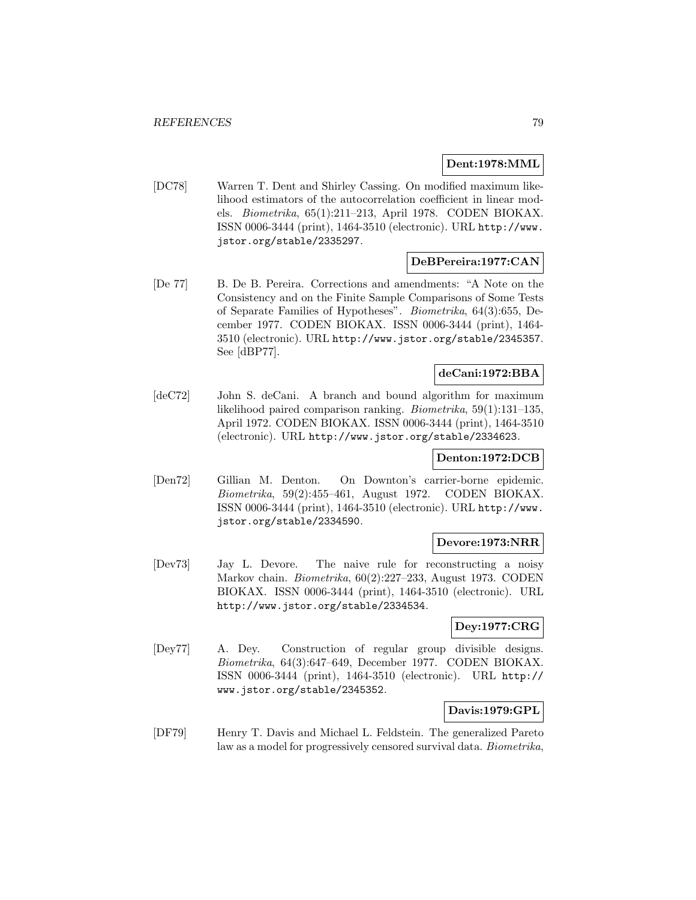**Dent:1978:MML**

[DC78] Warren T. Dent and Shirley Cassing. On modified maximum likelihood estimators of the autocorrelation coefficient in linear models. *Biometrika*, 65(1):211–213, April 1978. CODEN BIOKAX. ISSN 0006-3444 (print), 1464-3510 (electronic). URL http://www.jstor.org/stable/2335297.

**DeBPereira:1977:CAN**

[De 77] B. De B. Pereira. Corrections and amendments: "A Note on the Consistency and on the Finite Sample Comparisons of Some Tests of Separate Families of Hypotheses". *Biometrika*, 64(3):655, December 1977. CODEN BIOKAX. ISSN 0006-3444 (print), 1464-3510 (electronic). URL http://www.jstor.org/stable/2345357. See [dBP77].

**deCani:1972:BBA**

[deC72] John S. deCani. A branch and bound algorithm for maximum likelihood paired comparison ranking. *Biometrika*, 59(1):131–135, April 1972. CODEN BIOKAX. ISSN 0006-3444 (print), 1464-3510 (electronic). URL http://www.jstor.org/stable/2334623.

**Denton:1972:DCB**

[Den72] Gillian M. Denton. On Downton's carrier-borne epidemic. *Biometrika*, 59(2):455–461, August 1972. CODEN BIOKAX. ISSN 0006-3444 (print), 1464-3510 (electronic). URL http://www.jstor.org/stable/2334590.

**Devore:1973:NRR**

[Dev73] Jay L. Devore. The naive rule for reconstructing a noisy Markov chain. *Biometrika*, 60(2):227–233, August 1973. CODEN BIOKAX. ISSN 0006-3444 (print), 1464-3510 (electronic). URL http://www.jstor.org/stable/2334534.

**Dey:1977:CRG**

[Dey77] A. Dey. Construction of regular group divisible designs. *Biometrika*, 64(3):647–649, December 1977. CODEN BIOKAX. ISSN 0006-3444 (print), 1464-3510 (electronic). URL http://www.jstor.org/stable/2345352.

**Davis:1979:GPL**

[DF79] Henry T. Davis and Michael L. Feldstein. The generalized Pareto law as a model for progressively censored survival data. *Biometrika*,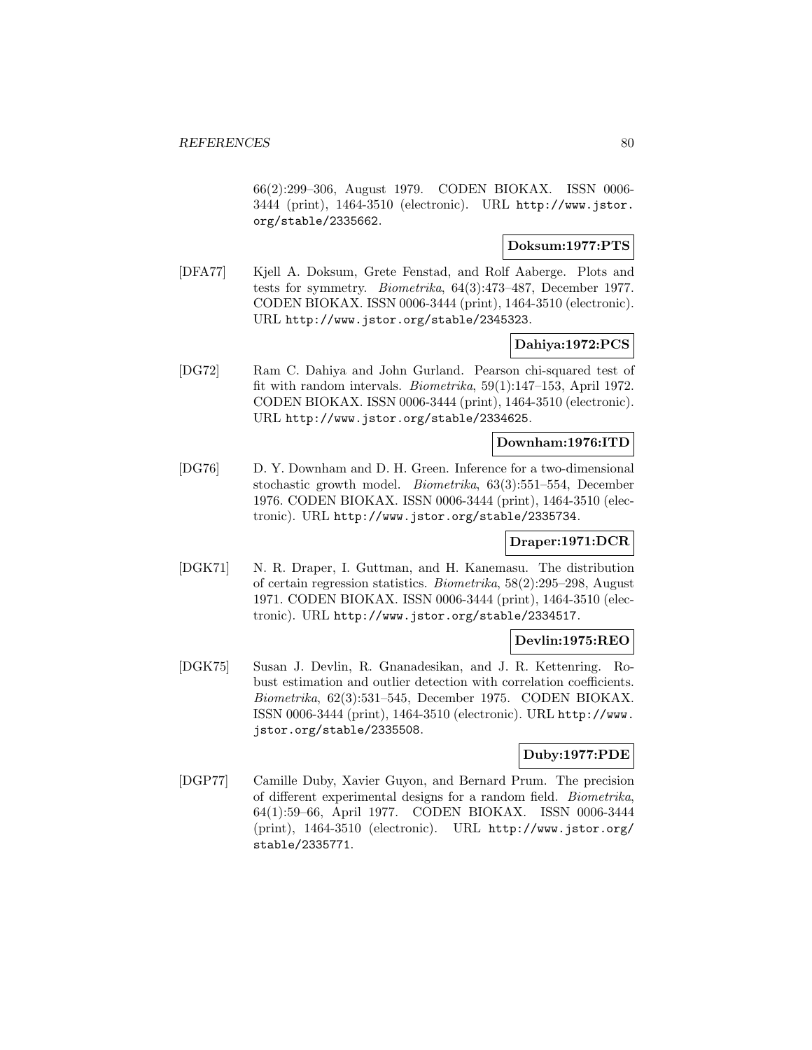66(2):299–306, August 1979. CODEN BIOKAX. ISSN 0006-3444 (print), 1464-3510 (electronic). URL http://www.jstor.org/stable/2335662.

**Doksum:1977:PTS**

[DFA77] Kjell A. Doksum, Grete Fenstad, and Rolf Aaberge. Plots and tests for symmetry. *Biometrika*, 64(3):473–487, December 1977. CODEN BIOKAX. ISSN 0006-3444 (print), 1464-3510 (electronic). URL http://www.jstor.org/stable/2345323.

**Dahiya:1972:PCS**

[DG72] Ram C. Dahiya and John Gurland. Pearson chi-squared test of fit with random intervals. *Biometrika*, 59(1):147–153, April 1972. CODEN BIOKAX. ISSN 0006-3444 (print), 1464-3510 (electronic). URL http://www.jstor.org/stable/2334625.

**Downham:1976:ITD**

[DG76] D. Y. Downham and D. H. Green. Inference for a two-dimensional stochastic growth model. *Biometrika*, 63(3):551–554, December 1976. CODEN BIOKAX. ISSN 0006-3444 (print), 1464-3510 (electronic). URL http://www.jstor.org/stable/2335734.

**Draper:1971:DCR**

[DGK71] N. R. Draper, I. Guttman, and H. Kanemasu. The distribution of certain regression statistics. *Biometrika*, 58(2):295–298, August 1971. CODEN BIOKAX. ISSN 0006-3444 (print), 1464-3510 (electronic). URL http://www.jstor.org/stable/2334517.

**Devlin:1975:REO**

[DGK75] Susan J. Devlin, R. Gnanadesikan, and J. R. Kettenring. Robust estimation and outlier detection with correlation coefficients. *Biometrika*, 62(3):531–545, December 1975. CODEN BIOKAX. ISSN 0006-3444 (print), 1464-3510 (electronic). URL http://www.jstor.org/stable/2335508.

**Duby:1977:PDE**

[DGP77] Camille Duby, Xavier Guyon, and Bernard Prum. The precision of different experimental designs for a random field. *Biometrika*, 64(1):59–66, April 1977. CODEN BIOKAX. ISSN 0006-3444 (print), 1464-3510 (electronic). URL http://www.jstor.org/stable/2335771.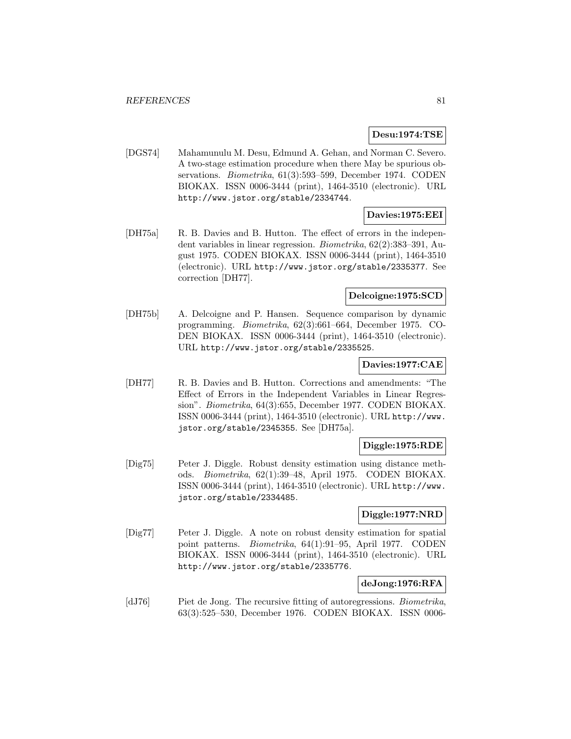**Desu:1974:TSE**

[DGS74] Mahamunulu M. Desu, Edmund A. Gehan, and Norman C. Severo. A two-stage estimation procedure when there May be spurious observations. *Biometrika*, 61(3):593–599, December 1974. CODEN BIOKAX. ISSN 0006-3444 (print), 1464-3510 (electronic). URL http://www.jstor.org/stable/2334744.

**Davies:1975:EEI**

[DH75a] R. B. Davies and B. Hutton. The effect of errors in the independent variables in linear regression. *Biometrika*, 62(2):383–391, August 1975. CODEN BIOKAX. ISSN 0006-3444 (print), 1464-3510 (electronic). URL http://www.jstor.org/stable/2335377. See correction [DH77].

**Delcoigne:1975:SCD**

[DH75b] A. Delcoigne and P. Hansen. Sequence comparison by dynamic programming. *Biometrika*, 62(3):661–664, December 1975. CODEN BIOKAX. ISSN 0006-3444 (print), 1464-3510 (electronic). URL http://www.jstor.org/stable/2335525.

**Davies:1977:CAE**

[DH77] R. B. Davies and B. Hutton. Corrections and amendments: "The Effect of Errors in the Independent Variables in Linear Regression". *Biometrika*, 64(3):655, December 1977. CODEN BIOKAX. ISSN 0006-3444 (print), 1464-3510 (electronic). URL http://www.jstor.org/stable/2345355. See [DH75a].

**Diggle:1975:RDE**

[Dig75] Peter J. Diggle. Robust density estimation using distance methods. *Biometrika*, 62(1):39–48, April 1975. CODEN BIOKAX. ISSN 0006-3444 (print), 1464-3510 (electronic). URL http://www.jstor.org/stable/2334485.

**Diggle:1977:NRD**

[Dig77] Peter J. Diggle. A note on robust density estimation for spatial point patterns. *Biometrika*, 64(1):91–95, April 1977. CODEN BIOKAX. ISSN 0006-3444 (print), 1464-3510 (electronic). URL http://www.jstor.org/stable/2335776.

**deJong:1976:RFA**

[dJ76] Piet de Jong. The recursive fitting of autoregressions. *Biometrika*, 63(3):525–530, December 1976. CODEN BIOKAX. ISSN 0006-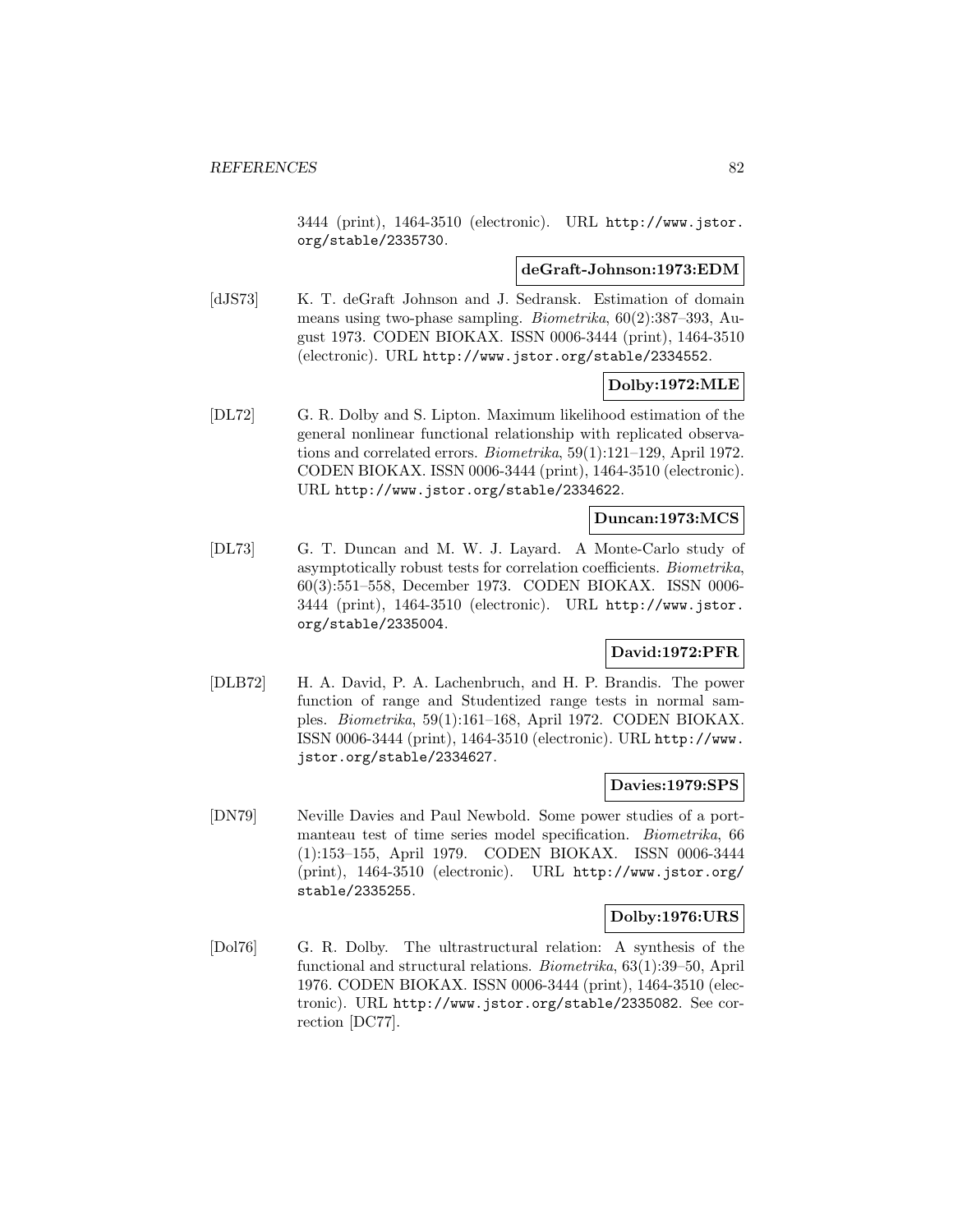3444 (print), 1464-3510 (electronic). URL http://www.jstor.org/stable/2335730.

**deGraft-Johnson:1973:EDM**

[dJS73] K. T. deGraft Johnson and J. Sedransk. Estimation of domain means using two-phase sampling. *Biometrika*, 60(2):387–393, August 1973. CODEN BIOKAX. ISSN 0006-3444 (print), 1464-3510 (electronic). URL http://www.jstor.org/stable/2334552.

**Dolby:1972:MLE**

[DL72] G. R. Dolby and S. Lipton. Maximum likelihood estimation of the general nonlinear functional relationship with replicated observations and correlated errors. *Biometrika*, 59(1):121–129, April 1972. CODEN BIOKAX. ISSN 0006-3444 (print), 1464-3510 (electronic). URL http://www.jstor.org/stable/2334622.

**Duncan:1973:MCS**

[DL73] G. T. Duncan and M. W. J. Layard. A Monte-Carlo study of asymptotically robust tests for correlation coefficients. *Biometrika*, 60(3):551–558, December 1973. CODEN BIOKAX. ISSN 0006-3444 (print), 1464-3510 (electronic). URL http://www.jstor.org/stable/2335004.

**David:1972:PFR**

[DLB72] H. A. David, P. A. Lachenbruch, and H. P. Brandis. The power function of range and Studentized range tests in normal samples. *Biometrika*, 59(1):161–168, April 1972. CODEN BIOKAX. ISSN 0006-3444 (print), 1464-3510 (electronic). URL http://www.jstor.org/stable/2334627.

**Davies:1979:SPS**

[DN79] Neville Davies and Paul Newbold. Some power studies of a portmanteau test of time series model specification. *Biometrika*, 66 (1):153–155, April 1979. CODEN BIOKAX. ISSN 0006-3444 (print), 1464-3510 (electronic). URL http://www.jstor.org/stable/2335255.

**Dolby:1976:URS**

[Dol76] G. R. Dolby. The ultrastructural relation: A synthesis of the functional and structural relations. *Biometrika*, 63(1):39–50, April 1976. CODEN BIOKAX. ISSN 0006-3444 (print), 1464-3510 (electronic). URL http://www.jstor.org/stable/2335082. See correction [DC77].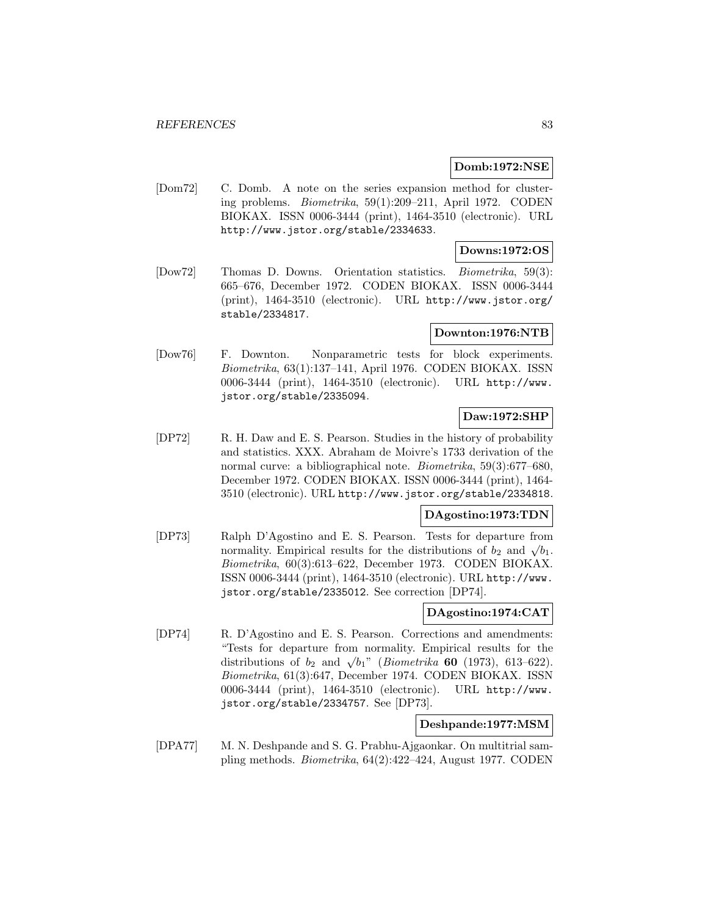**Domb:1972:NSE**

[Dom72] C. Domb. A note on the series expansion method for clustering problems. *Biometrika*, 59(1):209–211, April 1972. CODEN BIOKAX. ISSN 0006-3444 (print), 1464-3510 (electronic). URL http://www.jstor.org/stable/2334633.

**Downs:1972:OS**

[Dow72] Thomas D. Downs. Orientation statistics. *Biometrika*, 59(3): 665–676, December 1972. CODEN BIOKAX. ISSN 0006-3444 (print), 1464-3510 (electronic). URL http://www.jstor.org/stable/2334817.

**Downton:1976:NTB**

[Dow76] F. Downton. Nonparametric tests for block experiments. *Biometrika*, 63(1):137–141, April 1976. CODEN BIOKAX. ISSN 0006-3444 (print), 1464-3510 (electronic). URL http://www.jstor.org/stable/2335094.

**Daw:1972:SHP**

[DP72] R. H. Daw and E. S. Pearson. Studies in the history of probability and statistics. XXX. Abraham de Moivre's 1733 derivation of the normal curve: a bibliographical note. *Biometrika*, 59(3):677–680, December 1972. CODEN BIOKAX. ISSN 0006-3444 (print), 1464-3510 (electronic). URL http://www.jstor.org/stable/2334818.

**DAgostino:1973:TDN**

[DP73] Ralph D'Agostino and E. S. Pearson. Tests for departure from normality. Empirical results for the distributions of $b_2$ and $\sqrt{b_1}$. *Biometrika*, 60(3):613–622, December 1973. CODEN BIOKAX. ISSN 0006-3444 (print), 1464-3510 (electronic). URL http://www.jstor.org/stable/2335012. See correction [DP74].

**DAgostino:1974:CAT**

[DP74] R. D'Agostino and E. S. Pearson. Corrections and amendments: "Tests for departure from normality. Empirical results for the distributions of $b_2$ and $\sqrt{b_1}$" (*Biometrika* **60** (1973), 613–622). *Biometrika*, 61(3):647, December 1974. CODEN BIOKAX. ISSN 0006-3444 (print), 1464-3510 (electronic). URL http://www.jstor.org/stable/2334757. See [DP73].

**Deshpande:1977:MSM**

[DPA77] M. N. Deshpande and S. G. Prabhu-Ajgaonkar. On multitrial sampling methods. *Biometrika*, 64(2):422–424, August 1977. CODEN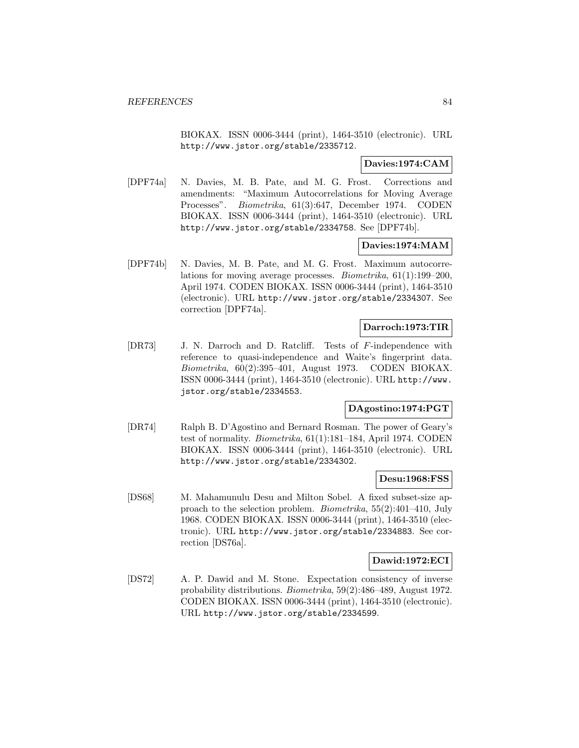BIOKAX. ISSN 0006-3444 (print), 1464-3510 (electronic). URL http://www.jstor.org/stable/2335712.

**Davies:1974:CAM**

[DPF74a] N. Davies, M. B. Pate, and M. G. Frost. Corrections and amendments: "Maximum Autocorrelations for Moving Average Processes". *Biometrika*, 61(3):647, December 1974. CODEN BIOKAX. ISSN 0006-3444 (print), 1464-3510 (electronic). URL http://www.jstor.org/stable/2334758. See [DPF74b].

**Davies:1974:MAM**

[DPF74b] N. Davies, M. B. Pate, and M. G. Frost. Maximum autocorrelations for moving average processes. *Biometrika*, 61(1):199–200, April 1974. CODEN BIOKAX. ISSN 0006-3444 (print), 1464-3510 (electronic). URL http://www.jstor.org/stable/2334307. See correction [DPF74a].

**Darroch:1973:TIR**

[DR73] J. N. Darroch and D. Ratcliff. Tests of $F$-independence with reference to quasi-independence and Waite's fingerprint data. *Biometrika*, 60(2):395–401, August 1973. CODEN BIOKAX. ISSN 0006-3444 (print), 1464-3510 (electronic). URL http://www.jstor.org/stable/2334553.

**DAgostino:1974:PGT**

[DR74] Ralph B. D'Agostino and Bernard Rosman. The power of Geary's test of normality. *Biometrika*, 61(1):181–184, April 1974. CODEN BIOKAX. ISSN 0006-3444 (print), 1464-3510 (electronic). URL http://www.jstor.org/stable/2334302.

**Desu:1968:FSS**

[DS68] M. Mahamunulu Desu and Milton Sobel. A fixed subset-size approach to the selection problem. *Biometrika*, 55(2):401–410, July 1968. CODEN BIOKAX. ISSN 0006-3444 (print), 1464-3510 (electronic). URL http://www.jstor.org/stable/2334883. See correction [DS76a].

**Dawid:1972:ECI**

[DS72] A. P. Dawid and M. Stone. Expectation consistency of inverse probability distributions. *Biometrika*, 59(2):486–489, August 1972. CODEN BIOKAX. ISSN 0006-3444 (print), 1464-3510 (electronic). URL http://www.jstor.org/stable/2334599.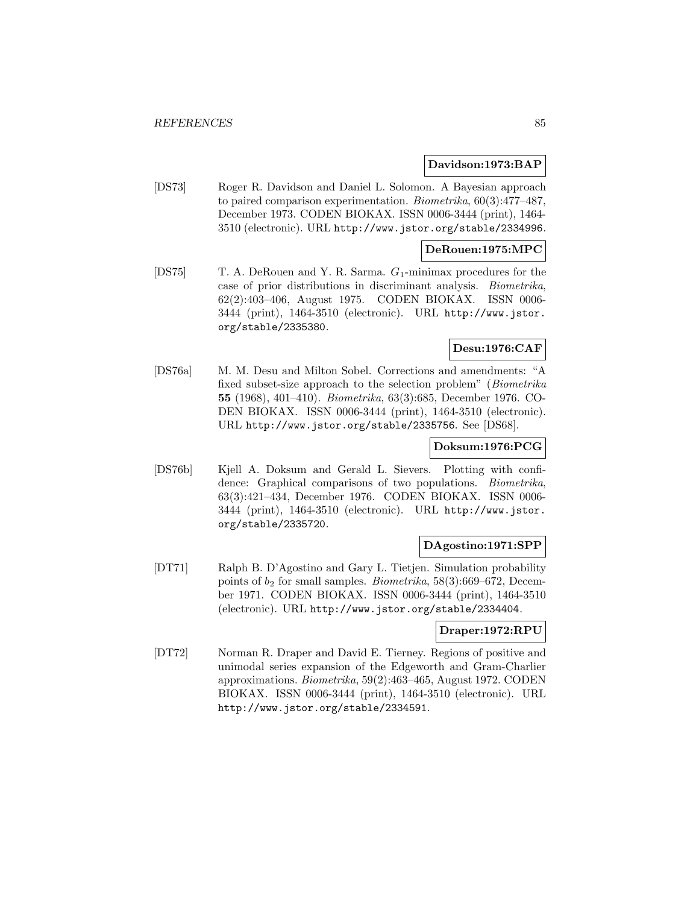**Davidson:1973:BAP**

[DS73] Roger R. Davidson and Daniel L. Solomon. A Bayesian approach to paired comparison experimentation. *Biometrika*, 60(3):477–487, December 1973. CODEN BIOKAX. ISSN 0006-3444 (print), 1464-3510 (electronic). URL http://www.jstor.org/stable/2334996.

**DeRouen:1975:MPC**

[DS75] T. A. DeRouen and Y. R. Sarma. $G_1$-minimax procedures for the case of prior distributions in discriminant analysis. *Biometrika*, 62(2):403–406, August 1975. CODEN BIOKAX. ISSN 0006-3444 (print), 1464-3510 (electronic). URL http://www.jstor.org/stable/2335380.

**Desu:1976:CAF**

[DS76a] M. M. Desu and Milton Sobel. Corrections and amendments: "A fixed subset-size approach to the selection problem" (*Biometrika* **55** (1968), 401–410). *Biometrika*, 63(3):685, December 1976. CODEN BIOKAX. ISSN 0006-3444 (print), 1464-3510 (electronic). URL http://www.jstor.org/stable/2335756. See [DS68].

**Doksum:1976:PCG**

[DS76b] Kjell A. Doksum and Gerald L. Sievers. Plotting with confidence: Graphical comparisons of two populations. *Biometrika*, 63(3):421–434, December 1976. CODEN BIOKAX. ISSN 0006-3444 (print), 1464-3510 (electronic). URL http://www.jstor.org/stable/2335720.

**DAgostino:1971:SPP**

[DT71] Ralph B. D'Agostino and Gary L. Tietjen. Simulation probability points of $b_2$ for small samples. *Biometrika*, 58(3):669–672, December 1971. CODEN BIOKAX. ISSN 0006-3444 (print), 1464-3510 (electronic). URL http://www.jstor.org/stable/2334404.

**Draper:1972:RPU**

[DT72] Norman R. Draper and David E. Tierney. Regions of positive and unimodal series expansion of the Edgeworth and Gram-Charlier approximations. *Biometrika*, 59(2):463–465, August 1972. CODEN BIOKAX. ISSN 0006-3444 (print), 1464-3510 (electronic). URL http://www.jstor.org/stable/2334591.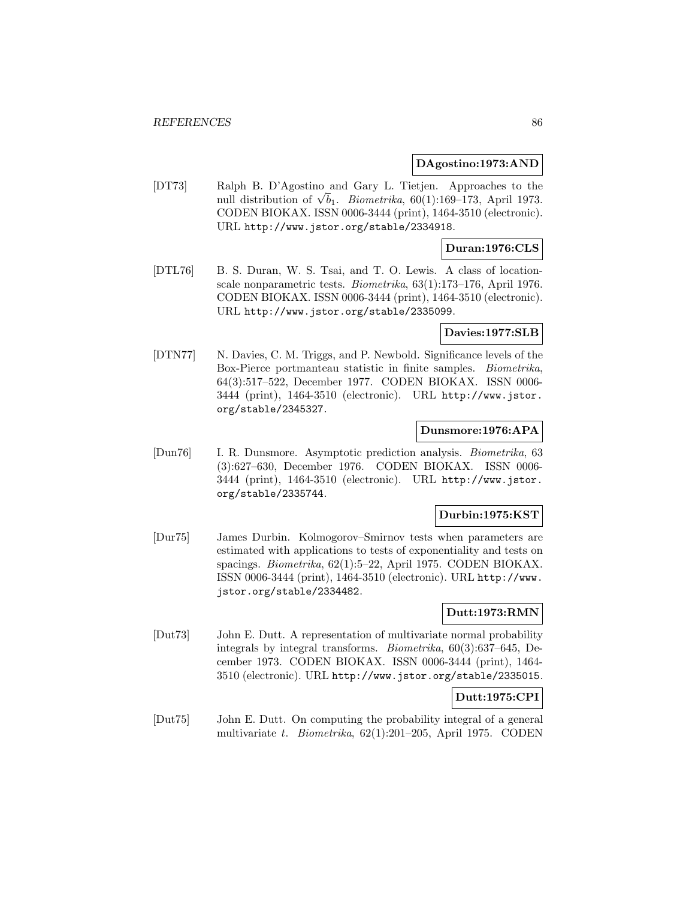**DAgostino:1973:AND**

[DT73] Ralph B. D'Agostino and Gary L. Tietjen. Approaches to the null distribution of $\sqrt{b_1}$. *Biometrika*, 60(1):169–173, April 1973. CODEN BIOKAX. ISSN 0006-3444 (print), 1464-3510 (electronic). URL http://www.jstor.org/stable/2334918.

**Duran:1976:CLS**

[DTL76] B. S. Duran, W. S. Tsai, and T. O. Lewis. A class of location-scale nonparametric tests. *Biometrika*, 63(1):173–176, April 1976. CODEN BIOKAX. ISSN 0006-3444 (print), 1464-3510 (electronic). URL http://www.jstor.org/stable/2335099.

**Davies:1977:SLB**

[DTN77] N. Davies, C. M. Triggs, and P. Newbold. Significance levels of the Box-Pierce portmanteau statistic in finite samples. *Biometrika*, 64(3):517–522, December 1977. CODEN BIOKAX. ISSN 0006-3444 (print), 1464-3510 (electronic). URL http://www.jstor.org/stable/2345327.

**Dunsmore:1976:APA**

[Dun76] I. R. Dunsmore. Asymptotic prediction analysis. *Biometrika*, 63 (3):627–630, December 1976. CODEN BIOKAX. ISSN 0006-3444 (print), 1464-3510 (electronic). URL http://www.jstor.org/stable/2335744.

**Durbin:1975:KST**

[Dur75] James Durbin. Kolmogorov–Smirnov tests when parameters are estimated with applications to tests of exponentiality and tests on spacings. *Biometrika*, 62(1):5–22, April 1975. CODEN BIOKAX. ISSN 0006-3444 (print), 1464-3510 (electronic). URL http://www.jstor.org/stable/2334482.

**Dutt:1973:RMN**

[Dut73] John E. Dutt. A representation of multivariate normal probability integrals by integral transforms. *Biometrika*, 60(3):637–645, December 1973. CODEN BIOKAX. ISSN 0006-3444 (print), 1464-3510 (electronic). URL http://www.jstor.org/stable/2335015.

**Dutt:1975:CPI**

[Dut75] John E. Dutt. On computing the probability integral of a general multivariate $t$. *Biometrika*, 62(1):201–205, April 1975. CODEN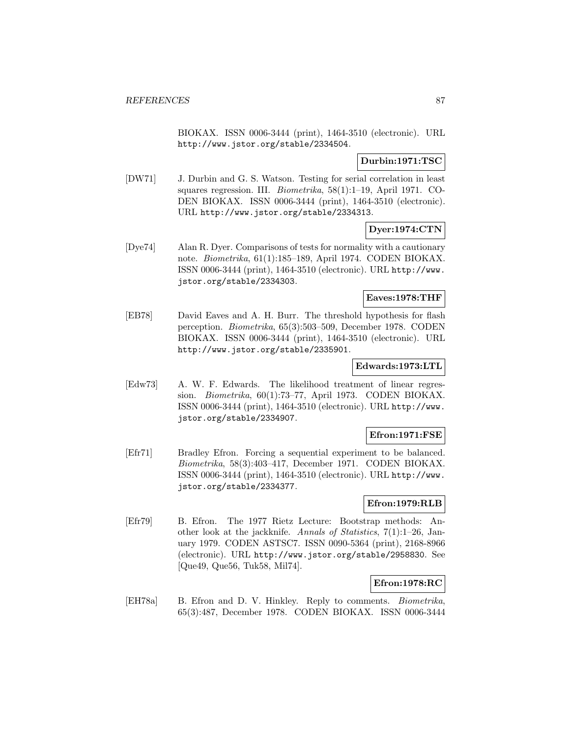BIOKAX. ISSN 0006-3444 (print), 1464-3510 (electronic). URL http://www.jstor.org/stable/2334504.

**Durbin:1971:TSC**

[DW71] J. Durbin and G. S. Watson. Testing for serial correlation in least squares regression. III. *Biometrika*, 58(1):1–19, April 1971. CODEN BIOKAX. ISSN 0006-3444 (print), 1464-3510 (electronic). URL http://www.jstor.org/stable/2334313.

**Dyer:1974:CTN**

[Dye74] Alan R. Dyer. Comparisons of tests for normality with a cautionary note. *Biometrika*, 61(1):185–189, April 1974. CODEN BIOKAX. ISSN 0006-3444 (print), 1464-3510 (electronic). URL http://www.jstor.org/stable/2334303.

**Eaves:1978:THF**

[EB78] David Eaves and A. H. Burr. The threshold hypothesis for flash perception. *Biometrika*, 65(3):503–509, December 1978. CODEN BIOKAX. ISSN 0006-3444 (print), 1464-3510 (electronic). URL http://www.jstor.org/stable/2335901.

**Edwards:1973:LTL**

[Edw73] A. W. F. Edwards. The likelihood treatment of linear regression. *Biometrika*, 60(1):73–77, April 1973. CODEN BIOKAX. ISSN 0006-3444 (print), 1464-3510 (electronic). URL http://www.jstor.org/stable/2334907.

**Efron:1971:FSE**

[Efr71] Bradley Efron. Forcing a sequential experiment to be balanced. *Biometrika*, 58(3):403–417, December 1971. CODEN BIOKAX. ISSN 0006-3444 (print), 1464-3510 (electronic). URL http://www.jstor.org/stable/2334377.

**Efron:1979:RLB**

[Efr79] B. Efron. The 1977 Rietz Lecture: Bootstrap methods: Another look at the jackknife. *Annals of Statistics*, 7(1):1–26, January 1979. CODEN ASTSC7. ISSN 0090-5364 (print), 2168-8966 (electronic). URL http://www.jstor.org/stable/2958830. See [Que49, Que56, Tuk58, Mil74].

**Efron:1978:RC**

[EH78a] B. Efron and D. V. Hinkley. Reply to comments. *Biometrika*, 65(3):487, December 1978. CODEN BIOKAX. ISSN 0006-3444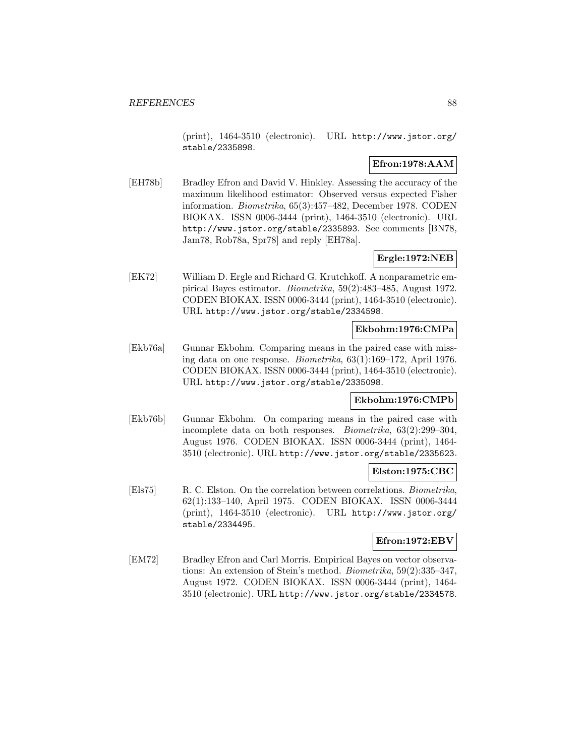(print), 1464-3510 (electronic). URL http://www.jstor.org/stable/2335898.

**Efron:1978:AAM**

[EH78b] Bradley Efron and David V. Hinkley. Assessing the accuracy of the maximum likelihood estimator: Observed versus expected Fisher information. *Biometrika*, 65(3):457–482, December 1978. CODEN BIOKAX. ISSN 0006-3444 (print), 1464-3510 (electronic). URL http://www.jstor.org/stable/2335893. See comments [BN78, Jam78, Rob78a, Spr78] and reply [EH78a].

**Ergle:1972:NEB**

[EK72] William D. Ergle and Richard G. Krutchkoff. A nonparametric empirical Bayes estimator. *Biometrika*, 59(2):483–485, August 1972. CODEN BIOKAX. ISSN 0006-3444 (print), 1464-3510 (electronic). URL http://www.jstor.org/stable/2334598.

**Ekbohm:1976:CMPa**

[Ekb76a] Gunnar Ekbohm. Comparing means in the paired case with missing data on one response. *Biometrika*, 63(1):169–172, April 1976. CODEN BIOKAX. ISSN 0006-3444 (print), 1464-3510 (electronic). URL http://www.jstor.org/stable/2335098.

**Ekbohm:1976:CMPb**

[Ekb76b] Gunnar Ekbohm. On comparing means in the paired case with incomplete data on both responses. *Biometrika*, 63(2):299–304, August 1976. CODEN BIOKAX. ISSN 0006-3444 (print), 1464-3510 (electronic). URL http://www.jstor.org/stable/2335623.

**Elston:1975:CBC**

[Els75] R. C. Elston. On the correlation between correlations. *Biometrika*, 62(1):133–140, April 1975. CODEN BIOKAX. ISSN 0006-3444 (print), 1464-3510 (electronic). URL http://www.jstor.org/stable/2334495.

**Efron:1972:EBV**

[EM72] Bradley Efron and Carl Morris. Empirical Bayes on vector observations: An extension of Stein's method. *Biometrika*, 59(2):335–347, August 1972. CODEN BIOKAX. ISSN 0006-3444 (print), 1464-3510 (electronic). URL http://www.jstor.org/stable/2334578.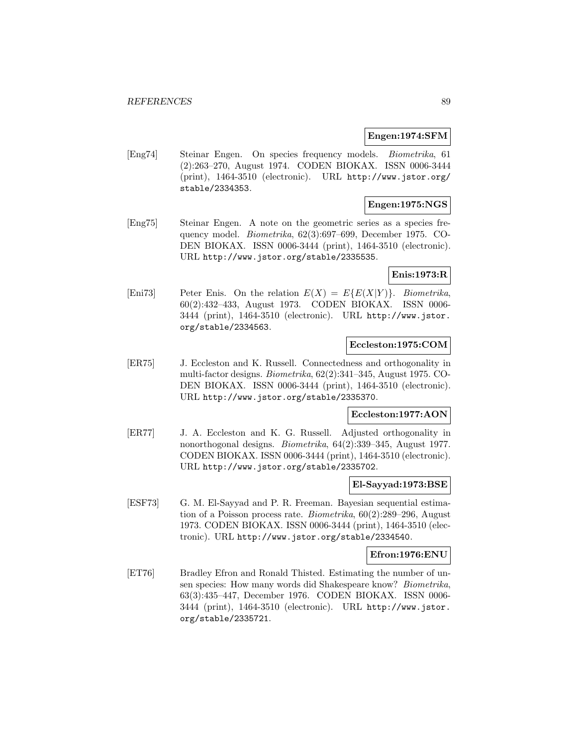**Engen:1974:SFM**

[Eng74] Steinar Engen. On species frequency models. *Biometrika*, 61 (2):263–270, August 1974. CODEN BIOKAX. ISSN 0006-3444 (print), 1464-3510 (electronic). URL http://www.jstor.org/stable/2334353.

**Engen:1975:NGS**

[Eng75] Steinar Engen. A note on the geometric series as a species frequency model. *Biometrika*, 62(3):697–699, December 1975. CODEN BIOKAX. ISSN 0006-3444 (print), 1464-3510 (electronic). URL http://www.jstor.org/stable/2335535.

**Enis:1973:R**

[Eni73] Peter Enis. On the relation $E(X) = E\{E(X|Y)\}$. *Biometrika*, 60(2):432–433, August 1973. CODEN BIOKAX. ISSN 0006-3444 (print), 1464-3510 (electronic). URL http://www.jstor.org/stable/2334563.

**Eccleston:1975:COM**

[ER75] J. Eccleston and K. Russell. Connectedness and orthogonality in multi-factor designs. *Biometrika*, 62(2):341–345, August 1975. CODEN BIOKAX. ISSN 0006-3444 (print), 1464-3510 (electronic). URL http://www.jstor.org/stable/2335370.

**Eccleston:1977:AON**

[ER77] J. A. Eccleston and K. G. Russell. Adjusted orthogonality in nonorthogonal designs. *Biometrika*, 64(2):339–345, August 1977. CODEN BIOKAX. ISSN 0006-3444 (print), 1464-3510 (electronic). URL http://www.jstor.org/stable/2335702.

**El-Sayyad:1973:BSE**

[ESF73] G. M. El-Sayyad and P. R. Freeman. Bayesian sequential estimation of a Poisson process rate. *Biometrika*, 60(2):289–296, August 1973. CODEN BIOKAX. ISSN 0006-3444 (print), 1464-3510 (electronic). URL http://www.jstor.org/stable/2334540.

**Efron:1976:ENU**

[ET76] Bradley Efron and Ronald Thisted. Estimating the number of unsen species: How many words did Shakespeare know? *Biometrika*, 63(3):435–447, December 1976. CODEN BIOKAX. ISSN 0006-3444 (print), 1464-3510 (electronic). URL http://www.jstor.org/stable/2335721.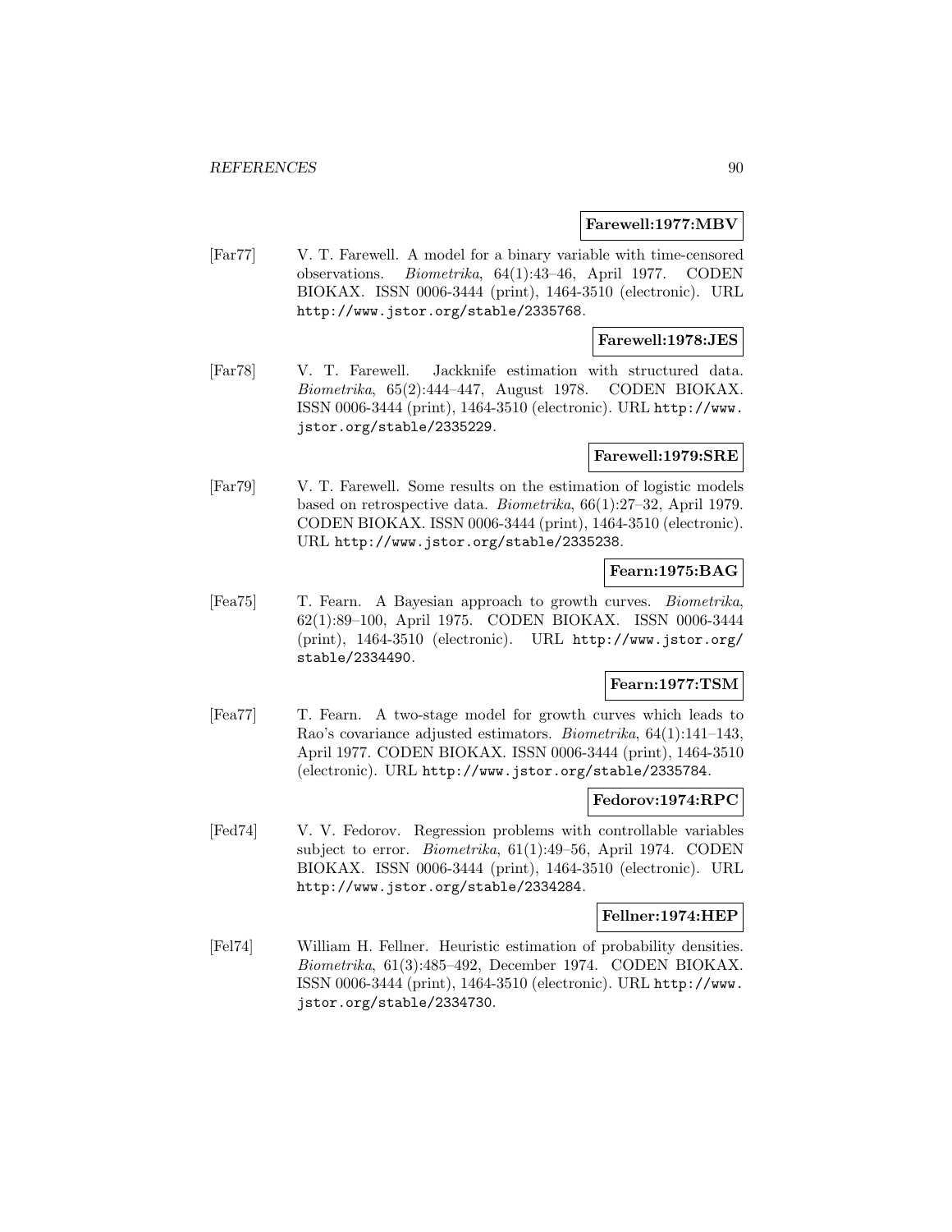**Farewell:1977:MBV**

[Far77] V. T. Farewell. A model for a binary variable with time-censored observations. *Biometrika*, 64(1):43–46, April 1977. CODEN BIOKAX. ISSN 0006-3444 (print), 1464-3510 (electronic). URL `http://www.jstor.org/stable/2335768`.

**Farewell:1978:JES**

[Far78] V. T. Farewell. Jackknife estimation with structured data. *Biometrika*, 65(2):444–447, August 1978. CODEN BIOKAX. ISSN 0006-3444 (print), 1464-3510 (electronic). URL `http://www.jstor.org/stable/2335229`.

**Farewell:1979:SRE**

[Far79] V. T. Farewell. Some results on the estimation of logistic models based on retrospective data. *Biometrika*, 66(1):27–32, April 1979. CODEN BIOKAX. ISSN 0006-3444 (print), 1464-3510 (electronic). URL `http://www.jstor.org/stable/2335238`.

**Fearn:1975:BAG**

[Fea75] T. Fearn. A Bayesian approach to growth curves. *Biometrika*, 62(1):89–100, April 1975. CODEN BIOKAX. ISSN 0006-3444 (print), 1464-3510 (electronic). URL `http://www.jstor.org/stable/2334490`.

**Fearn:1977:TSM**

[Fea77] T. Fearn. A two-stage model for growth curves which leads to Rao's covariance adjusted estimators. *Biometrika*, 64(1):141–143, April 1977. CODEN BIOKAX. ISSN 0006-3444 (print), 1464-3510 (electronic). URL `http://www.jstor.org/stable/2335784`.

**Fedorov:1974:RPC**

[Fed74] V. V. Fedorov. Regression problems with controllable variables subject to error. *Biometrika*, 61(1):49–56, April 1974. CODEN BIOKAX. ISSN 0006-3444 (print), 1464-3510 (electronic). URL `http://www.jstor.org/stable/2334284`.

**Fellner:1974:HEP**

[Fel74] William H. Fellner. Heuristic estimation of probability densities. *Biometrika*, 61(3):485–492, December 1974. CODEN BIOKAX. ISSN 0006-3444 (print), 1464-3510 (electronic). URL `http://www.jstor.org/stable/2334730`.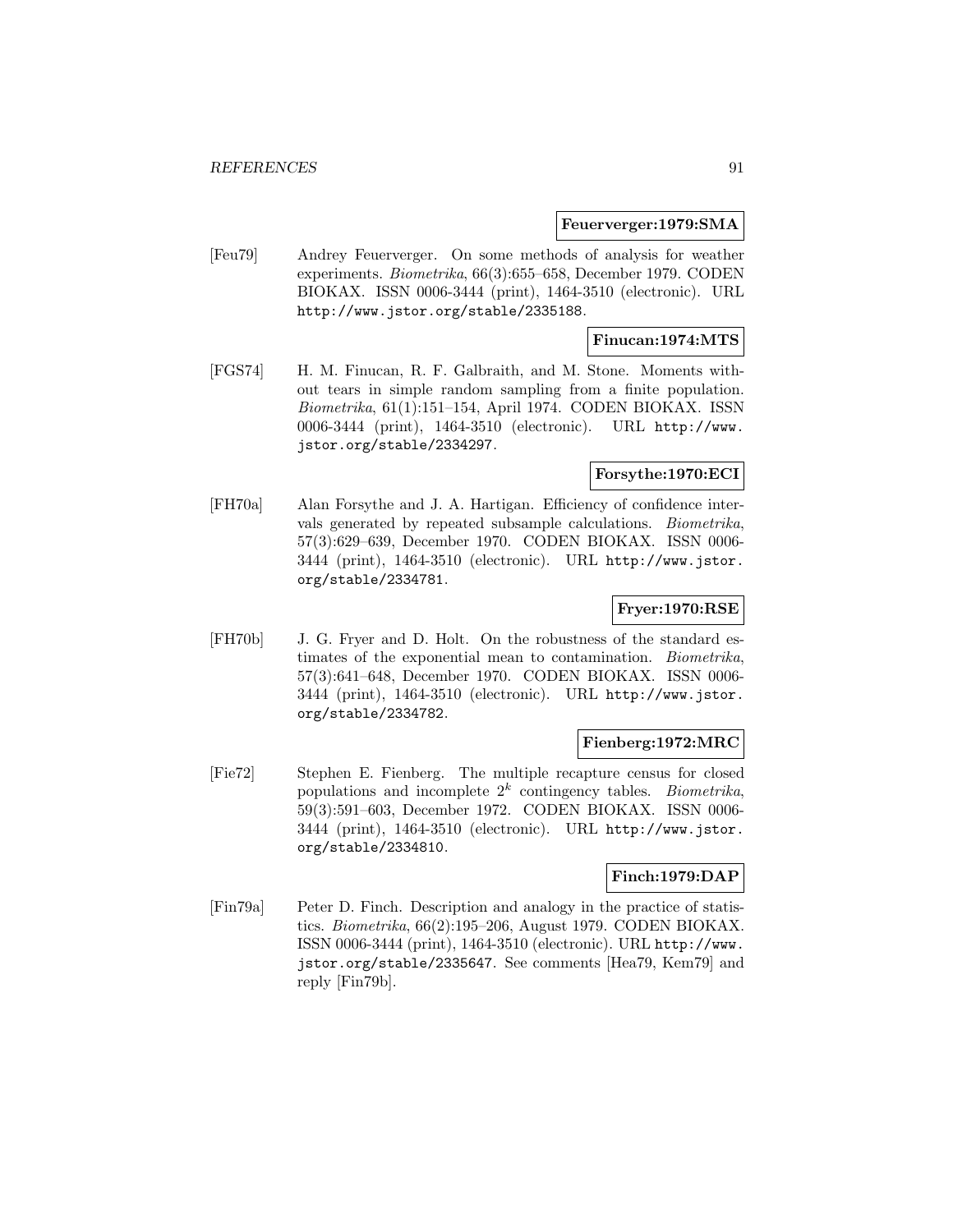**Feuerverger:1979:SMA**

[Feu79] Andrey Feuerverger. On some methods of analysis for weather experiments. *Biometrika*, 66(3):655–658, December 1979. CODEN BIOKAX. ISSN 0006-3444 (print), 1464-3510 (electronic). URL http://www.jstor.org/stable/2335188.

**Finucan:1974:MTS**

[FGS74] H. M. Finucan, R. F. Galbraith, and M. Stone. Moments without tears in simple random sampling from a finite population. *Biometrika*, 61(1):151–154, April 1974. CODEN BIOKAX. ISSN 0006-3444 (print), 1464-3510 (electronic). URL http://www.jstor.org/stable/2334297.

**Forsythe:1970:ECI**

[FH70a] Alan Forsythe and J. A. Hartigan. Efficiency of confidence intervals generated by repeated subsample calculations. *Biometrika*, 57(3):629–639, December 1970. CODEN BIOKAX. ISSN 0006-3444 (print), 1464-3510 (electronic). URL http://www.jstor.org/stable/2334781.

**Fryer:1970:RSE**

[FH70b] J. G. Fryer and D. Holt. On the robustness of the standard estimates of the exponential mean to contamination. *Biometrika*, 57(3):641–648, December 1970. CODEN BIOKAX. ISSN 0006-3444 (print), 1464-3510 (electronic). URL http://www.jstor.org/stable/2334782.

**Fienberg:1972:MRC**

[Fie72] Stephen E. Fienberg. The multiple recapture census for closed populations and incomplete $2^k$ contingency tables. *Biometrika*, 59(3):591–603, December 1972. CODEN BIOKAX. ISSN 0006-3444 (print), 1464-3510 (electronic). URL http://www.jstor.org/stable/2334810.

**Finch:1979:DAP**

[Fin79a] Peter D. Finch. Description and analogy in the practice of statistics. *Biometrika*, 66(2):195–206, August 1979. CODEN BIOKAX. ISSN 0006-3444 (print), 1464-3510 (electronic). URL http://www.jstor.org/stable/2335647. See comments [Hea79, Kem79] and reply [Fin79b].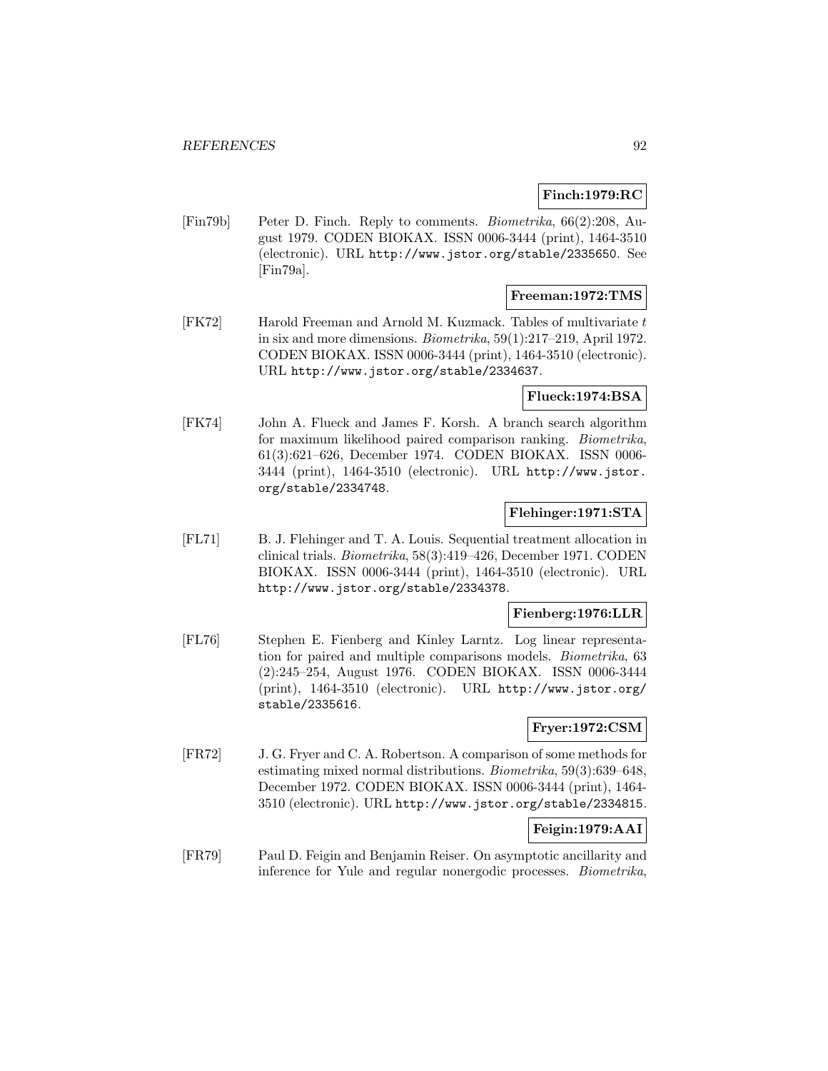**Finch:1979:RC**

[Fin79b] Peter D. Finch. Reply to comments. *Biometrika*, 66(2):208, August 1979. CODEN BIOKAX. ISSN 0006-3444 (print), 1464-3510 (electronic). URL http://www.jstor.org/stable/2335650. See [Fin79a].

**Freeman:1972:TMS**

[FK72] Harold Freeman and Arnold M. Kuzmack. Tables of multivariate $t$ in six and more dimensions. *Biometrika*, 59(1):217–219, April 1972. CODEN BIOKAX. ISSN 0006-3444 (print), 1464-3510 (electronic). URL http://www.jstor.org/stable/2334637.

**Flueck:1974:BSA**

[FK74] John A. Flueck and James F. Korsh. A branch search algorithm for maximum likelihood paired comparison ranking. *Biometrika*, 61(3):621–626, December 1974. CODEN BIOKAX. ISSN 0006-3444 (print), 1464-3510 (electronic). URL http://www.jstor.org/stable/2334748.

**Flehinger:1971:STA**

[FL71] B. J. Flehinger and T. A. Louis. Sequential treatment allocation in clinical trials. *Biometrika*, 58(3):419–426, December 1971. CODEN BIOKAX. ISSN 0006-3444 (print), 1464-3510 (electronic). URL http://www.jstor.org/stable/2334378.

**Fienberg:1976:LLR**

[FL76] Stephen E. Fienberg and Kinley Larntz. Log linear representation for paired and multiple comparisons models. *Biometrika*, 63 (2):245–254, August 1976. CODEN BIOKAX. ISSN 0006-3444 (print), 1464-3510 (electronic). URL http://www.jstor.org/stable/2335616.

**Fryer:1972:CSM**

[FR72] J. G. Fryer and C. A. Robertson. A comparison of some methods for estimating mixed normal distributions. *Biometrika*, 59(3):639–648, December 1972. CODEN BIOKAX. ISSN 0006-3444 (print), 1464-3510 (electronic). URL http://www.jstor.org/stable/2334815.

**Feigin:1979:AAI**

[FR79] Paul D. Feigin and Benjamin Reiser. On asymptotic ancillarity and inference for Yule and regular nonergodic processes. *Biometrika*,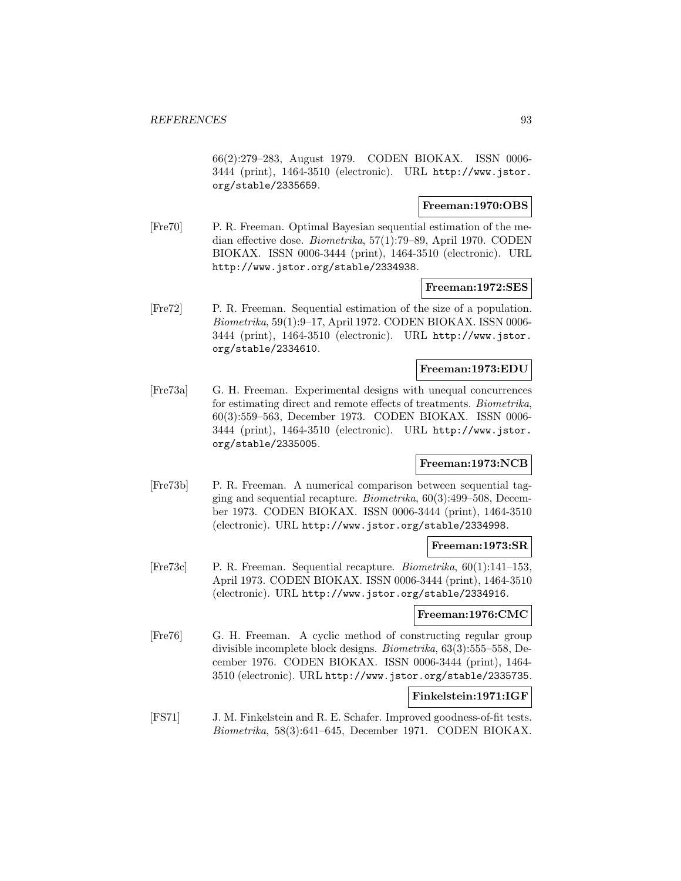66(2):279–283, August 1979. CODEN BIOKAX. ISSN 0006-3444 (print), 1464-3510 (electronic). URL http://www.jstor.org/stable/2335659.

**Freeman:1970:OBS**

[Fre70] P. R. Freeman. Optimal Bayesian sequential estimation of the median effective dose. *Biometrika*, 57(1):79–89, April 1970. CODEN BIOKAX. ISSN 0006-3444 (print), 1464-3510 (electronic). URL http://www.jstor.org/stable/2334938.

**Freeman:1972:SES**

[Fre72] P. R. Freeman. Sequential estimation of the size of a population. *Biometrika*, 59(1):9–17, April 1972. CODEN BIOKAX. ISSN 0006-3444 (print), 1464-3510 (electronic). URL http://www.jstor.org/stable/2334610.

**Freeman:1973:EDU**

[Fre73a] G. H. Freeman. Experimental designs with unequal concurrences for estimating direct and remote effects of treatments. *Biometrika*, 60(3):559–563, December 1973. CODEN BIOKAX. ISSN 0006-3444 (print), 1464-3510 (electronic). URL http://www.jstor.org/stable/2335005.

**Freeman:1973:NCB**

[Fre73b] P. R. Freeman. A numerical comparison between sequential tagging and sequential recapture. *Biometrika*, 60(3):499–508, December 1973. CODEN BIOKAX. ISSN 0006-3444 (print), 1464-3510 (electronic). URL http://www.jstor.org/stable/2334998.

**Freeman:1973:SR**

[Fre73c] P. R. Freeman. Sequential recapture. *Biometrika*, 60(1):141–153, April 1973. CODEN BIOKAX. ISSN 0006-3444 (print), 1464-3510 (electronic). URL http://www.jstor.org/stable/2334916.

**Freeman:1976:CMC**

[Fre76] G. H. Freeman. A cyclic method of constructing regular group divisible incomplete block designs. *Biometrika*, 63(3):555–558, December 1976. CODEN BIOKAX. ISSN 0006-3444 (print), 1464-3510 (electronic). URL http://www.jstor.org/stable/2335735.

**Finkelstein:1971:IGF**

[FS71] J. M. Finkelstein and R. E. Schafer. Improved goodness-of-fit tests. *Biometrika*, 58(3):641–645, December 1971. CODEN BIOKAX.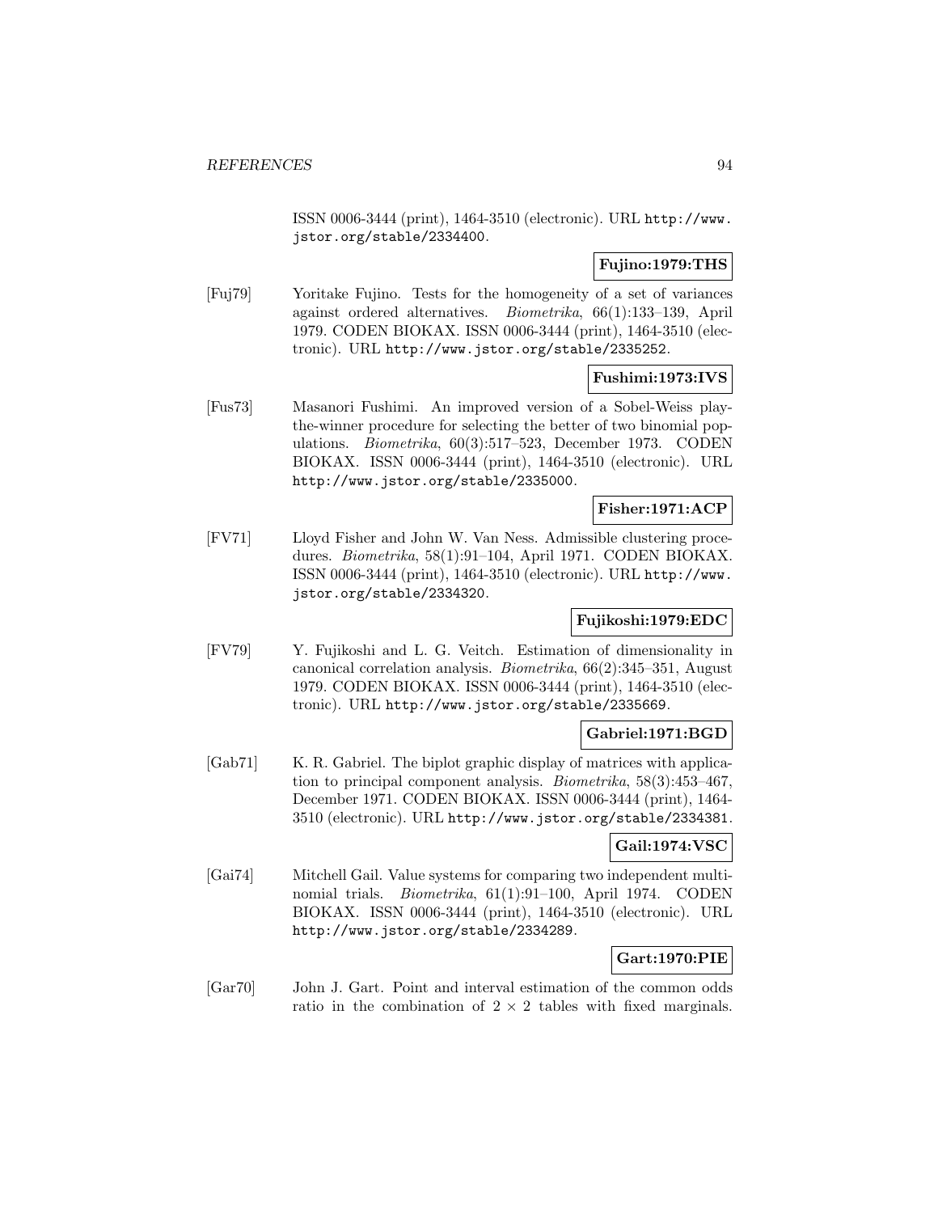ISSN 0006-3444 (print), 1464-3510 (electronic). URL http://www.jstor.org/stable/2334400.

**Fujino:1979:THS**

[Fuj79] Yoritake Fujino. Tests for the homogeneity of a set of variances against ordered alternatives. *Biometrika*, 66(1):133–139, April 1979. CODEN BIOKAX. ISSN 0006-3444 (print), 1464-3510 (electronic). URL http://www.jstor.org/stable/2335252.

**Fushimi:1973:IVS**

[Fus73] Masanori Fushimi. An improved version of a Sobel-Weiss play-the-winner procedure for selecting the better of two binomial populations. *Biometrika*, 60(3):517–523, December 1973. CODEN BIOKAX. ISSN 0006-3444 (print), 1464-3510 (electronic). URL http://www.jstor.org/stable/2335000.

**Fisher:1971:ACP**

[FV71] Lloyd Fisher and John W. Van Ness. Admissible clustering procedures. *Biometrika*, 58(1):91–104, April 1971. CODEN BIOKAX. ISSN 0006-3444 (print), 1464-3510 (electronic). URL http://www.jstor.org/stable/2334320.

**Fujikoshi:1979:EDC**

[FV79] Y. Fujikoshi and L. G. Veitch. Estimation of dimensionality in canonical correlation analysis. *Biometrika*, 66(2):345–351, August 1979. CODEN BIOKAX. ISSN 0006-3444 (print), 1464-3510 (electronic). URL http://www.jstor.org/stable/2335669.

**Gabriel:1971:BGD**

[Gab71] K. R. Gabriel. The biplot graphic display of matrices with application to principal component analysis. *Biometrika*, 58(3):453–467, December 1971. CODEN BIOKAX. ISSN 0006-3444 (print), 1464-3510 (electronic). URL http://www.jstor.org/stable/2334381.

**Gail:1974:VSC**

[Gai74] Mitchell Gail. Value systems for comparing two independent multinomial trials. *Biometrika*, 61(1):91–100, April 1974. CODEN BIOKAX. ISSN 0006-3444 (print), 1464-3510 (electronic). URL http://www.jstor.org/stable/2334289.

**Gart:1970:PIE**

[Gar70] John J. Gart. Point and interval estimation of the common odds ratio in the combination of $2 \times 2$ tables with fixed marginals.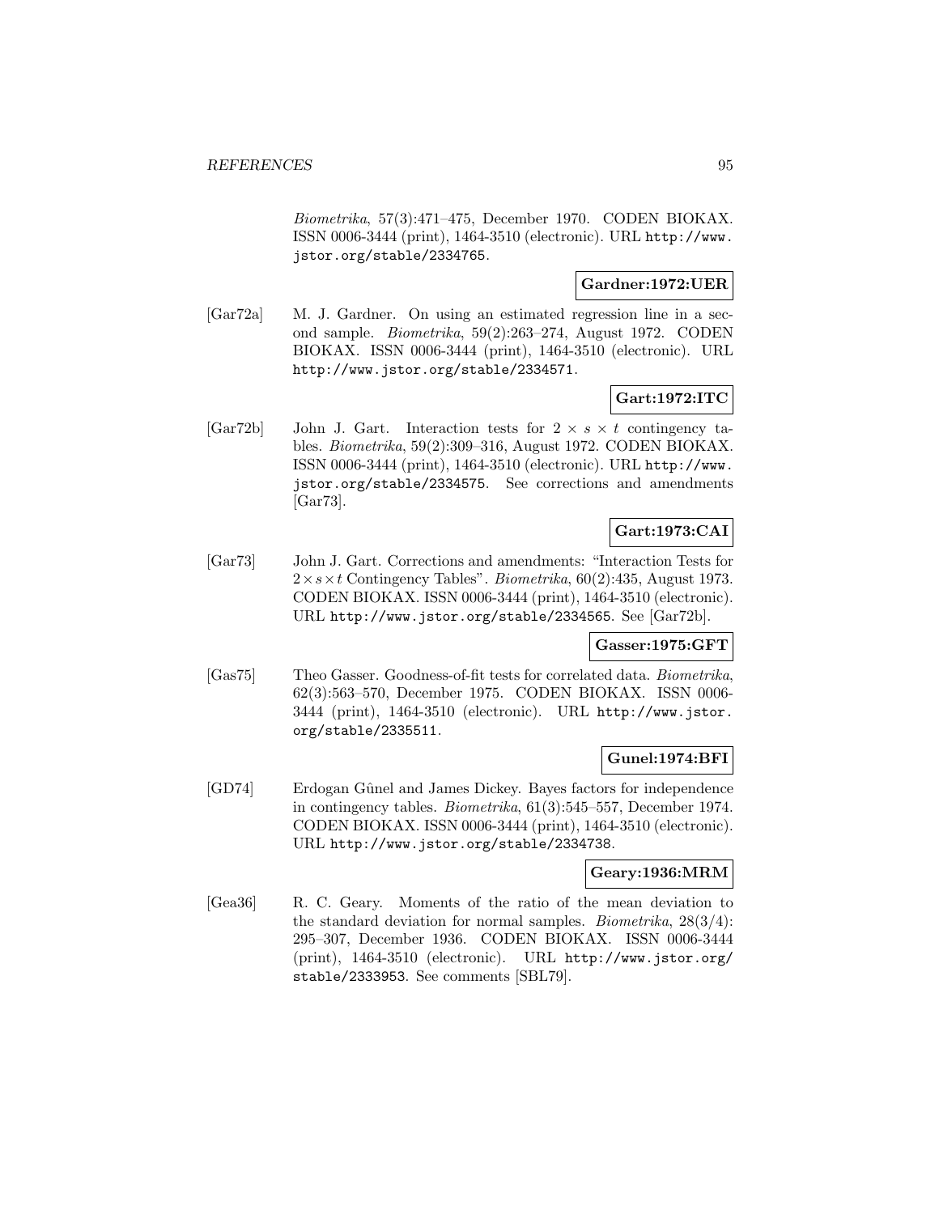*Biometrika*, 57(3):471–475, December 1970. CODEN BIOKAX. ISSN 0006-3444 (print), 1464-3510 (electronic). URL http://www.jstor.org/stable/2334765.

**Gardner:1972:UER**

[Gar72a] M. J. Gardner. On using an estimated regression line in a second sample. *Biometrika*, 59(2):263–274, August 1972. CODEN BIOKAX. ISSN 0006-3444 (print), 1464-3510 (electronic). URL http://www.jstor.org/stable/2334571.

**Gart:1972:ITC**

[Gar72b] John J. Gart. Interaction tests for $2 \times s \times t$ contingency tables. *Biometrika*, 59(2):309–316, August 1972. CODEN BIOKAX. ISSN 0006-3444 (print), 1464-3510 (electronic). URL http://www.jstor.org/stable/2334575. See corrections and amendments [Gar73].

**Gart:1973:CAI**

[Gar73] John J. Gart. Corrections and amendments: "Interaction Tests for $2 \times s \times t$ Contingency Tables". *Biometrika*, 60(2):435, August 1973. CODEN BIOKAX. ISSN 0006-3444 (print), 1464-3510 (electronic). URL http://www.jstor.org/stable/2334565. See [Gar72b].

**Gasser:1975:GFT**

[Gas75] Theo Gasser. Goodness-of-fit tests for correlated data. *Biometrika*, 62(3):563–570, December 1975. CODEN BIOKAX. ISSN 0006-3444 (print), 1464-3510 (electronic). URL http://www.jstor.org/stable/2335511.

**Gunel:1974:BFI**

[GD74] Erdogan Gûnel and James Dickey. Bayes factors for independence in contingency tables. *Biometrika*, 61(3):545–557, December 1974. CODEN BIOKAX. ISSN 0006-3444 (print), 1464-3510 (electronic). URL http://www.jstor.org/stable/2334738.

**Geary:1936:MRM**

[Gea36] R. C. Geary. Moments of the ratio of the mean deviation to the standard deviation for normal samples. *Biometrika*, 28(3/4): 295–307, December 1936. CODEN BIOKAX. ISSN 0006-3444 (print), 1464-3510 (electronic). URL http://www.jstor.org/stable/2333953. See comments [SBL79].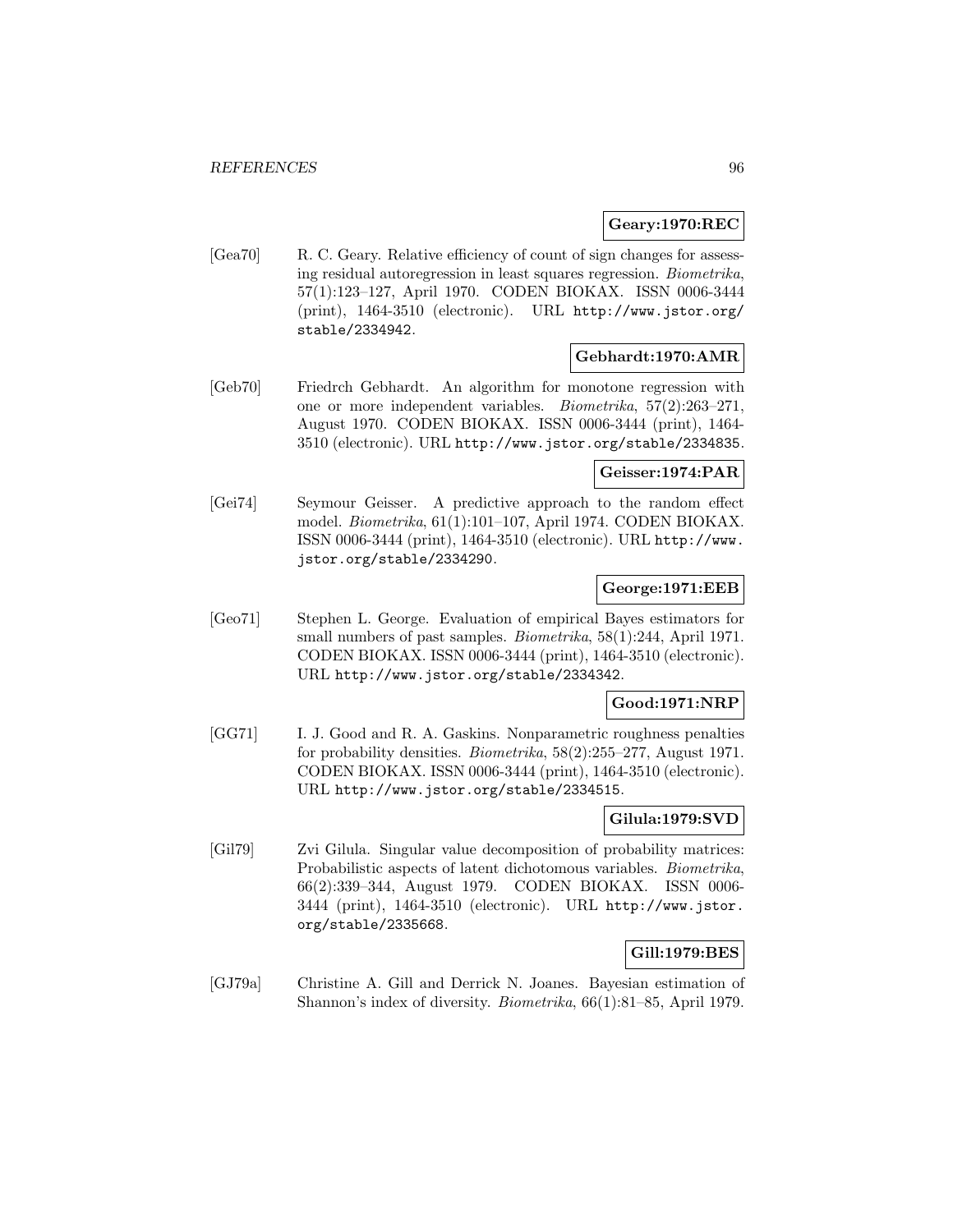**Geary:1970:REC**

[Gea70] R. C. Geary. Relative efficiency of count of sign changes for assessing residual autoregression in least squares regression. *Biometrika*, 57(1):123–127, April 1970. CODEN BIOKAX. ISSN 0006-3444 (print), 1464-3510 (electronic). URL http://www.jstor.org/stable/2334942.

**Gebhardt:1970:AMR**

[Geb70] Friedrch Gebhardt. An algorithm for monotone regression with one or more independent variables. *Biometrika*, 57(2):263–271, August 1970. CODEN BIOKAX. ISSN 0006-3444 (print), 1464-3510 (electronic). URL http://www.jstor.org/stable/2334835.

**Geisser:1974:PAR**

[Gei74] Seymour Geisser. A predictive approach to the random effect model. *Biometrika*, 61(1):101–107, April 1974. CODEN BIOKAX. ISSN 0006-3444 (print), 1464-3510 (electronic). URL http://www.jstor.org/stable/2334290.

**George:1971:EEB**

[Geo71] Stephen L. George. Evaluation of empirical Bayes estimators for small numbers of past samples. *Biometrika*, 58(1):244, April 1971. CODEN BIOKAX. ISSN 0006-3444 (print), 1464-3510 (electronic). URL http://www.jstor.org/stable/2334342.

**Good:1971:NRP**

[GG71] I. J. Good and R. A. Gaskins. Nonparametric roughness penalties for probability densities. *Biometrika*, 58(2):255–277, August 1971. CODEN BIOKAX. ISSN 0006-3444 (print), 1464-3510 (electronic). URL http://www.jstor.org/stable/2334515.

**Gilula:1979:SVD**

[Gil79] Zvi Gilula. Singular value decomposition of probability matrices: Probabilistic aspects of latent dichotomous variables. *Biometrika*, 66(2):339–344, August 1979. CODEN BIOKAX. ISSN 0006-3444 (print), 1464-3510 (electronic). URL http://www.jstor.org/stable/2335668.

**Gill:1979:BES**

[GJ79a] Christine A. Gill and Derrick N. Joanes. Bayesian estimation of Shannon's index of diversity. *Biometrika*, 66(1):81–85, April 1979.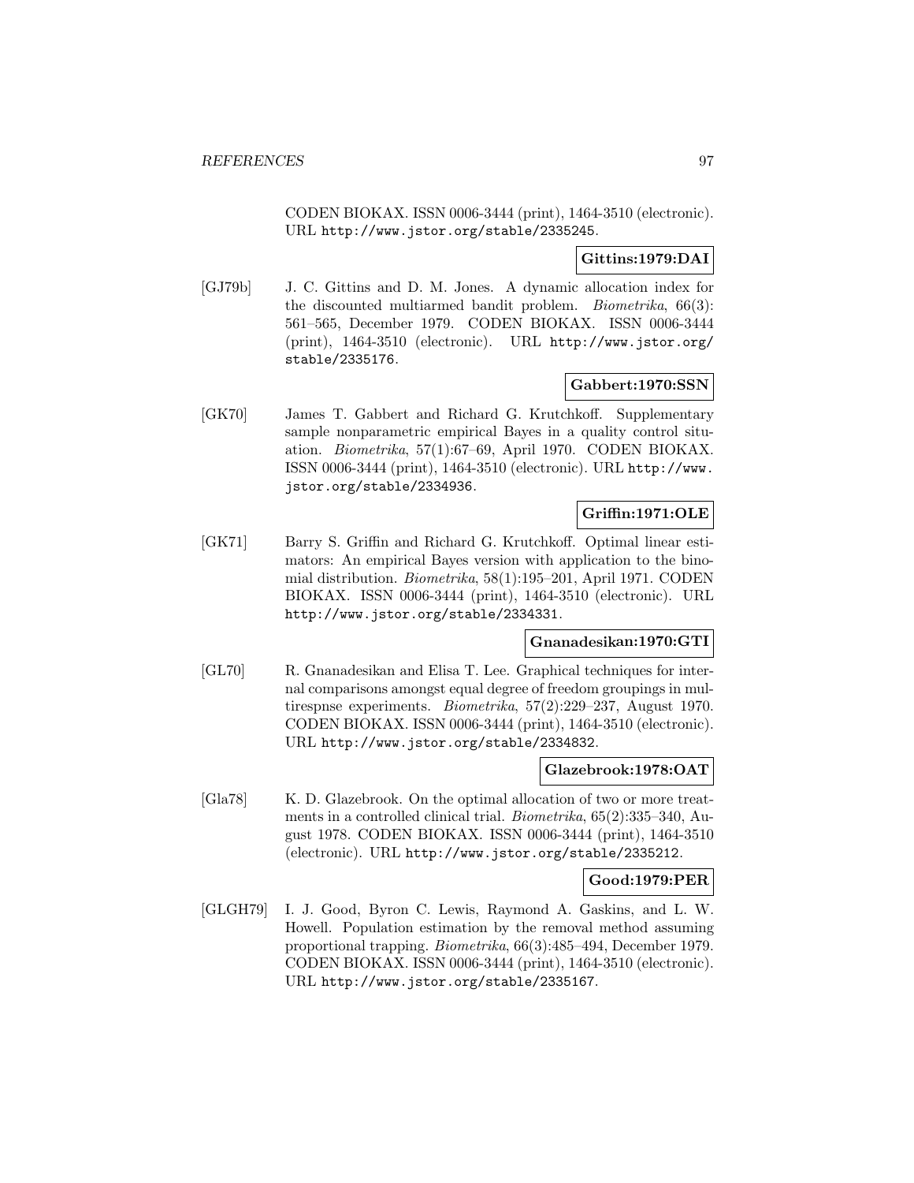CODEN BIOKAX. ISSN 0006-3444 (print), 1464-3510 (electronic). URL http://www.jstor.org/stable/2335245.

**Gittins:1979:DAI**

[GJ79b] J. C. Gittins and D. M. Jones. A dynamic allocation index for the discounted multiarmed bandit problem. *Biometrika*, 66(3): 561–565, December 1979. CODEN BIOKAX. ISSN 0006-3444 (print), 1464-3510 (electronic). URL http://www.jstor.org/stable/2335176.

**Gabbert:1970:SSN**

[GK70] James T. Gabbert and Richard G. Krutchkoff. Supplementary sample nonparametric empirical Bayes in a quality control situation. *Biometrika*, 57(1):67–69, April 1970. CODEN BIOKAX. ISSN 0006-3444 (print), 1464-3510 (electronic). URL http://www.jstor.org/stable/2334936.

**Griffin:1971:OLE**

[GK71] Barry S. Griffin and Richard G. Krutchkoff. Optimal linear estimators: An empirical Bayes version with application to the binomial distribution. *Biometrika*, 58(1):195–201, April 1971. CODEN BIOKAX. ISSN 0006-3444 (print), 1464-3510 (electronic). URL http://www.jstor.org/stable/2334331.

**Gnanadesikan:1970:GTI**

[GL70] R. Gnanadesikan and Elisa T. Lee. Graphical techniques for internal comparisons amongst equal degree of freedom groupings in multiresspnse experiments. *Biometrika*, 57(2):229–237, August 1970. CODEN BIOKAX. ISSN 0006-3444 (print), 1464-3510 (electronic). URL http://www.jstor.org/stable/2334832.

**Glazebrook:1978:OAT**

[Gla78] K. D. Glazebrook. On the optimal allocation of two or more treatments in a controlled clinical trial. *Biometrika*, 65(2):335–340, August 1978. CODEN BIOKAX. ISSN 0006-3444 (print), 1464-3510 (electronic). URL http://www.jstor.org/stable/2335212.

**Good:1979:PER**

[GLGH79] I. J. Good, Byron C. Lewis, Raymond A. Gaskins, and L. W. Howell. Population estimation by the removal method assuming proportional trapping. *Biometrika*, 66(3):485–494, December 1979. CODEN BIOKAX. ISSN 0006-3444 (print), 1464-3510 (electronic). URL http://www.jstor.org/stable/2335167.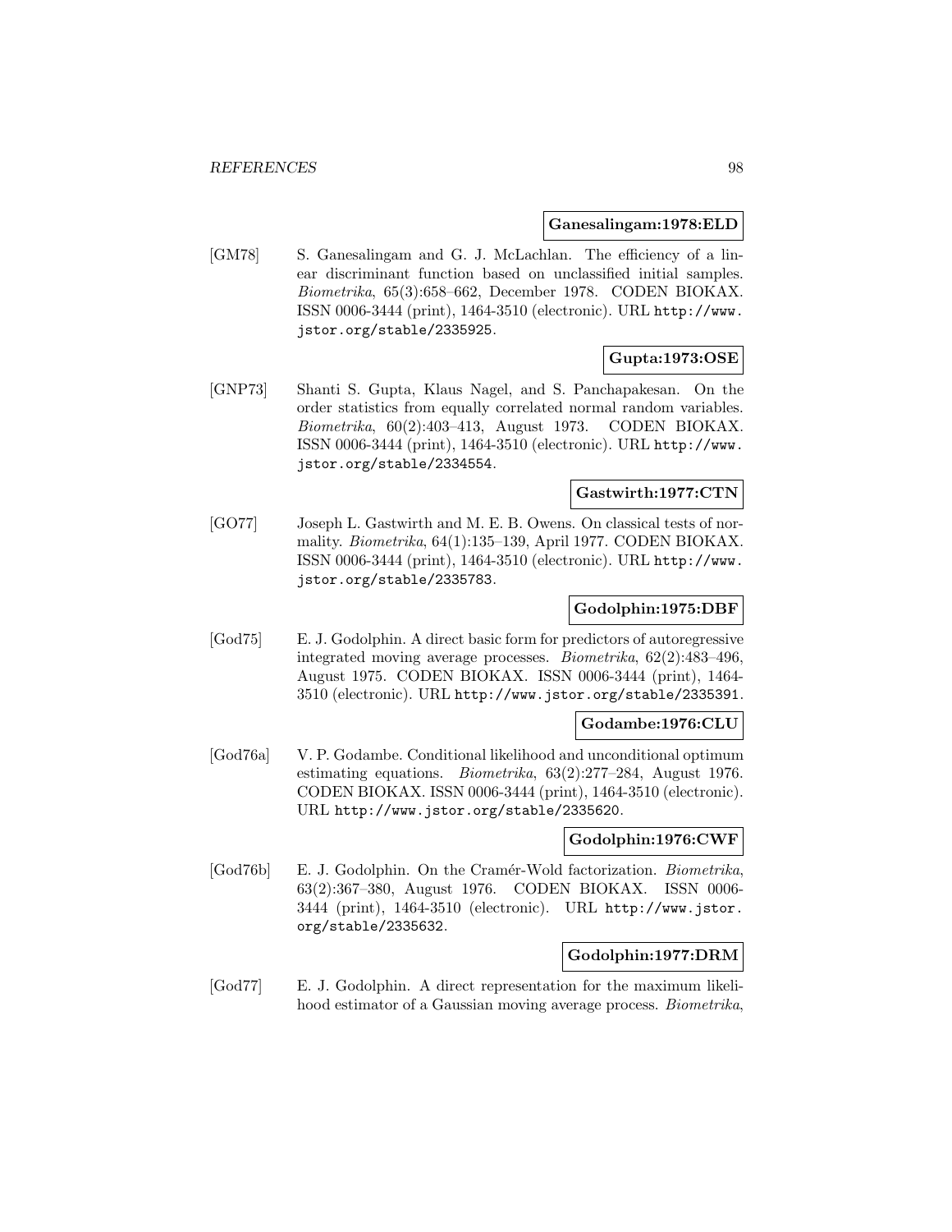**Ganesalingam:1978:ELD**

[GM78] S. Ganesalingam and G. J. McLachlan. The efficiency of a linear discriminant function based on unclassified initial samples. *Biometrika*, 65(3):658–662, December 1978. CODEN BIOKAX. ISSN 0006-3444 (print), 1464-3510 (electronic). URL http://www.jstor.org/stable/2335925.

**Gupta:1973:OSE**

[GNP73] Shanti S. Gupta, Klaus Nagel, and S. Panchapakesan. On the order statistics from equally correlated normal random variables. *Biometrika*, 60(2):403–413, August 1973. CODEN BIOKAX. ISSN 0006-3444 (print), 1464-3510 (electronic). URL http://www.jstor.org/stable/2334554.

**Gastwirth:1977:CTN**

[GO77] Joseph L. Gastwirth and M. E. B. Owens. On classical tests of normality. *Biometrika*, 64(1):135–139, April 1977. CODEN BIOKAX. ISSN 0006-3444 (print), 1464-3510 (electronic). URL http://www.jstor.org/stable/2335783.

**Godolphin:1975:DBF**

[God75] E. J. Godolphin. A direct basic form for predictors of autoregressive integrated moving average processes. *Biometrika*, 62(2):483–496, August 1975. CODEN BIOKAX. ISSN 0006-3444 (print), 1464-3510 (electronic). URL http://www.jstor.org/stable/2335391.

**Godambe:1976:CLU**

[God76a] V. P. Godambe. Conditional likelihood and unconditional optimum estimating equations. *Biometrika*, 63(2):277–284, August 1976. CODEN BIOKAX. ISSN 0006-3444 (print), 1464-3510 (electronic). URL http://www.jstor.org/stable/2335620.

**Godolphin:1976:CWF**

[God76b] E. J. Godolphin. On the Cramér-Wold factorization. *Biometrika*, 63(2):367–380, August 1976. CODEN BIOKAX. ISSN 0006-3444 (print), 1464-3510 (electronic). URL http://www.jstor.org/stable/2335632.

**Godolphin:1977:DRM**

[God77] E. J. Godolphin. A direct representation for the maximum likelihood estimator of a Gaussian moving average process. *Biometrika*,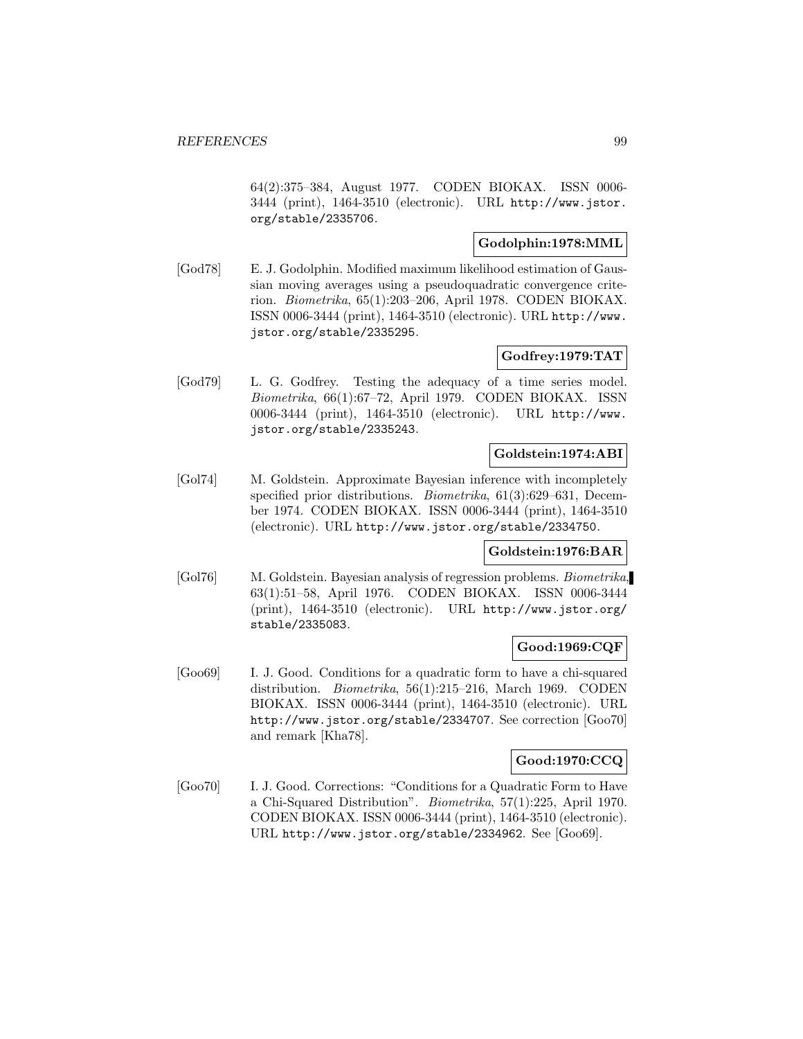64(2):375–384, August 1977. CODEN BIOKAX. ISSN 0006-3444 (print), 1464-3510 (electronic). URL http://www.jstor.org/stable/2335706.

**Godolphin:1978:MML**

[God78] E. J. Godolphin. Modified maximum likelihood estimation of Gaussian moving averages using a pseudoquadratic convergence criterion. *Biometrika*, 65(1):203–206, April 1978. CODEN BIOKAX. ISSN 0006-3444 (print), 1464-3510 (electronic). URL http://www.jstor.org/stable/2335295.

**Godfrey:1979:TAT**

[God79] L. G. Godfrey. Testing the adequacy of a time series model. *Biometrika*, 66(1):67–72, April 1979. CODEN BIOKAX. ISSN 0006-3444 (print), 1464-3510 (electronic). URL http://www.jstor.org/stable/2335243.

**Goldstein:1974:ABI**

[Gol74] M. Goldstein. Approximate Bayesian inference with incompletely specified prior distributions. *Biometrika*, 61(3):629–631, December 1974. CODEN BIOKAX. ISSN 0006-3444 (print), 1464-3510 (electronic). URL http://www.jstor.org/stable/2334750.

**Goldstein:1976:BAR**

[Gol76] M. Goldstein. Bayesian analysis of regression problems. *Biometrika*, 63(1):51–58, April 1976. CODEN BIOKAX. ISSN 0006-3444 (print), 1464-3510 (electronic). URL http://www.jstor.org/stable/2335083.

**Good:1969:CQF**

[Goo69] I. J. Good. Conditions for a quadratic form to have a chi-squared distribution. *Biometrika*, 56(1):215–216, March 1969. CODEN BIOKAX. ISSN 0006-3444 (print), 1464-3510 (electronic). URL http://www.jstor.org/stable/2334707. See correction [Goo70] and remark [Kha78].

**Good:1970:CCQ**

[Goo70] I. J. Good. Corrections: "Conditions for a Quadratic Form to Have a Chi-Squared Distribution". *Biometrika*, 57(1):225, April 1970. CODEN BIOKAX. ISSN 0006-3444 (print), 1464-3510 (electronic). URL http://www.jstor.org/stable/2334962. See [Goo69].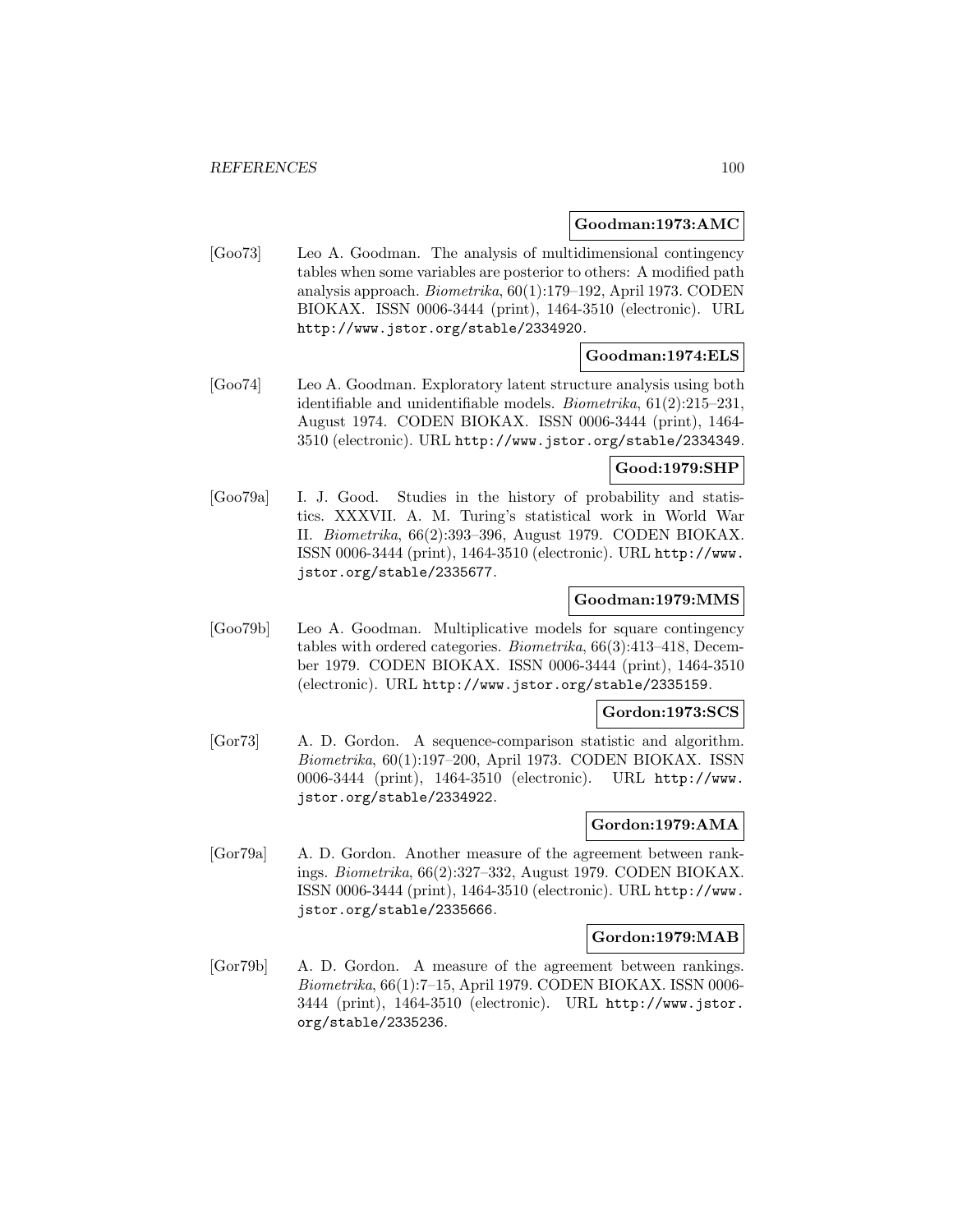**Goodman:1973:AMC**

[Goo73] Leo A. Goodman. The analysis of multidimensional contingency tables when some variables are posterior to others: A modified path analysis approach. *Biometrika*, 60(1):179–192, April 1973. CODEN BIOKAX. ISSN 0006-3444 (print), 1464-3510 (electronic). URL http://www.jstor.org/stable/2334920.

**Goodman:1974:ELS**

[Goo74] Leo A. Goodman. Exploratory latent structure analysis using both identifiable and unidentifiable models. *Biometrika*, 61(2):215–231, August 1974. CODEN BIOKAX. ISSN 0006-3444 (print), 1464-3510 (electronic). URL http://www.jstor.org/stable/2334349.

**Good:1979:SHP**

[Goo79a] I. J. Good. Studies in the history of probability and statistics. XXXVII. A. M. Turing's statistical work in World War II. *Biometrika*, 66(2):393–396, August 1979. CODEN BIOKAX. ISSN 0006-3444 (print), 1464-3510 (electronic). URL http://www.jstor.org/stable/2335677.

**Goodman:1979:MMS**

[Goo79b] Leo A. Goodman. Multiplicative models for square contingency tables with ordered categories. *Biometrika*, 66(3):413–418, December 1979. CODEN BIOKAX. ISSN 0006-3444 (print), 1464-3510 (electronic). URL http://www.jstor.org/stable/2335159.

**Gordon:1973:SCS**

[Gor73] A. D. Gordon. A sequence-comparison statistic and algorithm. *Biometrika*, 60(1):197–200, April 1973. CODEN BIOKAX. ISSN 0006-3444 (print), 1464-3510 (electronic). URL http://www.jstor.org/stable/2334922.

**Gordon:1979:AMA**

[Gor79a] A. D. Gordon. Another measure of the agreement between rankings. *Biometrika*, 66(2):327–332, August 1979. CODEN BIOKAX. ISSN 0006-3444 (print), 1464-3510 (electronic). URL http://www.jstor.org/stable/2335666.

**Gordon:1979:MAB**

[Gor79b] A. D. Gordon. A measure of the agreement between rankings. *Biometrika*, 66(1):7–15, April 1979. CODEN BIOKAX. ISSN 0006-3444 (print), 1464-3510 (electronic). URL http://www.jstor.org/stable/2335236.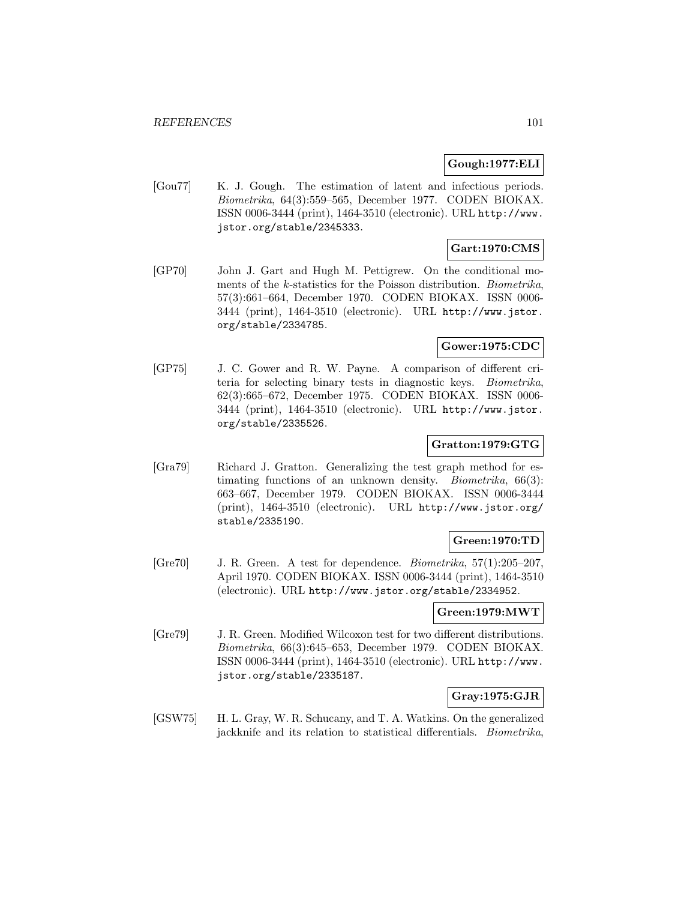**Gough:1977:ELI**

[Gou77] K. J. Gough. The estimation of latent and infectious periods. *Biometrika*, 64(3):559–565, December 1977. CODEN BIOKAX. ISSN 0006-3444 (print), 1464-3510 (electronic). URL http://www.jstor.org/stable/2345333.

**Gart:1970:CMS**

[GP70] John J. Gart and Hugh M. Pettigrew. On the conditional moments of the $k$-statistics for the Poisson distribution. *Biometrika*, 57(3):661–664, December 1970. CODEN BIOKAX. ISSN 0006-3444 (print), 1464-3510 (electronic). URL http://www.jstor.org/stable/2334785.

**Gower:1975:CDC**

[GP75] J. C. Gower and R. W. Payne. A comparison of different criteria for selecting binary tests in diagnostic keys. *Biometrika*, 62(3):665–672, December 1975. CODEN BIOKAX. ISSN 0006-3444 (print), 1464-3510 (electronic). URL http://www.jstor.org/stable/2335526.

**Gratton:1979:GTG**

[Gra79] Richard J. Gratton. Generalizing the test graph method for estimating functions of an unknown density. *Biometrika*, 66(3):663–667, December 1979. CODEN BIOKAX. ISSN 0006-3444 (print), 1464-3510 (electronic). URL http://www.jstor.org/stable/2335190.

**Green:1970:TD**

[Gre70] J. R. Green. A test for dependence. *Biometrika*, 57(1):205–207, April 1970. CODEN BIOKAX. ISSN 0006-3444 (print), 1464-3510 (electronic). URL http://www.jstor.org/stable/2334952.

**Green:1979:MWT**

[Gre79] J. R. Green. Modified Wilcoxon test for two different distributions. *Biometrika*, 66(3):645–653, December 1979. CODEN BIOKAX. ISSN 0006-3444 (print), 1464-3510 (electronic). URL http://www.jstor.org/stable/2335187.

**Gray:1975:GJR**

[GSW75] H. L. Gray, W. R. Schucany, and T. A. Watkins. On the generalized jackknife and its relation to statistical differentials. *Biometrika*,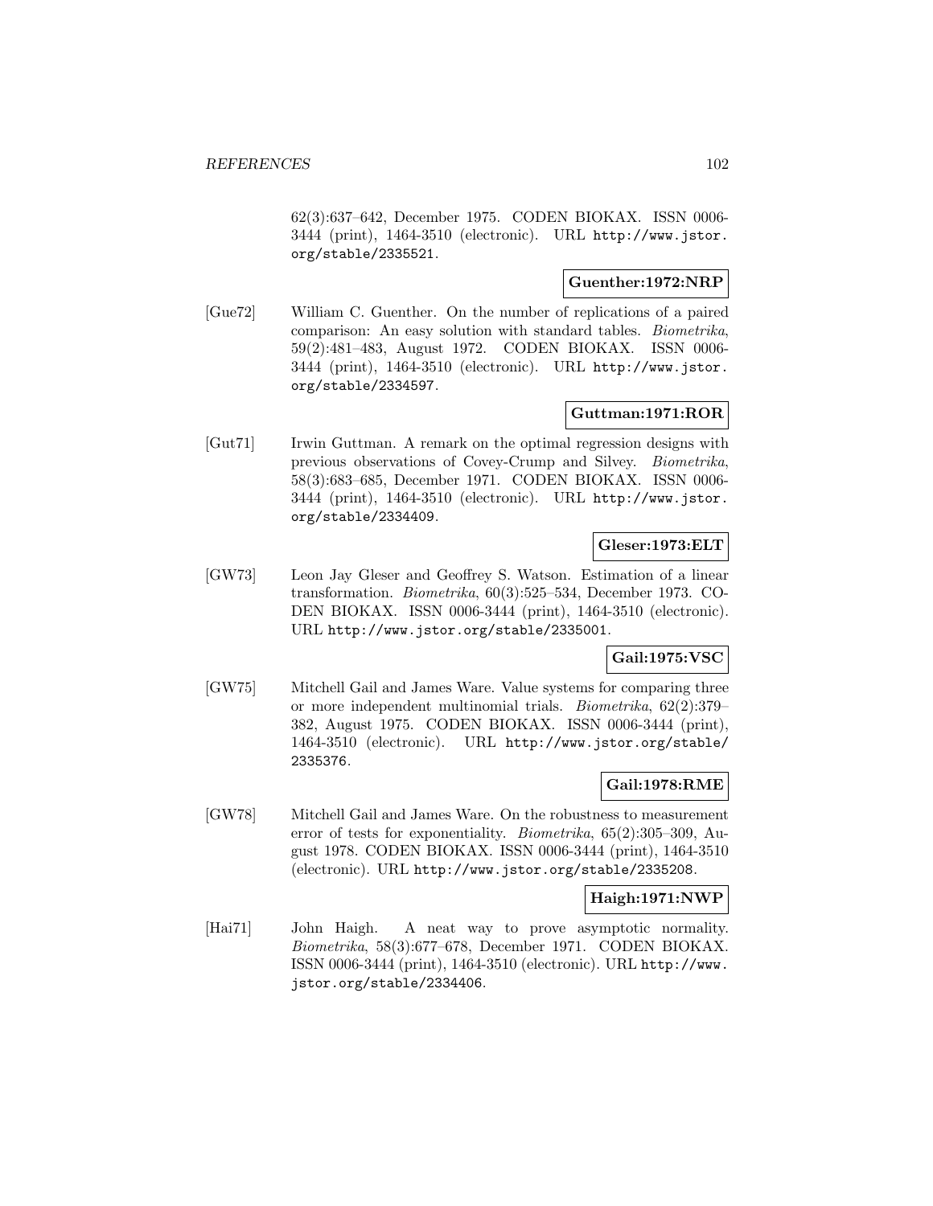62(3):637–642, December 1975. CODEN BIOKAX. ISSN 0006-3444 (print), 1464-3510 (electronic). URL http://www.jstor.org/stable/2335521.

**Guenther:1972:NRP**

[Gue72] William C. Guenther. On the number of replications of a paired comparison: An easy solution with standard tables. *Biometrika*, 59(2):481–483, August 1972. CODEN BIOKAX. ISSN 0006-3444 (print), 1464-3510 (electronic). URL http://www.jstor.org/stable/2334597.

**Guttman:1971:ROR**

[Gut71] Irwin Guttman. A remark on the optimal regression designs with previous observations of Covey-Crump and Silvey. *Biometrika*, 58(3):683–685, December 1971. CODEN BIOKAX. ISSN 0006-3444 (print), 1464-3510 (electronic). URL http://www.jstor.org/stable/2334409.

**Gleser:1973:ELT**

[GW73] Leon Jay Gleser and Geoffrey S. Watson. Estimation of a linear transformation. *Biometrika*, 60(3):525–534, December 1973. CODEN BIOKAX. ISSN 0006-3444 (print), 1464-3510 (electronic). URL http://www.jstor.org/stable/2335001.

**Gail:1975:VSC**

[GW75] Mitchell Gail and James Ware. Value systems for comparing three or more independent multinomial trials. *Biometrika*, 62(2):379–382, August 1975. CODEN BIOKAX. ISSN 0006-3444 (print), 1464-3510 (electronic). URL http://www.jstor.org/stable/2335376.

**Gail:1978:RME**

[GW78] Mitchell Gail and James Ware. On the robustness to measurement error of tests for exponentiality. *Biometrika*, 65(2):305–309, August 1978. CODEN BIOKAX. ISSN 0006-3444 (print), 1464-3510 (electronic). URL http://www.jstor.org/stable/2335208.

**Haigh:1971:NWP**

[Hai71] John Haigh. A neat way to prove asymptotic normality. *Biometrika*, 58(3):677–678, December 1971. CODEN BIOKAX. ISSN 0006-3444 (print), 1464-3510 (electronic). URL http://www.jstor.org/stable/2334406.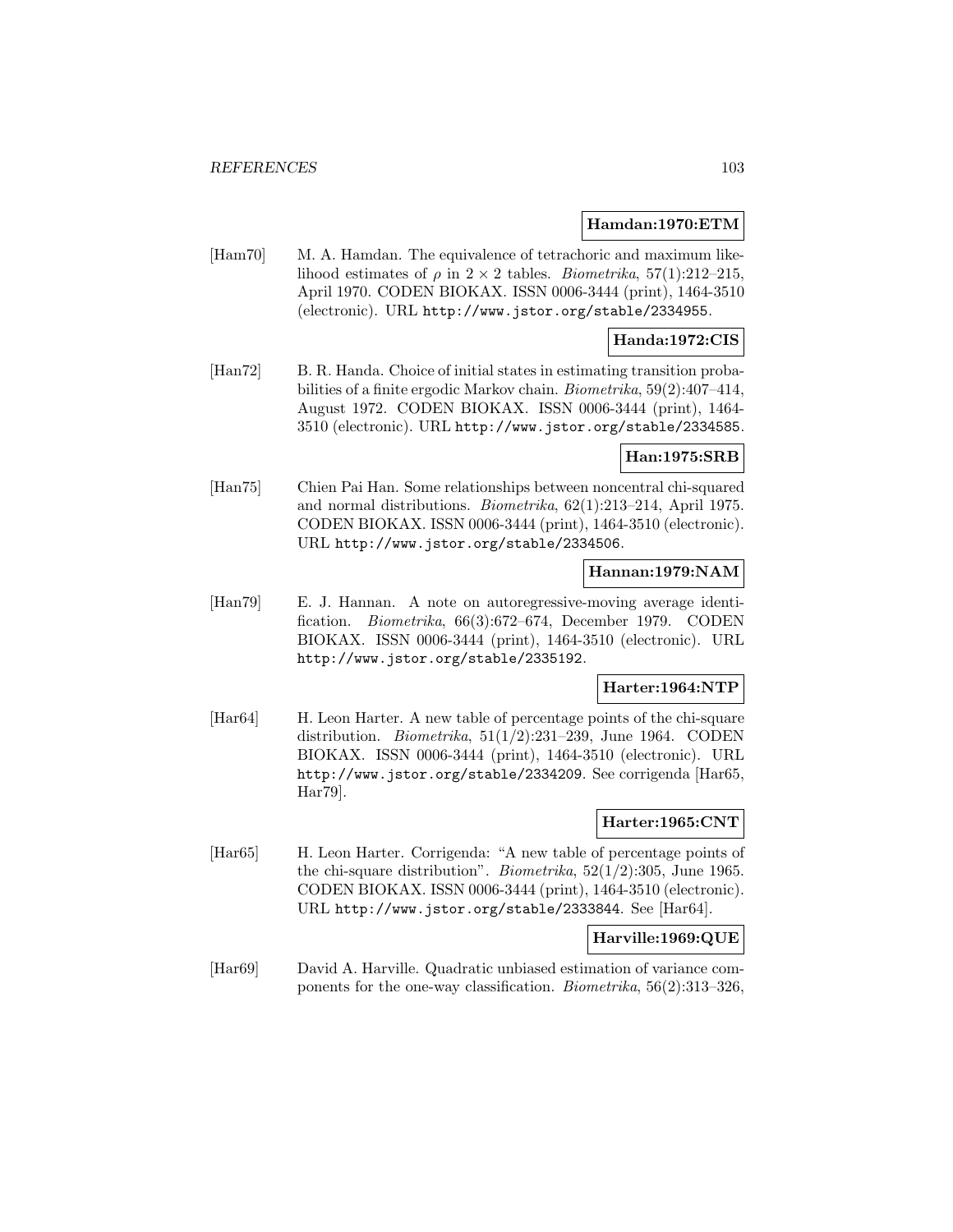**Hamdan:1970:ETM**

[Ham70] M. A. Hamdan. The equivalence of tetrachoric and maximum likelihood estimates of $\rho$ in $2 \times 2$ tables. *Biometrika*, 57(1):212–215, April 1970. CODEN BIOKAX. ISSN 0006-3444 (print), 1464-3510 (electronic). URL http://www.jstor.org/stable/2334955.

**Handa:1972:CIS**

[Han72] B. R. Handa. Choice of initial states in estimating transition probabilities of a finite ergodic Markov chain. *Biometrika*, 59(2):407–414, August 1972. CODEN BIOKAX. ISSN 0006-3444 (print), 1464-3510 (electronic). URL http://www.jstor.org/stable/2334585.

**Han:1975:SRB**

[Han75] Chien Pai Han. Some relationships between noncentral chi-squared and normal distributions. *Biometrika*, 62(1):213–214, April 1975. CODEN BIOKAX. ISSN 0006-3444 (print), 1464-3510 (electronic). URL http://www.jstor.org/stable/2334506.

**Hannan:1979:NAM**

[Han79] E. J. Hannan. A note on autoregressive-moving average identification. *Biometrika*, 66(3):672–674, December 1979. CODEN BIOKAX. ISSN 0006-3444 (print), 1464-3510 (electronic). URL http://www.jstor.org/stable/2335192.

**Harter:1964:NTP**

[Har64] H. Leon Harter. A new table of percentage points of the chi-square distribution. *Biometrika*, 51(1/2):231–239, June 1964. CODEN BIOKAX. ISSN 0006-3444 (print), 1464-3510 (electronic). URL http://www.jstor.org/stable/2334209. See corrigenda [Har65, Har79].

**Harter:1965:CNT**

[Har65] H. Leon Harter. Corrigenda: "A new table of percentage points of the chi-square distribution". *Biometrika*, 52(1/2):305, June 1965. CODEN BIOKAX. ISSN 0006-3444 (print), 1464-3510 (electronic). URL http://www.jstor.org/stable/2333844. See [Har64].

**Harville:1969:QUE**

[Har69] David A. Harville. Quadratic unbiased estimation of variance components for the one-way classification. *Biometrika*, 56(2):313–326,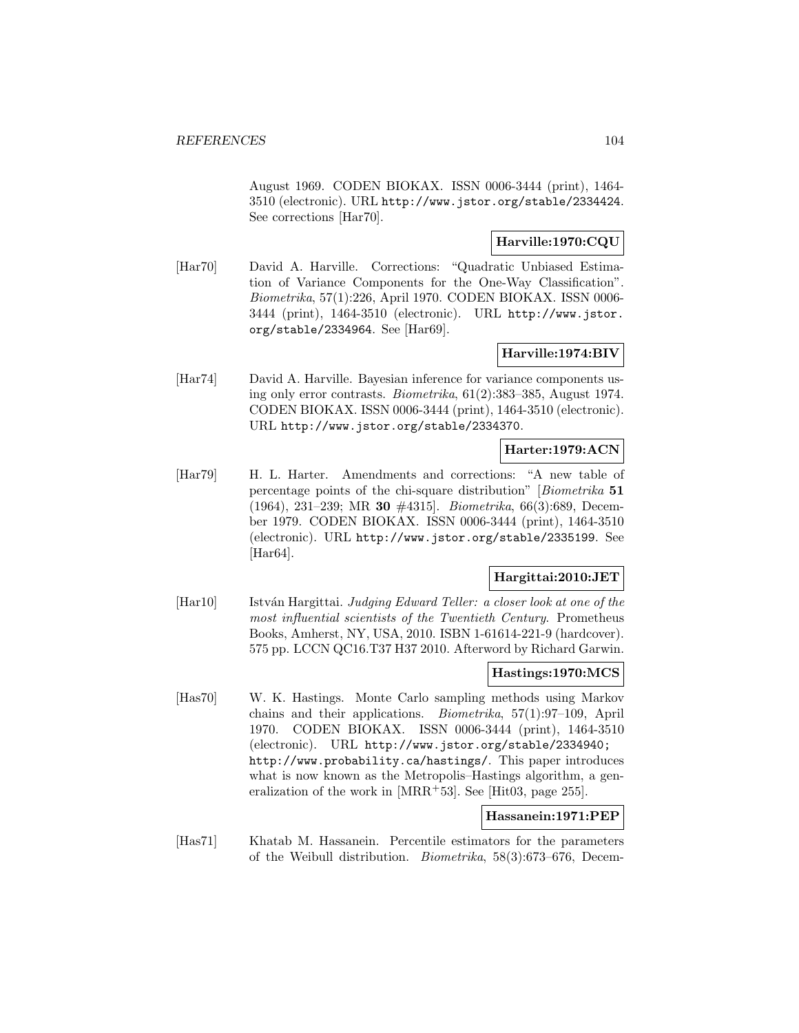August 1969. CODEN BIOKAX. ISSN 0006-3444 (print), 1464-3510 (electronic). URL http://www.jstor.org/stable/2334424. See corrections [Har70].

**Harville:1970:CQU**

[Har70] David A. Harville. Corrections: "Quadratic Unbiased Estimation of Variance Components for the One-Way Classification". *Biometrika*, 57(1):226, April 1970. CODEN BIOKAX. ISSN 0006-3444 (print), 1464-3510 (electronic). URL http://www.jstor.org/stable/2334964. See [Har69].

**Harville:1974:BIV**

[Har74] David A. Harville. Bayesian inference for variance components using only error contrasts. *Biometrika*, 61(2):383–385, August 1974. CODEN BIOKAX. ISSN 0006-3444 (print), 1464-3510 (electronic). URL http://www.jstor.org/stable/2334370.

**Harter:1979:ACN**

[Har79] H. L. Harter. Amendments and corrections: "A new table of percentage points of the chi-square distribution" [*Biometrika* **51** (1964), 231–239; MR **30** #4315]. *Biometrika*, 66(3):689, December 1979. CODEN BIOKAX. ISSN 0006-3444 (print), 1464-3510 (electronic). URL http://www.jstor.org/stable/2335199. See [Har64].

**Hargittai:2010:JET**

[Har10] István Hargittai. *Judging Edward Teller: a closer look at one of the most influential scientists of the Twentieth Century*. Prometheus Books, Amherst, NY, USA, 2010. ISBN 1-61614-221-9 (hardcover). 575 pp. LCCN QC16.T37 H37 2010. Afterword by Richard Garwin.

**Hastings:1970:MCS**

[Has70] W. K. Hastings. Monte Carlo sampling methods using Markov chains and their applications. *Biometrika*, 57(1):97–109, April 1970. CODEN BIOKAX. ISSN 0006-3444 (print), 1464-3510 (electronic). URL http://www.jstor.org/stable/2334940; http://www.probability.ca/hastings/. This paper introduces what is now known as the Metropolis–Hastings algorithm, a generalization of the work in [MRR+53]. See [Hit03, page 255].

**Hassanein:1971:PEP**

[Has71] Khatab M. Hassanein. Percentile estimators for the parameters of the Weibull distribution. *Biometrika*, 58(3):673–676, Decem-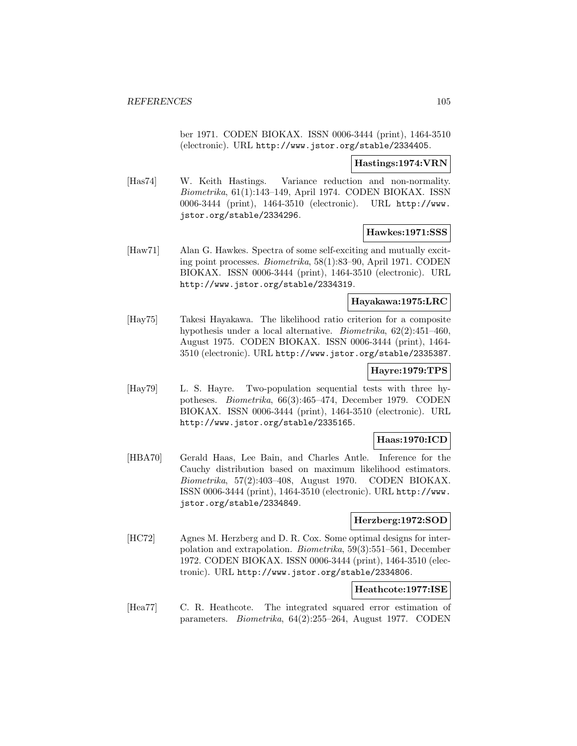ber 1971. CODEN BIOKAX. ISSN 0006-3444 (print), 1464-3510 (electronic). URL http://www.jstor.org/stable/2334405.

**Hastings:1974:VRN**

[Has74] W. Keith Hastings. Variance reduction and non-normality. *Biometrika*, 61(1):143–149, April 1974. CODEN BIOKAX. ISSN 0006-3444 (print), 1464-3510 (electronic). URL http://www.jstor.org/stable/2334296.

**Hawkes:1971:SSS**

[Haw71] Alan G. Hawkes. Spectra of some self-exciting and mutually exciting point processes. *Biometrika*, 58(1):83–90, April 1971. CODEN BIOKAX. ISSN 0006-3444 (print), 1464-3510 (electronic). URL http://www.jstor.org/stable/2334319.

**Hayakawa:1975:LRC**

[Hay75] Takesi Hayakawa. The likelihood ratio criterion for a composite hypothesis under a local alternative. *Biometrika*, 62(2):451–460, August 1975. CODEN BIOKAX. ISSN 0006-3444 (print), 1464-3510 (electronic). URL http://www.jstor.org/stable/2335387.

**Hayre:1979:TPS**

[Hay79] L. S. Hayre. Two-population sequential tests with three hypotheses. *Biometrika*, 66(3):465–474, December 1979. CODEN BIOKAX. ISSN 0006-3444 (print), 1464-3510 (electronic). URL http://www.jstor.org/stable/2335165.

**Haas:1970:ICD**

[HBA70] Gerald Haas, Lee Bain, and Charles Antle. Inference for the Cauchy distribution based on maximum likelihood estimators. *Biometrika*, 57(2):403–408, August 1970. CODEN BIOKAX. ISSN 0006-3444 (print), 1464-3510 (electronic). URL http://www.jstor.org/stable/2334849.

**Herzberg:1972:SOD**

[HC72] Agnes M. Herzberg and D. R. Cox. Some optimal designs for interpolation and extrapolation. *Biometrika*, 59(3):551–561, December 1972. CODEN BIOKAX. ISSN 0006-3444 (print), 1464-3510 (electronic). URL http://www.jstor.org/stable/2334806.

**Heathcote:1977:ISE**

[Hea77] C. R. Heathcote. The integrated squared error estimation of parameters. *Biometrika*, 64(2):255–264, August 1977. CODEN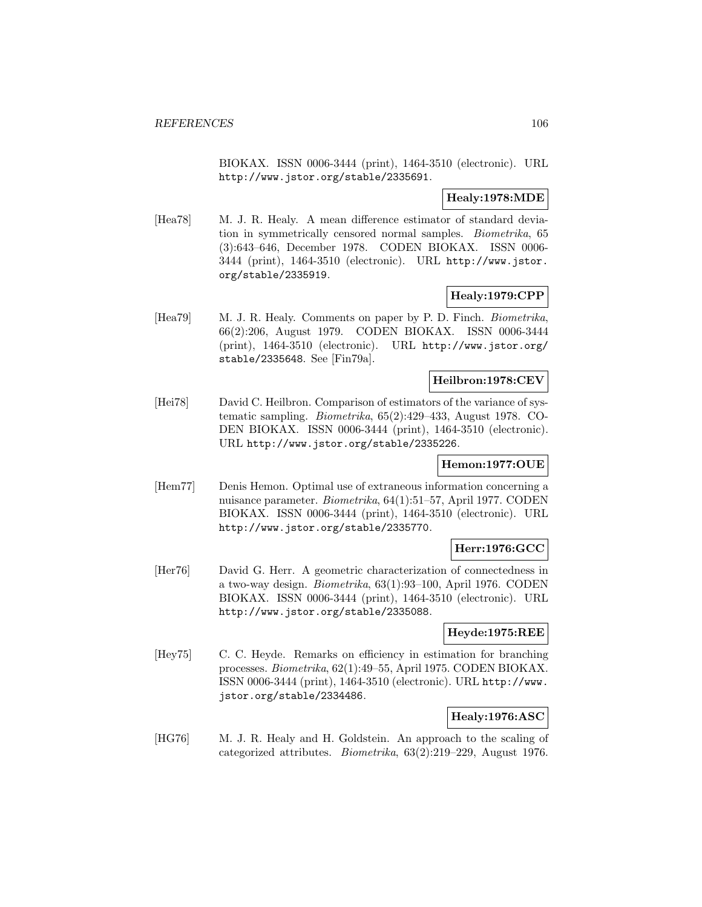BIOKAX. ISSN 0006-3444 (print), 1464-3510 (electronic). URL http://www.jstor.org/stable/2335691.

**Healy:1978:MDE**

[Hea78] M. J. R. Healy. A mean difference estimator of standard deviation in symmetrically censored normal samples. *Biometrika*, 65 (3):643–646, December 1978. CODEN BIOKAX. ISSN 0006-3444 (print), 1464-3510 (electronic). URL http://www.jstor.org/stable/2335919.

**Healy:1979:CPP**

[Hea79] M. J. R. Healy. Comments on paper by P. D. Finch. *Biometrika*, 66(2):206, August 1979. CODEN BIOKAX. ISSN 0006-3444 (print), 1464-3510 (electronic). URL http://www.jstor.org/stable/2335648. See [Fin79a].

**Heilbron:1978:CEV**

[Hei78] David C. Heilbron. Comparison of estimators of the variance of systematic sampling. *Biometrika*, 65(2):429–433, August 1978. CODEN BIOKAX. ISSN 0006-3444 (print), 1464-3510 (electronic). URL http://www.jstor.org/stable/2335226.

**Hemon:1977:OUE**

[Hem77] Denis Hemon. Optimal use of extraneous information concerning a nuisance parameter. *Biometrika*, 64(1):51–57, April 1977. CODEN BIOKAX. ISSN 0006-3444 (print), 1464-3510 (electronic). URL http://www.jstor.org/stable/2335770.

**Herr:1976:GCC**

[Her76] David G. Herr. A geometric characterization of connectedness in a two-way design. *Biometrika*, 63(1):93–100, April 1976. CODEN BIOKAX. ISSN 0006-3444 (print), 1464-3510 (electronic). URL http://www.jstor.org/stable/2335088.

**Heyde:1975:REE**

[Hey75] C. C. Heyde. Remarks on efficiency in estimation for branching processes. *Biometrika*, 62(1):49–55, April 1975. CODEN BIOKAX. ISSN 0006-3444 (print), 1464-3510 (electronic). URL http://www.jstor.org/stable/2334486.

**Healy:1976:ASC**

[HG76] M. J. R. Healy and H. Goldstein. An approach to the scaling of categorized attributes. *Biometrika*, 63(2):219–229, August 1976.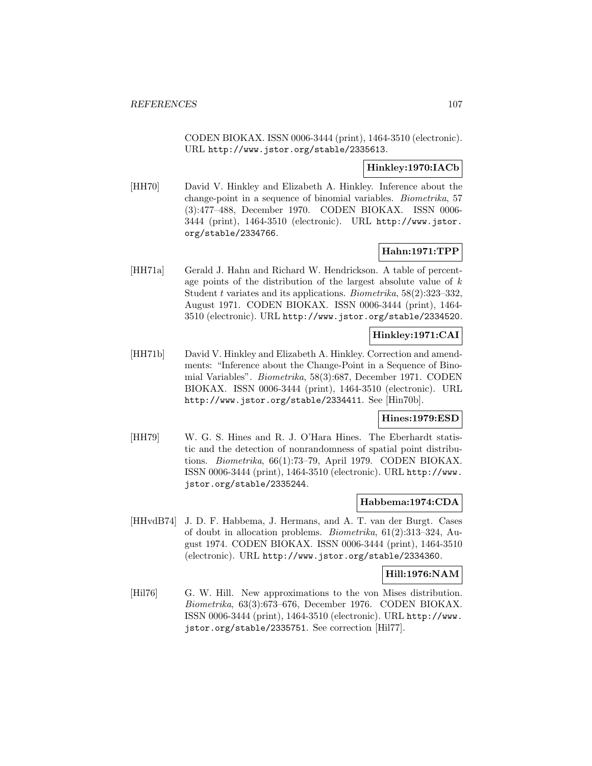CODEN BIOKAX. ISSN 0006-3444 (print), 1464-3510 (electronic). URL http://www.jstor.org/stable/2335613.

**Hinkley:1970:IACb**

[HH70] David V. Hinkley and Elizabeth A. Hinkley. Inference about the change-point in a sequence of binomial variables. *Biometrika*, 57 (3):477–488, December 1970. CODEN BIOKAX. ISSN 0006-3444 (print), 1464-3510 (electronic). URL http://www.jstor.org/stable/2334766.

**Hahn:1971:TPP**

[HH71a] Gerald J. Hahn and Richard W. Hendrickson. A table of percentage points of the distribution of the largest absolute value of $k$ Student $t$ variates and its applications. *Biometrika*, 58(2):323–332, August 1971. CODEN BIOKAX. ISSN 0006-3444 (print), 1464-3510 (electronic). URL http://www.jstor.org/stable/2334520.

**Hinkley:1971:CAI**

[HH71b] David V. Hinkley and Elizabeth A. Hinkley. Correction and amendments: "Inference about the Change-Point in a Sequence of Binomial Variables". *Biometrika*, 58(3):687, December 1971. CODEN BIOKAX. ISSN 0006-3444 (print), 1464-3510 (electronic). URL http://www.jstor.org/stable/2334411. See [Hin70b].

**Hines:1979:ESD**

[HH79] W. G. S. Hines and R. J. O'Hara Hines. The Eberhardt statistic and the detection of nonrandomness of spatial point distributions. *Biometrika*, 66(1):73–79, April 1979. CODEN BIOKAX. ISSN 0006-3444 (print), 1464-3510 (electronic). URL http://www.jstor.org/stable/2335244.

**Habbema:1974:CDA**

[HHvdB74] J. D. F. Habbema, J. Hermans, and A. T. van der Burgt. Cases of doubt in allocation problems. *Biometrika*, 61(2):313–324, August 1974. CODEN BIOKAX. ISSN 0006-3444 (print), 1464-3510 (electronic). URL http://www.jstor.org/stable/2334360.

**Hill:1976:NAM**

[Hil76] G. W. Hill. New approximations to the von Mises distribution. *Biometrika*, 63(3):673–676, December 1976. CODEN BIOKAX. ISSN 0006-3444 (print), 1464-3510 (electronic). URL http://www.jstor.org/stable/2335751. See correction [Hil77].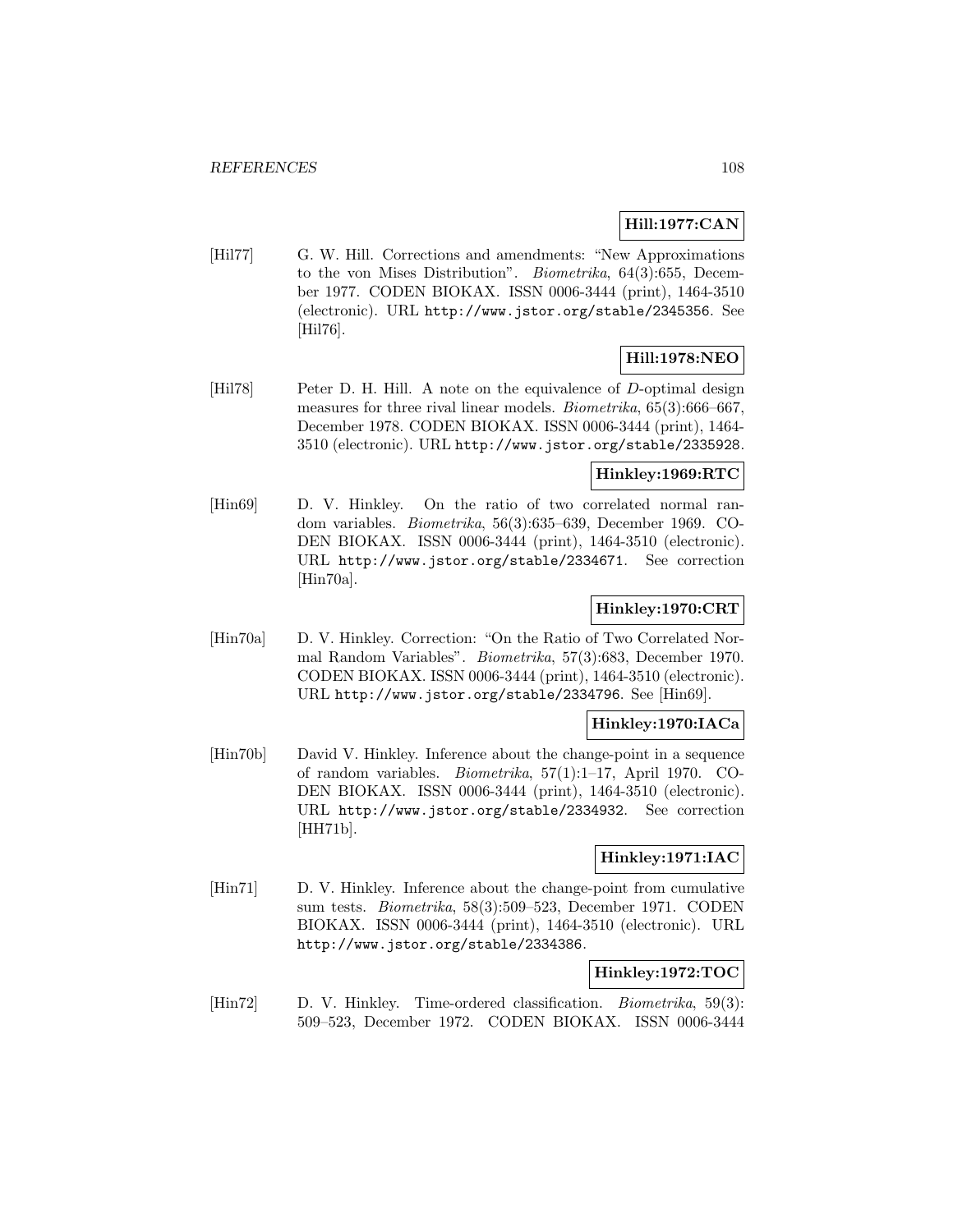**Hill:1977:CAN**

[Hil77] G. W. Hill. Corrections and amendments: "New Approximations to the von Mises Distribution". *Biometrika*, 64(3):655, December 1977. CODEN BIOKAX. ISSN 0006-3444 (print), 1464-3510 (electronic). URL http://www.jstor.org/stable/2345356. See [Hil76].

**Hill:1978:NEO**

[Hil78] Peter D. H. Hill. A note on the equivalence of $D$-optimal design measures for three rival linear models. *Biometrika*, 65(3):666–667, December 1978. CODEN BIOKAX. ISSN 0006-3444 (print), 1464-3510 (electronic). URL http://www.jstor.org/stable/2335928.

**Hinkley:1969:RTC**

[Hin69] D. V. Hinkley. On the ratio of two correlated normal random variables. *Biometrika*, 56(3):635–639, December 1969. CODEN BIOKAX. ISSN 0006-3444 (print), 1464-3510 (electronic). URL http://www.jstor.org/stable/2334671. See correction [Hin70a].

**Hinkley:1970:CRT**

[Hin70a] D. V. Hinkley. Correction: "On the Ratio of Two Correlated Normal Random Variables". *Biometrika*, 57(3):683, December 1970. CODEN BIOKAX. ISSN 0006-3444 (print), 1464-3510 (electronic). URL http://www.jstor.org/stable/2334796. See [Hin69].

**Hinkley:1970:IACa**

[Hin70b] David V. Hinkley. Inference about the change-point in a sequence of random variables. *Biometrika*, 57(1):1–17, April 1970. CODEN BIOKAX. ISSN 0006-3444 (print), 1464-3510 (electronic). URL http://www.jstor.org/stable/2334932. See correction [HH71b].

**Hinkley:1971:IAC**

[Hin71] D. V. Hinkley. Inference about the change-point from cumulative sum tests. *Biometrika*, 58(3):509–523, December 1971. CODEN BIOKAX. ISSN 0006-3444 (print), 1464-3510 (electronic). URL http://www.jstor.org/stable/2334386.

**Hinkley:1972:TOC**

[Hin72] D. V. Hinkley. Time-ordered classification. *Biometrika*, 59(3): 509–523, December 1972. CODEN BIOKAX. ISSN 0006-3444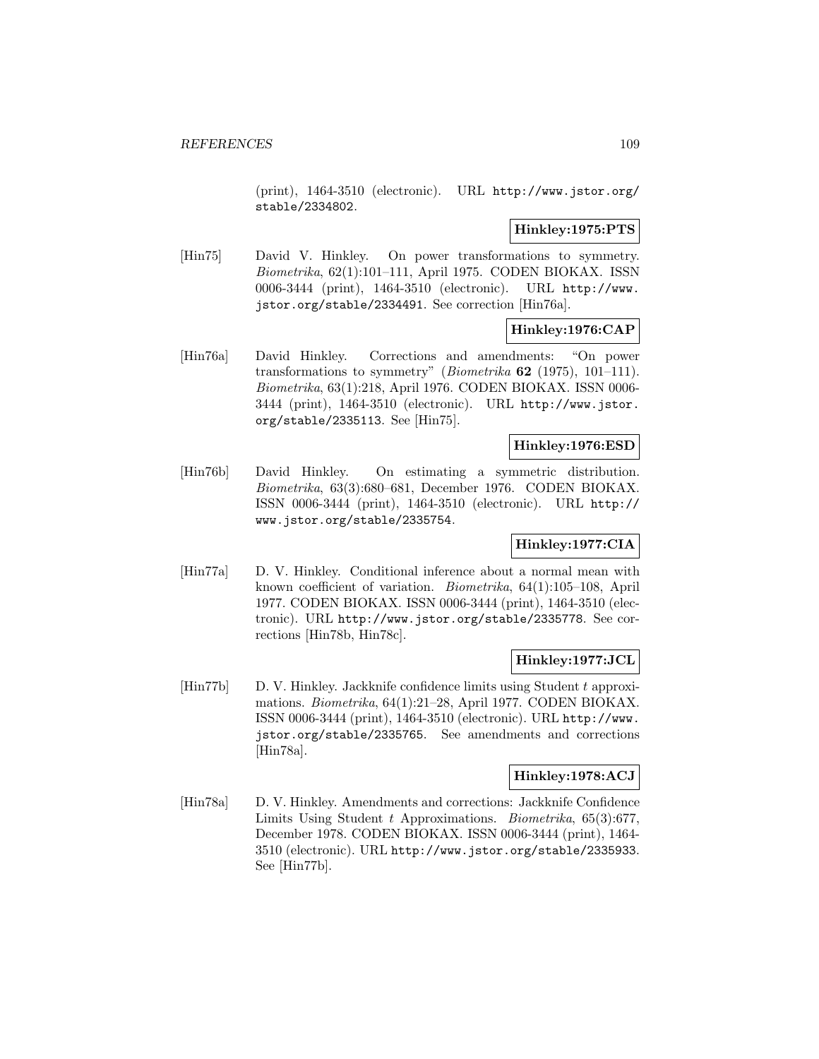(print), 1464-3510 (electronic). URL http://www.jstor.org/stable/2334802.

**Hinkley:1975:PTS**

[Hin75] David V. Hinkley. On power transformations to symmetry. *Biometrika*, 62(1):101–111, April 1975. CODEN BIOKAX. ISSN 0006-3444 (print), 1464-3510 (electronic). URL http://www.jstor.org/stable/2334491. See correction [Hin76a].

**Hinkley:1976:CAP**

[Hin76a] David Hinkley. Corrections and amendments: "On power transformations to symmetry" (*Biometrika* **62** (1975), 101–111). *Biometrika*, 63(1):218, April 1976. CODEN BIOKAX. ISSN 0006-3444 (print), 1464-3510 (electronic). URL http://www.jstor.org/stable/2335113. See [Hin75].

**Hinkley:1976:ESD**

[Hin76b] David Hinkley. On estimating a symmetric distribution. *Biometrika*, 63(3):680–681, December 1976. CODEN BIOKAX. ISSN 0006-3444 (print), 1464-3510 (electronic). URL http://www.jstor.org/stable/2335754.

**Hinkley:1977:CIA**

[Hin77a] D. V. Hinkley. Conditional inference about a normal mean with known coefficient of variation. *Biometrika*, 64(1):105–108, April 1977. CODEN BIOKAX. ISSN 0006-3444 (print), 1464-3510 (electronic). URL http://www.jstor.org/stable/2335778. See corrections [Hin78b, Hin78c].

**Hinkley:1977:JCL**

[Hin77b] D. V. Hinkley. Jackknife confidence limits using Student $t$ approximations. *Biometrika*, 64(1):21–28, April 1977. CODEN BIOKAX. ISSN 0006-3444 (print), 1464-3510 (electronic). URL http://www.jstor.org/stable/2335765. See amendments and corrections [Hin78a].

**Hinkley:1978:ACJ**

[Hin78a] D. V. Hinkley. Amendments and corrections: Jackknife Confidence Limits Using Student $t$ Approximations. *Biometrika*, 65(3):677, December 1978. CODEN BIOKAX. ISSN 0006-3444 (print), 1464-3510 (electronic). URL http://www.jstor.org/stable/2335933. See [Hin77b].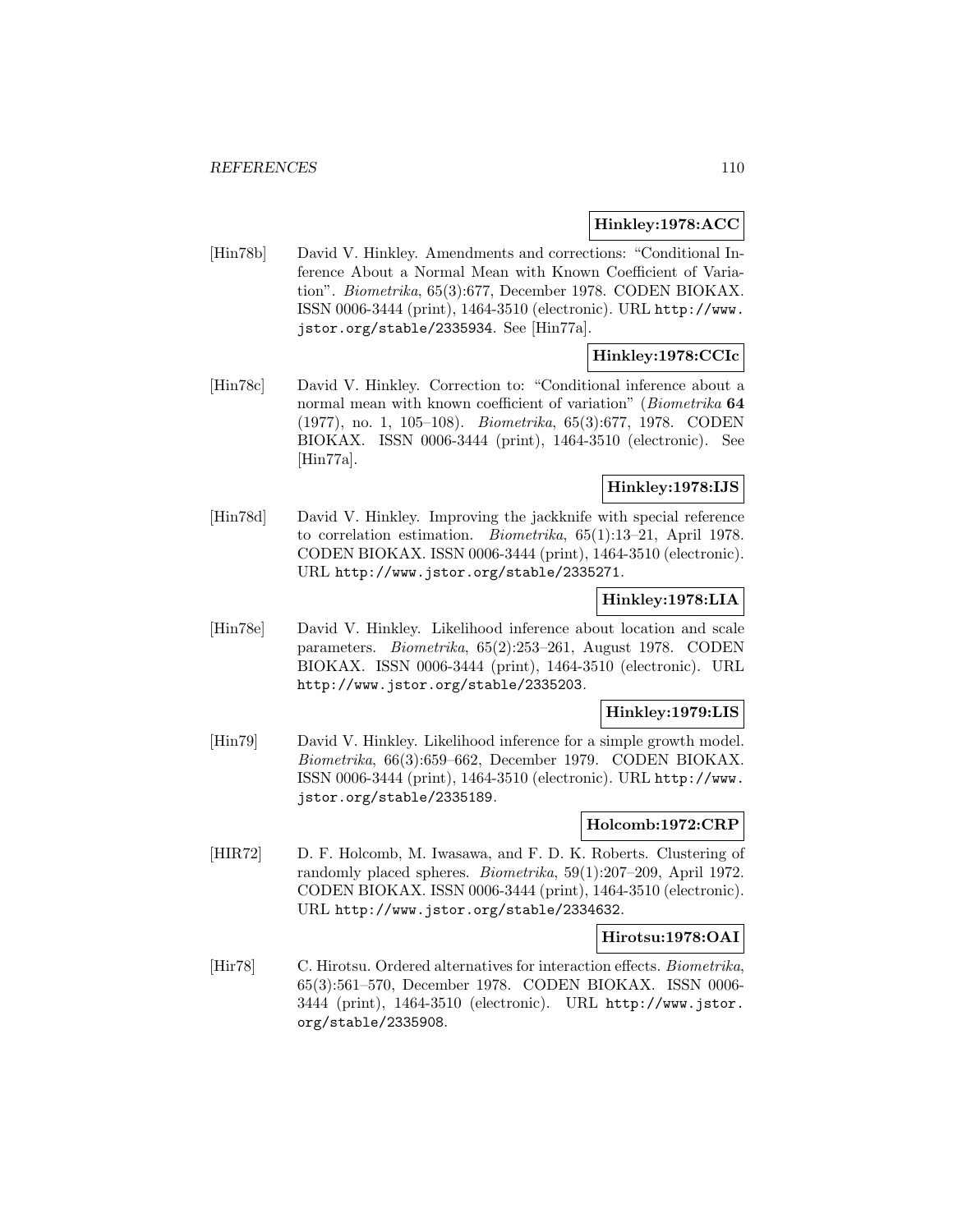**Hinkley:1978:ACC**

[Hin78b] David V. Hinkley. Amendments and corrections: "Conditional Inference About a Normal Mean with Known Coefficient of Variation". *Biometrika*, 65(3):677, December 1978. CODEN BIOKAX. ISSN 0006-3444 (print), 1464-3510 (electronic). URL http://www.jstor.org/stable/2335934. See [Hin77a].

**Hinkley:1978:CCIc**

[Hin78c] David V. Hinkley. Correction to: "Conditional inference about a normal mean with known coefficient of variation" (*Biometrika* **64** (1977), no. 1, 105–108). *Biometrika*, 65(3):677, 1978. CODEN BIOKAX. ISSN 0006-3444 (print), 1464-3510 (electronic). See [Hin77a].

**Hinkley:1978:IJS**

[Hin78d] David V. Hinkley. Improving the jackknife with special reference to correlation estimation. *Biometrika*, 65(1):13–21, April 1978. CODEN BIOKAX. ISSN 0006-3444 (print), 1464-3510 (electronic). URL http://www.jstor.org/stable/2335271.

**Hinkley:1978:LIA**

[Hin78e] David V. Hinkley. Likelihood inference about location and scale parameters. *Biometrika*, 65(2):253–261, August 1978. CODEN BIOKAX. ISSN 0006-3444 (print), 1464-3510 (electronic). URL http://www.jstor.org/stable/2335203.

**Hinkley:1979:LIS**

[Hin79] David V. Hinkley. Likelihood inference for a simple growth model. *Biometrika*, 66(3):659–662, December 1979. CODEN BIOKAX. ISSN 0006-3444 (print), 1464-3510 (electronic). URL http://www.jstor.org/stable/2335189.

**Holcomb:1972:CRP**

[HIR72] D. F. Holcomb, M. Iwasawa, and F. D. K. Roberts. Clustering of randomly placed spheres. *Biometrika*, 59(1):207–209, April 1972. CODEN BIOKAX. ISSN 0006-3444 (print), 1464-3510 (electronic). URL http://www.jstor.org/stable/2334632.

**Hirotsu:1978:OAI**

[Hir78] C. Hirotsu. Ordered alternatives for interaction effects. *Biometrika*, 65(3):561–570, December 1978. CODEN BIOKAX. ISSN 0006-3444 (print), 1464-3510 (electronic). URL http://www.jstor.org/stable/2335908.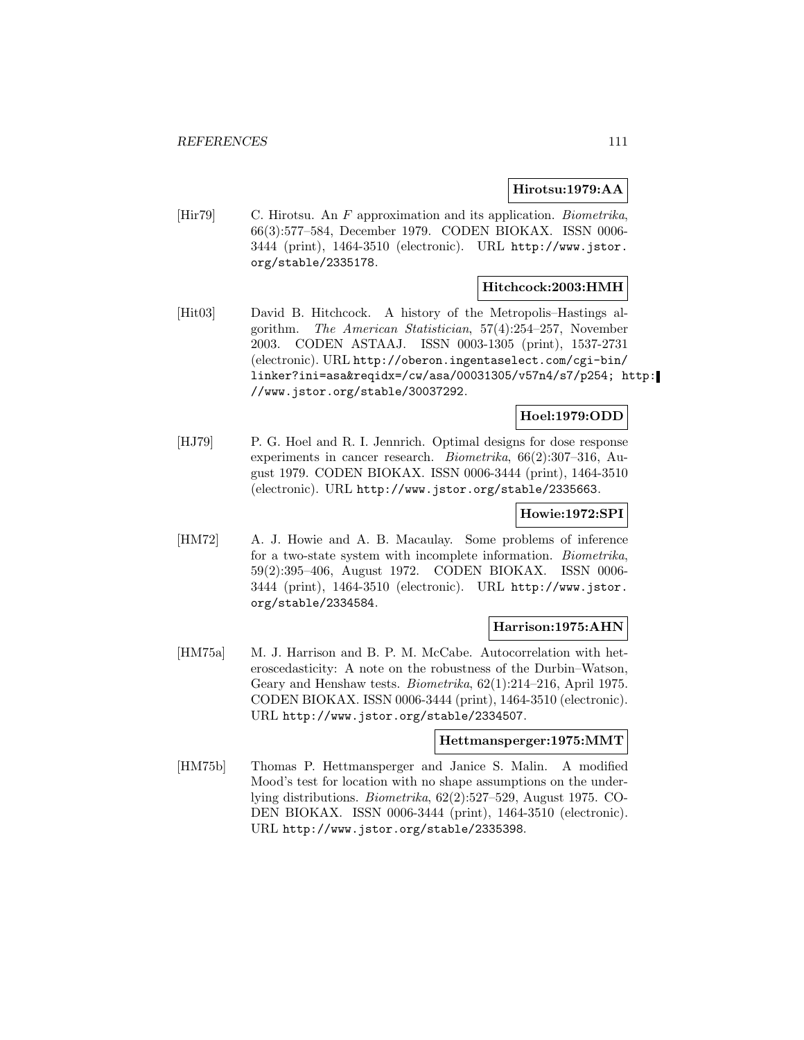**Hirotsu:1979:AA**

[Hir79] C. Hirotsu. An $F$ approximation and its application. *Biometrika*, 66(3):577–584, December 1979. CODEN BIOKAX. ISSN 0006-3444 (print), 1464-3510 (electronic). URL http://www.jstor.org/stable/2335178.

**Hitchcock:2003:HMH**

[Hit03] David B. Hitchcock. A history of the Metropolis–Hastings algorithm. *The American Statistician*, 57(4):254–257, November 2003. CODEN ASTAAJ. ISSN 0003-1305 (print), 1537-2731 (electronic). URL http://oberon.ingentaselect.com/cgi-bin/linker?ini=asa&reqidx=/cw/asa/00031305/v57n4/s7/p254; http://www.jstor.org/stable/30037292.

**Hoel:1979:ODD**

[HJ79] P. G. Hoel and R. I. Jennrich. Optimal designs for dose response experiments in cancer research. *Biometrika*, 66(2):307–316, August 1979. CODEN BIOKAX. ISSN 0006-3444 (print), 1464-3510 (electronic). URL http://www.jstor.org/stable/2335663.

**Howie:1972:SPI**

[HM72] A. J. Howie and A. B. Macaulay. Some problems of inference for a two-state system with incomplete information. *Biometrika*, 59(2):395–406, August 1972. CODEN BIOKAX. ISSN 0006-3444 (print), 1464-3510 (electronic). URL http://www.jstor.org/stable/2334584.

**Harrison:1975:AHN**

[HM75a] M. J. Harrison and B. P. M. McCabe. Autocorrelation with heteroscedasticity: A note on the robustness of the Durbin–Watson, Geary and Henshaw tests. *Biometrika*, 62(1):214–216, April 1975. CODEN BIOKAX. ISSN 0006-3444 (print), 1464-3510 (electronic). URL http://www.jstor.org/stable/2334507.

**Hettmansperger:1975:MMT**

[HM75b] Thomas P. Hettmansperger and Janice S. Malin. A modified Mood's test for location with no shape assumptions on the underlying distributions. *Biometrika*, 62(2):527–529, August 1975. CODEN BIOKAX. ISSN 0006-3444 (print), 1464-3510 (electronic). URL http://www.jstor.org/stable/2335398.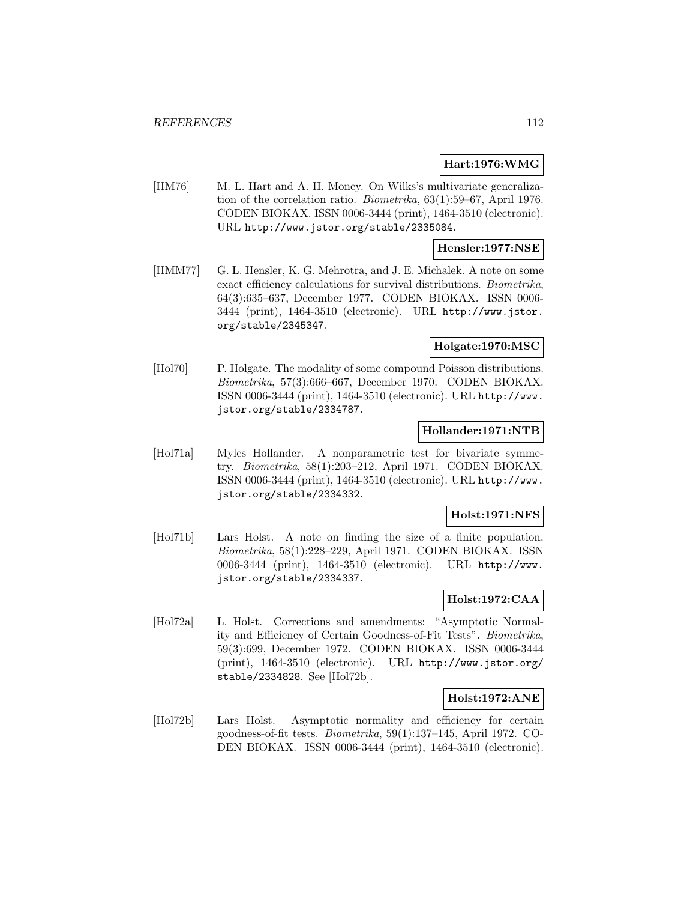**Hart:1976:WMG**

[HM76] M. L. Hart and A. H. Money. On Wilks's multivariate generalization of the correlation ratio. *Biometrika*, 63(1):59–67, April 1976. CODEN BIOKAX. ISSN 0006-3444 (print), 1464-3510 (electronic). URL http://www.jstor.org/stable/2335084.

**Hensler:1977:NSE**

[HMM77] G. L. Hensler, K. G. Mehrotra, and J. E. Michalek. A note on some exact efficiency calculations for survival distributions. *Biometrika*, 64(3):635–637, December 1977. CODEN BIOKAX. ISSN 0006-3444 (print), 1464-3510 (electronic). URL http://www.jstor.org/stable/2345347.

**Holgate:1970:MSC**

[Hol70] P. Holgate. The modality of some compound Poisson distributions. *Biometrika*, 57(3):666–667, December 1970. CODEN BIOKAX. ISSN 0006-3444 (print), 1464-3510 (electronic). URL http://www.jstor.org/stable/2334787.

**Hollander:1971:NTB**

[Hol71a] Myles Hollander. A nonparametric test for bivariate symmetry. *Biometrika*, 58(1):203–212, April 1971. CODEN BIOKAX. ISSN 0006-3444 (print), 1464-3510 (electronic). URL http://www.jstor.org/stable/2334332.

**Holst:1971:NFS**

[Hol71b] Lars Holst. A note on finding the size of a finite population. *Biometrika*, 58(1):228–229, April 1971. CODEN BIOKAX. ISSN 0006-3444 (print), 1464-3510 (electronic). URL http://www.jstor.org/stable/2334337.

**Holst:1972:CAA**

[Hol72a] L. Holst. Corrections and amendments: "Asymptotic Normality and Efficiency of Certain Goodness-of-Fit Tests". *Biometrika*, 59(3):699, December 1972. CODEN BIOKAX. ISSN 0006-3444 (print), 1464-3510 (electronic). URL http://www.jstor.org/stable/2334828. See [Hol72b].

**Holst:1972:ANE**

[Hol72b] Lars Holst. Asymptotic normality and efficiency for certain goodness-of-fit tests. *Biometrika*, 59(1):137–145, April 1972. CODEN BIOKAX. ISSN 0006-3444 (print), 1464-3510 (electronic).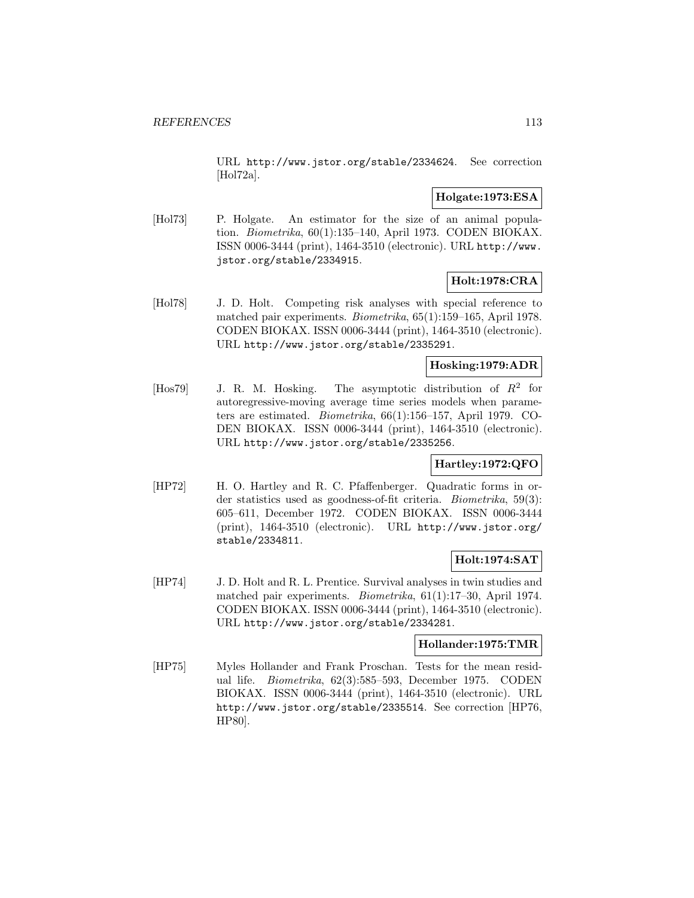URL http://www.jstor.org/stable/2334624. See correction [Hol72a].

**Holgate:1973:ESA**

[Hol73] P. Holgate. An estimator for the size of an animal population. *Biometrika*, 60(1):135–140, April 1973. CODEN BIOKAX. ISSN 0006-3444 (print), 1464-3510 (electronic). URL http://www.jstor.org/stable/2334915.

**Holt:1978:CRA**

[Hol78] J. D. Holt. Competing risk analyses with special reference to matched pair experiments. *Biometrika*, 65(1):159–165, April 1978. CODEN BIOKAX. ISSN 0006-3444 (print), 1464-3510 (electronic). URL http://www.jstor.org/stable/2335291.

**Hosking:1979:ADR**

[Hos79] J. R. M. Hosking. The asymptotic distribution of $R^2$ for autoregressive-moving average time series models when parameters are estimated. *Biometrika*, 66(1):156–157, April 1979. CODEN BIOKAX. ISSN 0006-3444 (print), 1464-3510 (electronic). URL http://www.jstor.org/stable/2335256.

**Hartley:1972:QFO**

[HP72] H. O. Hartley and R. C. Pfaffenberger. Quadratic forms in order statistics used as goodness-of-fit criteria. *Biometrika*, 59(3): 605–611, December 1972. CODEN BIOKAX. ISSN 0006-3444 (print), 1464-3510 (electronic). URL http://www.jstor.org/stable/2334811.

**Holt:1974:SAT**

[HP74] J. D. Holt and R. L. Prentice. Survival analyses in twin studies and matched pair experiments. *Biometrika*, 61(1):17–30, April 1974. CODEN BIOKAX. ISSN 0006-3444 (print), 1464-3510 (electronic). URL http://www.jstor.org/stable/2334281.

**Hollander:1975:TMR**

[HP75] Myles Hollander and Frank Proschan. Tests for the mean residual life. *Biometrika*, 62(3):585–593, December 1975. CODEN BIOKAX. ISSN 0006-3444 (print), 1464-3510 (electronic). URL http://www.jstor.org/stable/2335514. See correction [HP76, HP80].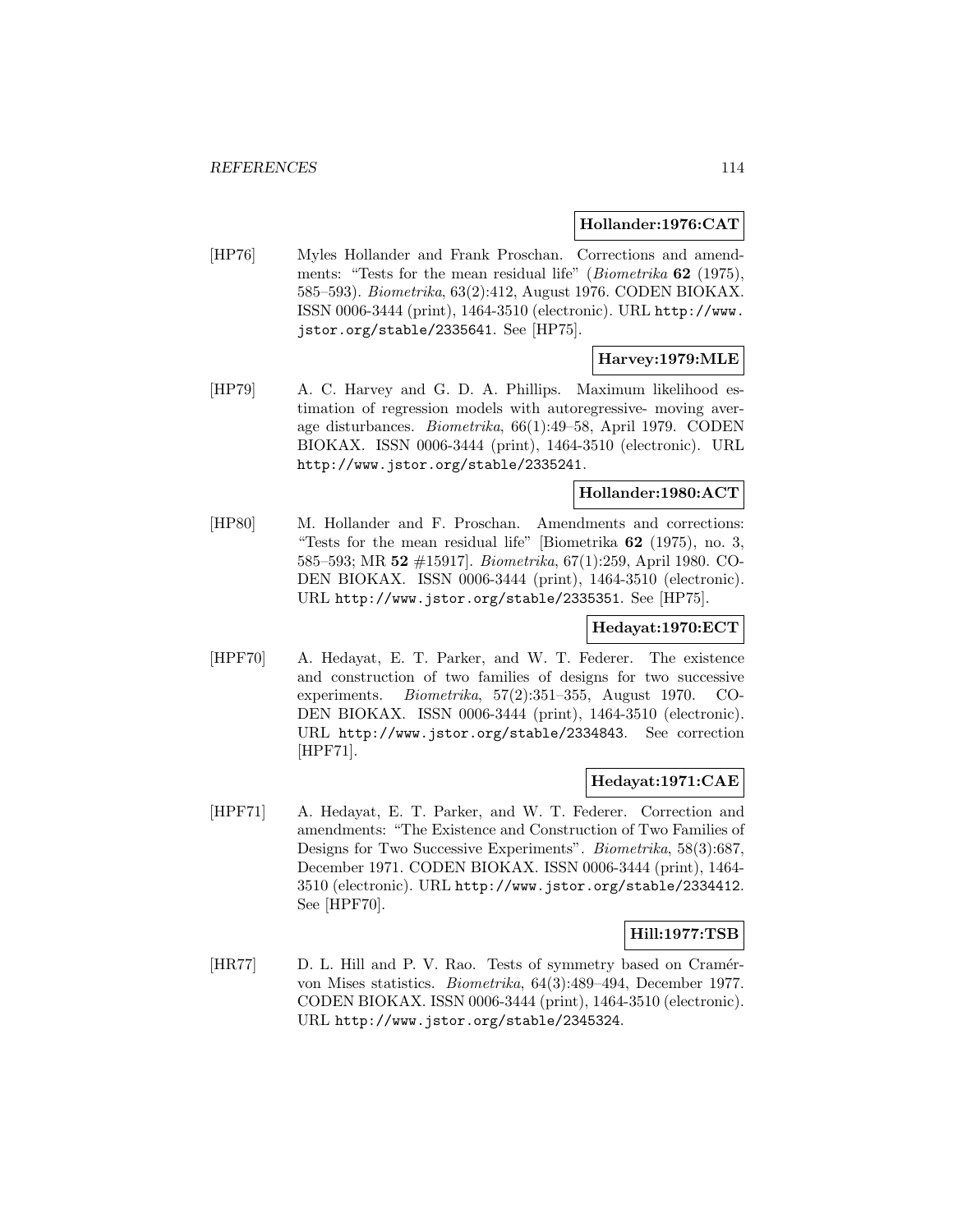**Hollander:1976:CAT**

[HP76] Myles Hollander and Frank Proschan. Corrections and amendments: "Tests for the mean residual life" (*Biometrika* **62** (1975), 585–593). *Biometrika*, 63(2):412, August 1976. CODEN BIOKAX. ISSN 0006-3444 (print), 1464-3510 (electronic). URL http://www.jstor.org/stable/2335641. See [HP75].

**Harvey:1979:MLE**

[HP79] A. C. Harvey and G. D. A. Phillips. Maximum likelihood estimation of regression models with autoregressive- moving average disturbances. *Biometrika*, 66(1):49–58, April 1979. CODEN BIOKAX. ISSN 0006-3444 (print), 1464-3510 (electronic). URL http://www.jstor.org/stable/2335241.

**Hollander:1980:ACT**

[HP80] M. Hollander and F. Proschan. Amendments and corrections: "Tests for the mean residual life" [Biometrika **62** (1975), no. 3, 585–593; MR **52** #15917]. *Biometrika*, 67(1):259, April 1980. CODEN BIOKAX. ISSN 0006-3444 (print), 1464-3510 (electronic). URL http://www.jstor.org/stable/2335351. See [HP75].

**Hedayat:1970:ECT**

[HPF70] A. Hedayat, E. T. Parker, and W. T. Federer. The existence and construction of two families of designs for two successive experiments. *Biometrika*, 57(2):351–355, August 1970. CODEN BIOKAX. ISSN 0006-3444 (print), 1464-3510 (electronic). URL http://www.jstor.org/stable/2334843. See correction [HPF71].

**Hedayat:1971:CAE**

[HPF71] A. Hedayat, E. T. Parker, and W. T. Federer. Correction and amendments: "The Existence and Construction of Two Families of Designs for Two Successive Experiments". *Biometrika*, 58(3):687, December 1971. CODEN BIOKAX. ISSN 0006-3444 (print), 1464-3510 (electronic). URL http://www.jstor.org/stable/2334412. See [HPF70].

**Hill:1977:TSB**

[HR77] D. L. Hill and P. V. Rao. Tests of symmetry based on Cramér-von Mises statistics. *Biometrika*, 64(3):489–494, December 1977. CODEN BIOKAX. ISSN 0006-3444 (print), 1464-3510 (electronic). URL http://www.jstor.org/stable/2345324.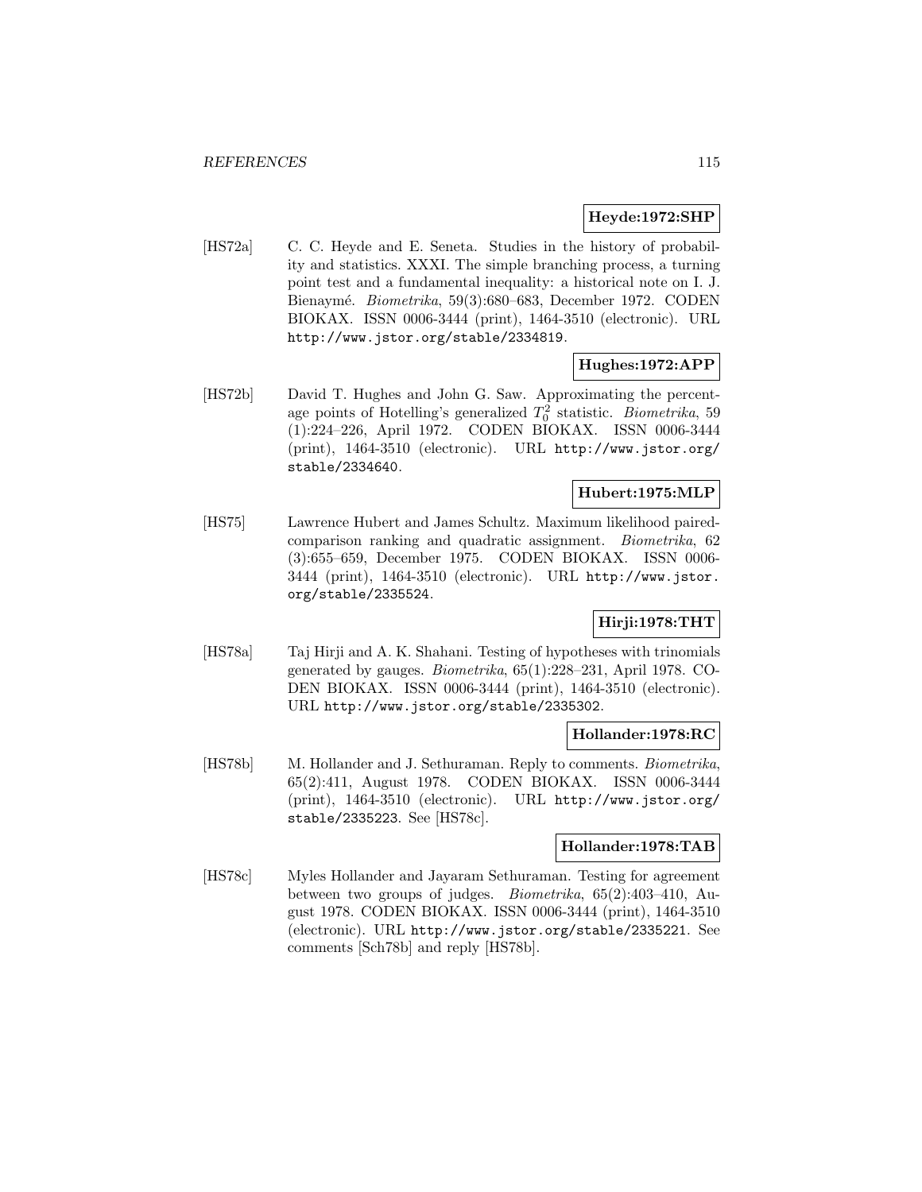**Heyde:1972:SHP**

[HS72a] C. C. Heyde and E. Seneta. Studies in the history of probability and statistics. XXXI. The simple branching process, a turning point test and a fundamental inequality: a historical note on I. J. Bienaymé. *Biometrika*, 59(3):680–683, December 1972. CODEN BIOKAX. ISSN 0006-3444 (print), 1464-3510 (electronic). URL http://www.jstor.org/stable/2334819.

**Hughes:1972:APP**

[HS72b] David T. Hughes and John G. Saw. Approximating the percentage points of Hotelling's generalized $T_0^2$ statistic. *Biometrika*, 59 (1):224–226, April 1972. CODEN BIOKAX. ISSN 0006-3444 (print), 1464-3510 (electronic). URL http://www.jstor.org/stable/2334640.

**Hubert:1975:MLP**

[HS75] Lawrence Hubert and James Schultz. Maximum likelihood paired-comparison ranking and quadratic assignment. *Biometrika*, 62 (3):655–659, December 1975. CODEN BIOKAX. ISSN 0006-3444 (print), 1464-3510 (electronic). URL http://www.jstor.org/stable/2335524.

**Hirji:1978:THT**

[HS78a] Taj Hirji and A. K. Shahani. Testing of hypotheses with trinomials generated by gauges. *Biometrika*, 65(1):228–231, April 1978. CODEN BIOKAX. ISSN 0006-3444 (print), 1464-3510 (electronic). URL http://www.jstor.org/stable/2335302.

**Hollander:1978:RC**

[HS78b] M. Hollander and J. Sethuraman. Reply to comments. *Biometrika*, 65(2):411, August 1978. CODEN BIOKAX. ISSN 0006-3444 (print), 1464-3510 (electronic). URL http://www.jstor.org/stable/2335223. See [HS78c].

**Hollander:1978:TAB**

[HS78c] Myles Hollander and Jayaram Sethuraman. Testing for agreement between two groups of judges. *Biometrika*, 65(2):403–410, August 1978. CODEN BIOKAX. ISSN 0006-3444 (print), 1464-3510 (electronic). URL http://www.jstor.org/stable/2335221. See comments [Sch78b] and reply [HS78b].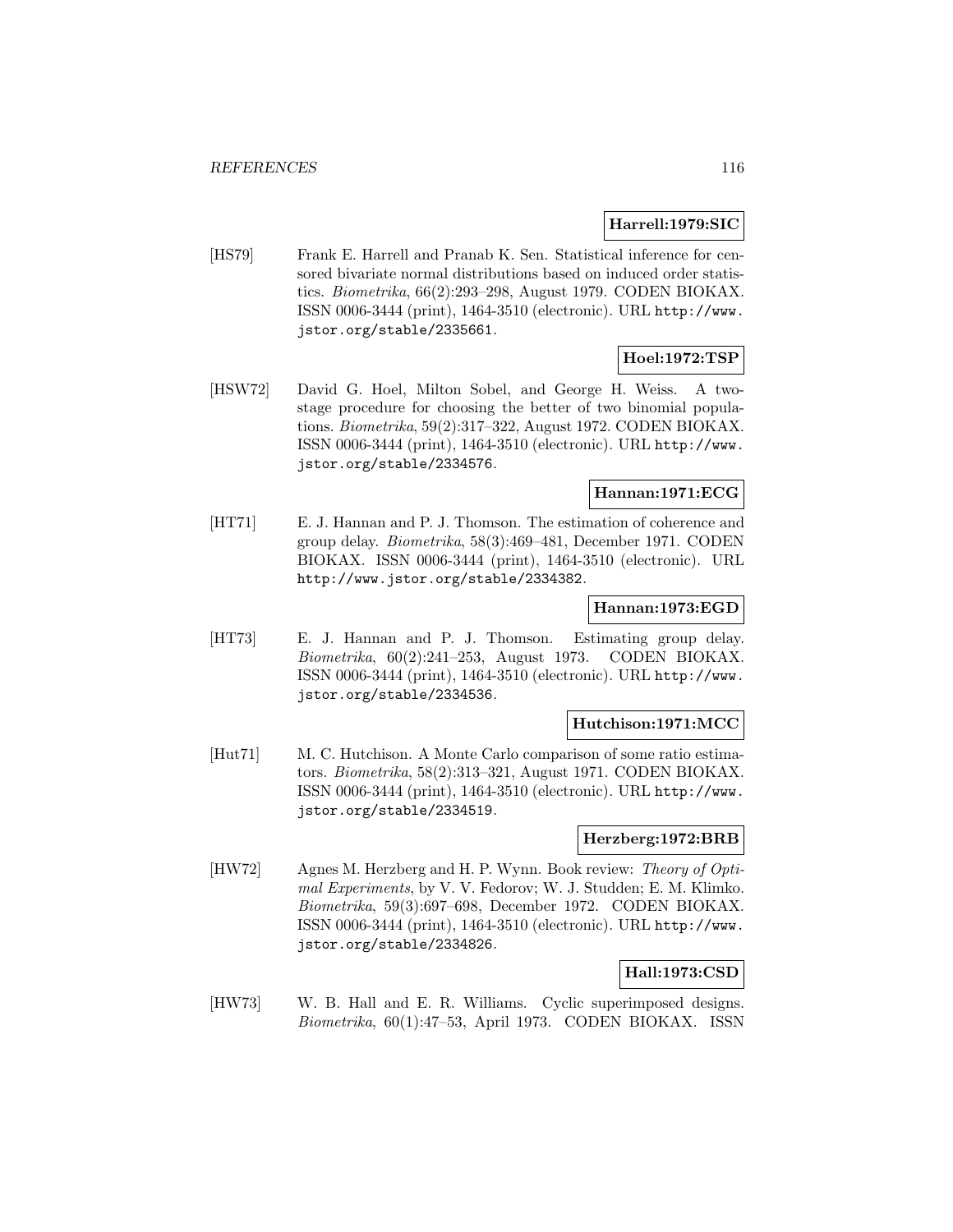**Harrell:1979:SIC**

[HS79] Frank E. Harrell and Pranab K. Sen. Statistical inference for censored bivariate normal distributions based on induced order statistics. *Biometrika*, 66(2):293–298, August 1979. CODEN BIOKAX. ISSN 0006-3444 (print), 1464-3510 (electronic). URL http://www.jstor.org/stable/2335661.

**Hoel:1972:TSP**

[HSW72] David G. Hoel, Milton Sobel, and George H. Weiss. A two-stage procedure for choosing the better of two binomial populations. *Biometrika*, 59(2):317–322, August 1972. CODEN BIOKAX. ISSN 0006-3444 (print), 1464-3510 (electronic). URL http://www.jstor.org/stable/2334576.

**Hannan:1971:ECG**

[HT71] E. J. Hannan and P. J. Thomson. The estimation of coherence and group delay. *Biometrika*, 58(3):469–481, December 1971. CODEN BIOKAX. ISSN 0006-3444 (print), 1464-3510 (electronic). URL http://www.jstor.org/stable/2334382.

**Hannan:1973:EGD**

[HT73] E. J. Hannan and P. J. Thomson. Estimating group delay. *Biometrika*, 60(2):241–253, August 1973. CODEN BIOKAX. ISSN 0006-3444 (print), 1464-3510 (electronic). URL http://www.jstor.org/stable/2334536.

**Hutchison:1971:MCC**

[Hut71] M. C. Hutchison. A Monte Carlo comparison of some ratio estimators. *Biometrika*, 58(2):313–321, August 1971. CODEN BIOKAX. ISSN 0006-3444 (print), 1464-3510 (electronic). URL http://www.jstor.org/stable/2334519.

**Herzberg:1972:BRB**

[HW72] Agnes M. Herzberg and H. P. Wynn. Book review: *Theory of Optimal Experiments*, by V. V. Fedorov; W. J. Studden; E. M. Klimko. *Biometrika*, 59(3):697–698, December 1972. CODEN BIOKAX. ISSN 0006-3444 (print), 1464-3510 (electronic). URL http://www.jstor.org/stable/2334826.

**Hall:1973:CSD**

[HW73] W. B. Hall and E. R. Williams. Cyclic superimposed designs. *Biometrika*, 60(1):47–53, April 1973. CODEN BIOKAX. ISSN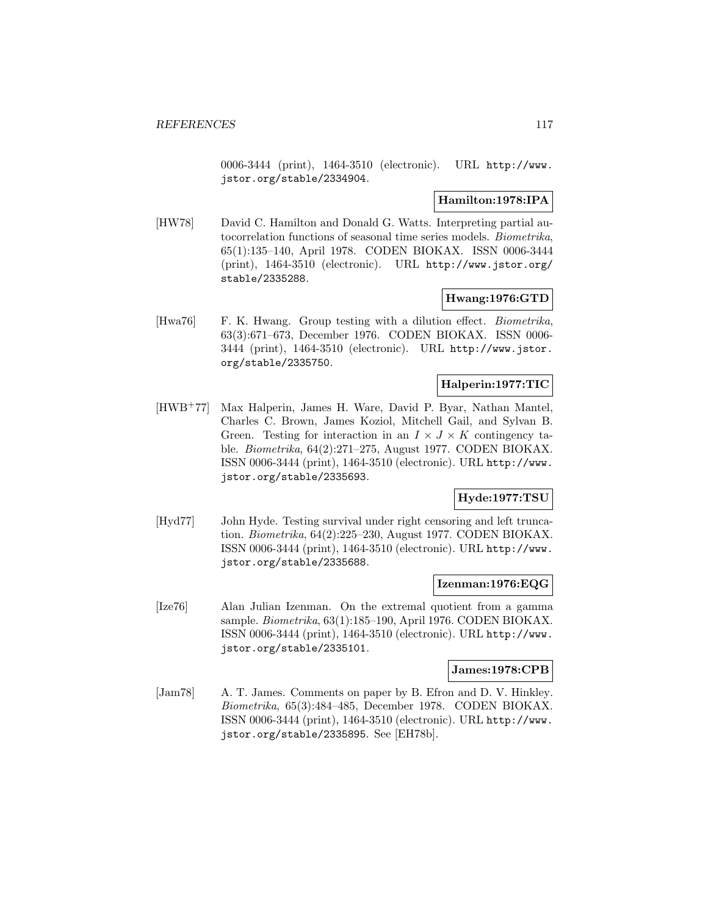0006-3444 (print), 1464-3510 (electronic). URL http://www.jstor.org/stable/2334904.

**Hamilton:1978:IPA**

[HW78] David C. Hamilton and Donald G. Watts. Interpreting partial autocorrelation functions of seasonal time series models. *Biometrika*, 65(1):135–140, April 1978. CODEN BIOKAX. ISSN 0006-3444 (print), 1464-3510 (electronic). URL http://www.jstor.org/stable/2335288.

**Hwang:1976:GTD**

[Hwa76] F. K. Hwang. Group testing with a dilution effect. *Biometrika*, 63(3):671–673, December 1976. CODEN BIOKAX. ISSN 0006-3444 (print), 1464-3510 (electronic). URL http://www.jstor.org/stable/2335750.

**Halperin:1977:TIC**

[HWB+77] Max Halperin, James H. Ware, David P. Byar, Nathan Mantel, Charles C. Brown, James Koziol, Mitchell Gail, and Sylvan B. Green. Testing for interaction in an $I \times J \times K$ contingency table. *Biometrika*, 64(2):271–275, August 1977. CODEN BIOKAX. ISSN 0006-3444 (print), 1464-3510 (electronic). URL http://www.jstor.org/stable/2335693.

**Hyde:1977:TSU**

[Hyd77] John Hyde. Testing survival under right censoring and left truncation. *Biometrika*, 64(2):225–230, August 1977. CODEN BIOKAX. ISSN 0006-3444 (print), 1464-3510 (electronic). URL http://www.jstor.org/stable/2335688.

**Izenman:1976:EQG**

[Ize76] Alan Julian Izenman. On the extremal quotient from a gamma sample. *Biometrika*, 63(1):185–190, April 1976. CODEN BIOKAX. ISSN 0006-3444 (print), 1464-3510 (electronic). URL http://www.jstor.org/stable/2335101.

**James:1978:CPB**

[Jam78] A. T. James. Comments on paper by B. Efron and D. V. Hinkley. *Biometrika*, 65(3):484–485, December 1978. CODEN BIOKAX. ISSN 0006-3444 (print), 1464-3510 (electronic). URL http://www.jstor.org/stable/2335895. See [EH78b].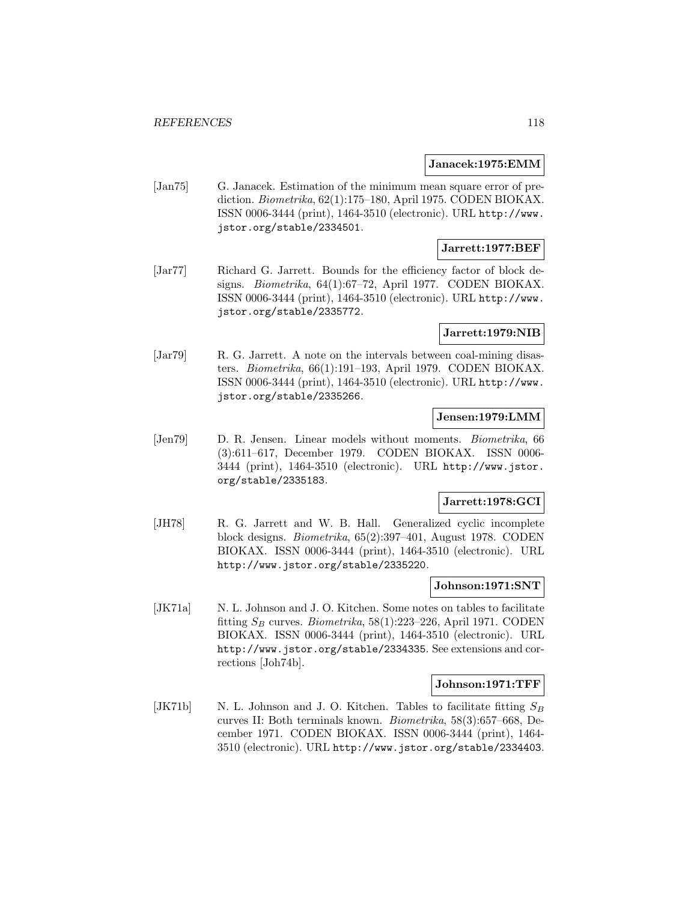**Janacek:1975:EMM**

[Jan75] G. Janacek. Estimation of the minimum mean square error of prediction. *Biometrika*, 62(1):175–180, April 1975. CODEN BIOKAX. ISSN 0006-3444 (print), 1464-3510 (electronic). URL http://www.jstor.org/stable/2334501.

**Jarrett:1977:BEF**

[Jar77] Richard G. Jarrett. Bounds for the efficiency factor of block designs. *Biometrika*, 64(1):67–72, April 1977. CODEN BIOKAX. ISSN 0006-3444 (print), 1464-3510 (electronic). URL http://www.jstor.org/stable/2335772.

**Jarrett:1979:NIB**

[Jar79] R. G. Jarrett. A note on the intervals between coal-mining disasters. *Biometrika*, 66(1):191–193, April 1979. CODEN BIOKAX. ISSN 0006-3444 (print), 1464-3510 (electronic). URL http://www.jstor.org/stable/2335266.

**Jensen:1979:LMM**

[Jen79] D. R. Jensen. Linear models without moments. *Biometrika*, 66 (3):611–617, December 1979. CODEN BIOKAX. ISSN 0006-3444 (print), 1464-3510 (electronic). URL http://www.jstor.org/stable/2335183.

**Jarrett:1978:GCI**

[JH78] R. G. Jarrett and W. B. Hall. Generalized cyclic incomplete block designs. *Biometrika*, 65(2):397–401, August 1978. CODEN BIOKAX. ISSN 0006-3444 (print), 1464-3510 (electronic). URL http://www.jstor.org/stable/2335220.

**Johnson:1971:SNT**

[JK71a] N. L. Johnson and J. O. Kitchen. Some notes on tables to facilitate fitting $S_B$ curves. *Biometrika*, 58(1):223–226, April 1971. CODEN BIOKAX. ISSN 0006-3444 (print), 1464-3510 (electronic). URL http://www.jstor.org/stable/2334335. See extensions and corrections [Joh74b].

**Johnson:1971:TFF**

[JK71b] N. L. Johnson and J. O. Kitchen. Tables to facilitate fitting $S_B$ curves II: Both terminals known. *Biometrika*, 58(3):657–668, December 1971. CODEN BIOKAX. ISSN 0006-3444 (print), 1464-3510 (electronic). URL http://www.jstor.org/stable/2334403.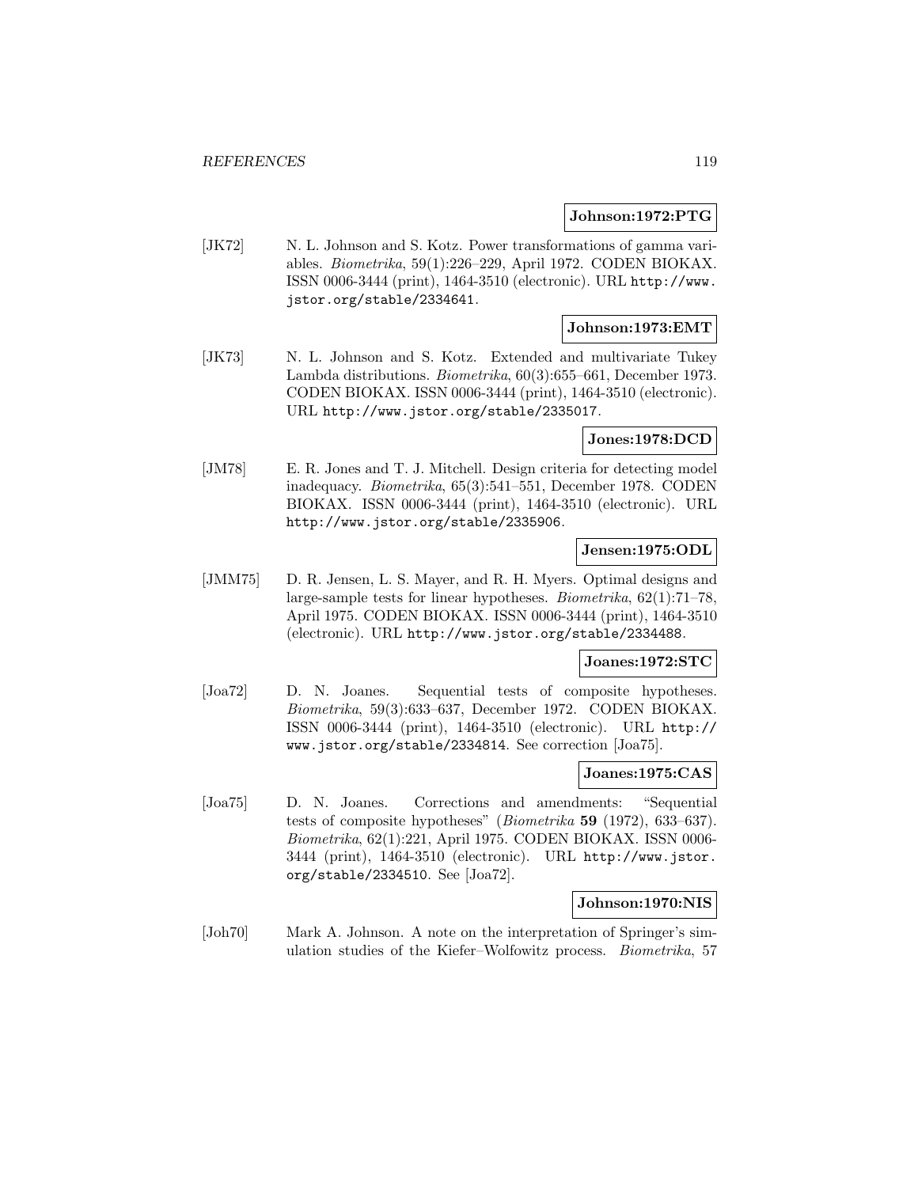**Johnson:1972:PTG**

[JK72] N. L. Johnson and S. Kotz. Power transformations of gamma variables. *Biometrika*, 59(1):226–229, April 1972. CODEN BIOKAX. ISSN 0006-3444 (print), 1464-3510 (electronic). URL http://www.jstor.org/stable/2334641.

**Johnson:1973:EMT**

[JK73] N. L. Johnson and S. Kotz. Extended and multivariate Tukey Lambda distributions. *Biometrika*, 60(3):655–661, December 1973. CODEN BIOKAX. ISSN 0006-3444 (print), 1464-3510 (electronic). URL http://www.jstor.org/stable/2335017.

**Jones:1978:DCD**

[JM78] E. R. Jones and T. J. Mitchell. Design criteria for detecting model inadequacy. *Biometrika*, 65(3):541–551, December 1978. CODEN BIOKAX. ISSN 0006-3444 (print), 1464-3510 (electronic). URL http://www.jstor.org/stable/2335906.

**Jensen:1975:ODL**

[JMM75] D. R. Jensen, L. S. Mayer, and R. H. Myers. Optimal designs and large-sample tests for linear hypotheses. *Biometrika*, 62(1):71–78, April 1975. CODEN BIOKAX. ISSN 0006-3444 (print), 1464-3510 (electronic). URL http://www.jstor.org/stable/2334488.

**Joanes:1972:STC**

[Joa72] D. N. Joanes. Sequential tests of composite hypotheses. *Biometrika*, 59(3):633–637, December 1972. CODEN BIOKAX. ISSN 0006-3444 (print), 1464-3510 (electronic). URL http://www.jstor.org/stable/2334814. See correction [Joa75].

**Joanes:1975:CAS**

[Joa75] D. N. Joanes. Corrections and amendments: "Sequential tests of composite hypotheses" (*Biometrika* **59** (1972), 633–637). *Biometrika*, 62(1):221, April 1975. CODEN BIOKAX. ISSN 0006-3444 (print), 1464-3510 (electronic). URL http://www.jstor.org/stable/2334510. See [Joa72].

**Johnson:1970:NIS**

[Joh70] Mark A. Johnson. A note on the interpretation of Springer's simulation studies of the Kiefer–Wolfowitz process. *Biometrika*, 57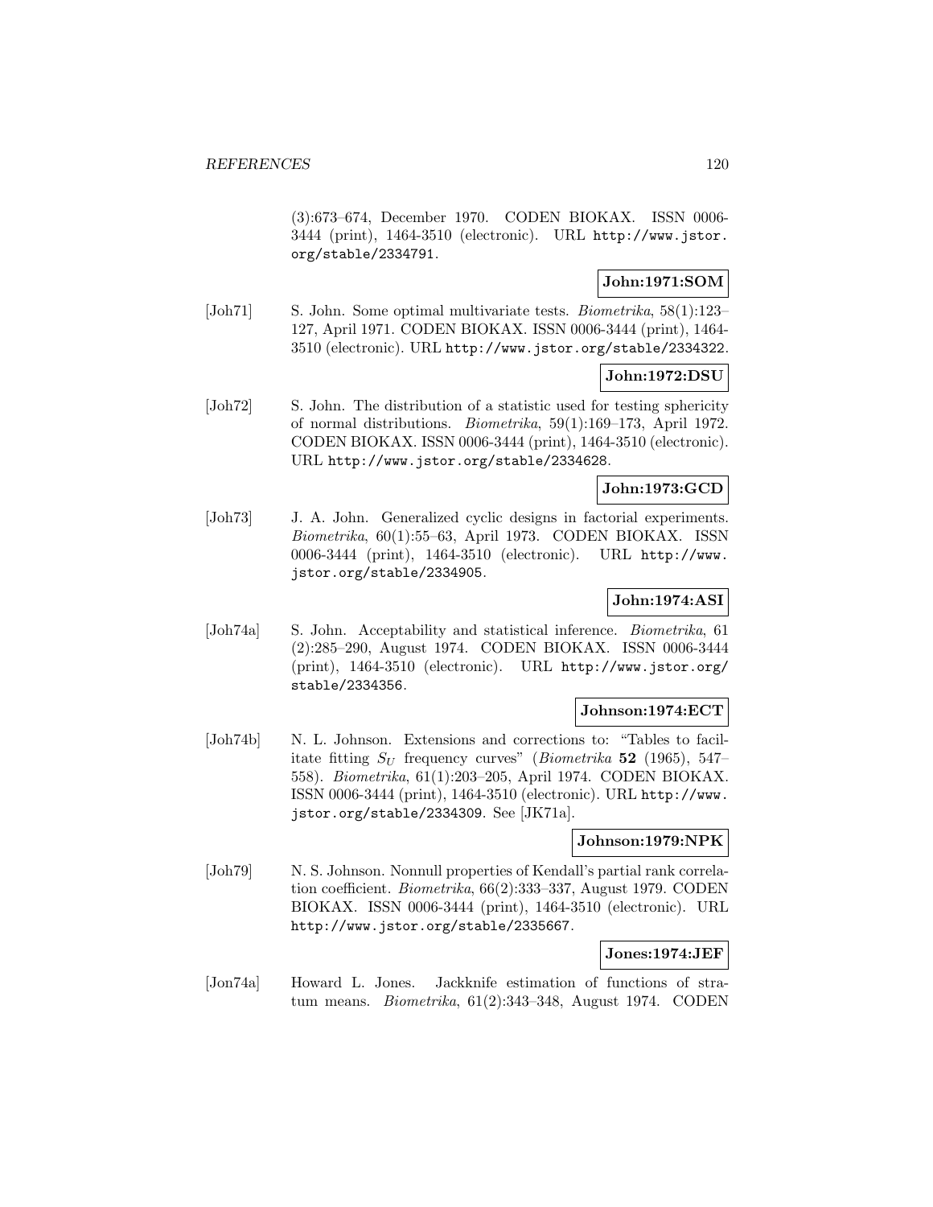(3):673–674, December 1970. CODEN BIOKAX. ISSN 0006-3444 (print), 1464-3510 (electronic). URL http://www.jstor.org/stable/2334791.

**John:1971:SOM**

[Joh71] S. John. Some optimal multivariate tests. *Biometrika*, 58(1):123–127, April 1971. CODEN BIOKAX. ISSN 0006-3444 (print), 1464-3510 (electronic). URL http://www.jstor.org/stable/2334322.

**John:1972:DSU**

[Joh72] S. John. The distribution of a statistic used for testing sphericity of normal distributions. *Biometrika*, 59(1):169–173, April 1972. CODEN BIOKAX. ISSN 0006-3444 (print), 1464-3510 (electronic). URL http://www.jstor.org/stable/2334628.

**John:1973:GCD**

[Joh73] J. A. John. Generalized cyclic designs in factorial experiments. *Biometrika*, 60(1):55–63, April 1973. CODEN BIOKAX. ISSN 0006-3444 (print), 1464-3510 (electronic). URL http://www.jstor.org/stable/2334905.

**John:1974:ASI**

[Joh74a] S. John. Acceptability and statistical inference. *Biometrika*, 61 (2):285–290, August 1974. CODEN BIOKAX. ISSN 0006-3444 (print), 1464-3510 (electronic). URL http://www.jstor.org/stable/2334356.

**Johnson:1974:ECT**

[Joh74b] N. L. Johnson. Extensions and corrections to: "Tables to facilitate fitting $S_U$ frequency curves" (*Biometrika* **52** (1965), 547–558). *Biometrika*, 61(1):203–205, April 1974. CODEN BIOKAX. ISSN 0006-3444 (print), 1464-3510 (electronic). URL http://www.jstor.org/stable/2334309. See [JK71a].

**Johnson:1979:NPK**

[Joh79] N. S. Johnson. Nonnull properties of Kendall's partial rank correlation coefficient. *Biometrika*, 66(2):333–337, August 1979. CODEN BIOKAX. ISSN 0006-3444 (print), 1464-3510 (electronic). URL http://www.jstor.org/stable/2335667.

**Jones:1974:JEF**

[Jon74a] Howard L. Jones. Jackknife estimation of functions of stratum means. *Biometrika*, 61(2):343–348, August 1974. CODEN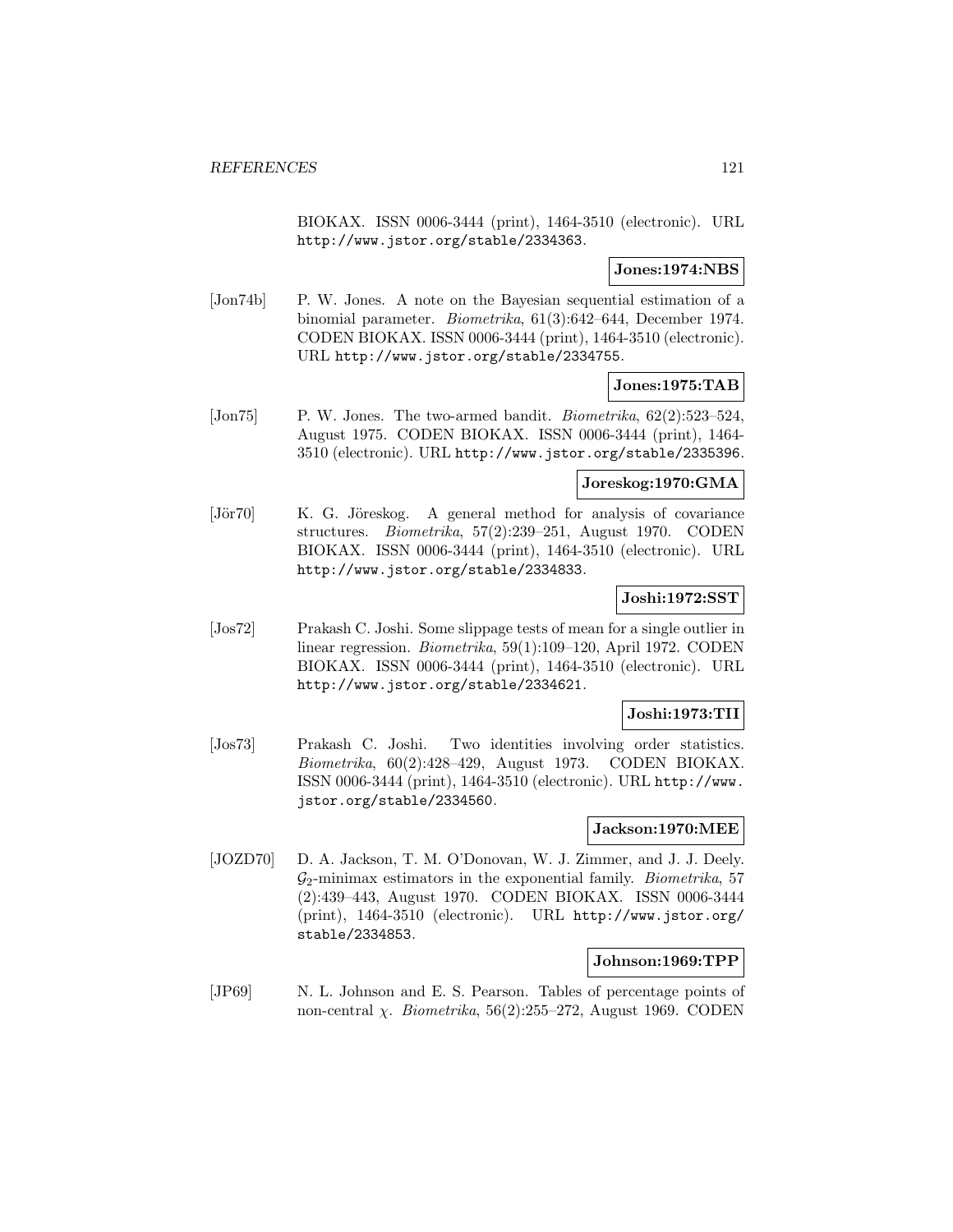BIOKAX. ISSN 0006-3444 (print), 1464-3510 (electronic). URL http://www.jstor.org/stable/2334363.

**Jones:1974:NBS**

[Jon74b] P. W. Jones. A note on the Bayesian sequential estimation of a binomial parameter. *Biometrika*, 61(3):642–644, December 1974. CODEN BIOKAX. ISSN 0006-3444 (print), 1464-3510 (electronic). URL http://www.jstor.org/stable/2334755.

**Jones:1975:TAB**

[Jon75] P. W. Jones. The two-armed bandit. *Biometrika*, 62(2):523–524, August 1975. CODEN BIOKAX. ISSN 0006-3444 (print), 1464-3510 (electronic). URL http://www.jstor.org/stable/2335396.

**Joreskog:1970:GMA**

[Jör70] K. G. Jöreskog. A general method for analysis of covariance structures. *Biometrika*, 57(2):239–251, August 1970. CODEN BIOKAX. ISSN 0006-3444 (print), 1464-3510 (electronic). URL http://www.jstor.org/stable/2334833.

**Joshi:1972:SST**

[Jos72] Prakash C. Joshi. Some slippage tests of mean for a single outlier in linear regression. *Biometrika*, 59(1):109–120, April 1972. CODEN BIOKAX. ISSN 0006-3444 (print), 1464-3510 (electronic). URL http://www.jstor.org/stable/2334621.

**Joshi:1973:TII**

[Jos73] Prakash C. Joshi. Two identities involving order statistics. *Biometrika*, 60(2):428–429, August 1973. CODEN BIOKAX. ISSN 0006-3444 (print), 1464-3510 (electronic). URL http://www.jstor.org/stable/2334560.

**Jackson:1970:MEE**

[JOZD70] D. A. Jackson, T. M. O'Donovan, W. J. Zimmer, and J. J. Deely. $\mathcal{G}_2$-minimax estimators in the exponential family. *Biometrika*, 57 (2):439–443, August 1970. CODEN BIOKAX. ISSN 0006-3444 (print), 1464-3510 (electronic). URL http://www.jstor.org/stable/2334853.

**Johnson:1969:TPP**

[JP69] N. L. Johnson and E. S. Pearson. Tables of percentage points of non-central $\chi$. *Biometrika*, 56(2):255–272, August 1969. CODEN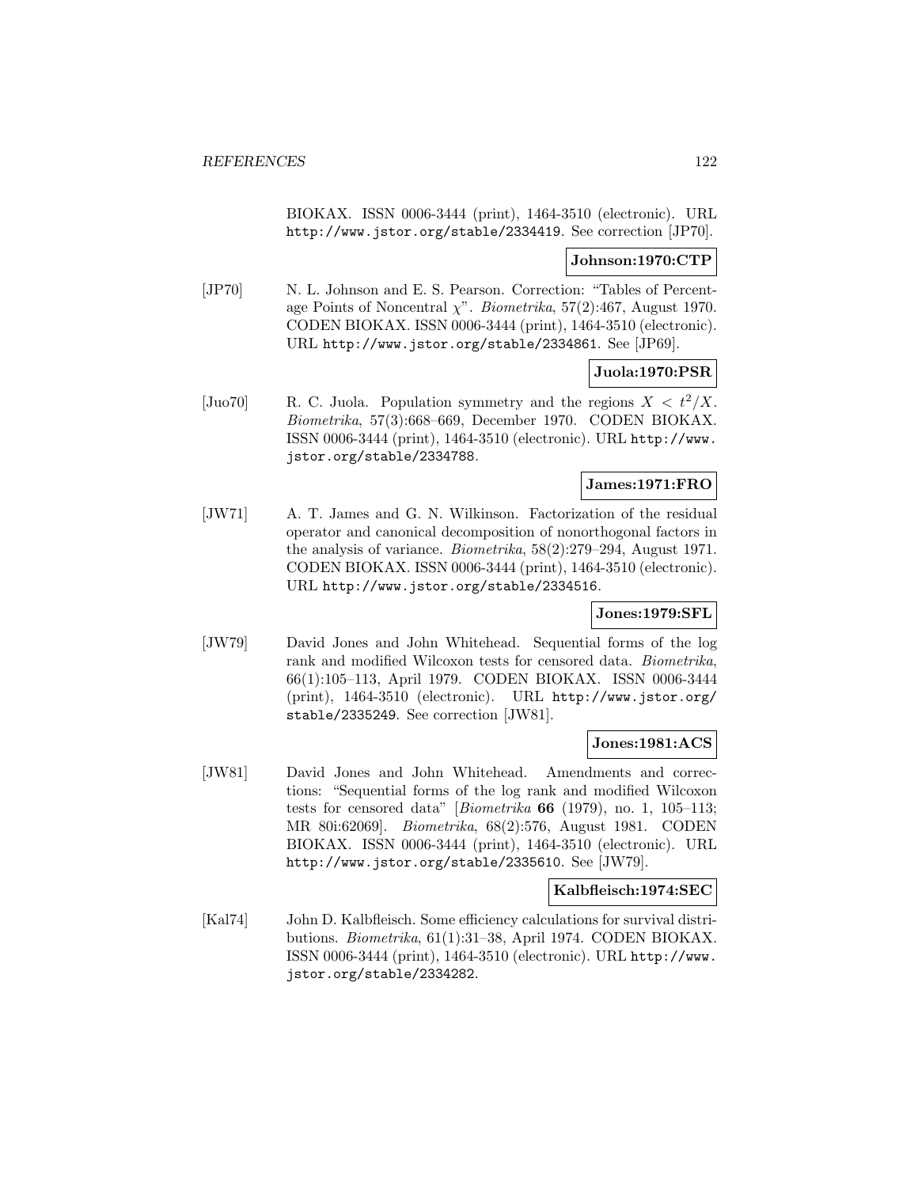BIOKAX. ISSN 0006-3444 (print), 1464-3510 (electronic). URL http://www.jstor.org/stable/2334419. See correction [JP70].

**Johnson:1970:CTP**

[JP70] N. L. Johnson and E. S. Pearson. Correction: "Tables of Percentage Points of Noncentral $\chi$". *Biometrika*, 57(2):467, August 1970. CODEN BIOKAX. ISSN 0006-3444 (print), 1464-3510 (electronic). URL http://www.jstor.org/stable/2334861. See [JP69].

**Juola:1970:PSR**

[Juo70] R. C. Juola. Population symmetry and the regions $X < t^2/X$. *Biometrika*, 57(3):668–669, December 1970. CODEN BIOKAX. ISSN 0006-3444 (print), 1464-3510 (electronic). URL http://www.jstor.org/stable/2334788.

**James:1971:FRO**

[JW71] A. T. James and G. N. Wilkinson. Factorization of the residual operator and canonical decomposition of nonorthogonal factors in the analysis of variance. *Biometrika*, 58(2):279–294, August 1971. CODEN BIOKAX. ISSN 0006-3444 (print), 1464-3510 (electronic). URL http://www.jstor.org/stable/2334516.

**Jones:1979:SFL**

[JW79] David Jones and John Whitehead. Sequential forms of the log rank and modified Wilcoxon tests for censored data. *Biometrika*, 66(1):105–113, April 1979. CODEN BIOKAX. ISSN 0006-3444 (print), 1464-3510 (electronic). URL http://www.jstor.org/stable/2335249. See correction [JW81].

**Jones:1981:ACS**

[JW81] David Jones and John Whitehead. Amendments and corrections: "Sequential forms of the log rank and modified Wilcoxon tests for censored data" [*Biometrika* **66** (1979), no. 1, 105–113; MR 80i:62069]. *Biometrika*, 68(2):576, August 1981. CODEN BIOKAX. ISSN 0006-3444 (print), 1464-3510 (electronic). URL http://www.jstor.org/stable/2335610. See [JW79].

**Kalbfleisch:1974:SEC**

[Kal74] John D. Kalbfleisch. Some efficiency calculations for survival distributions. *Biometrika*, 61(1):31–38, April 1974. CODEN BIOKAX. ISSN 0006-3444 (print), 1464-3510 (electronic). URL http://www.jstor.org/stable/2334282.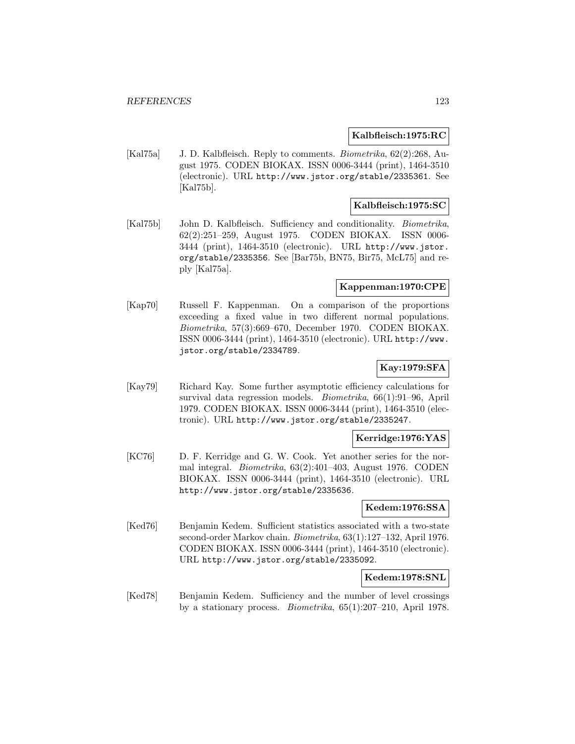**Kalbfleisch:1975:RC**

[Kal75a] J. D. Kalbfleisch. Reply to comments. *Biometrika*, 62(2):268, August 1975. CODEN BIOKAX. ISSN 0006-3444 (print), 1464-3510 (electronic). URL http://www.jstor.org/stable/2335361. See [Kal75b].

**Kalbfleisch:1975:SC**

[Kal75b] John D. Kalbfleisch. Sufficiency and conditionality. *Biometrika*, 62(2):251–259, August 1975. CODEN BIOKAX. ISSN 0006-3444 (print), 1464-3510 (electronic). URL http://www.jstor.org/stable/2335356. See [Bar75b, BN75, Bir75, McL75] and reply [Kal75a].

**Kappenman:1970:CPE**

[Kap70] Russell F. Kappenman. On a comparison of the proportions exceeding a fixed value in two different normal populations. *Biometrika*, 57(3):669–670, December 1970. CODEN BIOKAX. ISSN 0006-3444 (print), 1464-3510 (electronic). URL http://www.jstor.org/stable/2334789.

**Kay:1979:SFA**

[Kay79] Richard Kay. Some further asymptotic efficiency calculations for survival data regression models. *Biometrika*, 66(1):91–96, April 1979. CODEN BIOKAX. ISSN 0006-3444 (print), 1464-3510 (electronic). URL http://www.jstor.org/stable/2335247.

**Kerridge:1976:YAS**

[KC76] D. F. Kerridge and G. W. Cook. Yet another series for the normal integral. *Biometrika*, 63(2):401–403, August 1976. CODEN BIOKAX. ISSN 0006-3444 (print), 1464-3510 (electronic). URL http://www.jstor.org/stable/2335636.

**Kedem:1976:SSA**

[Ked76] Benjamin Kedem. Sufficient statistics associated with a two-state second-order Markov chain. *Biometrika*, 63(1):127–132, April 1976. CODEN BIOKAX. ISSN 0006-3444 (print), 1464-3510 (electronic). URL http://www.jstor.org/stable/2335092.

**Kedem:1978:SNL**

[Ked78] Benjamin Kedem. Sufficiency and the number of level crossings by a stationary process. *Biometrika*, 65(1):207–210, April 1978.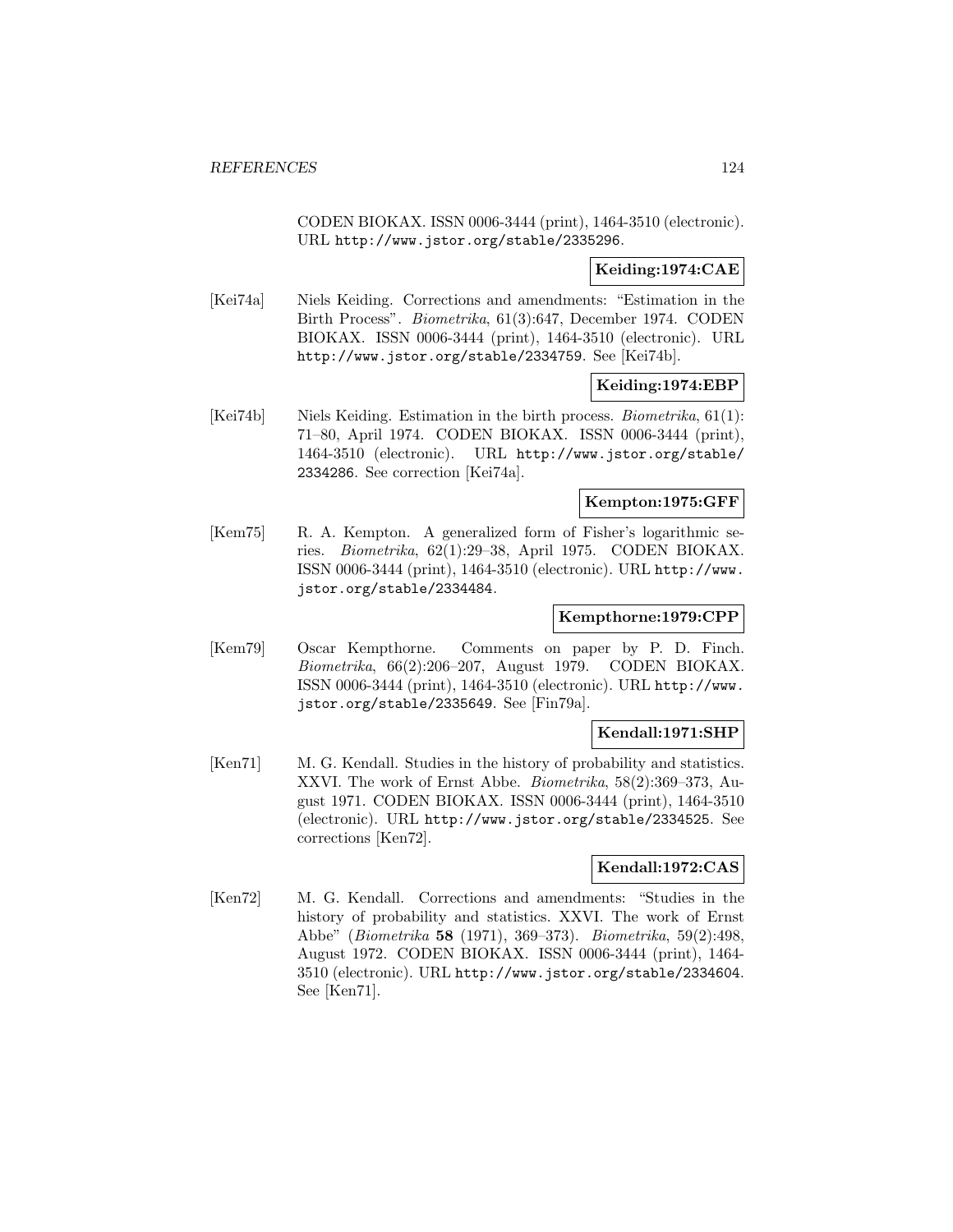CODEN BIOKAX. ISSN 0006-3444 (print), 1464-3510 (electronic). URL http://www.jstor.org/stable/2335296.

**Keiding:1974:CAE**

[Kei74a] Niels Keiding. Corrections and amendments: "Estimation in the Birth Process". *Biometrika*, 61(3):647, December 1974. CODEN BIOKAX. ISSN 0006-3444 (print), 1464-3510 (electronic). URL http://www.jstor.org/stable/2334759. See [Kei74b].

**Keiding:1974:EBP**

[Kei74b] Niels Keiding. Estimation in the birth process. *Biometrika*, 61(1): 71–80, April 1974. CODEN BIOKAX. ISSN 0006-3444 (print), 1464-3510 (electronic). URL http://www.jstor.org/stable/2334286. See correction [Kei74a].

**Kempton:1975:GFF**

[Kem75] R. A. Kempton. A generalized form of Fisher's logarithmic series. *Biometrika*, 62(1):29–38, April 1975. CODEN BIOKAX. ISSN 0006-3444 (print), 1464-3510 (electronic). URL http://www.jstor.org/stable/2334484.

**Kempthorne:1979:CPP**

[Kem79] Oscar Kempthorne. Comments on paper by P. D. Finch. *Biometrika*, 66(2):206–207, August 1979. CODEN BIOKAX. ISSN 0006-3444 (print), 1464-3510 (electronic). URL http://www.jstor.org/stable/2335649. See [Fin79a].

**Kendall:1971:SHP**

[Ken71] M. G. Kendall. Studies in the history of probability and statistics. XXVI. The work of Ernst Abbe. *Biometrika*, 58(2):369–373, August 1971. CODEN BIOKAX. ISSN 0006-3444 (print), 1464-3510 (electronic). URL http://www.jstor.org/stable/2334525. See corrections [Ken72].

**Kendall:1972:CAS**

[Ken72] M. G. Kendall. Corrections and amendments: "Studies in the history of probability and statistics. XXVI. The work of Ernst Abbe" (*Biometrika* **58** (1971), 369–373). *Biometrika*, 59(2):498, August 1972. CODEN BIOKAX. ISSN 0006-3444 (print), 1464-3510 (electronic). URL http://www.jstor.org/stable/2334604. See [Ken71].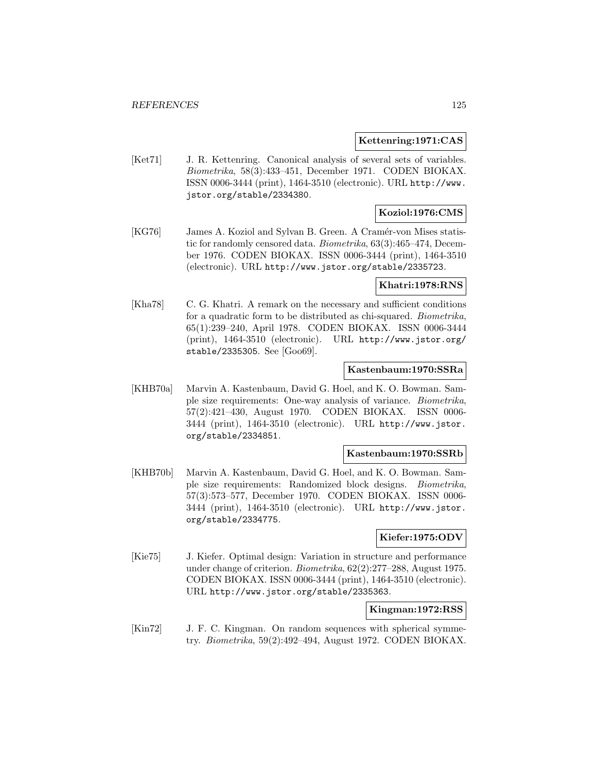**Kettenring:1971:CAS**

[Ket71] J. R. Kettenring. Canonical analysis of several sets of variables. *Biometrika*, 58(3):433–451, December 1971. CODEN BIOKAX. ISSN 0006-3444 (print), 1464-3510 (electronic). URL http://www.jstor.org/stable/2334380.

**Koziol:1976:CMS**

[KG76] James A. Koziol and Sylvan B. Green. A Cramér-von Mises statistic for randomly censored data. *Biometrika*, 63(3):465–474, December 1976. CODEN BIOKAX. ISSN 0006-3444 (print), 1464-3510 (electronic). URL http://www.jstor.org/stable/2335723.

**Khatri:1978:RNS**

[Kha78] C. G. Khatri. A remark on the necessary and sufficient conditions for a quadratic form to be distributed as chi-squared. *Biometrika*, 65(1):239–240, April 1978. CODEN BIOKAX. ISSN 0006-3444 (print), 1464-3510 (electronic). URL http://www.jstor.org/stable/2335305. See [Goo69].

**Kastenbaum:1970:SSRa**

[KHB70a] Marvin A. Kastenbaum, David G. Hoel, and K. O. Bowman. Sample size requirements: One-way analysis of variance. *Biometrika*, 57(2):421–430, August 1970. CODEN BIOKAX. ISSN 0006-3444 (print), 1464-3510 (electronic). URL http://www.jstor.org/stable/2334851.

**Kastenbaum:1970:SSRb**

[KHB70b] Marvin A. Kastenbaum, David G. Hoel, and K. O. Bowman. Sample size requirements: Randomized block designs. *Biometrika*, 57(3):573–577, December 1970. CODEN BIOKAX. ISSN 0006-3444 (print), 1464-3510 (electronic). URL http://www.jstor.org/stable/2334775.

**Kiefer:1975:ODV**

[Kie75] J. Kiefer. Optimal design: Variation in structure and performance under change of criterion. *Biometrika*, 62(2):277–288, August 1975. CODEN BIOKAX. ISSN 0006-3444 (print), 1464-3510 (electronic). URL http://www.jstor.org/stable/2335363.

**Kingman:1972:RSS**

[Kin72] J. F. C. Kingman. On random sequences with spherical symmetry. *Biometrika*, 59(2):492–494, August 1972. CODEN BIOKAX.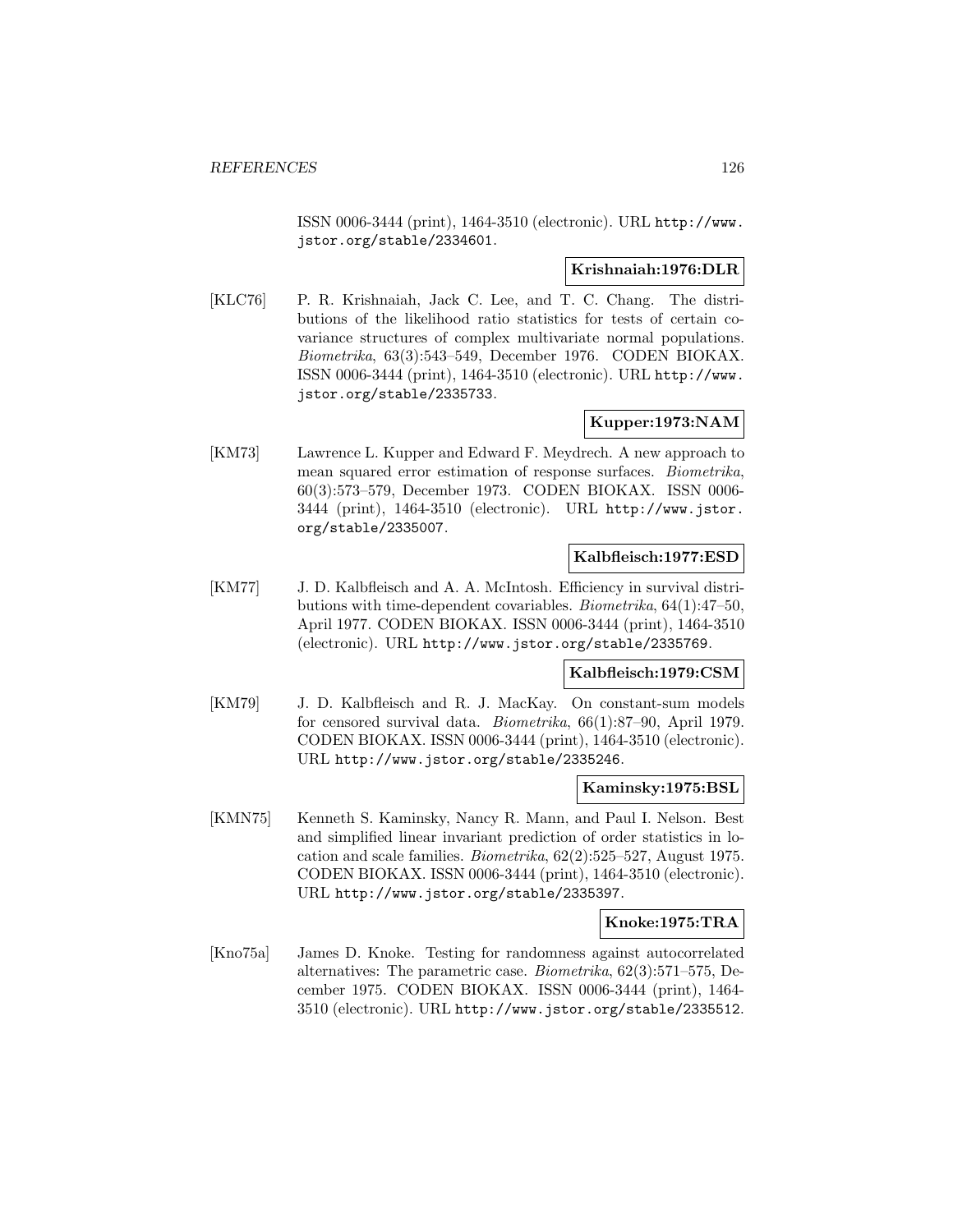ISSN 0006-3444 (print), 1464-3510 (electronic). URL http://www.jstor.org/stable/2334601.

**Krishnaiah:1976:DLR**

[KLC76] P. R. Krishnaiah, Jack C. Lee, and T. C. Chang. The distributions of the likelihood ratio statistics for tests of certain covariance structures of complex multivariate normal populations. *Biometrika*, 63(3):543–549, December 1976. CODEN BIOKAX. ISSN 0006-3444 (print), 1464-3510 (electronic). URL http://www.jstor.org/stable/2335733.

**Kupper:1973:NAM**

[KM73] Lawrence L. Kupper and Edward F. Meydrech. A new approach to mean squared error estimation of response surfaces. *Biometrika*, 60(3):573–579, December 1973. CODEN BIOKAX. ISSN 0006-3444 (print), 1464-3510 (electronic). URL http://www.jstor.org/stable/2335007.

**Kalbfleisch:1977:ESD**

[KM77] J. D. Kalbfleisch and A. A. McIntosh. Efficiency in survival distributions with time-dependent covariables. *Biometrika*, 64(1):47–50, April 1977. CODEN BIOKAX. ISSN 0006-3444 (print), 1464-3510 (electronic). URL http://www.jstor.org/stable/2335769.

**Kalbfleisch:1979:CSM**

[KM79] J. D. Kalbfleisch and R. J. MacKay. On constant-sum models for censored survival data. *Biometrika*, 66(1):87–90, April 1979. CODEN BIOKAX. ISSN 0006-3444 (print), 1464-3510 (electronic). URL http://www.jstor.org/stable/2335246.

**Kaminsky:1975:BSL**

[KMN75] Kenneth S. Kaminsky, Nancy R. Mann, and Paul I. Nelson. Best and simplified linear invariant prediction of order statistics in location and scale families. *Biometrika*, 62(2):525–527, August 1975. CODEN BIOKAX. ISSN 0006-3444 (print), 1464-3510 (electronic). URL http://www.jstor.org/stable/2335397.

**Knoke:1975:TRA**

[Kno75a] James D. Knoke. Testing for randomness against autocorrelated alternatives: The parametric case. *Biometrika*, 62(3):571–575, December 1975. CODEN BIOKAX. ISSN 0006-3444 (print), 1464-3510 (electronic). URL http://www.jstor.org/stable/2335512.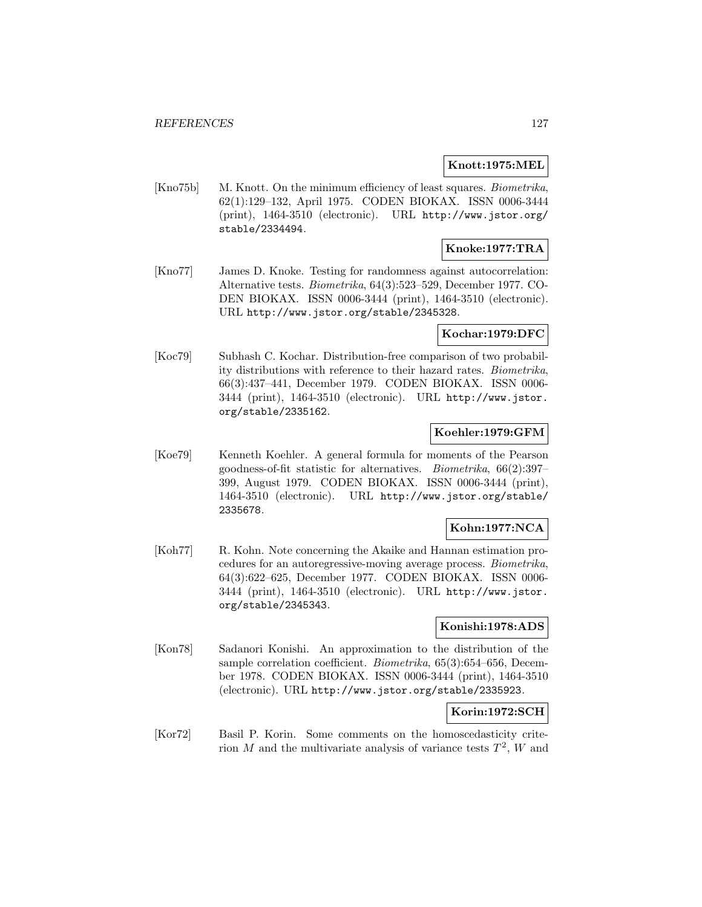**Knott:1975:MEL**

[Kno75b] M. Knott. On the minimum efficiency of least squares. *Biometrika*, 62(1):129–132, April 1975. CODEN BIOKAX. ISSN 0006-3444 (print), 1464-3510 (electronic). URL http://www.jstor.org/stable/2334494.

**Knoke:1977:TRA**

[Kno77] James D. Knoke. Testing for randomness against autocorrelation: Alternative tests. *Biometrika*, 64(3):523–529, December 1977. CODEN BIOKAX. ISSN 0006-3444 (print), 1464-3510 (electronic). URL http://www.jstor.org/stable/2345328.

**Kochar:1979:DFC**

[Koc79] Subhash C. Kochar. Distribution-free comparison of two probability distributions with reference to their hazard rates. *Biometrika*, 66(3):437–441, December 1979. CODEN BIOKAX. ISSN 0006-3444 (print), 1464-3510 (electronic). URL http://www.jstor.org/stable/2335162.

**Koehler:1979:GFM**

[Koe79] Kenneth Koehler. A general formula for moments of the Pearson goodness-of-fit statistic for alternatives. *Biometrika*, 66(2):397–399, August 1979. CODEN BIOKAX. ISSN 0006-3444 (print), 1464-3510 (electronic). URL http://www.jstor.org/stable/2335678.

**Kohn:1977:NCA**

[Koh77] R. Kohn. Note concerning the Akaike and Hannan estimation procedures for an autoregressive-moving average process. *Biometrika*, 64(3):622–625, December 1977. CODEN BIOKAX. ISSN 0006-3444 (print), 1464-3510 (electronic). URL http://www.jstor.org/stable/2345343.

**Konishi:1978:ADS**

[Kon78] Sadanori Konishi. An approximation to the distribution of the sample correlation coefficient. *Biometrika*, 65(3):654–656, December 1978. CODEN BIOKAX. ISSN 0006-3444 (print), 1464-3510 (electronic). URL http://www.jstor.org/stable/2335923.

**Korin:1972:SCH**

[Kor72] Basil P. Korin. Some comments on the homoscedasticity criterion $M$ and the multivariate analysis of variance tests $T^2$, $W$ and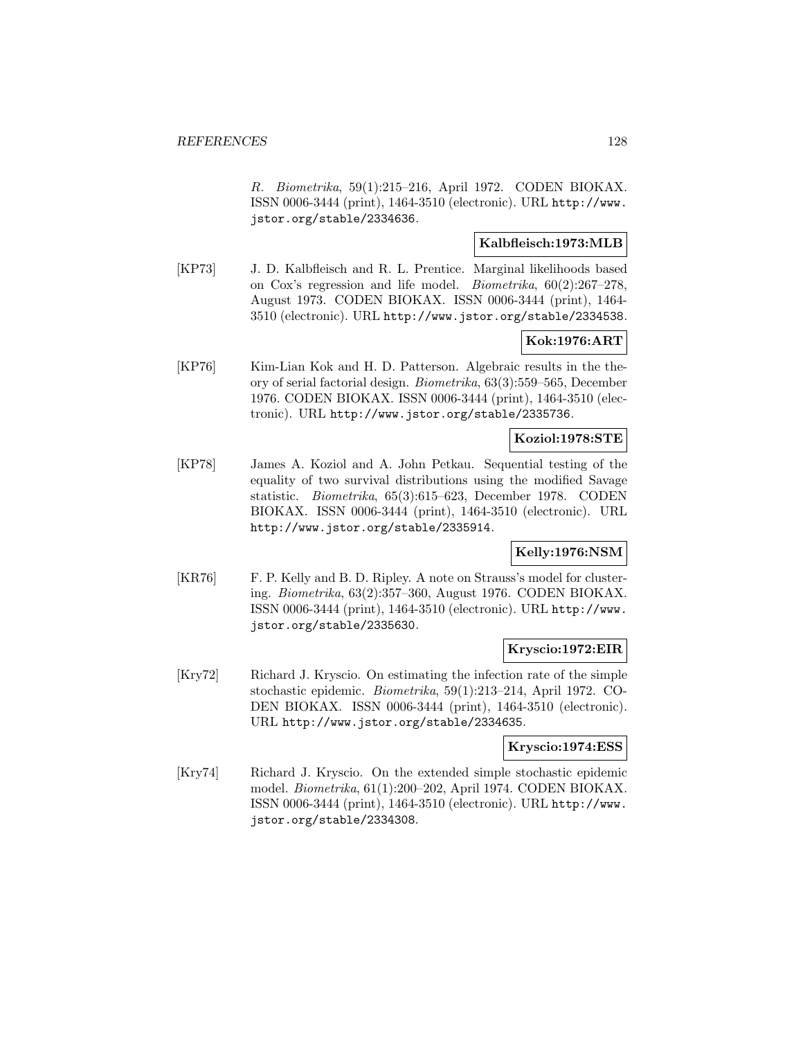R. *Biometrika*, 59(1):215–216, April 1972. CODEN BIOKAX. ISSN 0006-3444 (print), 1464-3510 (electronic). URL http://www.jstor.org/stable/2334636.

**Kalbfleisch:1973:MLB**

[KP73] J. D. Kalbfleisch and R. L. Prentice. Marginal likelihoods based on Cox's regression and life model. *Biometrika*, 60(2):267–278, August 1973. CODEN BIOKAX. ISSN 0006-3444 (print), 1464-3510 (electronic). URL http://www.jstor.org/stable/2334538.

**Kok:1976:ART**

[KP76] Kim-Lian Kok and H. D. Patterson. Algebraic results in the theory of serial factorial design. *Biometrika*, 63(3):559–565, December 1976. CODEN BIOKAX. ISSN 0006-3444 (print), 1464-3510 (electronic). URL http://www.jstor.org/stable/2335736.

**Koziol:1978:STE**

[KP78] James A. Koziol and A. John Petkau. Sequential testing of the equality of two survival distributions using the modified Savage statistic. *Biometrika*, 65(3):615–623, December 1978. CODEN BIOKAX. ISSN 0006-3444 (print), 1464-3510 (electronic). URL http://www.jstor.org/stable/2335914.

**Kelly:1976:NSM**

[KR76] F. P. Kelly and B. D. Ripley. A note on Strauss's model for clustering. *Biometrika*, 63(2):357–360, August 1976. CODEN BIOKAX. ISSN 0006-3444 (print), 1464-3510 (electronic). URL http://www.jstor.org/stable/2335630.

**Kryscio:1972:EIR**

[Kry72] Richard J. Kryscio. On estimating the infection rate of the simple stochastic epidemic. *Biometrika*, 59(1):213–214, April 1972. CODEN BIOKAX. ISSN 0006-3444 (print), 1464-3510 (electronic). URL http://www.jstor.org/stable/2334635.

**Kryscio:1974:ESS**

[Kry74] Richard J. Kryscio. On the extended simple stochastic epidemic model. *Biometrika*, 61(1):200–202, April 1974. CODEN BIOKAX. ISSN 0006-3444 (print), 1464-3510 (electronic). URL http://www.jstor.org/stable/2334308.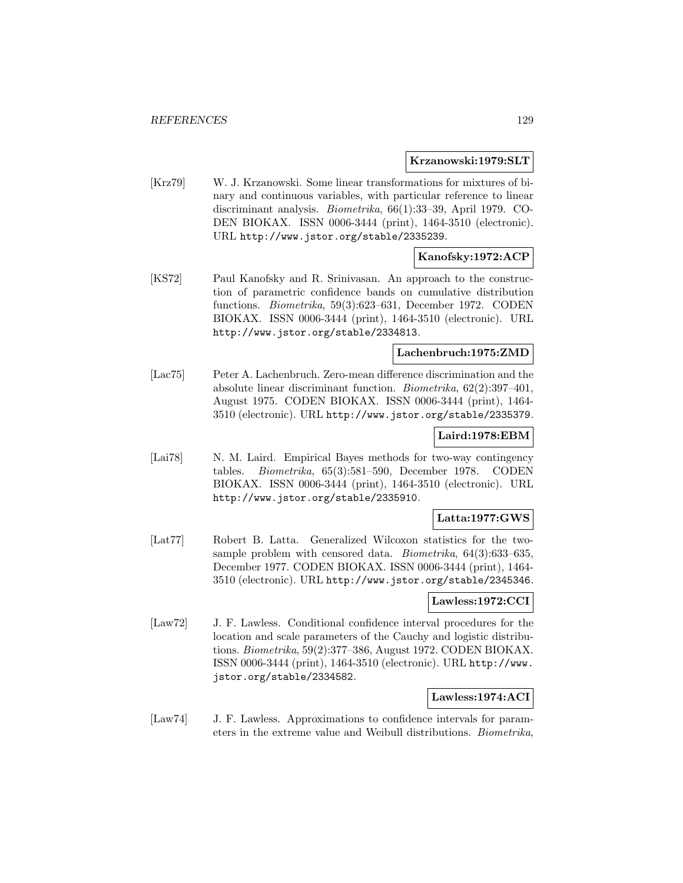**Krzanowski:1979:SLT**

[Krz79] W. J. Krzanowski. Some linear transformations for mixtures of binary and continuous variables, with particular reference to linear discriminant analysis. *Biometrika*, 66(1):33–39, April 1979. CODEN BIOKAX. ISSN 0006-3444 (print), 1464-3510 (electronic). URL http://www.jstor.org/stable/2335239.

**Kanofsky:1972:ACP**

[KS72] Paul Kanofsky and R. Srinivasan. An approach to the construction of parametric confidence bands on cumulative distribution functions. *Biometrika*, 59(3):623–631, December 1972. CODEN BIOKAX. ISSN 0006-3444 (print), 1464-3510 (electronic). URL http://www.jstor.org/stable/2334813.

**Lachenbruch:1975:ZMD**

[Lac75] Peter A. Lachenbruch. Zero-mean difference discrimination and the absolute linear discriminant function. *Biometrika*, 62(2):397–401, August 1975. CODEN BIOKAX. ISSN 0006-3444 (print), 1464-3510 (electronic). URL http://www.jstor.org/stable/2335379.

**Laird:1978:EBM**

[Lai78] N. M. Laird. Empirical Bayes methods for two-way contingency tables. *Biometrika*, 65(3):581–590, December 1978. CODEN BIOKAX. ISSN 0006-3444 (print), 1464-3510 (electronic). URL http://www.jstor.org/stable/2335910.

**Latta:1977:GWS**

[Lat77] Robert B. Latta. Generalized Wilcoxon statistics for the two-sample problem with censored data. *Biometrika*, 64(3):633–635, December 1977. CODEN BIOKAX. ISSN 0006-3444 (print), 1464-3510 (electronic). URL http://www.jstor.org/stable/2345346.

**Lawless:1972:CCI**

[Law72] J. F. Lawless. Conditional confidence interval procedures for the location and scale parameters of the Cauchy and logistic distributions. *Biometrika*, 59(2):377–386, August 1972. CODEN BIOKAX. ISSN 0006-3444 (print), 1464-3510 (electronic). URL http://www.jstor.org/stable/2334582.

**Lawless:1974:ACI**

[Law74] J. F. Lawless. Approximations to confidence intervals for parameters in the extreme value and Weibull distributions. *Biometrika*,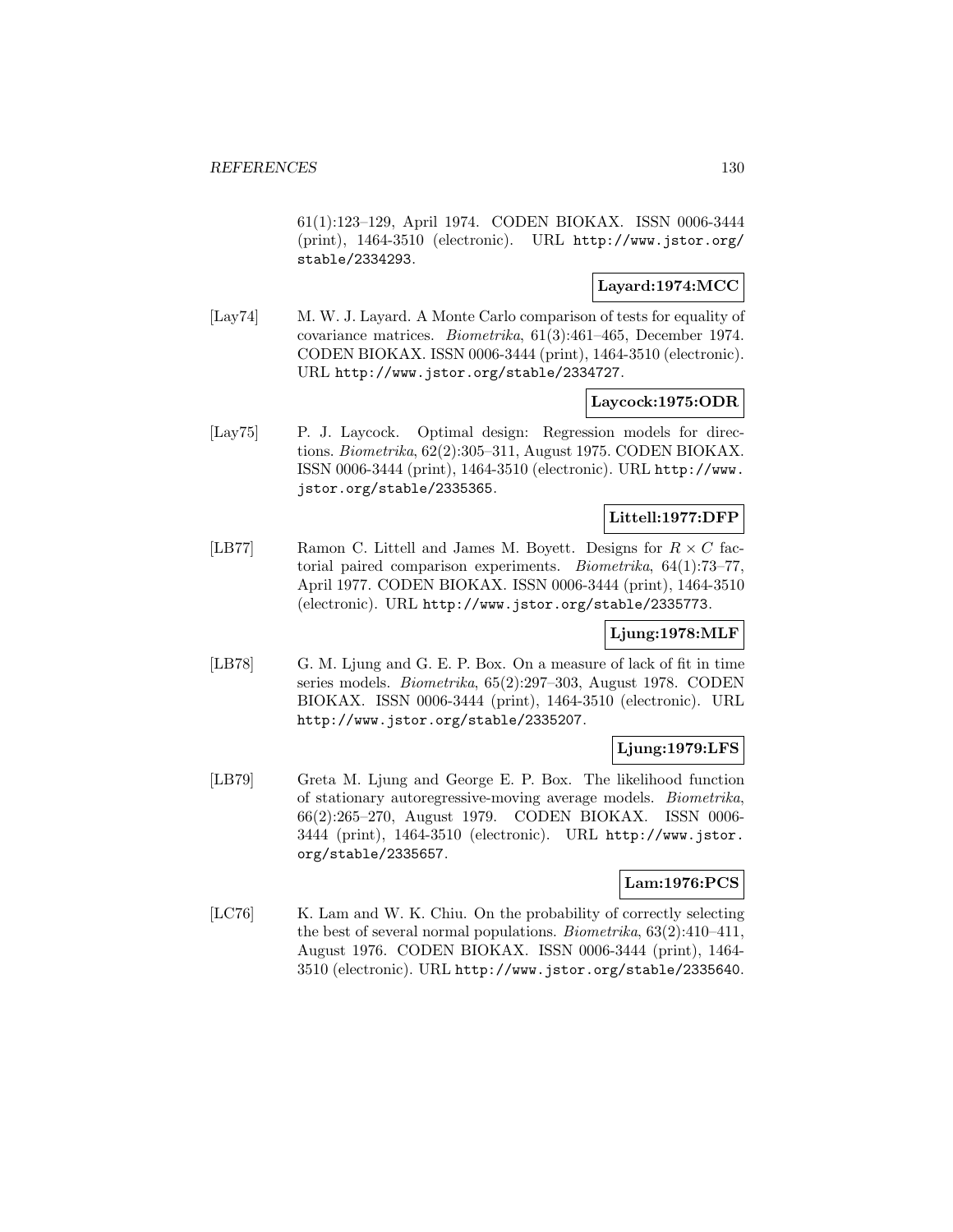61(1):123–129, April 1974. CODEN BIOKAX. ISSN 0006-3444 (print), 1464-3510 (electronic). URL http://www.jstor.org/stable/2334293.

**Layard:1974:MCC**

[Lay74] M. W. J. Layard. A Monte Carlo comparison of tests for equality of covariance matrices. *Biometrika*, 61(3):461–465, December 1974. CODEN BIOKAX. ISSN 0006-3444 (print), 1464-3510 (electronic). URL http://www.jstor.org/stable/2334727.

**Laycock:1975:ODR**

[Lay75] P. J. Laycock. Optimal design: Regression models for directions. *Biometrika*, 62(2):305–311, August 1975. CODEN BIOKAX. ISSN 0006-3444 (print), 1464-3510 (electronic). URL http://www.jstor.org/stable/2335365.

**Littell:1977:DFP**

[LB77] Ramon C. Littell and James M. Boyett. Designs for $R \times C$ factorial paired comparison experiments. *Biometrika*, 64(1):73–77, April 1977. CODEN BIOKAX. ISSN 0006-3444 (print), 1464-3510 (electronic). URL http://www.jstor.org/stable/2335773.

**Ljung:1978:MLF**

[LB78] G. M. Ljung and G. E. P. Box. On a measure of lack of fit in time series models. *Biometrika*, 65(2):297–303, August 1978. CODEN BIOKAX. ISSN 0006-3444 (print), 1464-3510 (electronic). URL http://www.jstor.org/stable/2335207.

**Ljung:1979:LFS**

[LB79] Greta M. Ljung and George E. P. Box. The likelihood function of stationary autoregressive-moving average models. *Biometrika*, 66(2):265–270, August 1979. CODEN BIOKAX. ISSN 0006-3444 (print), 1464-3510 (electronic). URL http://www.jstor.org/stable/2335657.

**Lam:1976:PCS**

[LC76] K. Lam and W. K. Chiu. On the probability of correctly selecting the best of several normal populations. *Biometrika*, 63(2):410–411, August 1976. CODEN BIOKAX. ISSN 0006-3444 (print), 1464-3510 (electronic). URL http://www.jstor.org/stable/2335640.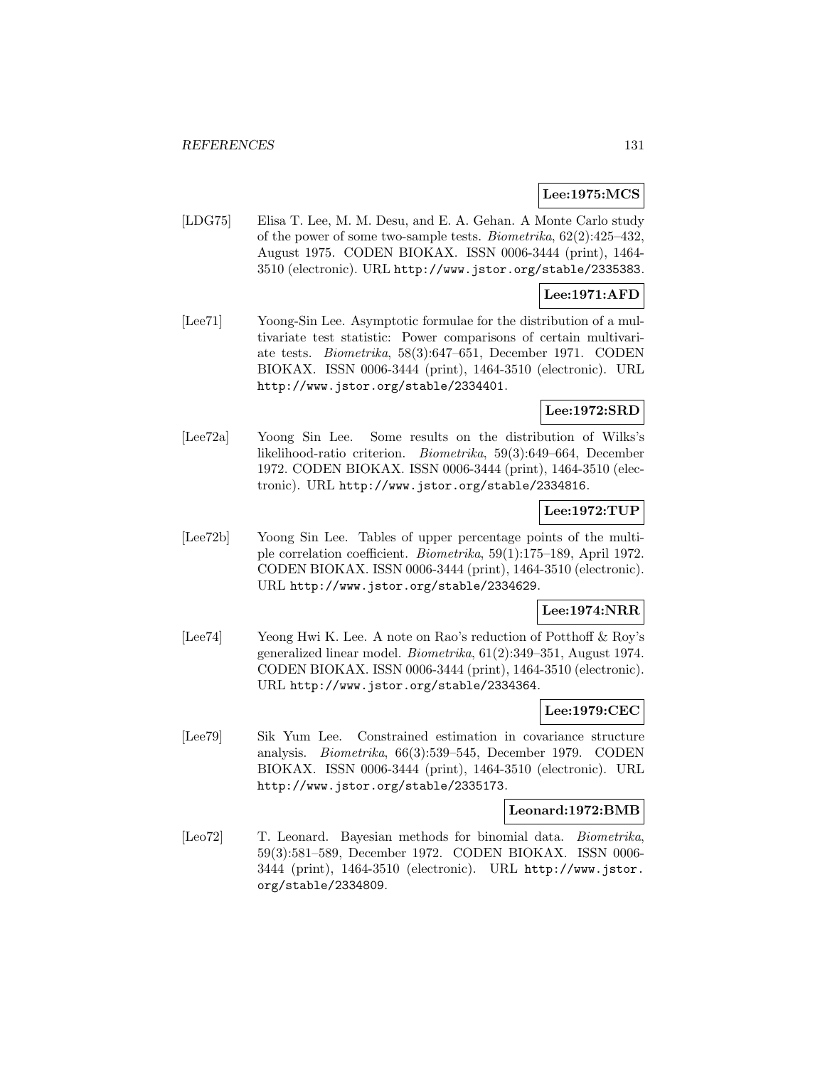**Lee:1975:MCS**

[LDG75] Elisa T. Lee, M. M. Desu, and E. A. Gehan. A Monte Carlo study of the power of some two-sample tests. *Biometrika*, 62(2):425–432, August 1975. CODEN BIOKAX. ISSN 0006-3444 (print), 1464-3510 (electronic). URL http://www.jstor.org/stable/2335383.

**Lee:1971:AFD**

[Lee71] Yoong-Sin Lee. Asymptotic formulae for the distribution of a multivariate test statistic: Power comparisons of certain multivariate tests. *Biometrika*, 58(3):647–651, December 1971. CODEN BIOKAX. ISSN 0006-3444 (print), 1464-3510 (electronic). URL http://www.jstor.org/stable/2334401.

**Lee:1972:SRD**

[Lee72a] Yoong Sin Lee. Some results on the distribution of Wilks's likelihood-ratio criterion. *Biometrika*, 59(3):649–664, December 1972. CODEN BIOKAX. ISSN 0006-3444 (print), 1464-3510 (electronic). URL http://www.jstor.org/stable/2334816.

**Lee:1972:TUP**

[Lee72b] Yoong Sin Lee. Tables of upper percentage points of the multiple correlation coefficient. *Biometrika*, 59(1):175–189, April 1972. CODEN BIOKAX. ISSN 0006-3444 (print), 1464-3510 (electronic). URL http://www.jstor.org/stable/2334629.

**Lee:1974:NRR**

[Lee74] Yeong Hwi K. Lee. A note on Rao's reduction of Potthoff & Roy's generalized linear model. *Biometrika*, 61(2):349–351, August 1974. CODEN BIOKAX. ISSN 0006-3444 (print), 1464-3510 (electronic). URL http://www.jstor.org/stable/2334364.

**Lee:1979:CEC**

[Lee79] Sik Yum Lee. Constrained estimation in covariance structure analysis. *Biometrika*, 66(3):539–545, December 1979. CODEN BIOKAX. ISSN 0006-3444 (print), 1464-3510 (electronic). URL http://www.jstor.org/stable/2335173.

**Leonard:1972:BMB**

[Leo72] T. Leonard. Bayesian methods for binomial data. *Biometrika*, 59(3):581–589, December 1972. CODEN BIOKAX. ISSN 0006-3444 (print), 1464-3510 (electronic). URL http://www.jstor.org/stable/2334809.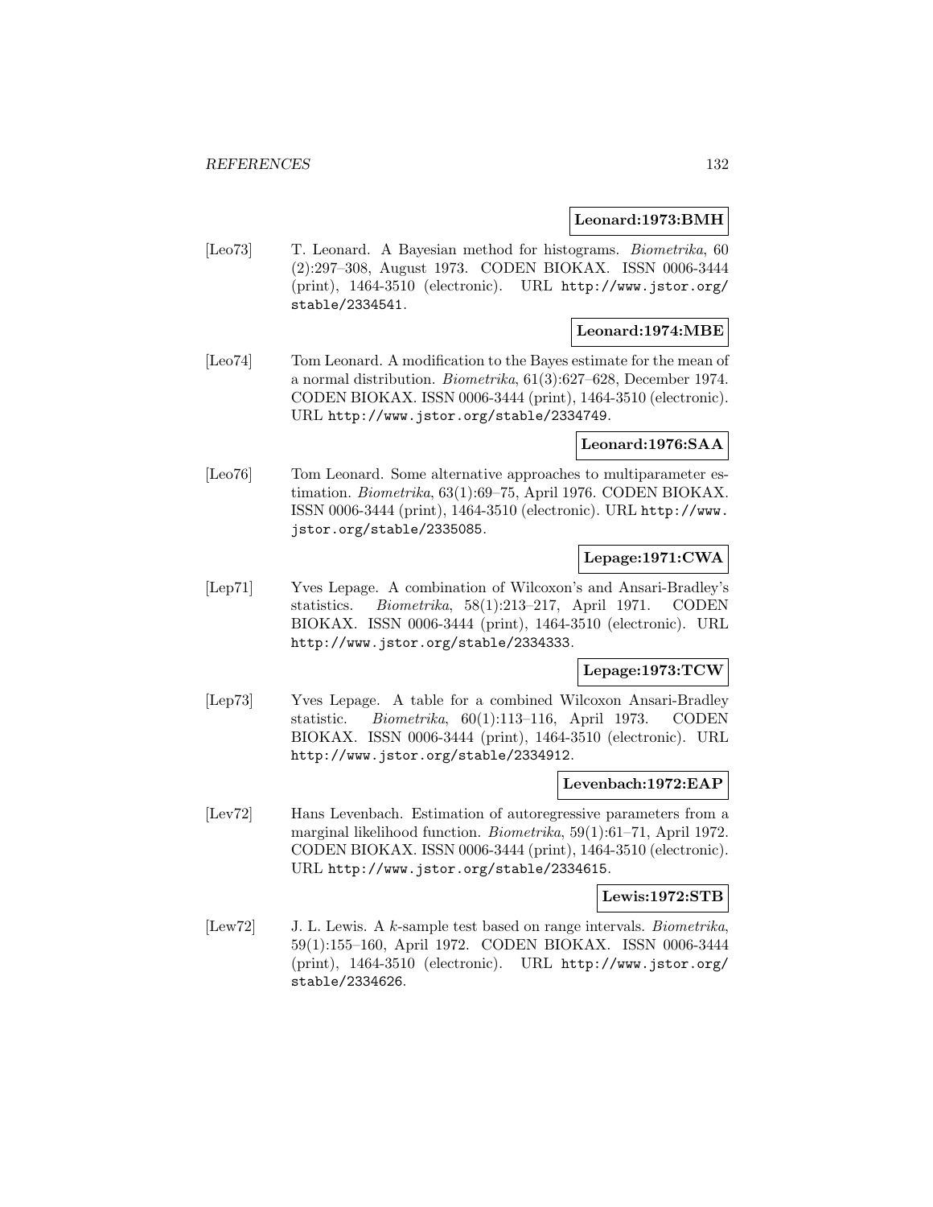**Leonard:1973:BMH**

[Leo73] T. Leonard. A Bayesian method for histograms. *Biometrika*, 60 (2):297–308, August 1973. CODEN BIOKAX. ISSN 0006-3444 (print), 1464-3510 (electronic). URL http://www.jstor.org/stable/2334541.

**Leonard:1974:MBE**

[Leo74] Tom Leonard. A modification to the Bayes estimate for the mean of a normal distribution. *Biometrika*, 61(3):627–628, December 1974. CODEN BIOKAX. ISSN 0006-3444 (print), 1464-3510 (electronic). URL http://www.jstor.org/stable/2334749.

**Leonard:1976:SAA**

[Leo76] Tom Leonard. Some alternative approaches to multiparameter estimation. *Biometrika*, 63(1):69–75, April 1976. CODEN BIOKAX. ISSN 0006-3444 (print), 1464-3510 (electronic). URL http://www.jstor.org/stable/2335085.

**Lepage:1971:CWA**

[Lep71] Yves Lepage. A combination of Wilcoxon's and Ansari-Bradley's statistics. *Biometrika*, 58(1):213–217, April 1971. CODEN BIOKAX. ISSN 0006-3444 (print), 1464-3510 (electronic). URL http://www.jstor.org/stable/2334333.

**Lepage:1973:TCW**

[Lep73] Yves Lepage. A table for a combined Wilcoxon Ansari-Bradley statistic. *Biometrika*, 60(1):113–116, April 1973. CODEN BIOKAX. ISSN 0006-3444 (print), 1464-3510 (electronic). URL http://www.jstor.org/stable/2334912.

**Levenbach:1972:EAP**

[Lev72] Hans Levenbach. Estimation of autoregressive parameters from a marginal likelihood function. *Biometrika*, 59(1):61–71, April 1972. CODEN BIOKAX. ISSN 0006-3444 (print), 1464-3510 (electronic). URL http://www.jstor.org/stable/2334615.

**Lewis:1972:STB**

[Lew72] J. L. Lewis. A $k$-sample test based on range intervals. *Biometrika*, 59(1):155–160, April 1972. CODEN BIOKAX. ISSN 0006-3444 (print), 1464-3510 (electronic). URL http://www.jstor.org/stable/2334626.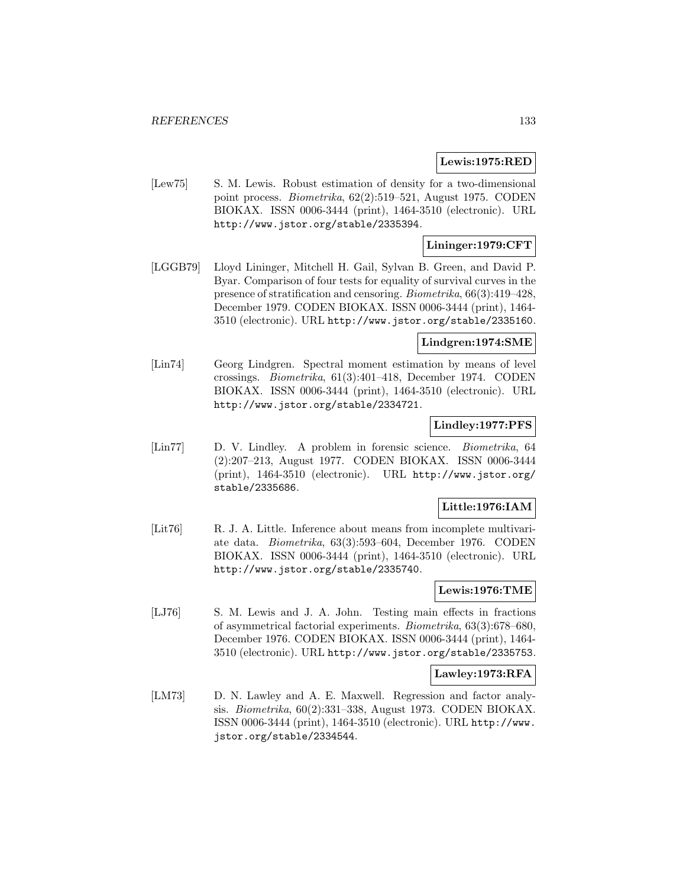**Lewis:1975:RED**

[Lew75] S. M. Lewis. Robust estimation of density for a two-dimensional point process. *Biometrika*, 62(2):519–521, August 1975. CODEN BIOKAX. ISSN 0006-3444 (print), 1464-3510 (electronic). URL http://www.jstor.org/stable/2335394.

**Lininger:1979:CFT**

[LGGB79] Lloyd Lininger, Mitchell H. Gail, Sylvan B. Green, and David P. Byar. Comparison of four tests for equality of survival curves in the presence of stratification and censoring. *Biometrika*, 66(3):419–428, December 1979. CODEN BIOKAX. ISSN 0006-3444 (print), 1464-3510 (electronic). URL http://www.jstor.org/stable/2335160.

**Lindgren:1974:SME**

[Lin74] Georg Lindgren. Spectral moment estimation by means of level crossings. *Biometrika*, 61(3):401–418, December 1974. CODEN BIOKAX. ISSN 0006-3444 (print), 1464-3510 (electronic). URL http://www.jstor.org/stable/2334721.

**Lindley:1977:PFS**

[Lin77] D. V. Lindley. A problem in forensic science. *Biometrika*, 64 (2):207–213, August 1977. CODEN BIOKAX. ISSN 0006-3444 (print), 1464-3510 (electronic). URL http://www.jstor.org/stable/2335686.

**Little:1976:IAM**

[Lit76] R. J. A. Little. Inference about means from incomplete multivariate data. *Biometrika*, 63(3):593–604, December 1976. CODEN BIOKAX. ISSN 0006-3444 (print), 1464-3510 (electronic). URL http://www.jstor.org/stable/2335740.

**Lewis:1976:TME**

[LJ76] S. M. Lewis and J. A. John. Testing main effects in fractions of asymmetrical factorial experiments. *Biometrika*, 63(3):678–680, December 1976. CODEN BIOKAX. ISSN 0006-3444 (print), 1464-3510 (electronic). URL http://www.jstor.org/stable/2335753.

**Lawley:1973:RFA**

[LM73] D. N. Lawley and A. E. Maxwell. Regression and factor analysis. *Biometrika*, 60(2):331–338, August 1973. CODEN BIOKAX. ISSN 0006-3444 (print), 1464-3510 (electronic). URL http://www.jstor.org/stable/2334544.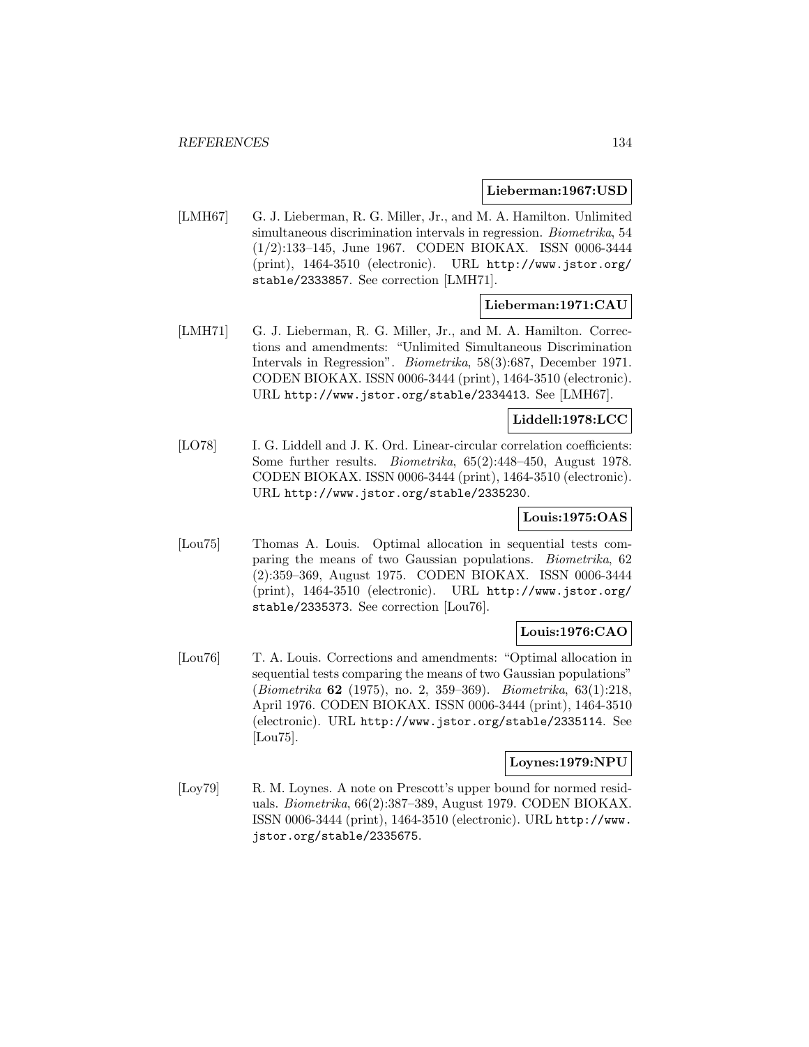**Lieberman:1967:USD**

[LMH67] G. J. Lieberman, R. G. Miller, Jr., and M. A. Hamilton. Unlimited simultaneous discrimination intervals in regression. *Biometrika*, 54 (1/2):133–145, June 1967. CODEN BIOKAX. ISSN 0006-3444 (print), 1464-3510 (electronic). URL http://www.jstor.org/stable/2333857. See correction [LMH71].

**Lieberman:1971:CAU**

[LMH71] G. J. Lieberman, R. G. Miller, Jr., and M. A. Hamilton. Corrections and amendments: "Unlimited Simultaneous Discrimination Intervals in Regression". *Biometrika*, 58(3):687, December 1971. CODEN BIOKAX. ISSN 0006-3444 (print), 1464-3510 (electronic). URL http://www.jstor.org/stable/2334413. See [LMH67].

**Liddell:1978:LCC**

[LO78] I. G. Liddell and J. K. Ord. Linear-circular correlation coefficients: Some further results. *Biometrika*, 65(2):448–450, August 1978. CODEN BIOKAX. ISSN 0006-3444 (print), 1464-3510 (electronic). URL http://www.jstor.org/stable/2335230.

**Louis:1975:OAS**

[Lou75] Thomas A. Louis. Optimal allocation in sequential tests comparing the means of two Gaussian populations. *Biometrika*, 62 (2):359–369, August 1975. CODEN BIOKAX. ISSN 0006-3444 (print), 1464-3510 (electronic). URL http://www.jstor.org/stable/2335373. See correction [Lou76].

**Louis:1976:CAO**

[Lou76] T. A. Louis. Corrections and amendments: "Optimal allocation in sequential tests comparing the means of two Gaussian populations" (*Biometrika* **62** (1975), no. 2, 359–369). *Biometrika*, 63(1):218, April 1976. CODEN BIOKAX. ISSN 0006-3444 (print), 1464-3510 (electronic). URL http://www.jstor.org/stable/2335114. See [Lou75].

**Loynes:1979:NPU**

[Loy79] R. M. Loynes. A note on Prescott's upper bound for normed residuals. *Biometrika*, 66(2):387–389, August 1979. CODEN BIOKAX. ISSN 0006-3444 (print), 1464-3510 (electronic). URL http://www.jstor.org/stable/2335675.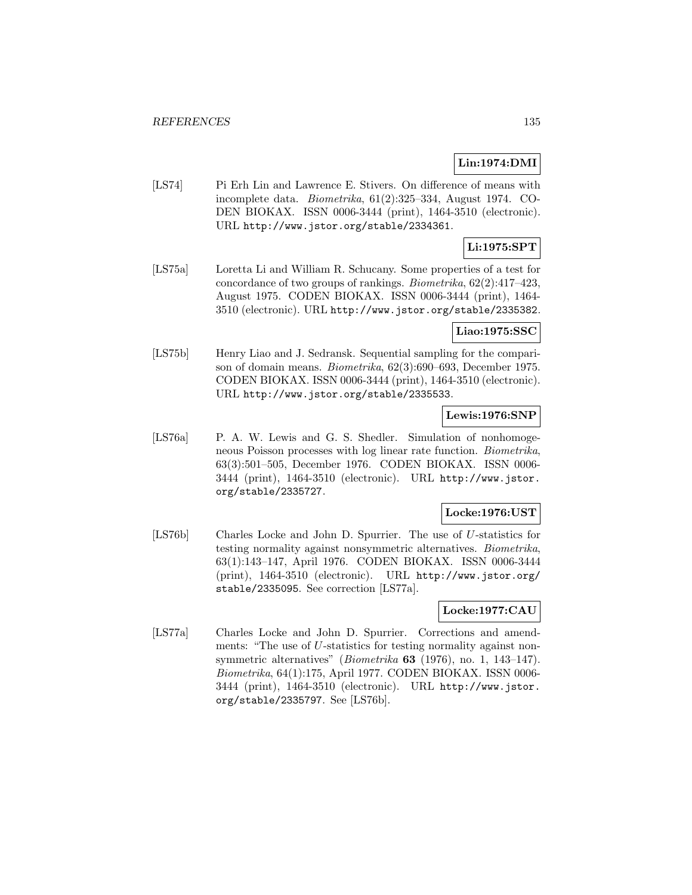**Lin:1974:DMI**

[LS74] Pi Erh Lin and Lawrence E. Stivers. On difference of means with incomplete data. *Biometrika*, 61(2):325–334, August 1974. CODEN BIOKAX. ISSN 0006-3444 (print), 1464-3510 (electronic). URL http://www.jstor.org/stable/2334361.

**Li:1975:SPT**

[LS75a] Loretta Li and William R. Schucany. Some properties of a test for concordance of two groups of rankings. *Biometrika*, 62(2):417–423, August 1975. CODEN BIOKAX. ISSN 0006-3444 (print), 1464-3510 (electronic). URL http://www.jstor.org/stable/2335382.

**Liao:1975:SSC**

[LS75b] Henry Liao and J. Sedransk. Sequential sampling for the comparison of domain means. *Biometrika*, 62(3):690–693, December 1975. CODEN BIOKAX. ISSN 0006-3444 (print), 1464-3510 (electronic). URL http://www.jstor.org/stable/2335533.

**Lewis:1976:SNP**

[LS76a] P. A. W. Lewis and G. S. Shedler. Simulation of nonhomogeneous Poisson processes with log linear rate function. *Biometrika*, 63(3):501–505, December 1976. CODEN BIOKAX. ISSN 0006-3444 (print), 1464-3510 (electronic). URL http://www.jstor.org/stable/2335727.

**Locke:1976:UST**

[LS76b] Charles Locke and John D. Spurrier. The use of $U$-statistics for testing normality against nonsymmetric alternatives. *Biometrika*, 63(1):143–147, April 1976. CODEN BIOKAX. ISSN 0006-3444 (print), 1464-3510 (electronic). URL http://www.jstor.org/stable/2335095. See correction [LS77a].

**Locke:1977:CAU**

[LS77a] Charles Locke and John D. Spurrier. Corrections and amendments: "The use of $U$-statistics for testing normality against nonsymmetric alternatives" (*Biometrika* **63** (1976), no. 1, 143–147). *Biometrika*, 64(1):175, April 1977. CODEN BIOKAX. ISSN 0006-3444 (print), 1464-3510 (electronic). URL http://www.jstor.org/stable/2335797. See [LS76b].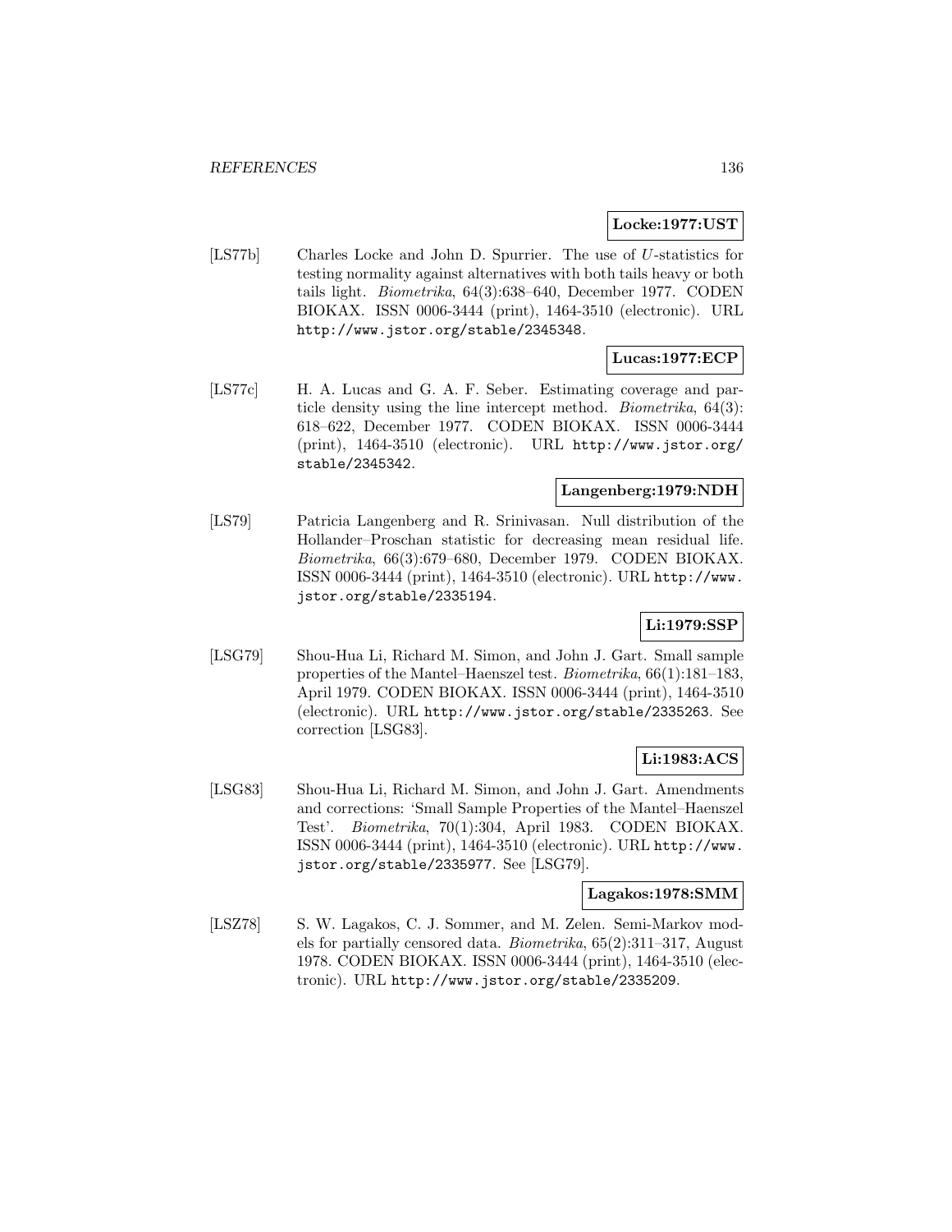**Locke:1977:UST**

[LS77b] Charles Locke and John D. Spurrier. The use of $U$-statistics for testing normality against alternatives with both tails heavy or both tails light. *Biometrika*, 64(3):638–640, December 1977. CODEN BIOKAX. ISSN 0006-3444 (print), 1464-3510 (electronic). URL http://www.jstor.org/stable/2345348.

**Lucas:1977:ECP**

[LS77c] H. A. Lucas and G. A. F. Seber. Estimating coverage and particle density using the line intercept method. *Biometrika*, 64(3): 618–622, December 1977. CODEN BIOKAX. ISSN 0006-3444 (print), 1464-3510 (electronic). URL http://www.jstor.org/stable/2345342.

**Langenberg:1979:NDH**

[LS79] Patricia Langenberg and R. Srinivasan. Null distribution of the Hollander–Proschan statistic for decreasing mean residual life. *Biometrika*, 66(3):679–680, December 1979. CODEN BIOKAX. ISSN 0006-3444 (print), 1464-3510 (electronic). URL http://www.jstor.org/stable/2335194.

**Li:1979:SSP**

[LSG79] Shou-Hua Li, Richard M. Simon, and John J. Gart. Small sample properties of the Mantel–Haenszel test. *Biometrika*, 66(1):181–183, April 1979. CODEN BIOKAX. ISSN 0006-3444 (print), 1464-3510 (electronic). URL http://www.jstor.org/stable/2335263. See correction [LSG83].

**Li:1983:ACS**

[LSG83] Shou-Hua Li, Richard M. Simon, and John J. Gart. Amendments and corrections: 'Small Sample Properties of the Mantel–Haenszel Test'. *Biometrika*, 70(1):304, April 1983. CODEN BIOKAX. ISSN 0006-3444 (print), 1464-3510 (electronic). URL http://www.jstor.org/stable/2335977. See [LSG79].

**Lagakos:1978:SMM**

[LSZ78] S. W. Lagakos, C. J. Sommer, and M. Zelen. Semi-Markov models for partially censored data. *Biometrika*, 65(2):311–317, August 1978. CODEN BIOKAX. ISSN 0006-3444 (print), 1464-3510 (electronic). URL http://www.jstor.org/stable/2335209.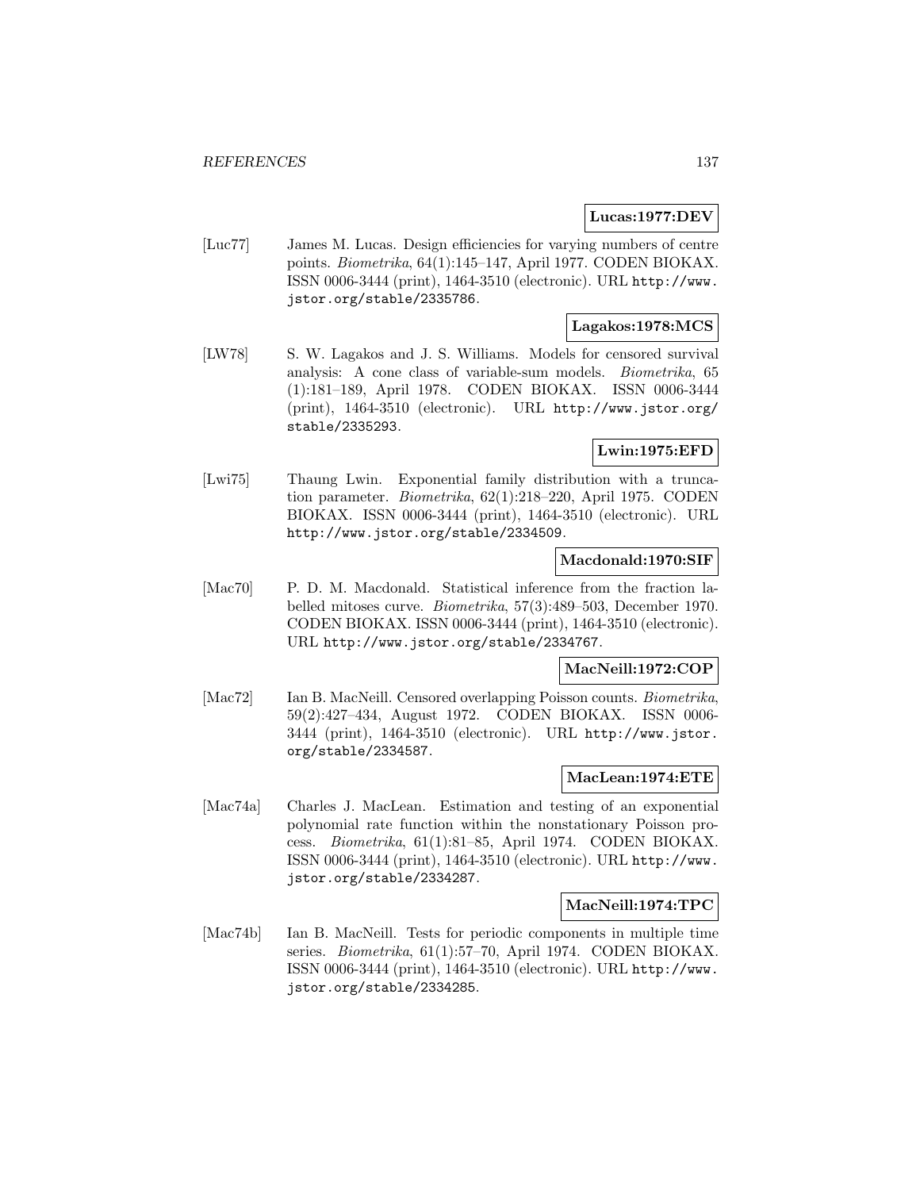**Lucas:1977:DEV**

[Luc77] James M. Lucas. Design efficiencies for varying numbers of centre points. *Biometrika*, 64(1):145–147, April 1977. CODEN BIOKAX. ISSN 0006-3444 (print), 1464-3510 (electronic). URL http://www.jstor.org/stable/2335786.

**Lagakos:1978:MCS**

[LW78] S. W. Lagakos and J. S. Williams. Models for censored survival analysis: A cone class of variable-sum models. *Biometrika*, 65 (1):181–189, April 1978. CODEN BIOKAX. ISSN 0006-3444 (print), 1464-3510 (electronic). URL http://www.jstor.org/stable/2335293.

**Lwin:1975:EFD**

[Lwi75] Thaung Lwin. Exponential family distribution with a truncation parameter. *Biometrika*, 62(1):218–220, April 1975. CODEN BIOKAX. ISSN 0006-3444 (print), 1464-3510 (electronic). URL http://www.jstor.org/stable/2334509.

**Macdonald:1970:SIF**

[Mac70] P. D. M. Macdonald. Statistical inference from the fraction labelled mitoses curve. *Biometrika*, 57(3):489–503, December 1970. CODEN BIOKAX. ISSN 0006-3444 (print), 1464-3510 (electronic). URL http://www.jstor.org/stable/2334767.

**MacNeill:1972:COP**

[Mac72] Ian B. MacNeill. Censored overlapping Poisson counts. *Biometrika*, 59(2):427–434, August 1972. CODEN BIOKAX. ISSN 0006-3444 (print), 1464-3510 (electronic). URL http://www.jstor.org/stable/2334587.

**MacLean:1974:ETE**

[Mac74a] Charles J. MacLean. Estimation and testing of an exponential polynomial rate function within the nonstationary Poisson process. *Biometrika*, 61(1):81–85, April 1974. CODEN BIOKAX. ISSN 0006-3444 (print), 1464-3510 (electronic). URL http://www.jstor.org/stable/2334287.

**MacNeill:1974:TPC**

[Mac74b] Ian B. MacNeill. Tests for periodic components in multiple time series. *Biometrika*, 61(1):57–70, April 1974. CODEN BIOKAX. ISSN 0006-3444 (print), 1464-3510 (electronic). URL http://www.jstor.org/stable/2334285.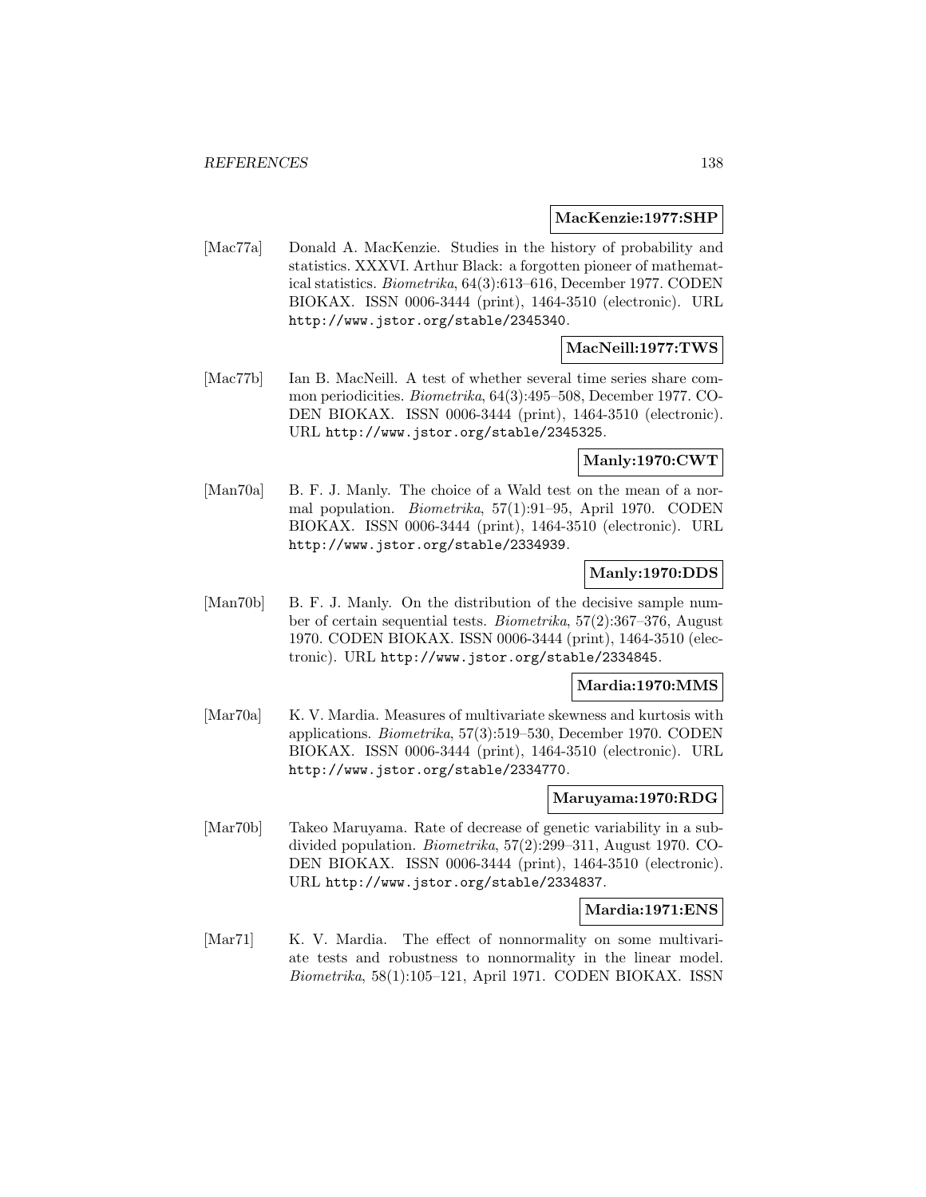**MacKenzie:1977:SHP**

[Mac77a] Donald A. MacKenzie. Studies in the history of probability and statistics. XXXVI. Arthur Black: a forgotten pioneer of mathematical statistics. *Biometrika*, 64(3):613–616, December 1977. CODEN BIOKAX. ISSN 0006-3444 (print), 1464-3510 (electronic). URL http://www.jstor.org/stable/2345340.

**MacNeill:1977:TWS**

[Mac77b] Ian B. MacNeill. A test of whether several time series share common periodicities. *Biometrika*, 64(3):495–508, December 1977. CODEN BIOKAX. ISSN 0006-3444 (print), 1464-3510 (electronic). URL http://www.jstor.org/stable/2345325.

**Manly:1970:CWT**

[Man70a] B. F. J. Manly. The choice of a Wald test on the mean of a normal population. *Biometrika*, 57(1):91–95, April 1970. CODEN BIOKAX. ISSN 0006-3444 (print), 1464-3510 (electronic). URL http://www.jstor.org/stable/2334939.

**Manly:1970:DDS**

[Man70b] B. F. J. Manly. On the distribution of the decisive sample number of certain sequential tests. *Biometrika*, 57(2):367–376, August 1970. CODEN BIOKAX. ISSN 0006-3444 (print), 1464-3510 (electronic). URL http://www.jstor.org/stable/2334845.

**Mardia:1970:MMS**

[Mar70a] K. V. Mardia. Measures of multivariate skewness and kurtosis with applications. *Biometrika*, 57(3):519–530, December 1970. CODEN BIOKAX. ISSN 0006-3444 (print), 1464-3510 (electronic). URL http://www.jstor.org/stable/2334770.

**Maruyama:1970:RDG**

[Mar70b] Takeo Maruyama. Rate of decrease of genetic variability in a subdivided population. *Biometrika*, 57(2):299–311, August 1970. CODEN BIOKAX. ISSN 0006-3444 (print), 1464-3510 (electronic). URL http://www.jstor.org/stable/2334837.

**Mardia:1971:ENS**

[Mar71] K. V. Mardia. The effect of nonnormality on some multivariate tests and robustness to nonnormality in the linear model. *Biometrika*, 58(1):105–121, April 1971. CODEN BIOKAX. ISSN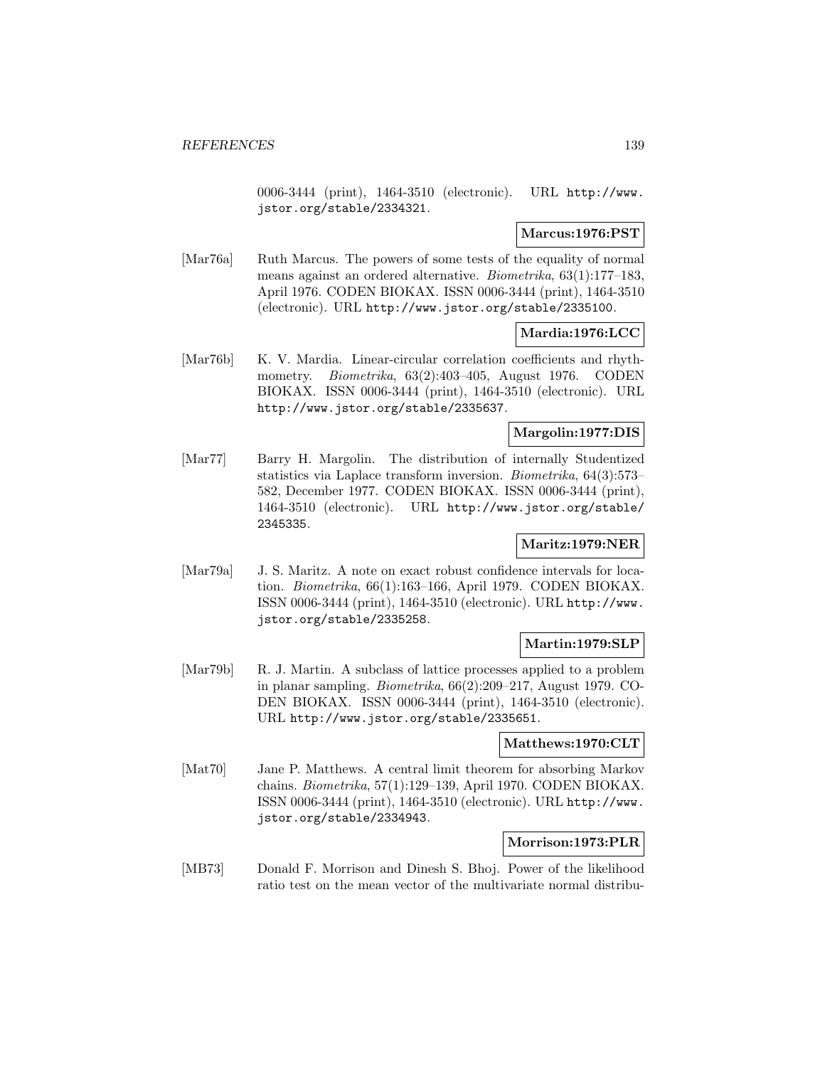0006-3444 (print), 1464-3510 (electronic). URL http://www.jstor.org/stable/2334321.

**Marcus:1976:PST**

[Mar76a] Ruth Marcus. The powers of some tests of the equality of normal means against an ordered alternative. *Biometrika*, 63(1):177–183, April 1976. CODEN BIOKAX. ISSN 0006-3444 (print), 1464-3510 (electronic). URL http://www.jstor.org/stable/2335100.

**Mardia:1976:LCC**

[Mar76b] K. V. Mardia. Linear-circular correlation coefficients and rhythmometry. *Biometrika*, 63(2):403–405, August 1976. CODEN BIOKAX. ISSN 0006-3444 (print), 1464-3510 (electronic). URL http://www.jstor.org/stable/2335637.

**Margolin:1977:DIS**

[Mar77] Barry H. Margolin. The distribution of internally Studentized statistics via Laplace transform inversion. *Biometrika*, 64(3):573–582, December 1977. CODEN BIOKAX. ISSN 0006-3444 (print), 1464-3510 (electronic). URL http://www.jstor.org/stable/2345335.

**Maritz:1979:NER**

[Mar79a] J. S. Maritz. A note on exact robust confidence intervals for location. *Biometrika*, 66(1):163–166, April 1979. CODEN BIOKAX. ISSN 0006-3444 (print), 1464-3510 (electronic). URL http://www.jstor.org/stable/2335258.

**Martin:1979:SLP**

[Mar79b] R. J. Martin. A subclass of lattice processes applied to a problem in planar sampling. *Biometrika*, 66(2):209–217, August 1979. CODEN BIOKAX. ISSN 0006-3444 (print), 1464-3510 (electronic). URL http://www.jstor.org/stable/2335651.

**Matthews:1970:CLT**

[Mat70] Jane P. Matthews. A central limit theorem for absorbing Markov chains. *Biometrika*, 57(1):129–139, April 1970. CODEN BIOKAX. ISSN 0006-3444 (print), 1464-3510 (electronic). URL http://www.jstor.org/stable/2334943.

**Morrison:1973:PLR**

[MB73] Donald F. Morrison and Dinesh S. Bhoj. Power of the likelihood ratio test on the mean vector of the multivariate normal distribu-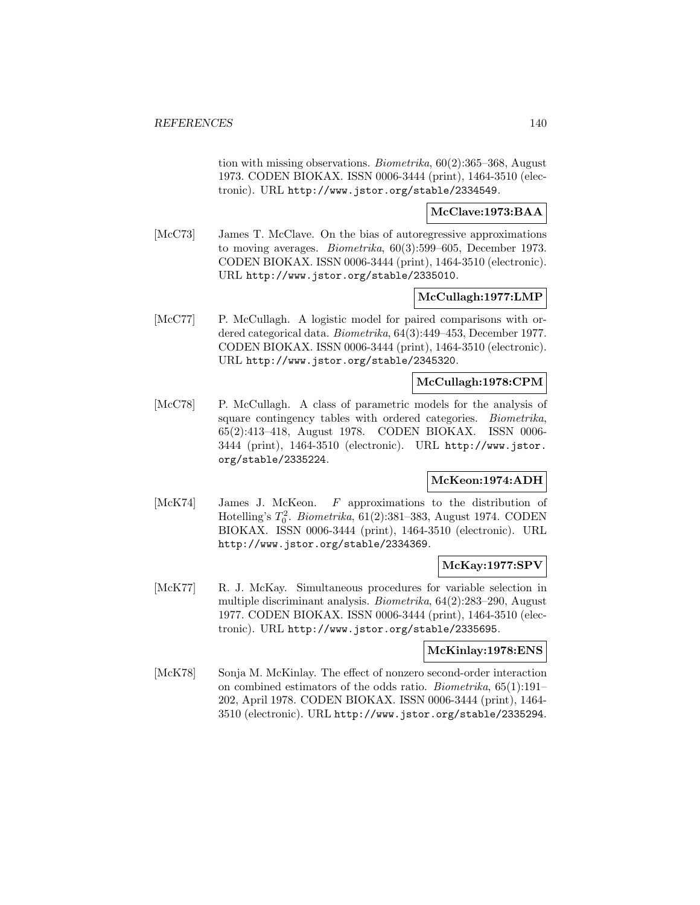tion with missing observations. *Biometrika*, 60(2):365–368, August 1973. CODEN BIOKAX. ISSN 0006-3444 (print), 1464-3510 (electronic). URL http://www.jstor.org/stable/2334549.

**McClave:1973:BAA**

[McC73] James T. McClave. On the bias of autoregressive approximations to moving averages. *Biometrika*, 60(3):599–605, December 1973. CODEN BIOKAX. ISSN 0006-3444 (print), 1464-3510 (electronic). URL http://www.jstor.org/stable/2335010.

**McCullagh:1977:LMP**

[McC77] P. McCullagh. A logistic model for paired comparisons with ordered categorical data. *Biometrika*, 64(3):449–453, December 1977. CODEN BIOKAX. ISSN 0006-3444 (print), 1464-3510 (electronic). URL http://www.jstor.org/stable/2345320.

**McCullagh:1978:CPM**

[McC78] P. McCullagh. A class of parametric models for the analysis of square contingency tables with ordered categories. *Biometrika*, 65(2):413–418, August 1978. CODEN BIOKAX. ISSN 0006-3444 (print), 1464-3510 (electronic). URL http://www.jstor.org/stable/2335224.

**McKeon:1974:ADH**

[McK74] James J. McKeon. $F$ approximations to the distribution of Hotelling's $T_0^2$. *Biometrika*, 61(2):381–383, August 1974. CODEN BIOKAX. ISSN 0006-3444 (print), 1464-3510 (electronic). URL http://www.jstor.org/stable/2334369.

**McKay:1977:SPV**

[McK77] R. J. McKay. Simultaneous procedures for variable selection in multiple discriminant analysis. *Biometrika*, 64(2):283–290, August 1977. CODEN BIOKAX. ISSN 0006-3444 (print), 1464-3510 (electronic). URL http://www.jstor.org/stable/2335695.

**McKinlay:1978:ENS**

[McK78] Sonja M. McKinlay. The effect of nonzero second-order interaction on combined estimators of the odds ratio. *Biometrika*, 65(1):191–202, April 1978. CODEN BIOKAX. ISSN 0006-3444 (print), 1464-3510 (electronic). URL http://www.jstor.org/stable/2335294.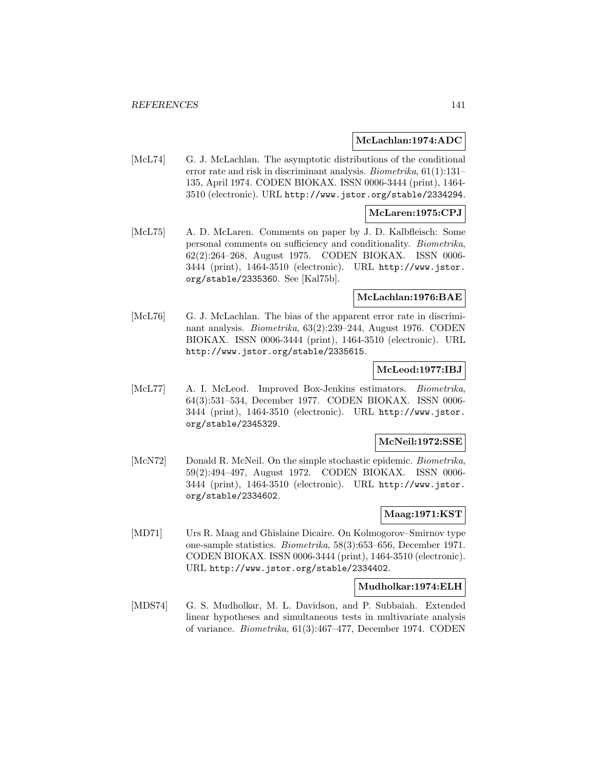**McLachlan:1974:ADC**

[McL74] G. J. McLachlan. The asymptotic distributions of the conditional error rate and risk in discriminant analysis. *Biometrika*, 61(1):131–135, April 1974. CODEN BIOKAX. ISSN 0006-3444 (print), 1464-3510 (electronic). URL http://www.jstor.org/stable/2334294.

**McLaren:1975:CPJ**

[McL75] A. D. McLaren. Comments on paper by J. D. Kalbfleisch: Some personal comments on sufficiency and conditionality. *Biometrika*, 62(2):264–268, August 1975. CODEN BIOKAX. ISSN 0006-3444 (print), 1464-3510 (electronic). URL http://www.jstor.org/stable/2335360. See [Kal75b].

**McLachlan:1976:BAE**

[McL76] G. J. McLachlan. The bias of the apparent error rate in discriminant analysis. *Biometrika*, 63(2):239–244, August 1976. CODEN BIOKAX. ISSN 0006-3444 (print), 1464-3510 (electronic). URL http://www.jstor.org/stable/2335615.

**McLeod:1977:IBJ**

[McL77] A. I. McLeod. Improved Box-Jenkins estimators. *Biometrika*, 64(3):531–534, December 1977. CODEN BIOKAX. ISSN 0006-3444 (print), 1464-3510 (electronic). URL http://www.jstor.org/stable/2345329.

**McNeil:1972:SSE**

[McN72] Donald R. McNeil. On the simple stochastic epidemic. *Biometrika*, 59(2):494–497, August 1972. CODEN BIOKAX. ISSN 0006-3444 (print), 1464-3510 (electronic). URL http://www.jstor.org/stable/2334602.

**Maag:1971:KST**

[MD71] Urs R. Maag and Ghislaine Dicaire. On Kolmogorov–Smirnov type one-sample statistics. *Biometrika*, 58(3):653–656, December 1971. CODEN BIOKAX. ISSN 0006-3444 (print), 1464-3510 (electronic). URL http://www.jstor.org/stable/2334402.

**Mudholkar:1974:ELH**

[MDS74] G. S. Mudholkar, M. L. Davidson, and P. Subbaiah. Extended linear hypotheses and simultaneous tests in multivariate analysis of variance. *Biometrika*, 61(3):467–477, December 1974. CODEN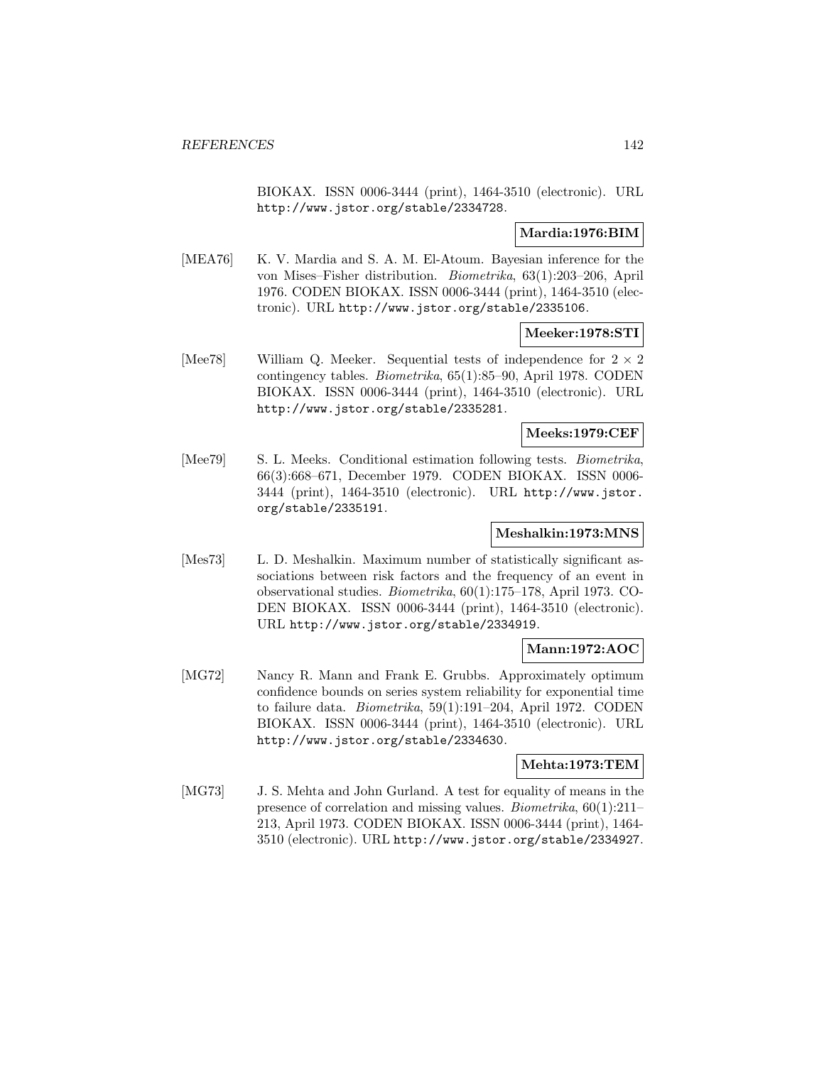BIOKAX. ISSN 0006-3444 (print), 1464-3510 (electronic). URL http://www.jstor.org/stable/2334728.

**Mardia:1976:BIM**

[MEA76] K. V. Mardia and S. A. M. El-Atoum. Bayesian inference for the von Mises–Fisher distribution. *Biometrika*, 63(1):203–206, April 1976. CODEN BIOKAX. ISSN 0006-3444 (print), 1464-3510 (electronic). URL http://www.jstor.org/stable/2335106.

**Meeker:1978:STI**

[Mee78] William Q. Meeker. Sequential tests of independence for $2 \times 2$ contingency tables. *Biometrika*, 65(1):85–90, April 1978. CODEN BIOKAX. ISSN 0006-3444 (print), 1464-3510 (electronic). URL http://www.jstor.org/stable/2335281.

**Meeks:1979:CEF**

[Mee79] S. L. Meeks. Conditional estimation following tests. *Biometrika*, 66(3):668–671, December 1979. CODEN BIOKAX. ISSN 0006-3444 (print), 1464-3510 (electronic). URL http://www.jstor.org/stable/2335191.

**Meshalkin:1973:MNS**

[Mes73] L. D. Meshalkin. Maximum number of statistically significant associations between risk factors and the frequency of an event in observational studies. *Biometrika*, 60(1):175–178, April 1973. CODEN BIOKAX. ISSN 0006-3444 (print), 1464-3510 (electronic). URL http://www.jstor.org/stable/2334919.

**Mann:1972:AOC**

[MG72] Nancy R. Mann and Frank E. Grubbs. Approximately optimum confidence bounds on series system reliability for exponential time to failure data. *Biometrika*, 59(1):191–204, April 1972. CODEN BIOKAX. ISSN 0006-3444 (print), 1464-3510 (electronic). URL http://www.jstor.org/stable/2334630.

**Mehta:1973:TEM**

[MG73] J. S. Mehta and John Gurland. A test for equality of means in the presence of correlation and missing values. *Biometrika*, 60(1):211–213, April 1973. CODEN BIOKAX. ISSN 0006-3444 (print), 1464-3510 (electronic). URL http://www.jstor.org/stable/2334927.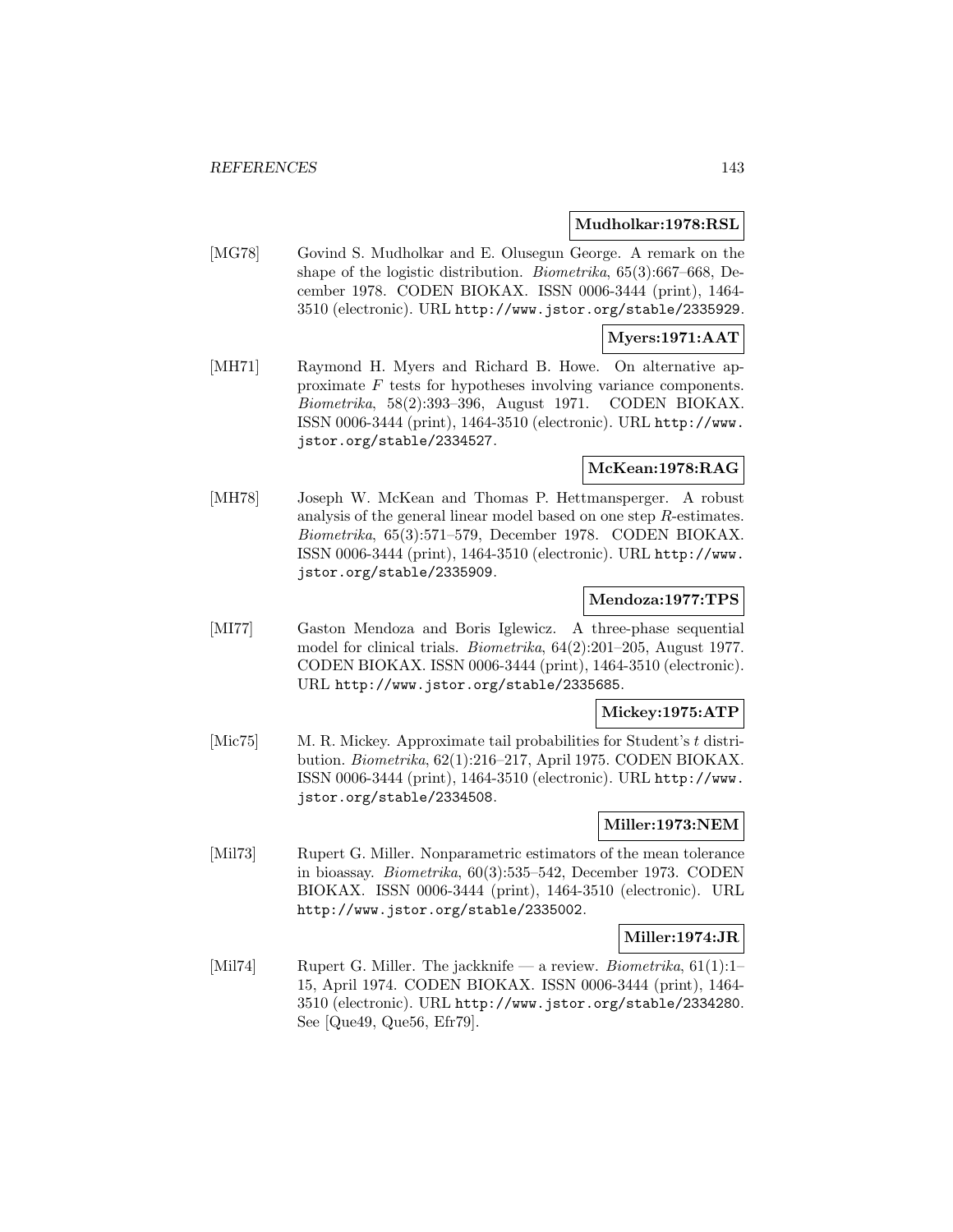**Mudholkar:1978:RSL**

[MG78] Govind S. Mudholkar and E. Olusegun George. A remark on the shape of the logistic distribution. *Biometrika*, 65(3):667–668, December 1978. CODEN BIOKAX. ISSN 0006-3444 (print), 1464-3510 (electronic). URL http://www.jstor.org/stable/2335929.

**Myers:1971:AAT**

[MH71] Raymond H. Myers and Richard B. Howe. On alternative approximate $F$ tests for hypotheses involving variance components. *Biometrika*, 58(2):393–396, August 1971. CODEN BIOKAX. ISSN 0006-3444 (print), 1464-3510 (electronic). URL http://www.jstor.org/stable/2334527.

**McKean:1978:RAG**

[MH78] Joseph W. McKean and Thomas P. Hettmansperger. A robust analysis of the general linear model based on one step $R$-estimates. *Biometrika*, 65(3):571–579, December 1978. CODEN BIOKAX. ISSN 0006-3444 (print), 1464-3510 (electronic). URL http://www.jstor.org/stable/2335909.

**Mendoza:1977:TPS**

[MI77] Gaston Mendoza and Boris Iglewicz. A three-phase sequential model for clinical trials. *Biometrika*, 64(2):201–205, August 1977. CODEN BIOKAX. ISSN 0006-3444 (print), 1464-3510 (electronic). URL http://www.jstor.org/stable/2335685.

**Mickey:1975:ATP**

[Mic75] M. R. Mickey. Approximate tail probabilities for Student's $t$ distribution. *Biometrika*, 62(1):216–217, April 1975. CODEN BIOKAX. ISSN 0006-3444 (print), 1464-3510 (electronic). URL http://www.jstor.org/stable/2334508.

**Miller:1973:NEM**

[Mil73] Rupert G. Miller. Nonparametric estimators of the mean tolerance in bioassay. *Biometrika*, 60(3):535–542, December 1973. CODEN BIOKAX. ISSN 0006-3444 (print), 1464-3510 (electronic). URL http://www.jstor.org/stable/2335002.

**Miller:1974:JR**

[Mil74] Rupert G. Miller. The jackknife — a review. *Biometrika*, 61(1):1–15, April 1974. CODEN BIOKAX. ISSN 0006-3444 (print), 1464-3510 (electronic). URL http://www.jstor.org/stable/2334280. See [Que49, Que56, Efr79].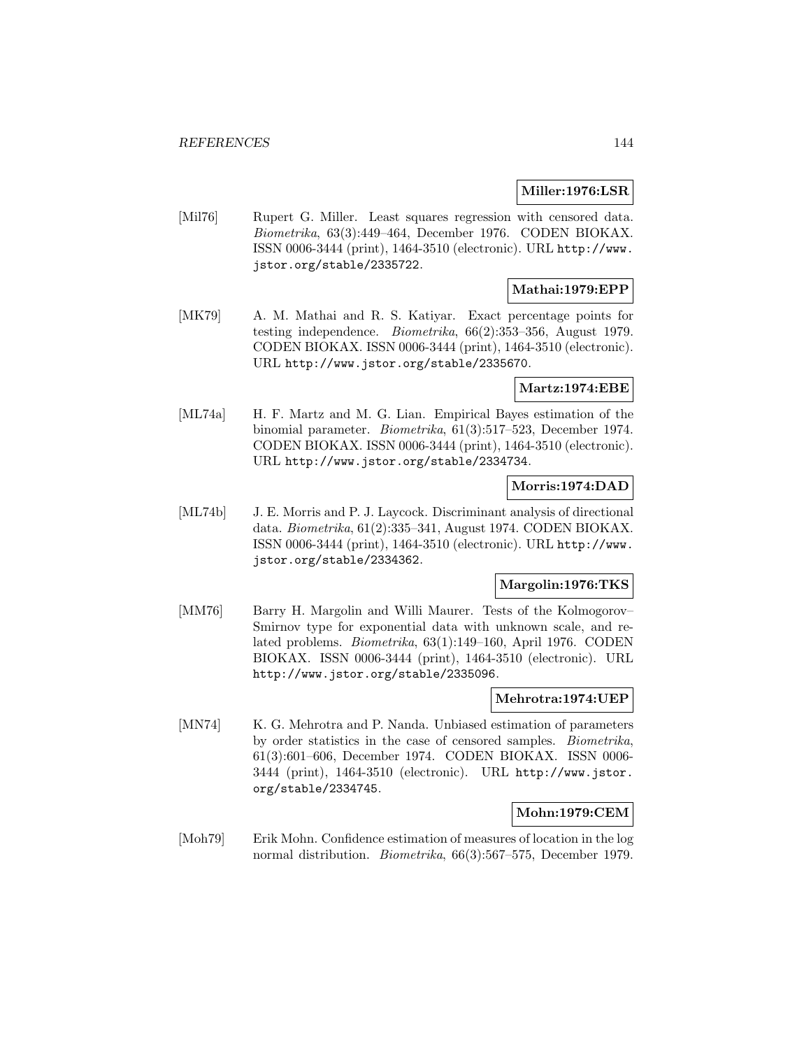**Miller:1976:LSR**

[Mil76] Rupert G. Miller. Least squares regression with censored data. *Biometrika*, 63(3):449–464, December 1976. CODEN BIOKAX. ISSN 0006-3444 (print), 1464-3510 (electronic). URL http://www.jstor.org/stable/2335722.

**Mathai:1979:EPP**

[MK79] A. M. Mathai and R. S. Katiyar. Exact percentage points for testing independence. *Biometrika*, 66(2):353–356, August 1979. CODEN BIOKAX. ISSN 0006-3444 (print), 1464-3510 (electronic). URL http://www.jstor.org/stable/2335670.

**Martz:1974:EBE**

[ML74a] H. F. Martz and M. G. Lian. Empirical Bayes estimation of the binomial parameter. *Biometrika*, 61(3):517–523, December 1974. CODEN BIOKAX. ISSN 0006-3444 (print), 1464-3510 (electronic). URL http://www.jstor.org/stable/2334734.

**Morris:1974:DAD**

[ML74b] J. E. Morris and P. J. Laycock. Discriminant analysis of directional data. *Biometrika*, 61(2):335–341, August 1974. CODEN BIOKAX. ISSN 0006-3444 (print), 1464-3510 (electronic). URL http://www.jstor.org/stable/2334362.

**Margolin:1976:TKS**

[MM76] Barry H. Margolin and Willi Maurer. Tests of the Kolmogorov–Smirnov type for exponential data with unknown scale, and related problems. *Biometrika*, 63(1):149–160, April 1976. CODEN BIOKAX. ISSN 0006-3444 (print), 1464-3510 (electronic). URL http://www.jstor.org/stable/2335096.

**Mehrotra:1974:UEP**

[MN74] K. G. Mehrotra and P. Nanda. Unbiased estimation of parameters by order statistics in the case of censored samples. *Biometrika*, 61(3):601–606, December 1974. CODEN BIOKAX. ISSN 0006-3444 (print), 1464-3510 (electronic). URL http://www.jstor.org/stable/2334745.

**Mohn:1979:CEM**

[Moh79] Erik Mohn. Confidence estimation of measures of location in the log normal distribution. *Biometrika*, 66(3):567–575, December 1979.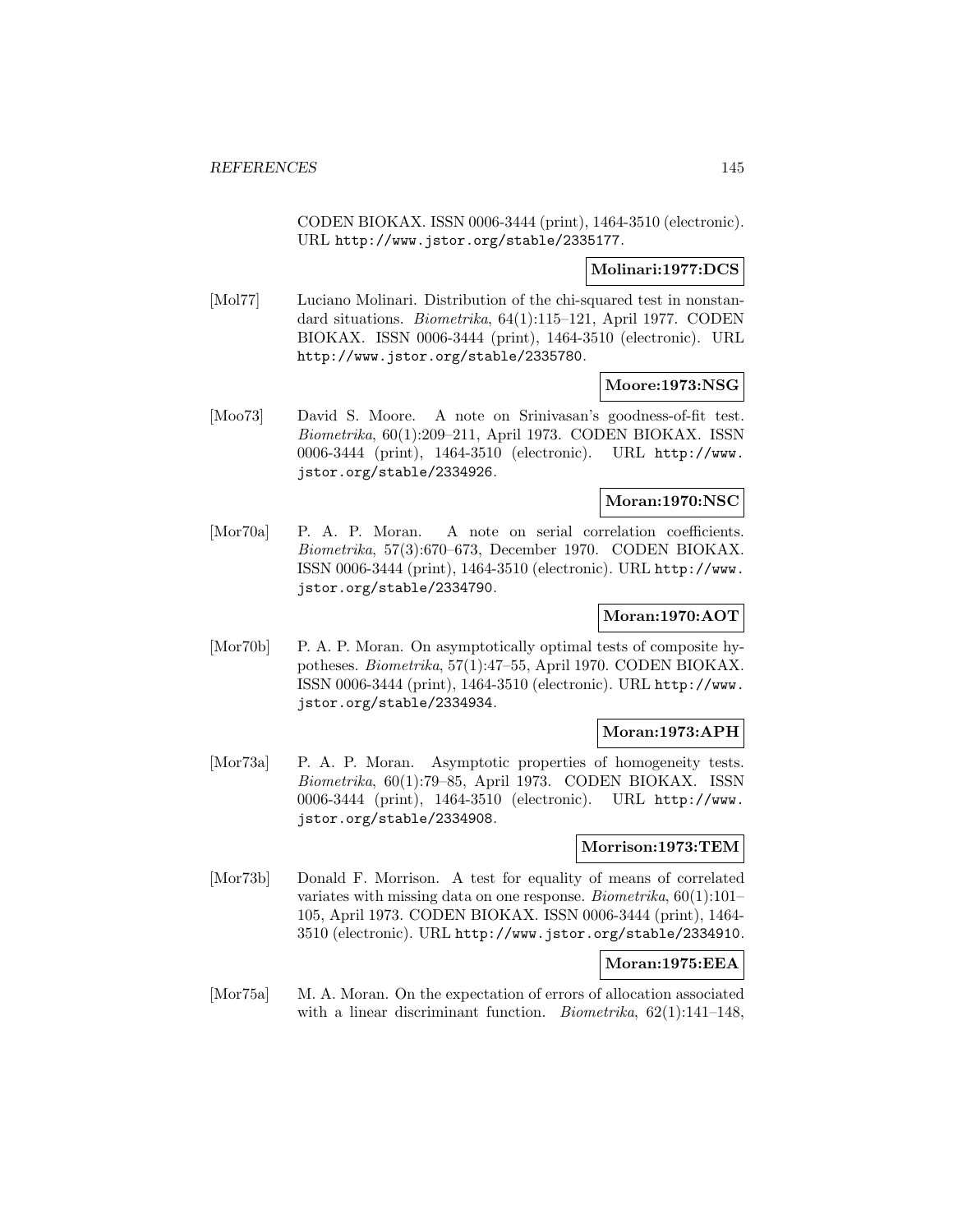CODEN BIOKAX. ISSN 0006-3444 (print), 1464-3510 (electronic). URL http://www.jstor.org/stable/2335177.

**Molinari:1977:DCS**

[Mol77] Luciano Molinari. Distribution of the chi-squared test in nonstandard situations. *Biometrika*, 64(1):115–121, April 1977. CODEN BIOKAX. ISSN 0006-3444 (print), 1464-3510 (electronic). URL http://www.jstor.org/stable/2335780.

**Moore:1973:NSG**

[Moo73] David S. Moore. A note on Srinivasan's goodness-of-fit test. *Biometrika*, 60(1):209–211, April 1973. CODEN BIOKAX. ISSN 0006-3444 (print), 1464-3510 (electronic). URL http://www.jstor.org/stable/2334926.

**Moran:1970:NSC**

[Mor70a] P. A. P. Moran. A note on serial correlation coefficients. *Biometrika*, 57(3):670–673, December 1970. CODEN BIOKAX. ISSN 0006-3444 (print), 1464-3510 (electronic). URL http://www.jstor.org/stable/2334790.

**Moran:1970:AOT**

[Mor70b] P. A. P. Moran. On asymptotically optimal tests of composite hypotheses. *Biometrika*, 57(1):47–55, April 1970. CODEN BIOKAX. ISSN 0006-3444 (print), 1464-3510 (electronic). URL http://www.jstor.org/stable/2334934.

**Moran:1973:APH**

[Mor73a] P. A. P. Moran. Asymptotic properties of homogeneity tests. *Biometrika*, 60(1):79–85, April 1973. CODEN BIOKAX. ISSN 0006-3444 (print), 1464-3510 (electronic). URL http://www.jstor.org/stable/2334908.

**Morrison:1973:TEM**

[Mor73b] Donald F. Morrison. A test for equality of means of correlated variates with missing data on one response. *Biometrika*, 60(1):101–105, April 1973. CODEN BIOKAX. ISSN 0006-3444 (print), 1464-3510 (electronic). URL http://www.jstor.org/stable/2334910.

**Moran:1975:EEA**

[Mor75a] M. A. Moran. On the expectation of errors of allocation associated with a linear discriminant function. *Biometrika*, 62(1):141–148,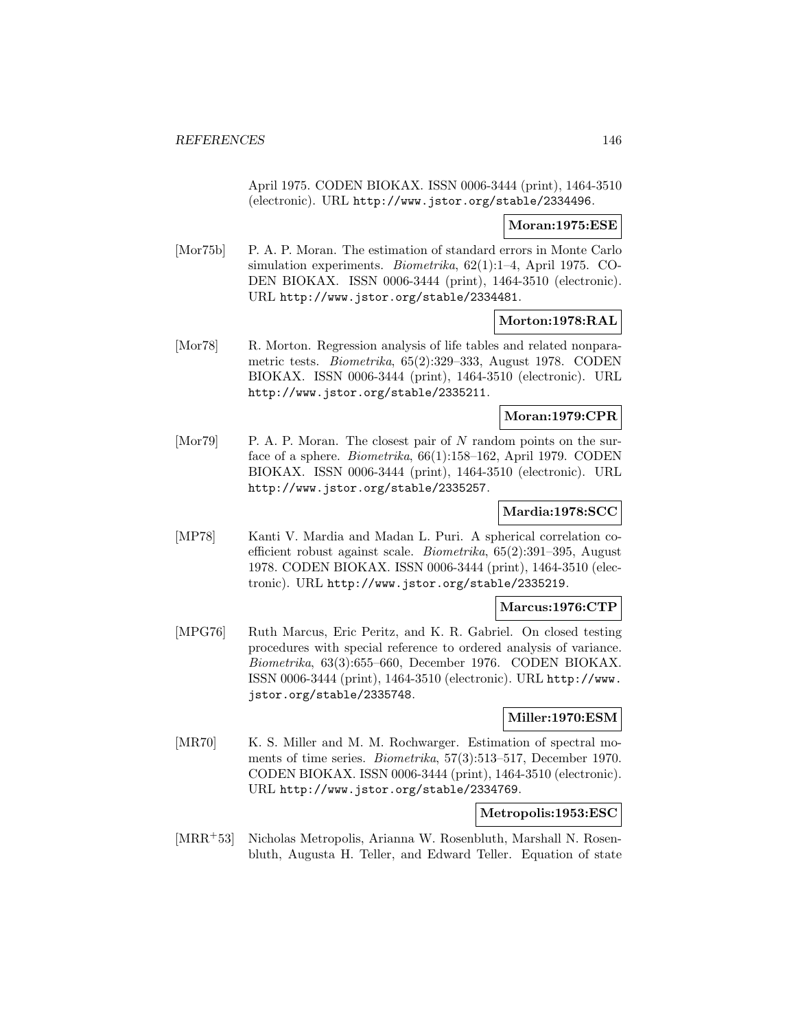April 1975. CODEN BIOKAX. ISSN 0006-3444 (print), 1464-3510 (electronic). URL http://www.jstor.org/stable/2334496.

**Moran:1975:ESE**

[Mor75b] P. A. P. Moran. The estimation of standard errors in Monte Carlo simulation experiments. *Biometrika*, 62(1):1–4, April 1975. CODEN BIOKAX. ISSN 0006-3444 (print), 1464-3510 (electronic). URL http://www.jstor.org/stable/2334481.

**Morton:1978:RAL**

[Mor78] R. Morton. Regression analysis of life tables and related nonparametric tests. *Biometrika*, 65(2):329–333, August 1978. CODEN BIOKAX. ISSN 0006-3444 (print), 1464-3510 (electronic). URL http://www.jstor.org/stable/2335211.

**Moran:1979:CPR**

[Mor79] P. A. P. Moran. The closest pair of $N$ random points on the surface of a sphere. *Biometrika*, 66(1):158–162, April 1979. CODEN BIOKAX. ISSN 0006-3444 (print), 1464-3510 (electronic). URL http://www.jstor.org/stable/2335257.

**Mardia:1978:SCC**

[MP78] Kanti V. Mardia and Madan L. Puri. A spherical correlation coefficient robust against scale. *Biometrika*, 65(2):391–395, August 1978. CODEN BIOKAX. ISSN 0006-3444 (print), 1464-3510 (electronic). URL http://www.jstor.org/stable/2335219.

**Marcus:1976:CTP**

[MPG76] Ruth Marcus, Eric Peritz, and K. R. Gabriel. On closed testing procedures with special reference to ordered analysis of variance. *Biometrika*, 63(3):655–660, December 1976. CODEN BIOKAX. ISSN 0006-3444 (print), 1464-3510 (electronic). URL http://www.jstor.org/stable/2335748.

**Miller:1970:ESM**

[MR70] K. S. Miller and M. M. Rochwarger. Estimation of spectral moments of time series. *Biometrika*, 57(3):513–517, December 1970. CODEN BIOKAX. ISSN 0006-3444 (print), 1464-3510 (electronic). URL http://www.jstor.org/stable/2334769.

**Metropolis:1953:ESC**

[MRR+53] Nicholas Metropolis, Arianna W. Rosenbluth, Marshall N. Rosenbluth, Augusta H. Teller, and Edward Teller. Equation of state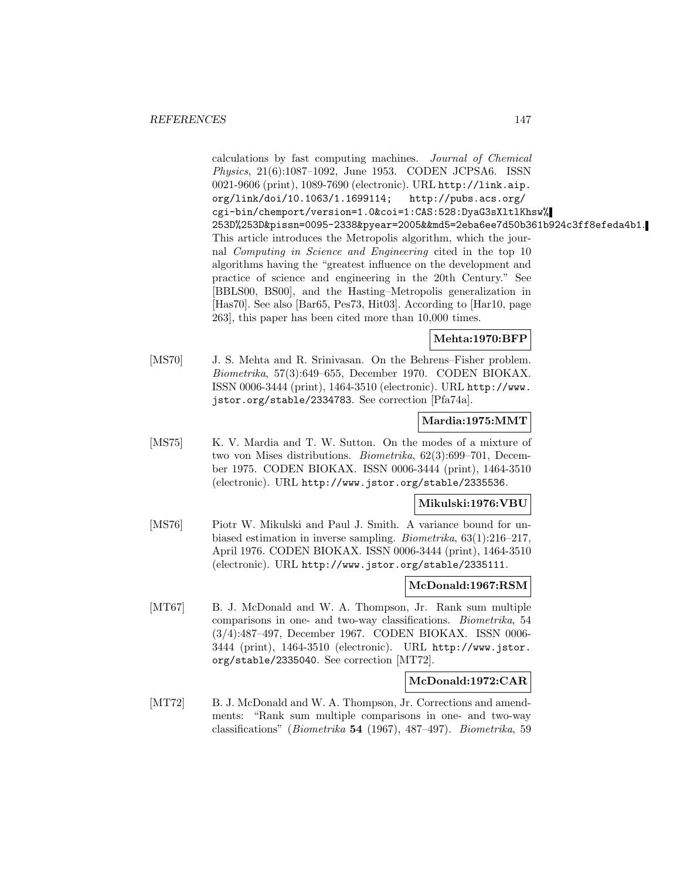calculations by fast computing machines. *Journal of Chemical Physics*, 21(6):1087–1092, June 1953. CODEN JCPSA6. ISSN 0021-9606 (print), 1089-7690 (electronic). URL http://link.aip.org/link/doi/10.1063/1.1699114; http://pubs.acs.org/cgi-bin/chemport/version=1.0&coi=1:CAS:528:DyaG3sXltlKhsw%253D%253D&pissn=0095-2338&pyear=2005&&md5=2eba6ee7d50b361b924c3ff8efeda4b1. This article introduces the Metropolis algorithm, which the journal *Computing in Science and Engineering* cited in the top 10 algorithms having the "greatest influence on the development and practice of science and engineering in the 20th Century." See [BBLS00, BS00], and the Hasting–Metropolis generalization in [Has70]. See also [Bar65, Pes73, Hit03]. According to [Har10, page 263], this paper has been cited more than 10,000 times.

**Mehta:1970:BFP**

[MS70] J. S. Mehta and R. Srinivasan. On the Behrens–Fisher problem. *Biometrika*, 57(3):649–655, December 1970. CODEN BIOKAX. ISSN 0006-3444 (print), 1464-3510 (electronic). URL http://www.jstor.org/stable/2334783. See correction [Pfa74a].

**Mardia:1975:MMT**

[MS75] K. V. Mardia and T. W. Sutton. On the modes of a mixture of two von Mises distributions. *Biometrika*, 62(3):699–701, December 1975. CODEN BIOKAX. ISSN 0006-3444 (print), 1464-3510 (electronic). URL http://www.jstor.org/stable/2335536.

**Mikulski:1976:VBU**

[MS76] Piotr W. Mikulski and Paul J. Smith. A variance bound for unbiased estimation in inverse sampling. *Biometrika*, 63(1):216–217, April 1976. CODEN BIOKAX. ISSN 0006-3444 (print), 1464-3510 (electronic). URL http://www.jstor.org/stable/2335111.

**McDonald:1967:RSM**

[MT67] B. J. McDonald and W. A. Thompson, Jr. Rank sum multiple comparisons in one- and two-way classifications. *Biometrika*, 54 (3/4):487–497, December 1967. CODEN BIOKAX. ISSN 0006-3444 (print), 1464-3510 (electronic). URL http://www.jstor.org/stable/2335040. See correction [MT72].

**McDonald:1972:CAR**

[MT72] B. J. McDonald and W. A. Thompson, Jr. Corrections and amendments: "Rank sum multiple comparisons in one- and two-way classifications" (*Biometrika* **54** (1967), 487–497). *Biometrika*, 59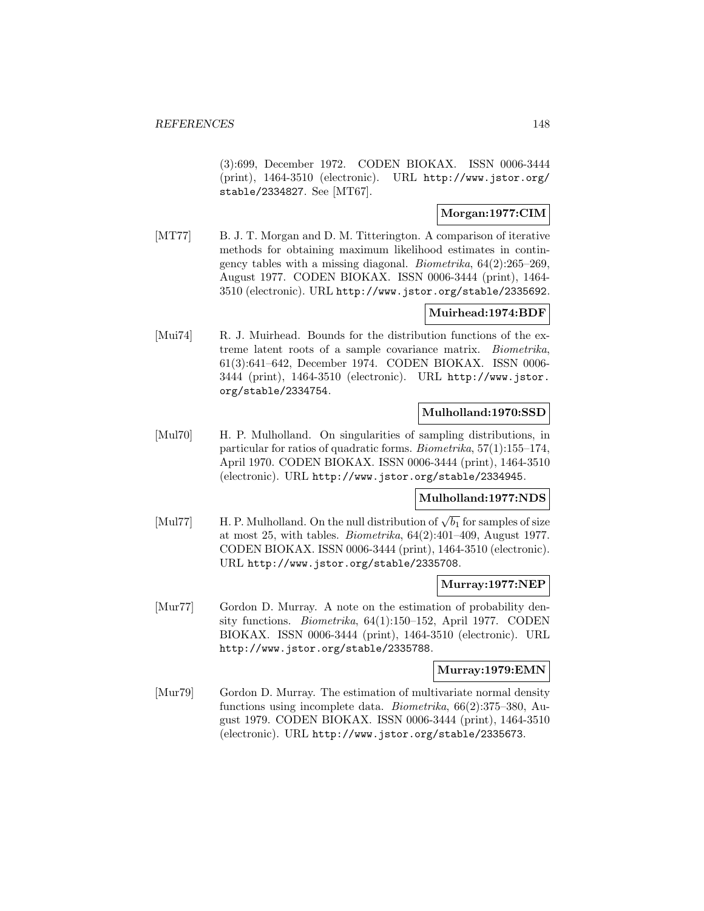(3):699, December 1972. CODEN BIOKAX. ISSN 0006-3444 (print), 1464-3510 (electronic). URL http://www.jstor.org/stable/2334827. See [MT67].

**Morgan:1977:CIM**

[MT77] B. J. T. Morgan and D. M. Titterington. A comparison of iterative methods for obtaining maximum likelihood estimates in contingency tables with a missing diagonal. *Biometrika*, 64(2):265–269, August 1977. CODEN BIOKAX. ISSN 0006-3444 (print), 1464-3510 (electronic). URL http://www.jstor.org/stable/2335692.

**Muirhead:1974:BDF**

[Mui74] R. J. Muirhead. Bounds for the distribution functions of the extreme latent roots of a sample covariance matrix. *Biometrika*, 61(3):641–642, December 1974. CODEN BIOKAX. ISSN 0006-3444 (print), 1464-3510 (electronic). URL http://www.jstor.org/stable/2334754.

**Mulholland:1970:SSD**

[Mul70] H. P. Mulholland. On singularities of sampling distributions, in particular for ratios of quadratic forms. *Biometrika*, 57(1):155–174, April 1970. CODEN BIOKAX. ISSN 0006-3444 (print), 1464-3510 (electronic). URL http://www.jstor.org/stable/2334945.

**Mulholland:1977:NDS**

[Mul77] H. P. Mulholland. On the null distribution of $\sqrt{b_1}$ for samples of size at most 25, with tables. *Biometrika*, 64(2):401–409, August 1977. CODEN BIOKAX. ISSN 0006-3444 (print), 1464-3510 (electronic). URL http://www.jstor.org/stable/2335708.

**Murray:1977:NEP**

[Mur77] Gordon D. Murray. A note on the estimation of probability density functions. *Biometrika*, 64(1):150–152, April 1977. CODEN BIOKAX. ISSN 0006-3444 (print), 1464-3510 (electronic). URL http://www.jstor.org/stable/2335788.

**Murray:1979:EMN**

[Mur79] Gordon D. Murray. The estimation of multivariate normal density functions using incomplete data. *Biometrika*, 66(2):375–380, August 1979. CODEN BIOKAX. ISSN 0006-3444 (print), 1464-3510 (electronic). URL http://www.jstor.org/stable/2335673.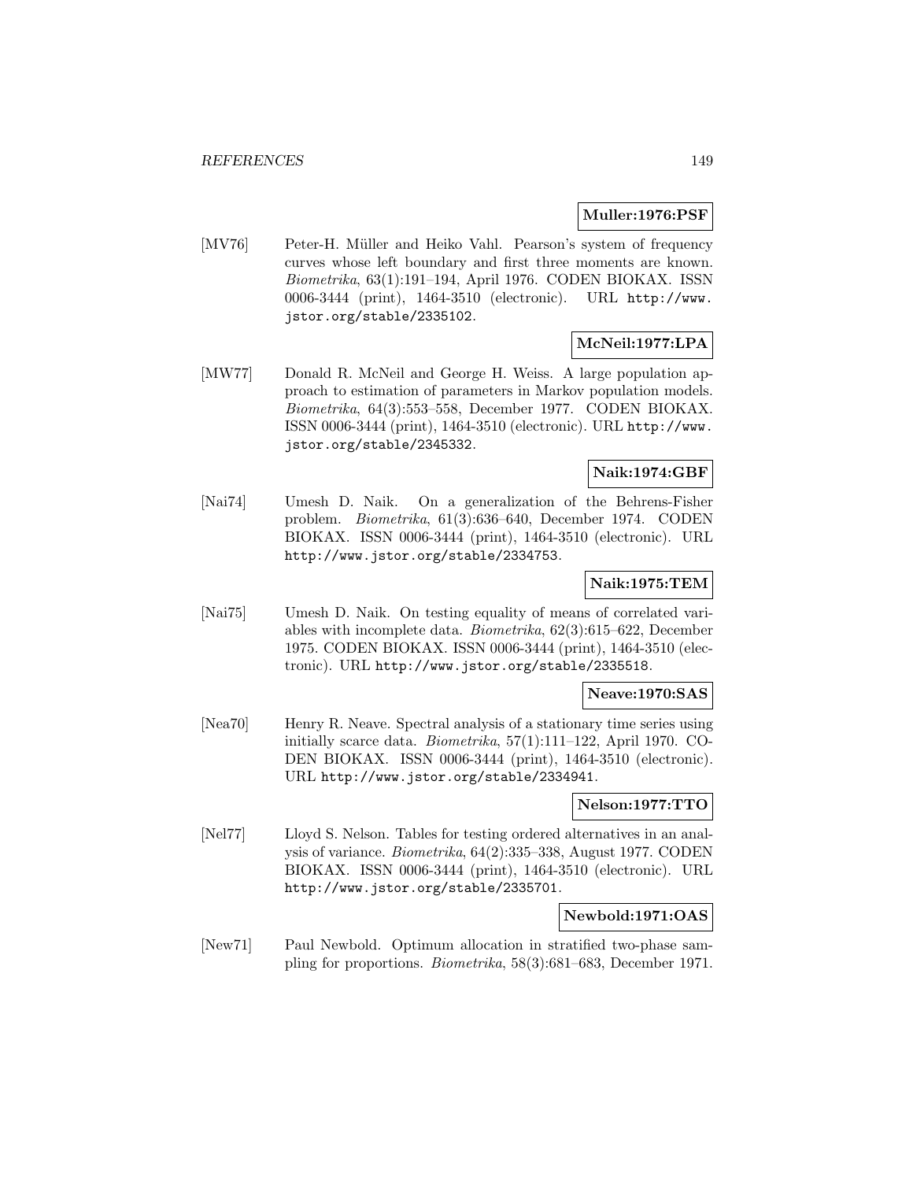**Muller:1976:PSF**

[MV76] Peter-H. Müller and Heiko Vahl. Pearson's system of frequency curves whose left boundary and first three moments are known. *Biometrika*, 63(1):191–194, April 1976. CODEN BIOKAX. ISSN 0006-3444 (print), 1464-3510 (electronic). URL http://www.jstor.org/stable/2335102.

**McNeil:1977:LPA**

[MW77] Donald R. McNeil and George H. Weiss. A large population approach to estimation of parameters in Markov population models. *Biometrika*, 64(3):553–558, December 1977. CODEN BIOKAX. ISSN 0006-3444 (print), 1464-3510 (electronic). URL http://www.jstor.org/stable/2345332.

**Naik:1974:GBF**

[Nai74] Umesh D. Naik. On a generalization of the Behrens-Fisher problem. *Biometrika*, 61(3):636–640, December 1974. CODEN BIOKAX. ISSN 0006-3444 (print), 1464-3510 (electronic). URL http://www.jstor.org/stable/2334753.

**Naik:1975:TEM**

[Nai75] Umesh D. Naik. On testing equality of means of correlated variables with incomplete data. *Biometrika*, 62(3):615–622, December 1975. CODEN BIOKAX. ISSN 0006-3444 (print), 1464-3510 (electronic). URL http://www.jstor.org/stable/2335518.

**Neave:1970:SAS**

[Nea70] Henry R. Neave. Spectral analysis of a stationary time series using initially scarce data. *Biometrika*, 57(1):111–122, April 1970. CODEN BIOKAX. ISSN 0006-3444 (print), 1464-3510 (electronic). URL http://www.jstor.org/stable/2334941.

**Nelson:1977:TTO**

[Nel77] Lloyd S. Nelson. Tables for testing ordered alternatives in an analysis of variance. *Biometrika*, 64(2):335–338, August 1977. CODEN BIOKAX. ISSN 0006-3444 (print), 1464-3510 (electronic). URL http://www.jstor.org/stable/2335701.

**Newbold:1971:OAS**

[New71] Paul Newbold. Optimum allocation in stratified two-phase sampling for proportions. *Biometrika*, 58(3):681–683, December 1971.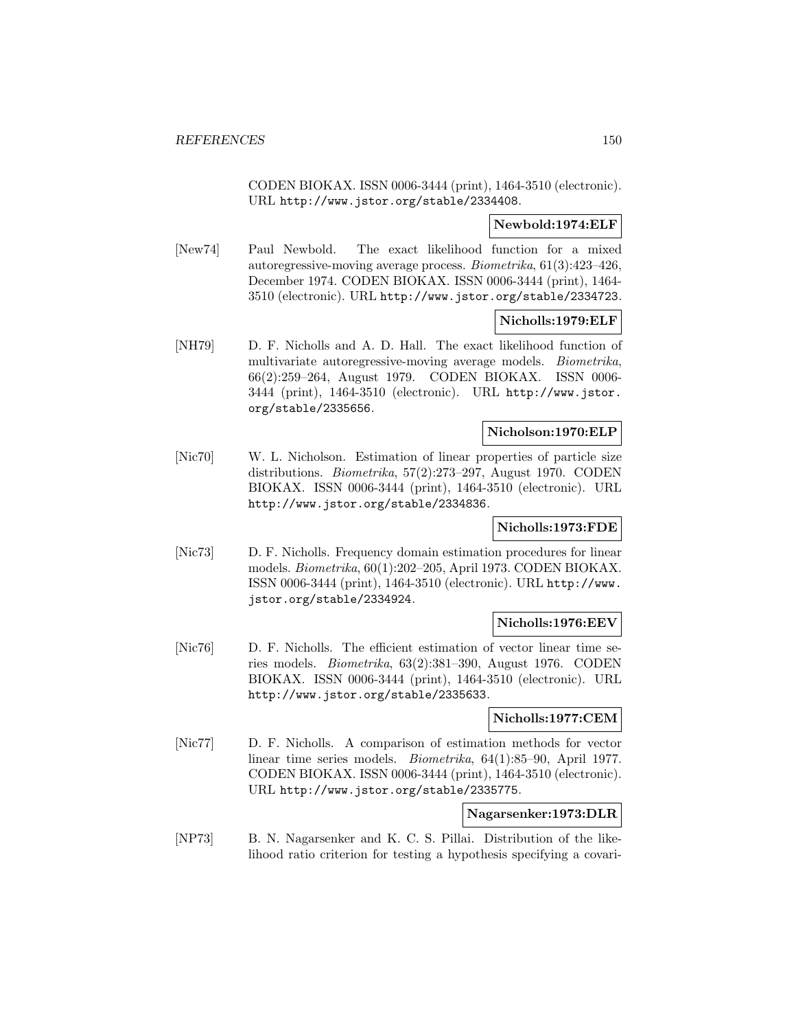CODEN BIOKAX. ISSN 0006-3444 (print), 1464-3510 (electronic). URL http://www.jstor.org/stable/2334408.

**Newbold:1974:ELF**

[New74] Paul Newbold. The exact likelihood function for a mixed autoregressive-moving average process. *Biometrika*, 61(3):423–426, December 1974. CODEN BIOKAX. ISSN 0006-3444 (print), 1464-3510 (electronic). URL http://www.jstor.org/stable/2334723.

**Nicholls:1979:ELF**

[NH79] D. F. Nicholls and A. D. Hall. The exact likelihood function of multivariate autoregressive-moving average models. *Biometrika*, 66(2):259–264, August 1979. CODEN BIOKAX. ISSN 0006-3444 (print), 1464-3510 (electronic). URL http://www.jstor.org/stable/2335656.

**Nicholson:1970:ELP**

[Nic70] W. L. Nicholson. Estimation of linear properties of particle size distributions. *Biometrika*, 57(2):273–297, August 1970. CODEN BIOKAX. ISSN 0006-3444 (print), 1464-3510 (electronic). URL http://www.jstor.org/stable/2334836.

**Nicholls:1973:FDE**

[Nic73] D. F. Nicholls. Frequency domain estimation procedures for linear models. *Biometrika*, 60(1):202–205, April 1973. CODEN BIOKAX. ISSN 0006-3444 (print), 1464-3510 (electronic). URL http://www.jstor.org/stable/2334924.

**Nicholls:1976:EEV**

[Nic76] D. F. Nicholls. The efficient estimation of vector linear time series models. *Biometrika*, 63(2):381–390, August 1976. CODEN BIOKAX. ISSN 0006-3444 (print), 1464-3510 (electronic). URL http://www.jstor.org/stable/2335633.

**Nicholls:1977:CEM**

[Nic77] D. F. Nicholls. A comparison of estimation methods for vector linear time series models. *Biometrika*, 64(1):85–90, April 1977. CODEN BIOKAX. ISSN 0006-3444 (print), 1464-3510 (electronic). URL http://www.jstor.org/stable/2335775.

**Nagarsenker:1973:DLR**

[NP73] B. N. Nagarsenker and K. C. S. Pillai. Distribution of the likelihood ratio criterion for testing a hypothesis specifying a covari-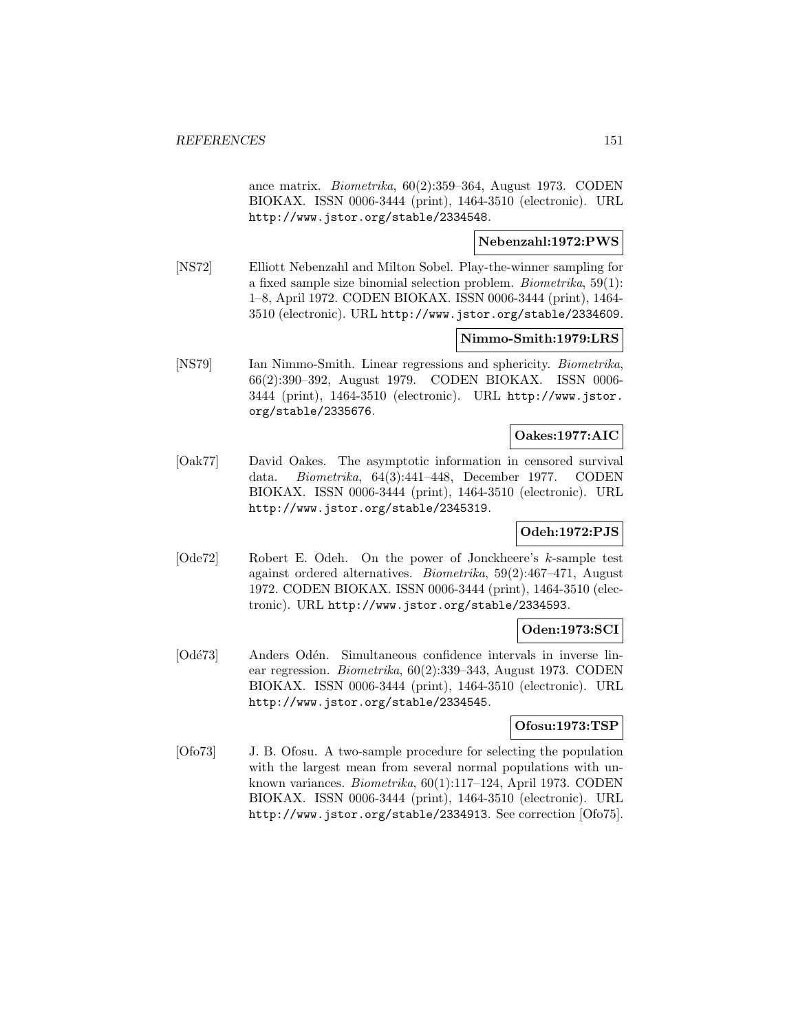ance matrix. *Biometrika*, 60(2):359–364, August 1973. CODEN BIOKAX. ISSN 0006-3444 (print), 1464-3510 (electronic). URL http://www.jstor.org/stable/2334548.

**Nebenzahl:1972:PWS**

[NS72] Elliott Nebenzahl and Milton Sobel. Play-the-winner sampling for a fixed sample size binomial selection problem. *Biometrika*, 59(1): 1–8, April 1972. CODEN BIOKAX. ISSN 0006-3444 (print), 1464-3510 (electronic). URL http://www.jstor.org/stable/2334609.

**Nimmo-Smith:1979:LRS**

[NS79] Ian Nimmo-Smith. Linear regressions and sphericity. *Biometrika*, 66(2):390–392, August 1979. CODEN BIOKAX. ISSN 0006-3444 (print), 1464-3510 (electronic). URL http://www.jstor.org/stable/2335676.

**Oakes:1977:AIC**

[Oak77] David Oakes. The asymptotic information in censored survival data. *Biometrika*, 64(3):441–448, December 1977. CODEN BIOKAX. ISSN 0006-3444 (print), 1464-3510 (electronic). URL http://www.jstor.org/stable/2345319.

**Odeh:1972:PJS**

[Ode72] Robert E. Odeh. On the power of Jonckheere's $k$-sample test against ordered alternatives. *Biometrika*, 59(2):467–471, August 1972. CODEN BIOKAX. ISSN 0006-3444 (print), 1464-3510 (electronic). URL http://www.jstor.org/stable/2334593.

**Oden:1973:SCI**

[Odé73] Anders Odén. Simultaneous confidence intervals in inverse linear regression. *Biometrika*, 60(2):339–343, August 1973. CODEN BIOKAX. ISSN 0006-3444 (print), 1464-3510 (electronic). URL http://www.jstor.org/stable/2334545.

**Ofosu:1973:TSP**

[Ofo73] J. B. Ofosu. A two-sample procedure for selecting the population with the largest mean from several normal populations with unknown variances. *Biometrika*, 60(1):117–124, April 1973. CODEN BIOKAX. ISSN 0006-3444 (print), 1464-3510 (electronic). URL http://www.jstor.org/stable/2334913. See correction [Ofo75].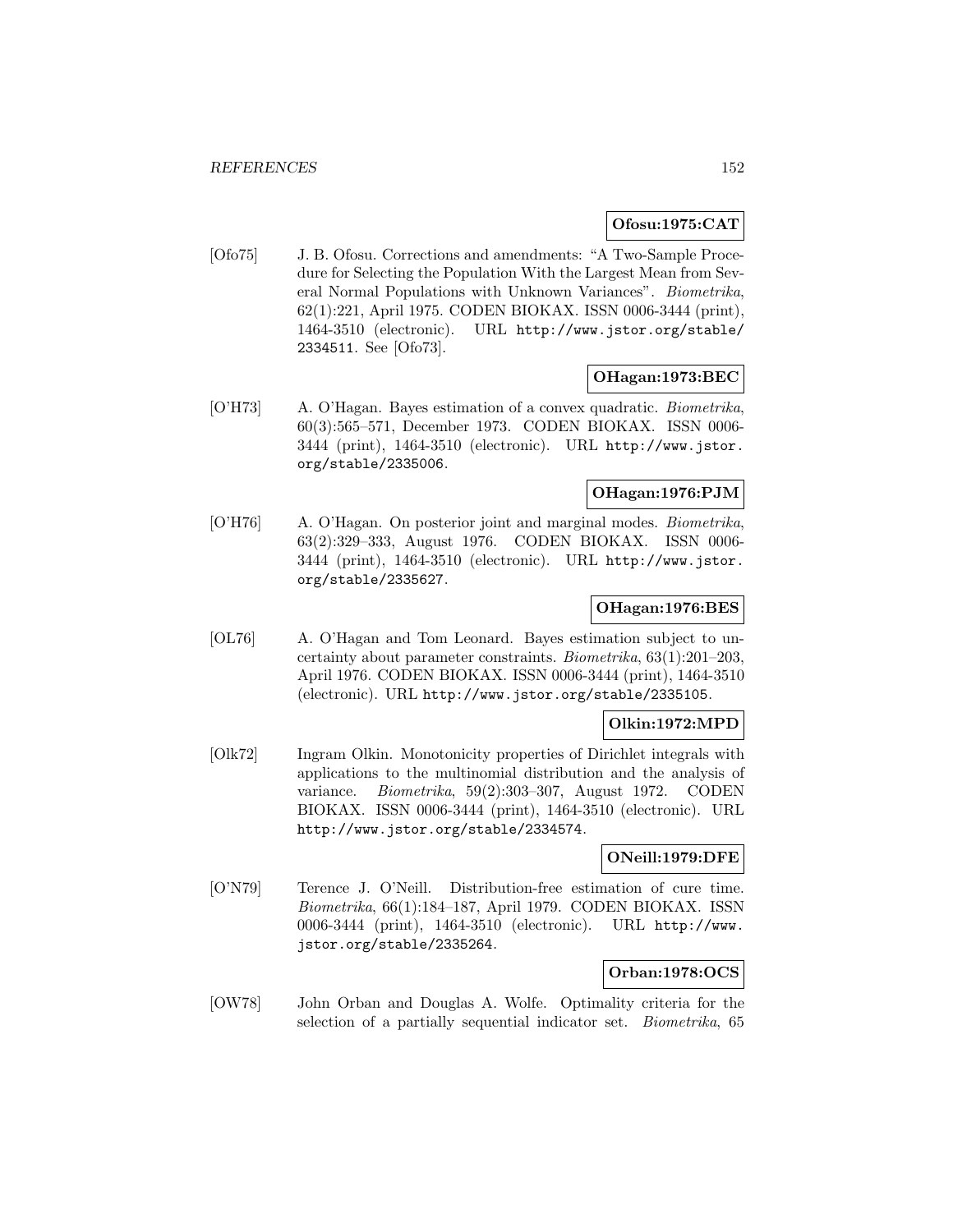**Ofosu:1975:CAT**

[Ofo75] J. B. Ofosu. Corrections and amendments: "A Two-Sample Procedure for Selecting the Population With the Largest Mean from Several Normal Populations with Unknown Variances". *Biometrika*, 62(1):221, April 1975. CODEN BIOKAX. ISSN 0006-3444 (print), 1464-3510 (electronic). URL http://www.jstor.org/stable/2334511. See [Ofo73].

**OHagan:1973:BEC**

[O'H73] A. O'Hagan. Bayes estimation of a convex quadratic. *Biometrika*, 60(3):565–571, December 1973. CODEN BIOKAX. ISSN 0006-3444 (print), 1464-3510 (electronic). URL http://www.jstor.org/stable/2335006.

**OHagan:1976:PJM**

[O'H76] A. O'Hagan. On posterior joint and marginal modes. *Biometrika*, 63(2):329–333, August 1976. CODEN BIOKAX. ISSN 0006-3444 (print), 1464-3510 (electronic). URL http://www.jstor.org/stable/2335627.

**OHagan:1976:BES**

[OL76] A. O'Hagan and Tom Leonard. Bayes estimation subject to uncertainty about parameter constraints. *Biometrika*, 63(1):201–203, April 1976. CODEN BIOKAX. ISSN 0006-3444 (print), 1464-3510 (electronic). URL http://www.jstor.org/stable/2335105.

**Olkin:1972:MPD**

[Olk72] Ingram Olkin. Monotonicity properties of Dirichlet integrals with applications to the multinomial distribution and the analysis of variance. *Biometrika*, 59(2):303–307, August 1972. CODEN BIOKAX. ISSN 0006-3444 (print), 1464-3510 (electronic). URL http://www.jstor.org/stable/2334574.

**ONeill:1979:DFE**

[O'N79] Terence J. O'Neill. Distribution-free estimation of cure time. *Biometrika*, 66(1):184–187, April 1979. CODEN BIOKAX. ISSN 0006-3444 (print), 1464-3510 (electronic). URL http://www.jstor.org/stable/2335264.

**Orban:1978:OCS**

[OW78] John Orban and Douglas A. Wolfe. Optimality criteria for the selection of a partially sequential indicator set. *Biometrika*, 65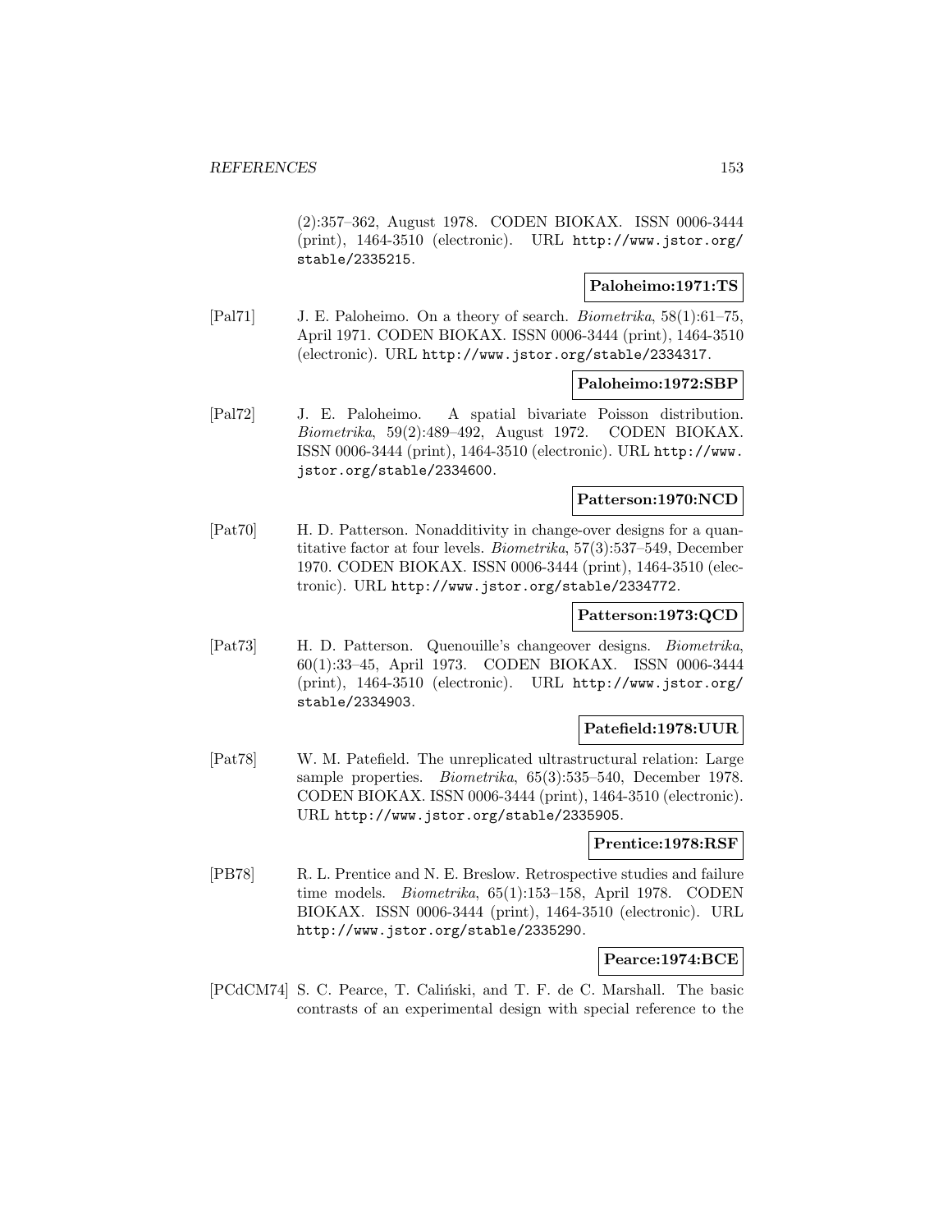(2):357–362, August 1978. CODEN BIOKAX. ISSN 0006-3444 (print), 1464-3510 (electronic). URL http://www.jstor.org/stable/2335215.

**Paloheimo:1971:TS**

[Pal71] J. E. Paloheimo. On a theory of search. *Biometrika*, 58(1):61–75, April 1971. CODEN BIOKAX. ISSN 0006-3444 (print), 1464-3510 (electronic). URL http://www.jstor.org/stable/2334317.

**Paloheimo:1972:SBP**

[Pal72] J. E. Paloheimo. A spatial bivariate Poisson distribution. *Biometrika*, 59(2):489–492, August 1972. CODEN BIOKAX. ISSN 0006-3444 (print), 1464-3510 (electronic). URL http://www.jstor.org/stable/2334600.

**Patterson:1970:NCD**

[Pat70] H. D. Patterson. Nonadditivity in change-over designs for a quantitative factor at four levels. *Biometrika*, 57(3):537–549, December 1970. CODEN BIOKAX. ISSN 0006-3444 (print), 1464-3510 (electronic). URL http://www.jstor.org/stable/2334772.

**Patterson:1973:QCD**

[Pat73] H. D. Patterson. Quenouille's changeover designs. *Biometrika*, 60(1):33–45, April 1973. CODEN BIOKAX. ISSN 0006-3444 (print), 1464-3510 (electronic). URL http://www.jstor.org/stable/2334903.

**Patefield:1978:UUR**

[Pat78] W. M. Patefield. The unreplicated ultrastructural relation: Large sample properties. *Biometrika*, 65(3):535–540, December 1978. CODEN BIOKAX. ISSN 0006-3444 (print), 1464-3510 (electronic). URL http://www.jstor.org/stable/2335905.

**Prentice:1978:RSF**

[PB78] R. L. Prentice and N. E. Breslow. Retrospective studies and failure time models. *Biometrika*, 65(1):153–158, April 1978. CODEN BIOKAX. ISSN 0006-3444 (print), 1464-3510 (electronic). URL http://www.jstor.org/stable/2335290.

**Pearce:1974:BCE**

[PCdCM74] S. C. Pearce, T. Caliński, and T. F. de C. Marshall. The basic contrasts of an experimental design with special reference to the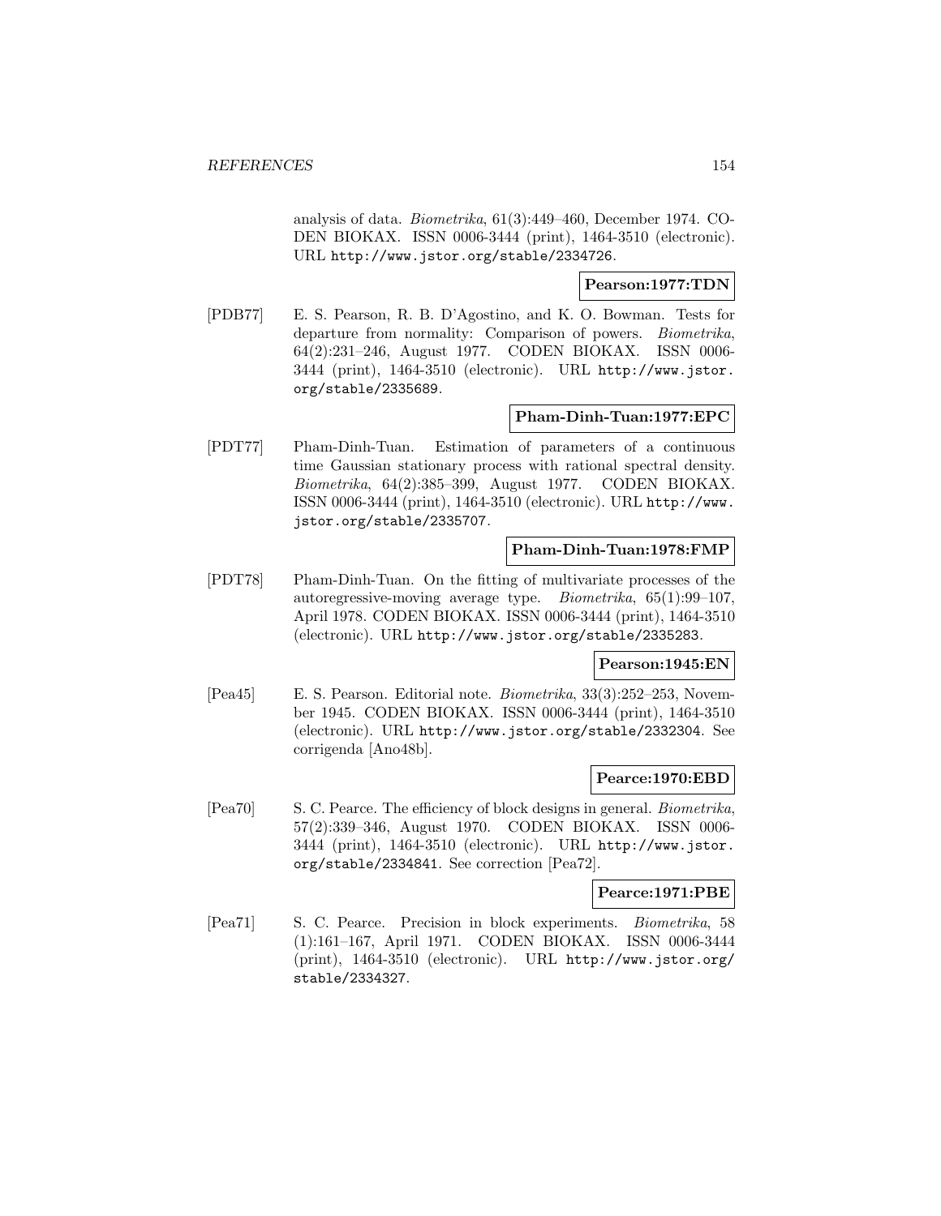analysis of data. *Biometrika*, 61(3):449–460, December 1974. CODEN BIOKAX. ISSN 0006-3444 (print), 1464-3510 (electronic). URL http://www.jstor.org/stable/2334726.

**Pearson:1977:TDN**

[PDB77] E. S. Pearson, R. B. D'Agostino, and K. O. Bowman. Tests for departure from normality: Comparison of powers. *Biometrika*, 64(2):231–246, August 1977. CODEN BIOKAX. ISSN 0006-3444 (print), 1464-3510 (electronic). URL http://www.jstor.org/stable/2335689.

**Pham-Dinh-Tuan:1977:EPC**

[PDT77] Pham-Dinh-Tuan. Estimation of parameters of a continuous time Gaussian stationary process with rational spectral density. *Biometrika*, 64(2):385–399, August 1977. CODEN BIOKAX. ISSN 0006-3444 (print), 1464-3510 (electronic). URL http://www.jstor.org/stable/2335707.

**Pham-Dinh-Tuan:1978:FMP**

[PDT78] Pham-Dinh-Tuan. On the fitting of multivariate processes of the autoregressive-moving average type. *Biometrika*, 65(1):99–107, April 1978. CODEN BIOKAX. ISSN 0006-3444 (print), 1464-3510 (electronic). URL http://www.jstor.org/stable/2335283.

**Pearson:1945:EN**

[Pea45] E. S. Pearson. Editorial note. *Biometrika*, 33(3):252–253, November 1945. CODEN BIOKAX. ISSN 0006-3444 (print), 1464-3510 (electronic). URL http://www.jstor.org/stable/2332304. See corrigenda [Ano48b].

**Pearce:1970:EBD**

[Pea70] S. C. Pearce. The efficiency of block designs in general. *Biometrika*, 57(2):339–346, August 1970. CODEN BIOKAX. ISSN 0006-3444 (print), 1464-3510 (electronic). URL http://www.jstor.org/stable/2334841. See correction [Pea72].

**Pearce:1971:PBE**

[Pea71] S. C. Pearce. Precision in block experiments. *Biometrika*, 58 (1):161–167, April 1971. CODEN BIOKAX. ISSN 0006-3444 (print), 1464-3510 (electronic). URL http://www.jstor.org/stable/2334327.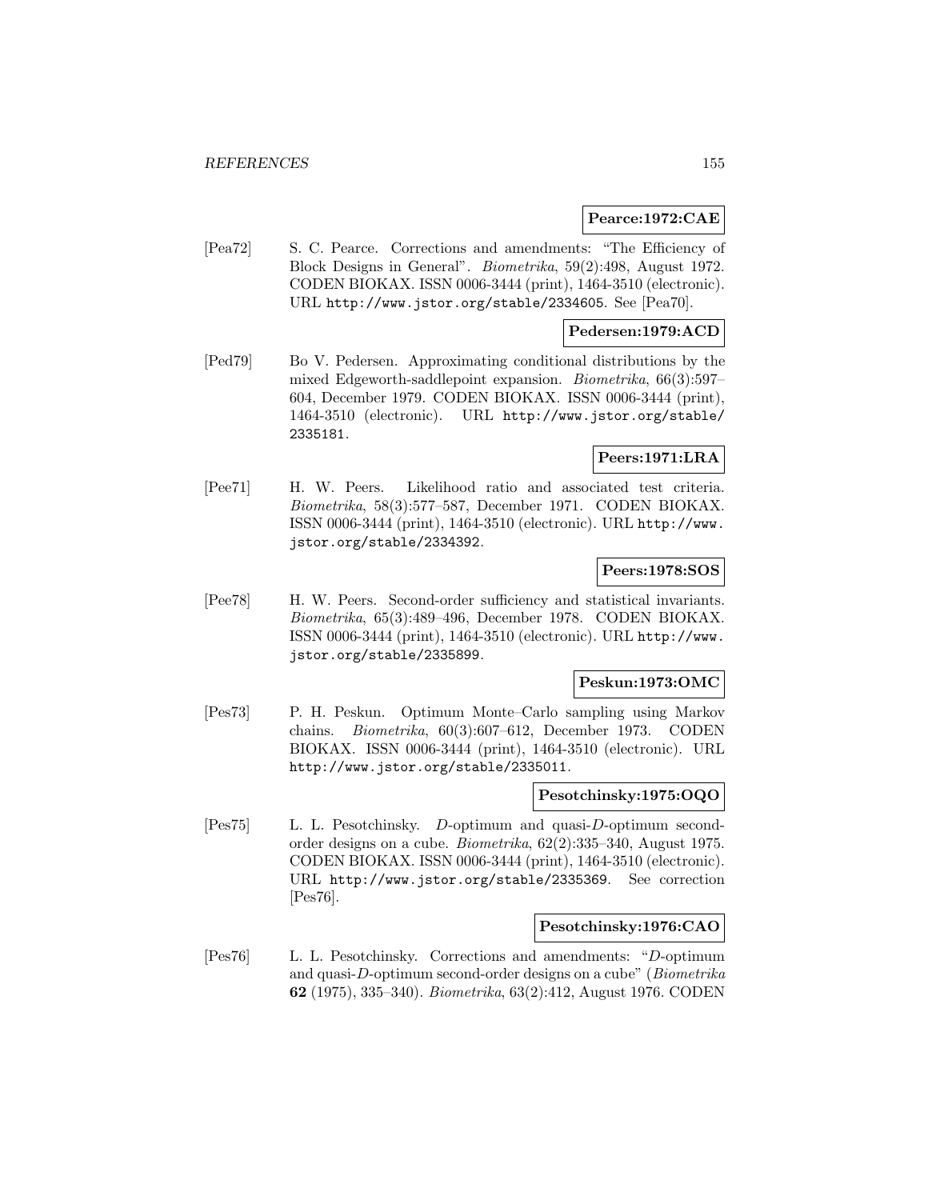**Pearce:1972:CAE**

[Pea72] S. C. Pearce. Corrections and amendments: "The Efficiency of Block Designs in General". *Biometrika*, 59(2):498, August 1972. CODEN BIOKAX. ISSN 0006-3444 (print), 1464-3510 (electronic). URL http://www.jstor.org/stable/2334605. See [Pea70].

**Pedersen:1979:ACD**

[Ped79] Bo V. Pedersen. Approximating conditional distributions by the mixed Edgeworth-saddlepoint expansion. *Biometrika*, 66(3):597–604, December 1979. CODEN BIOKAX. ISSN 0006-3444 (print), 1464-3510 (electronic). URL http://www.jstor.org/stable/2335181.

**Peers:1971:LRA**

[Pee71] H. W. Peers. Likelihood ratio and associated test criteria. *Biometrika*, 58(3):577–587, December 1971. CODEN BIOKAX. ISSN 0006-3444 (print), 1464-3510 (electronic). URL http://www.jstor.org/stable/2334392.

**Peers:1978:SOS**

[Pee78] H. W. Peers. Second-order sufficiency and statistical invariants. *Biometrika*, 65(3):489–496, December 1978. CODEN BIOKAX. ISSN 0006-3444 (print), 1464-3510 (electronic). URL http://www.jstor.org/stable/2335899.

**Peskun:1973:OMC**

[Pes73] P. H. Peskun. Optimum Monte–Carlo sampling using Markov chains. *Biometrika*, 60(3):607–612, December 1973. CODEN BIOKAX. ISSN 0006-3444 (print), 1464-3510 (electronic). URL http://www.jstor.org/stable/2335011.

**Pesotchinsky:1975:OQO**

[Pes75] L. L. Pesotchinsky. $D$-optimum and quasi-$D$-optimum second-order designs on a cube. *Biometrika*, 62(2):335–340, August 1975. CODEN BIOKAX. ISSN 0006-3444 (print), 1464-3510 (electronic). URL http://www.jstor.org/stable/2335369. See correction [Pes76].

**Pesotchinsky:1976:CAO**

[Pes76] L. L. Pesotchinsky. Corrections and amendments: "$D$-optimum and quasi-$D$-optimum second-order designs on a cube" (*Biometrika* **62** (1975), 335–340). *Biometrika*, 63(2):412, August 1976. CODEN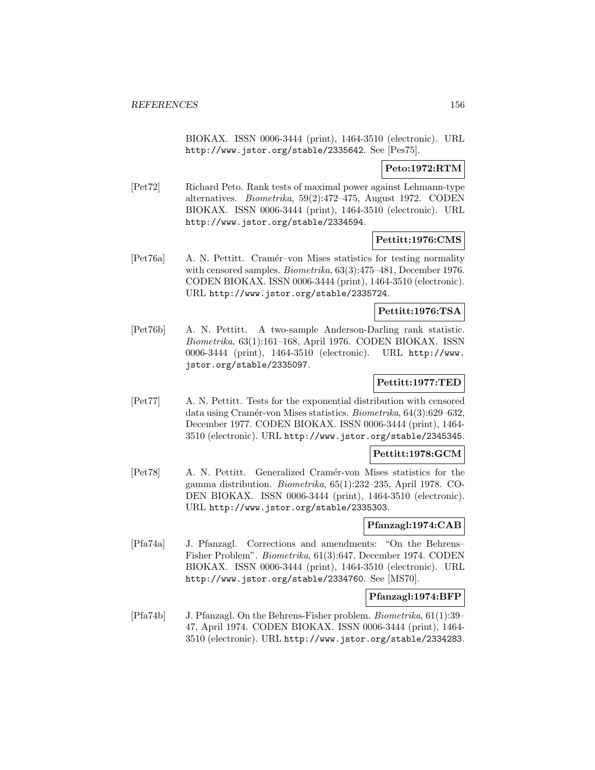BIOKAX. ISSN 0006-3444 (print), 1464-3510 (electronic). URL http://www.jstor.org/stable/2335642. See [Pes75].

**Peto:1972:RTM**

[Pet72] Richard Peto. Rank tests of maximal power against Lehmann-type alternatives. *Biometrika*, 59(2):472–475, August 1972. CODEN BIOKAX. ISSN 0006-3444 (print), 1464-3510 (electronic). URL http://www.jstor.org/stable/2334594.

**Pettitt:1976:CMS**

[Pet76a] A. N. Pettitt. Cramér–von Mises statistics for testing normality with censored samples. *Biometrika*, 63(3):475–481, December 1976. CODEN BIOKAX. ISSN 0006-3444 (print), 1464-3510 (electronic). URL http://www.jstor.org/stable/2335724.

**Pettitt:1976:TSA**

[Pet76b] A. N. Pettitt. A two-sample Anderson-Darling rank statistic. *Biometrika*, 63(1):161–168, April 1976. CODEN BIOKAX. ISSN 0006-3444 (print), 1464-3510 (electronic). URL http://www.jstor.org/stable/2335097.

**Pettitt:1977:TED**

[Pet77] A. N. Pettitt. Tests for the exponential distribution with censored data using Cramér-von Mises statistics. *Biometrika*, 64(3):629–632, December 1977. CODEN BIOKAX. ISSN 0006-3444 (print), 1464-3510 (electronic). URL http://www.jstor.org/stable/2345345.

**Pettitt:1978:GCM**

[Pet78] A. N. Pettitt. Generalized Cramér-von Mises statistics for the gamma distribution. *Biometrika*, 65(1):232–235, April 1978. CODEN BIOKAX. ISSN 0006-3444 (print), 1464-3510 (electronic). URL http://www.jstor.org/stable/2335303.

**Pfanzagl:1974:CAB**

[Pfa74a] J. Pfanzagl. Corrections and amendments: "On the Behrens–Fisher Problem". *Biometrika*, 61(3):647, December 1974. CODEN BIOKAX. ISSN 0006-3444 (print), 1464-3510 (electronic). URL http://www.jstor.org/stable/2334760. See [MS70].

**Pfanzagl:1974:BFP**

[Pfa74b] J. Pfanzagl. On the Behrens-Fisher problem. *Biometrika*, 61(1):39–47, April 1974. CODEN BIOKAX. ISSN 0006-3444 (print), 1464-3510 (electronic). URL http://www.jstor.org/stable/2334283.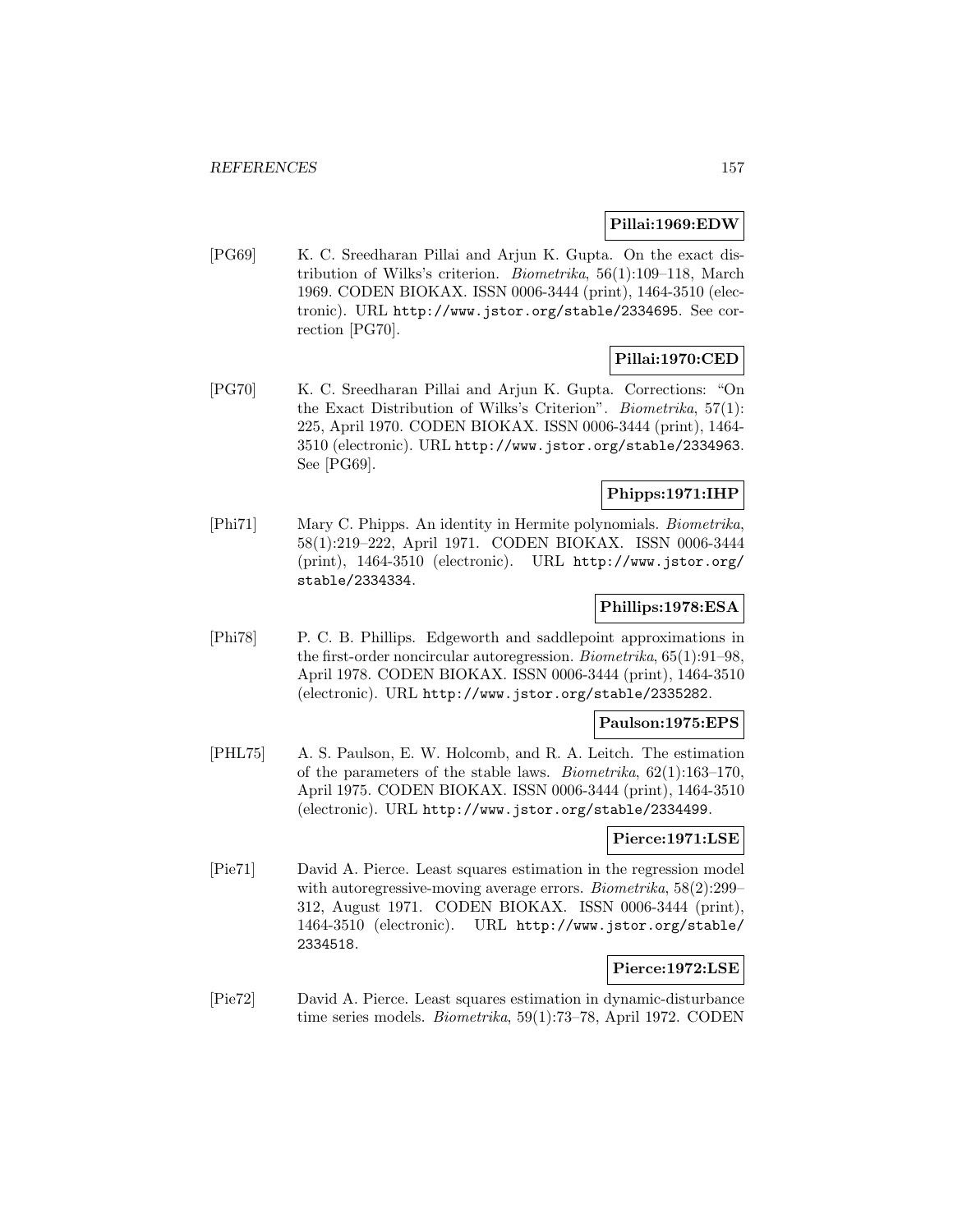**Pillai:1969:EDW**

[PG69] K. C. Sreedharan Pillai and Arjun K. Gupta. On the exact distribution of Wilks's criterion. *Biometrika*, 56(1):109–118, March 1969. CODEN BIOKAX. ISSN 0006-3444 (print), 1464-3510 (electronic). URL http://www.jstor.org/stable/2334695. See correction [PG70].

**Pillai:1970:CED**

[PG70] K. C. Sreedharan Pillai and Arjun K. Gupta. Corrections: "On the Exact Distribution of Wilks's Criterion". *Biometrika*, 57(1): 225, April 1970. CODEN BIOKAX. ISSN 0006-3444 (print), 1464-3510 (electronic). URL http://www.jstor.org/stable/2334963. See [PG69].

**Phipps:1971:IHP**

[Phi71] Mary C. Phipps. An identity in Hermite polynomials. *Biometrika*, 58(1):219–222, April 1971. CODEN BIOKAX. ISSN 0006-3444 (print), 1464-3510 (electronic). URL http://www.jstor.org/stable/2334334.

**Phillips:1978:ESA**

[Phi78] P. C. B. Phillips. Edgeworth and saddlepoint approximations in the first-order noncircular autoregression. *Biometrika*, 65(1):91–98, April 1978. CODEN BIOKAX. ISSN 0006-3444 (print), 1464-3510 (electronic). URL http://www.jstor.org/stable/2335282.

**Paulson:1975:EPS**

[PHL75] A. S. Paulson, E. W. Holcomb, and R. A. Leitch. The estimation of the parameters of the stable laws. *Biometrika*, 62(1):163–170, April 1975. CODEN BIOKAX. ISSN 0006-3444 (print), 1464-3510 (electronic). URL http://www.jstor.org/stable/2334499.

**Pierce:1971:LSE**

[Pie71] David A. Pierce. Least squares estimation in the regression model with autoregressive-moving average errors. *Biometrika*, 58(2):299–312, August 1971. CODEN BIOKAX. ISSN 0006-3444 (print), 1464-3510 (electronic). URL http://www.jstor.org/stable/2334518.

**Pierce:1972:LSE**

[Pie72] David A. Pierce. Least squares estimation in dynamic-disturbance time series models. *Biometrika*, 59(1):73–78, April 1972. CODEN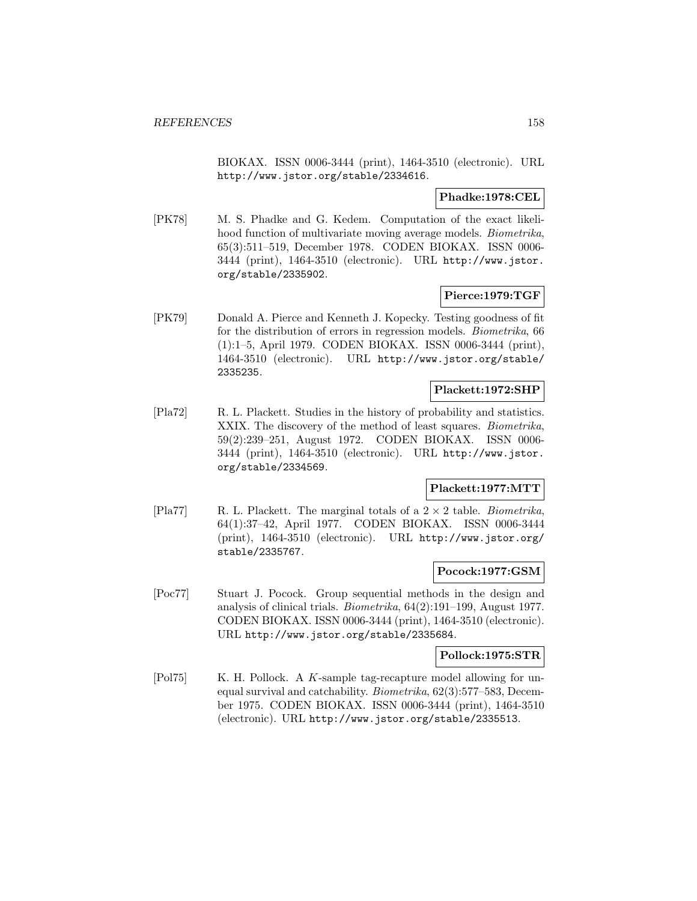BIOKAX. ISSN 0006-3444 (print), 1464-3510 (electronic). URL http://www.jstor.org/stable/2334616.

**Phadke:1978:CEL**

[PK78] M. S. Phadke and G. Kedem. Computation of the exact likelihood function of multivariate moving average models. *Biometrika*, 65(3):511–519, December 1978. CODEN BIOKAX. ISSN 0006-3444 (print), 1464-3510 (electronic). URL http://www.jstor.org/stable/2335902.

**Pierce:1979:TGF**

[PK79] Donald A. Pierce and Kenneth J. Kopecky. Testing goodness of fit for the distribution of errors in regression models. *Biometrika*, 66 (1):1–5, April 1979. CODEN BIOKAX. ISSN 0006-3444 (print), 1464-3510 (electronic). URL http://www.jstor.org/stable/2335235.

**Plackett:1972:SHP**

[Pla72] R. L. Plackett. Studies in the history of probability and statistics. XXIX. The discovery of the method of least squares. *Biometrika*, 59(2):239–251, August 1972. CODEN BIOKAX. ISSN 0006-3444 (print), 1464-3510 (electronic). URL http://www.jstor.org/stable/2334569.

**Plackett:1977:MTT**

[Pla77] R. L. Plackett. The marginal totals of a $2 \times 2$ table. *Biometrika*, 64(1):37–42, April 1977. CODEN BIOKAX. ISSN 0006-3444 (print), 1464-3510 (electronic). URL http://www.jstor.org/stable/2335767.

**Pocock:1977:GSM**

[Poc77] Stuart J. Pocock. Group sequential methods in the design and analysis of clinical trials. *Biometrika*, 64(2):191–199, August 1977. CODEN BIOKAX. ISSN 0006-3444 (print), 1464-3510 (electronic). URL http://www.jstor.org/stable/2335684.

**Pollock:1975:STR**

[Pol75] K. H. Pollock. A $K$-sample tag-recapture model allowing for unequal survival and catchability. *Biometrika*, 62(3):577–583, December 1975. CODEN BIOKAX. ISSN 0006-3444 (print), 1464-3510 (electronic). URL http://www.jstor.org/stable/2335513.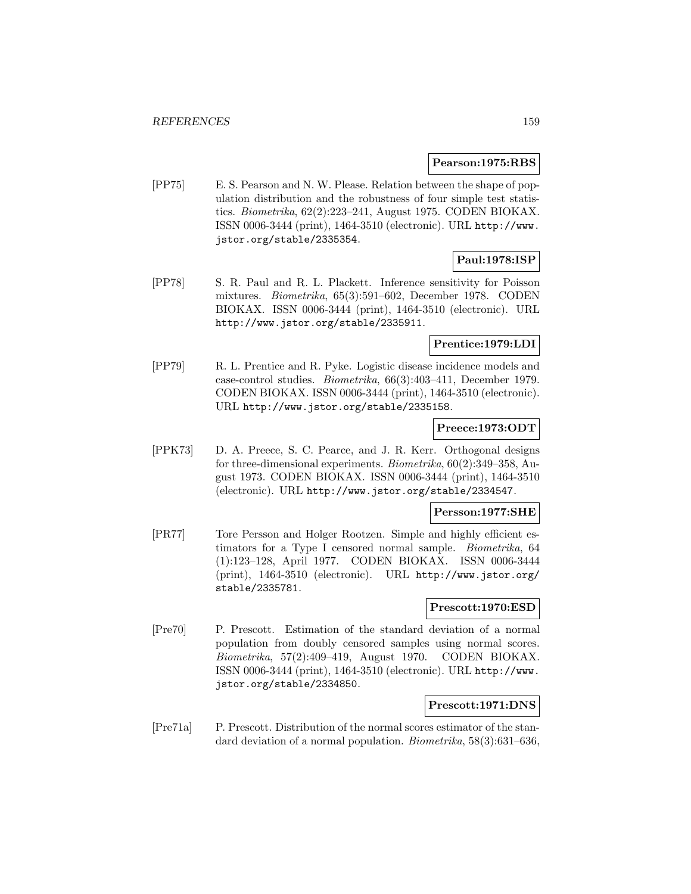**Pearson:1975:RBS**

[PP75] E. S. Pearson and N. W. Please. Relation between the shape of population distribution and the robustness of four simple test statistics. *Biometrika*, 62(2):223–241, August 1975. CODEN BIOKAX. ISSN 0006-3444 (print), 1464-3510 (electronic). URL http://www.jstor.org/stable/2335354.

**Paul:1978:ISP**

[PP78] S. R. Paul and R. L. Plackett. Inference sensitivity for Poisson mixtures. *Biometrika*, 65(3):591–602, December 1978. CODEN BIOKAX. ISSN 0006-3444 (print), 1464-3510 (electronic). URL http://www.jstor.org/stable/2335911.

**Prentice:1979:LDI**

[PP79] R. L. Prentice and R. Pyke. Logistic disease incidence models and case-control studies. *Biometrika*, 66(3):403–411, December 1979. CODEN BIOKAX. ISSN 0006-3444 (print), 1464-3510 (electronic). URL http://www.jstor.org/stable/2335158.

**Preece:1973:ODT**

[PPK73] D. A. Preece, S. C. Pearce, and J. R. Kerr. Orthogonal designs for three-dimensional experiments. *Biometrika*, 60(2):349–358, August 1973. CODEN BIOKAX. ISSN 0006-3444 (print), 1464-3510 (electronic). URL http://www.jstor.org/stable/2334547.

**Persson:1977:SHE**

[PR77] Tore Persson and Holger Rootzen. Simple and highly efficient estimators for a Type I censored normal sample. *Biometrika*, 64 (1):123–128, April 1977. CODEN BIOKAX. ISSN 0006-3444 (print), 1464-3510 (electronic). URL http://www.jstor.org/stable/2335781.

**Prescott:1970:ESD**

[Pre70] P. Prescott. Estimation of the standard deviation of a normal population from doubly censored samples using normal scores. *Biometrika*, 57(2):409–419, August 1970. CODEN BIOKAX. ISSN 0006-3444 (print), 1464-3510 (electronic). URL http://www.jstor.org/stable/2334850.

**Prescott:1971:DNS**

[Pre71a] P. Prescott. Distribution of the normal scores estimator of the standard deviation of a normal population. *Biometrika*, 58(3):631–636,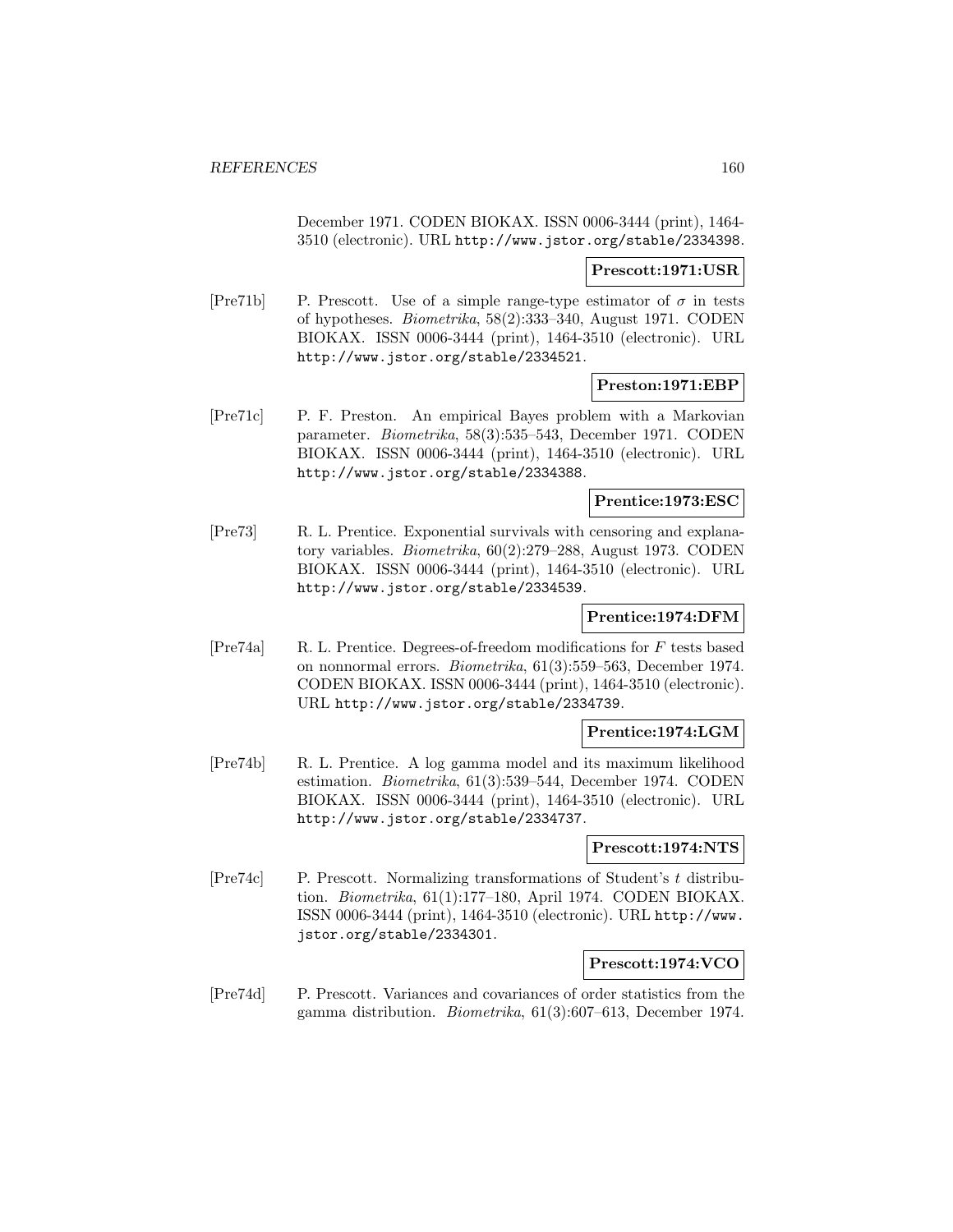December 1971. CODEN BIOKAX. ISSN 0006-3444 (print), 1464-3510 (electronic). URL http://www.jstor.org/stable/2334398.

**Prescott:1971:USR**

[Pre71b] P. Prescott. Use of a simple range-type estimator of $\sigma$ in tests of hypotheses. *Biometrika*, 58(2):333–340, August 1971. CODEN BIOKAX. ISSN 0006-3444 (print), 1464-3510 (electronic). URL http://www.jstor.org/stable/2334521.

**Preston:1971:EBP**

[Pre71c] P. F. Preston. An empirical Bayes problem with a Markovian parameter. *Biometrika*, 58(3):535–543, December 1971. CODEN BIOKAX. ISSN 0006-3444 (print), 1464-3510 (electronic). URL http://www.jstor.org/stable/2334388.

**Prentice:1973:ESC**

[Pre73] R. L. Prentice. Exponential survivals with censoring and explanatory variables. *Biometrika*, 60(2):279–288, August 1973. CODEN BIOKAX. ISSN 0006-3444 (print), 1464-3510 (electronic). URL http://www.jstor.org/stable/2334539.

**Prentice:1974:DFM**

[Pre74a] R. L. Prentice. Degrees-of-freedom modifications for $F$ tests based on nonnormal errors. *Biometrika*, 61(3):559–563, December 1974. CODEN BIOKAX. ISSN 0006-3444 (print), 1464-3510 (electronic). URL http://www.jstor.org/stable/2334739.

**Prentice:1974:LGM**

[Pre74b] R. L. Prentice. A log gamma model and its maximum likelihood estimation. *Biometrika*, 61(3):539–544, December 1974. CODEN BIOKAX. ISSN 0006-3444 (print), 1464-3510 (electronic). URL http://www.jstor.org/stable/2334737.

**Prescott:1974:NTS**

[Pre74c] P. Prescott. Normalizing transformations of Student's $t$ distribution. *Biometrika*, 61(1):177–180, April 1974. CODEN BIOKAX. ISSN 0006-3444 (print), 1464-3510 (electronic). URL http://www.jstor.org/stable/2334301.

**Prescott:1974:VCO**

[Pre74d] P. Prescott. Variances and covariances of order statistics from the gamma distribution. *Biometrika*, 61(3):607–613, December 1974.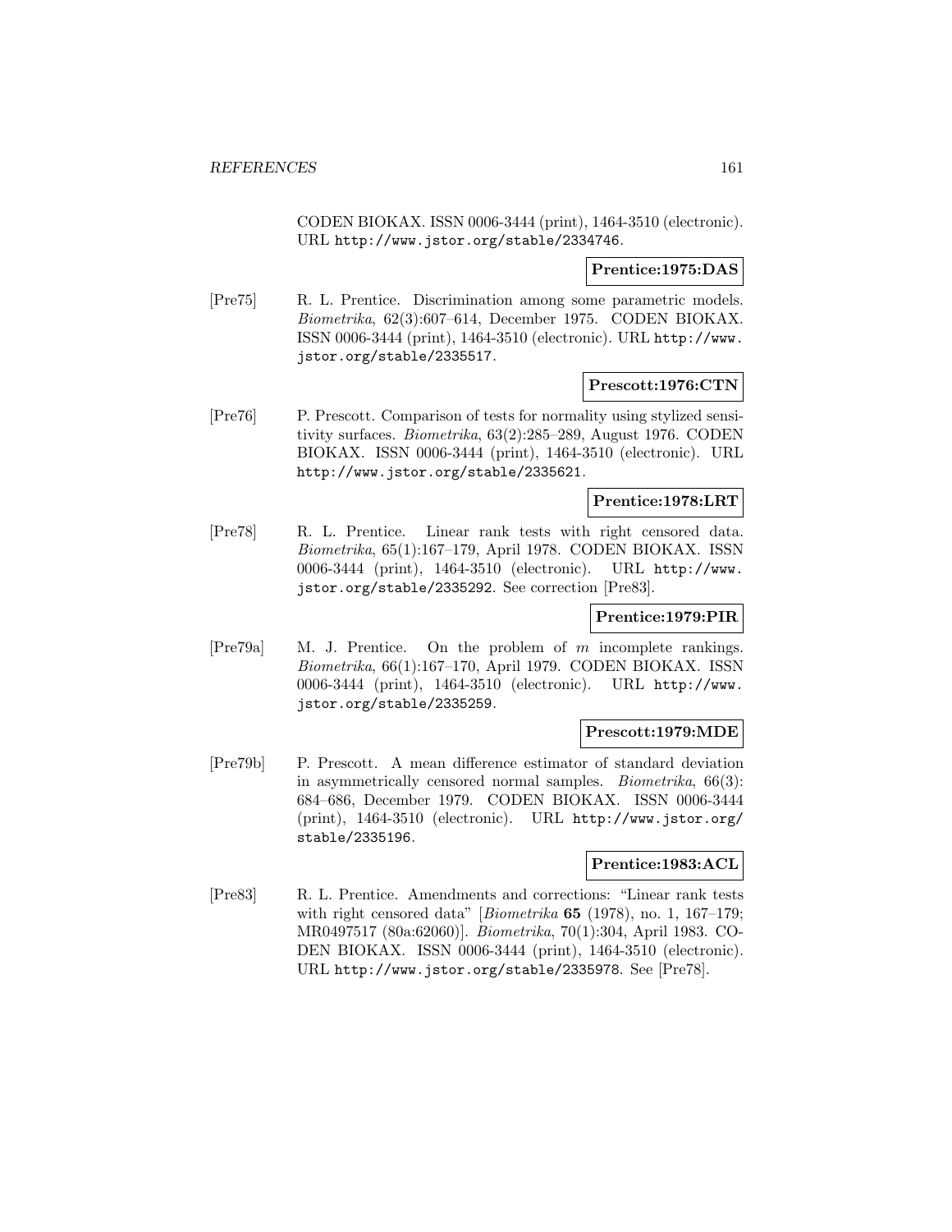CODEN BIOKAX. ISSN 0006-3444 (print), 1464-3510 (electronic). URL http://www.jstor.org/stable/2334746.

**Prentice:1975:DAS**

[Pre75] R. L. Prentice. Discrimination among some parametric models. *Biometrika*, 62(3):607–614, December 1975. CODEN BIOKAX. ISSN 0006-3444 (print), 1464-3510 (electronic). URL http://www.jstor.org/stable/2335517.

**Prescott:1976:CTN**

[Pre76] P. Prescott. Comparison of tests for normality using stylized sensitivity surfaces. *Biometrika*, 63(2):285–289, August 1976. CODEN BIOKAX. ISSN 0006-3444 (print), 1464-3510 (electronic). URL http://www.jstor.org/stable/2335621.

**Prentice:1978:LRT**

[Pre78] R. L. Prentice. Linear rank tests with right censored data. *Biometrika*, 65(1):167–179, April 1978. CODEN BIOKAX. ISSN 0006-3444 (print), 1464-3510 (electronic). URL http://www.jstor.org/stable/2335292. See correction [Pre83].

**Prentice:1979:PIR**

[Pre79a] M. J. Prentice. On the problem of $m$ incomplete rankings. *Biometrika*, 66(1):167–170, April 1979. CODEN BIOKAX. ISSN 0006-3444 (print), 1464-3510 (electronic). URL http://www.jstor.org/stable/2335259.

**Prescott:1979:MDE**

[Pre79b] P. Prescott. A mean difference estimator of standard deviation in asymmetrically censored normal samples. *Biometrika*, 66(3): 684–686, December 1979. CODEN BIOKAX. ISSN 0006-3444 (print), 1464-3510 (electronic). URL http://www.jstor.org/stable/2335196.

**Prentice:1983:ACL**

[Pre83] R. L. Prentice. Amendments and corrections: "Linear rank tests with right censored data" [*Biometrika* **65** (1978), no. 1, 167–179; MR0497517 (80a:62060)]. *Biometrika*, 70(1):304, April 1983. CODEN BIOKAX. ISSN 0006-3444 (print), 1464-3510 (electronic). URL http://www.jstor.org/stable/2335978. See [Pre78].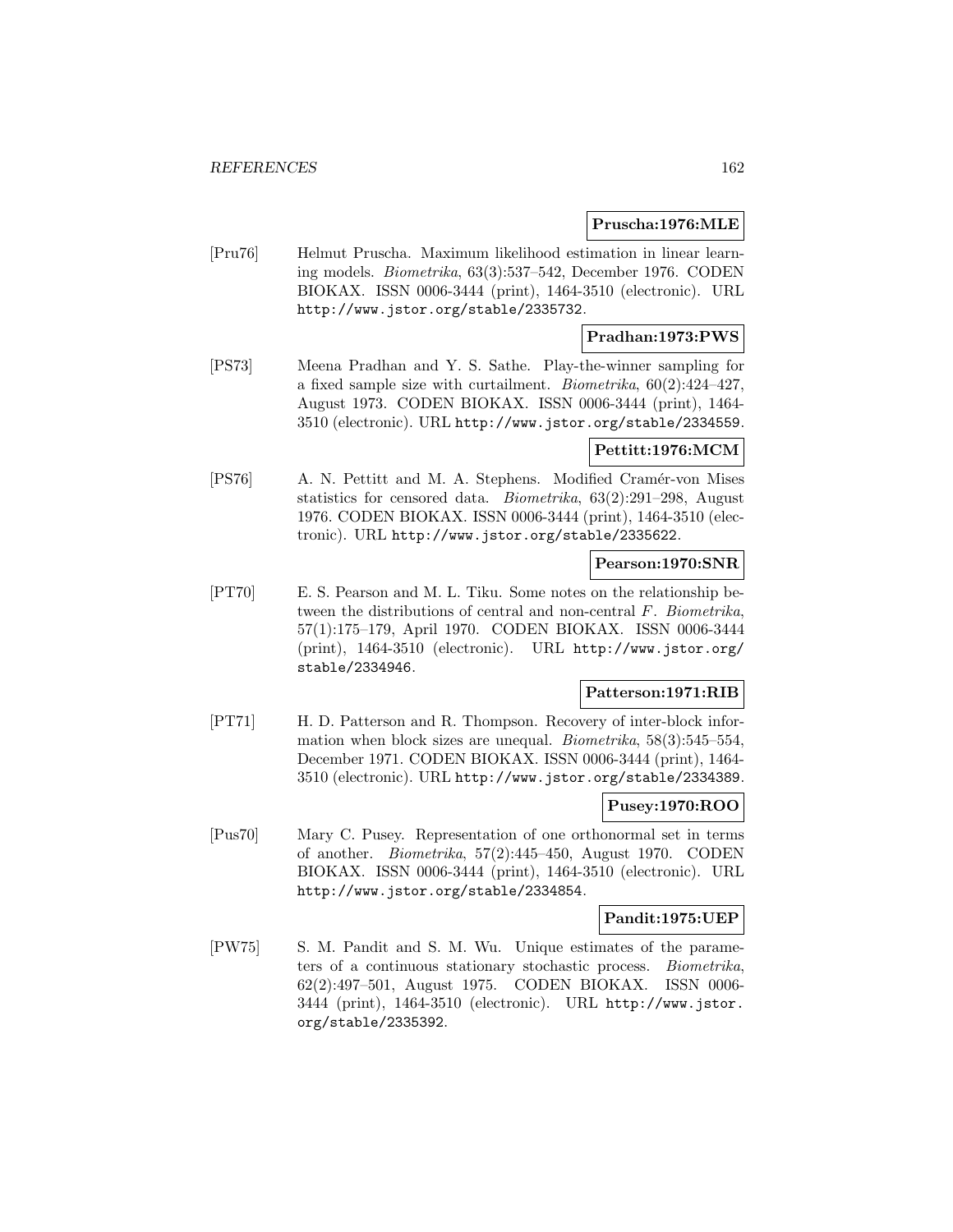**Pruscha:1976:MLE**

[Pru76] Helmut Pruscha. Maximum likelihood estimation in linear learning models. *Biometrika*, 63(3):537–542, December 1976. CODEN BIOKAX. ISSN 0006-3444 (print), 1464-3510 (electronic). URL http://www.jstor.org/stable/2335732.

**Pradhan:1973:PWS**

[PS73] Meena Pradhan and Y. S. Sathe. Play-the-winner sampling for a fixed sample size with curtailment. *Biometrika*, 60(2):424–427, August 1973. CODEN BIOKAX. ISSN 0006-3444 (print), 1464-3510 (electronic). URL http://www.jstor.org/stable/2334559.

**Pettitt:1976:MCM**

[PS76] A. N. Pettitt and M. A. Stephens. Modified Cramér-von Mises statistics for censored data. *Biometrika*, 63(2):291–298, August 1976. CODEN BIOKAX. ISSN 0006-3444 (print), 1464-3510 (electronic). URL http://www.jstor.org/stable/2335622.

**Pearson:1970:SNR**

[PT70] E. S. Pearson and M. L. Tiku. Some notes on the relationship between the distributions of central and non-central $F$. *Biometrika*, 57(1):175–179, April 1970. CODEN BIOKAX. ISSN 0006-3444 (print), 1464-3510 (electronic). URL http://www.jstor.org/stable/2334946.

**Patterson:1971:RIB**

[PT71] H. D. Patterson and R. Thompson. Recovery of inter-block information when block sizes are unequal. *Biometrika*, 58(3):545–554, December 1971. CODEN BIOKAX. ISSN 0006-3444 (print), 1464-3510 (electronic). URL http://www.jstor.org/stable/2334389.

**Pusey:1970:ROO**

[Pus70] Mary C. Pusey. Representation of one orthonormal set in terms of another. *Biometrika*, 57(2):445–450, August 1970. CODEN BIOKAX. ISSN 0006-3444 (print), 1464-3510 (electronic). URL http://www.jstor.org/stable/2334854.

**Pandit:1975:UEP**

[PW75] S. M. Pandit and S. M. Wu. Unique estimates of the parameters of a continuous stationary stochastic process. *Biometrika*, 62(2):497–501, August 1975. CODEN BIOKAX. ISSN 0006-3444 (print), 1464-3510 (electronic). URL http://www.jstor.org/stable/2335392.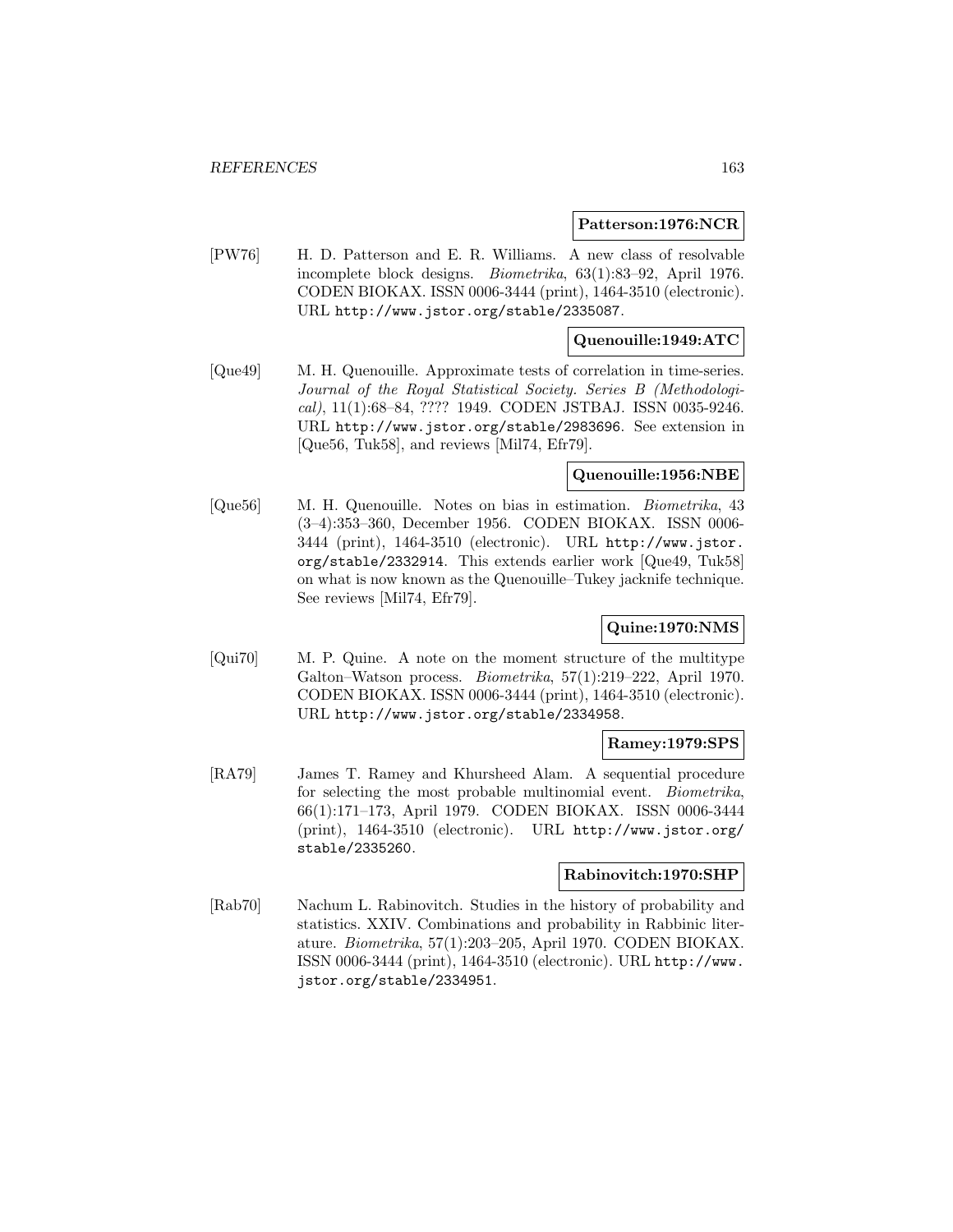**Patterson:1976:NCR**

[PW76] H. D. Patterson and E. R. Williams. A new class of resolvable incomplete block designs. *Biometrika*, 63(1):83–92, April 1976. CODEN BIOKAX. ISSN 0006-3444 (print), 1464-3510 (electronic). URL http://www.jstor.org/stable/2335087.

**Quenouille:1949:ATC**

[Que49] M. H. Quenouille. Approximate tests of correlation in time-series. *Journal of the Royal Statistical Society. Series B (Methodological)*, 11(1):68–84, ???? 1949. CODEN JSTBAJ. ISSN 0035-9246. URL http://www.jstor.org/stable/2983696. See extension in [Que56, Tuk58], and reviews [Mil74, Efr79].

**Quenouille:1956:NBE**

[Que56] M. H. Quenouille. Notes on bias in estimation. *Biometrika*, 43 (3–4):353–360, December 1956. CODEN BIOKAX. ISSN 0006-3444 (print), 1464-3510 (electronic). URL http://www.jstor.org/stable/2332914. This extends earlier work [Que49, Tuk58] on what is now known as the Quenouille–Tukey jacknife technique. See reviews [Mil74, Efr79].

**Quine:1970:NMS**

[Qui70] M. P. Quine. A note on the moment structure of the multitype Galton–Watson process. *Biometrika*, 57(1):219–222, April 1970. CODEN BIOKAX. ISSN 0006-3444 (print), 1464-3510 (electronic). URL http://www.jstor.org/stable/2334958.

**Ramey:1979:SPS**

[RA79] James T. Ramey and Khursheed Alam. A sequential procedure for selecting the most probable multinomial event. *Biometrika*, 66(1):171–173, April 1979. CODEN BIOKAX. ISSN 0006-3444 (print), 1464-3510 (electronic). URL http://www.jstor.org/stable/2335260.

**Rabinovitch:1970:SHP**

[Rab70] Nachum L. Rabinovitch. Studies in the history of probability and statistics. XXIV. Combinations and probability in Rabbinic literature. *Biometrika*, 57(1):203–205, April 1970. CODEN BIOKAX. ISSN 0006-3444 (print), 1464-3510 (electronic). URL http://www.jstor.org/stable/2334951.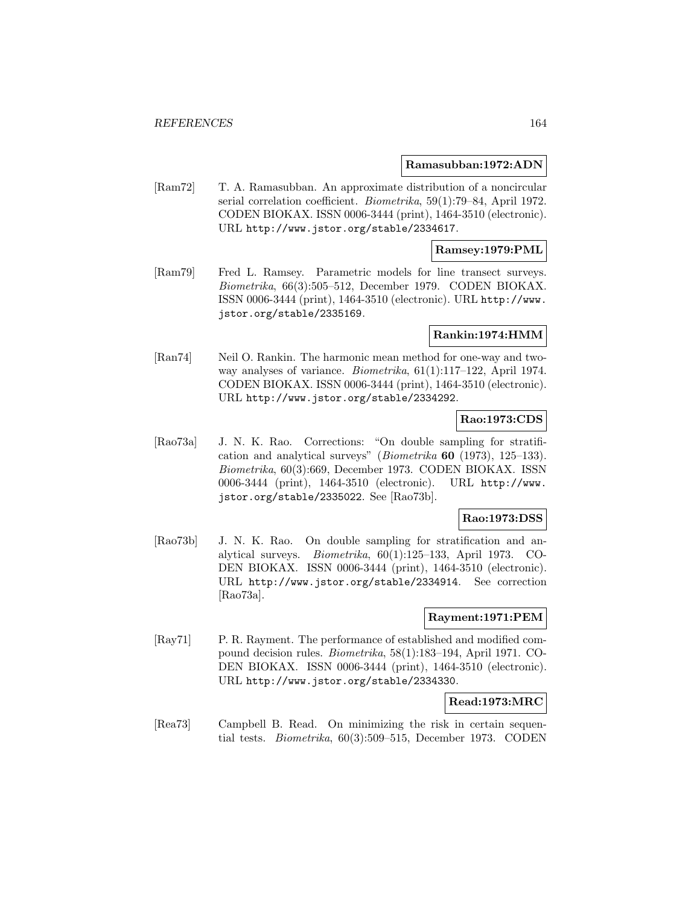**Ramasubban:1972:ADN**

[Ram72] T. A. Ramasubban. An approximate distribution of a noncircular serial correlation coefficient. *Biometrika*, 59(1):79–84, April 1972. CODEN BIOKAX. ISSN 0006-3444 (print), 1464-3510 (electronic). URL http://www.jstor.org/stable/2334617.

**Ramsey:1979:PML**

[Ram79] Fred L. Ramsey. Parametric models for line transect surveys. *Biometrika*, 66(3):505–512, December 1979. CODEN BIOKAX. ISSN 0006-3444 (print), 1464-3510 (electronic). URL http://www.jstor.org/stable/2335169.

**Rankin:1974:HMM**

[Ran74] Neil O. Rankin. The harmonic mean method for one-way and two-way analyses of variance. *Biometrika*, 61(1):117–122, April 1974. CODEN BIOKAX. ISSN 0006-3444 (print), 1464-3510 (electronic). URL http://www.jstor.org/stable/2334292.

**Rao:1973:CDS**

[Rao73a] J. N. K. Rao. Corrections: "On double sampling for stratification and analytical surveys" (*Biometrika* **60** (1973), 125–133). *Biometrika*, 60(3):669, December 1973. CODEN BIOKAX. ISSN 0006-3444 (print), 1464-3510 (electronic). URL http://www.jstor.org/stable/2335022. See [Rao73b].

**Rao:1973:DSS**

[Rao73b] J. N. K. Rao. On double sampling for stratification and analytical surveys. *Biometrika*, 60(1):125–133, April 1973. CODEN BIOKAX. ISSN 0006-3444 (print), 1464-3510 (electronic). URL http://www.jstor.org/stable/2334914. See correction [Rao73a].

**Rayment:1971:PEM**

[Ray71] P. R. Rayment. The performance of established and modified compound decision rules. *Biometrika*, 58(1):183–194, April 1971. CODEN BIOKAX. ISSN 0006-3444 (print), 1464-3510 (electronic). URL http://www.jstor.org/stable/2334330.

**Read:1973:MRC**

[Rea73] Campbell B. Read. On minimizing the risk in certain sequential tests. *Biometrika*, 60(3):509–515, December 1973. CODEN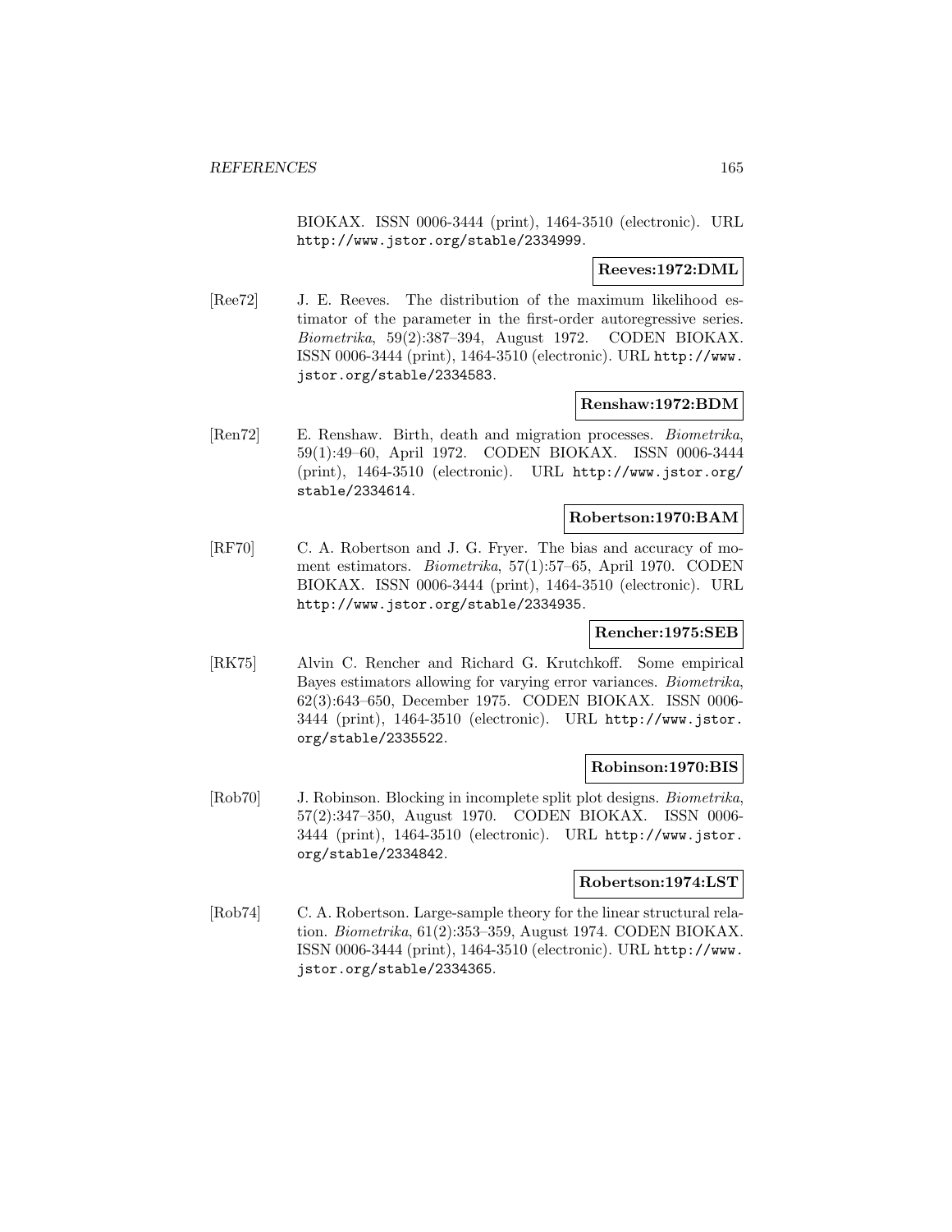BIOKAX. ISSN 0006-3444 (print), 1464-3510 (electronic). URL http://www.jstor.org/stable/2334999.

**Reeves:1972:DML**

[Ree72] J. E. Reeves. The distribution of the maximum likelihood estimator of the parameter in the first-order autoregressive series. *Biometrika*, 59(2):387–394, August 1972. CODEN BIOKAX. ISSN 0006-3444 (print), 1464-3510 (electronic). URL http://www.jstor.org/stable/2334583.

**Renshaw:1972:BDM**

[Ren72] E. Renshaw. Birth, death and migration processes. *Biometrika*, 59(1):49–60, April 1972. CODEN BIOKAX. ISSN 0006-3444 (print), 1464-3510 (electronic). URL http://www.jstor.org/stable/2334614.

**Robertson:1970:BAM**

[RF70] C. A. Robertson and J. G. Fryer. The bias and accuracy of moment estimators. *Biometrika*, 57(1):57–65, April 1970. CODEN BIOKAX. ISSN 0006-3444 (print), 1464-3510 (electronic). URL http://www.jstor.org/stable/2334935.

**Rencher:1975:SEB**

[RK75] Alvin C. Rencher and Richard G. Krutchkoff. Some empirical Bayes estimators allowing for varying error variances. *Biometrika*, 62(3):643–650, December 1975. CODEN BIOKAX. ISSN 0006-3444 (print), 1464-3510 (electronic). URL http://www.jstor.org/stable/2335522.

**Robinson:1970:BIS**

[Rob70] J. Robinson. Blocking in incomplete split plot designs. *Biometrika*, 57(2):347–350, August 1970. CODEN BIOKAX. ISSN 0006-3444 (print), 1464-3510 (electronic). URL http://www.jstor.org/stable/2334842.

**Robertson:1974:LST**

[Rob74] C. A. Robertson. Large-sample theory for the linear structural relation. *Biometrika*, 61(2):353–359, August 1974. CODEN BIOKAX. ISSN 0006-3444 (print), 1464-3510 (electronic). URL http://www.jstor.org/stable/2334365.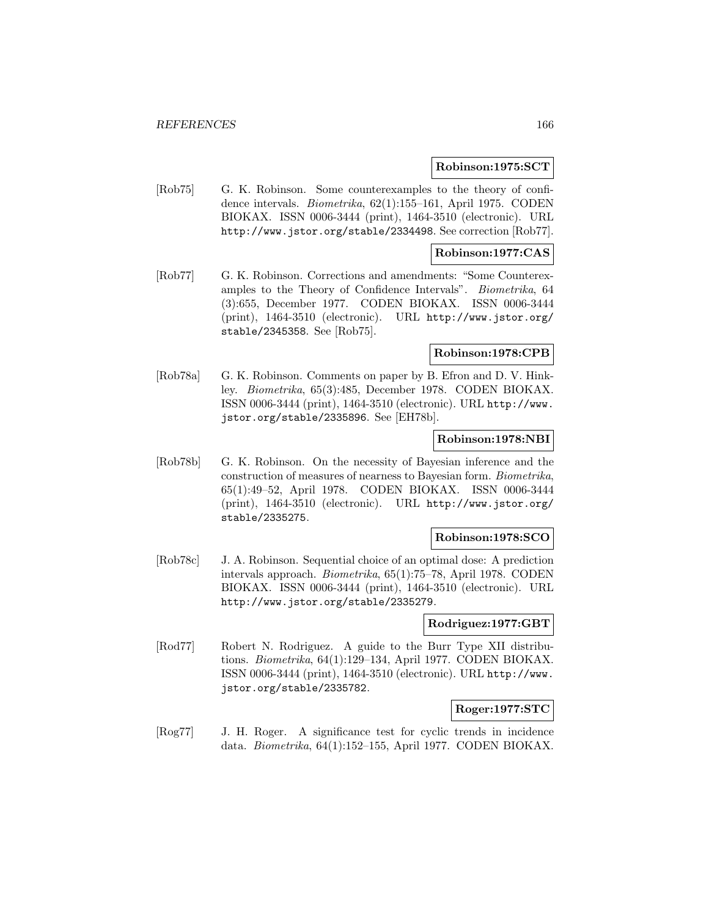**Robinson:1975:SCT**

[Rob75] G. K. Robinson. Some counterexamples to the theory of confidence intervals. *Biometrika*, 62(1):155–161, April 1975. CODEN BIOKAX. ISSN 0006-3444 (print), 1464-3510 (electronic). URL http://www.jstor.org/stable/2334498. See correction [Rob77].

**Robinson:1977:CAS**

[Rob77] G. K. Robinson. Corrections and amendments: "Some Counterexamples to the Theory of Confidence Intervals". *Biometrika*, 64 (3):655, December 1977. CODEN BIOKAX. ISSN 0006-3444 (print), 1464-3510 (electronic). URL http://www.jstor.org/stable/2345358. See [Rob75].

**Robinson:1978:CPB**

[Rob78a] G. K. Robinson. Comments on paper by B. Efron and D. V. Hinkley. *Biometrika*, 65(3):485, December 1978. CODEN BIOKAX. ISSN 0006-3444 (print), 1464-3510 (electronic). URL http://www.jstor.org/stable/2335896. See [EH78b].

**Robinson:1978:NBI**

[Rob78b] G. K. Robinson. On the necessity of Bayesian inference and the construction of measures of nearness to Bayesian form. *Biometrika*, 65(1):49–52, April 1978. CODEN BIOKAX. ISSN 0006-3444 (print), 1464-3510 (electronic). URL http://www.jstor.org/stable/2335275.

**Robinson:1978:SCO**

[Rob78c] J. A. Robinson. Sequential choice of an optimal dose: A prediction intervals approach. *Biometrika*, 65(1):75–78, April 1978. CODEN BIOKAX. ISSN 0006-3444 (print), 1464-3510 (electronic). URL http://www.jstor.org/stable/2335279.

**Rodriguez:1977:GBT**

[Rod77] Robert N. Rodriguez. A guide to the Burr Type XII distributions. *Biometrika*, 64(1):129–134, April 1977. CODEN BIOKAX. ISSN 0006-3444 (print), 1464-3510 (electronic). URL http://www.jstor.org/stable/2335782.

**Roger:1977:STC**

[Rog77] J. H. Roger. A significance test for cyclic trends in incidence data. *Biometrika*, 64(1):152–155, April 1977. CODEN BIOKAX.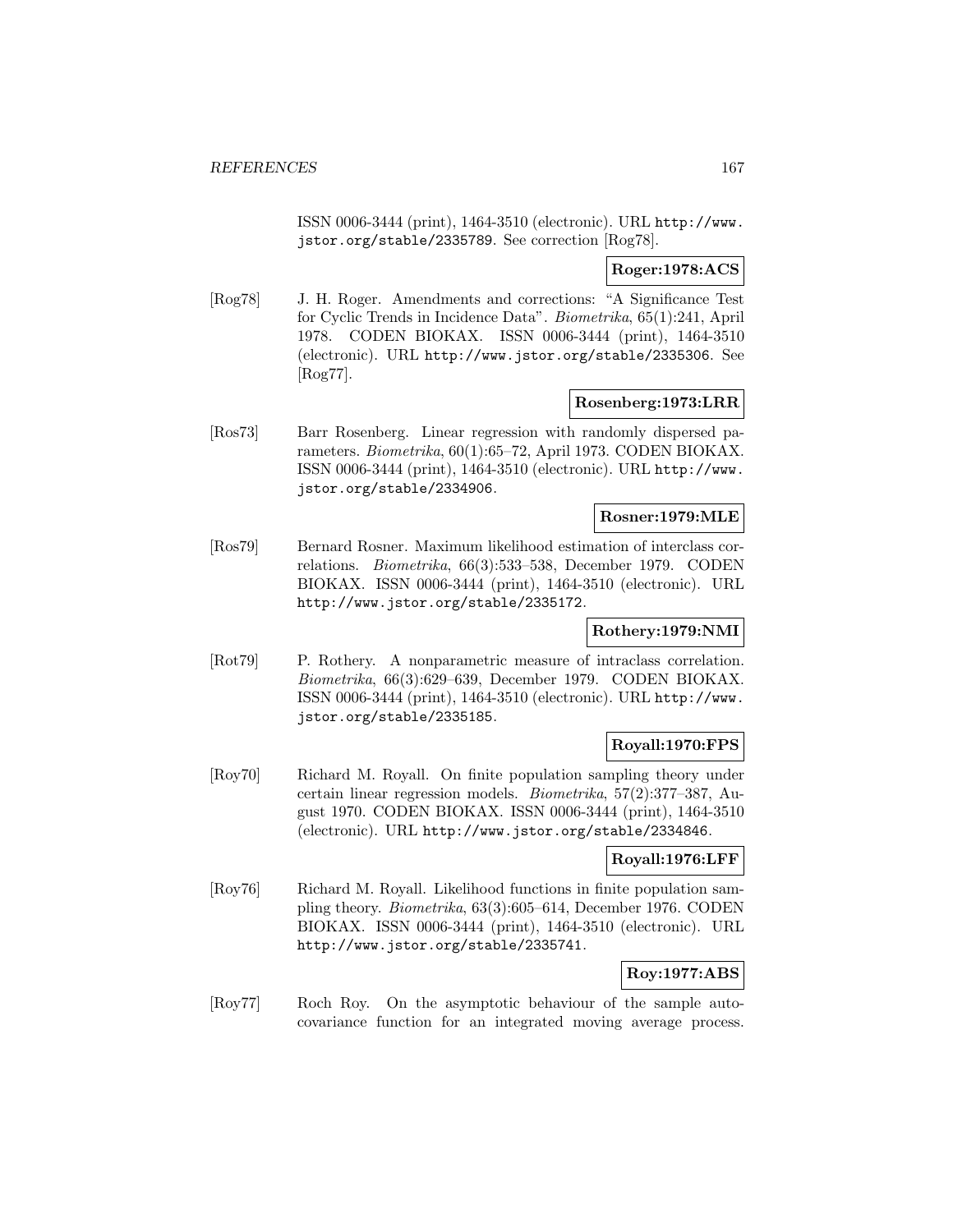ISSN 0006-3444 (print), 1464-3510 (electronic). URL http://www.jstor.org/stable/2335789. See correction [Rog78].

**Roger:1978:ACS**

[Rog78] J. H. Roger. Amendments and corrections: "A Significance Test for Cyclic Trends in Incidence Data". *Biometrika*, 65(1):241, April 1978. CODEN BIOKAX. ISSN 0006-3444 (print), 1464-3510 (electronic). URL http://www.jstor.org/stable/2335306. See [Rog77].

**Rosenberg:1973:LRR**

[Ros73] Barr Rosenberg. Linear regression with randomly dispersed parameters. *Biometrika*, 60(1):65–72, April 1973. CODEN BIOKAX. ISSN 0006-3444 (print), 1464-3510 (electronic). URL http://www.jstor.org/stable/2334906.

**Rosner:1979:MLE**

[Ros79] Bernard Rosner. Maximum likelihood estimation of interclass correlations. *Biometrika*, 66(3):533–538, December 1979. CODEN BIOKAX. ISSN 0006-3444 (print), 1464-3510 (electronic). URL http://www.jstor.org/stable/2335172.

**Rothery:1979:NMI**

[Rot79] P. Rothery. A nonparametric measure of intraclass correlation. *Biometrika*, 66(3):629–639, December 1979. CODEN BIOKAX. ISSN 0006-3444 (print), 1464-3510 (electronic). URL http://www.jstor.org/stable/2335185.

**Royall:1970:FPS**

[Roy70] Richard M. Royall. On finite population sampling theory under certain linear regression models. *Biometrika*, 57(2):377–387, August 1970. CODEN BIOKAX. ISSN 0006-3444 (print), 1464-3510 (electronic). URL http://www.jstor.org/stable/2334846.

**Royall:1976:LFF**

[Roy76] Richard M. Royall. Likelihood functions in finite population sampling theory. *Biometrika*, 63(3):605–614, December 1976. CODEN BIOKAX. ISSN 0006-3444 (print), 1464-3510 (electronic). URL http://www.jstor.org/stable/2335741.

**Roy:1977:ABS**

[Roy77] Roch Roy. On the asymptotic behaviour of the sample autocovariance function for an integrated moving average process.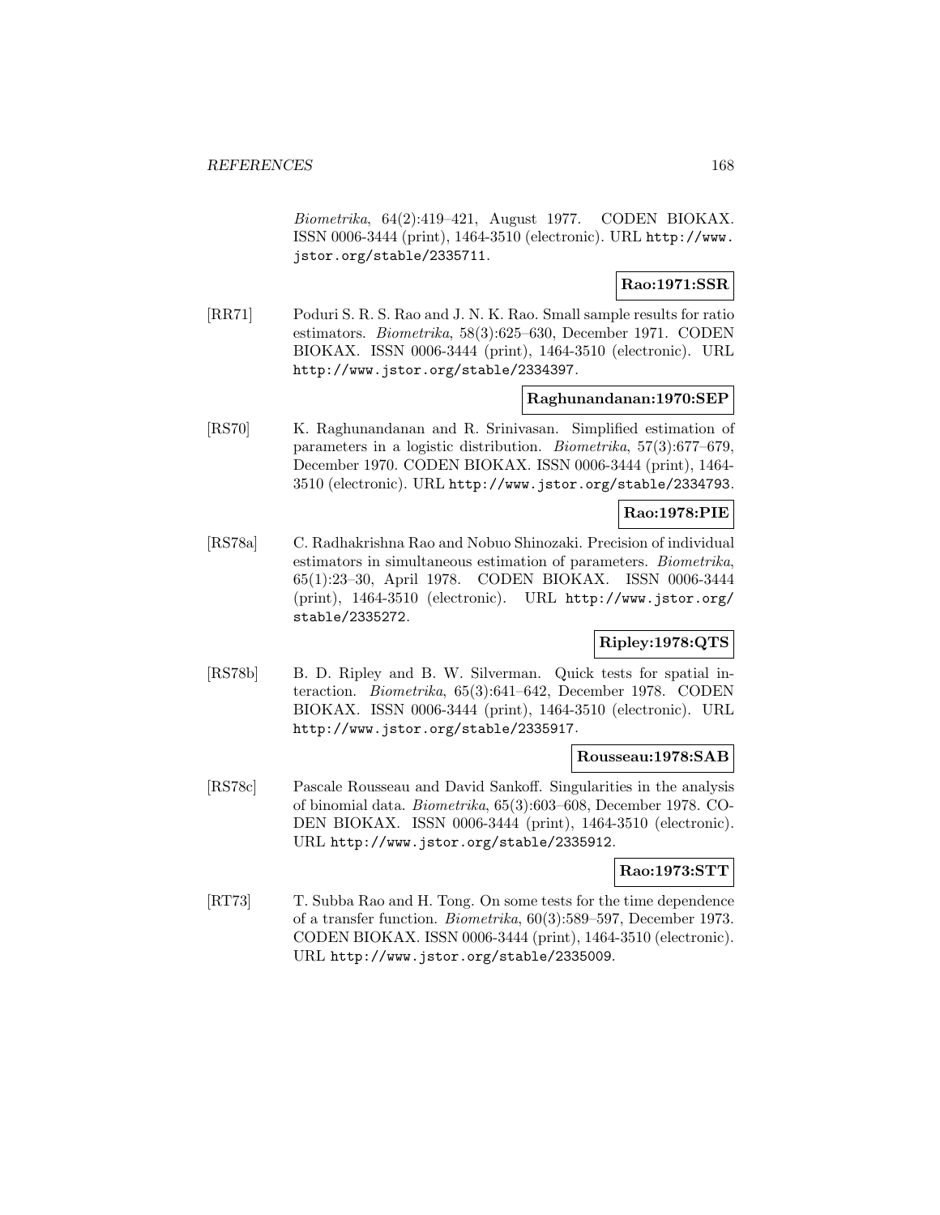*Biometrika*, 64(2):419–421, August 1977. CODEN BIOKAX. ISSN 0006-3444 (print), 1464-3510 (electronic). URL http://www.jstor.org/stable/2335711.

**Rao:1971:SSR**

[RR71] Poduri S. R. S. Rao and J. N. K. Rao. Small sample results for ratio estimators. *Biometrika*, 58(3):625–630, December 1971. CODEN BIOKAX. ISSN 0006-3444 (print), 1464-3510 (electronic). URL http://www.jstor.org/stable/2334397.

**Raghunandanan:1970:SEP**

[RS70] K. Raghunandanan and R. Srinivasan. Simplified estimation of parameters in a logistic distribution. *Biometrika*, 57(3):677–679, December 1970. CODEN BIOKAX. ISSN 0006-3444 (print), 1464-3510 (electronic). URL http://www.jstor.org/stable/2334793.

**Rao:1978:PIE**

[RS78a] C. Radhakrishna Rao and Nobuo Shinozaki. Precision of individual estimators in simultaneous estimation of parameters. *Biometrika*, 65(1):23–30, April 1978. CODEN BIOKAX. ISSN 0006-3444 (print), 1464-3510 (electronic). URL http://www.jstor.org/stable/2335272.

**Ripley:1978:QTS**

[RS78b] B. D. Ripley and B. W. Silverman. Quick tests for spatial interaction. *Biometrika*, 65(3):641–642, December 1978. CODEN BIOKAX. ISSN 0006-3444 (print), 1464-3510 (electronic). URL http://www.jstor.org/stable/2335917.

**Rousseau:1978:SAB**

[RS78c] Pascale Rousseau and David Sankoff. Singularities in the analysis of binomial data. *Biometrika*, 65(3):603–608, December 1978. CODEN BIOKAX. ISSN 0006-3444 (print), 1464-3510 (electronic). URL http://www.jstor.org/stable/2335912.

**Rao:1973:STT**

[RT73] T. Subba Rao and H. Tong. On some tests for the time dependence of a transfer function. *Biometrika*, 60(3):589–597, December 1973. CODEN BIOKAX. ISSN 0006-3444 (print), 1464-3510 (electronic). URL http://www.jstor.org/stable/2335009.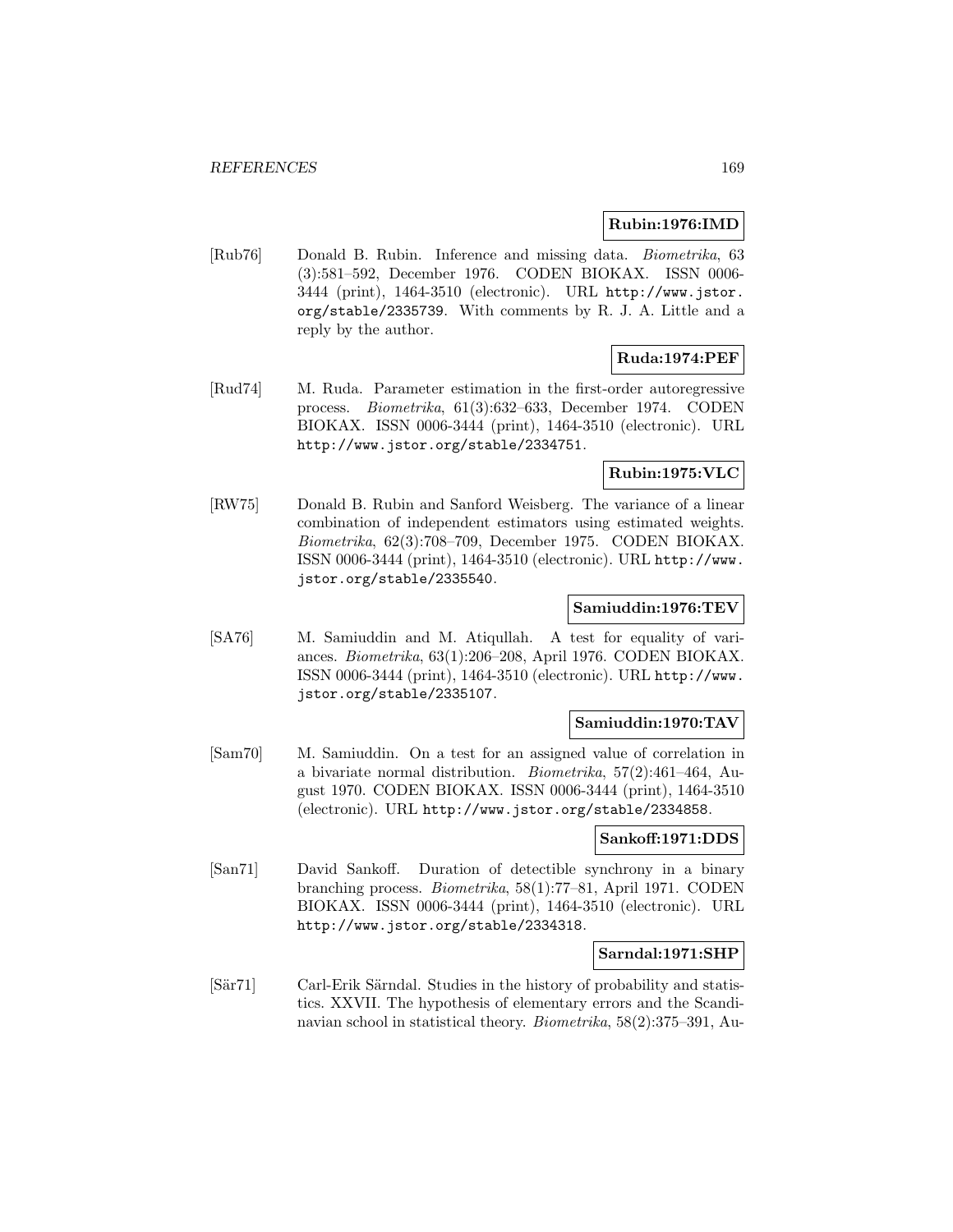**Rubin:1976:IMD**

[Rub76] Donald B. Rubin. Inference and missing data. *Biometrika*, 63 (3):581–592, December 1976. CODEN BIOKAX. ISSN 0006-3444 (print), 1464-3510 (electronic). URL http://www.jstor.org/stable/2335739. With comments by R. J. A. Little and a reply by the author.

**Ruda:1974:PEF**

[Rud74] M. Ruda. Parameter estimation in the first-order autoregressive process. *Biometrika*, 61(3):632–633, December 1974. CODEN BIOKAX. ISSN 0006-3444 (print), 1464-3510 (electronic). URL http://www.jstor.org/stable/2334751.

**Rubin:1975:VLC**

[RW75] Donald B. Rubin and Sanford Weisberg. The variance of a linear combination of independent estimators using estimated weights. *Biometrika*, 62(3):708–709, December 1975. CODEN BIOKAX. ISSN 0006-3444 (print), 1464-3510 (electronic). URL http://www.jstor.org/stable/2335540.

**Samiuddin:1976:TEV**

[SA76] M. Samiuddin and M. Atiqullah. A test for equality of variances. *Biometrika*, 63(1):206–208, April 1976. CODEN BIOKAX. ISSN 0006-3444 (print), 1464-3510 (electronic). URL http://www.jstor.org/stable/2335107.

**Samiuddin:1970:TAV**

[Sam70] M. Samiuddin. On a test for an assigned value of correlation in a bivariate normal distribution. *Biometrika*, 57(2):461–464, August 1970. CODEN BIOKAX. ISSN 0006-3444 (print), 1464-3510 (electronic). URL http://www.jstor.org/stable/2334858.

**Sankoff:1971:DDS**

[San71] David Sankoff. Duration of detectible synchrony in a binary branching process. *Biometrika*, 58(1):77–81, April 1971. CODEN BIOKAX. ISSN 0006-3444 (print), 1464-3510 (electronic). URL http://www.jstor.org/stable/2334318.

**Sarndal:1971:SHP**

[Sär71] Carl-Erik Särndal. Studies in the history of probability and statistics. XXVII. The hypothesis of elementary errors and the Scandinavian school in statistical theory. *Biometrika*, 58(2):375–391, Au-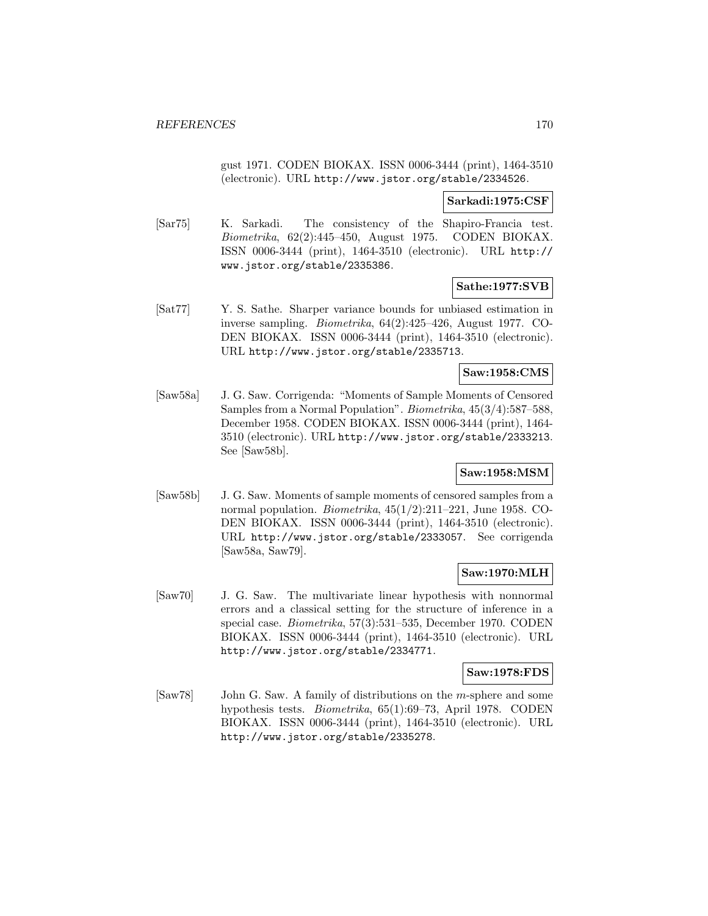gust 1971. CODEN BIOKAX. ISSN 0006-3444 (print), 1464-3510 (electronic). URL http://www.jstor.org/stable/2334526.

**Sarkadi:1975:CSF**

[Sar75] K. Sarkadi. The consistency of the Shapiro-Francia test. *Biometrika*, 62(2):445–450, August 1975. CODEN BIOKAX. ISSN 0006-3444 (print), 1464-3510 (electronic). URL http://www.jstor.org/stable/2335386.

**Sathe:1977:SVB**

[Sat77] Y. S. Sathe. Sharper variance bounds for unbiased estimation in inverse sampling. *Biometrika*, 64(2):425–426, August 1977. CODEN BIOKAX. ISSN 0006-3444 (print), 1464-3510 (electronic). URL http://www.jstor.org/stable/2335713.

**Saw:1958:CMS**

[Saw58a] J. G. Saw. Corrigenda: "Moments of Sample Moments of Censored Samples from a Normal Population". *Biometrika*, 45(3/4):587–588, December 1958. CODEN BIOKAX. ISSN 0006-3444 (print), 1464-3510 (electronic). URL http://www.jstor.org/stable/2333213. See [Saw58b].

**Saw:1958:MSM**

[Saw58b] J. G. Saw. Moments of sample moments of censored samples from a normal population. *Biometrika*, 45(1/2):211–221, June 1958. CODEN BIOKAX. ISSN 0006-3444 (print), 1464-3510 (electronic). URL http://www.jstor.org/stable/2333057. See corrigenda [Saw58a, Saw79].

**Saw:1970:MLH**

[Saw70] J. G. Saw. The multivariate linear hypothesis with nonnormal errors and a classical setting for the structure of inference in a special case. *Biometrika*, 57(3):531–535, December 1970. CODEN BIOKAX. ISSN 0006-3444 (print), 1464-3510 (electronic). URL http://www.jstor.org/stable/2334771.

**Saw:1978:FDS**

[Saw78] John G. Saw. A family of distributions on the $m$-sphere and some hypothesis tests. *Biometrika*, 65(1):69–73, April 1978. CODEN BIOKAX. ISSN 0006-3444 (print), 1464-3510 (electronic). URL http://www.jstor.org/stable/2335278.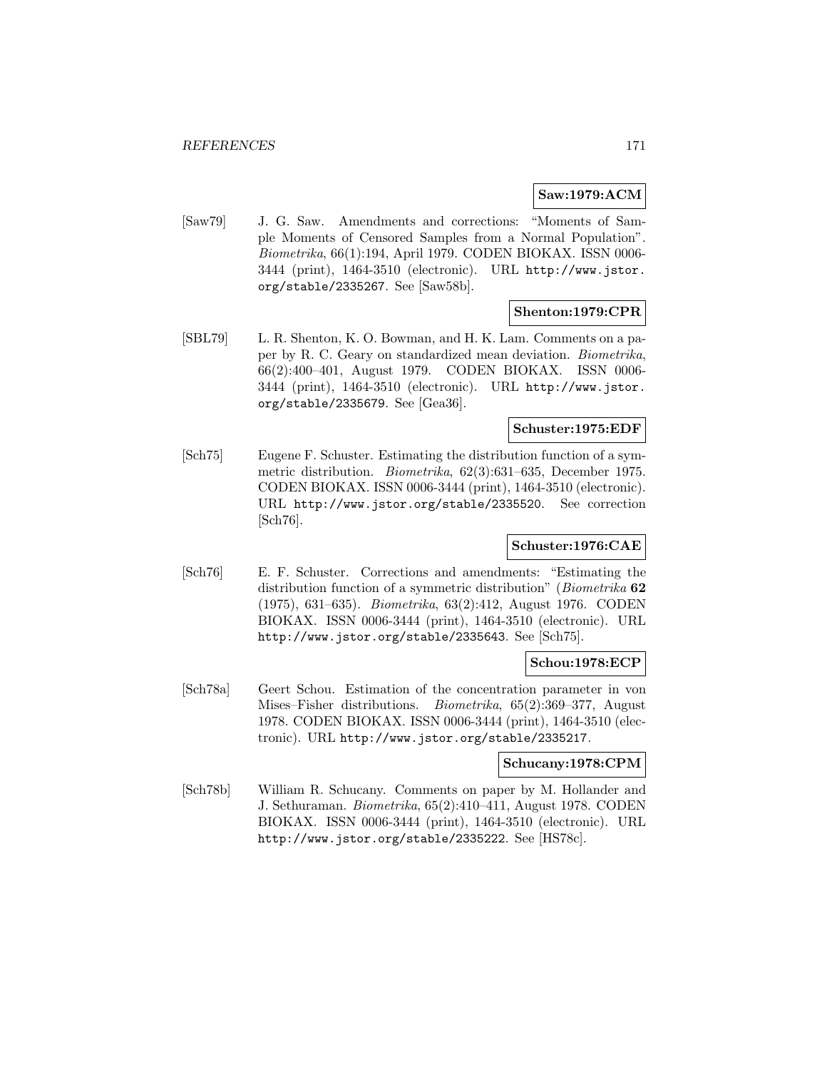**Saw:1979:ACM**

[Saw79] J. G. Saw. Amendments and corrections: "Moments of Sample Moments of Censored Samples from a Normal Population". *Biometrika*, 66(1):194, April 1979. CODEN BIOKAX. ISSN 0006-3444 (print), 1464-3510 (electronic). URL http://www.jstor.org/stable/2335267. See [Saw58b].

**Shenton:1979:CPR**

[SBL79] L. R. Shenton, K. O. Bowman, and H. K. Lam. Comments on a paper by R. C. Geary on standardized mean deviation. *Biometrika*, 66(2):400–401, August 1979. CODEN BIOKAX. ISSN 0006-3444 (print), 1464-3510 (electronic). URL http://www.jstor.org/stable/2335679. See [Gea36].

**Schuster:1975:EDF**

[Sch75] Eugene F. Schuster. Estimating the distribution function of a symmetric distribution. *Biometrika*, 62(3):631–635, December 1975. CODEN BIOKAX. ISSN 0006-3444 (print), 1464-3510 (electronic). URL http://www.jstor.org/stable/2335520. See correction [Sch76].

**Schuster:1976:CAE**

[Sch76] E. F. Schuster. Corrections and amendments: "Estimating the distribution function of a symmetric distribution" (*Biometrika* **62** (1975), 631–635). *Biometrika*, 63(2):412, August 1976. CODEN BIOKAX. ISSN 0006-3444 (print), 1464-3510 (electronic). URL http://www.jstor.org/stable/2335643. See [Sch75].

**Schou:1978:ECP**

[Sch78a] Geert Schou. Estimation of the concentration parameter in von Mises–Fisher distributions. *Biometrika*, 65(2):369–377, August 1978. CODEN BIOKAX. ISSN 0006-3444 (print), 1464-3510 (electronic). URL http://www.jstor.org/stable/2335217.

**Schucany:1978:CPM**

[Sch78b] William R. Schucany. Comments on paper by M. Hollander and J. Sethuraman. *Biometrika*, 65(2):410–411, August 1978. CODEN BIOKAX. ISSN 0006-3444 (print), 1464-3510 (electronic). URL http://www.jstor.org/stable/2335222. See [HS78c].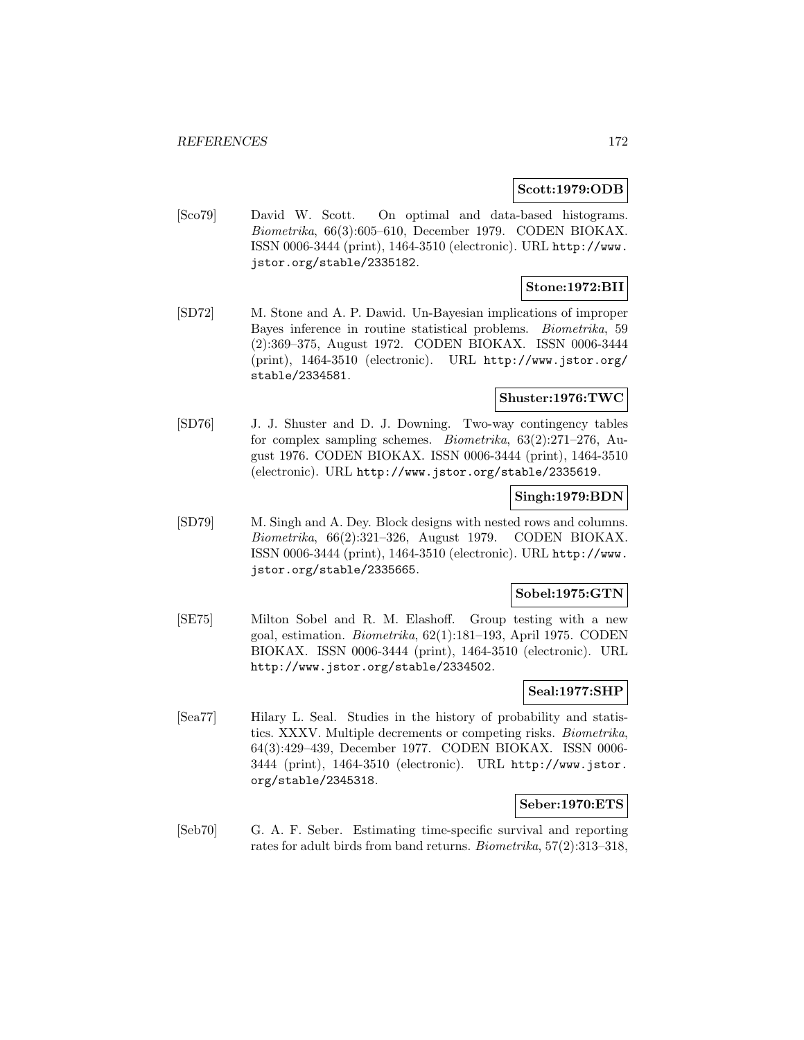**Scott:1979:ODB**

[Sco79] David W. Scott. On optimal and data-based histograms. *Biometrika*, 66(3):605–610, December 1979. CODEN BIOKAX. ISSN 0006-3444 (print), 1464-3510 (electronic). URL http://www.jstor.org/stable/2335182.

**Stone:1972:BII**

[SD72] M. Stone and A. P. Dawid. Un-Bayesian implications of improper Bayes inference in routine statistical problems. *Biometrika*, 59 (2):369–375, August 1972. CODEN BIOKAX. ISSN 0006-3444 (print), 1464-3510 (electronic). URL http://www.jstor.org/stable/2334581.

**Shuster:1976:TWC**

[SD76] J. J. Shuster and D. J. Downing. Two-way contingency tables for complex sampling schemes. *Biometrika*, 63(2):271–276, August 1976. CODEN BIOKAX. ISSN 0006-3444 (print), 1464-3510 (electronic). URL http://www.jstor.org/stable/2335619.

**Singh:1979:BDN**

[SD79] M. Singh and A. Dey. Block designs with nested rows and columns. *Biometrika*, 66(2):321–326, August 1979. CODEN BIOKAX. ISSN 0006-3444 (print), 1464-3510 (electronic). URL http://www.jstor.org/stable/2335665.

**Sobel:1975:GTN**

[SE75] Milton Sobel and R. M. Elashoff. Group testing with a new goal, estimation. *Biometrika*, 62(1):181–193, April 1975. CODEN BIOKAX. ISSN 0006-3444 (print), 1464-3510 (electronic). URL http://www.jstor.org/stable/2334502.

**Seal:1977:SHP**

[Sea77] Hilary L. Seal. Studies in the history of probability and statistics. XXXV. Multiple decrements or competing risks. *Biometrika*, 64(3):429–439, December 1977. CODEN BIOKAX. ISSN 0006-3444 (print), 1464-3510 (electronic). URL http://www.jstor.org/stable/2345318.

**Seber:1970:ETS**

[Seb70] G. A. F. Seber. Estimating time-specific survival and reporting rates for adult birds from band returns. *Biometrika*, 57(2):313–318,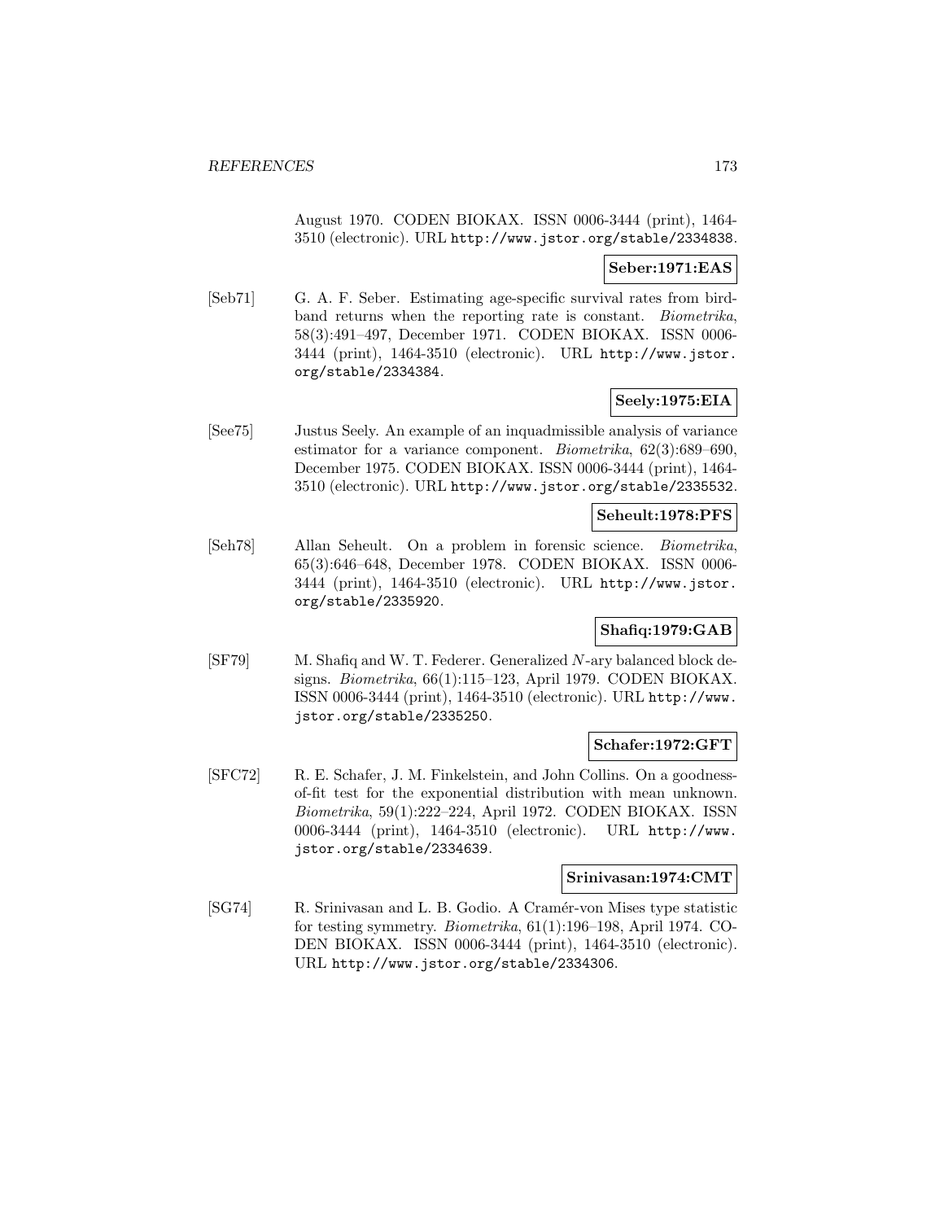August 1970. CODEN BIOKAX. ISSN 0006-3444 (print), 1464-3510 (electronic). URL http://www.jstor.org/stable/2334838.

**Seber:1971:EAS**

[Seb71] G. A. F. Seber. Estimating age-specific survival rates from bird-band returns when the reporting rate is constant. *Biometrika*, 58(3):491–497, December 1971. CODEN BIOKAX. ISSN 0006-3444 (print), 1464-3510 (electronic). URL http://www.jstor.org/stable/2334384.

**Seely:1975:EIA**

[See75] Justus Seely. An example of an inquadmissible analysis of variance estimator for a variance component. *Biometrika*, 62(3):689–690, December 1975. CODEN BIOKAX. ISSN 0006-3444 (print), 1464-3510 (electronic). URL http://www.jstor.org/stable/2335532.

**Seheult:1978:PFS**

[Seh78] Allan Seheult. On a problem in forensic science. *Biometrika*, 65(3):646–648, December 1978. CODEN BIOKAX. ISSN 0006-3444 (print), 1464-3510 (electronic). URL http://www.jstor.org/stable/2335920.

**Shafiq:1979:GAB**

[SF79] M. Shafiq and W. T. Federer. Generalized $N$-ary balanced block designs. *Biometrika*, 66(1):115–123, April 1979. CODEN BIOKAX. ISSN 0006-3444 (print), 1464-3510 (electronic). URL http://www.jstor.org/stable/2335250.

**Schafer:1972:GFT**

[SFC72] R. E. Schafer, J. M. Finkelstein, and John Collins. On a goodness-of-fit test for the exponential distribution with mean unknown. *Biometrika*, 59(1):222–224, April 1972. CODEN BIOKAX. ISSN 0006-3444 (print), 1464-3510 (electronic). URL http://www.jstor.org/stable/2334639.

**Srinivasan:1974:CMT**

[SG74] R. Srinivasan and L. B. Godio. A Cramér-von Mises type statistic for testing symmetry. *Biometrika*, 61(1):196–198, April 1974. CODEN BIOKAX. ISSN 0006-3444 (print), 1464-3510 (electronic). URL http://www.jstor.org/stable/2334306.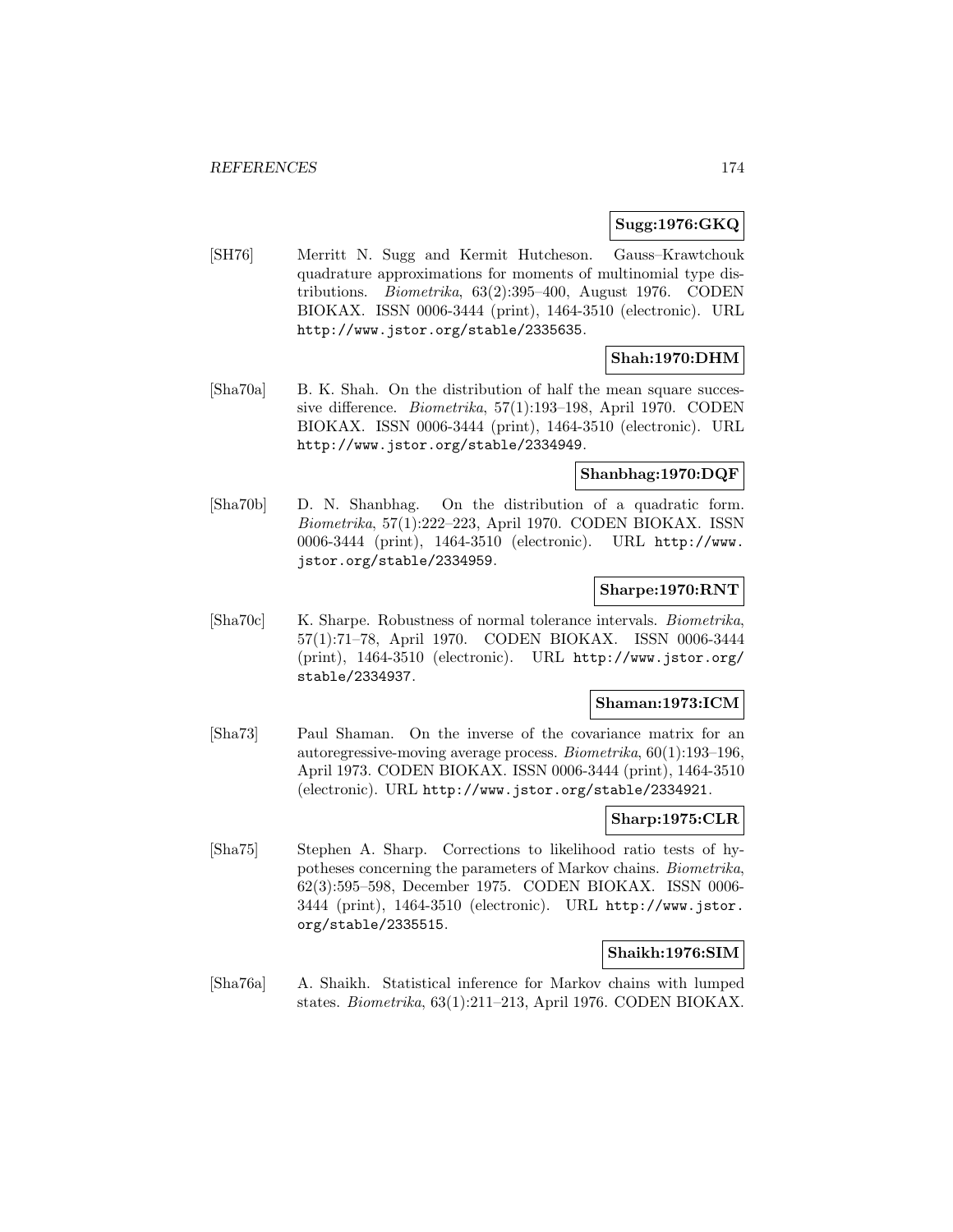**Sugg:1976:GKQ**

[SH76] Merritt N. Sugg and Kermit Hutcheson. Gauss–Krawtchouk quadrature approximations for moments of multinomial type distributions. *Biometrika*, 63(2):395–400, August 1976. CODEN BIOKAX. ISSN 0006-3444 (print), 1464-3510 (electronic). URL http://www.jstor.org/stable/2335635.

**Shah:1970:DHM**

[Sha70a] B. K. Shah. On the distribution of half the mean square successive difference. *Biometrika*, 57(1):193–198, April 1970. CODEN BIOKAX. ISSN 0006-3444 (print), 1464-3510 (electronic). URL http://www.jstor.org/stable/2334949.

**Shanbhag:1970:DQF**

[Sha70b] D. N. Shanbhag. On the distribution of a quadratic form. *Biometrika*, 57(1):222–223, April 1970. CODEN BIOKAX. ISSN 0006-3444 (print), 1464-3510 (electronic). URL http://www.jstor.org/stable/2334959.

**Sharpe:1970:RNT**

[Sha70c] K. Sharpe. Robustness of normal tolerance intervals. *Biometrika*, 57(1):71–78, April 1970. CODEN BIOKAX. ISSN 0006-3444 (print), 1464-3510 (electronic). URL http://www.jstor.org/stable/2334937.

**Shaman:1973:ICM**

[Sha73] Paul Shaman. On the inverse of the covariance matrix for an autoregressive-moving average process. *Biometrika*, 60(1):193–196, April 1973. CODEN BIOKAX. ISSN 0006-3444 (print), 1464-3510 (electronic). URL http://www.jstor.org/stable/2334921.

**Sharp:1975:CLR**

[Sha75] Stephen A. Sharp. Corrections to likelihood ratio tests of hypotheses concerning the parameters of Markov chains. *Biometrika*, 62(3):595–598, December 1975. CODEN BIOKAX. ISSN 0006-3444 (print), 1464-3510 (electronic). URL http://www.jstor.org/stable/2335515.

**Shaikh:1976:SIM**

[Sha76a] A. Shaikh. Statistical inference for Markov chains with lumped states. *Biometrika*, 63(1):211–213, April 1976. CODEN BIOKAX.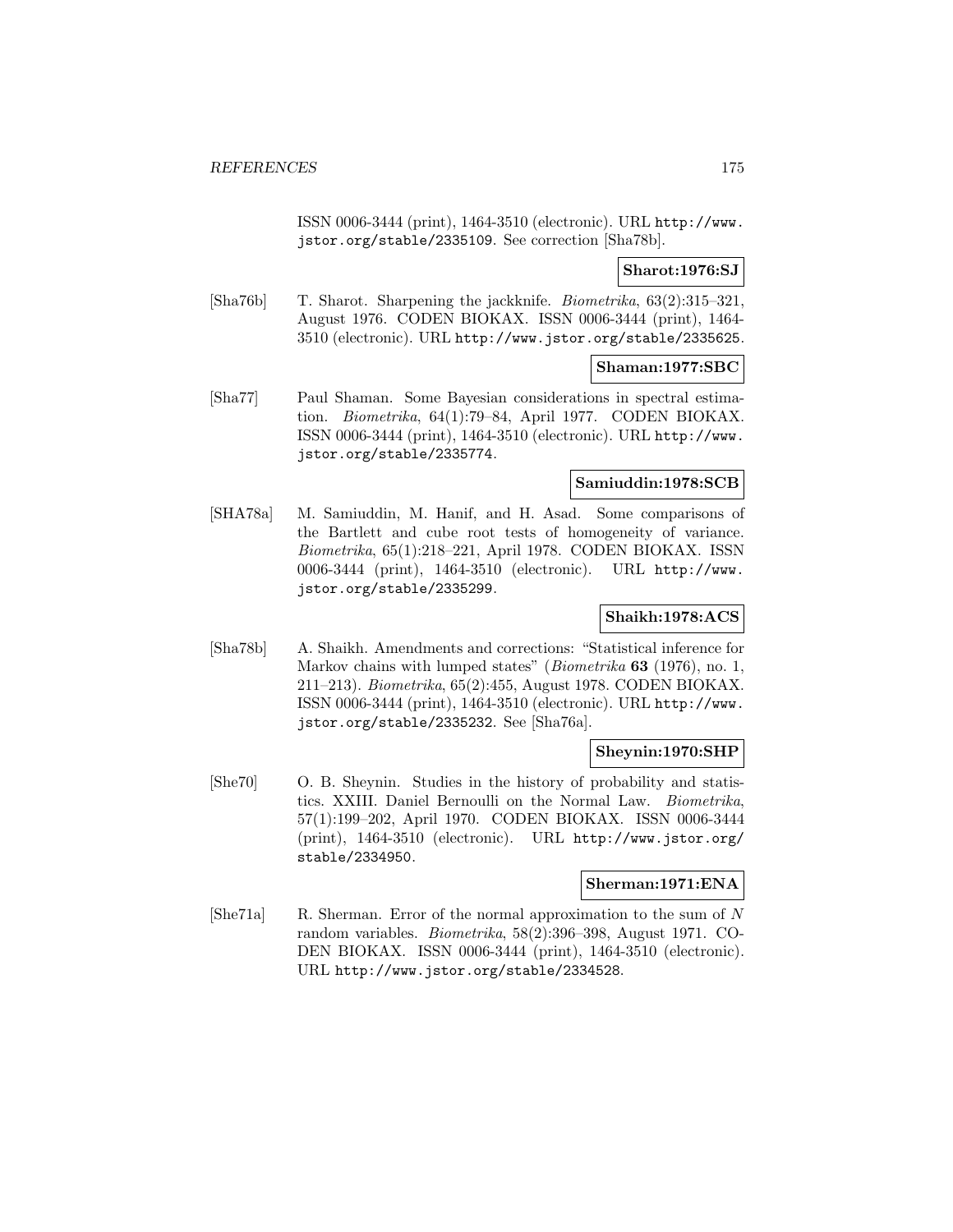ISSN 0006-3444 (print), 1464-3510 (electronic). URL http://www.jstor.org/stable/2335109. See correction [Sha78b].

**Sharot:1976:SJ**

[Sha76b] T. Sharot. Sharpening the jackknife. *Biometrika*, 63(2):315–321, August 1976. CODEN BIOKAX. ISSN 0006-3444 (print), 1464-3510 (electronic). URL http://www.jstor.org/stable/2335625.

**Shaman:1977:SBC**

[Sha77] Paul Shaman. Some Bayesian considerations in spectral estimation. *Biometrika*, 64(1):79–84, April 1977. CODEN BIOKAX. ISSN 0006-3444 (print), 1464-3510 (electronic). URL http://www.jstor.org/stable/2335774.

**Samiuddin:1978:SCB**

[SHA78a] M. Samiuddin, M. Hanif, and H. Asad. Some comparisons of the Bartlett and cube root tests of homogeneity of variance. *Biometrika*, 65(1):218–221, April 1978. CODEN BIOKAX. ISSN 0006-3444 (print), 1464-3510 (electronic). URL http://www.jstor.org/stable/2335299.

**Shaikh:1978:ACS**

[Sha78b] A. Shaikh. Amendments and corrections: "Statistical inference for Markov chains with lumped states" (*Biometrika* **63** (1976), no. 1, 211–213). *Biometrika*, 65(2):455, August 1978. CODEN BIOKAX. ISSN 0006-3444 (print), 1464-3510 (electronic). URL http://www.jstor.org/stable/2335232. See [Sha76a].

**Sheynin:1970:SHP**

[She70] O. B. Sheynin. Studies in the history of probability and statistics. XXIII. Daniel Bernoulli on the Normal Law. *Biometrika*, 57(1):199–202, April 1970. CODEN BIOKAX. ISSN 0006-3444 (print), 1464-3510 (electronic). URL http://www.jstor.org/stable/2334950.

**Sherman:1971:ENA**

[She71a] R. Sherman. Error of the normal approximation to the sum of $N$ random variables. *Biometrika*, 58(2):396–398, August 1971. CODEN BIOKAX. ISSN 0006-3444 (print), 1464-3510 (electronic). URL http://www.jstor.org/stable/2334528.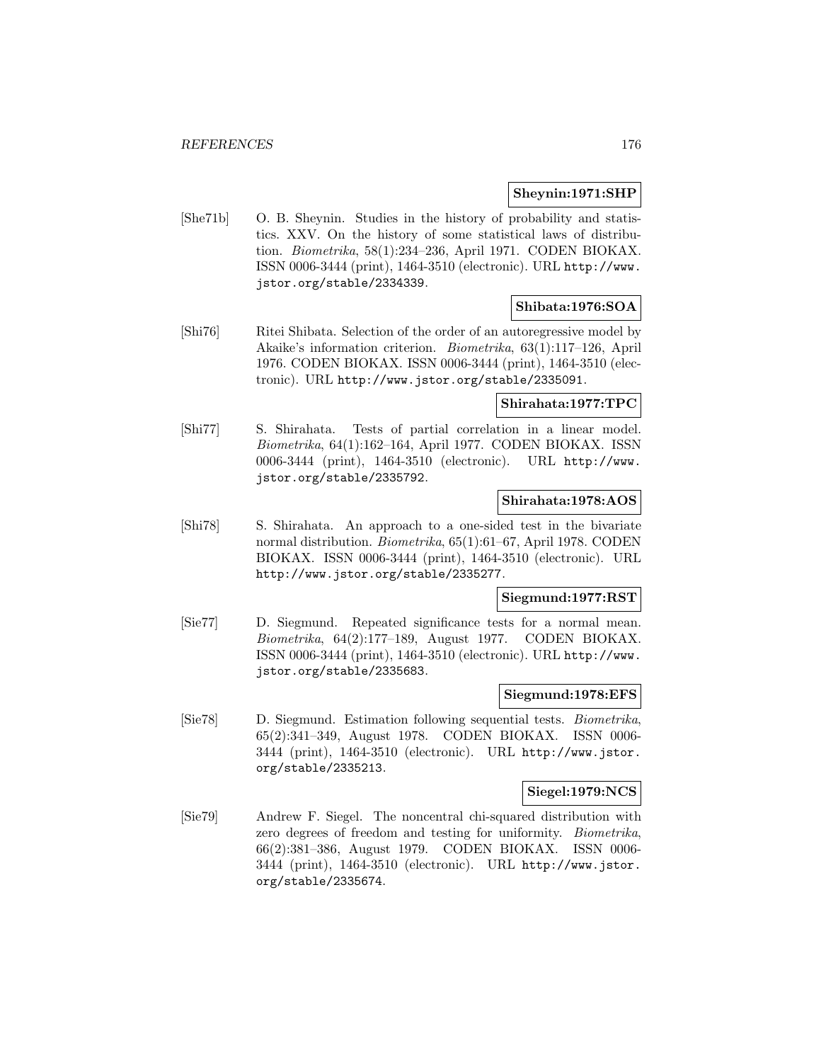**Sheynin:1971:SHP**

[She71b] O. B. Sheynin. Studies in the history of probability and statistics. XXV. On the history of some statistical laws of distribution. *Biometrika*, 58(1):234–236, April 1971. CODEN BIOKAX. ISSN 0006-3444 (print), 1464-3510 (electronic). URL http://www.jstor.org/stable/2334339.

**Shibata:1976:SOA**

[Shi76] Ritei Shibata. Selection of the order of an autoregressive model by Akaike's information criterion. *Biometrika*, 63(1):117–126, April 1976. CODEN BIOKAX. ISSN 0006-3444 (print), 1464-3510 (electronic). URL http://www.jstor.org/stable/2335091.

**Shirahata:1977:TPC**

[Shi77] S. Shirahata. Tests of partial correlation in a linear model. *Biometrika*, 64(1):162–164, April 1977. CODEN BIOKAX. ISSN 0006-3444 (print), 1464-3510 (electronic). URL http://www.jstor.org/stable/2335792.

**Shirahata:1978:AOS**

[Shi78] S. Shirahata. An approach to a one-sided test in the bivariate normal distribution. *Biometrika*, 65(1):61–67, April 1978. CODEN BIOKAX. ISSN 0006-3444 (print), 1464-3510 (electronic). URL http://www.jstor.org/stable/2335277.

**Siegmund:1977:RST**

[Sie77] D. Siegmund. Repeated significance tests for a normal mean. *Biometrika*, 64(2):177–189, August 1977. CODEN BIOKAX. ISSN 0006-3444 (print), 1464-3510 (electronic). URL http://www.jstor.org/stable/2335683.

**Siegmund:1978:EFS**

[Sie78] D. Siegmund. Estimation following sequential tests. *Biometrika*, 65(2):341–349, August 1978. CODEN BIOKAX. ISSN 0006-3444 (print), 1464-3510 (electronic). URL http://www.jstor.org/stable/2335213.

**Siegel:1979:NCS**

[Sie79] Andrew F. Siegel. The noncentral chi-squared distribution with zero degrees of freedom and testing for uniformity. *Biometrika*, 66(2):381–386, August 1979. CODEN BIOKAX. ISSN 0006-3444 (print), 1464-3510 (electronic). URL http://www.jstor.org/stable/2335674.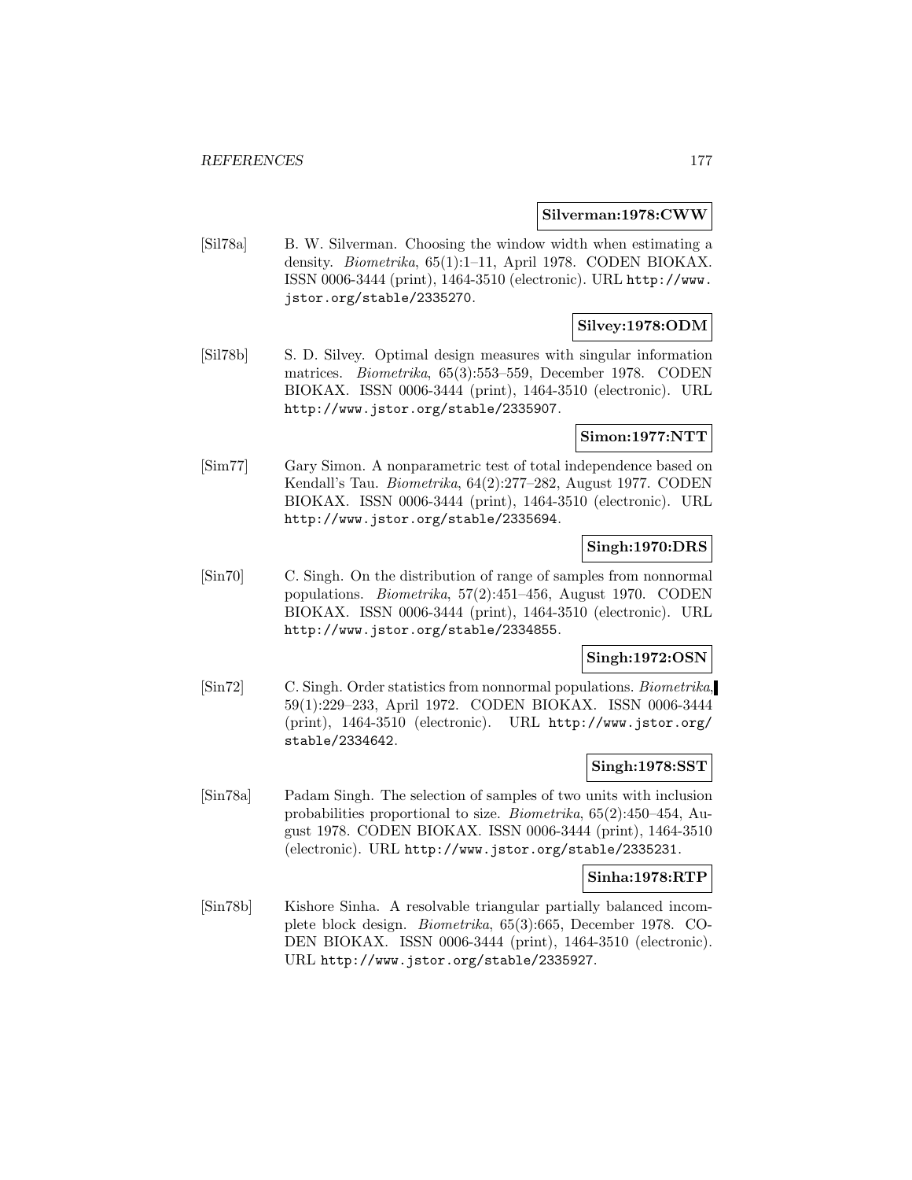**Silverman:1978:CWW**

[Sil78a] B. W. Silverman. Choosing the window width when estimating a density. *Biometrika*, 65(1):1–11, April 1978. CODEN BIOKAX. ISSN 0006-3444 (print), 1464-3510 (electronic). URL http://www.jstor.org/stable/2335270.

**Silvey:1978:ODM**

[Sil78b] S. D. Silvey. Optimal design measures with singular information matrices. *Biometrika*, 65(3):553–559, December 1978. CODEN BIOKAX. ISSN 0006-3444 (print), 1464-3510 (electronic). URL http://www.jstor.org/stable/2335907.

**Simon:1977:NTT**

[Sim77] Gary Simon. A nonparametric test of total independence based on Kendall's Tau. *Biometrika*, 64(2):277–282, August 1977. CODEN BIOKAX. ISSN 0006-3444 (print), 1464-3510 (electronic). URL http://www.jstor.org/stable/2335694.

**Singh:1970:DRS**

[Sin70] C. Singh. On the distribution of range of samples from nonnormal populations. *Biometrika*, 57(2):451–456, August 1970. CODEN BIOKAX. ISSN 0006-3444 (print), 1464-3510 (electronic). URL http://www.jstor.org/stable/2334855.

**Singh:1972:OSN**

[Sin72] C. Singh. Order statistics from nonnormal populations. *Biometrika*, 59(1):229–233, April 1972. CODEN BIOKAX. ISSN 0006-3444 (print), 1464-3510 (electronic). URL http://www.jstor.org/stable/2334642.

**Singh:1978:SST**

[Sin78a] Padam Singh. The selection of samples of two units with inclusion probabilities proportional to size. *Biometrika*, 65(2):450–454, August 1978. CODEN BIOKAX. ISSN 0006-3444 (print), 1464-3510 (electronic). URL http://www.jstor.org/stable/2335231.

**Sinha:1978:RTP**

[Sin78b] Kishore Sinha. A resolvable triangular partially balanced incomplete block design. *Biometrika*, 65(3):665, December 1978. CODEN BIOKAX. ISSN 0006-3444 (print), 1464-3510 (electronic). URL http://www.jstor.org/stable/2335927.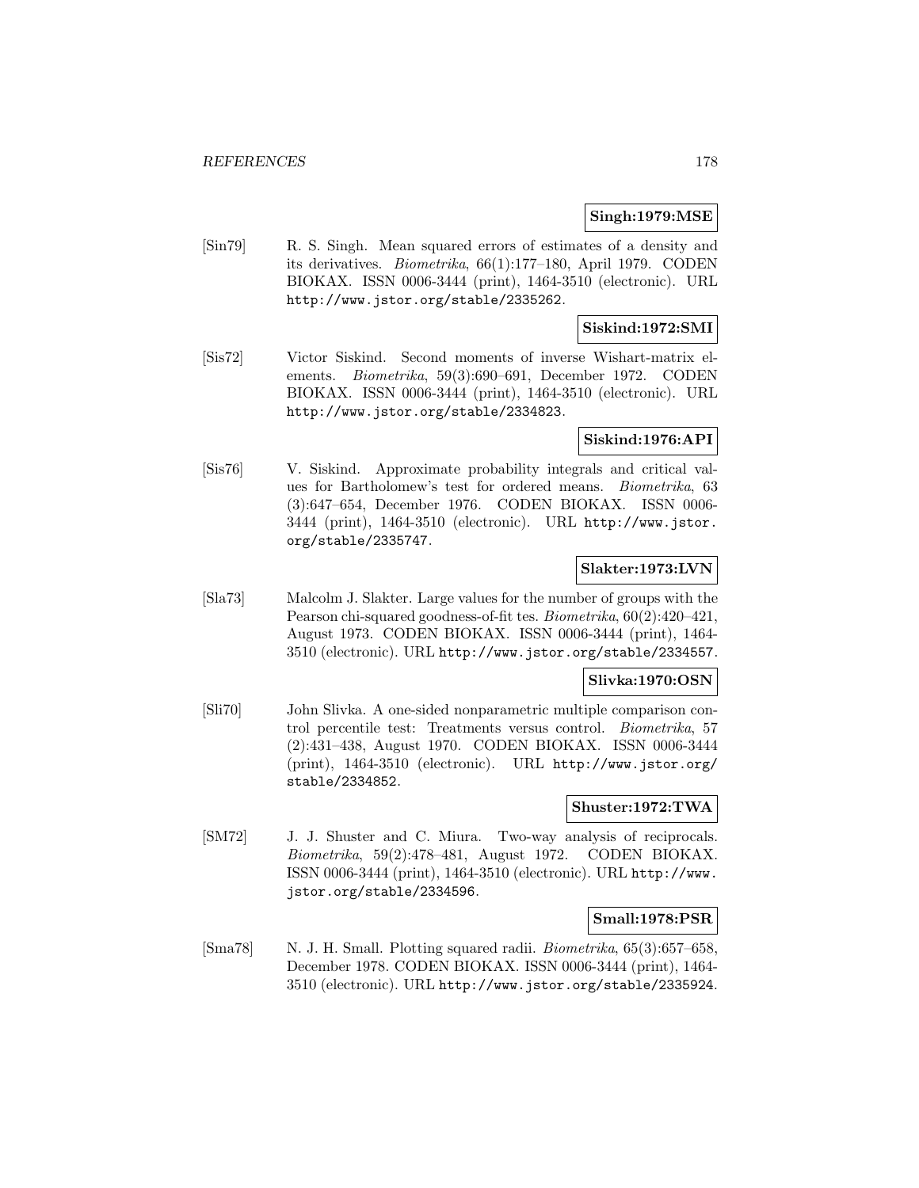**Singh:1979:MSE**

[Sin79] R. S. Singh. Mean squared errors of estimates of a density and its derivatives. *Biometrika*, 66(1):177–180, April 1979. CODEN BIOKAX. ISSN 0006-3444 (print), 1464-3510 (electronic). URL http://www.jstor.org/stable/2335262.

**Siskind:1972:SMI**

[Sis72] Victor Siskind. Second moments of inverse Wishart-matrix elements. *Biometrika*, 59(3):690–691, December 1972. CODEN BIOKAX. ISSN 0006-3444 (print), 1464-3510 (electronic). URL http://www.jstor.org/stable/2334823.

**Siskind:1976:API**

[Sis76] V. Siskind. Approximate probability integrals and critical values for Bartholomew's test for ordered means. *Biometrika*, 63 (3):647–654, December 1976. CODEN BIOKAX. ISSN 0006-3444 (print), 1464-3510 (electronic). URL http://www.jstor.org/stable/2335747.

**Slakter:1973:LVN**

[Sla73] Malcolm J. Slakter. Large values for the number of groups with the Pearson chi-squared goodness-of-fit tes. *Biometrika*, 60(2):420–421, August 1973. CODEN BIOKAX. ISSN 0006-3444 (print), 1464-3510 (electronic). URL http://www.jstor.org/stable/2334557.

**Slivka:1970:OSN**

[Sli70] John Slivka. A one-sided nonparametric multiple comparison control percentile test: Treatments versus control. *Biometrika*, 57 (2):431–438, August 1970. CODEN BIOKAX. ISSN 0006-3444 (print), 1464-3510 (electronic). URL http://www.jstor.org/stable/2334852.

**Shuster:1972:TWA**

[SM72] J. J. Shuster and C. Miura. Two-way analysis of reciprocals. *Biometrika*, 59(2):478–481, August 1972. CODEN BIOKAX. ISSN 0006-3444 (print), 1464-3510 (electronic). URL http://www.jstor.org/stable/2334596.

**Small:1978:PSR**

[Sma78] N. J. H. Small. Plotting squared radii. *Biometrika*, 65(3):657–658, December 1978. CODEN BIOKAX. ISSN 0006-3444 (print), 1464-3510 (electronic). URL http://www.jstor.org/stable/2335924.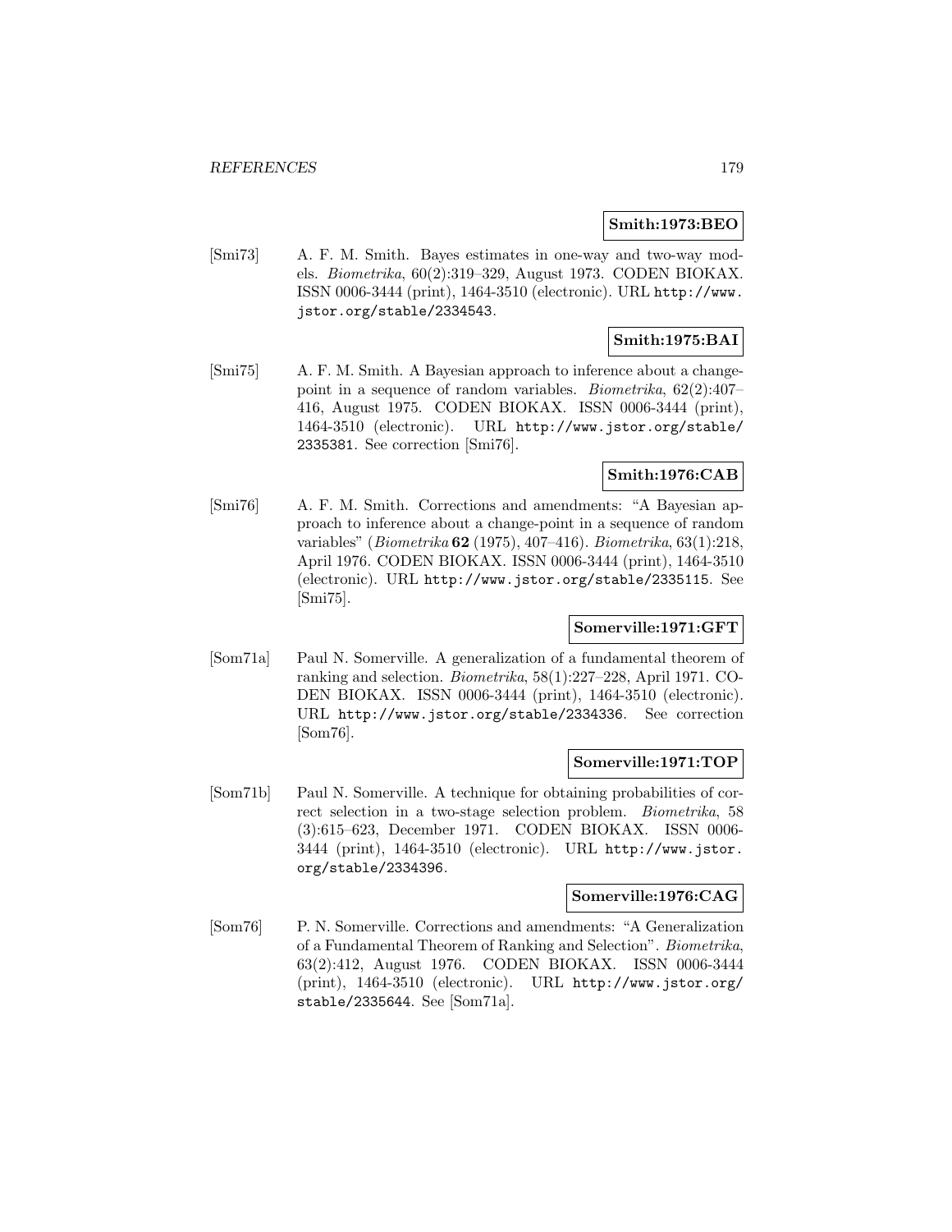**Smith:1973:BEO**

[Smi73] A. F. M. Smith. Bayes estimates in one-way and two-way models. *Biometrika*, 60(2):319–329, August 1973. CODEN BIOKAX. ISSN 0006-3444 (print), 1464-3510 (electronic). URL http://www.jstor.org/stable/2334543.

**Smith:1975:BAI**

[Smi75] A. F. M. Smith. A Bayesian approach to inference about a change-point in a sequence of random variables. *Biometrika*, 62(2):407–416, August 1975. CODEN BIOKAX. ISSN 0006-3444 (print), 1464-3510 (electronic). URL http://www.jstor.org/stable/2335381. See correction [Smi76].

**Smith:1976:CAB**

[Smi76] A. F. M. Smith. Corrections and amendments: "A Bayesian approach to inference about a change-point in a sequence of random variables" (*Biometrika* **62** (1975), 407–416). *Biometrika*, 63(1):218, April 1976. CODEN BIOKAX. ISSN 0006-3444 (print), 1464-3510 (electronic). URL http://www.jstor.org/stable/2335115. See [Smi75].

**Somerville:1971:GFT**

[Som71a] Paul N. Somerville. A generalization of a fundamental theorem of ranking and selection. *Biometrika*, 58(1):227–228, April 1971. CODEN BIOKAX. ISSN 0006-3444 (print), 1464-3510 (electronic). URL http://www.jstor.org/stable/2334336. See correction [Som76].

**Somerville:1971:TOP**

[Som71b] Paul N. Somerville. A technique for obtaining probabilities of correct selection in a two-stage selection problem. *Biometrika*, 58 (3):615–623, December 1971. CODEN BIOKAX. ISSN 0006-3444 (print), 1464-3510 (electronic). URL http://www.jstor.org/stable/2334396.

**Somerville:1976:CAG**

[Som76] P. N. Somerville. Corrections and amendments: "A Generalization of a Fundamental Theorem of Ranking and Selection". *Biometrika*, 63(2):412, August 1976. CODEN BIOKAX. ISSN 0006-3444 (print), 1464-3510 (electronic). URL http://www.jstor.org/stable/2335644. See [Som71a].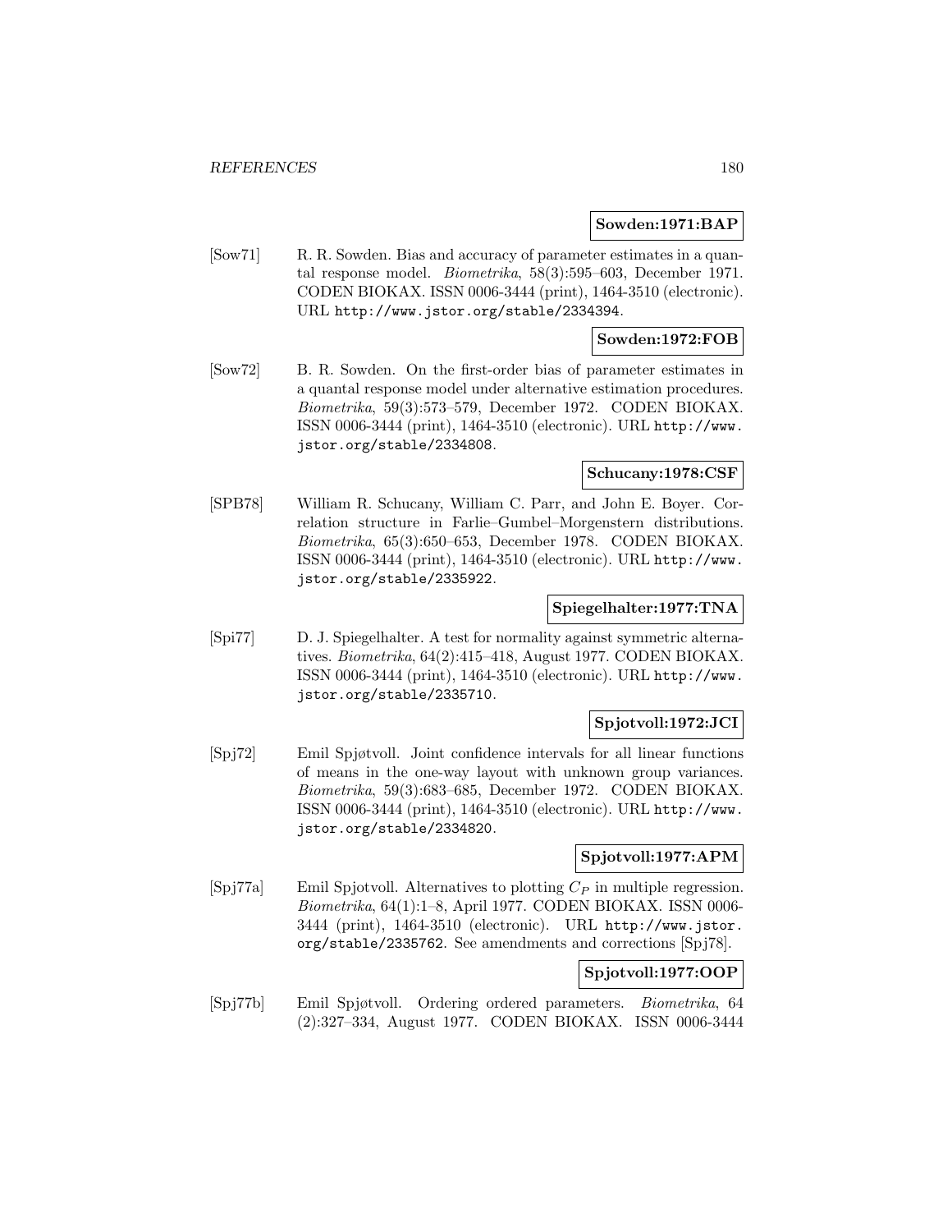**Sowden:1971:BAP**

[Sow71] R. R. Sowden. Bias and accuracy of parameter estimates in a quantal response model. *Biometrika*, 58(3):595–603, December 1971. CODEN BIOKAX. ISSN 0006-3444 (print), 1464-3510 (electronic). URL http://www.jstor.org/stable/2334394.

**Sowden:1972:FOB**

[Sow72] B. R. Sowden. On the first-order bias of parameter estimates in a quantal response model under alternative estimation procedures. *Biometrika*, 59(3):573–579, December 1972. CODEN BIOKAX. ISSN 0006-3444 (print), 1464-3510 (electronic). URL http://www.jstor.org/stable/2334808.

**Schucany:1978:CSF**

[SPB78] William R. Schucany, William C. Parr, and John E. Boyer. Correlation structure in Farlie–Gumbel–Morgenstern distributions. *Biometrika*, 65(3):650–653, December 1978. CODEN BIOKAX. ISSN 0006-3444 (print), 1464-3510 (electronic). URL http://www.jstor.org/stable/2335922.

**Spiegelhalter:1977:TNA**

[Spi77] D. J. Spiegelhalter. A test for normality against symmetric alternatives. *Biometrika*, 64(2):415–418, August 1977. CODEN BIOKAX. ISSN 0006-3444 (print), 1464-3510 (electronic). URL http://www.jstor.org/stable/2335710.

**Spjotvoll:1972:JCI**

[Spj72] Emil Spjøtvoll. Joint confidence intervals for all linear functions of means in the one-way layout with unknown group variances. *Biometrika*, 59(3):683–685, December 1972. CODEN BIOKAX. ISSN 0006-3444 (print), 1464-3510 (electronic). URL http://www.jstor.org/stable/2334820.

**Spjotvoll:1977:APM**

[Spj77a] Emil Spjotvoll. Alternatives to plotting $C_P$ in multiple regression. *Biometrika*, 64(1):1–8, April 1977. CODEN BIOKAX. ISSN 0006-3444 (print), 1464-3510 (electronic). URL http://www.jstor.org/stable/2335762. See amendments and corrections [Spj78].

**Spjotvoll:1977:OOP**

[Spj77b] Emil Spjøtvoll. Ordering ordered parameters. *Biometrika*, 64 (2):327–334, August 1977. CODEN BIOKAX. ISSN 0006-3444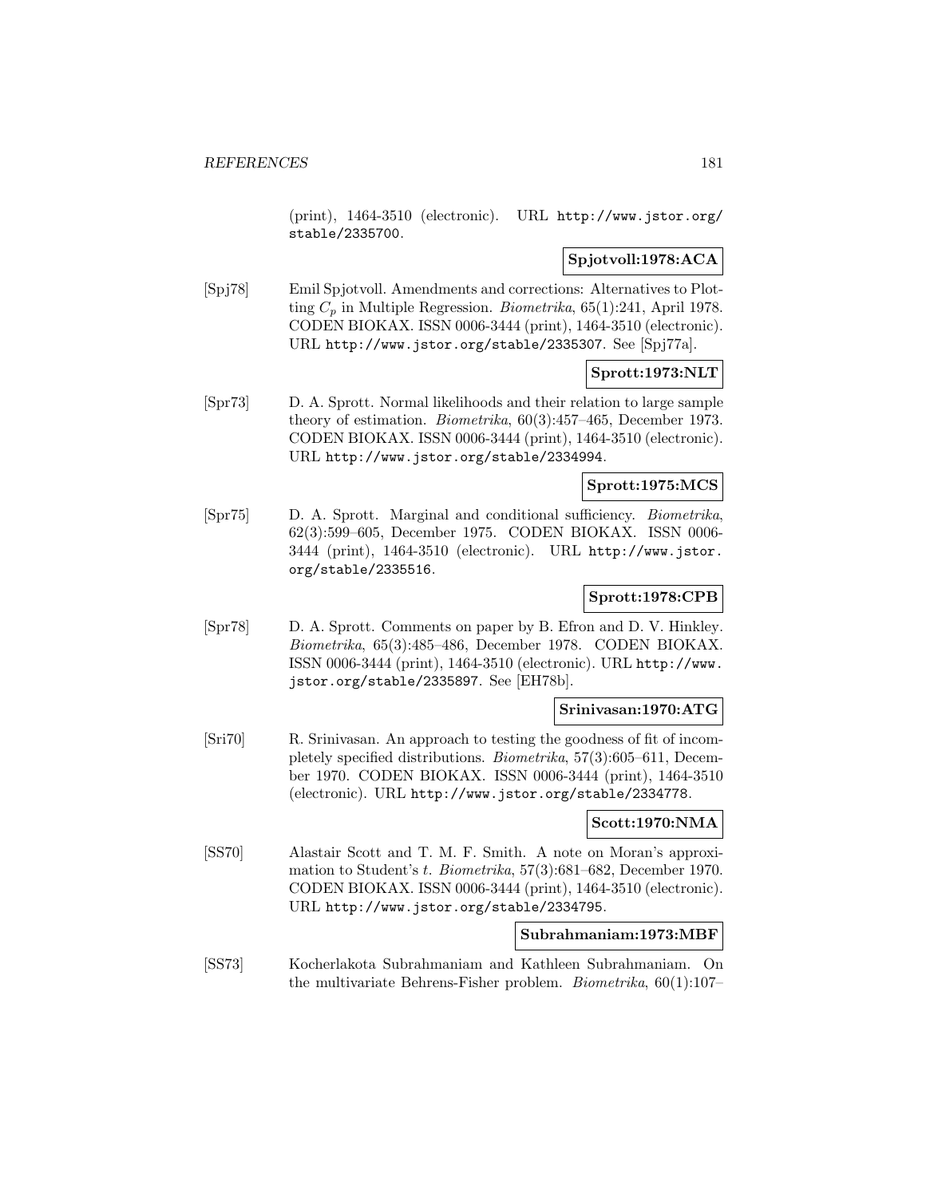(print), 1464-3510 (electronic). URL http://www.jstor.org/stable/2335700.

**Spjotvoll:1978:ACA**

[Spj78] Emil Spjotvoll. Amendments and corrections: Alternatives to Plotting $C_p$ in Multiple Regression. *Biometrika*, 65(1):241, April 1978. CODEN BIOKAX. ISSN 0006-3444 (print), 1464-3510 (electronic). URL http://www.jstor.org/stable/2335307. See [Spj77a].

**Sprott:1973:NLT**

[Spr73] D. A. Sprott. Normal likelihoods and their relation to large sample theory of estimation. *Biometrika*, 60(3):457–465, December 1973. CODEN BIOKAX. ISSN 0006-3444 (print), 1464-3510 (electronic). URL http://www.jstor.org/stable/2334994.

**Sprott:1975:MCS**

[Spr75] D. A. Sprott. Marginal and conditional sufficiency. *Biometrika*, 62(3):599–605, December 1975. CODEN BIOKAX. ISSN 0006-3444 (print), 1464-3510 (electronic). URL http://www.jstor.org/stable/2335516.

**Sprott:1978:CPB**

[Spr78] D. A. Sprott. Comments on paper by B. Efron and D. V. Hinkley. *Biometrika*, 65(3):485–486, December 1978. CODEN BIOKAX. ISSN 0006-3444 (print), 1464-3510 (electronic). URL http://www.jstor.org/stable/2335897. See [EH78b].

**Srinivasan:1970:ATG**

[Sri70] R. Srinivasan. An approach to testing the goodness of fit of incompletely specified distributions. *Biometrika*, 57(3):605–611, December 1970. CODEN BIOKAX. ISSN 0006-3444 (print), 1464-3510 (electronic). URL http://www.jstor.org/stable/2334778.

**Scott:1970:NMA**

[SS70] Alastair Scott and T. M. F. Smith. A note on Moran's approximation to Student's *t*. *Biometrika*, 57(3):681–682, December 1970. CODEN BIOKAX. ISSN 0006-3444 (print), 1464-3510 (electronic). URL http://www.jstor.org/stable/2334795.

**Subrahmaniam:1973:MBF**

[SS73] Kocherlakota Subrahmaniam and Kathleen Subrahmaniam. On the multivariate Behrens-Fisher problem. *Biometrika*, 60(1):107–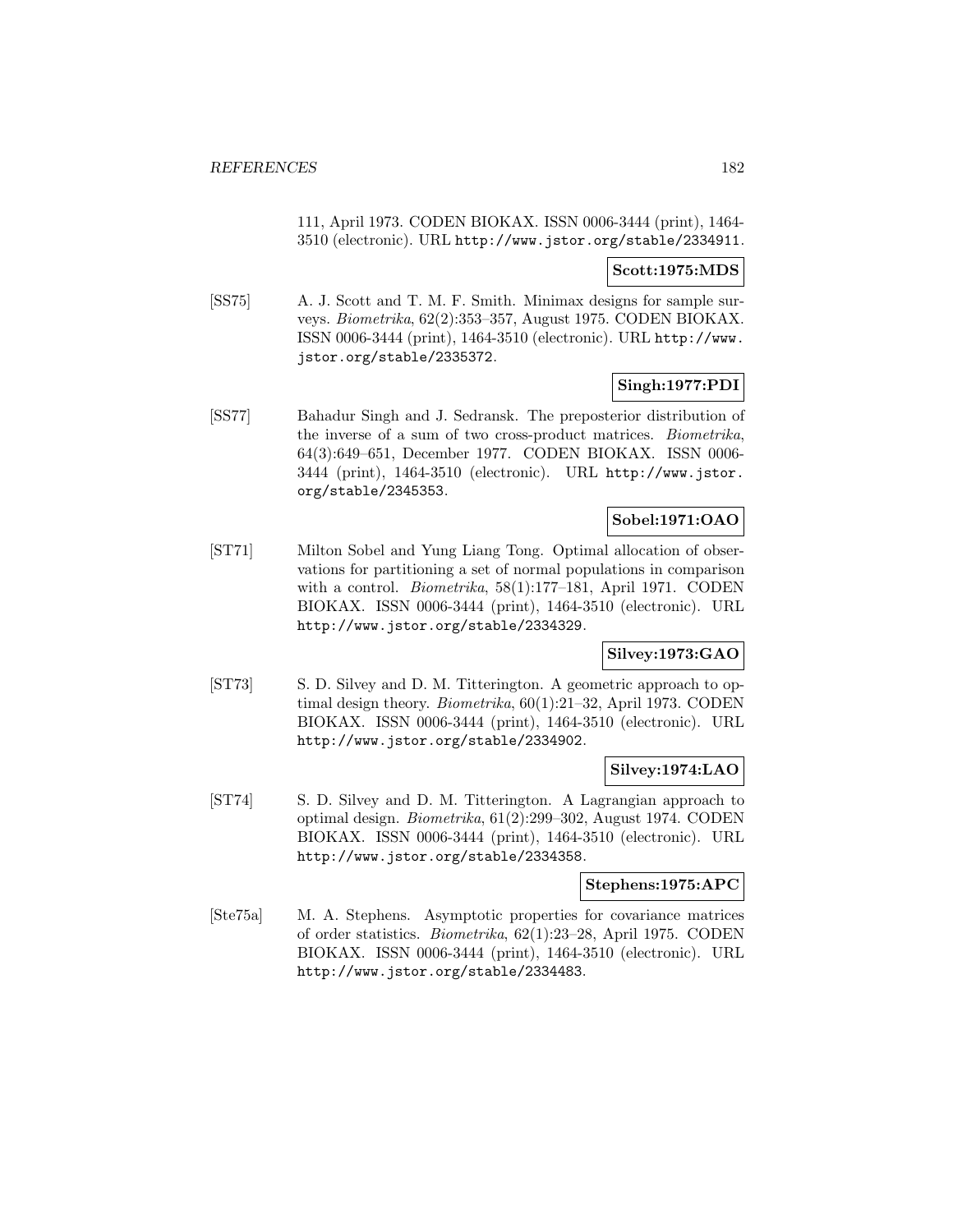111, April 1973. CODEN BIOKAX. ISSN 0006-3444 (print), 1464-3510 (electronic). URL http://www.jstor.org/stable/2334911.

**Scott:1975:MDS**

[SS75] A. J. Scott and T. M. F. Smith. Minimax designs for sample surveys. *Biometrika*, 62(2):353–357, August 1975. CODEN BIOKAX. ISSN 0006-3444 (print), 1464-3510 (electronic). URL http://www.jstor.org/stable/2335372.

**Singh:1977:PDI**

[SS77] Bahadur Singh and J. Sedransk. The preposterior distribution of the inverse of a sum of two cross-product matrices. *Biometrika*, 64(3):649–651, December 1977. CODEN BIOKAX. ISSN 0006-3444 (print), 1464-3510 (electronic). URL http://www.jstor.org/stable/2345353.

**Sobel:1971:OAO**

[ST71] Milton Sobel and Yung Liang Tong. Optimal allocation of observations for partitioning a set of normal populations in comparison with a control. *Biometrika*, 58(1):177–181, April 1971. CODEN BIOKAX. ISSN 0006-3444 (print), 1464-3510 (electronic). URL http://www.jstor.org/stable/2334329.

**Silvey:1973:GAO**

[ST73] S. D. Silvey and D. M. Titterington. A geometric approach to optimal design theory. *Biometrika*, 60(1):21–32, April 1973. CODEN BIOKAX. ISSN 0006-3444 (print), 1464-3510 (electronic). URL http://www.jstor.org/stable/2334902.

**Silvey:1974:LAO**

[ST74] S. D. Silvey and D. M. Titterington. A Lagrangian approach to optimal design. *Biometrika*, 61(2):299–302, August 1974. CODEN BIOKAX. ISSN 0006-3444 (print), 1464-3510 (electronic). URL http://www.jstor.org/stable/2334358.

**Stephens:1975:APC**

[Ste75a] M. A. Stephens. Asymptotic properties for covariance matrices of order statistics. *Biometrika*, 62(1):23–28, April 1975. CODEN BIOKAX. ISSN 0006-3444 (print), 1464-3510 (electronic). URL http://www.jstor.org/stable/2334483.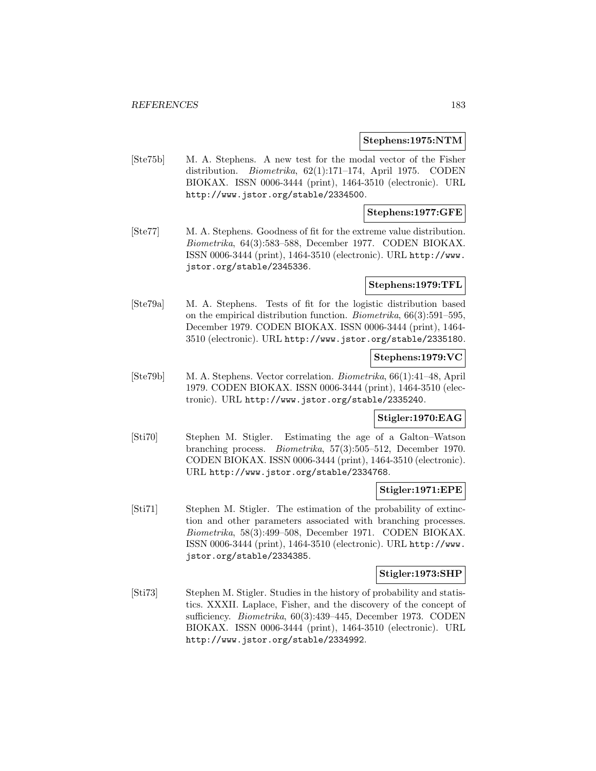**Stephens:1975:NTM**

[Ste75b] M. A. Stephens. A new test for the modal vector of the Fisher distribution. *Biometrika*, 62(1):171–174, April 1975. CODEN BIOKAX. ISSN 0006-3444 (print), 1464-3510 (electronic). URL http://www.jstor.org/stable/2334500.

**Stephens:1977:GFE**

[Ste77] M. A. Stephens. Goodness of fit for the extreme value distribution. *Biometrika*, 64(3):583–588, December 1977. CODEN BIOKAX. ISSN 0006-3444 (print), 1464-3510 (electronic). URL http://www.jstor.org/stable/2345336.

**Stephens:1979:TFL**

[Ste79a] M. A. Stephens. Tests of fit for the logistic distribution based on the empirical distribution function. *Biometrika*, 66(3):591–595, December 1979. CODEN BIOKAX. ISSN 0006-3444 (print), 1464-3510 (electronic). URL http://www.jstor.org/stable/2335180.

**Stephens:1979:VC**

[Ste79b] M. A. Stephens. Vector correlation. *Biometrika*, 66(1):41–48, April 1979. CODEN BIOKAX. ISSN 0006-3444 (print), 1464-3510 (electronic). URL http://www.jstor.org/stable/2335240.

**Stigler:1970:EAG**

[Sti70] Stephen M. Stigler. Estimating the age of a Galton–Watson branching process. *Biometrika*, 57(3):505–512, December 1970. CODEN BIOKAX. ISSN 0006-3444 (print), 1464-3510 (electronic). URL http://www.jstor.org/stable/2334768.

**Stigler:1971:EPE**

[Sti71] Stephen M. Stigler. The estimation of the probability of extinction and other parameters associated with branching processes. *Biometrika*, 58(3):499–508, December 1971. CODEN BIOKAX. ISSN 0006-3444 (print), 1464-3510 (electronic). URL http://www.jstor.org/stable/2334385.

**Stigler:1973:SHP**

[Sti73] Stephen M. Stigler. Studies in the history of probability and statistics. XXXII. Laplace, Fisher, and the discovery of the concept of sufficiency. *Biometrika*, 60(3):439–445, December 1973. CODEN BIOKAX. ISSN 0006-3444 (print), 1464-3510 (electronic). URL http://www.jstor.org/stable/2334992.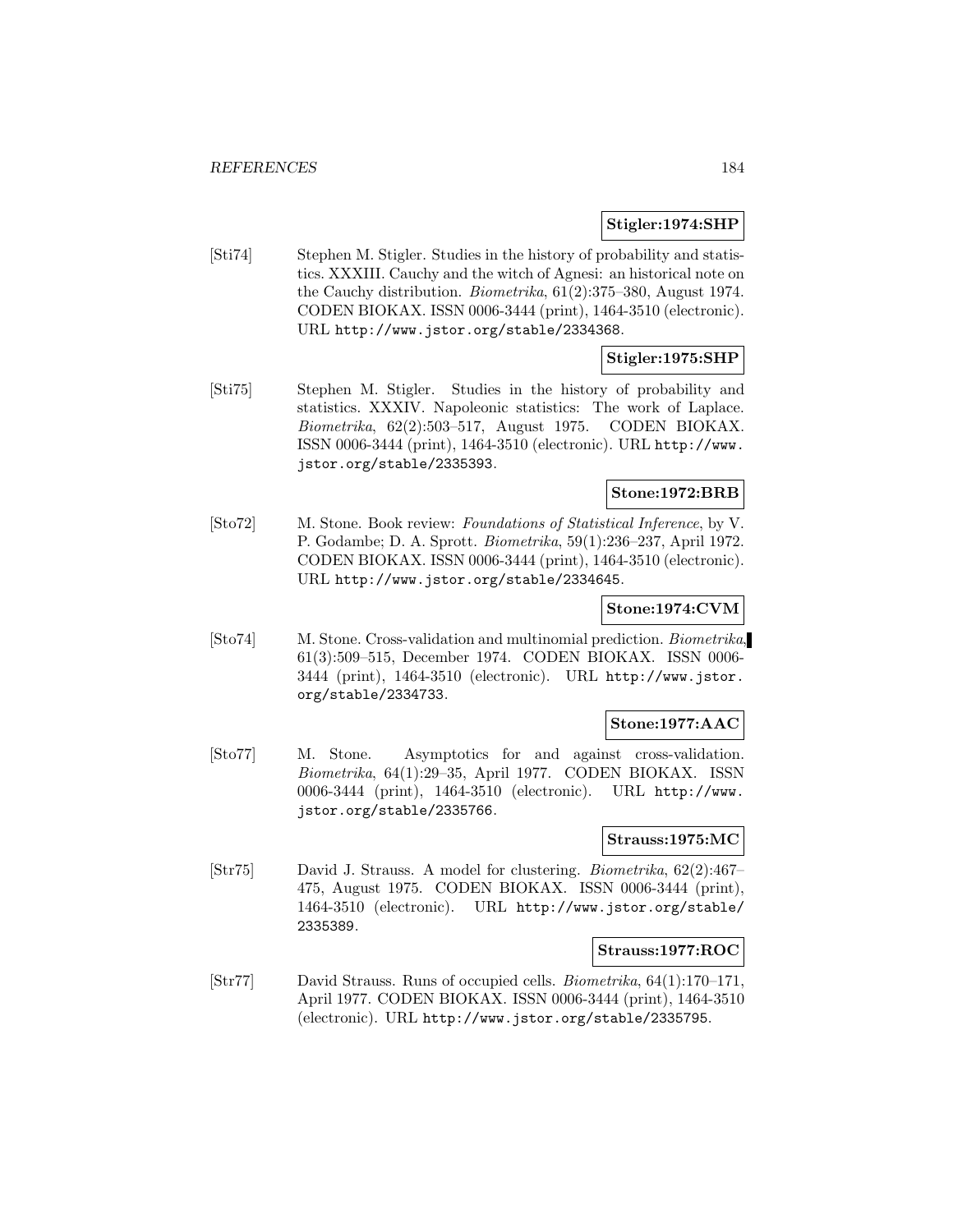**Stigler:1974:SHP**

[Sti74] Stephen M. Stigler. Studies in the history of probability and statistics. XXXIII. Cauchy and the witch of Agnesi: an historical note on the Cauchy distribution. *Biometrika*, 61(2):375–380, August 1974. CODEN BIOKAX. ISSN 0006-3444 (print), 1464-3510 (electronic). URL http://www.jstor.org/stable/2334368.

**Stigler:1975:SHP**

[Sti75] Stephen M. Stigler. Studies in the history of probability and statistics. XXXIV. Napoleonic statistics: The work of Laplace. *Biometrika*, 62(2):503–517, August 1975. CODEN BIOKAX. ISSN 0006-3444 (print), 1464-3510 (electronic). URL http://www.jstor.org/stable/2335393.

**Stone:1972:BRB**

[Sto72] M. Stone. Book review: *Foundations of Statistical Inference*, by V. P. Godambe; D. A. Sprott. *Biometrika*, 59(1):236–237, April 1972. CODEN BIOKAX. ISSN 0006-3444 (print), 1464-3510 (electronic). URL http://www.jstor.org/stable/2334645.

**Stone:1974:CVM**

[Sto74] M. Stone. Cross-validation and multinomial prediction. *Biometrika*, 61(3):509–515, December 1974. CODEN BIOKAX. ISSN 0006-3444 (print), 1464-3510 (electronic). URL http://www.jstor.org/stable/2334733.

**Stone:1977:AAC**

[Sto77] M. Stone. Asymptotics for and against cross-validation. *Biometrika*, 64(1):29–35, April 1977. CODEN BIOKAX. ISSN 0006-3444 (print), 1464-3510 (electronic). URL http://www.jstor.org/stable/2335766.

**Strauss:1975:MC**

[Str75] David J. Strauss. A model for clustering. *Biometrika*, 62(2):467–475, August 1975. CODEN BIOKAX. ISSN 0006-3444 (print), 1464-3510 (electronic). URL http://www.jstor.org/stable/2335389.

**Strauss:1977:ROC**

[Str77] David Strauss. Runs of occupied cells. *Biometrika*, 64(1):170–171, April 1977. CODEN BIOKAX. ISSN 0006-3444 (print), 1464-3510 (electronic). URL http://www.jstor.org/stable/2335795.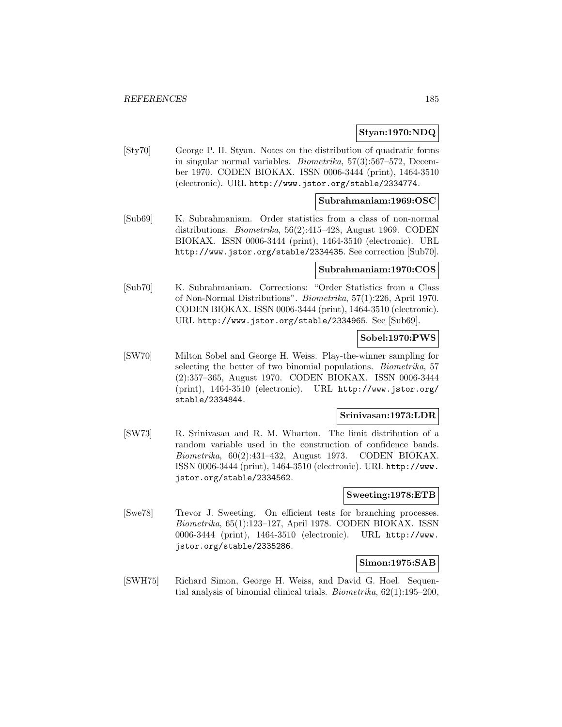**Styan:1970:NDQ**

[Sty70] George P. H. Styan. Notes on the distribution of quadratic forms in singular normal variables. *Biometrika*, 57(3):567–572, December 1970. CODEN BIOKAX. ISSN 0006-3444 (print), 1464-3510 (electronic). URL http://www.jstor.org/stable/2334774.

**Subrahmaniam:1969:OSC**

[Sub69] K. Subrahmaniam. Order statistics from a class of non-normal distributions. *Biometrika*, 56(2):415–428, August 1969. CODEN BIOKAX. ISSN 0006-3444 (print), 1464-3510 (electronic). URL http://www.jstor.org/stable/2334435. See correction [Sub70].

**Subrahmaniam:1970:COS**

[Sub70] K. Subrahmaniam. Corrections: "Order Statistics from a Class of Non-Normal Distributions". *Biometrika*, 57(1):226, April 1970. CODEN BIOKAX. ISSN 0006-3444 (print), 1464-3510 (electronic). URL http://www.jstor.org/stable/2334965. See [Sub69].

**Sobel:1970:PWS**

[SW70] Milton Sobel and George H. Weiss. Play-the-winner sampling for selecting the better of two binomial populations. *Biometrika*, 57 (2):357–365, August 1970. CODEN BIOKAX. ISSN 0006-3444 (print), 1464-3510 (electronic). URL http://www.jstor.org/stable/2334844.

**Srinivasan:1973:LDR**

[SW73] R. Srinivasan and R. M. Wharton. The limit distribution of a random variable used in the construction of confidence bands. *Biometrika*, 60(2):431–432, August 1973. CODEN BIOKAX. ISSN 0006-3444 (print), 1464-3510 (electronic). URL http://www.jstor.org/stable/2334562.

**Sweeting:1978:ETB**

[Swe78] Trevor J. Sweeting. On efficient tests for branching processes. *Biometrika*, 65(1):123–127, April 1978. CODEN BIOKAX. ISSN 0006-3444 (print), 1464-3510 (electronic). URL http://www.jstor.org/stable/2335286.

**Simon:1975:SAB**

[SWH75] Richard Simon, George H. Weiss, and David G. Hoel. Sequential analysis of binomial clinical trials. *Biometrika*, 62(1):195–200,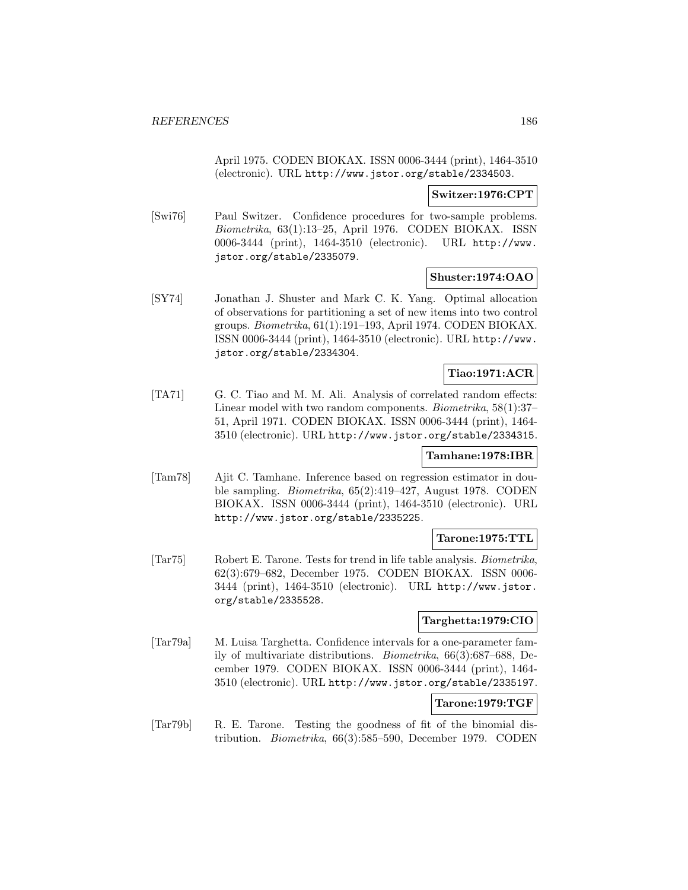April 1975. CODEN BIOKAX. ISSN 0006-3444 (print), 1464-3510 (electronic). URL http://www.jstor.org/stable/2334503.

**Switzer:1976:CPT**

[Swi76] Paul Switzer. Confidence procedures for two-sample problems. *Biometrika*, 63(1):13–25, April 1976. CODEN BIOKAX. ISSN 0006-3444 (print), 1464-3510 (electronic). URL http://www.jstor.org/stable/2335079.

**Shuster:1974:OAO**

[SY74] Jonathan J. Shuster and Mark C. K. Yang. Optimal allocation of observations for partitioning a set of new items into two control groups. *Biometrika*, 61(1):191–193, April 1974. CODEN BIOKAX. ISSN 0006-3444 (print), 1464-3510 (electronic). URL http://www.jstor.org/stable/2334304.

**Tiao:1971:ACR**

[TA71] G. C. Tiao and M. M. Ali. Analysis of correlated random effects: Linear model with two random components. *Biometrika*, 58(1):37–51, April 1971. CODEN BIOKAX. ISSN 0006-3444 (print), 1464-3510 (electronic). URL http://www.jstor.org/stable/2334315.

**Tamhane:1978:IBR**

[Tam78] Ajit C. Tamhane. Inference based on regression estimator in double sampling. *Biometrika*, 65(2):419–427, August 1978. CODEN BIOKAX. ISSN 0006-3444 (print), 1464-3510 (electronic). URL http://www.jstor.org/stable/2335225.

**Tarone:1975:TTL**

[Tar75] Robert E. Tarone. Tests for trend in life table analysis. *Biometrika*, 62(3):679–682, December 1975. CODEN BIOKAX. ISSN 0006-3444 (print), 1464-3510 (electronic). URL http://www.jstor.org/stable/2335528.

**Targhetta:1979:CIO**

[Tar79a] M. Luisa Targhetta. Confidence intervals for a one-parameter family of multivariate distributions. *Biometrika*, 66(3):687–688, December 1979. CODEN BIOKAX. ISSN 0006-3444 (print), 1464-3510 (electronic). URL http://www.jstor.org/stable/2335197.

**Tarone:1979:TGF**

[Tar79b] R. E. Tarone. Testing the goodness of fit of the binomial distribution. *Biometrika*, 66(3):585–590, December 1979. CODEN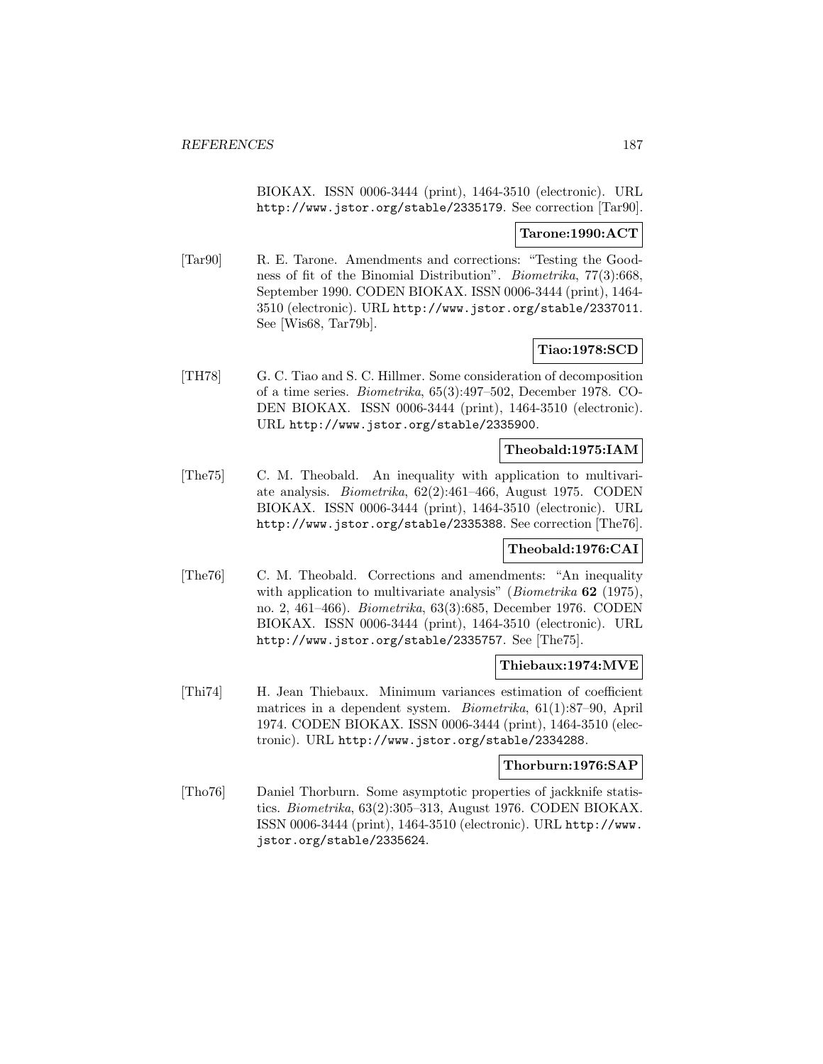BIOKAX. ISSN 0006-3444 (print), 1464-3510 (electronic). URL http://www.jstor.org/stable/2335179. See correction [Tar90].

**Tarone:1990:ACT**

[Tar90] R. E. Tarone. Amendments and corrections: "Testing the Goodness of fit of the Binomial Distribution". *Biometrika*, 77(3):668, September 1990. CODEN BIOKAX. ISSN 0006-3444 (print), 1464-3510 (electronic). URL http://www.jstor.org/stable/2337011. See [Wis68, Tar79b].

**Tiao:1978:SCD**

[TH78] G. C. Tiao and S. C. Hillmer. Some consideration of decomposition of a time series. *Biometrika*, 65(3):497–502, December 1978. CODEN BIOKAX. ISSN 0006-3444 (print), 1464-3510 (electronic). URL http://www.jstor.org/stable/2335900.

**Theobald:1975:IAM**

[The75] C. M. Theobald. An inequality with application to multivariate analysis. *Biometrika*, 62(2):461–466, August 1975. CODEN BIOKAX. ISSN 0006-3444 (print), 1464-3510 (electronic). URL http://www.jstor.org/stable/2335388. See correction [The76].

**Theobald:1976:CAI**

[The76] C. M. Theobald. Corrections and amendments: "An inequality with application to multivariate analysis" (*Biometrika* **62** (1975), no. 2, 461–466). *Biometrika*, 63(3):685, December 1976. CODEN BIOKAX. ISSN 0006-3444 (print), 1464-3510 (electronic). URL http://www.jstor.org/stable/2335757. See [The75].

**Thiebaux:1974:MVE**

[Thi74] H. Jean Thiebaux. Minimum variances estimation of coefficient matrices in a dependent system. *Biometrika*, 61(1):87–90, April 1974. CODEN BIOKAX. ISSN 0006-3444 (print), 1464-3510 (electronic). URL http://www.jstor.org/stable/2334288.

**Thorburn:1976:SAP**

[Tho76] Daniel Thorburn. Some asymptotic properties of jackknife statistics. *Biometrika*, 63(2):305–313, August 1976. CODEN BIOKAX. ISSN 0006-3444 (print), 1464-3510 (electronic). URL http://www.jstor.org/stable/2335624.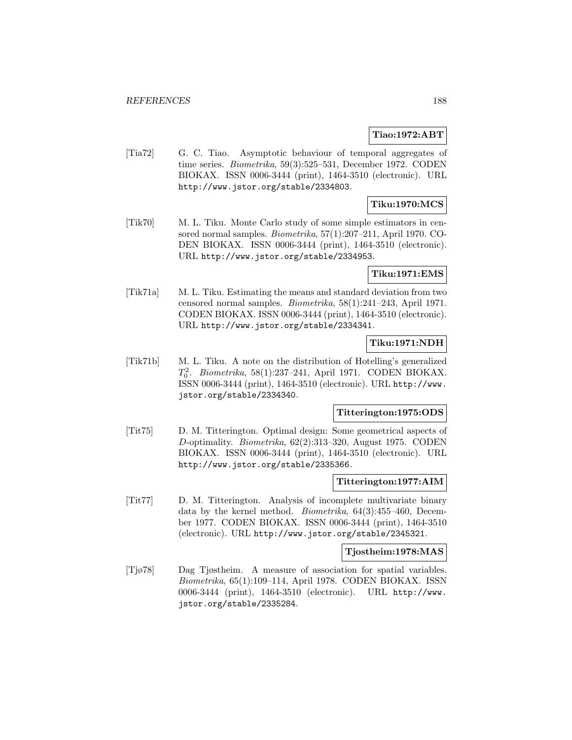**Tiao:1972:ABT**

[Tia72] G. C. Tiao. Asymptotic behaviour of temporal aggregates of time series. *Biometrika*, 59(3):525–531, December 1972. CODEN BIOKAX. ISSN 0006-3444 (print), 1464-3510 (electronic). URL http://www.jstor.org/stable/2334803.

**Tiku:1970:MCS**

[Tik70] M. L. Tiku. Monte Carlo study of some simple estimators in censored normal samples. *Biometrika*, 57(1):207–211, April 1970. CODEN BIOKAX. ISSN 0006-3444 (print), 1464-3510 (electronic). URL http://www.jstor.org/stable/2334953.

**Tiku:1971:EMS**

[Tik71a] M. L. Tiku. Estimating the means and standard deviation from two censored normal samples. *Biometrika*, 58(1):241–243, April 1971. CODEN BIOKAX. ISSN 0006-3444 (print), 1464-3510 (electronic). URL http://www.jstor.org/stable/2334341.

**Tiku:1971:NDH**

[Tik71b] M. L. Tiku. A note on the distribution of Hotelling's generalized $T_0^2$. *Biometrika*, 58(1):237–241, April 1971. CODEN BIOKAX. ISSN 0006-3444 (print), 1464-3510 (electronic). URL http://www.jstor.org/stable/2334340.

**Titterington:1975:ODS**

[Tit75] D. M. Titterington. Optimal design: Some geometrical aspects of $D$-optimality. *Biometrika*, 62(2):313–320, August 1975. CODEN BIOKAX. ISSN 0006-3444 (print), 1464-3510 (electronic). URL http://www.jstor.org/stable/2335366.

**Titterington:1977:AIM**

[Tit77] D. M. Titterington. Analysis of incomplete multivariate binary data by the kernel method. *Biometrika*, 64(3):455–460, December 1977. CODEN BIOKAX. ISSN 0006-3444 (print), 1464-3510 (electronic). URL http://www.jstor.org/stable/2345321.

**Tjostheim:1978:MAS**

[Tjø78] Dag Tjøstheim. A measure of association for spatial variables. *Biometrika*, 65(1):109–114, April 1978. CODEN BIOKAX. ISSN 0006-3444 (print), 1464-3510 (electronic). URL http://www.jstor.org/stable/2335284.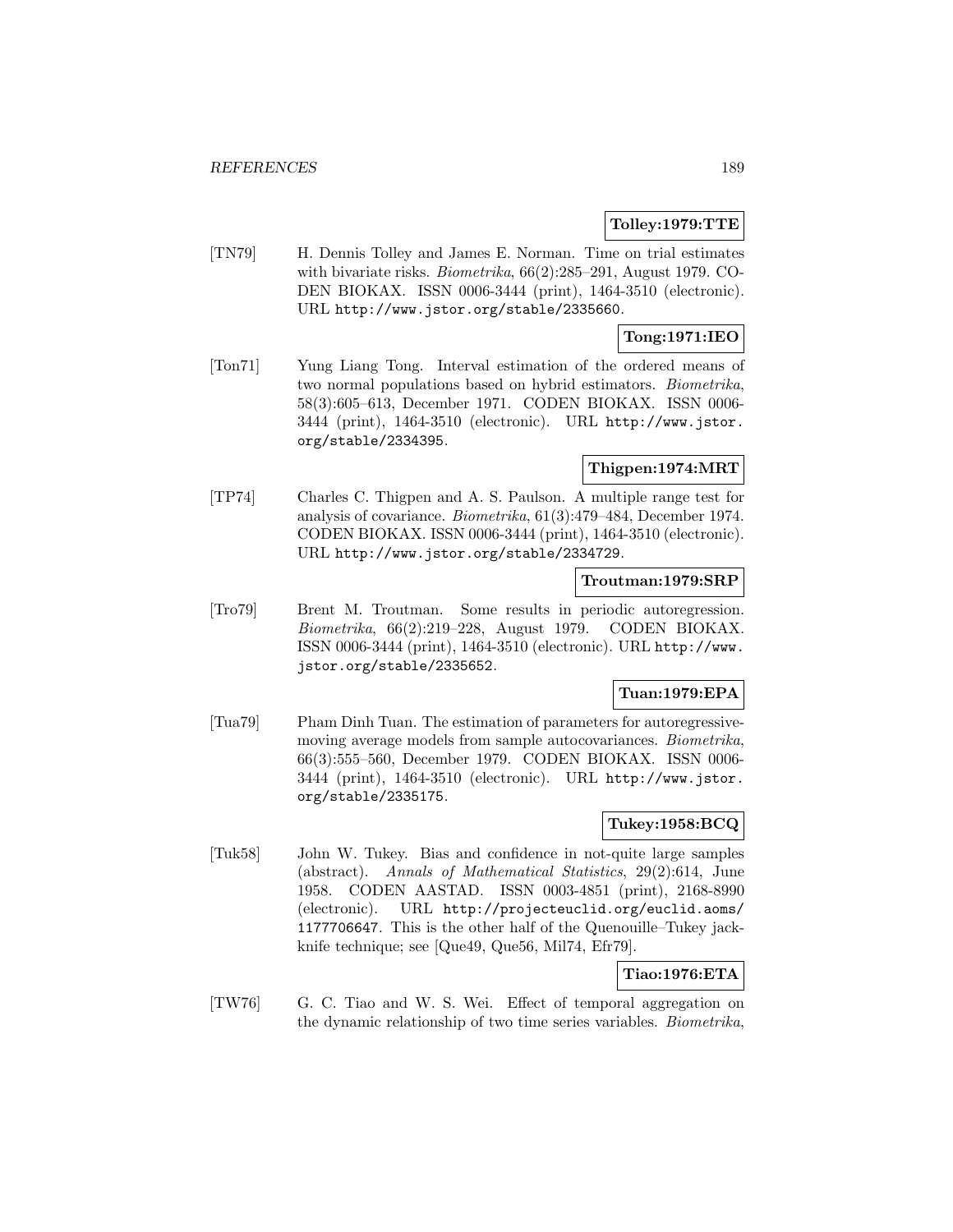**Tolley:1979:TTE**

[TN79] H. Dennis Tolley and James E. Norman. Time on trial estimates with bivariate risks. *Biometrika*, 66(2):285–291, August 1979. CODEN BIOKAX. ISSN 0006-3444 (print), 1464-3510 (electronic). URL http://www.jstor.org/stable/2335660.

**Tong:1971:IEO**

[Ton71] Yung Liang Tong. Interval estimation of the ordered means of two normal populations based on hybrid estimators. *Biometrika*, 58(3):605–613, December 1971. CODEN BIOKAX. ISSN 0006-3444 (print), 1464-3510 (electronic). URL http://www.jstor.org/stable/2334395.

**Thigpen:1974:MRT**

[TP74] Charles C. Thigpen and A. S. Paulson. A multiple range test for analysis of covariance. *Biometrika*, 61(3):479–484, December 1974. CODEN BIOKAX. ISSN 0006-3444 (print), 1464-3510 (electronic). URL http://www.jstor.org/stable/2334729.

**Troutman:1979:SRP**

[Tro79] Brent M. Troutman. Some results in periodic autoregression. *Biometrika*, 66(2):219–228, August 1979. CODEN BIOKAX. ISSN 0006-3444 (print), 1464-3510 (electronic). URL http://www.jstor.org/stable/2335652.

**Tuan:1979:EPA**

[Tua79] Pham Dinh Tuan. The estimation of parameters for autoregressive-moving average models from sample autocovariances. *Biometrika*, 66(3):555–560, December 1979. CODEN BIOKAX. ISSN 0006-3444 (print), 1464-3510 (electronic). URL http://www.jstor.org/stable/2335175.

**Tukey:1958:BCQ**

[Tuk58] John W. Tukey. Bias and confidence in not-quite large samples (abstract). *Annals of Mathematical Statistics*, 29(2):614, June 1958. CODEN AASTAD. ISSN 0003-4851 (print), 2168-8990 (electronic). URL http://projecteuclid.org/euclid.aoms/1177706647. This is the other half of the Quenouille–Tukey jackknife technique; see [Que49, Que56, Mil74, Efr79].

**Tiao:1976:ETA**

[TW76] G. C. Tiao and W. S. Wei. Effect of temporal aggregation on the dynamic relationship of two time series variables. *Biometrika*,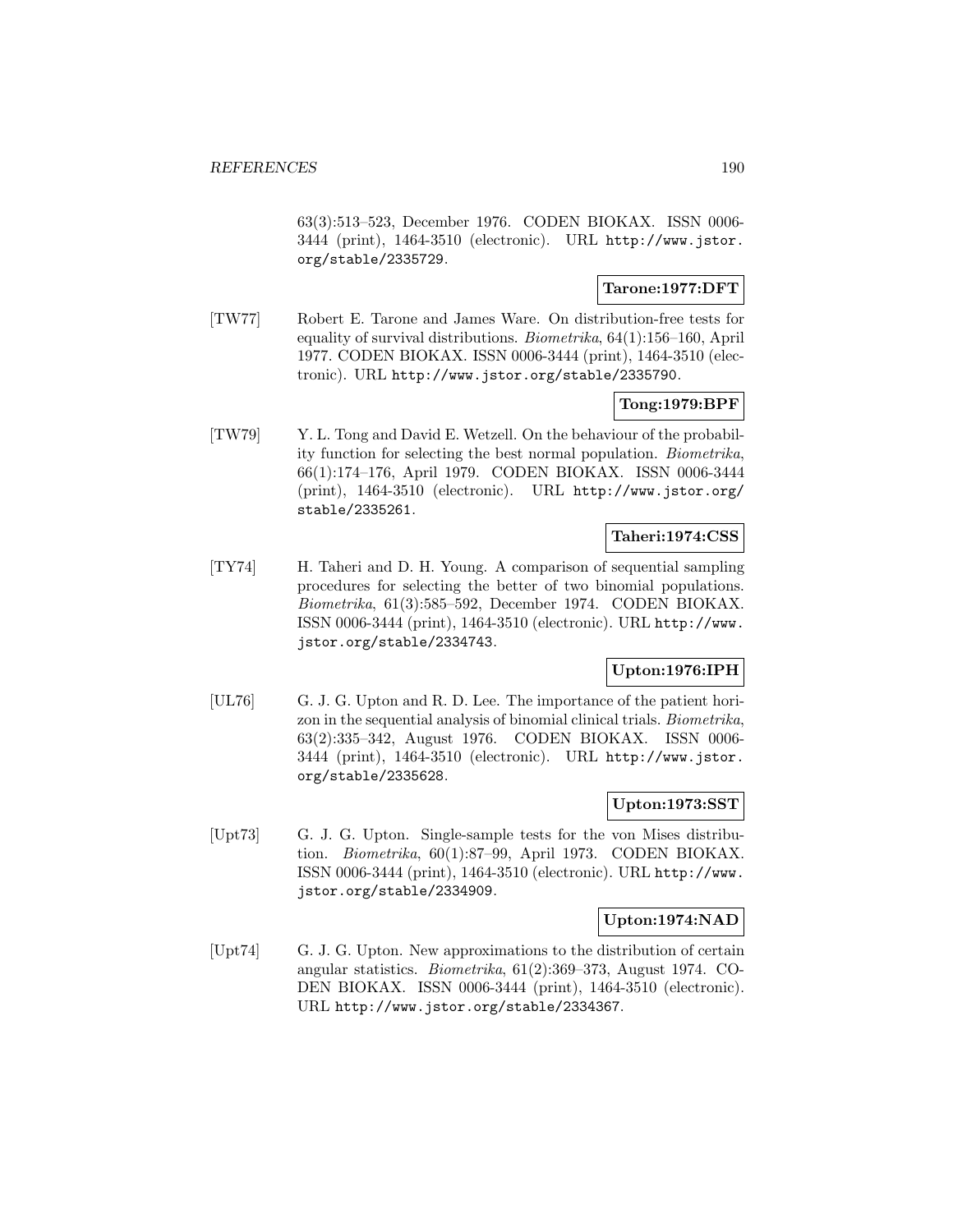63(3):513–523, December 1976. CODEN BIOKAX. ISSN 0006-3444 (print), 1464-3510 (electronic). URL http://www.jstor.org/stable/2335729.

**Tarone:1977:DFT**

[TW77] Robert E. Tarone and James Ware. On distribution-free tests for equality of survival distributions. *Biometrika*, 64(1):156–160, April 1977. CODEN BIOKAX. ISSN 0006-3444 (print), 1464-3510 (electronic). URL http://www.jstor.org/stable/2335790.

**Tong:1979:BPF**

[TW79] Y. L. Tong and David E. Wetzell. On the behaviour of the probability function for selecting the best normal population. *Biometrika*, 66(1):174–176, April 1979. CODEN BIOKAX. ISSN 0006-3444 (print), 1464-3510 (electronic). URL http://www.jstor.org/stable/2335261.

**Taheri:1974:CSS**

[TY74] H. Taheri and D. H. Young. A comparison of sequential sampling procedures for selecting the better of two binomial populations. *Biometrika*, 61(3):585–592, December 1974. CODEN BIOKAX. ISSN 0006-3444 (print), 1464-3510 (electronic). URL http://www.jstor.org/stable/2334743.

**Upton:1976:IPH**

[UL76] G. J. G. Upton and R. D. Lee. The importance of the patient horizon in the sequential analysis of binomial clinical trials. *Biometrika*, 63(2):335–342, August 1976. CODEN BIOKAX. ISSN 0006-3444 (print), 1464-3510 (electronic). URL http://www.jstor.org/stable/2335628.

**Upton:1973:SST**

[Upt73] G. J. G. Upton. Single-sample tests for the von Mises distribution. *Biometrika*, 60(1):87–99, April 1973. CODEN BIOKAX. ISSN 0006-3444 (print), 1464-3510 (electronic). URL http://www.jstor.org/stable/2334909.

**Upton:1974:NAD**

[Upt74] G. J. G. Upton. New approximations to the distribution of certain angular statistics. *Biometrika*, 61(2):369–373, August 1974. CODEN BIOKAX. ISSN 0006-3444 (print), 1464-3510 (electronic). URL http://www.jstor.org/stable/2334367.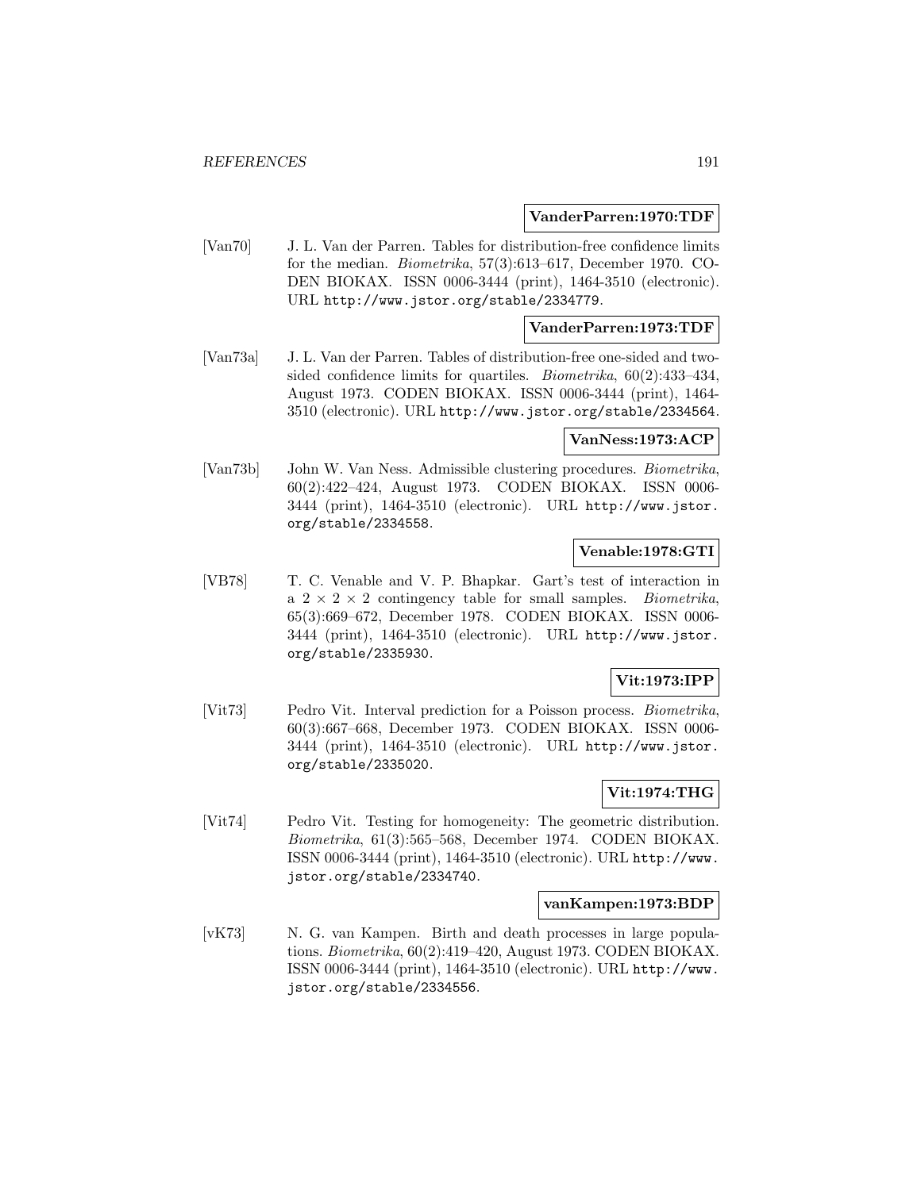**VanderParren:1970:TDF**

[Van70] J. L. Van der Parren. Tables for distribution-free confidence limits for the median. *Biometrika*, 57(3):613–617, December 1970. CODEN BIOKAX. ISSN 0006-3444 (print), 1464-3510 (electronic). URL http://www.jstor.org/stable/2334779.

**VanderParren:1973:TDF**

[Van73a] J. L. Van der Parren. Tables of distribution-free one-sided and two-sided confidence limits for quartiles. *Biometrika*, 60(2):433–434, August 1973. CODEN BIOKAX. ISSN 0006-3444 (print), 1464-3510 (electronic). URL http://www.jstor.org/stable/2334564.

**VanNess:1973:ACP**

[Van73b] John W. Van Ness. Admissible clustering procedures. *Biometrika*, 60(2):422–424, August 1973. CODEN BIOKAX. ISSN 0006-3444 (print), 1464-3510 (electronic). URL http://www.jstor.org/stable/2334558.

**Venable:1978:GTI**

[VB78] T. C. Venable and V. P. Bhapkar. Gart's test of interaction in a $2 \times 2 \times 2$ contingency table for small samples. *Biometrika*, 65(3):669–672, December 1978. CODEN BIOKAX. ISSN 0006-3444 (print), 1464-3510 (electronic). URL http://www.jstor.org/stable/2335930.

**Vit:1973:IPP**

[Vit73] Pedro Vit. Interval prediction for a Poisson process. *Biometrika*, 60(3):667–668, December 1973. CODEN BIOKAX. ISSN 0006-3444 (print), 1464-3510 (electronic). URL http://www.jstor.org/stable/2335020.

**Vit:1974:THG**

[Vit74] Pedro Vit. Testing for homogeneity: The geometric distribution. *Biometrika*, 61(3):565–568, December 1974. CODEN BIOKAX. ISSN 0006-3444 (print), 1464-3510 (electronic). URL http://www.jstor.org/stable/2334740.

**vanKampen:1973:BDP**

[vK73] N. G. van Kampen. Birth and death processes in large populations. *Biometrika*, 60(2):419–420, August 1973. CODEN BIOKAX. ISSN 0006-3444 (print), 1464-3510 (electronic). URL http://www.jstor.org/stable/2334556.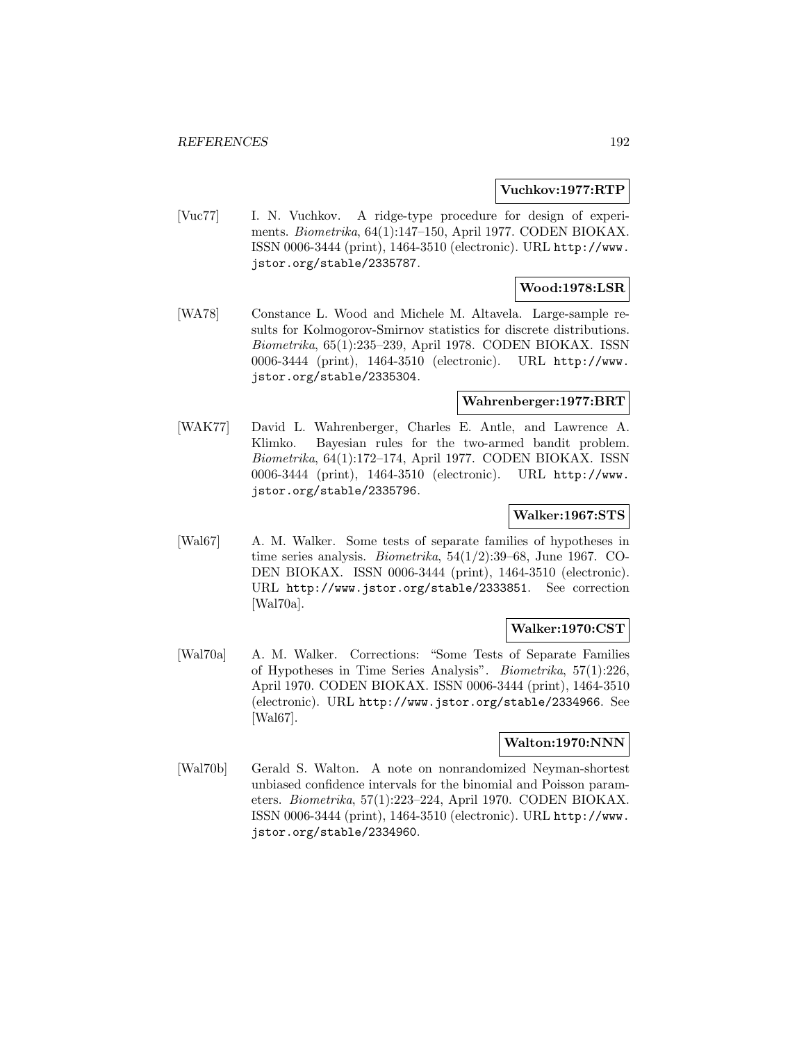**Vuchkov:1977:RTP**

[Vuc77] I. N. Vuchkov. A ridge-type procedure for design of experiments. *Biometrika*, 64(1):147–150, April 1977. CODEN BIOKAX. ISSN 0006-3444 (print), 1464-3510 (electronic). URL http://www.jstor.org/stable/2335787.

**Wood:1978:LSR**

[WA78] Constance L. Wood and Michele M. Altavela. Large-sample results for Kolmogorov-Smirnov statistics for discrete distributions. *Biometrika*, 65(1):235–239, April 1978. CODEN BIOKAX. ISSN 0006-3444 (print), 1464-3510 (electronic). URL http://www.jstor.org/stable/2335304.

**Wahrenberger:1977:BRT**

[WAK77] David L. Wahrenberger, Charles E. Antle, and Lawrence A. Klimko. Bayesian rules for the two-armed bandit problem. *Biometrika*, 64(1):172–174, April 1977. CODEN BIOKAX. ISSN 0006-3444 (print), 1464-3510 (electronic). URL http://www.jstor.org/stable/2335796.

**Walker:1967:STS**

[Wal67] A. M. Walker. Some tests of separate families of hypotheses in time series analysis. *Biometrika*, 54(1/2):39–68, June 1967. CODEN BIOKAX. ISSN 0006-3444 (print), 1464-3510 (electronic). URL http://www.jstor.org/stable/2333851. See correction [Wal70a].

**Walker:1970:CST**

[Wal70a] A. M. Walker. Corrections: "Some Tests of Separate Families of Hypotheses in Time Series Analysis". *Biometrika*, 57(1):226, April 1970. CODEN BIOKAX. ISSN 0006-3444 (print), 1464-3510 (electronic). URL http://www.jstor.org/stable/2334966. See [Wal67].

**Walton:1970:NNN**

[Wal70b] Gerald S. Walton. A note on nonrandomized Neyman-shortest unbiased confidence intervals for the binomial and Poisson parameters. *Biometrika*, 57(1):223–224, April 1970. CODEN BIOKAX. ISSN 0006-3444 (print), 1464-3510 (electronic). URL http://www.jstor.org/stable/2334960.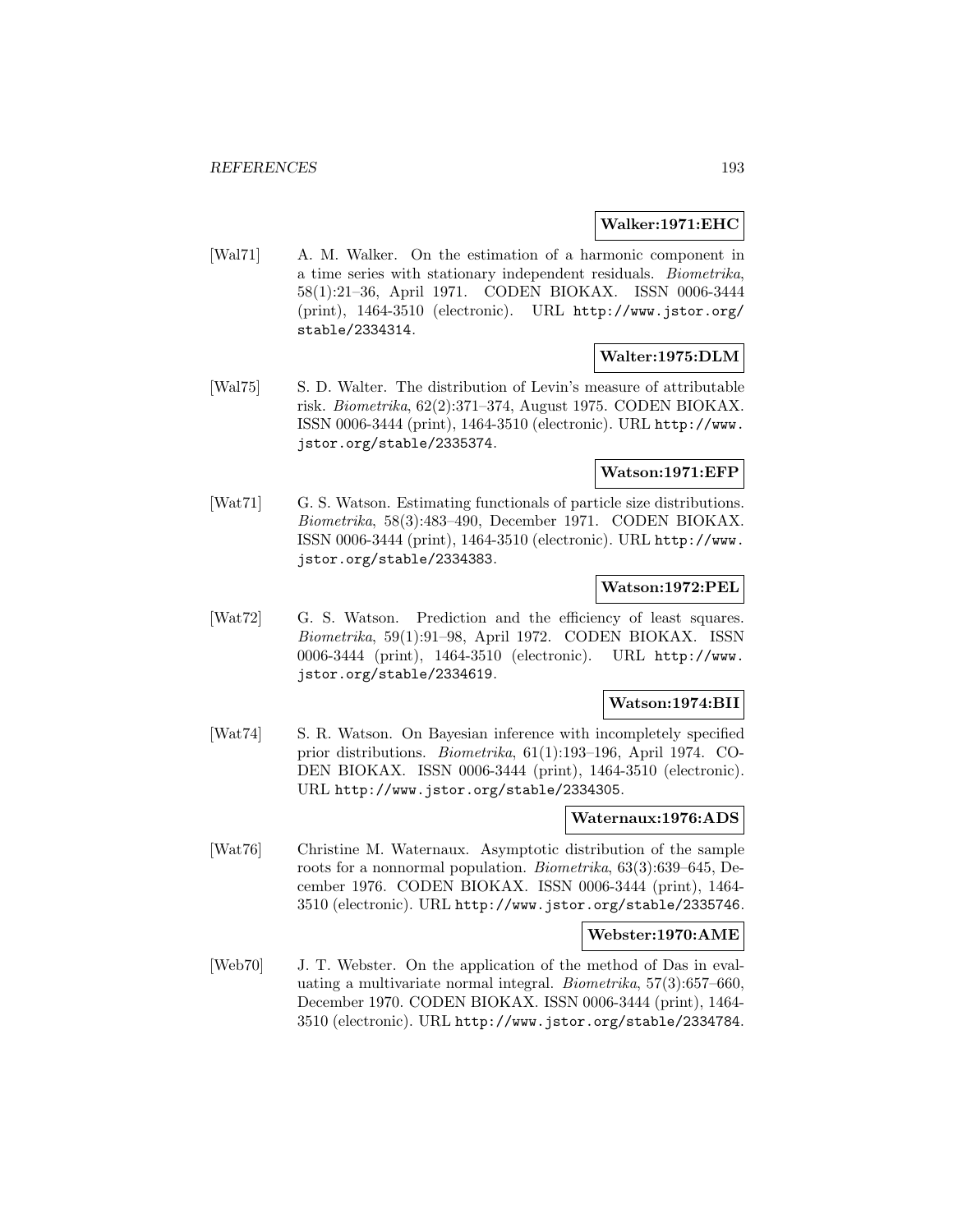**Walker:1971:EHC**

[Wal71] A. M. Walker. On the estimation of a harmonic component in a time series with stationary independent residuals. *Biometrika*, 58(1):21–36, April 1971. CODEN BIOKAX. ISSN 0006-3444 (print), 1464-3510 (electronic). URL http://www.jstor.org/stable/2334314.

**Walter:1975:DLM**

[Wal75] S. D. Walter. The distribution of Levin's measure of attributable risk. *Biometrika*, 62(2):371–374, August 1975. CODEN BIOKAX. ISSN 0006-3444 (print), 1464-3510 (electronic). URL http://www.jstor.org/stable/2335374.

**Watson:1971:EFP**

[Wat71] G. S. Watson. Estimating functionals of particle size distributions. *Biometrika*, 58(3):483–490, December 1971. CODEN BIOKAX. ISSN 0006-3444 (print), 1464-3510 (electronic). URL http://www.jstor.org/stable/2334383.

**Watson:1972:PEL**

[Wat72] G. S. Watson. Prediction and the efficiency of least squares. *Biometrika*, 59(1):91–98, April 1972. CODEN BIOKAX. ISSN 0006-3444 (print), 1464-3510 (electronic). URL http://www.jstor.org/stable/2334619.

**Watson:1974:BII**

[Wat74] S. R. Watson. On Bayesian inference with incompletely specified prior distributions. *Biometrika*, 61(1):193–196, April 1974. CODEN BIOKAX. ISSN 0006-3444 (print), 1464-3510 (electronic). URL http://www.jstor.org/stable/2334305.

**Waternaux:1976:ADS**

[Wat76] Christine M. Waternaux. Asymptotic distribution of the sample roots for a nonnormal population. *Biometrika*, 63(3):639–645, December 1976. CODEN BIOKAX. ISSN 0006-3444 (print), 1464-3510 (electronic). URL http://www.jstor.org/stable/2335746.

**Webster:1970:AME**

[Web70] J. T. Webster. On the application of the method of Das in evaluating a multivariate normal integral. *Biometrika*, 57(3):657–660, December 1970. CODEN BIOKAX. ISSN 0006-3444 (print), 1464-3510 (electronic). URL http://www.jstor.org/stable/2334784.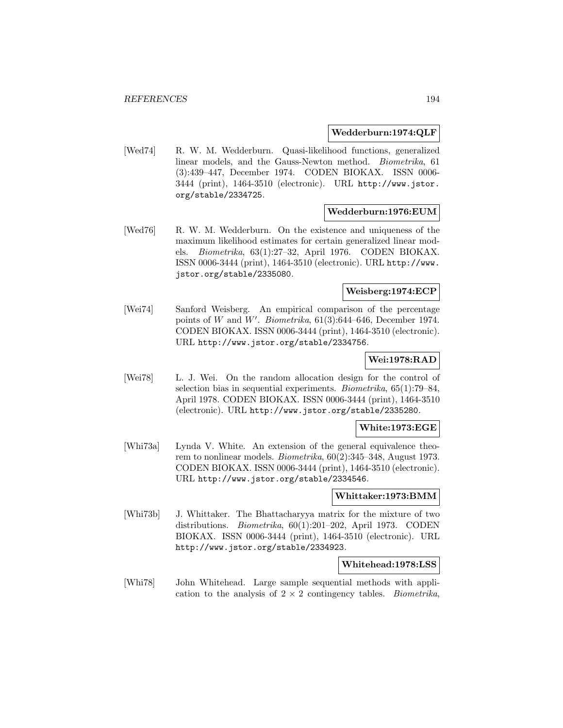**Wedderburn:1974:QLF**

[Wed74] R. W. M. Wedderburn. Quasi-likelihood functions, generalized linear models, and the Gauss-Newton method. *Biometrika*, 61 (3):439–447, December 1974. CODEN BIOKAX. ISSN 0006-3444 (print), 1464-3510 (electronic). URL http://www.jstor.org/stable/2334725.

**Wedderburn:1976:EUM**

[Wed76] R. W. M. Wedderburn. On the existence and uniqueness of the maximum likelihood estimates for certain generalized linear models. *Biometrika*, 63(1):27–32, April 1976. CODEN BIOKAX. ISSN 0006-3444 (print), 1464-3510 (electronic). URL http://www.jstor.org/stable/2335080.

**Weisberg:1974:ECP**

[Wei74] Sanford Weisberg. An empirical comparison of the percentage points of $W$ and $W'$. *Biometrika*, 61(3):644–646, December 1974. CODEN BIOKAX. ISSN 0006-3444 (print), 1464-3510 (electronic). URL http://www.jstor.org/stable/2334756.

**Wei:1978:RAD**

[Wei78] L. J. Wei. On the random allocation design for the control of selection bias in sequential experiments. *Biometrika*, 65(1):79–84, April 1978. CODEN BIOKAX. ISSN 0006-3444 (print), 1464-3510 (electronic). URL http://www.jstor.org/stable/2335280.

**White:1973:EGE**

[Whi73a] Lynda V. White. An extension of the general equivalence theorem to nonlinear models. *Biometrika*, 60(2):345–348, August 1973. CODEN BIOKAX. ISSN 0006-3444 (print), 1464-3510 (electronic). URL http://www.jstor.org/stable/2334546.

**Whittaker:1973:BMM**

[Whi73b] J. Whittaker. The Bhattacharyya matrix for the mixture of two distributions. *Biometrika*, 60(1):201–202, April 1973. CODEN BIOKAX. ISSN 0006-3444 (print), 1464-3510 (electronic). URL http://www.jstor.org/stable/2334923.

**Whitehead:1978:LSS**

[Whi78] John Whitehead. Large sample sequential methods with application to the analysis of $2 \times 2$ contingency tables. *Biometrika*,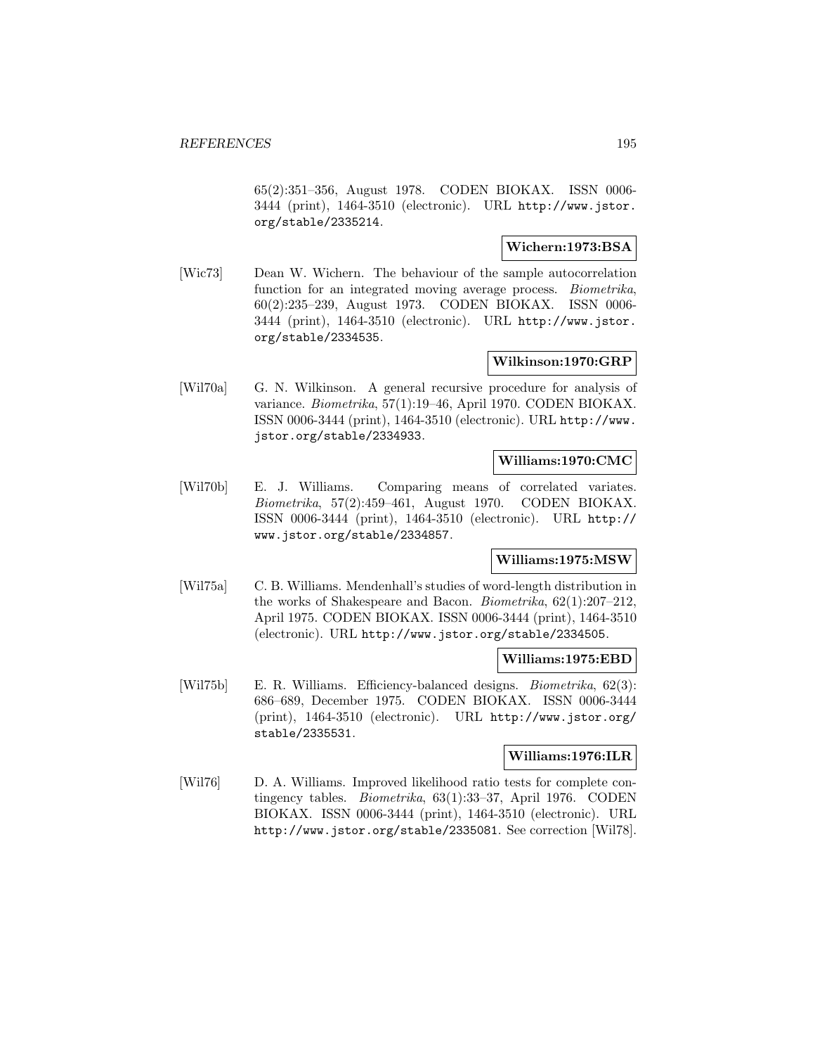65(2):351–356, August 1978. CODEN BIOKAX. ISSN 0006-3444 (print), 1464-3510 (electronic). URL http://www.jstor.org/stable/2335214.

**Wichern:1973:BSA**

[Wic73] Dean W. Wichern. The behaviour of the sample autocorrelation function for an integrated moving average process. *Biometrika*, 60(2):235–239, August 1973. CODEN BIOKAX. ISSN 0006-3444 (print), 1464-3510 (electronic). URL http://www.jstor.org/stable/2334535.

**Wilkinson:1970:GRP**

[Wil70a] G. N. Wilkinson. A general recursive procedure for analysis of variance. *Biometrika*, 57(1):19–46, April 1970. CODEN BIOKAX. ISSN 0006-3444 (print), 1464-3510 (electronic). URL http://www.jstor.org/stable/2334933.

**Williams:1970:CMC**

[Wil70b] E. J. Williams. Comparing means of correlated variates. *Biometrika*, 57(2):459–461, August 1970. CODEN BIOKAX. ISSN 0006-3444 (print), 1464-3510 (electronic). URL http://www.jstor.org/stable/2334857.

**Williams:1975:MSW**

[Wil75a] C. B. Williams. Mendenhall's studies of word-length distribution in the works of Shakespeare and Bacon. *Biometrika*, 62(1):207–212, April 1975. CODEN BIOKAX. ISSN 0006-3444 (print), 1464-3510 (electronic). URL http://www.jstor.org/stable/2334505.

**Williams:1975:EBD**

[Wil75b] E. R. Williams. Efficiency-balanced designs. *Biometrika*, 62(3): 686–689, December 1975. CODEN BIOKAX. ISSN 0006-3444 (print), 1464-3510 (electronic). URL http://www.jstor.org/stable/2335531.

**Williams:1976:ILR**

[Wil76] D. A. Williams. Improved likelihood ratio tests for complete contingency tables. *Biometrika*, 63(1):33–37, April 1976. CODEN BIOKAX. ISSN 0006-3444 (print), 1464-3510 (electronic). URL http://www.jstor.org/stable/2335081. See correction [Wil78].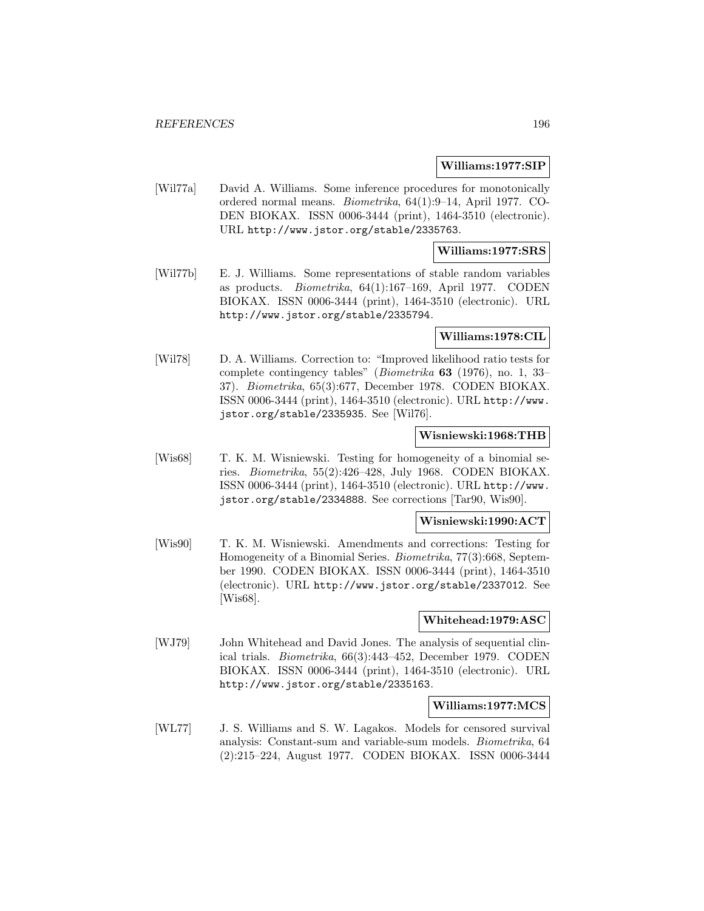**Williams:1977:SIP**

[Wil77a] David A. Williams. Some inference procedures for monotonically ordered normal means. *Biometrika*, 64(1):9–14, April 1977. CODEN BIOKAX. ISSN 0006-3444 (print), 1464-3510 (electronic). URL http://www.jstor.org/stable/2335763.

**Williams:1977:SRS**

[Wil77b] E. J. Williams. Some representations of stable random variables as products. *Biometrika*, 64(1):167–169, April 1977. CODEN BIOKAX. ISSN 0006-3444 (print), 1464-3510 (electronic). URL http://www.jstor.org/stable/2335794.

**Williams:1978:CIL**

[Wil78] D. A. Williams. Correction to: "Improved likelihood ratio tests for complete contingency tables" (*Biometrika* **63** (1976), no. 1, 33–37). *Biometrika*, 65(3):677, December 1978. CODEN BIOKAX. ISSN 0006-3444 (print), 1464-3510 (electronic). URL http://www.jstor.org/stable/2335935. See [Wil76].

**Wisniewski:1968:THB**

[Wis68] T. K. M. Wisniewski. Testing for homogeneity of a binomial series. *Biometrika*, 55(2):426–428, July 1968. CODEN BIOKAX. ISSN 0006-3444 (print), 1464-3510 (electronic). URL http://www.jstor.org/stable/2334888. See corrections [Tar90, Wis90].

**Wisniewski:1990:ACT**

[Wis90] T. K. M. Wisniewski. Amendments and corrections: Testing for Homogeneity of a Binomial Series. *Biometrika*, 77(3):668, September 1990. CODEN BIOKAX. ISSN 0006-3444 (print), 1464-3510 (electronic). URL http://www.jstor.org/stable/2337012. See [Wis68].

**Whitehead:1979:ASC**

[WJ79] John Whitehead and David Jones. The analysis of sequential clinical trials. *Biometrika*, 66(3):443–452, December 1979. CODEN BIOKAX. ISSN 0006-3444 (print), 1464-3510 (electronic). URL http://www.jstor.org/stable/2335163.

**Williams:1977:MCS**

[WL77] J. S. Williams and S. W. Lagakos. Models for censored survival analysis: Constant-sum and variable-sum models. *Biometrika*, 64 (2):215–224, August 1977. CODEN BIOKAX. ISSN 0006-3444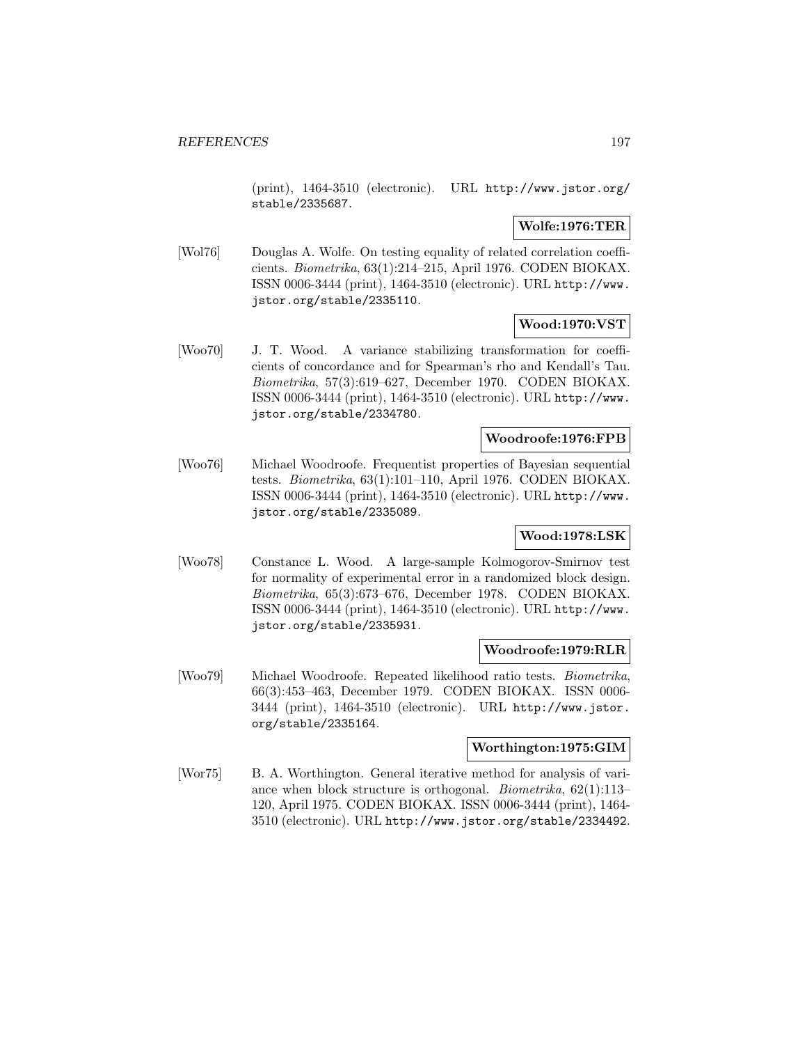(print), 1464-3510 (electronic). URL http://www.jstor.org/stable/2335687.

**Wolfe:1976:TER**

[Wol76] Douglas A. Wolfe. On testing equality of related correlation coefficients. *Biometrika*, 63(1):214–215, April 1976. CODEN BIOKAX. ISSN 0006-3444 (print), 1464-3510 (electronic). URL http://www.jstor.org/stable/2335110.

**Wood:1970:VST**

[Woo70] J. T. Wood. A variance stabilizing transformation for coefficients of concordance and for Spearman's rho and Kendall's Tau. *Biometrika*, 57(3):619–627, December 1970. CODEN BIOKAX. ISSN 0006-3444 (print), 1464-3510 (electronic). URL http://www.jstor.org/stable/2334780.

**Woodroofe:1976:FPB**

[Woo76] Michael Woodroofe. Frequentist properties of Bayesian sequential tests. *Biometrika*, 63(1):101–110, April 1976. CODEN BIOKAX. ISSN 0006-3444 (print), 1464-3510 (electronic). URL http://www.jstor.org/stable/2335089.

**Wood:1978:LSK**

[Woo78] Constance L. Wood. A large-sample Kolmogorov-Smirnov test for normality of experimental error in a randomized block design. *Biometrika*, 65(3):673–676, December 1978. CODEN BIOKAX. ISSN 0006-3444 (print), 1464-3510 (electronic). URL http://www.jstor.org/stable/2335931.

**Woodroofe:1979:RLR**

[Woo79] Michael Woodroofe. Repeated likelihood ratio tests. *Biometrika*, 66(3):453–463, December 1979. CODEN BIOKAX. ISSN 0006-3444 (print), 1464-3510 (electronic). URL http://www.jstor.org/stable/2335164.

**Worthington:1975:GIM**

[Wor75] B. A. Worthington. General iterative method for analysis of variance when block structure is orthogonal. *Biometrika*, 62(1):113–120, April 1975. CODEN BIOKAX. ISSN 0006-3444 (print), 1464-3510 (electronic). URL http://www.jstor.org/stable/2334492.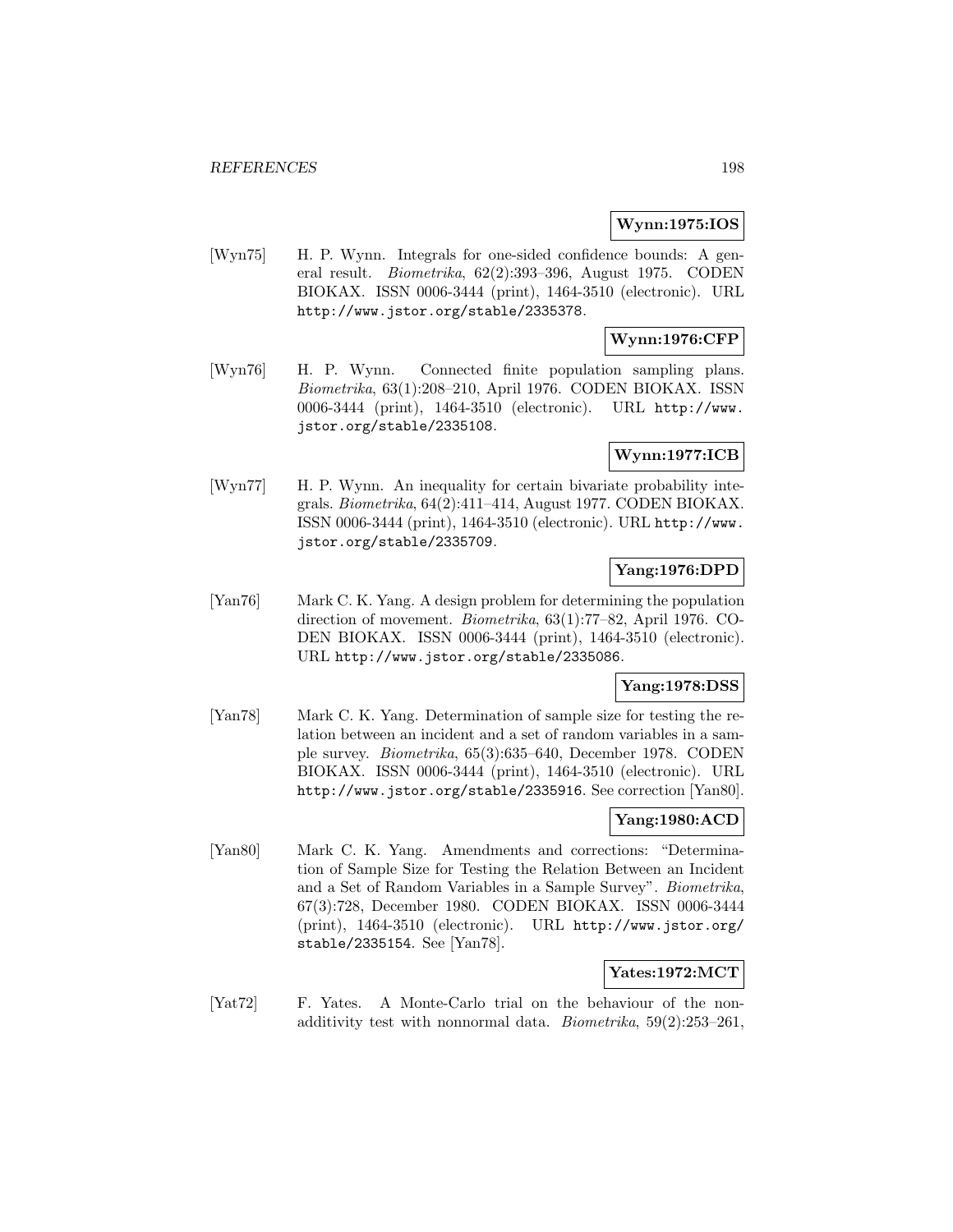**Wynn:1975:IOS**

[Wyn75] H. P. Wynn. Integrals for one-sided confidence bounds: A general result. *Biometrika*, 62(2):393–396, August 1975. CODEN BIOKAX. ISSN 0006-3444 (print), 1464-3510 (electronic). URL http://www.jstor.org/stable/2335378.

**Wynn:1976:CFP**

[Wyn76] H. P. Wynn. Connected finite population sampling plans. *Biometrika*, 63(1):208–210, April 1976. CODEN BIOKAX. ISSN 0006-3444 (print), 1464-3510 (electronic). URL http://www.jstor.org/stable/2335108.

**Wynn:1977:ICB**

[Wyn77] H. P. Wynn. An inequality for certain bivariate probability integrals. *Biometrika*, 64(2):411–414, August 1977. CODEN BIOKAX. ISSN 0006-3444 (print), 1464-3510 (electronic). URL http://www.jstor.org/stable/2335709.

**Yang:1976:DPD**

[Yan76] Mark C. K. Yang. A design problem for determining the population direction of movement. *Biometrika*, 63(1):77–82, April 1976. CODEN BIOKAX. ISSN 0006-3444 (print), 1464-3510 (electronic). URL http://www.jstor.org/stable/2335086.

**Yang:1978:DSS**

[Yan78] Mark C. K. Yang. Determination of sample size for testing the relation between an incident and a set of random variables in a sample survey. *Biometrika*, 65(3):635–640, December 1978. CODEN BIOKAX. ISSN 0006-3444 (print), 1464-3510 (electronic). URL http://www.jstor.org/stable/2335916. See correction [Yan80].

**Yang:1980:ACD**

[Yan80] Mark C. K. Yang. Amendments and corrections: "Determination of Sample Size for Testing the Relation Between an Incident and a Set of Random Variables in a Sample Survey". *Biometrika*, 67(3):728, December 1980. CODEN BIOKAX. ISSN 0006-3444 (print), 1464-3510 (electronic). URL http://www.jstor.org/stable/2335154. See [Yan78].

**Yates:1972:MCT**

[Yat72] F. Yates. A Monte-Carlo trial on the behaviour of the non-additivity test with nonnormal data. *Biometrika*, 59(2):253–261,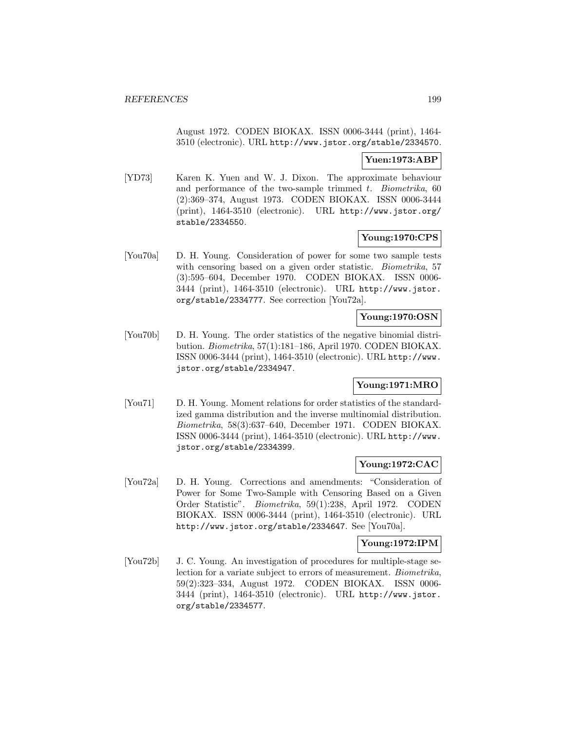August 1972. CODEN BIOKAX. ISSN 0006-3444 (print), 1464-3510 (electronic). URL http://www.jstor.org/stable/2334570.

**Yuen:1973:ABP**

[YD73] Karen K. Yuen and W. J. Dixon. The approximate behaviour and performance of the two-sample trimmed $t$. *Biometrika*, 60 (2):369–374, August 1973. CODEN BIOKAX. ISSN 0006-3444 (print), 1464-3510 (electronic). URL http://www.jstor.org/stable/2334550.

**Young:1970:CPS**

[You70a] D. H. Young. Consideration of power for some two sample tests with censoring based on a given order statistic. *Biometrika*, 57 (3):595–604, December 1970. CODEN BIOKAX. ISSN 0006-3444 (print), 1464-3510 (electronic). URL http://www.jstor.org/stable/2334777. See correction [You72a].

**Young:1970:OSN**

[You70b] D. H. Young. The order statistics of the negative binomial distribution. *Biometrika*, 57(1):181–186, April 1970. CODEN BIOKAX. ISSN 0006-3444 (print), 1464-3510 (electronic). URL http://www.jstor.org/stable/2334947.

**Young:1971:MRO**

[You71] D. H. Young. Moment relations for order statistics of the standardized gamma distribution and the inverse multinomial distribution. *Biometrika*, 58(3):637–640, December 1971. CODEN BIOKAX. ISSN 0006-3444 (print), 1464-3510 (electronic). URL http://www.jstor.org/stable/2334399.

**Young:1972:CAC**

[You72a] D. H. Young. Corrections and amendments: "Consideration of Power for Some Two-Sample with Censoring Based on a Given Order Statistic". *Biometrika*, 59(1):238, April 1972. CODEN BIOKAX. ISSN 0006-3444 (print), 1464-3510 (electronic). URL http://www.jstor.org/stable/2334647. See [You70a].

**Young:1972:IPM**

[You72b] J. C. Young. An investigation of procedures for multiple-stage selection for a variate subject to errors of measurement. *Biometrika*, 59(2):323–334, August 1972. CODEN BIOKAX. ISSN 0006-3444 (print), 1464-3510 (electronic). URL http://www.jstor.org/stable/2334577.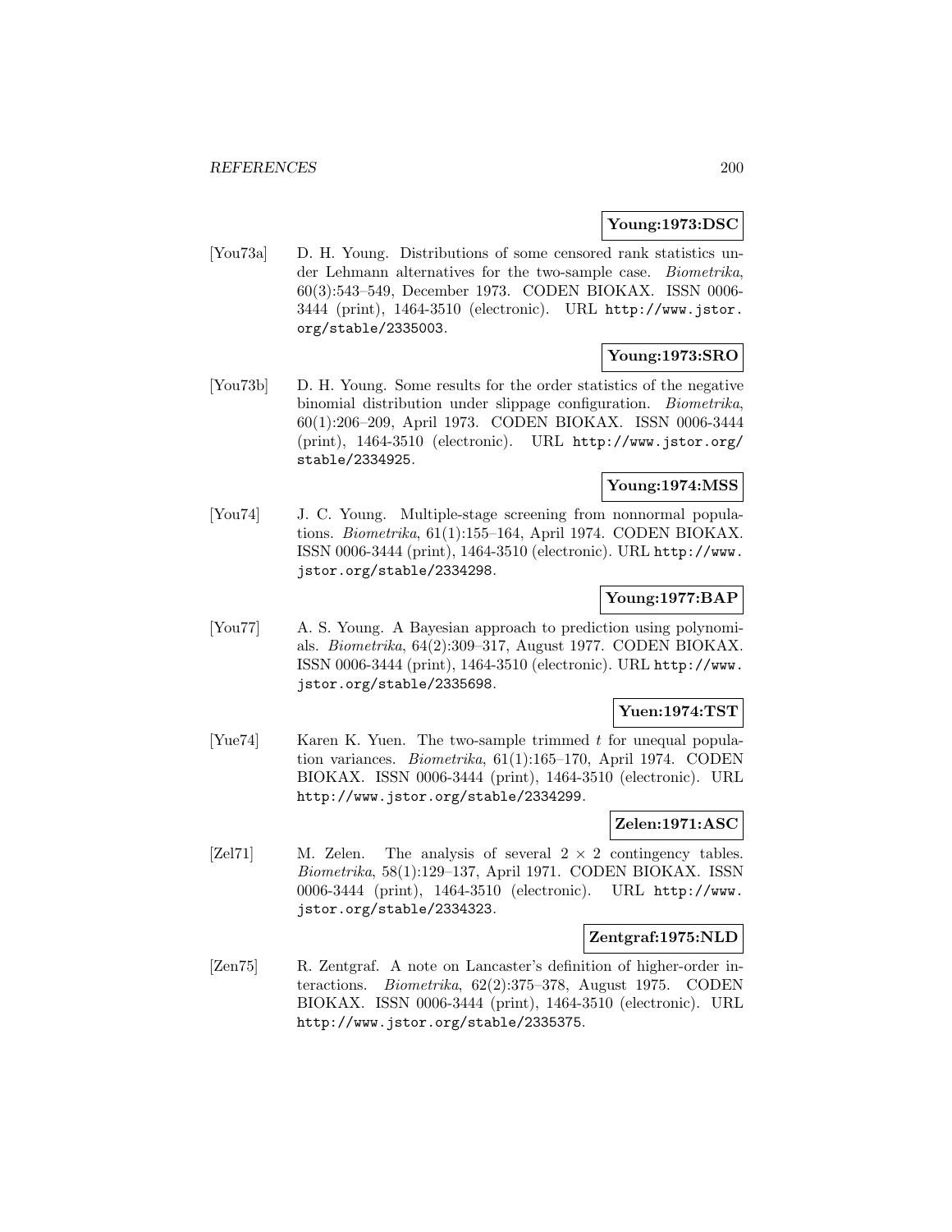**Young:1973:DSC**

[You73a] D. H. Young. Distributions of some censored rank statistics under Lehmann alternatives for the two-sample case. *Biometrika*, 60(3):543–549, December 1973. CODEN BIOKAX. ISSN 0006-3444 (print), 1464-3510 (electronic). URL http://www.jstor.org/stable/2335003.

**Young:1973:SRO**

[You73b] D. H. Young. Some results for the order statistics of the negative binomial distribution under slippage configuration. *Biometrika*, 60(1):206–209, April 1973. CODEN BIOKAX. ISSN 0006-3444 (print), 1464-3510 (electronic). URL http://www.jstor.org/stable/2334925.

**Young:1974:MSS**

[You74] J. C. Young. Multiple-stage screening from nonnormal populations. *Biometrika*, 61(1):155–164, April 1974. CODEN BIOKAX. ISSN 0006-3444 (print), 1464-3510 (electronic). URL http://www.jstor.org/stable/2334298.

**Young:1977:BAP**

[You77] A. S. Young. A Bayesian approach to prediction using polynomials. *Biometrika*, 64(2):309–317, August 1977. CODEN BIOKAX. ISSN 0006-3444 (print), 1464-3510 (electronic). URL http://www.jstor.org/stable/2335698.

**Yuen:1974:TST**

[Yue74] Karen K. Yuen. The two-sample trimmed $t$ for unequal population variances. *Biometrika*, 61(1):165–170, April 1974. CODEN BIOKAX. ISSN 0006-3444 (print), 1464-3510 (electronic). URL http://www.jstor.org/stable/2334299.

**Zelen:1971:ASC**

[Zel71] M. Zelen. The analysis of several $2 \times 2$ contingency tables. *Biometrika*, 58(1):129–137, April 1971. CODEN BIOKAX. ISSN 0006-3444 (print), 1464-3510 (electronic). URL http://www.jstor.org/stable/2334323.

**Zentgraf:1975:NLD**

[Zen75] R. Zentgraf. A note on Lancaster's definition of higher-order interactions. *Biometrika*, 62(2):375–378, August 1975. CODEN BIOKAX. ISSN 0006-3444 (print), 1464-3510 (electronic). URL http://www.jstor.org/stable/2335375.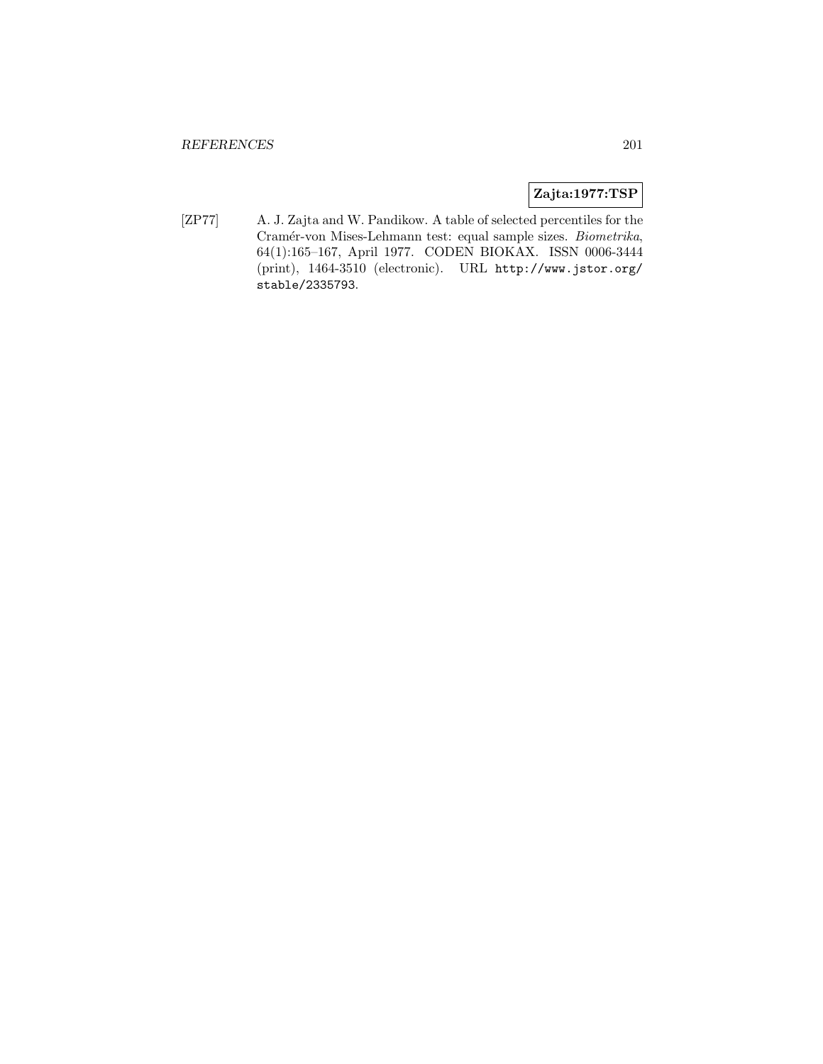**Zajta:1977:TSP**

[ZP77] A. J. Zajta and W. Pandikow. A table of selected percentiles for the Cramér-von Mises-Lehmann test: equal sample sizes. *Biometrika*, 64(1):165–167, April 1977. CODEN BIOKAX. ISSN 0006-3444 (print), 1464-3510 (electronic). URL `http://www.jstor.org/stable/2335793`.